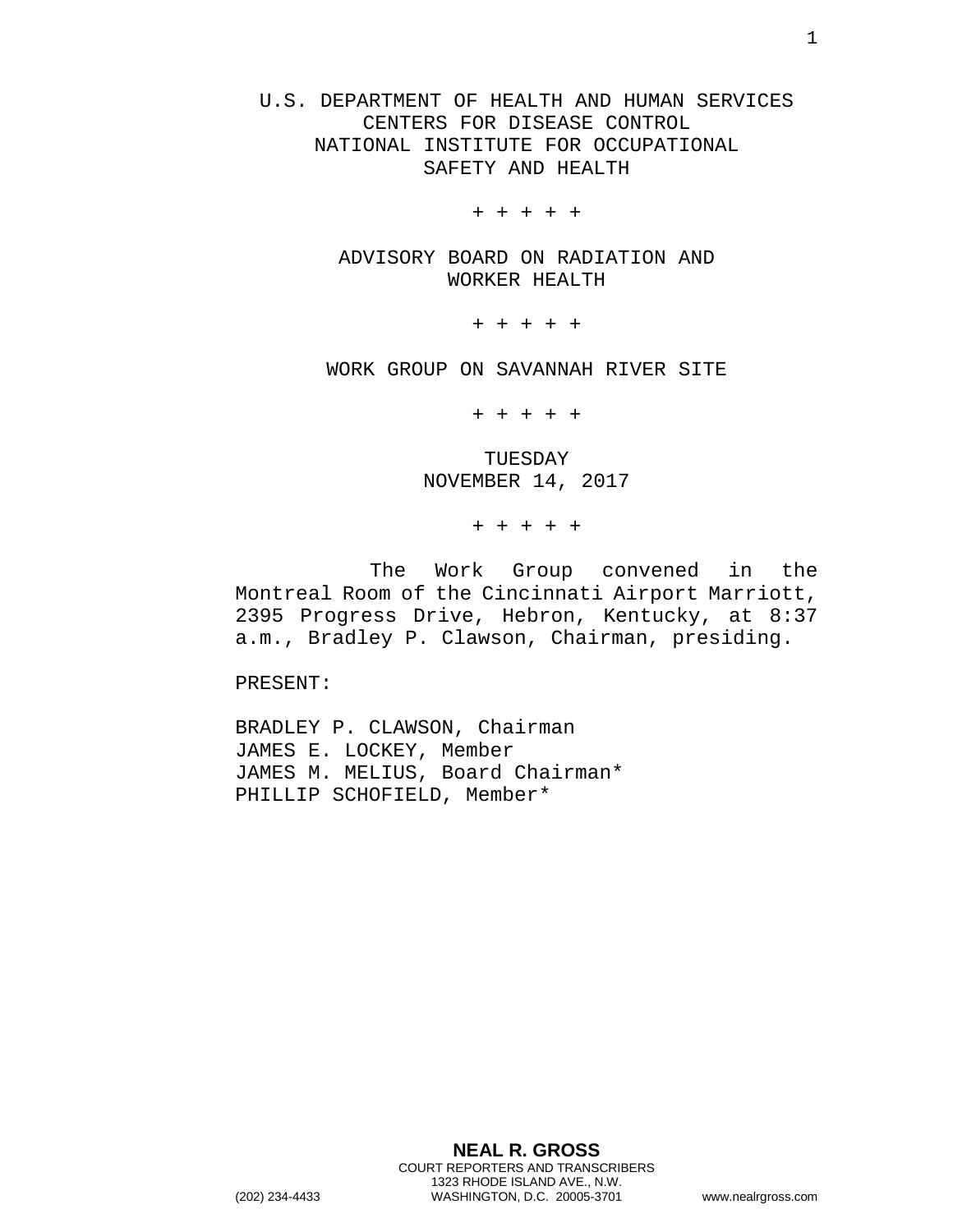U.S. DEPARTMENT OF HEALTH AND HUMAN SERVICES
CENTERS FOR DISEASE CONTROL
NATIONAL INSTITUTE FOR OCCUPATIONAL
SAFETY AND HEALTH

+ + + + +

ADVISORY BOARD ON RADIATION AND
WORKER HEALTH

+ + + + +

WORK GROUP ON SAVANNAH RIVER SITE

+ + + + +

TUESDAY
NOVEMBER 14, 2017

+ + + + +

The Work Group convened in the Montreal Room of the Cincinnati Airport Marriott, 2395 Progress Drive, Hebron, Kentucky, at 8:37 a.m., Bradley P. Clawson, Chairman, presiding.

PRESENT:

BRADLEY P. CLAWSON, Chairman
JAMES E. LOCKEY, Member
JAMES M. MELIUS, Board Chairman*
PHILLIP SCHOFIELD, Member*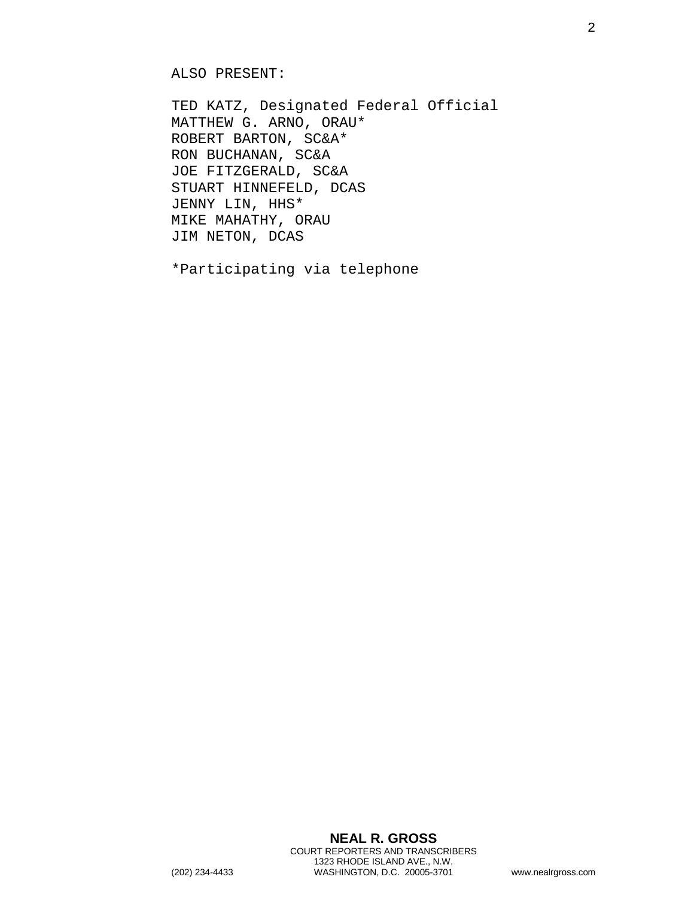ALSO PRESENT:

TED KATZ, Designated Federal Official
MATTHEW G. ARNO, ORAU*
ROBERT BARTON, SC&A*
RON BUCHANAN, SC&A
JOE FITZGERALD, SC&A
STUART HINNEFELD, DCAS
JENNY LIN, HHS*
MIKE MAHATHY, ORAU
JIM NETON, DCAS

*Participating via telephone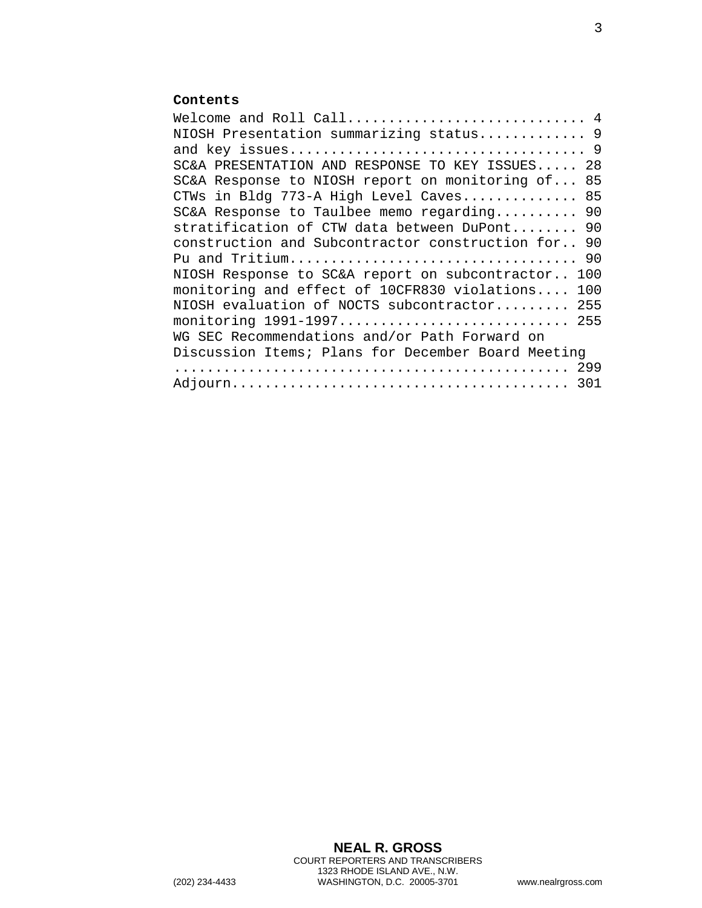**Contents**

Welcome and Roll Call............................ 4
NIOSH Presentation summarizing status............ 9
and key issues................................... 9
SC&A PRESENTATION AND RESPONSE TO KEY ISSUES..... 28
SC&A Response to NIOSH report on monitoring of... 85
CTWs in Bldg 773-A High Level Caves............. 85
SC&A Response to Taulbee memo regarding.......... 90
stratification of CTW data between DuPont........ 90
construction and Subcontractor construction for.. 90
Pu and Tritium................................... 90
NIOSH Response to SC&A report on subcontractor.. 100
monitoring and effect of 10CFR830 violations.... 100
NIOSH evaluation of NOCTS subcontractor......... 255
monitoring 1991-1997........................... 255
WG SEC Recommendations and/or Path Forward on
Discussion Items; Plans for December Board Meeting
................................................ 299
Adjourn......................................... 301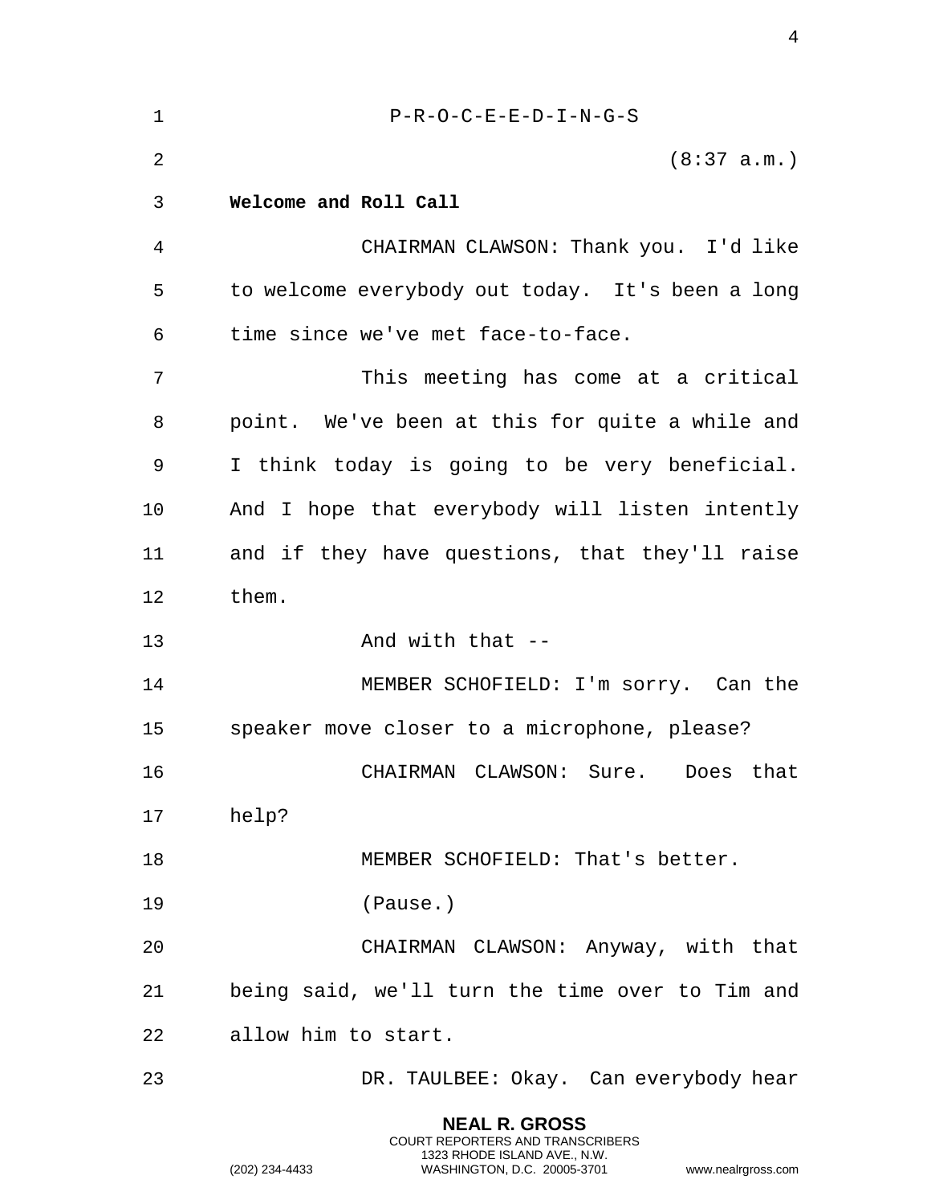P-R-O-C-E-E-D-I-N-G-S

(8:37 a.m.)

**Welcome and Roll Call**

CHAIRMAN CLAWSON: Thank you. I'd like to welcome everybody out today. It's been a long time since we've met face-to-face.

This meeting has come at a critical point. We've been at this for quite a while and I think today is going to be very beneficial. And I hope that everybody will listen intently and if they have questions, that they'll raise them.

And with that --

MEMBER SCHOFIELD: I'm sorry. Can the speaker move closer to a microphone, please?

CHAIRMAN CLAWSON: Sure. Does that help?

MEMBER SCHOFIELD: That's better.

(Pause.)

CHAIRMAN CLAWSON: Anyway, with that being said, we'll turn the time over to Tim and allow him to start.

DR. TAULBEE: Okay. Can everybody hear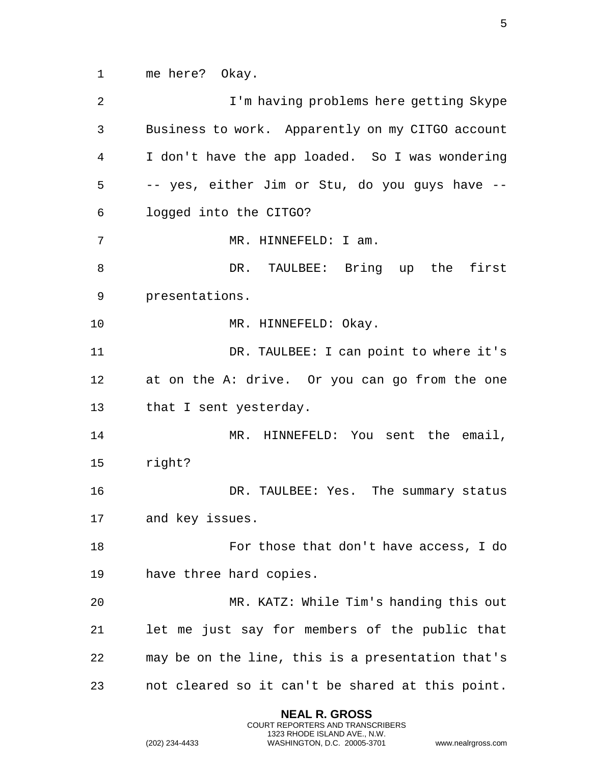me here? Okay.

I'm having problems here getting Skype Business to work. Apparently on my CITGO account I don't have the app loaded. So I was wondering -- yes, either Jim or Stu, do you guys have -- logged into the CITGO?

MR. HINNEFELD: I am.

DR. TAULBEE: Bring up the first presentations.

MR. HINNEFELD: Okay.

DR. TAULBEE: I can point to where it's at on the A: drive. Or you can go from the one that I sent yesterday.

MR. HINNEFELD: You sent the email, right?

DR. TAULBEE: Yes. The summary status and key issues.

For those that don't have access, I do have three hard copies.

MR. KATZ: While Tim's handing this out let me just say for members of the public that may be on the line, this is a presentation that's not cleared so it can't be shared at this point.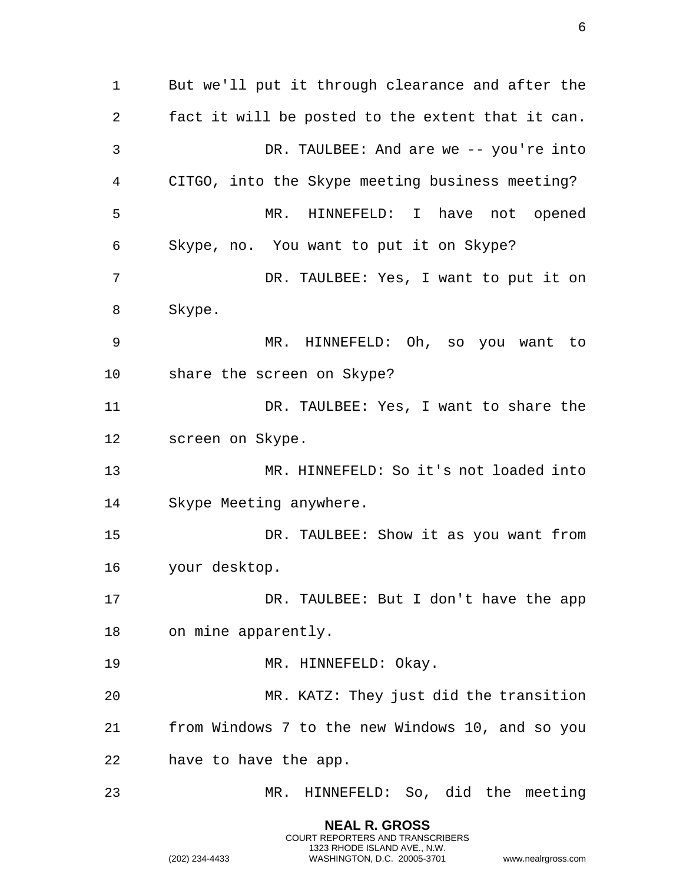But we'll put it through clearance and after the fact it will be posted to the extent that it can.

DR. TAULBEE: And are we -- you're into CITGO, into the Skype meeting business meeting?

MR. HINNEFELD: I have not opened Skype, no. You want to put it on Skype?

DR. TAULBEE: Yes, I want to put it on Skype.

MR. HINNEFELD: Oh, so you want to share the screen on Skype?

DR. TAULBEE: Yes, I want to share the screen on Skype.

MR. HINNEFELD: So it's not loaded into Skype Meeting anywhere.

DR. TAULBEE: Show it as you want from your desktop.

DR. TAULBEE: But I don't have the app on mine apparently.

MR. HINNEFELD: Okay.

MR. KATZ: They just did the transition from Windows 7 to the new Windows 10, and so you have to have the app.

MR. HINNEFELD: So, did the meeting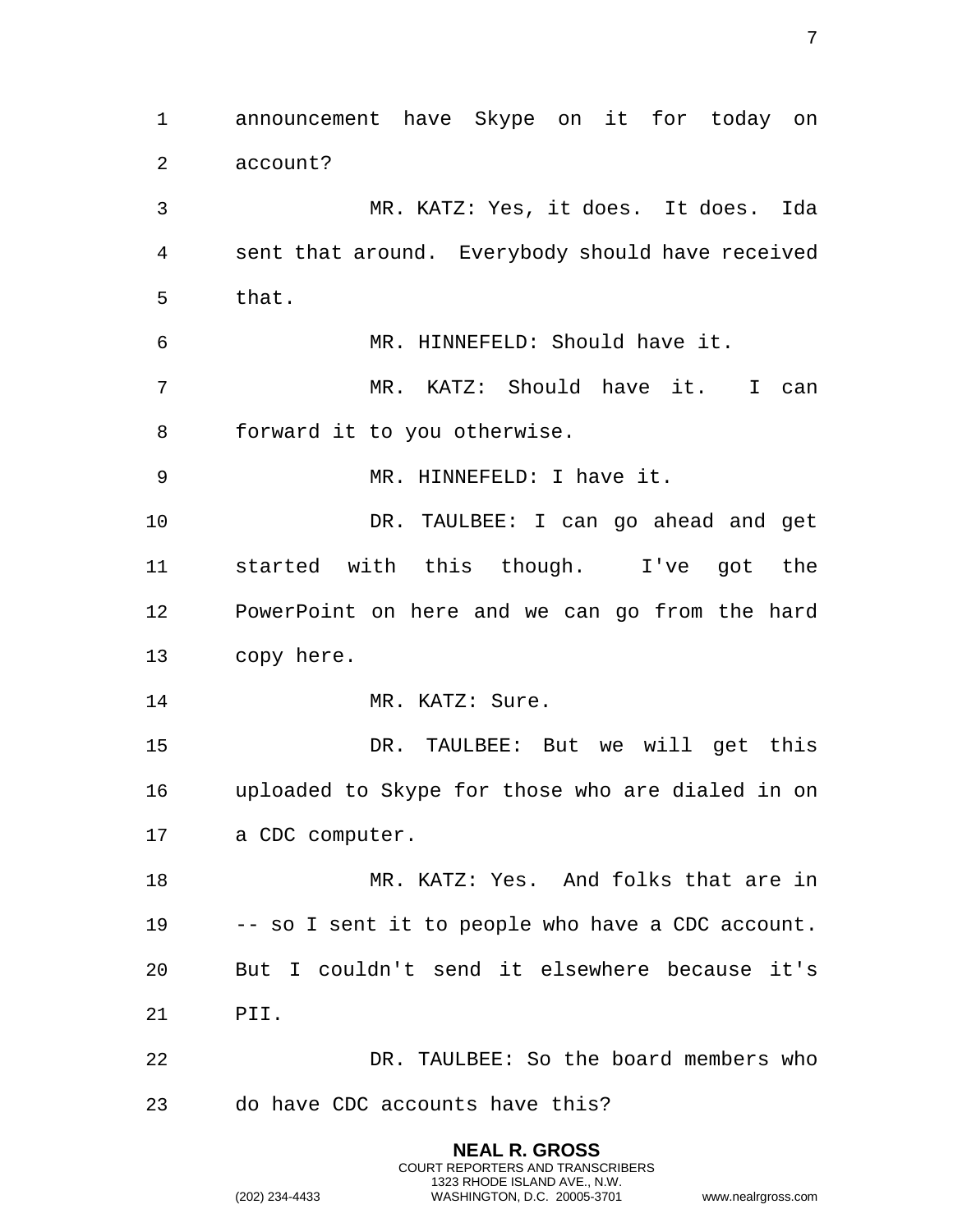announcement have Skype on it for today on account?

MR. KATZ: Yes, it does. It does. Ida sent that around. Everybody should have received that.

MR. HINNEFELD: Should have it.

MR. KATZ: Should have it. I can forward it to you otherwise.

MR. HINNEFELD: I have it.

DR. TAULBEE: I can go ahead and get started with this though. I've got the PowerPoint on here and we can go from the hard copy here.

MR. KATZ: Sure.

DR. TAULBEE: But we will get this uploaded to Skype for those who are dialed in on a CDC computer.

MR. KATZ: Yes. And folks that are in -- so I sent it to people who have a CDC account. But I couldn't send it elsewhere because it's PII.

DR. TAULBEE: So the board members who do have CDC accounts have this?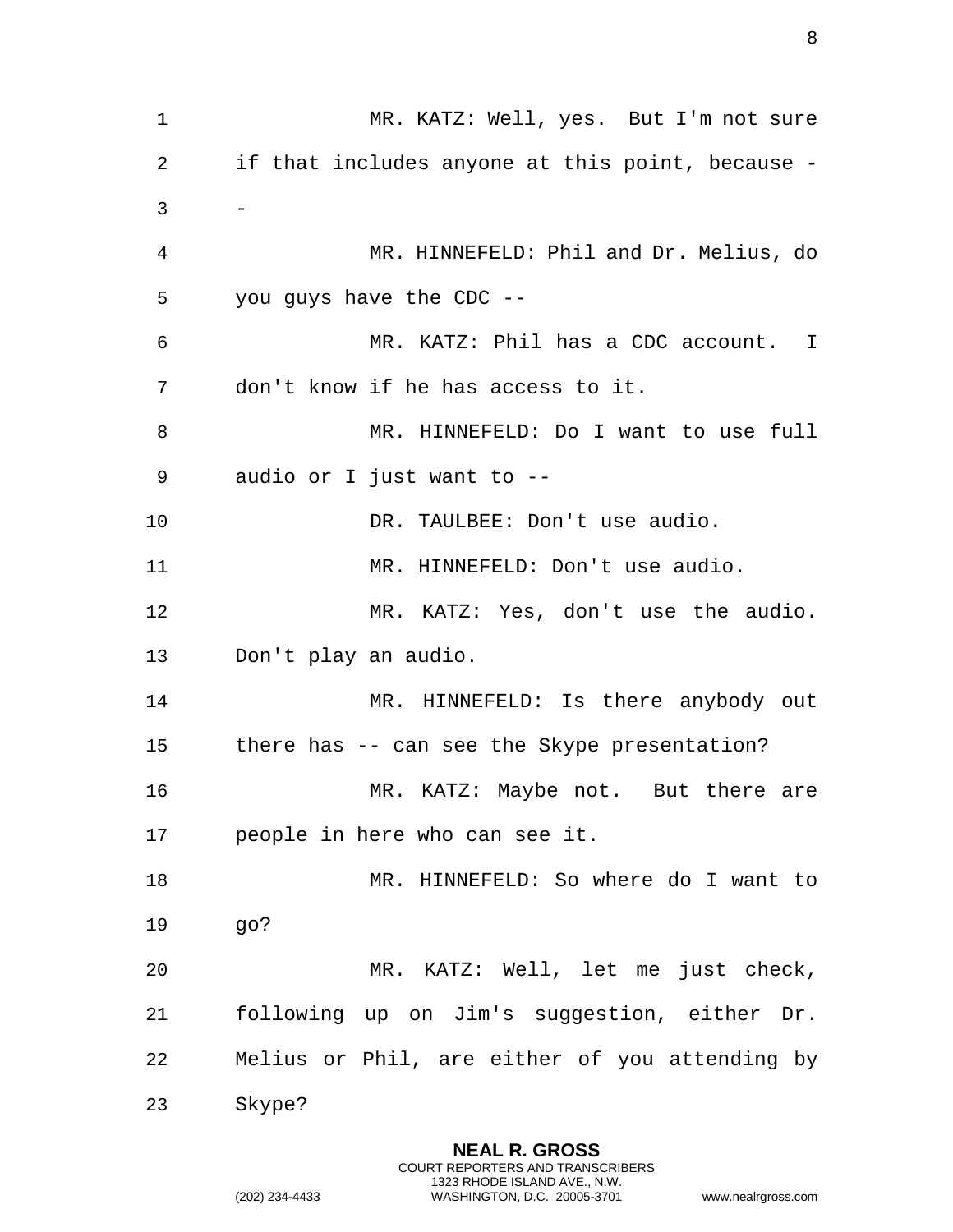MR. KATZ: Well, yes. But I'm not sure if that includes anyone at this point, because --

MR. HINNEFELD: Phil and Dr. Melius, do you guys have the CDC --

MR. KATZ: Phil has a CDC account. I don't know if he has access to it.

MR. HINNEFELD: Do I want to use full audio or I just want to --

DR. TAULBEE: Don't use audio.

MR. HINNEFELD: Don't use audio.

MR. KATZ: Yes, don't use the audio. Don't play an audio.

MR. HINNEFELD: Is there anybody out there has -- can see the Skype presentation?

MR. KATZ: Maybe not. But there are people in here who can see it.

MR. HINNEFELD: So where do I want to go?

MR. KATZ: Well, let me just check, following up on Jim's suggestion, either Dr. Melius or Phil, are either of you attending by Skype?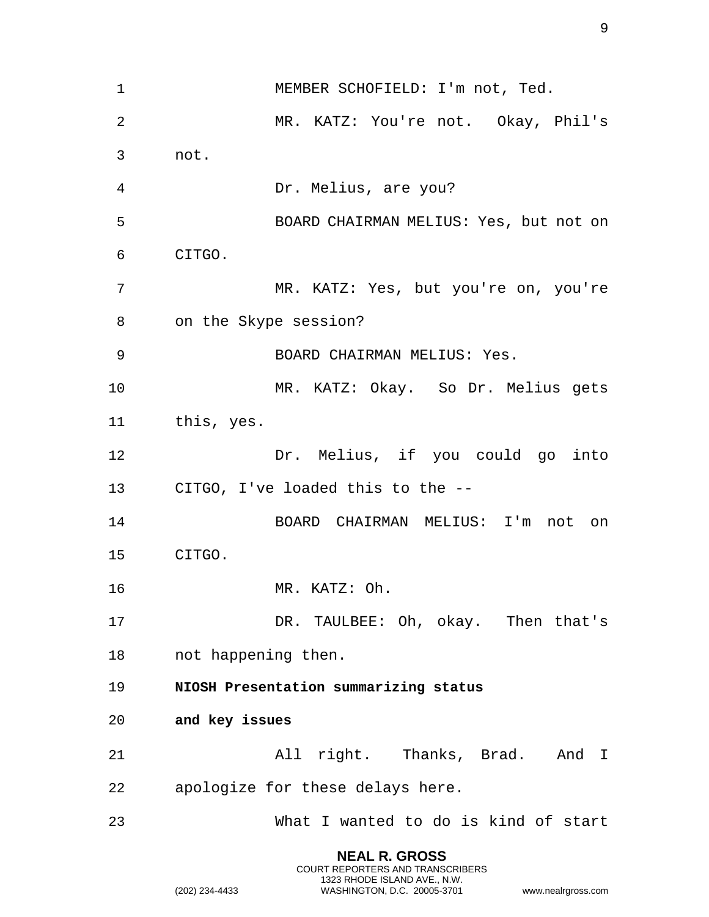MEMBER SCHOFIELD: I'm not, Ted.

MR. KATZ: You're not. Okay, Phil's not.

Dr. Melius, are you?

BOARD CHAIRMAN MELIUS: Yes, but not on CITGO.

MR. KATZ: Yes, but you're on, you're on the Skype session?

BOARD CHAIRMAN MELIUS: Yes.

MR. KATZ: Okay. So Dr. Melius gets this, yes.

Dr. Melius, if you could go into CITGO, I've loaded this to the --

BOARD CHAIRMAN MELIUS: I'm not on CITGO.

MR. KATZ: Oh.

DR. TAULBEE: Oh, okay. Then that's not happening then.

**NIOSH Presentation summarizing status and key issues**

All right. Thanks, Brad. And I apologize for these delays here.

What I wanted to do is kind of start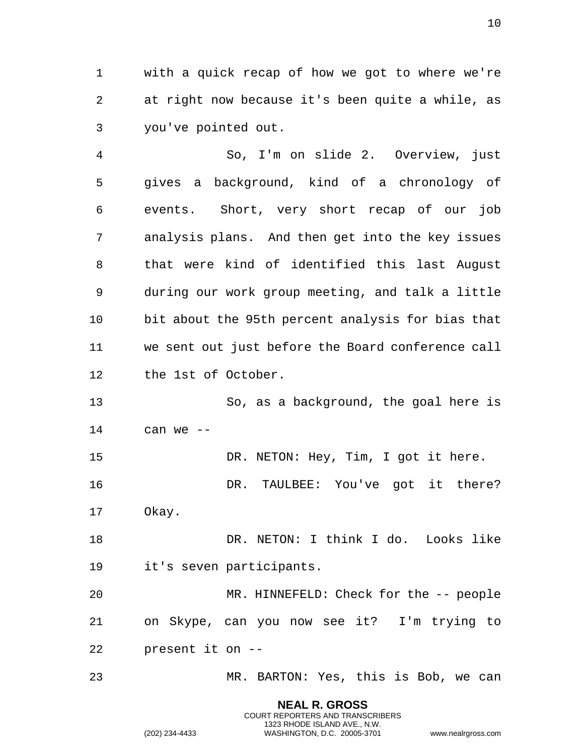with a quick recap of how we got to where we're at right now because it's been quite a while, as you've pointed out.

So, I'm on slide 2. Overview, just gives a background, kind of a chronology of events. Short, very short recap of our job analysis plans. And then get into the key issues that were kind of identified this last August during our work group meeting, and talk a little bit about the 95th percent analysis for bias that we sent out just before the Board conference call the 1st of October.

So, as a background, the goal here is can we --

DR. NETON: Hey, Tim, I got it here.

DR. TAULBEE: You've got it there? Okay.

DR. NETON: I think I do. Looks like it's seven participants.

MR. HINNEFELD: Check for the -- people on Skype, can you now see it? I'm trying to present it on --

MR. BARTON: Yes, this is Bob, we can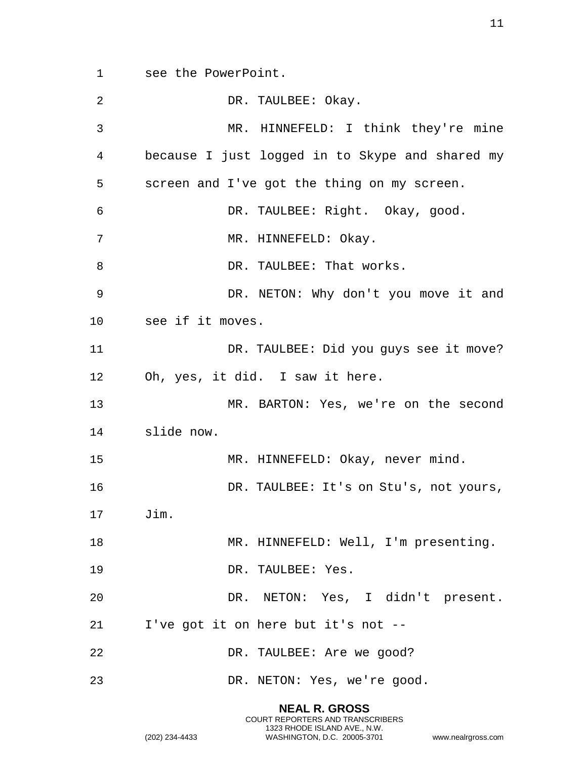see the PowerPoint.

DR. TAULBEE: Okay.

MR. HINNEFELD: I think they're mine because I just logged in to Skype and shared my screen and I've got the thing on my screen.

DR. TAULBEE: Right. Okay, good.

MR. HINNEFELD: Okay.

DR. TAULBEE: That works.

DR. NETON: Why don't you move it and see if it moves.

DR. TAULBEE: Did you guys see it move? Oh, yes, it did. I saw it here.

MR. BARTON: Yes, we're on the second slide now.

MR. HINNEFELD: Okay, never mind.

DR. TAULBEE: It's on Stu's, not yours, Jim.

MR. HINNEFELD: Well, I'm presenting.

DR. TAULBEE: Yes.

DR. NETON: Yes, I didn't present. I've got it on here but it's not --

DR. TAULBEE: Are we good?

DR. NETON: Yes, we're good.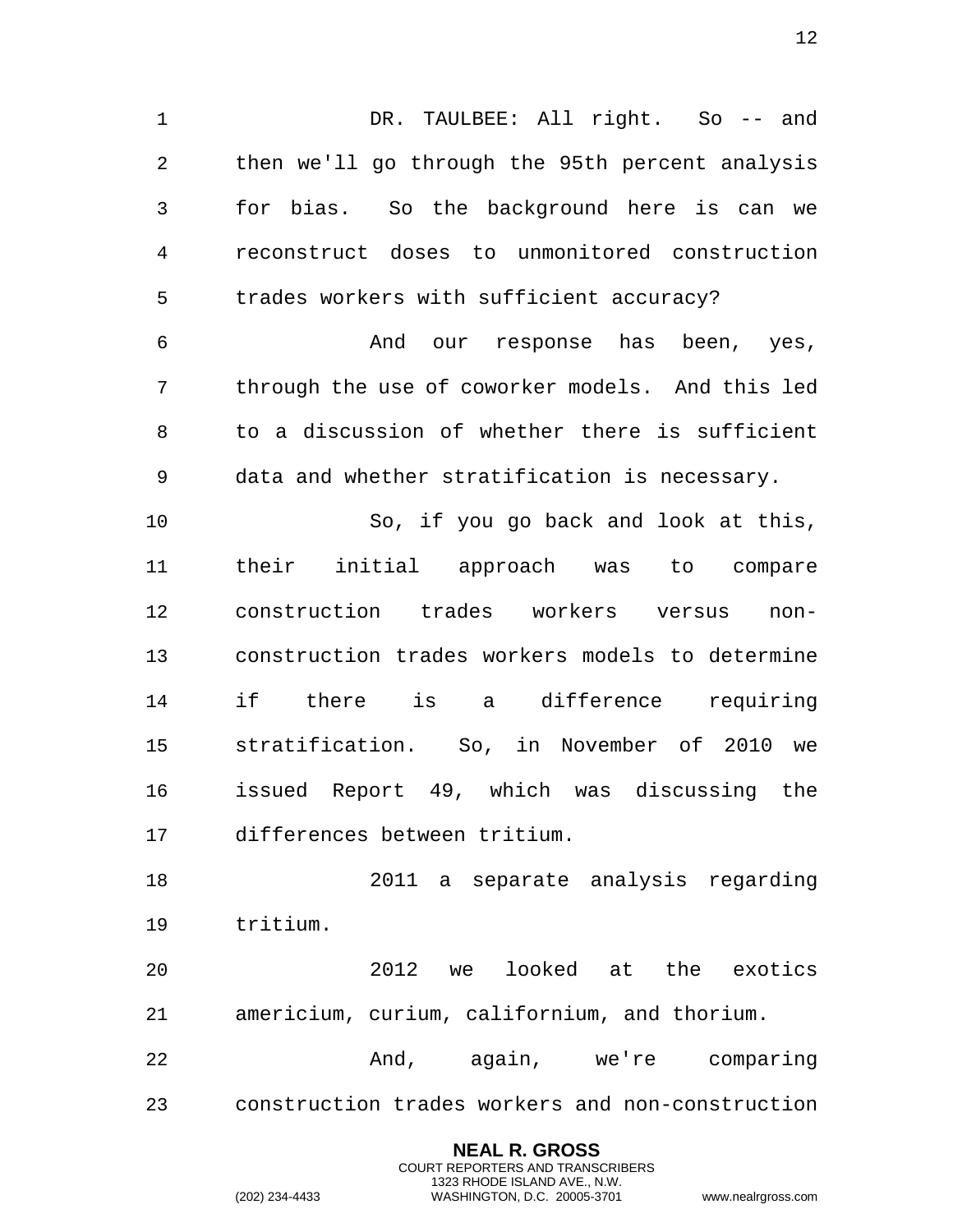DR. TAULBEE: All right. So -- and then we'll go through the 95th percent analysis for bias. So the background here is can we reconstruct doses to unmonitored construction trades workers with sufficient accuracy?

And our response has been, yes, through the use of coworker models. And this led to a discussion of whether there is sufficient data and whether stratification is necessary.

So, if you go back and look at this, their initial approach was to compare construction trades workers versus non-construction trades workers models to determine if there is a difference requiring stratification. So, in November of 2010 we issued Report 49, which was discussing the differences between tritium.

2011 a separate analysis regarding tritium.

2012 we looked at the exotics americium, curium, californium, and thorium.

And, again, we're comparing construction trades workers and non-construction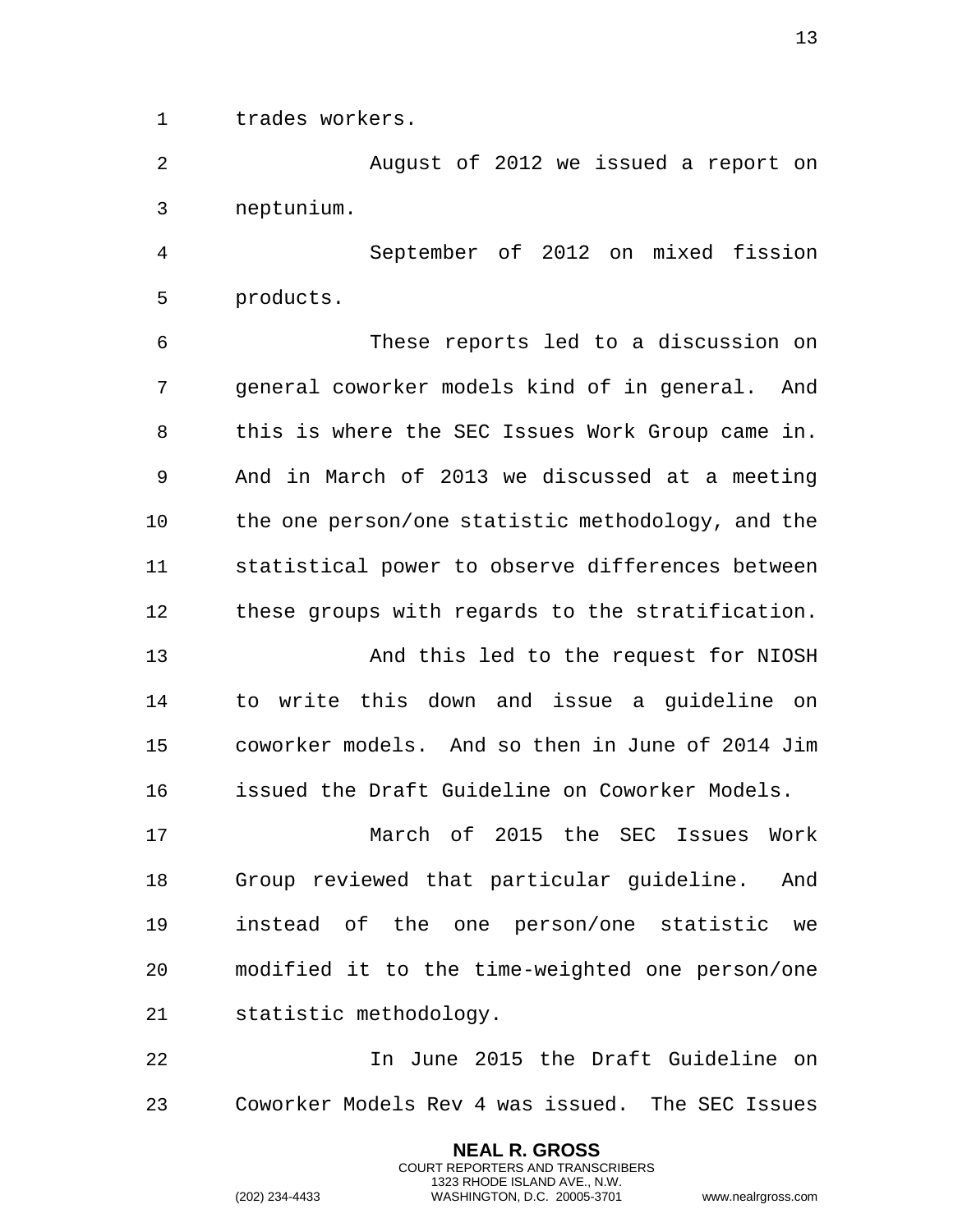trades workers.

August of 2012 we issued a report on neptunium.

September of 2012 on mixed fission products.

These reports led to a discussion on general coworker models kind of in general. And this is where the SEC Issues Work Group came in. And in March of 2013 we discussed at a meeting the one person/one statistic methodology, and the statistical power to observe differences between these groups with regards to the stratification.

And this led to the request for NIOSH to write this down and issue a guideline on coworker models. And so then in June of 2014 Jim issued the Draft Guideline on Coworker Models.

March of 2015 the SEC Issues Work Group reviewed that particular guideline. And instead of the one person/one statistic we modified it to the time-weighted one person/one statistic methodology.

In June 2015 the Draft Guideline on Coworker Models Rev 4 was issued. The SEC Issues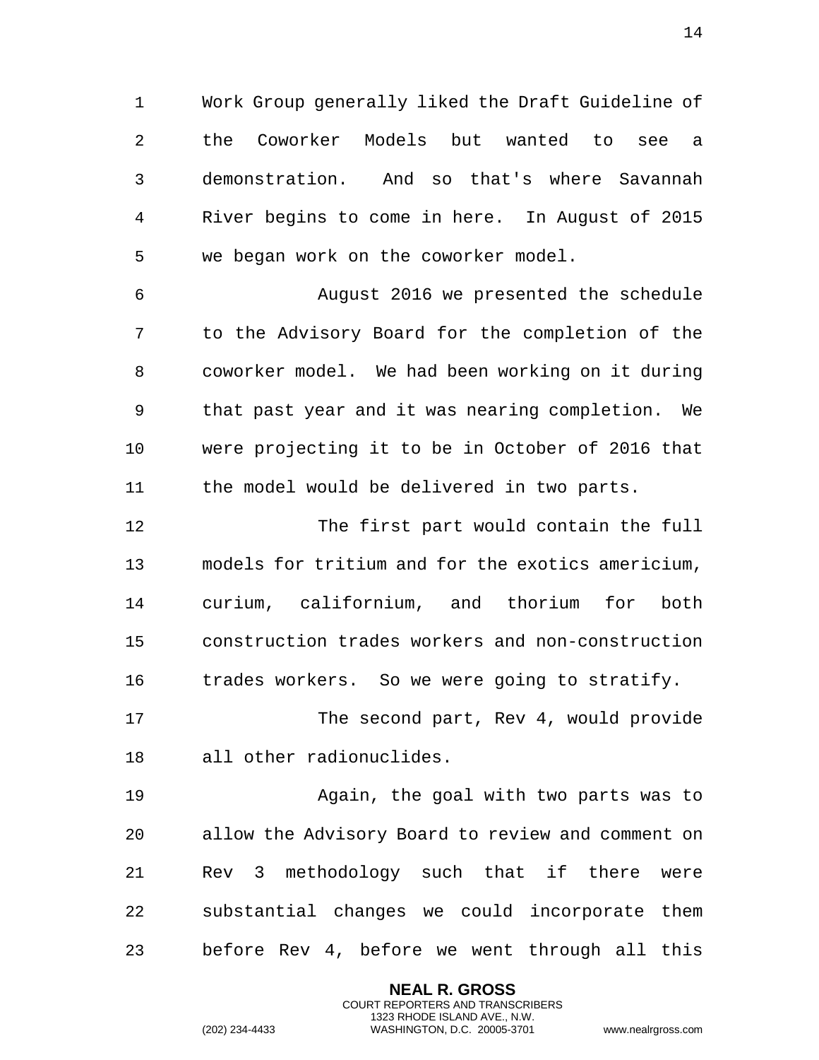Work Group generally liked the Draft Guideline of the Coworker Models but wanted to see a demonstration. And so that's where Savannah River begins to come in here. In August of 2015 we began work on the coworker model.

August 2016 we presented the schedule to the Advisory Board for the completion of the coworker model. We had been working on it during that past year and it was nearing completion. We were projecting it to be in October of 2016 that the model would be delivered in two parts.

The first part would contain the full models for tritium and for the exotics americium, curium, californium, and thorium for both construction trades workers and non-construction trades workers. So we were going to stratify.

The second part, Rev 4, would provide all other radionuclides.

Again, the goal with two parts was to allow the Advisory Board to review and comment on Rev 3 methodology such that if there were substantial changes we could incorporate them before Rev 4, before we went through all this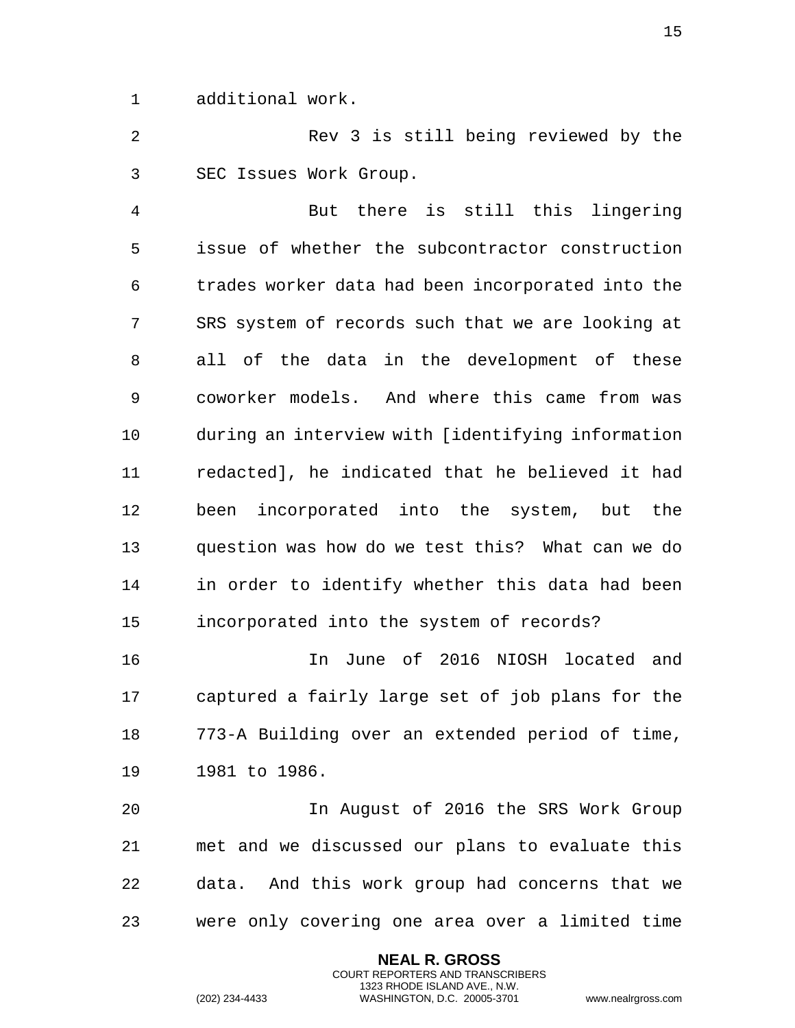additional work.

Rev 3 is still being reviewed by the SEC Issues Work Group.

But there is still this lingering issue of whether the subcontractor construction trades worker data had been incorporated into the SRS system of records such that we are looking at all of the data in the development of these coworker models. And where this came from was during an interview with [identifying information redacted], he indicated that he believed it had been incorporated into the system, but the question was how do we test this? What can we do in order to identify whether this data had been incorporated into the system of records?

In June of 2016 NIOSH located and captured a fairly large set of job plans for the 773-A Building over an extended period of time, 1981 to 1986.

In August of 2016 the SRS Work Group met and we discussed our plans to evaluate this data. And this work group had concerns that we were only covering one area over a limited time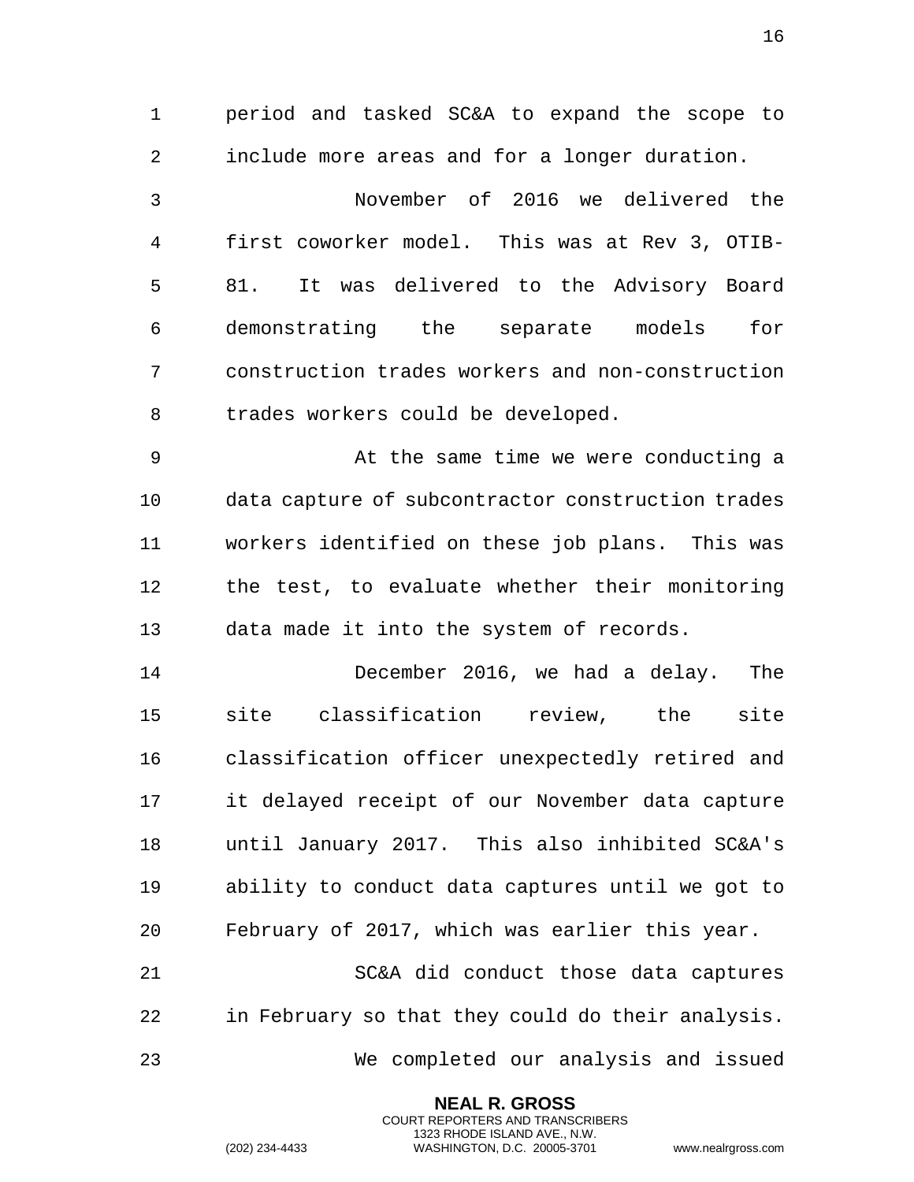period and tasked SC&A to expand the scope to include more areas and for a longer duration.

November of 2016 we delivered the first coworker model. This was at Rev 3, OTIB-81. It was delivered to the Advisory Board demonstrating the separate models for construction trades workers and non-construction trades workers could be developed.

At the same time we were conducting a data capture of subcontractor construction trades workers identified on these job plans. This was the test, to evaluate whether their monitoring data made it into the system of records.

December 2016, we had a delay. The site classification review, the site classification officer unexpectedly retired and it delayed receipt of our November data capture until January 2017. This also inhibited SC&A's ability to conduct data captures until we got to February of 2017, which was earlier this year.

SC&A did conduct those data captures in February so that they could do their analysis.

We completed our analysis and issued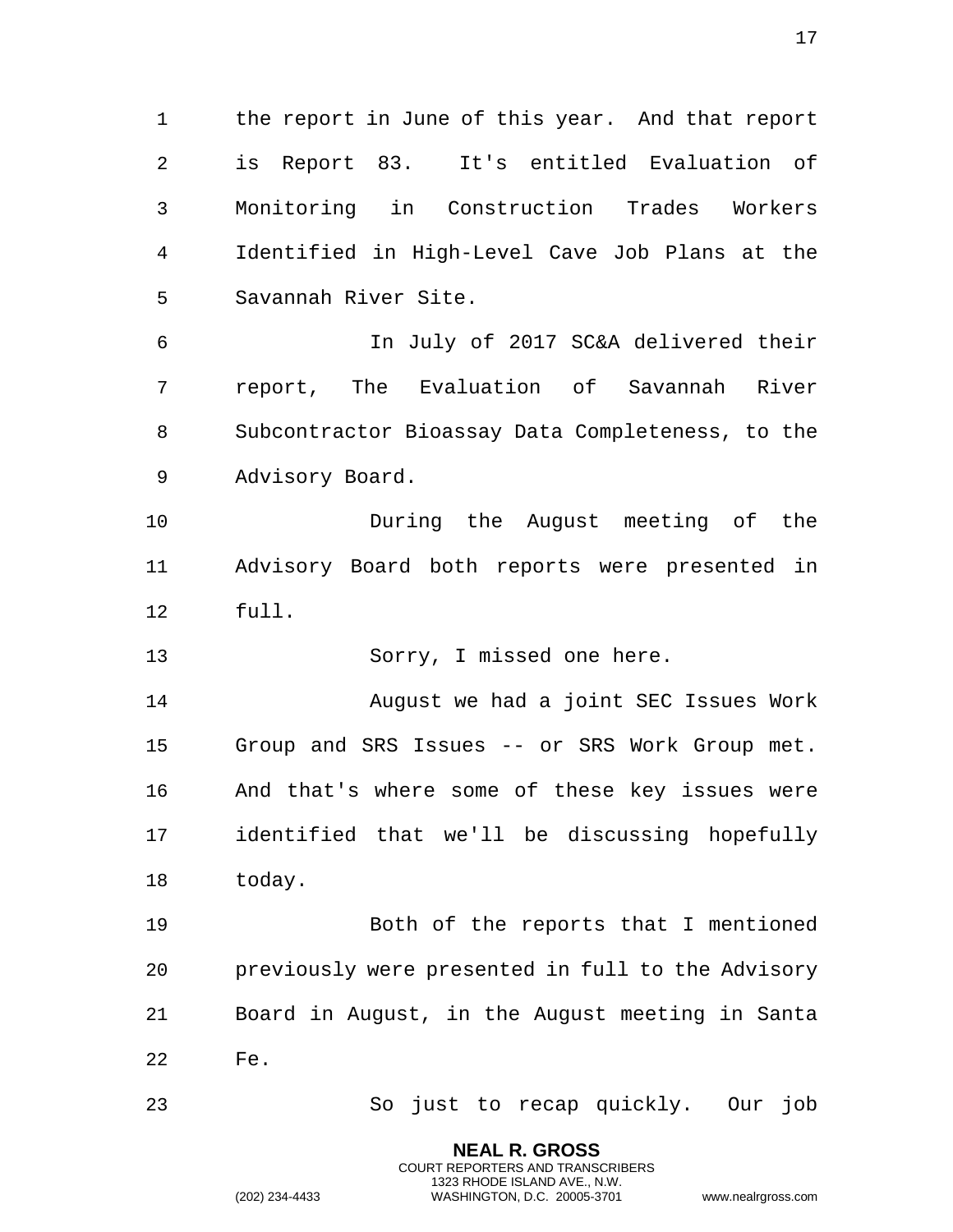the report in June of this year. And that report is Report 83. It's entitled Evaluation of Monitoring in Construction Trades Workers Identified in High-Level Cave Job Plans at the Savannah River Site.

In July of 2017 SC&A delivered their report, The Evaluation of Savannah River Subcontractor Bioassay Data Completeness, to the Advisory Board.

During the August meeting of the Advisory Board both reports were presented in full.

Sorry, I missed one here.

August we had a joint SEC Issues Work Group and SRS Issues -- or SRS Work Group met. And that's where some of these key issues were identified that we'll be discussing hopefully today.

Both of the reports that I mentioned previously were presented in full to the Advisory Board in August, in the August meeting in Santa Fe.

So just to recap quickly. Our job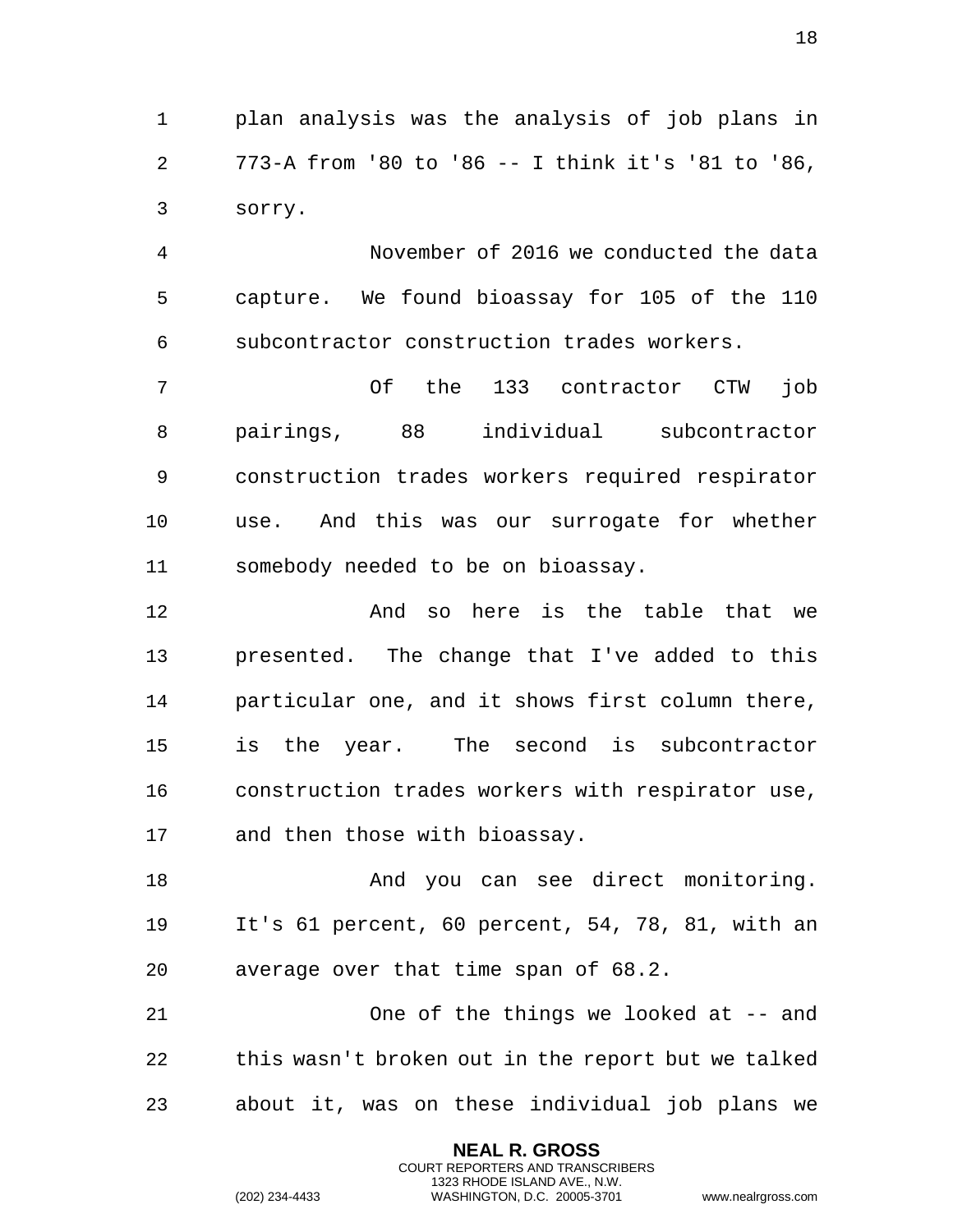plan analysis was the analysis of job plans in 773-A from '80 to '86 -- I think it's '81 to '86, sorry.

November of 2016 we conducted the data capture. We found bioassay for 105 of the 110 subcontractor construction trades workers.

Of the 133 contractor CTW job pairings, 88 individual subcontractor construction trades workers required respirator use. And this was our surrogate for whether somebody needed to be on bioassay.

And so here is the table that we presented. The change that I've added to this particular one, and it shows first column there, is the year. The second is subcontractor construction trades workers with respirator use, and then those with bioassay.

And you can see direct monitoring. It's 61 percent, 60 percent, 54, 78, 81, with an average over that time span of 68.2.

One of the things we looked at -- and this wasn't broken out in the report but we talked about it, was on these individual job plans we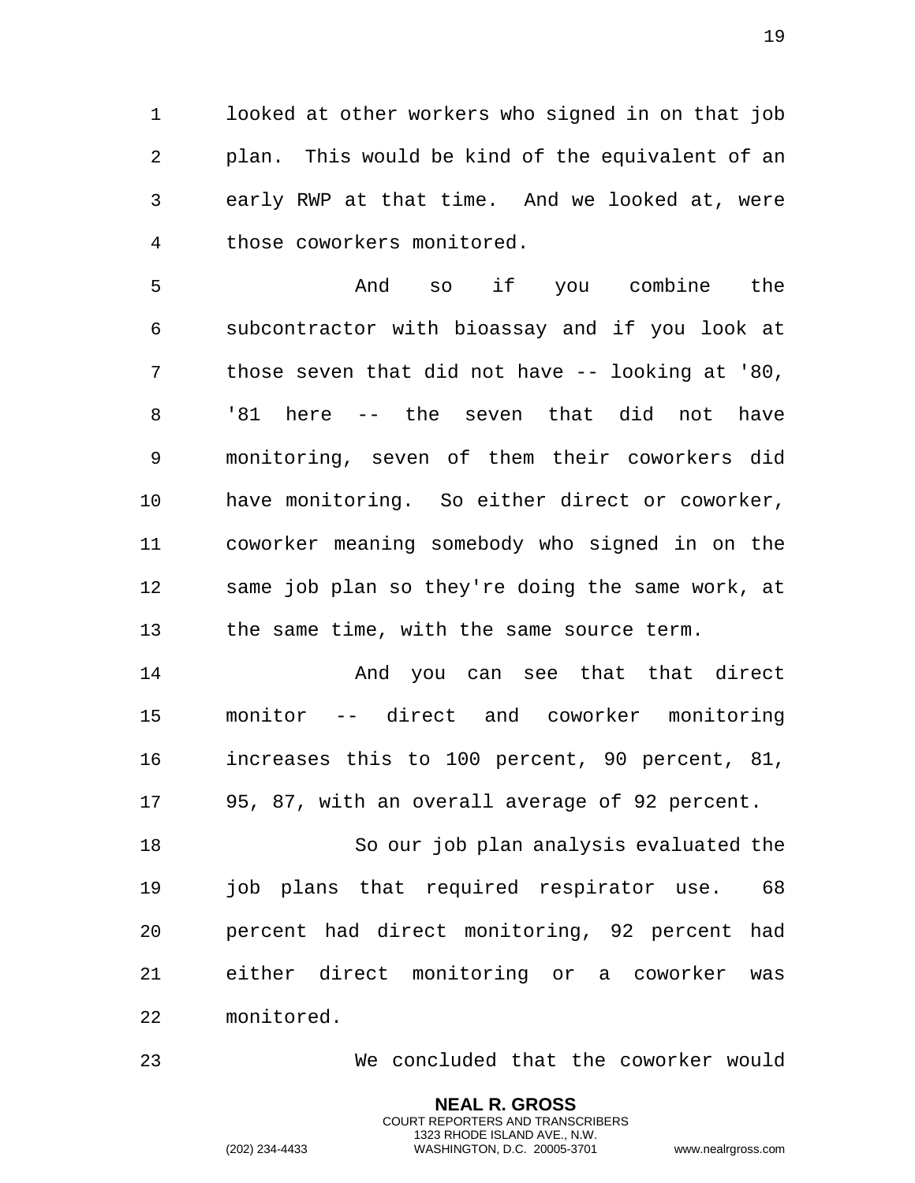looked at other workers who signed in on that job plan. This would be kind of the equivalent of an early RWP at that time. And we looked at, were those coworkers monitored.

And so if you combine the subcontractor with bioassay and if you look at those seven that did not have -- looking at '80, '81 here -- the seven that did not have monitoring, seven of them their coworkers did have monitoring. So either direct or coworker, coworker meaning somebody who signed in on the same job plan so they're doing the same work, at the same time, with the same source term.

And you can see that that direct monitor -- direct and coworker monitoring increases this to 100 percent, 90 percent, 81, 95, 87, with an overall average of 92 percent.

So our job plan analysis evaluated the job plans that required respirator use. 68 percent had direct monitoring, 92 percent had either direct monitoring or a coworker was monitored.

We concluded that the coworker would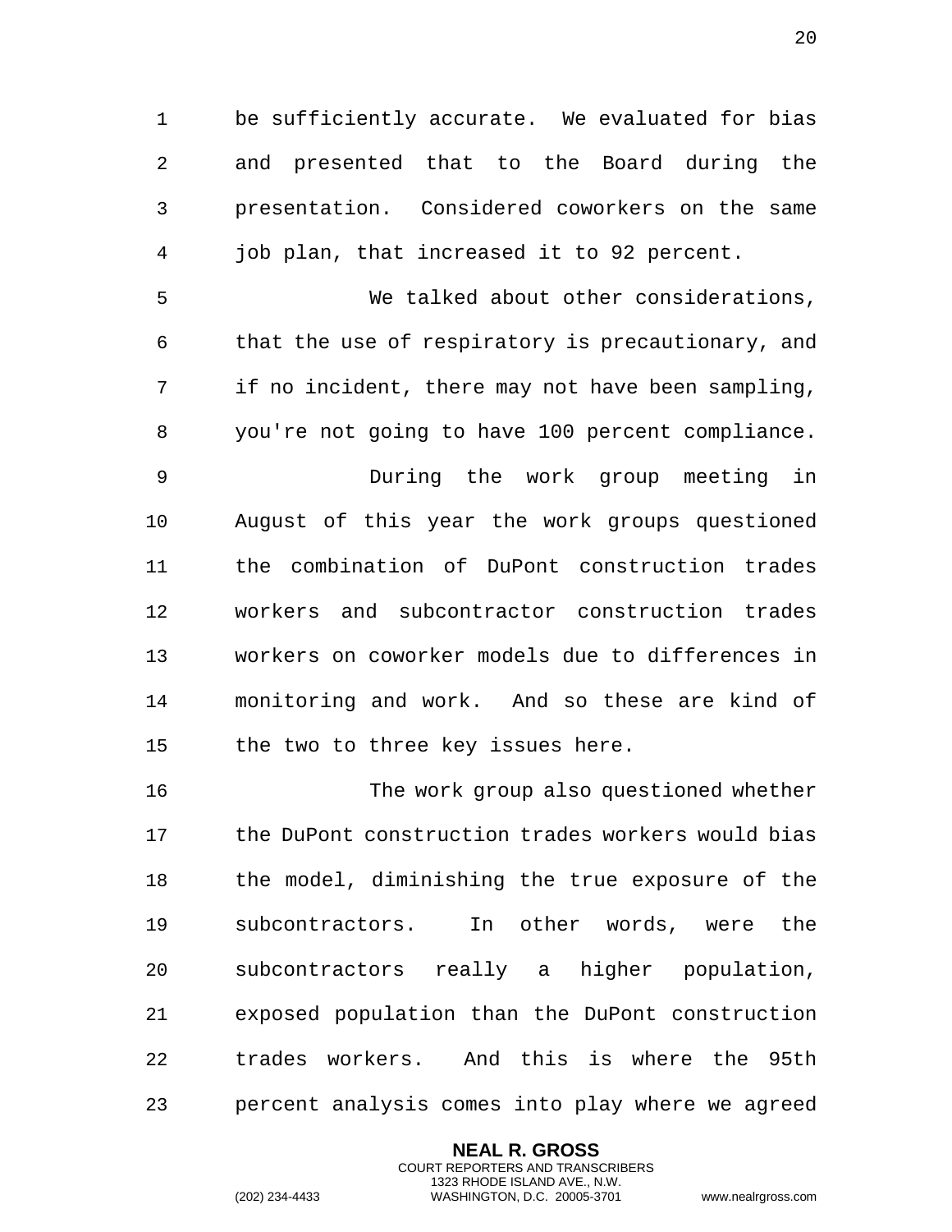be sufficiently accurate. We evaluated for bias and presented that to the Board during the presentation. Considered coworkers on the same job plan, that increased it to 92 percent.

We talked about other considerations, that the use of respiratory is precautionary, and if no incident, there may not have been sampling, you're not going to have 100 percent compliance.

During the work group meeting in August of this year the work groups questioned the combination of DuPont construction trades workers and subcontractor construction trades workers on coworker models due to differences in monitoring and work. And so these are kind of the two to three key issues here.

The work group also questioned whether the DuPont construction trades workers would bias the model, diminishing the true exposure of the subcontractors. In other words, were the subcontractors really a higher population, exposed population than the DuPont construction trades workers. And this is where the 95th percent analysis comes into play where we agreed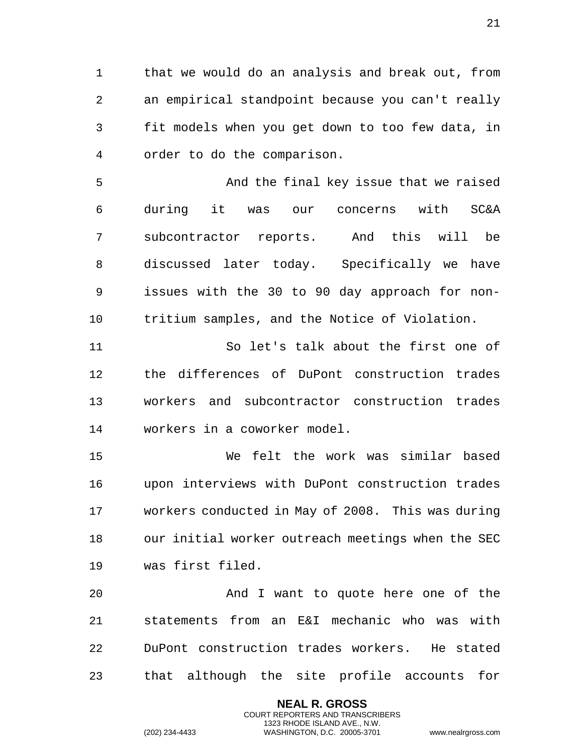that we would do an analysis and break out, from an empirical standpoint because you can't really fit models when you get down to too few data, in order to do the comparison.

And the final key issue that we raised during it was our concerns with SC&A subcontractor reports. And this will be discussed later today. Specifically we have issues with the 30 to 90 day approach for non-tritium samples, and the Notice of Violation.

So let's talk about the first one of the differences of DuPont construction trades workers and subcontractor construction trades workers in a coworker model.

We felt the work was similar based upon interviews with DuPont construction trades workers conducted in May of 2008. This was during our initial worker outreach meetings when the SEC was first filed.

And I want to quote here one of the statements from an E&I mechanic who was with DuPont construction trades workers. He stated that although the site profile accounts for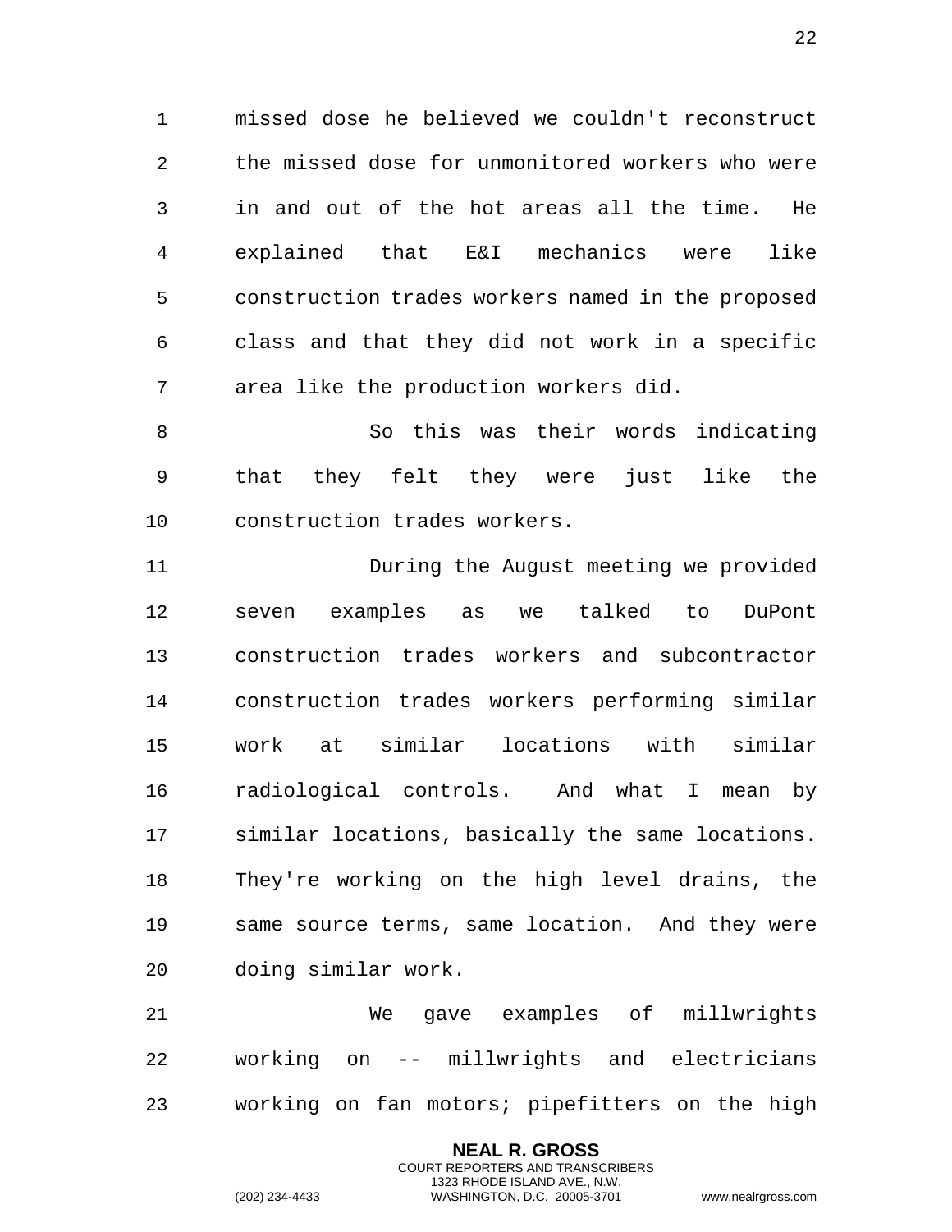missed dose he believed we couldn't reconstruct the missed dose for unmonitored workers who were in and out of the hot areas all the time. He explained that E&I mechanics were like construction trades workers named in the proposed class and that they did not work in a specific area like the production workers did.

So this was their words indicating that they felt they were just like the construction trades workers.

During the August meeting we provided seven examples as we talked to DuPont construction trades workers and subcontractor construction trades workers performing similar work at similar locations with similar radiological controls. And what I mean by similar locations, basically the same locations. They're working on the high level drains, the same source terms, same location. And they were doing similar work.

We gave examples of millwrights working on -- millwrights and electricians working on fan motors; pipefitters on the high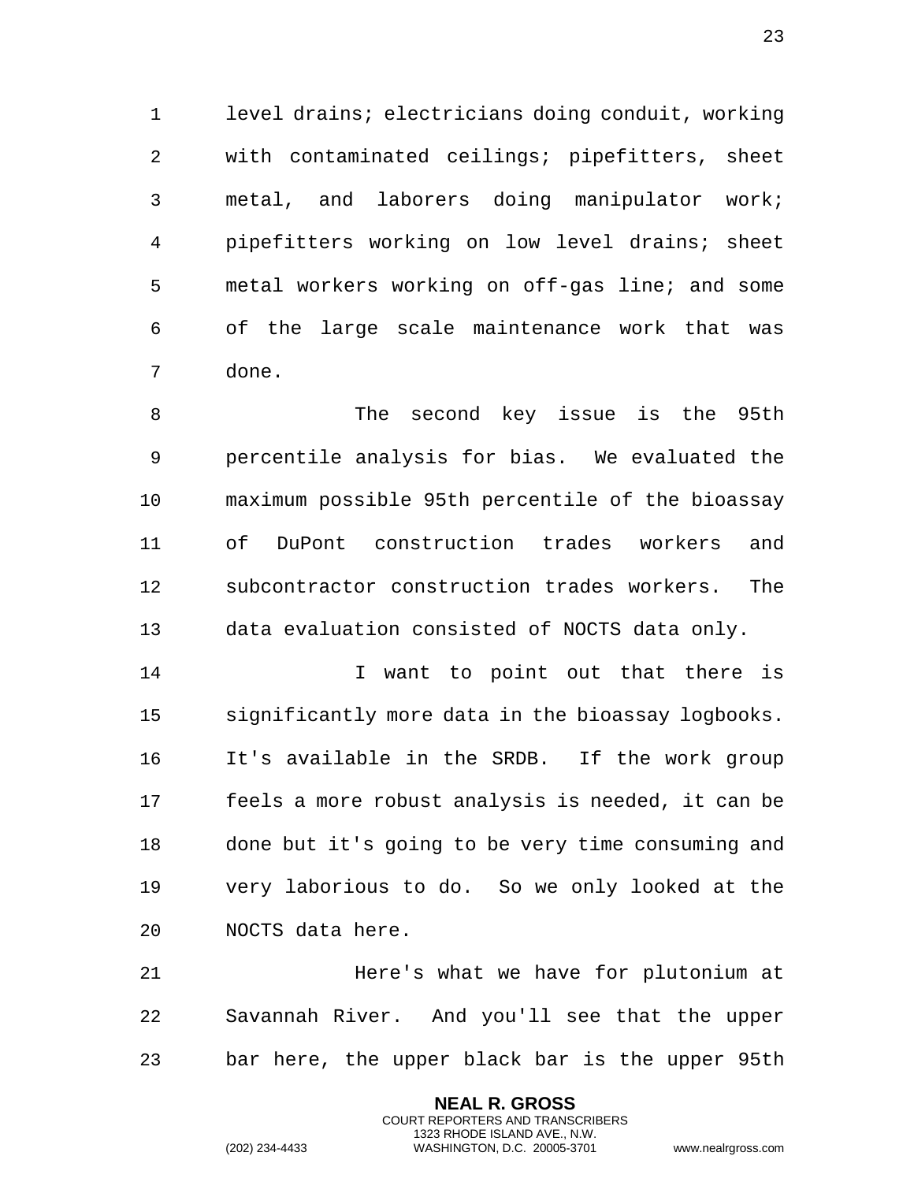level drains; electricians doing conduit, working with contaminated ceilings; pipefitters, sheet metal, and laborers doing manipulator work; pipefitters working on low level drains; sheet metal workers working on off-gas line; and some of the large scale maintenance work that was done.

The second key issue is the 95th percentile analysis for bias. We evaluated the maximum possible 95th percentile of the bioassay of DuPont construction trades workers and subcontractor construction trades workers. The data evaluation consisted of NOCTS data only.

I want to point out that there is significantly more data in the bioassay logbooks. It's available in the SRDB. If the work group feels a more robust analysis is needed, it can be done but it's going to be very time consuming and very laborious to do. So we only looked at the NOCTS data here.

Here's what we have for plutonium at Savannah River. And you'll see that the upper bar here, the upper black bar is the upper 95th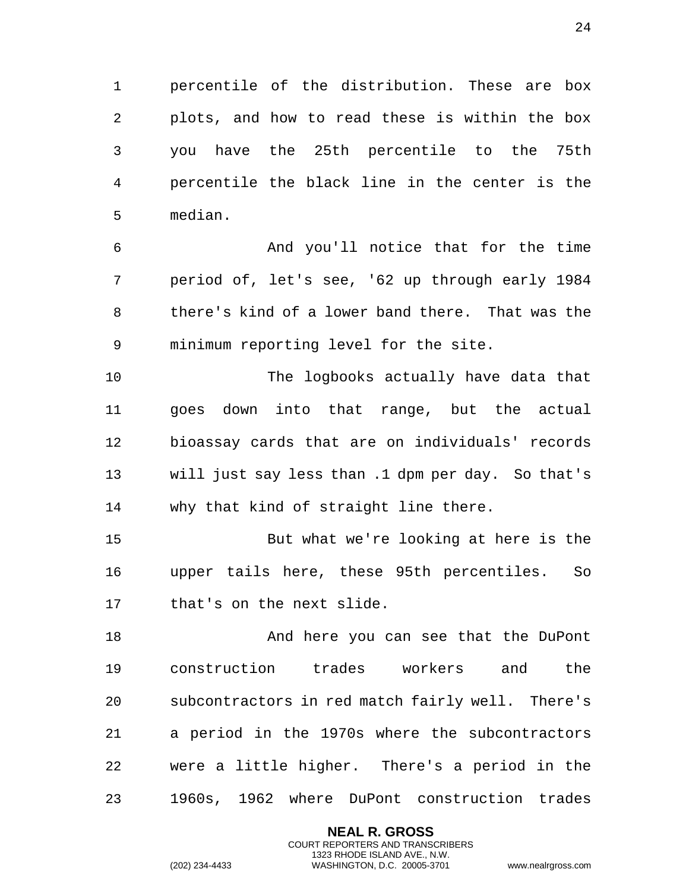percentile of the distribution. These are box plots, and how to read these is within the box you have the 25th percentile to the 75th percentile the black line in the center is the median.

And you'll notice that for the time period of, let's see, '62 up through early 1984 there's kind of a lower band there. That was the minimum reporting level for the site.

The logbooks actually have data that goes down into that range, but the actual bioassay cards that are on individuals' records will just say less than .1 dpm per day. So that's why that kind of straight line there.

But what we're looking at here is the upper tails here, these 95th percentiles. So that's on the next slide.

And here you can see that the DuPont construction trades workers and the subcontractors in red match fairly well. There's a period in the 1970s where the subcontractors were a little higher. There's a period in the 1960s, 1962 where DuPont construction trades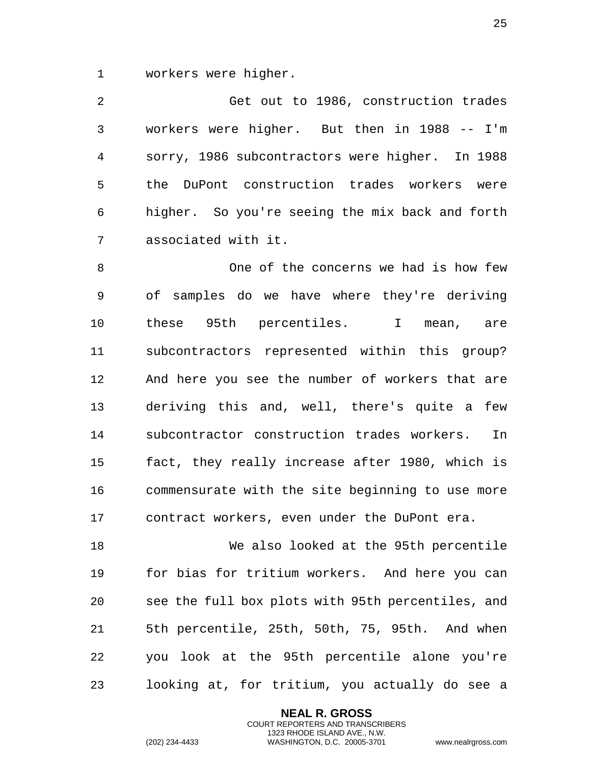workers were higher.

Get out to 1986, construction trades workers were higher. But then in 1988 -- I'm sorry, 1986 subcontractors were higher. In 1988 the DuPont construction trades workers were higher. So you're seeing the mix back and forth associated with it.

One of the concerns we had is how few of samples do we have where they're deriving these 95th percentiles. I mean, are subcontractors represented within this group? And here you see the number of workers that are deriving this and, well, there's quite a few subcontractor construction trades workers. In fact, they really increase after 1980, which is commensurate with the site beginning to use more contract workers, even under the DuPont era.

We also looked at the 95th percentile for bias for tritium workers. And here you can see the full box plots with 95th percentiles, and 5th percentile, 25th, 50th, 75, 95th. And when you look at the 95th percentile alone you're looking at, for tritium, you actually do see a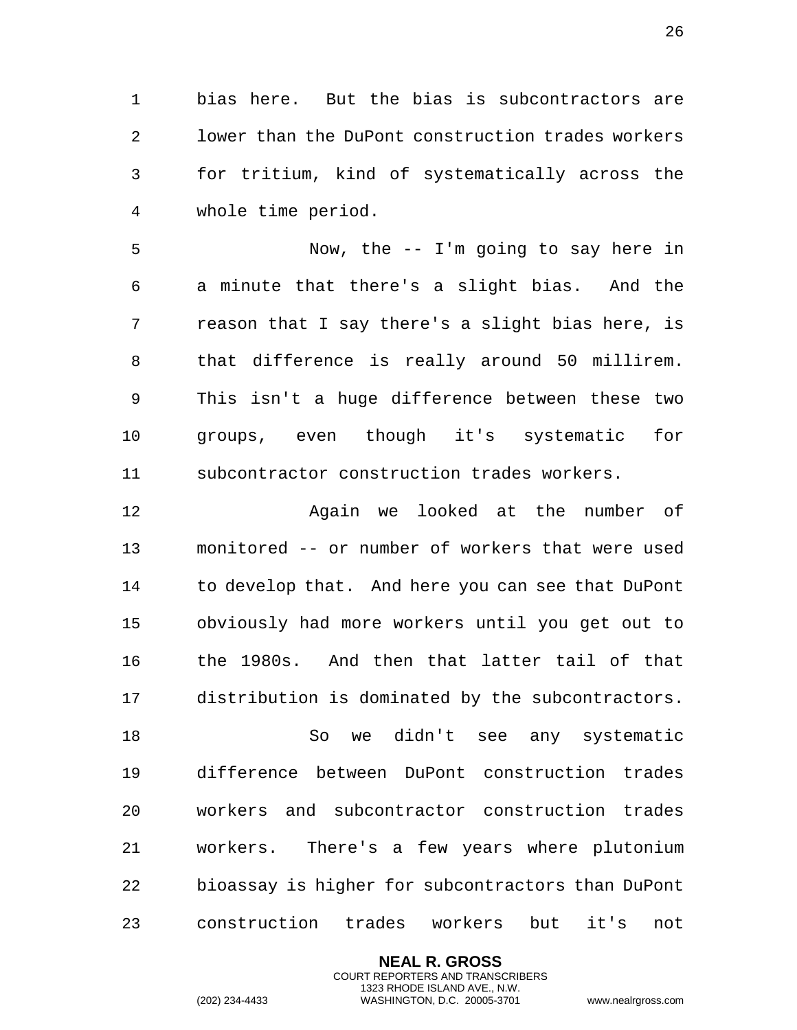bias here. But the bias is subcontractors are lower than the DuPont construction trades workers for tritium, kind of systematically across the whole time period.

Now, the -- I'm going to say here in a minute that there's a slight bias. And the reason that I say there's a slight bias here, is that difference is really around 50 millirem. This isn't a huge difference between these two groups, even though it's systematic for subcontractor construction trades workers.

Again we looked at the number of monitored -- or number of workers that were used to develop that. And here you can see that DuPont obviously had more workers until you get out to the 1980s. And then that latter tail of that distribution is dominated by the subcontractors.

So we didn't see any systematic difference between DuPont construction trades workers and subcontractor construction trades workers. There's a few years where plutonium bioassay is higher for subcontractors than DuPont construction trades workers but it's not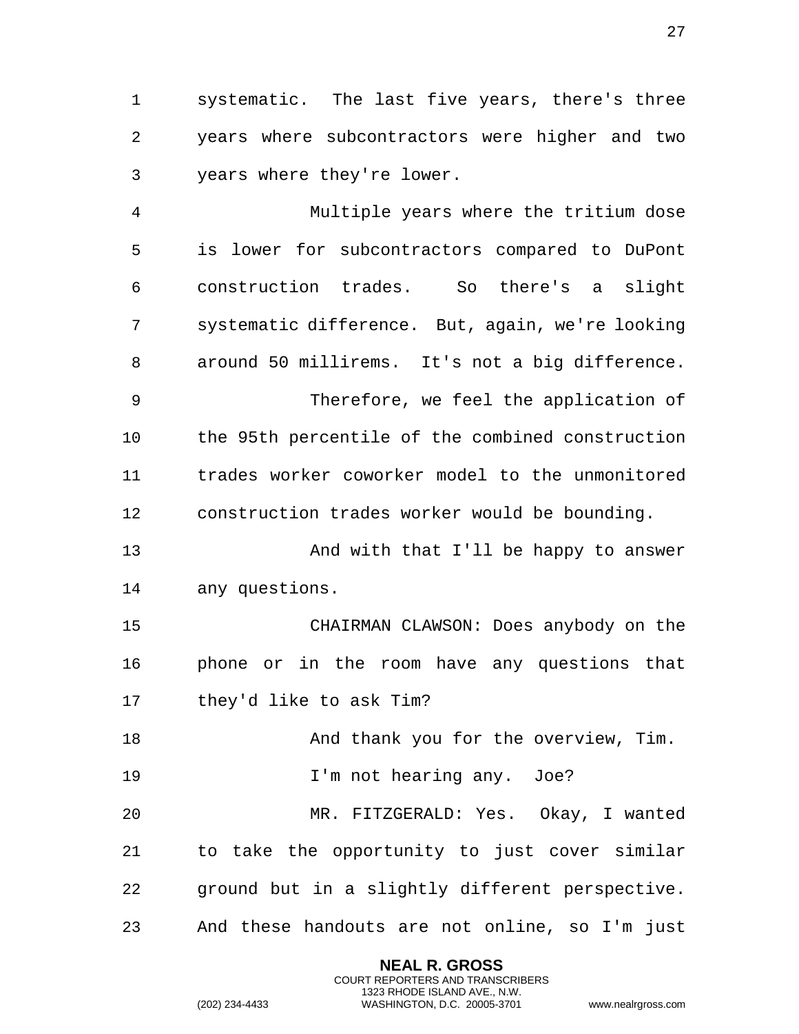systematic. The last five years, there's three years where subcontractors were higher and two years where they're lower.

Multiple years where the tritium dose is lower for subcontractors compared to DuPont construction trades. So there's a slight systematic difference. But, again, we're looking around 50 millirems. It's not a big difference.

Therefore, we feel the application of the 95th percentile of the combined construction trades worker coworker model to the unmonitored construction trades worker would be bounding.

And with that I'll be happy to answer any questions.

CHAIRMAN CLAWSON: Does anybody on the phone or in the room have any questions that they'd like to ask Tim?

And thank you for the overview, Tim.

I'm not hearing any. Joe?

MR. FITZGERALD: Yes. Okay, I wanted to take the opportunity to just cover similar ground but in a slightly different perspective. And these handouts are not online, so I'm just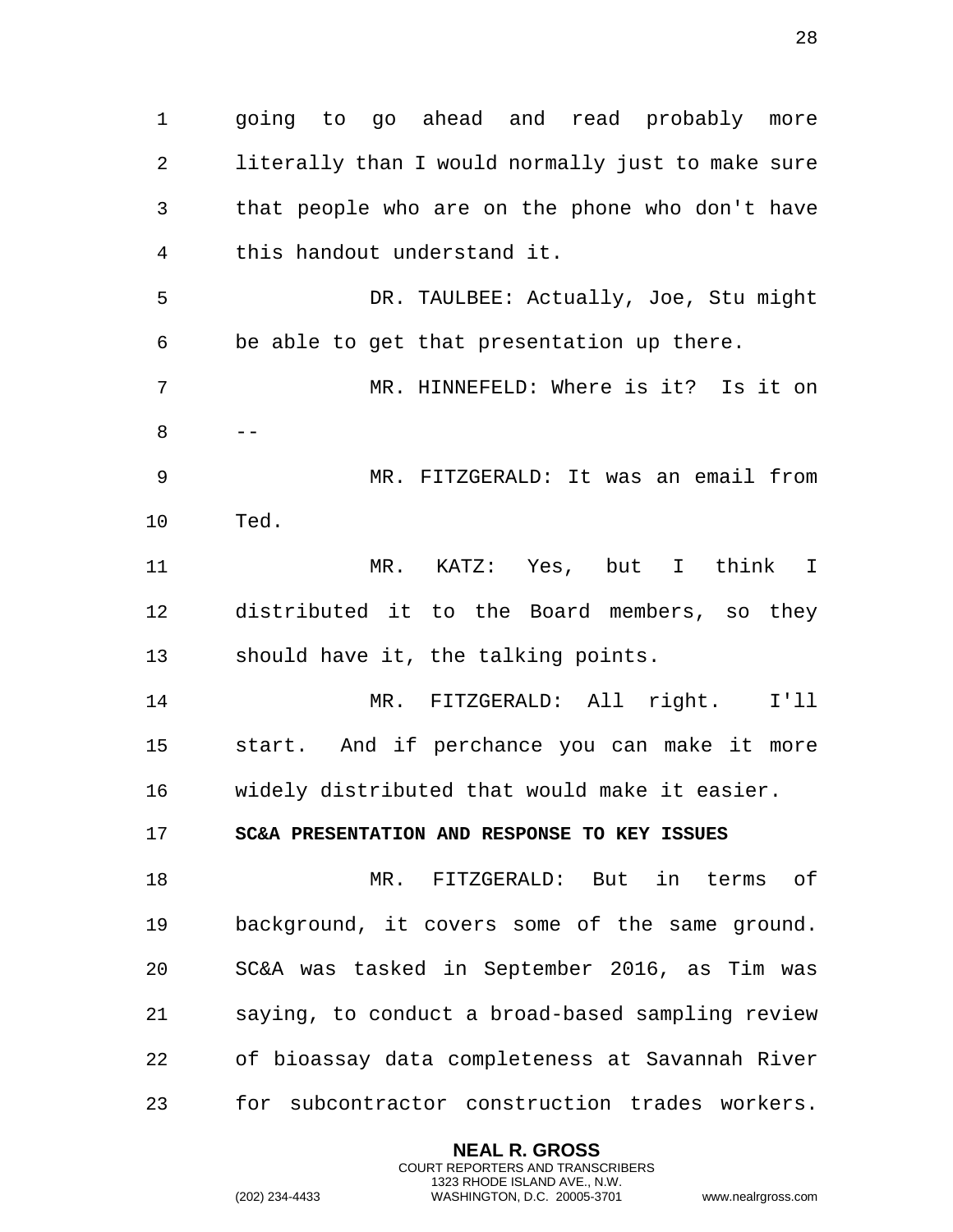going to go ahead and read probably more literally than I would normally just to make sure that people who are on the phone who don't have this handout understand it.

DR. TAULBEE: Actually, Joe, Stu might be able to get that presentation up there.

MR. HINNEFELD: Where is it? Is it on --

MR. FITZGERALD: It was an email from Ted.

MR. KATZ: Yes, but I think I distributed it to the Board members, so they should have it, the talking points.

MR. FITZGERALD: All right. I'll start. And if perchance you can make it more widely distributed that would make it easier.

**SC&A PRESENTATION AND RESPONSE TO KEY ISSUES**

MR. FITZGERALD: But in terms of background, it covers some of the same ground. SC&A was tasked in September 2016, as Tim was saying, to conduct a broad-based sampling review of bioassay data completeness at Savannah River for subcontractor construction trades workers.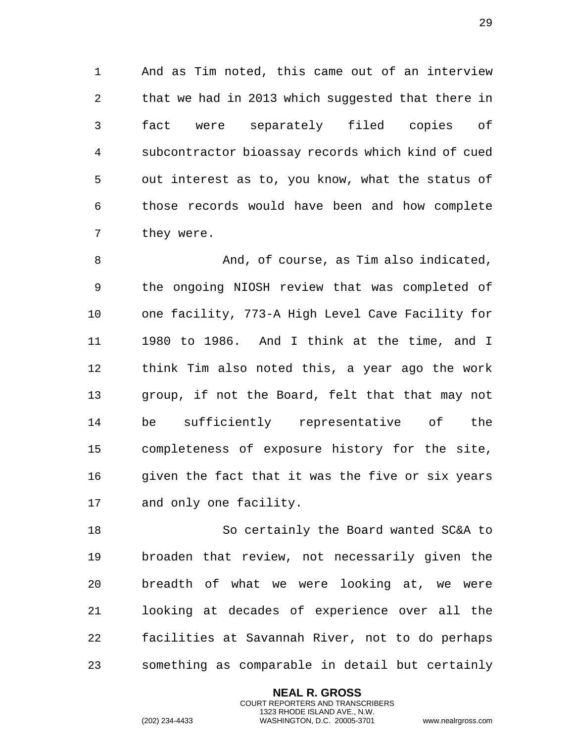And as Tim noted, this came out of an interview that we had in 2013 which suggested that there in fact were separately filed copies of subcontractor bioassay records which kind of cued out interest as to, you know, what the status of those records would have been and how complete they were.

And, of course, as Tim also indicated, the ongoing NIOSH review that was completed of one facility, 773-A High Level Cave Facility for 1980 to 1986. And I think at the time, and I think Tim also noted this, a year ago the work group, if not the Board, felt that that may not be sufficiently representative of the completeness of exposure history for the site, given the fact that it was the five or six years and only one facility.

So certainly the Board wanted SC&A to broaden that review, not necessarily given the breadth of what we were looking at, we were looking at decades of experience over all the facilities at Savannah River, not to do perhaps something as comparable in detail but certainly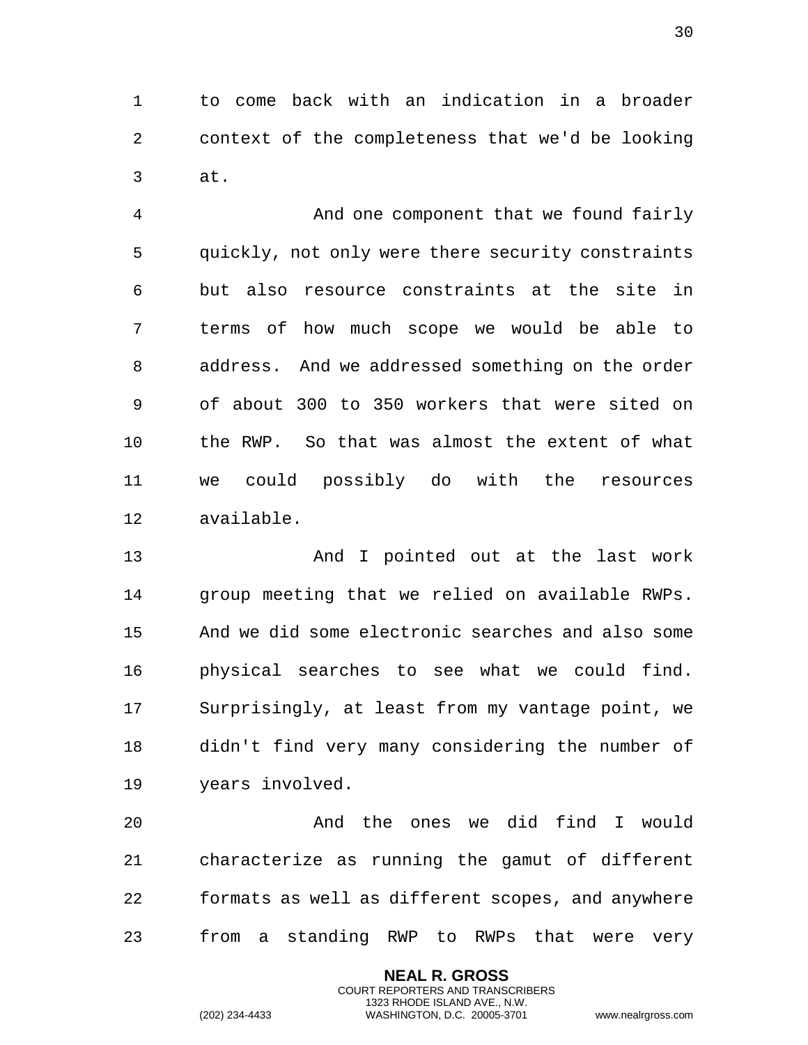to come back with an indication in a broader context of the completeness that we'd be looking at.

And one component that we found fairly quickly, not only were there security constraints but also resource constraints at the site in terms of how much scope we would be able to address. And we addressed something on the order of about 300 to 350 workers that were sited on the RWP. So that was almost the extent of what we could possibly do with the resources available.

And I pointed out at the last work group meeting that we relied on available RWPs. And we did some electronic searches and also some physical searches to see what we could find. Surprisingly, at least from my vantage point, we didn't find very many considering the number of years involved.

And the ones we did find I would characterize as running the gamut of different formats as well as different scopes, and anywhere from a standing RWP to RWPs that were very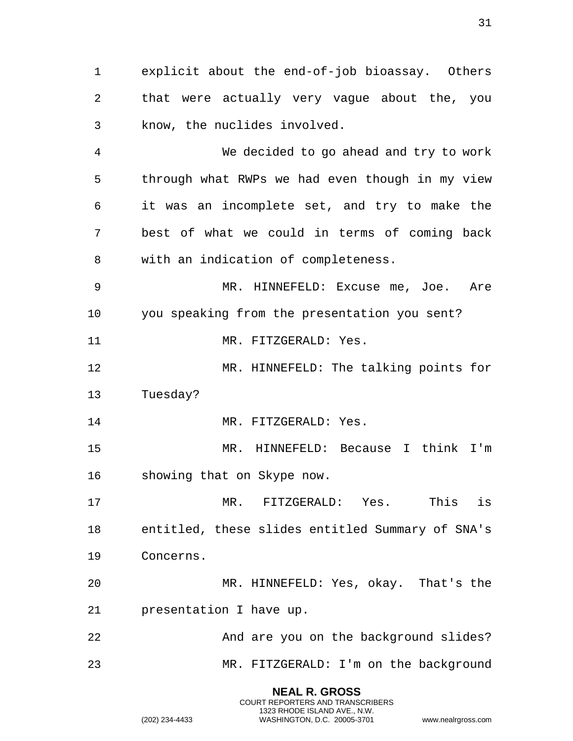explicit about the end-of-job bioassay. Others that were actually very vague about the, you know, the nuclides involved.

We decided to go ahead and try to work through what RWPs we had even though in my view it was an incomplete set, and try to make the best of what we could in terms of coming back with an indication of completeness.

MR. HINNEFELD: Excuse me, Joe. Are you speaking from the presentation you sent?

MR. FITZGERALD: Yes.

MR. HINNEFELD: The talking points for Tuesday?

MR. FITZGERALD: Yes.

MR. HINNEFELD: Because I think I'm showing that on Skype now.

MR. FITZGERALD: Yes. This is entitled, these slides entitled Summary of SNA's Concerns.

MR. HINNEFELD: Yes, okay. That's the presentation I have up.

And are you on the background slides?

MR. FITZGERALD: I'm on the background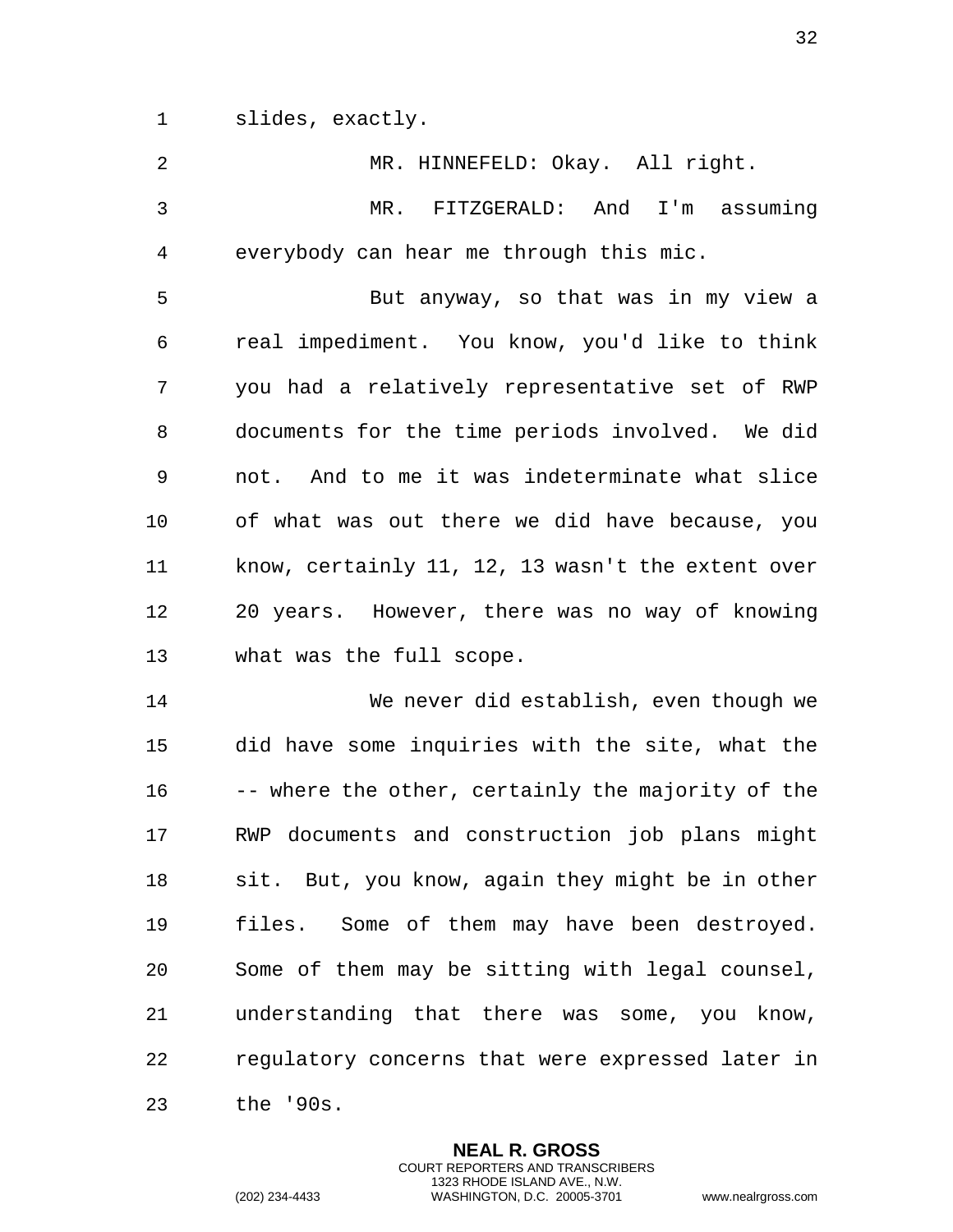slides, exactly.

MR. HINNEFELD: Okay. All right.

MR. FITZGERALD: And I'm assuming everybody can hear me through this mic.

But anyway, so that was in my view a real impediment. You know, you'd like to think you had a relatively representative set of RWP documents for the time periods involved. We did not. And to me it was indeterminate what slice of what was out there we did have because, you know, certainly 11, 12, 13 wasn't the extent over 20 years. However, there was no way of knowing what was the full scope.

We never did establish, even though we did have some inquiries with the site, what the -- where the other, certainly the majority of the RWP documents and construction job plans might sit. But, you know, again they might be in other files. Some of them may have been destroyed. Some of them may be sitting with legal counsel, understanding that there was some, you know, regulatory concerns that were expressed later in the '90s.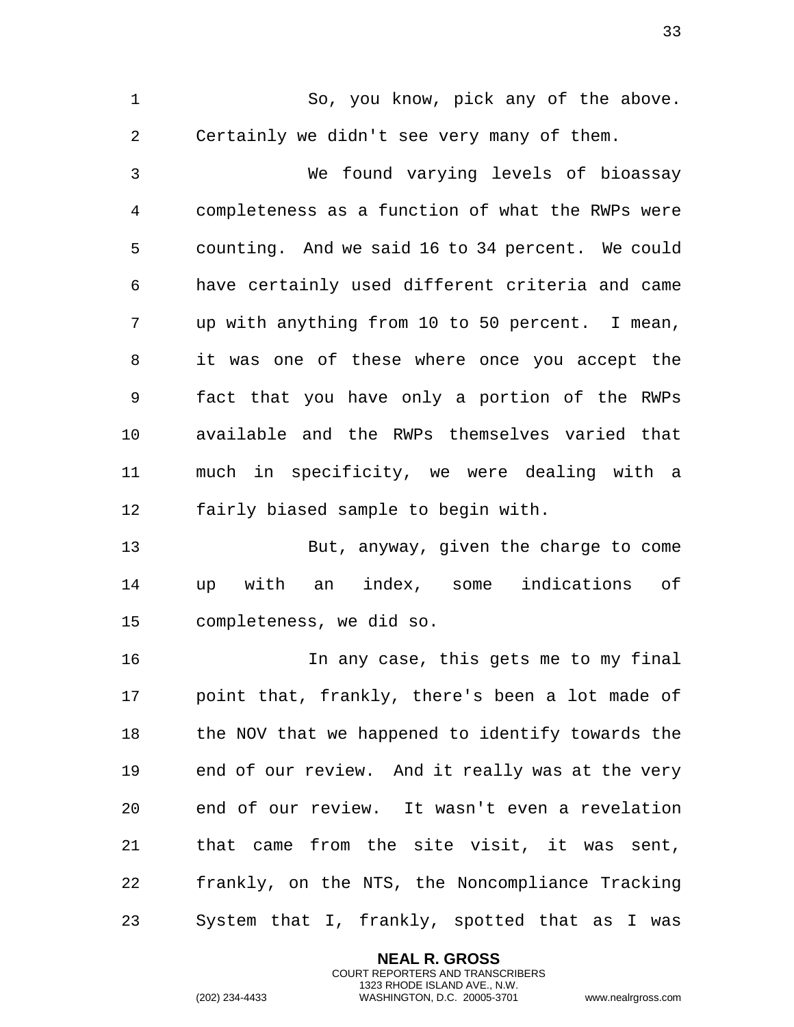So, you know, pick any of the above. Certainly we didn't see very many of them.

We found varying levels of bioassay completeness as a function of what the RWPs were counting. And we said 16 to 34 percent. We could have certainly used different criteria and came up with anything from 10 to 50 percent. I mean, it was one of these where once you accept the fact that you have only a portion of the RWPs available and the RWPs themselves varied that much in specificity, we were dealing with a fairly biased sample to begin with.

But, anyway, given the charge to come up with an index, some indications of completeness, we did so.

In any case, this gets me to my final point that, frankly, there's been a lot made of the NOV that we happened to identify towards the end of our review. And it really was at the very end of our review. It wasn't even a revelation that came from the site visit, it was sent, frankly, on the NTS, the Noncompliance Tracking System that I, frankly, spotted that as I was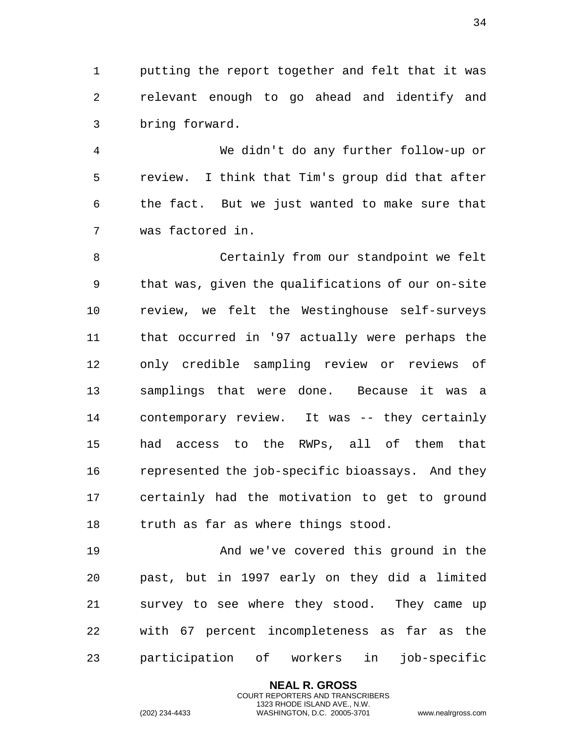putting the report together and felt that it was relevant enough to go ahead and identify and bring forward.

We didn't do any further follow-up or review. I think that Tim's group did that after the fact. But we just wanted to make sure that was factored in.

Certainly from our standpoint we felt that was, given the qualifications of our on-site review, we felt the Westinghouse self-surveys that occurred in '97 actually were perhaps the only credible sampling review or reviews of samplings that were done. Because it was a contemporary review. It was -- they certainly had access to the RWPs, all of them that represented the job-specific bioassays. And they certainly had the motivation to get to ground truth as far as where things stood.

And we've covered this ground in the past, but in 1997 early on they did a limited survey to see where they stood. They came up with 67 percent incompleteness as far as the participation of workers in job-specific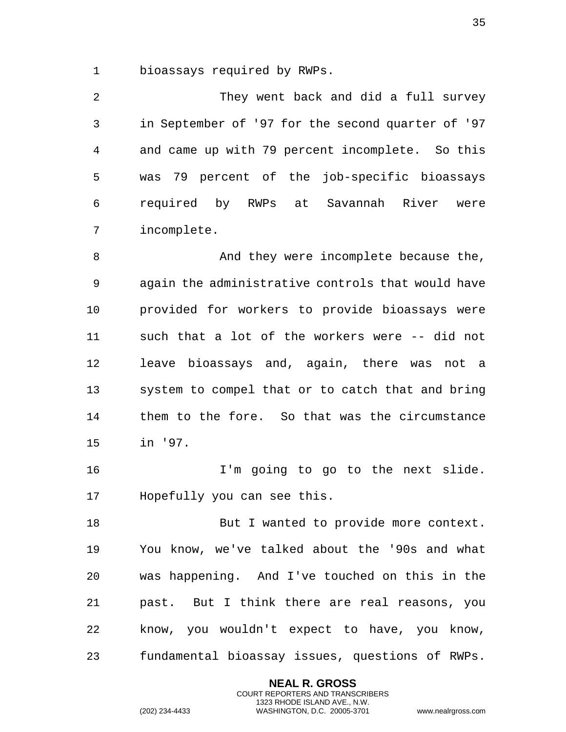bioassays required by RWPs.

They went back and did a full survey in September of '97 for the second quarter of '97 and came up with 79 percent incomplete. So this was 79 percent of the job-specific bioassays required by RWPs at Savannah River were incomplete.

And they were incomplete because the, again the administrative controls that would have provided for workers to provide bioassays were such that a lot of the workers were -- did not leave bioassays and, again, there was not a system to compel that or to catch that and bring them to the fore. So that was the circumstance in '97.

I'm going to go to the next slide. Hopefully you can see this.

But I wanted to provide more context. You know, we've talked about the '90s and what was happening. And I've touched on this in the past. But I think there are real reasons, you know, you wouldn't expect to have, you know, fundamental bioassay issues, questions of RWPs.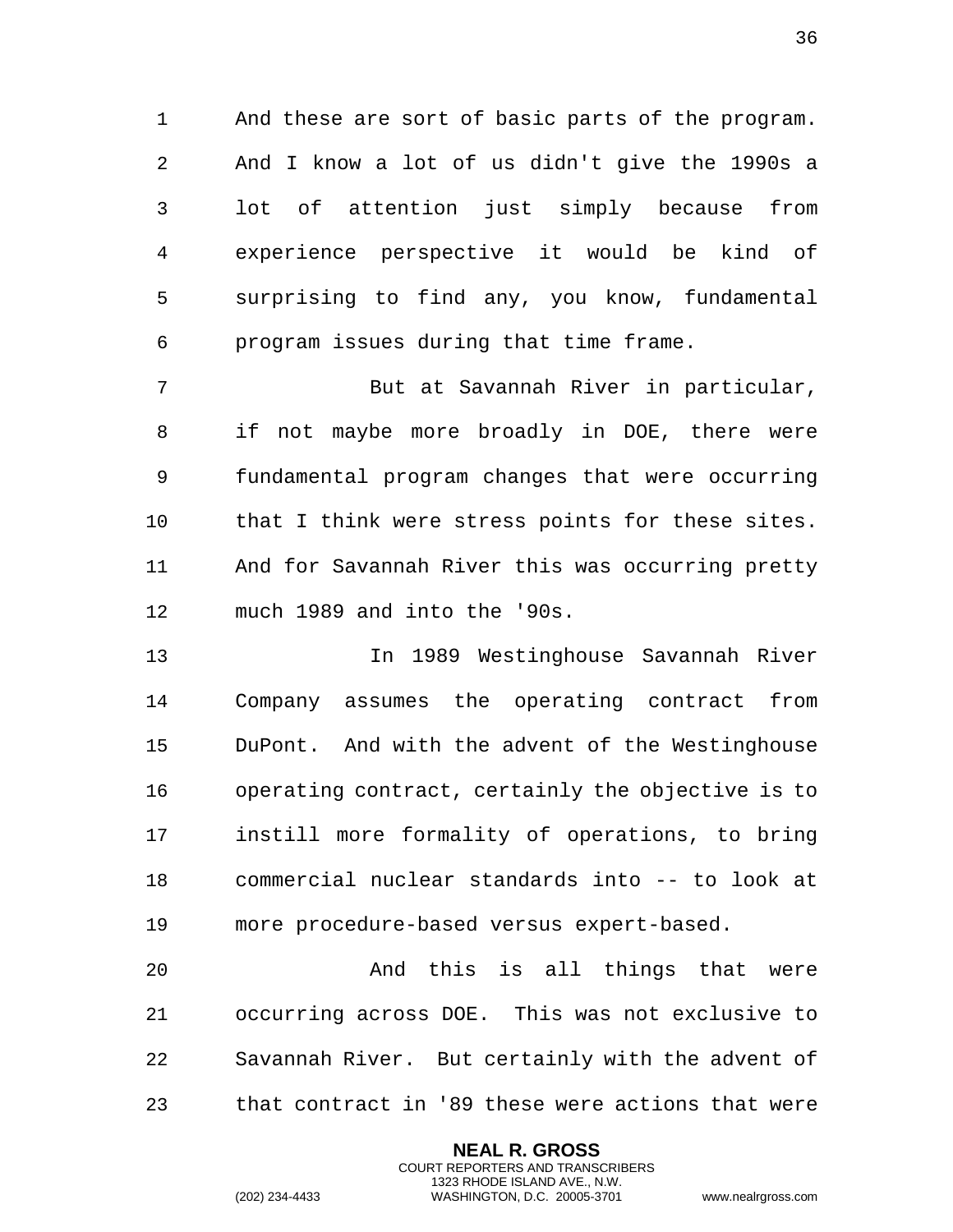And these are sort of basic parts of the program. And I know a lot of us didn't give the 1990s a lot of attention just simply because from experience perspective it would be kind of surprising to find any, you know, fundamental program issues during that time frame.

But at Savannah River in particular, if not maybe more broadly in DOE, there were fundamental program changes that were occurring that I think were stress points for these sites. And for Savannah River this was occurring pretty much 1989 and into the '90s.

In 1989 Westinghouse Savannah River Company assumes the operating contract from DuPont. And with the advent of the Westinghouse operating contract, certainly the objective is to instill more formality of operations, to bring commercial nuclear standards into -- to look at more procedure-based versus expert-based.

And this is all things that were occurring across DOE. This was not exclusive to Savannah River. But certainly with the advent of that contract in '89 these were actions that were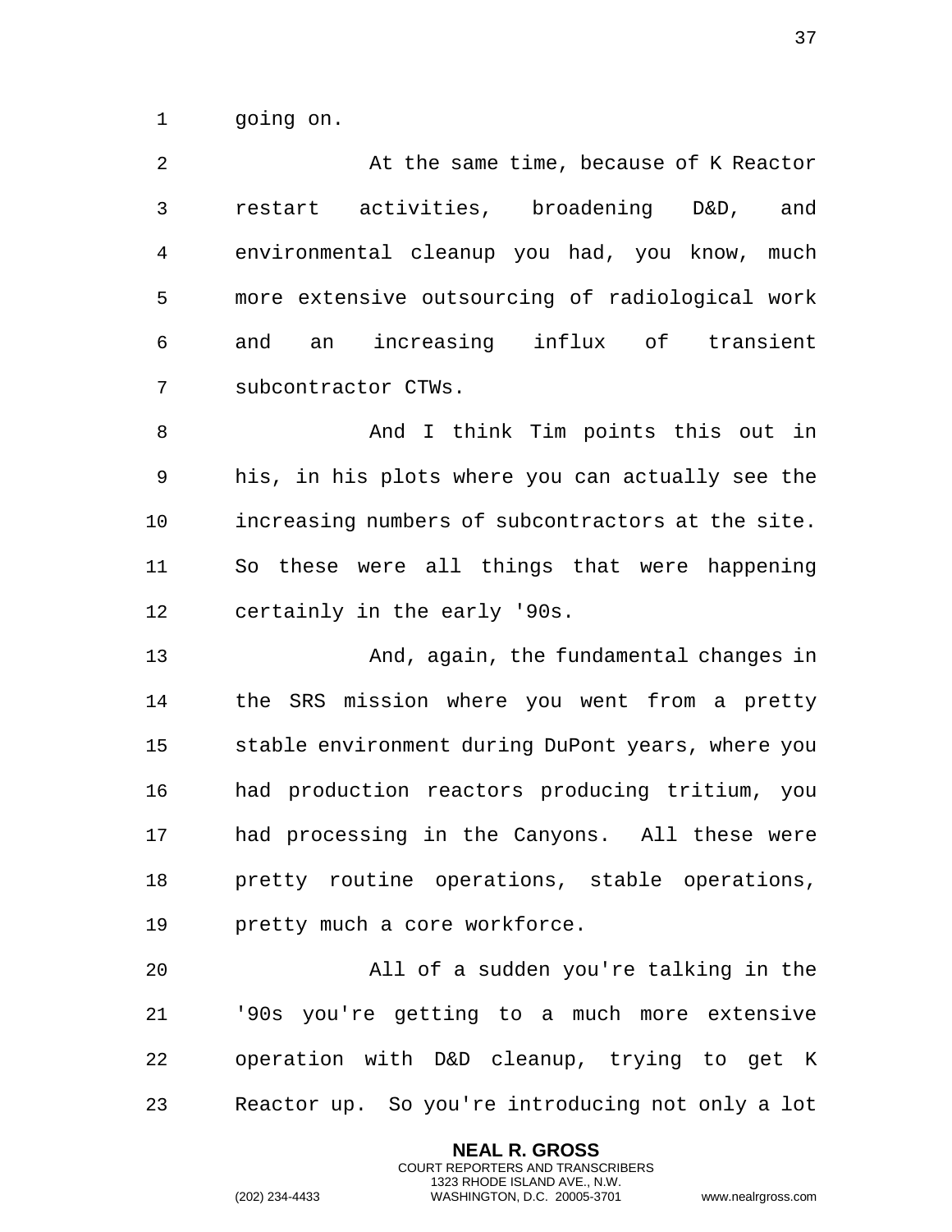going on.

At the same time, because of K Reactor restart activities, broadening D&D, and environmental cleanup you had, you know, much more extensive outsourcing of radiological work and an increasing influx of transient subcontractor CTWs.

And I think Tim points this out in his, in his plots where you can actually see the increasing numbers of subcontractors at the site. So these were all things that were happening certainly in the early '90s.

And, again, the fundamental changes in the SRS mission where you went from a pretty stable environment during DuPont years, where you had production reactors producing tritium, you had processing in the Canyons. All these were pretty routine operations, stable operations, pretty much a core workforce.

All of a sudden you're talking in the '90s you're getting to a much more extensive operation with D&D cleanup, trying to get K Reactor up. So you're introducing not only a lot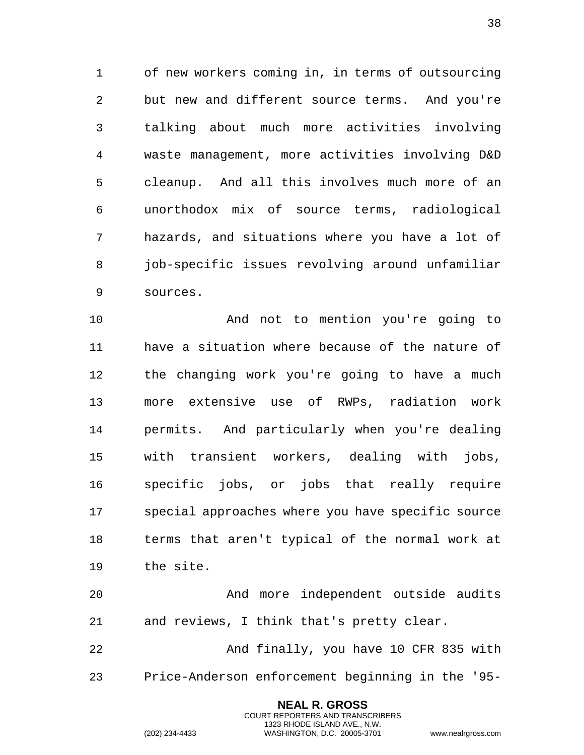of new workers coming in, in terms of outsourcing but new and different source terms. And you're talking about much more activities involving waste management, more activities involving D&D cleanup. And all this involves much more of an unorthodox mix of source terms, radiological hazards, and situations where you have a lot of job-specific issues revolving around unfamiliar sources.

And not to mention you're going to have a situation where because of the nature of the changing work you're going to have a much more extensive use of RWPs, radiation work permits. And particularly when you're dealing with transient workers, dealing with jobs, specific jobs, or jobs that really require special approaches where you have specific source terms that aren't typical of the normal work at the site.

And more independent outside audits and reviews, I think that's pretty clear.

And finally, you have 10 CFR 835 with Price-Anderson enforcement beginning in the '95-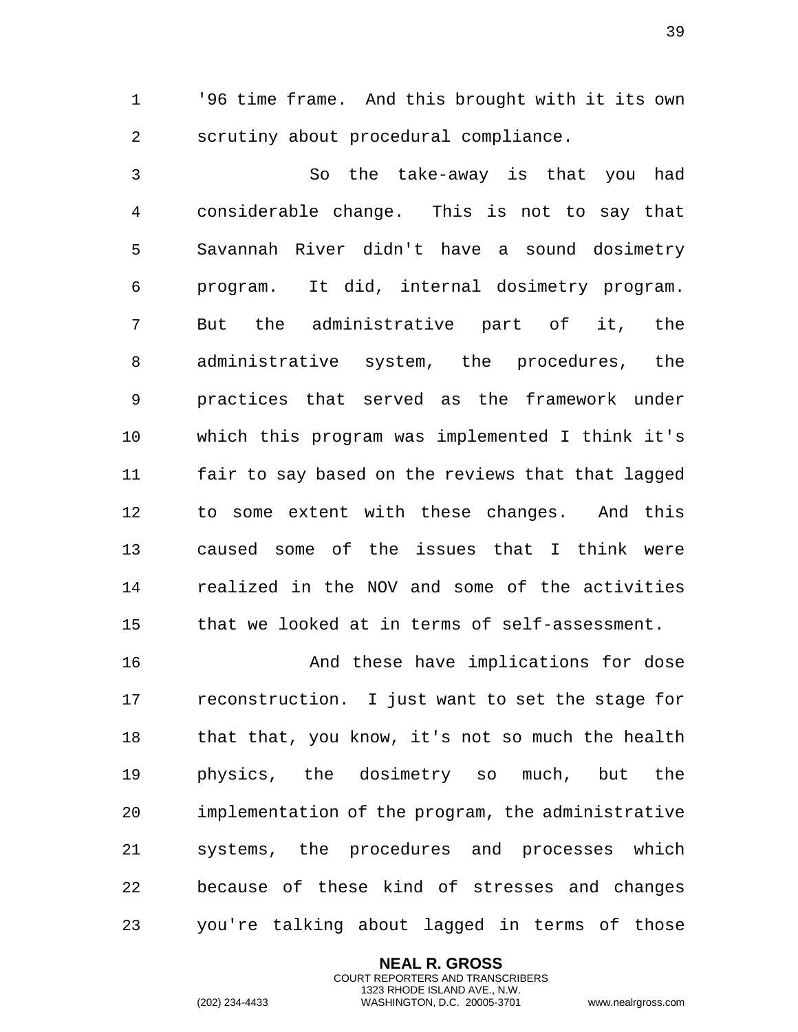'96 time frame. And this brought with it its own scrutiny about procedural compliance.

So the take-away is that you had considerable change. This is not to say that Savannah River didn't have a sound dosimetry program. It did, internal dosimetry program. But the administrative part of it, the administrative system, the procedures, the practices that served as the framework under which this program was implemented I think it's fair to say based on the reviews that that lagged to some extent with these changes. And this caused some of the issues that I think were realized in the NOV and some of the activities that we looked at in terms of self-assessment.

And these have implications for dose reconstruction. I just want to set the stage for that that, you know, it's not so much the health physics, the dosimetry so much, but the implementation of the program, the administrative systems, the procedures and processes which because of these kind of stresses and changes you're talking about lagged in terms of those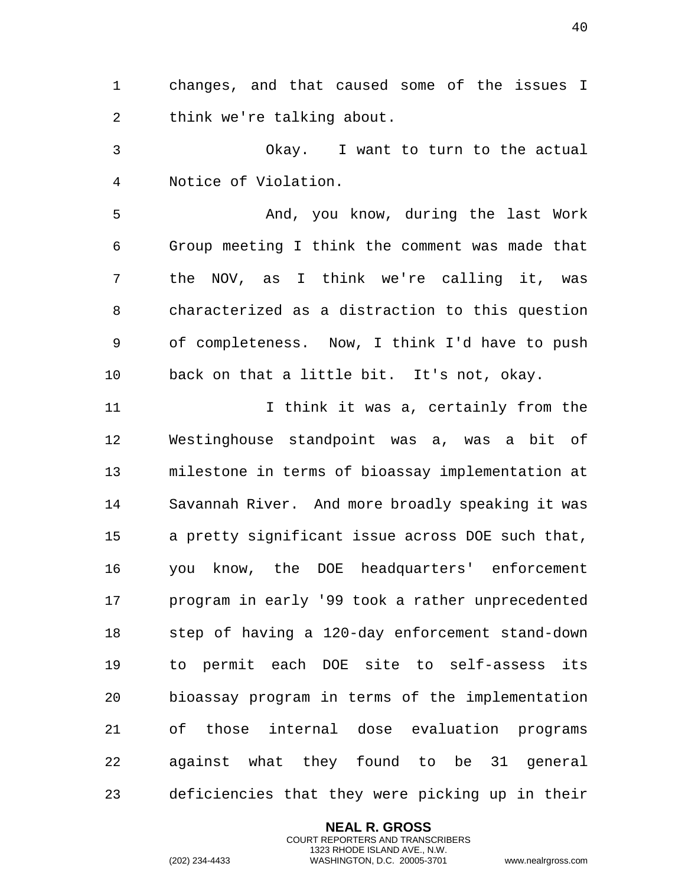changes, and that caused some of the issues I think we're talking about.

Okay. I want to turn to the actual Notice of Violation.

And, you know, during the last Work Group meeting I think the comment was made that the NOV, as I think we're calling it, was characterized as a distraction to this question of completeness. Now, I think I'd have to push back on that a little bit. It's not, okay.

I think it was a, certainly from the Westinghouse standpoint was a, was a bit of milestone in terms of bioassay implementation at Savannah River. And more broadly speaking it was a pretty significant issue across DOE such that, you know, the DOE headquarters' enforcement program in early '99 took a rather unprecedented step of having a 120-day enforcement stand-down to permit each DOE site to self-assess its bioassay program in terms of the implementation of those internal dose evaluation programs against what they found to be 31 general deficiencies that they were picking up in their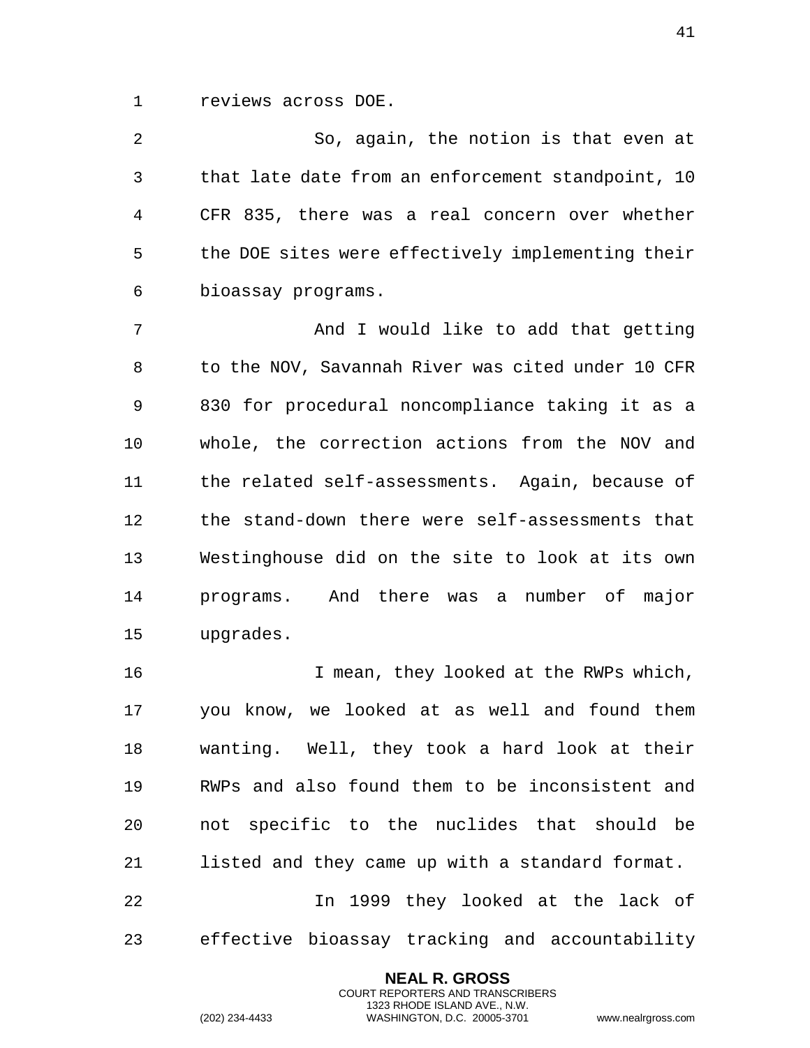reviews across DOE.

So, again, the notion is that even at that late date from an enforcement standpoint, 10 CFR 835, there was a real concern over whether the DOE sites were effectively implementing their bioassay programs.

And I would like to add that getting to the NOV, Savannah River was cited under 10 CFR 830 for procedural noncompliance taking it as a whole, the correction actions from the NOV and the related self-assessments. Again, because of the stand-down there were self-assessments that Westinghouse did on the site to look at its own programs. And there was a number of major upgrades.

I mean, they looked at the RWPs which, you know, we looked at as well and found them wanting. Well, they took a hard look at their RWPs and also found them to be inconsistent and not specific to the nuclides that should be listed and they came up with a standard format.

In 1999 they looked at the lack of effective bioassay tracking and accountability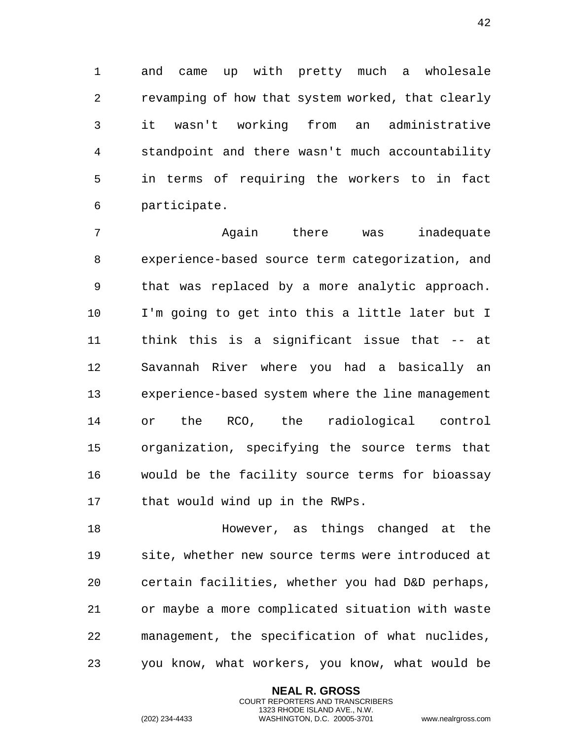and came up with pretty much a wholesale revamping of how that system worked, that clearly it wasn't working from an administrative standpoint and there wasn't much accountability in terms of requiring the workers to in fact participate.

Again there was inadequate experience-based source term categorization, and that was replaced by a more analytic approach. I'm going to get into this a little later but I think this is a significant issue that -- at Savannah River where you had a basically an experience-based system where the line management or the RCO, the radiological control organization, specifying the source terms that would be the facility source terms for bioassay that would wind up in the RWPs.

However, as things changed at the site, whether new source terms were introduced at certain facilities, whether you had D&D perhaps, or maybe a more complicated situation with waste management, the specification of what nuclides, you know, what workers, you know, what would be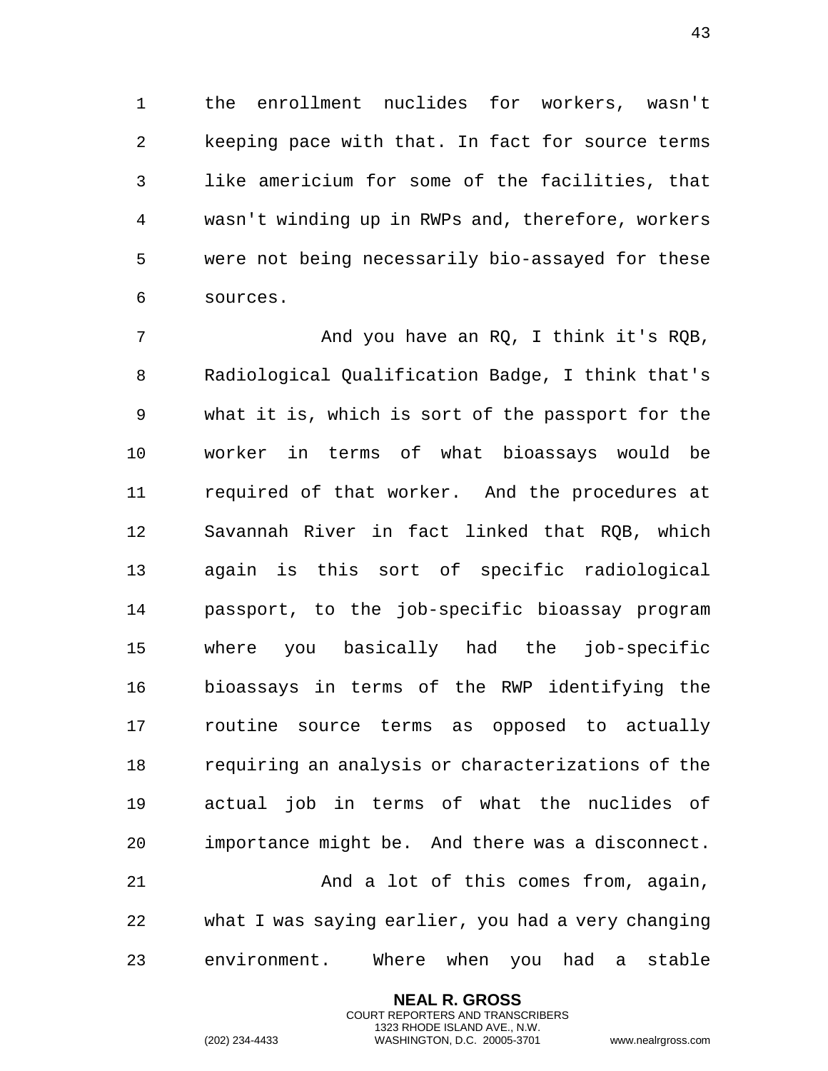the enrollment nuclides for workers, wasn't keeping pace with that. In fact for source terms like americium for some of the facilities, that wasn't winding up in RWPs and, therefore, workers were not being necessarily bio-assayed for these sources.

And you have an RQ, I think it's RQB, Radiological Qualification Badge, I think that's what it is, which is sort of the passport for the worker in terms of what bioassays would be required of that worker. And the procedures at Savannah River in fact linked that RQB, which again is this sort of specific radiological passport, to the job-specific bioassay program where you basically had the job-specific bioassays in terms of the RWP identifying the routine source terms as opposed to actually requiring an analysis or characterizations of the actual job in terms of what the nuclides of importance might be. And there was a disconnect.

And a lot of this comes from, again, what I was saying earlier, you had a very changing environment. Where when you had a stable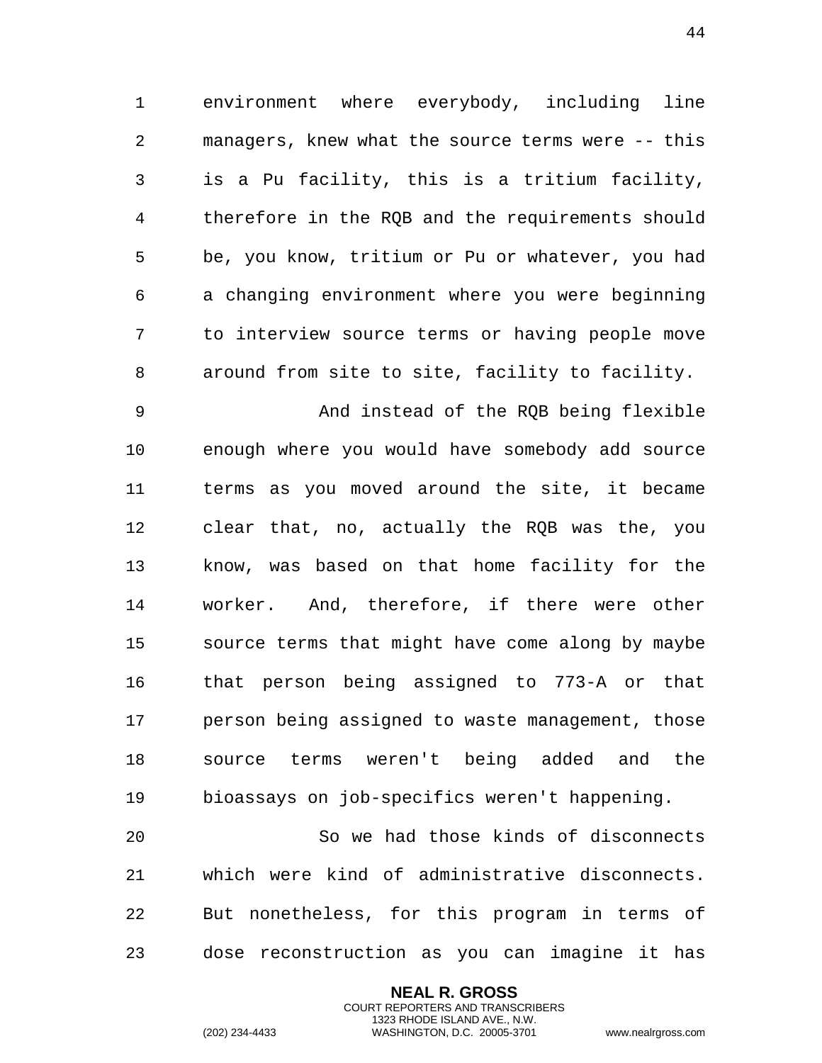environment where everybody, including line managers, knew what the source terms were -- this is a Pu facility, this is a tritium facility, therefore in the RQB and the requirements should be, you know, tritium or Pu or whatever, you had a changing environment where you were beginning to interview source terms or having people move around from site to site, facility to facility.

And instead of the RQB being flexible enough where you would have somebody add source terms as you moved around the site, it became clear that, no, actually the RQB was the, you know, was based on that home facility for the worker. And, therefore, if there were other source terms that might have come along by maybe that person being assigned to 773-A or that person being assigned to waste management, those source terms weren't being added and the bioassays on job-specifics weren't happening.

So we had those kinds of disconnects which were kind of administrative disconnects. But nonetheless, for this program in terms of dose reconstruction as you can imagine it has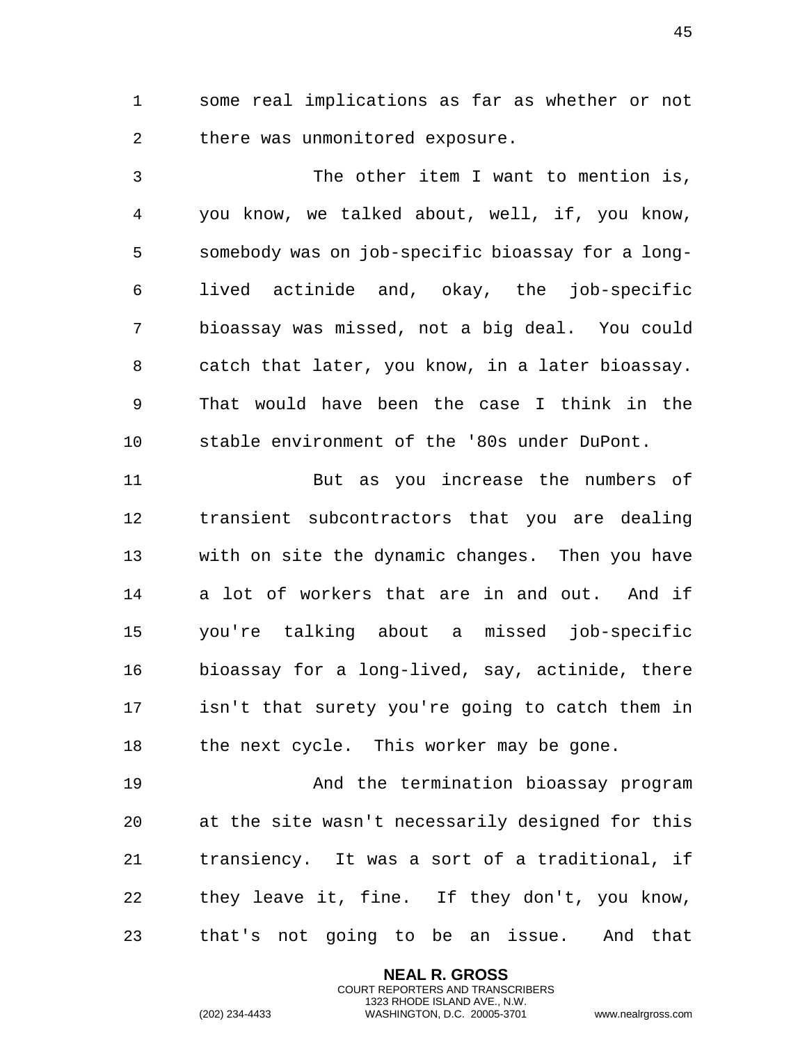some real implications as far as whether or not there was unmonitored exposure.

The other item I want to mention is, you know, we talked about, well, if, you know, somebody was on job-specific bioassay for a long-lived actinide and, okay, the job-specific bioassay was missed, not a big deal. You could catch that later, you know, in a later bioassay. That would have been the case I think in the stable environment of the '80s under DuPont.

But as you increase the numbers of transient subcontractors that you are dealing with on site the dynamic changes. Then you have a lot of workers that are in and out. And if you're talking about a missed job-specific bioassay for a long-lived, say, actinide, there isn't that surety you're going to catch them in the next cycle. This worker may be gone.

And the termination bioassay program at the site wasn't necessarily designed for this transiency. It was a sort of a traditional, if they leave it, fine. If they don't, you know, that's not going to be an issue. And that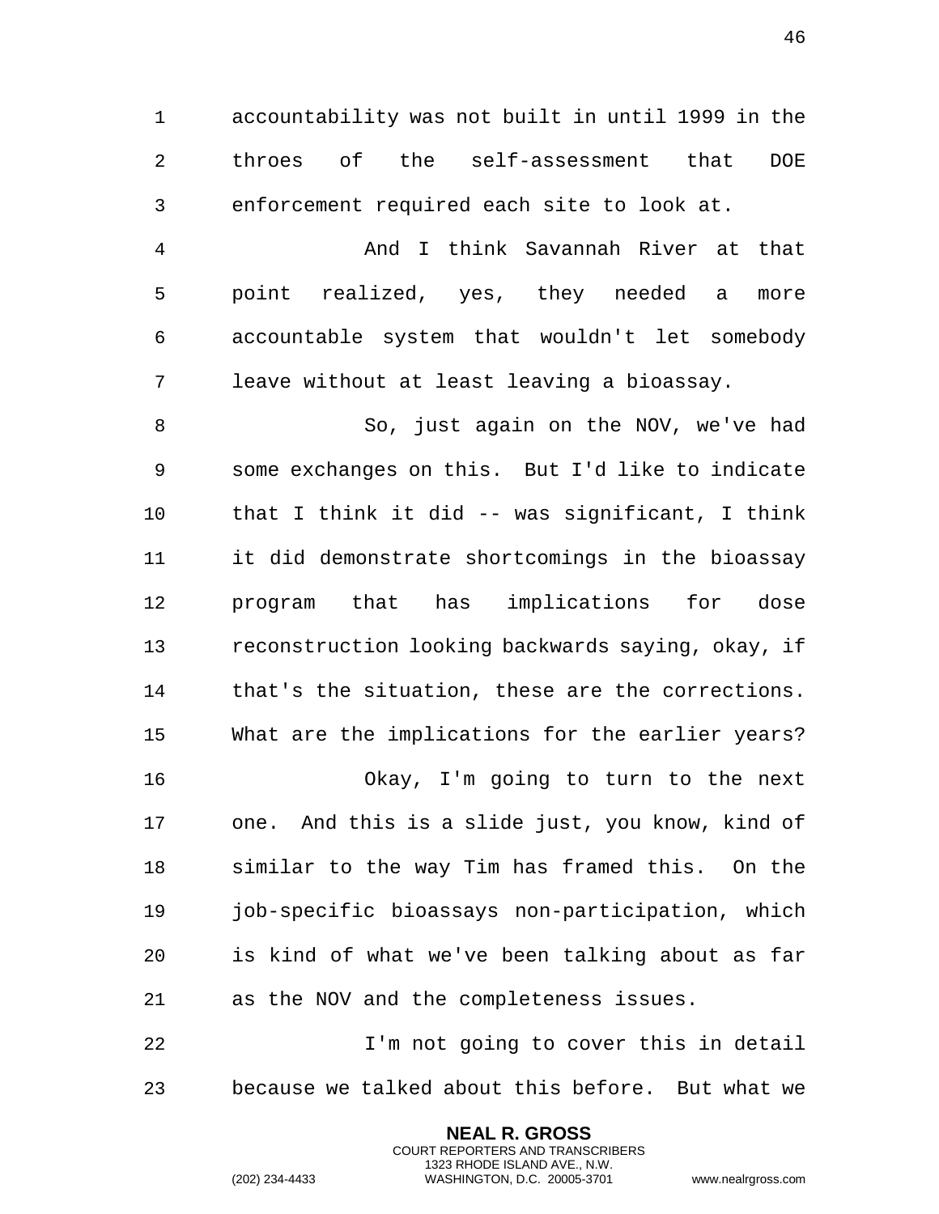accountability was not built in until 1999 in the throes of the self-assessment that DOE enforcement required each site to look at.

And I think Savannah River at that point realized, yes, they needed a more accountable system that wouldn't let somebody leave without at least leaving a bioassay.

So, just again on the NOV, we've had some exchanges on this. But I'd like to indicate that I think it did -- was significant, I think it did demonstrate shortcomings in the bioassay program that has implications for dose reconstruction looking backwards saying, okay, if that's the situation, these are the corrections. What are the implications for the earlier years?

Okay, I'm going to turn to the next one. And this is a slide just, you know, kind of similar to the way Tim has framed this. On the job-specific bioassays non-participation, which is kind of what we've been talking about as far as the NOV and the completeness issues.

I'm not going to cover this in detail because we talked about this before. But what we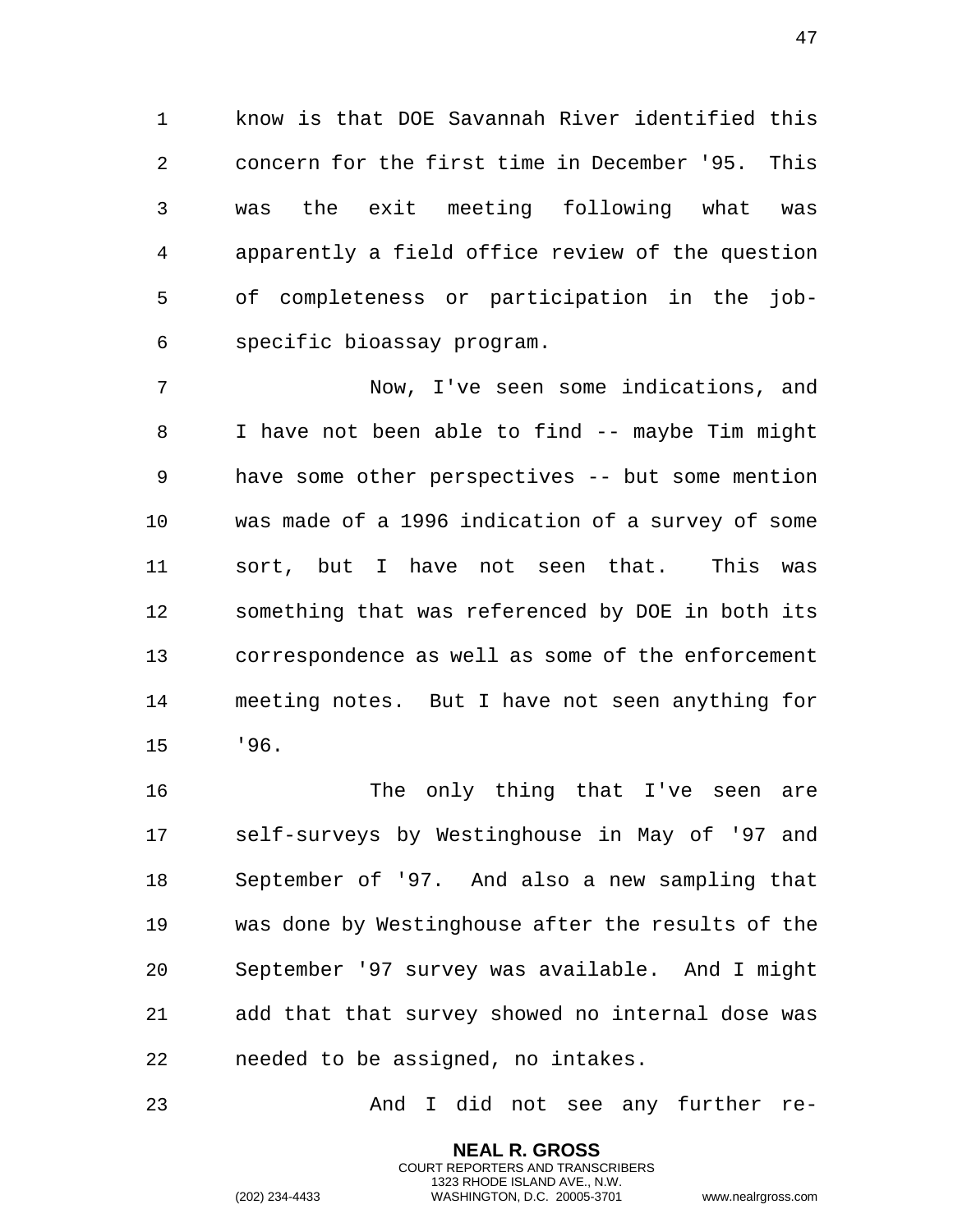know is that DOE Savannah River identified this concern for the first time in December '95. This was the exit meeting following what was apparently a field office review of the question of completeness or participation in the job-specific bioassay program.

Now, I've seen some indications, and I have not been able to find -- maybe Tim might have some other perspectives -- but some mention was made of a 1996 indication of a survey of some sort, but I have not seen that. This was something that was referenced by DOE in both its correspondence as well as some of the enforcement meeting notes. But I have not seen anything for '96.

The only thing that I've seen are self-surveys by Westinghouse in May of '97 and September of '97. And also a new sampling that was done by Westinghouse after the results of the September '97 survey was available. And I might add that that survey showed no internal dose was needed to be assigned, no intakes.

And I did not see any further re-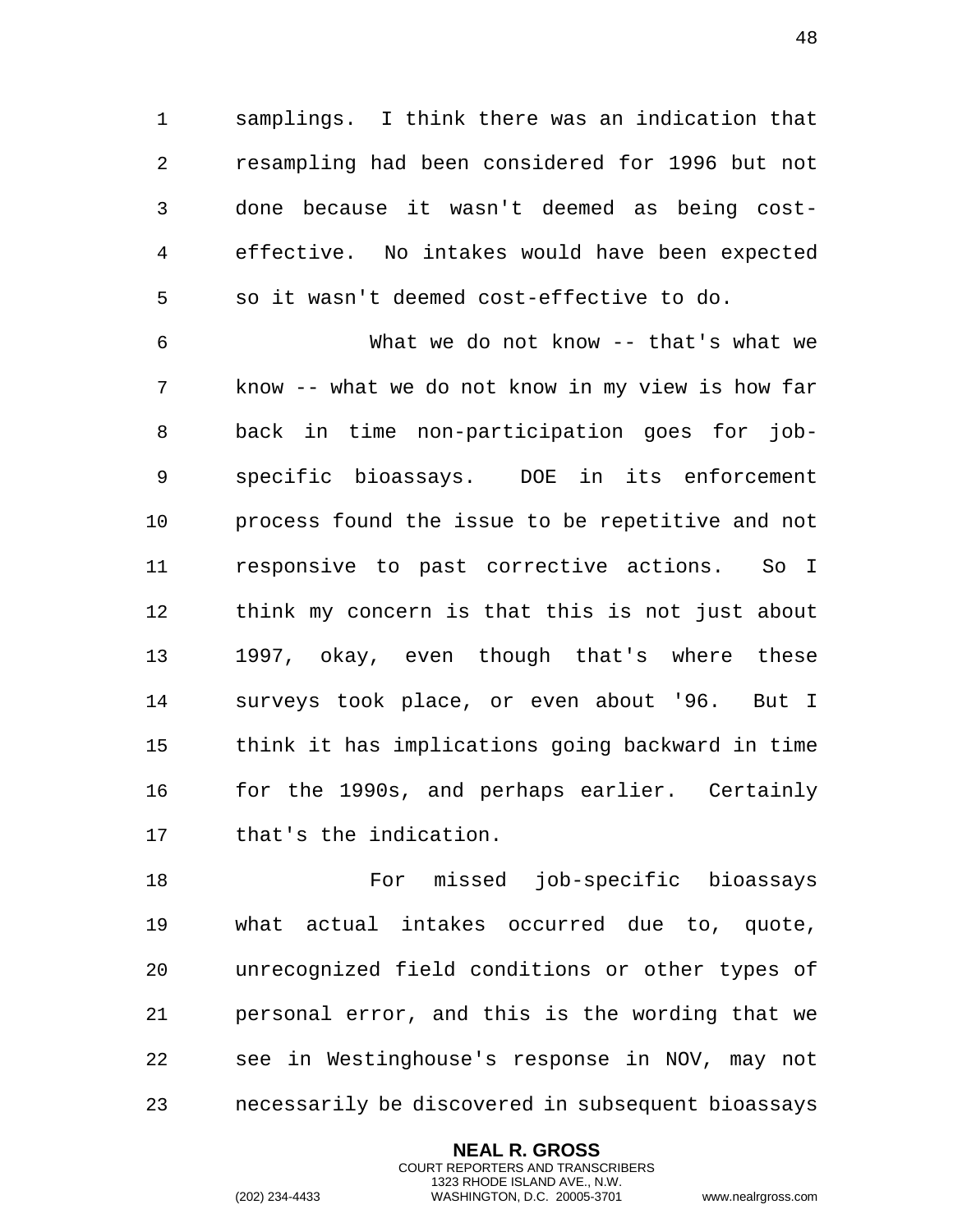samplings. I think there was an indication that resampling had been considered for 1996 but not done because it wasn't deemed as being cost-effective. No intakes would have been expected so it wasn't deemed cost-effective to do.

What we do not know -- that's what we know -- what we do not know in my view is how far back in time non-participation goes for job-specific bioassays. DOE in its enforcement process found the issue to be repetitive and not responsive to past corrective actions. So I think my concern is that this is not just about 1997, okay, even though that's where these surveys took place, or even about '96. But I think it has implications going backward in time for the 1990s, and perhaps earlier. Certainly that's the indication.

For missed job-specific bioassays what actual intakes occurred due to, quote, unrecognized field conditions or other types of personal error, and this is the wording that we see in Westinghouse's response in NOV, may not necessarily be discovered in subsequent bioassays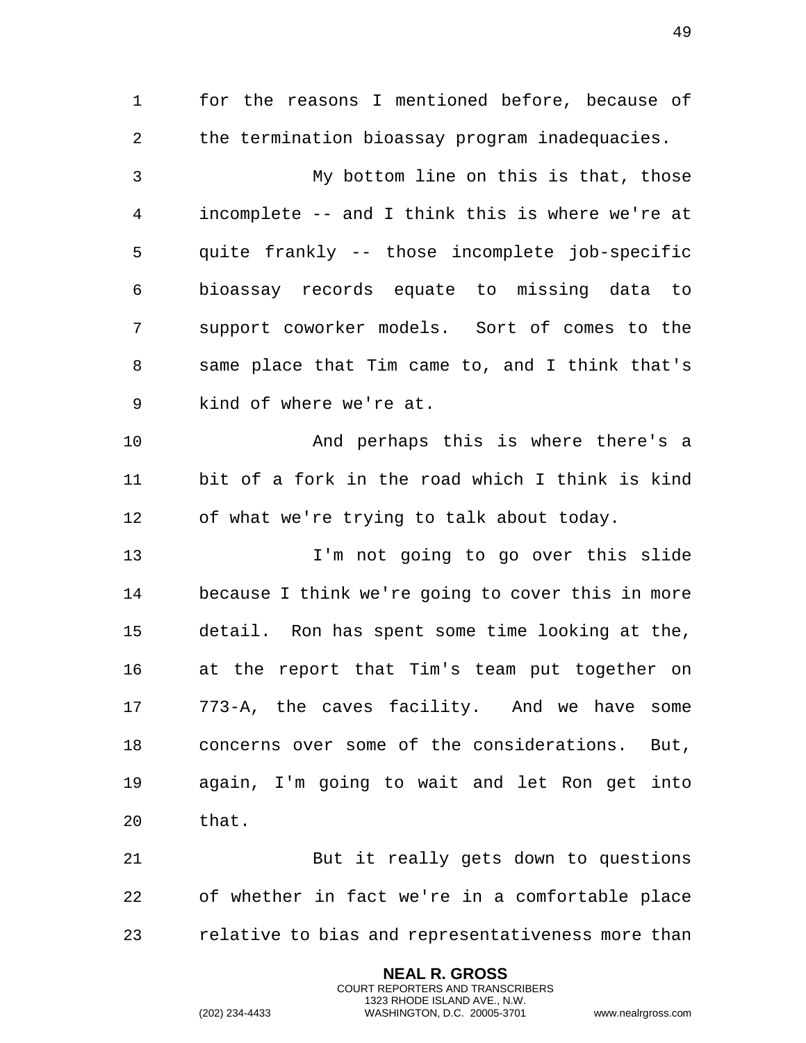for the reasons I mentioned before, because of the termination bioassay program inadequacies.

My bottom line on this is that, those incomplete -- and I think this is where we're at quite frankly -- those incomplete job-specific bioassay records equate to missing data to support coworker models. Sort of comes to the same place that Tim came to, and I think that's kind of where we're at.

And perhaps this is where there's a bit of a fork in the road which I think is kind of what we're trying to talk about today.

I'm not going to go over this slide because I think we're going to cover this in more detail. Ron has spent some time looking at the, at the report that Tim's team put together on 773-A, the caves facility. And we have some concerns over some of the considerations. But, again, I'm going to wait and let Ron get into that.

But it really gets down to questions of whether in fact we're in a comfortable place relative to bias and representativeness more than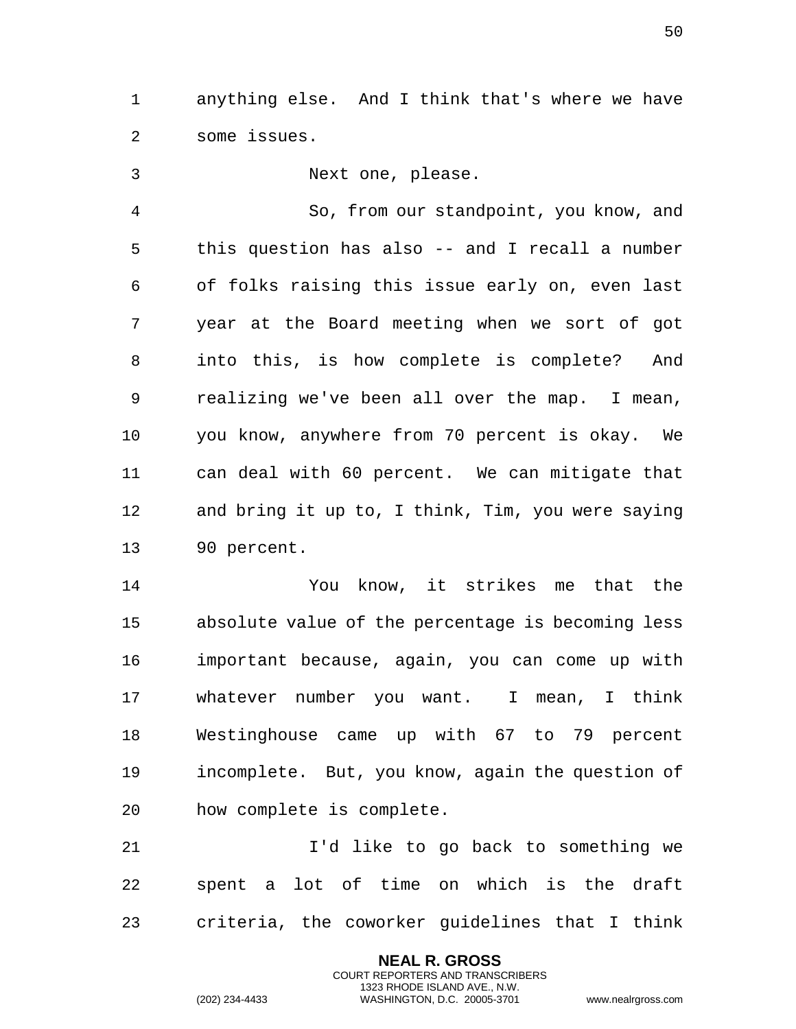anything else. And I think that's where we have some issues.

Next one, please.

So, from our standpoint, you know, and this question has also -- and I recall a number of folks raising this issue early on, even last year at the Board meeting when we sort of got into this, is how complete is complete? And realizing we've been all over the map. I mean, you know, anywhere from 70 percent is okay. We can deal with 60 percent. We can mitigate that and bring it up to, I think, Tim, you were saying 90 percent.

You know, it strikes me that the absolute value of the percentage is becoming less important because, again, you can come up with whatever number you want. I mean, I think Westinghouse came up with 67 to 79 percent incomplete. But, you know, again the question of how complete is complete.

I'd like to go back to something we spent a lot of time on which is the draft criteria, the coworker guidelines that I think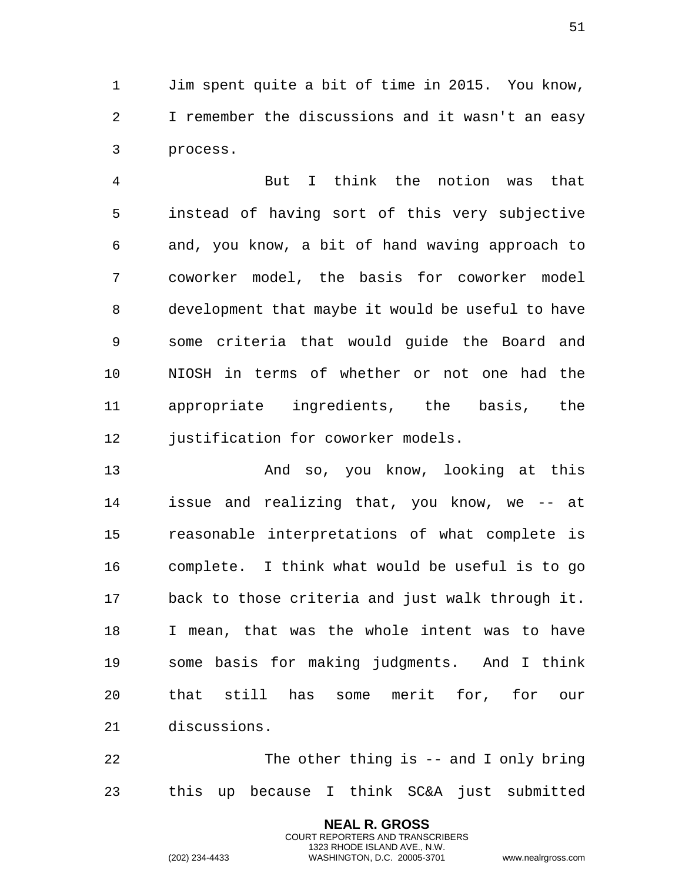Jim spent quite a bit of time in 2015. You know, I remember the discussions and it wasn't an easy process.

But I think the notion was that instead of having sort of this very subjective and, you know, a bit of hand waving approach to coworker model, the basis for coworker model development that maybe it would be useful to have some criteria that would guide the Board and NIOSH in terms of whether or not one had the appropriate ingredients, the basis, the justification for coworker models.

And so, you know, looking at this issue and realizing that, you know, we -- at reasonable interpretations of what complete is complete. I think what would be useful is to go back to those criteria and just walk through it. I mean, that was the whole intent was to have some basis for making judgments. And I think that still has some merit for, for our discussions.

The other thing is -- and I only bring this up because I think SC&A just submitted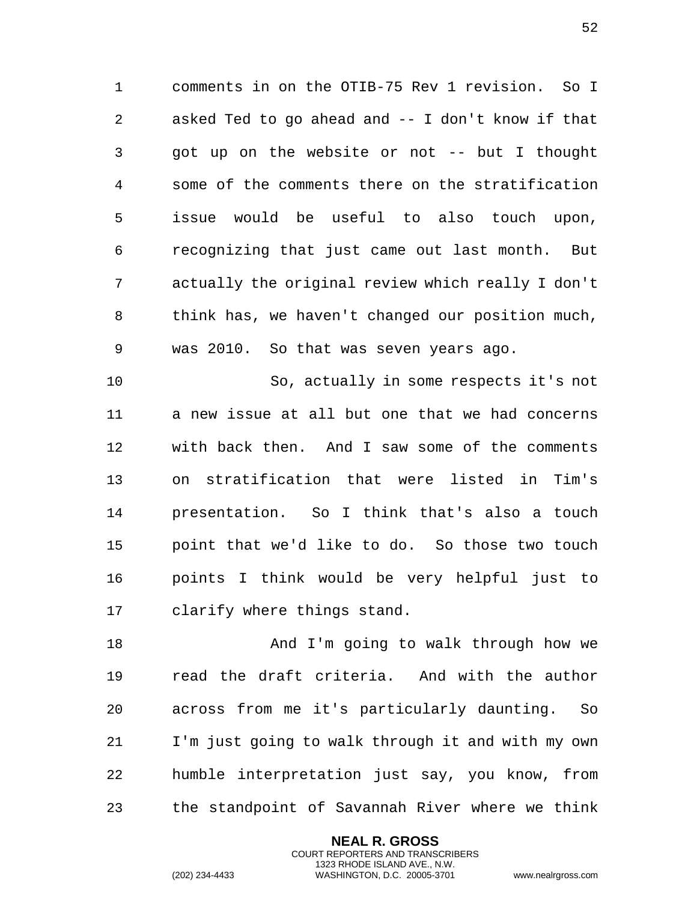comments in on the OTIB-75 Rev 1 revision. So I asked Ted to go ahead and -- I don't know if that got up on the website or not -- but I thought some of the comments there on the stratification issue would be useful to also touch upon, recognizing that just came out last month. But actually the original review which really I don't think has, we haven't changed our position much, was 2010. So that was seven years ago.

So, actually in some respects it's not a new issue at all but one that we had concerns with back then. And I saw some of the comments on stratification that were listed in Tim's presentation. So I think that's also a touch point that we'd like to do. So those two touch points I think would be very helpful just to clarify where things stand.

And I'm going to walk through how we read the draft criteria. And with the author across from me it's particularly daunting. So I'm just going to walk through it and with my own humble interpretation just say, you know, from the standpoint of Savannah River where we think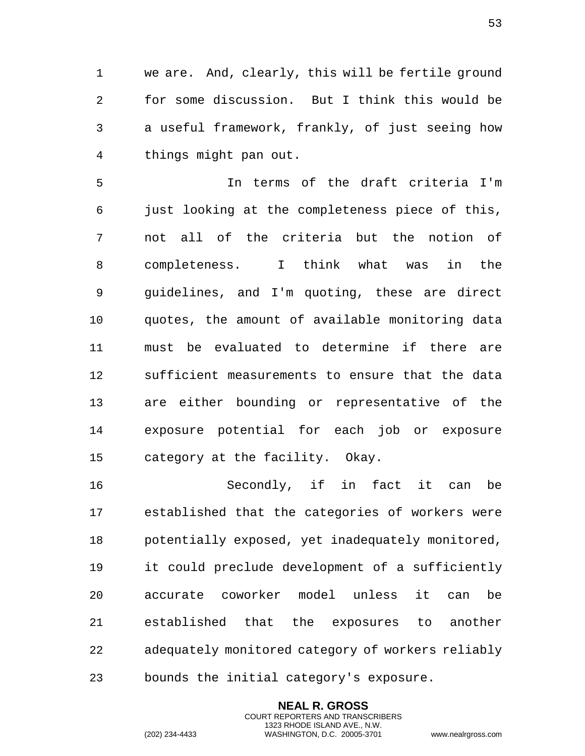we are. And, clearly, this will be fertile ground for some discussion. But I think this would be a useful framework, frankly, of just seeing how things might pan out.

In terms of the draft criteria I'm just looking at the completeness piece of this, not all of the criteria but the notion of completeness. I think what was in the guidelines, and I'm quoting, these are direct quotes, the amount of available monitoring data must be evaluated to determine if there are sufficient measurements to ensure that the data are either bounding or representative of the exposure potential for each job or exposure category at the facility. Okay.

Secondly, if in fact it can be established that the categories of workers were potentially exposed, yet inadequately monitored, it could preclude development of a sufficiently accurate coworker model unless it can be established that the exposures to another adequately monitored category of workers reliably bounds the initial category's exposure.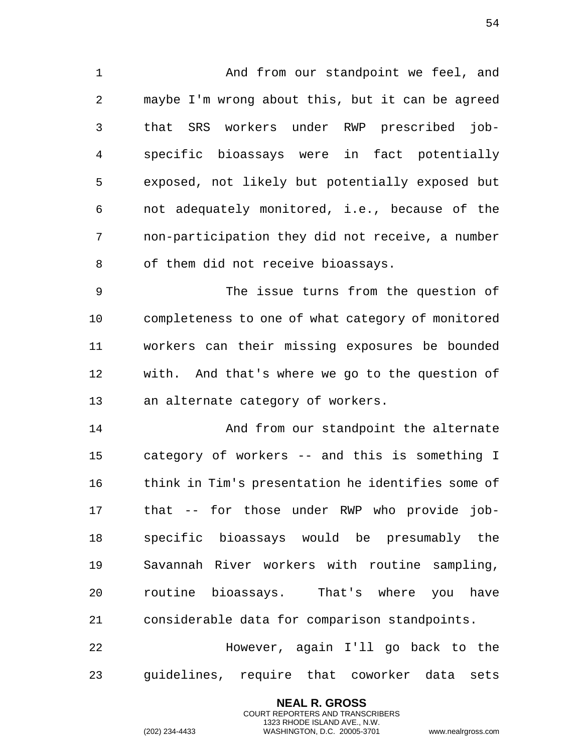And from our standpoint we feel, and maybe I'm wrong about this, but it can be agreed that SRS workers under RWP prescribed job-specific bioassays were in fact potentially exposed, not likely but potentially exposed but not adequately monitored, i.e., because of the non-participation they did not receive, a number of them did not receive bioassays.

The issue turns from the question of completeness to one of what category of monitored workers can their missing exposures be bounded with. And that's where we go to the question of an alternate category of workers.

And from our standpoint the alternate category of workers -- and this is something I think in Tim's presentation he identifies some of that -- for those under RWP who provide job-specific bioassays would be presumably the Savannah River workers with routine sampling, routine bioassays. That's where you have considerable data for comparison standpoints.

However, again I'll go back to the guidelines, require that coworker data sets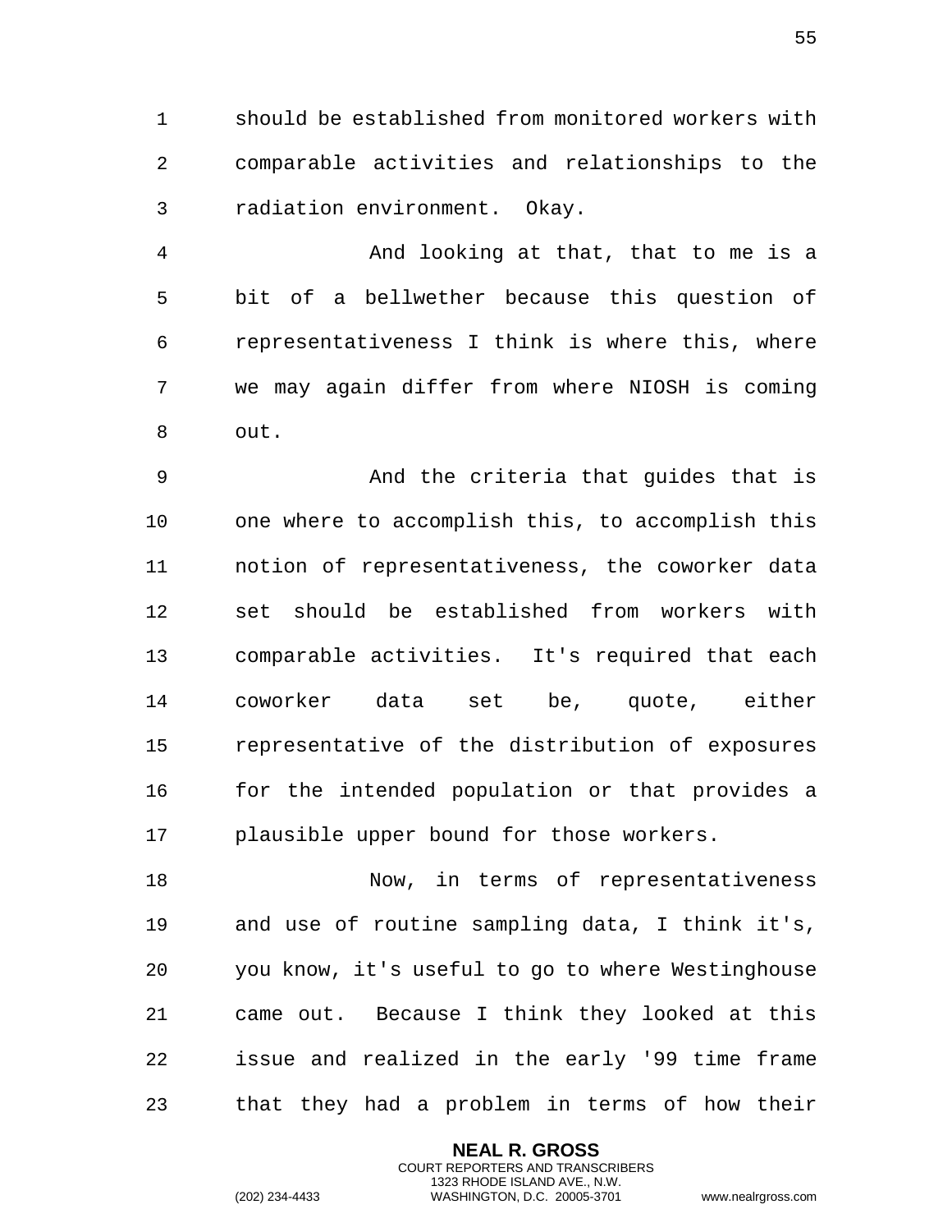should be established from monitored workers with comparable activities and relationships to the radiation environment. Okay.

And looking at that, that to me is a bit of a bellwether because this question of representativeness I think is where this, where we may again differ from where NIOSH is coming out.

And the criteria that guides that is one where to accomplish this, to accomplish this notion of representativeness, the coworker data set should be established from workers with comparable activities. It's required that each coworker data set be, quote, either representative of the distribution of exposures for the intended population or that provides a plausible upper bound for those workers.

Now, in terms of representativeness and use of routine sampling data, I think it's, you know, it's useful to go to where Westinghouse came out. Because I think they looked at this issue and realized in the early '99 time frame that they had a problem in terms of how their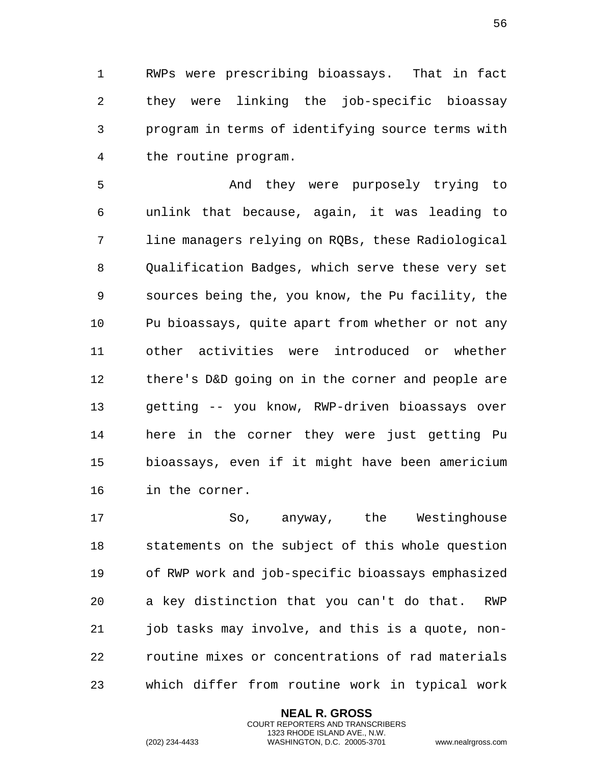RWPs were prescribing bioassays. That in fact they were linking the job-specific bioassay program in terms of identifying source terms with the routine program.

And they were purposely trying to unlink that because, again, it was leading to line managers relying on RQBs, these Radiological Qualification Badges, which serve these very set sources being the, you know, the Pu facility, the Pu bioassays, quite apart from whether or not any other activities were introduced or whether there's D&D going on in the corner and people are getting -- you know, RWP-driven bioassays over here in the corner they were just getting Pu bioassays, even if it might have been americium in the corner.

So, anyway, the Westinghouse statements on the subject of this whole question of RWP work and job-specific bioassays emphasized a key distinction that you can't do that. RWP job tasks may involve, and this is a quote, non-routine mixes or concentrations of rad materials which differ from routine work in typical work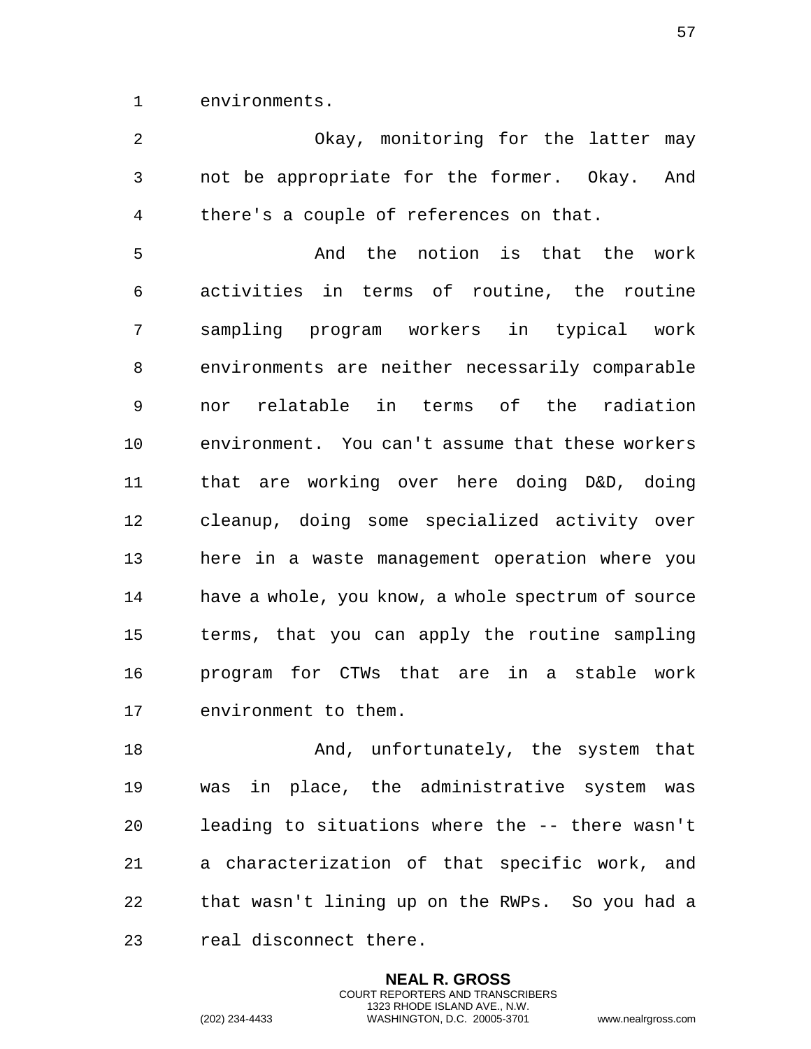environments.

Okay, monitoring for the latter may not be appropriate for the former. Okay. And there's a couple of references on that.

And the notion is that the work activities in terms of routine, the routine sampling program workers in typical work environments are neither necessarily comparable nor relatable in terms of the radiation environment. You can't assume that these workers that are working over here doing D&D, doing cleanup, doing some specialized activity over here in a waste management operation where you have a whole, you know, a whole spectrum of source terms, that you can apply the routine sampling program for CTWs that are in a stable work environment to them.

And, unfortunately, the system that was in place, the administrative system was leading to situations where the -- there wasn't a characterization of that specific work, and that wasn't lining up on the RWPs. So you had a real disconnect there.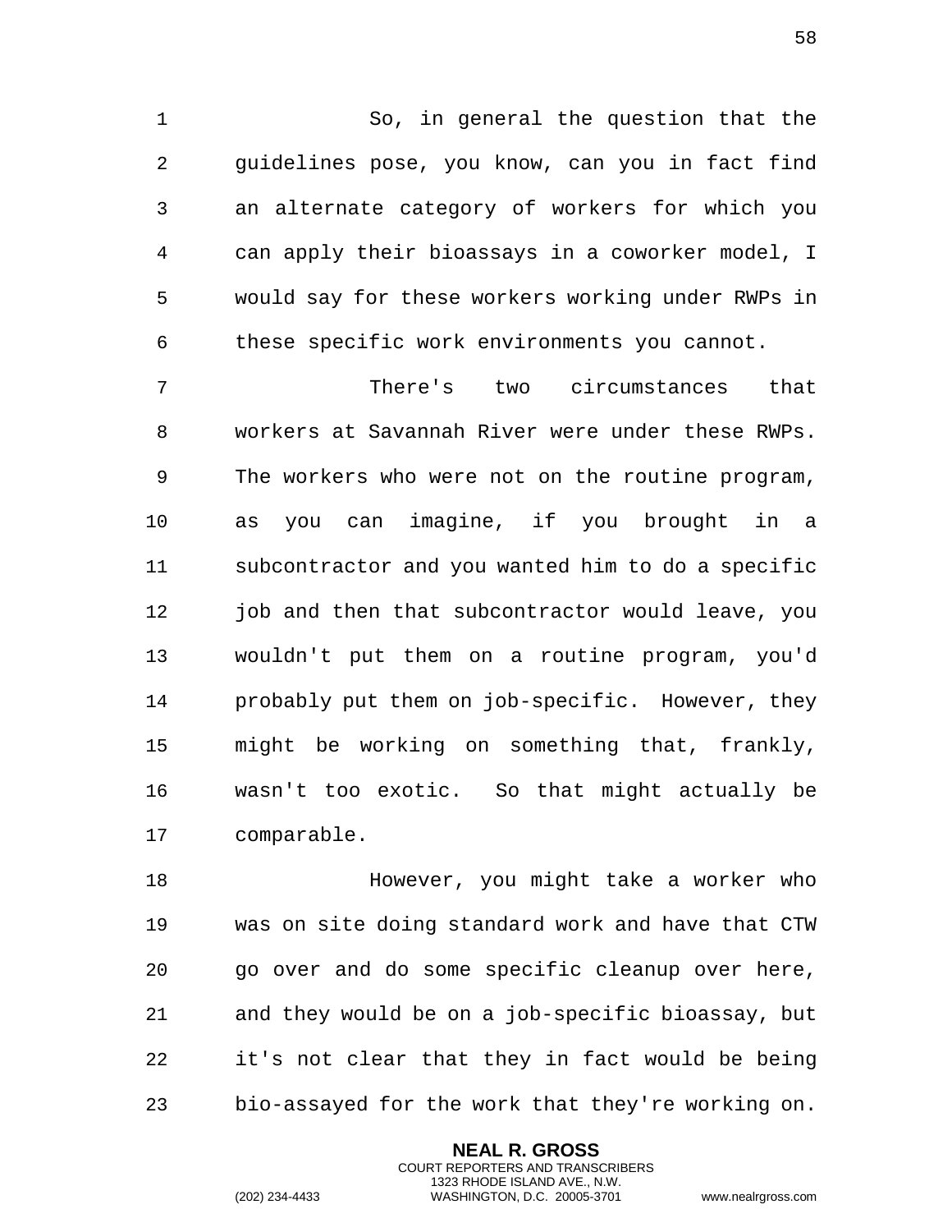So, in general the question that the guidelines pose, you know, can you in fact find an alternate category of workers for which you can apply their bioassays in a coworker model, I would say for these workers working under RWPs in these specific work environments you cannot.

There's two circumstances that workers at Savannah River were under these RWPs. The workers who were not on the routine program, as you can imagine, if you brought in a subcontractor and you wanted him to do a specific job and then that subcontractor would leave, you wouldn't put them on a routine program, you'd probably put them on job-specific. However, they might be working on something that, frankly, wasn't too exotic. So that might actually be comparable.

However, you might take a worker who was on site doing standard work and have that CTW go over and do some specific cleanup over here, and they would be on a job-specific bioassay, but it's not clear that they in fact would be being bio-assayed for the work that they're working on.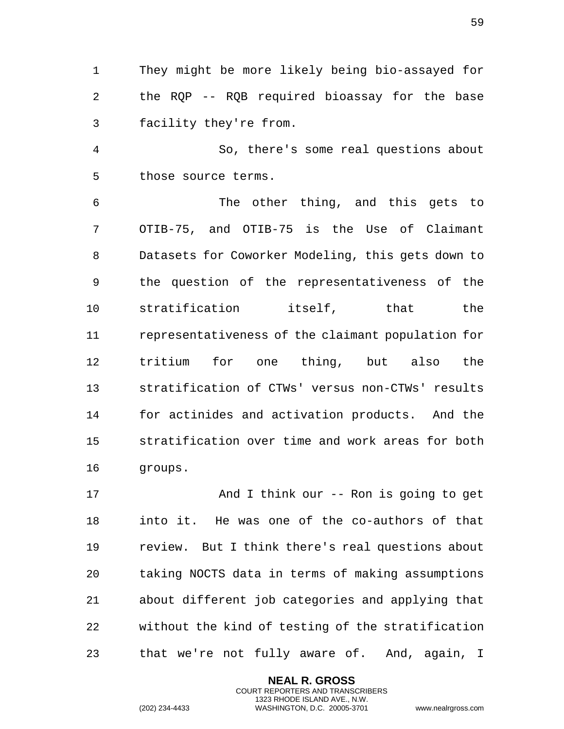They might be more likely being bio-assayed for the RQP -- RQB required bioassay for the base facility they're from.

So, there's some real questions about those source terms.

The other thing, and this gets to OTIB-75, and OTIB-75 is the Use of Claimant Datasets for Coworker Modeling, this gets down to the question of the representativeness of the stratification itself, that the representativeness of the claimant population for tritium for one thing, but also the stratification of CTWs' versus non-CTWs' results for actinides and activation products. And the stratification over time and work areas for both groups.

And I think our -- Ron is going to get into it. He was one of the co-authors of that review. But I think there's real questions about taking NOCTS data in terms of making assumptions about different job categories and applying that without the kind of testing of the stratification that we're not fully aware of. And, again, I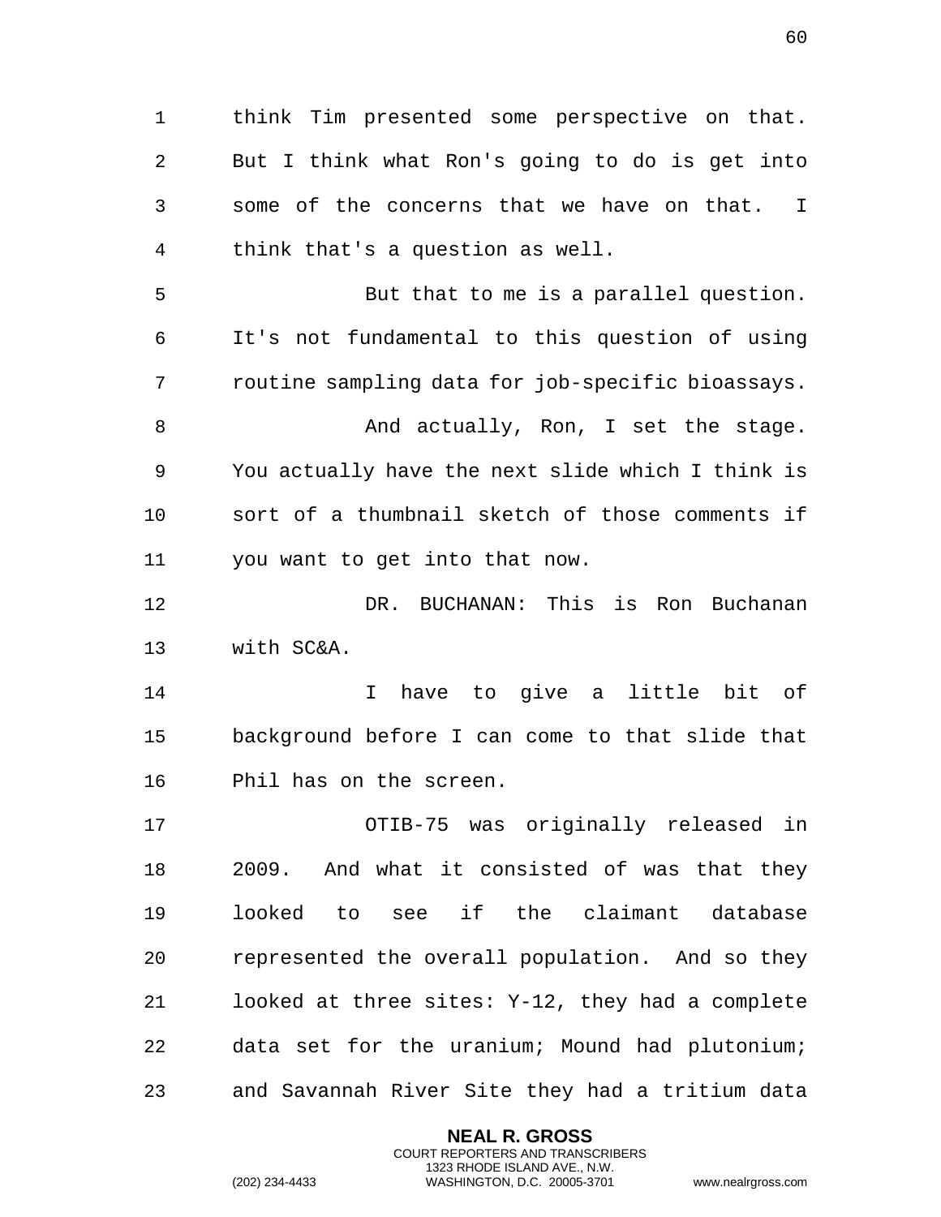think Tim presented some perspective on that. But I think what Ron's going to do is get into some of the concerns that we have on that. I think that's a question as well.

But that to me is a parallel question. It's not fundamental to this question of using routine sampling data for job-specific bioassays.

And actually, Ron, I set the stage. You actually have the next slide which I think is sort of a thumbnail sketch of those comments if you want to get into that now.

DR. BUCHANAN: This is Ron Buchanan with SC&A.

I have to give a little bit of background before I can come to that slide that Phil has on the screen.

OTIB-75 was originally released in 2009. And what it consisted of was that they looked to see if the claimant database represented the overall population. And so they looked at three sites: Y-12, they had a complete data set for the uranium; Mound had plutonium; and Savannah River Site they had a tritium data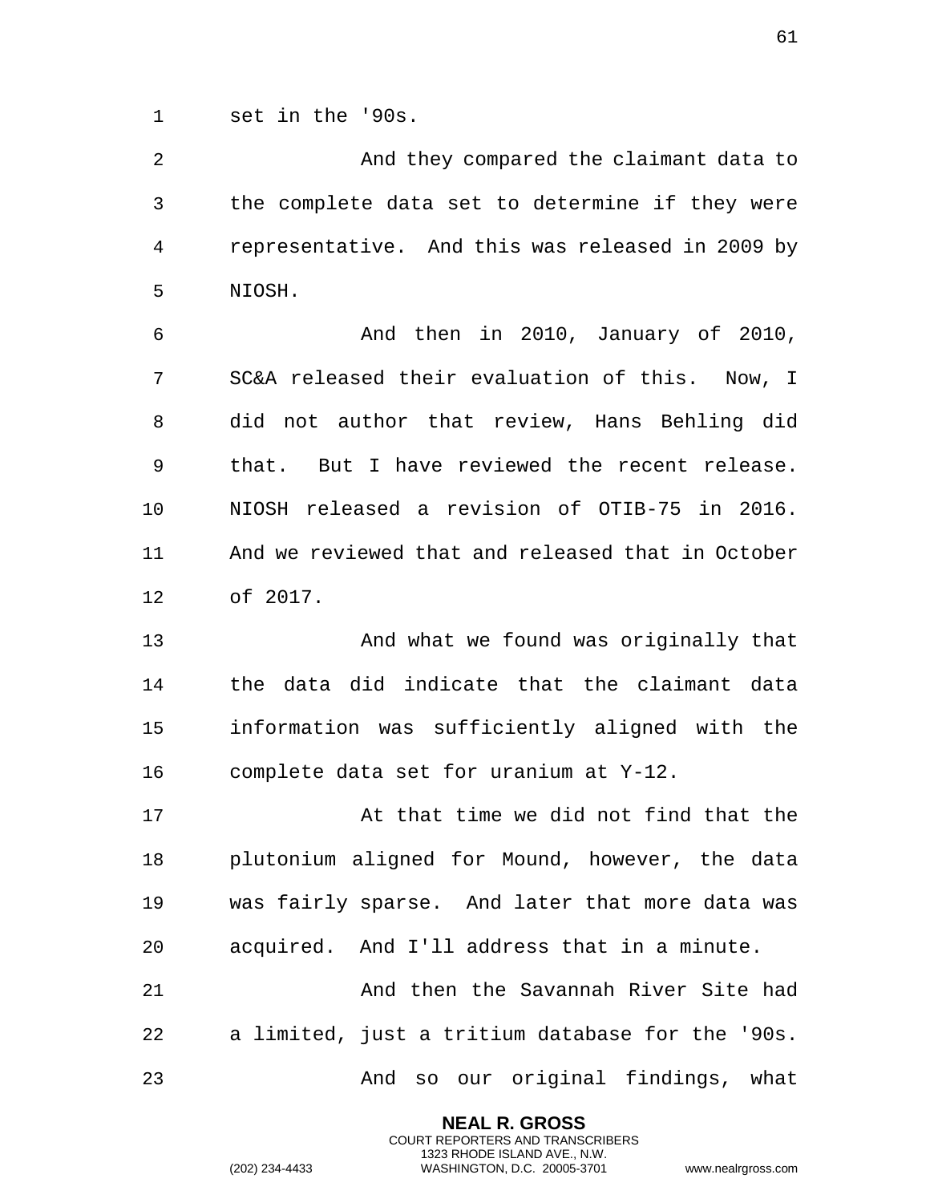set in the '90s.

And they compared the claimant data to the complete data set to determine if they were representative. And this was released in 2009 by NIOSH.

And then in 2010, January of 2010, SC&A released their evaluation of this. Now, I did not author that review, Hans Behling did that. But I have reviewed the recent release. NIOSH released a revision of OTIB-75 in 2016. And we reviewed that and released that in October of 2017.

And what we found was originally that the data did indicate that the claimant data information was sufficiently aligned with the complete data set for uranium at Y-12.

At that time we did not find that the plutonium aligned for Mound, however, the data was fairly sparse. And later that more data was acquired. And I'll address that in a minute.

And then the Savannah River Site had a limited, just a tritium database for the '90s.

And so our original findings, what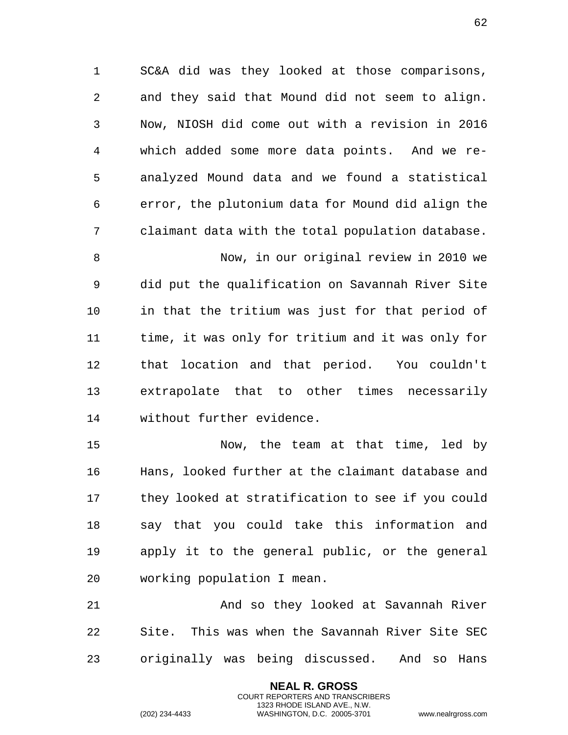SC&A did was they looked at those comparisons, and they said that Mound did not seem to align. Now, NIOSH did come out with a revision in 2016 which added some more data points. And we re-analyzed Mound data and we found a statistical error, the plutonium data for Mound did align the claimant data with the total population database.

Now, in our original review in 2010 we did put the qualification on Savannah River Site in that the tritium was just for that period of time, it was only for tritium and it was only for that location and that period. You couldn't extrapolate that to other times necessarily without further evidence.

Now, the team at that time, led by Hans, looked further at the claimant database and they looked at stratification to see if you could say that you could take this information and apply it to the general public, or the general working population I mean.

And so they looked at Savannah River Site. This was when the Savannah River Site SEC originally was being discussed. And so Hans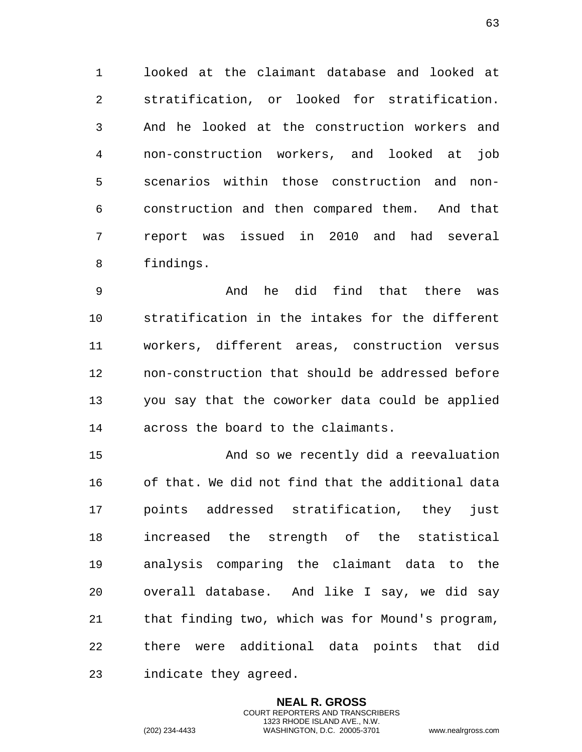looked at the claimant database and looked at stratification, or looked for stratification. And he looked at the construction workers and non-construction workers, and looked at job scenarios within those construction and non-construction and then compared them. And that report was issued in 2010 and had several findings.

And he did find that there was stratification in the intakes for the different workers, different areas, construction versus non-construction that should be addressed before you say that the coworker data could be applied across the board to the claimants.

And so we recently did a reevaluation of that. We did not find that the additional data points addressed stratification, they just increased the strength of the statistical analysis comparing the claimant data to the overall database. And like I say, we did say that finding two, which was for Mound's program, there were additional data points that did indicate they agreed.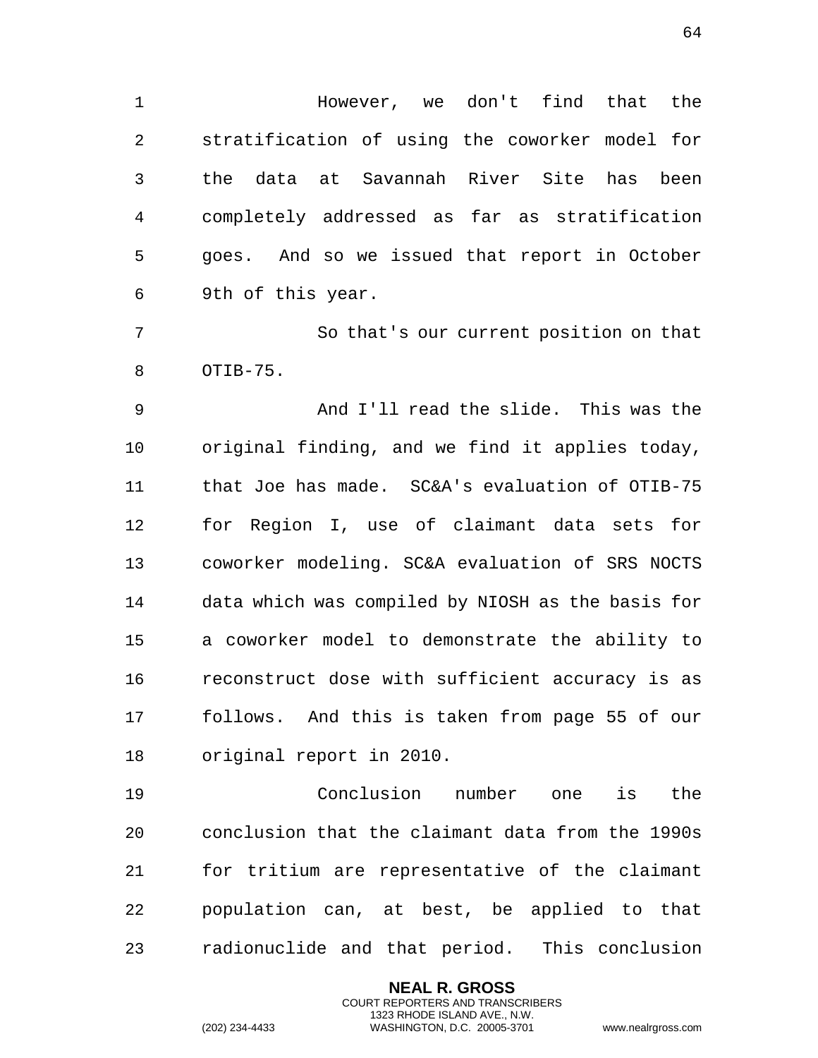However, we don't find that the stratification of using the coworker model for the data at Savannah River Site has been completely addressed as far as stratification goes. And so we issued that report in October 9th of this year.

So that's our current position on that OTIB-75.

And I'll read the slide. This was the original finding, and we find it applies today, that Joe has made. SC&A's evaluation of OTIB-75 for Region I, use of claimant data sets for coworker modeling. SC&A evaluation of SRS NOCTS data which was compiled by NIOSH as the basis for a coworker model to demonstrate the ability to reconstruct dose with sufficient accuracy is as follows. And this is taken from page 55 of our original report in 2010.

Conclusion number one is the conclusion that the claimant data from the 1990s for tritium are representative of the claimant population can, at best, be applied to that radionuclide and that period. This conclusion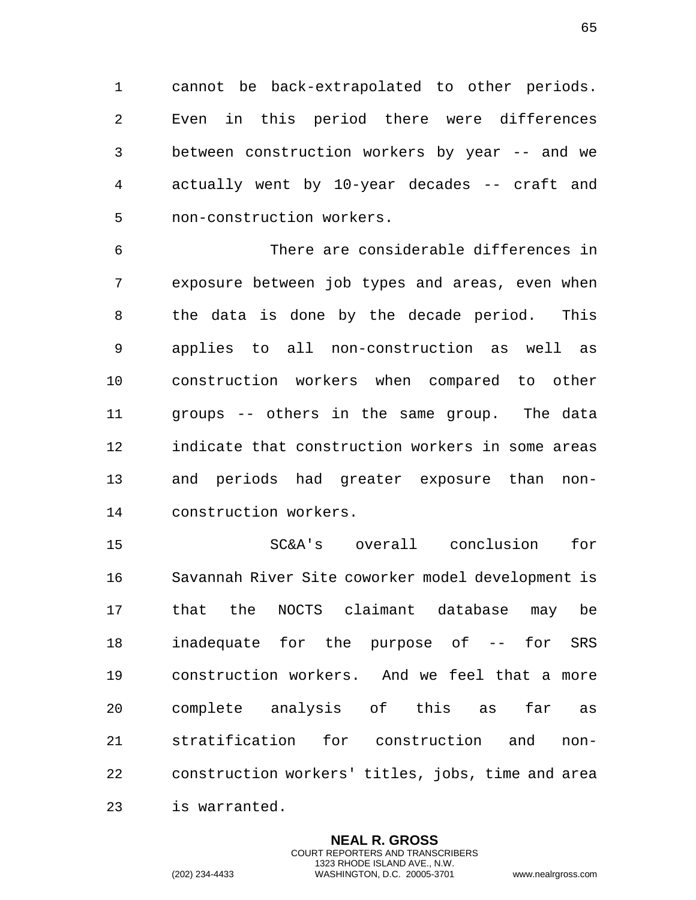cannot be back-extrapolated to other periods. Even in this period there were differences between construction workers by year -- and we actually went by 10-year decades -- craft and non-construction workers.

There are considerable differences in exposure between job types and areas, even when the data is done by the decade period. This applies to all non-construction as well as construction workers when compared to other groups -- others in the same group. The data indicate that construction workers in some areas and periods had greater exposure than non-construction workers.

SC&A's overall conclusion for Savannah River Site coworker model development is that the NOCTS claimant database may be inadequate for the purpose of -- for SRS construction workers. And we feel that a more complete analysis of this as far as stratification for construction and non-construction workers' titles, jobs, time and area is warranted.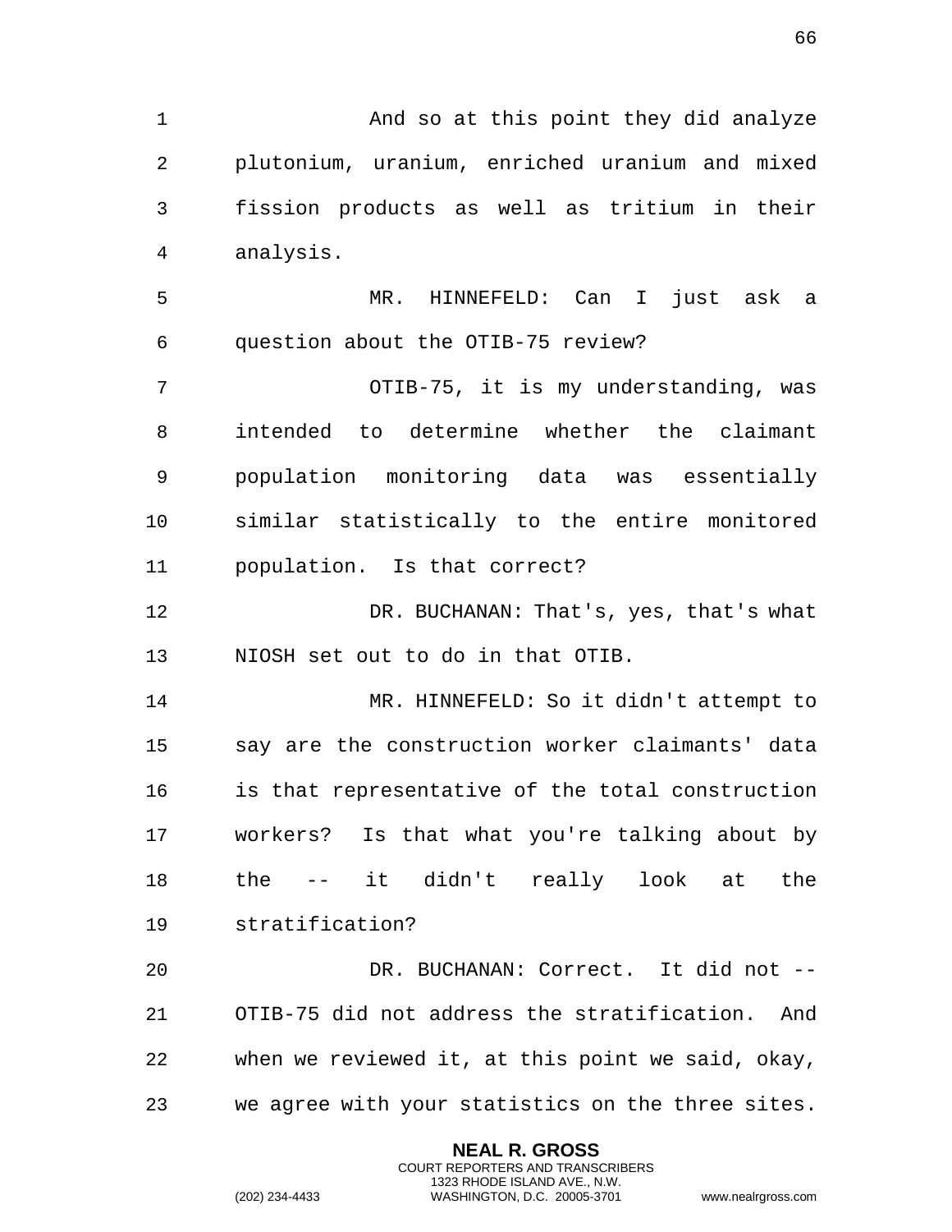And so at this point they did analyze plutonium, uranium, enriched uranium and mixed fission products as well as tritium in their analysis.

MR. HINNEFELD: Can I just ask a question about the OTIB-75 review?

OTIB-75, it is my understanding, was intended to determine whether the claimant population monitoring data was essentially similar statistically to the entire monitored population. Is that correct?

DR. BUCHANAN: That's, yes, that's what NIOSH set out to do in that OTIB.

MR. HINNEFELD: So it didn't attempt to say are the construction worker claimants' data is that representative of the total construction workers? Is that what you're talking about by the -- it didn't really look at the stratification?

DR. BUCHANAN: Correct. It did not -- OTIB-75 did not address the stratification. And when we reviewed it, at this point we said, okay, we agree with your statistics on the three sites.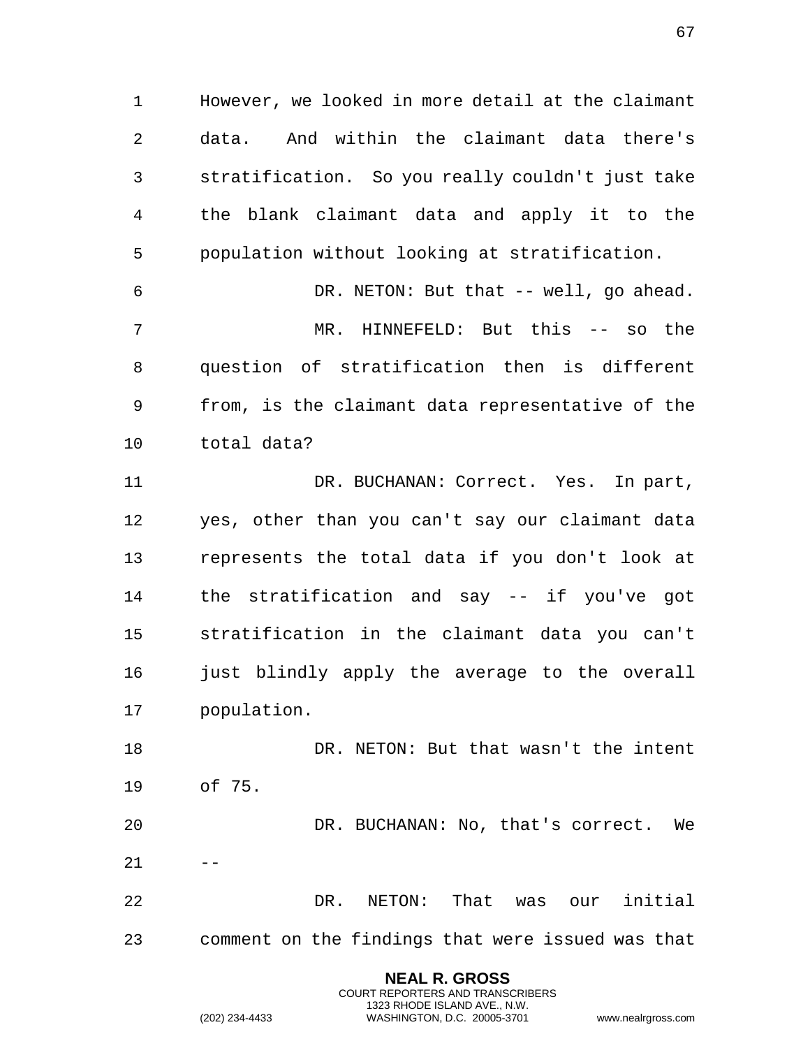However, we looked in more detail at the claimant data. And within the claimant data there's stratification. So you really couldn't just take the blank claimant data and apply it to the population without looking at stratification.

DR. NETON: But that -- well, go ahead.

MR. HINNEFELD: But this -- so the question of stratification then is different from, is the claimant data representative of the total data?

DR. BUCHANAN: Correct. Yes. In part, yes, other than you can't say our claimant data represents the total data if you don't look at the stratification and say -- if you've got stratification in the claimant data you can't just blindly apply the average to the overall population.

DR. NETON: But that wasn't the intent of 75.

DR. BUCHANAN: No, that's correct. We --

DR. NETON: That was our initial comment on the findings that were issued was that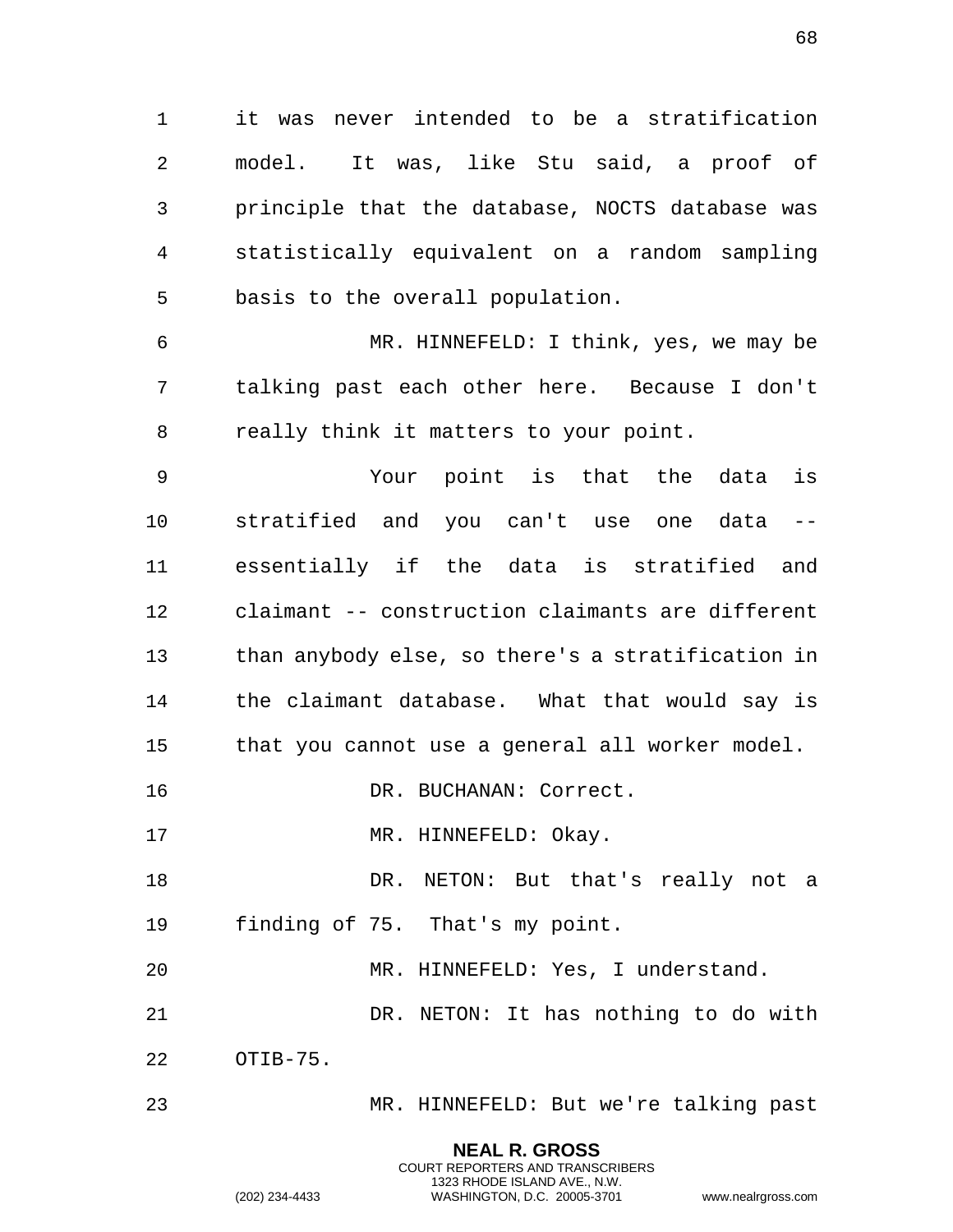it was never intended to be a stratification model. It was, like Stu said, a proof of principle that the database, NOCTS database was statistically equivalent on a random sampling basis to the overall population.

MR. HINNEFELD: I think, yes, we may be talking past each other here. Because I don't really think it matters to your point.

Your point is that the data is stratified and you can't use one data -- essentially if the data is stratified and claimant -- construction claimants are different than anybody else, so there's a stratification in the claimant database. What that would say is that you cannot use a general all worker model.

DR. BUCHANAN: Correct.

MR. HINNEFELD: Okay.

DR. NETON: But that's really not a finding of 75. That's my point.

MR. HINNEFELD: Yes, I understand.

DR. NETON: It has nothing to do with OTIB-75.

MR. HINNEFELD: But we're talking past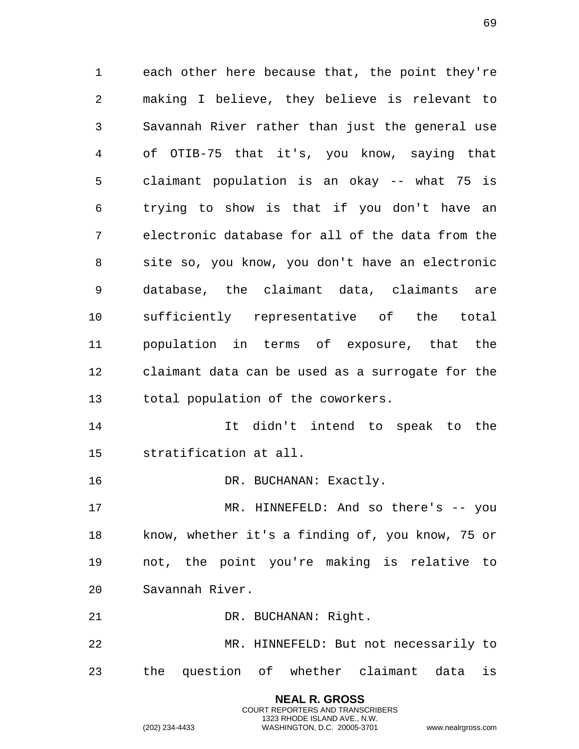each other here because that, the point they're making I believe, they believe is relevant to Savannah River rather than just the general use of OTIB-75 that it's, you know, saying that claimant population is an okay -- what 75 is trying to show is that if you don't have an electronic database for all of the data from the site so, you know, you don't have an electronic database, the claimant data, claimants are sufficiently representative of the total population in terms of exposure, that the claimant data can be used as a surrogate for the total population of the coworkers.

It didn't intend to speak to the stratification at all.

DR. BUCHANAN: Exactly.

MR. HINNEFELD: And so there's -- you know, whether it's a finding of, you know, 75 or not, the point you're making is relative to Savannah River.

DR. BUCHANAN: Right.

MR. HINNEFELD: But not necessarily to the question of whether claimant data is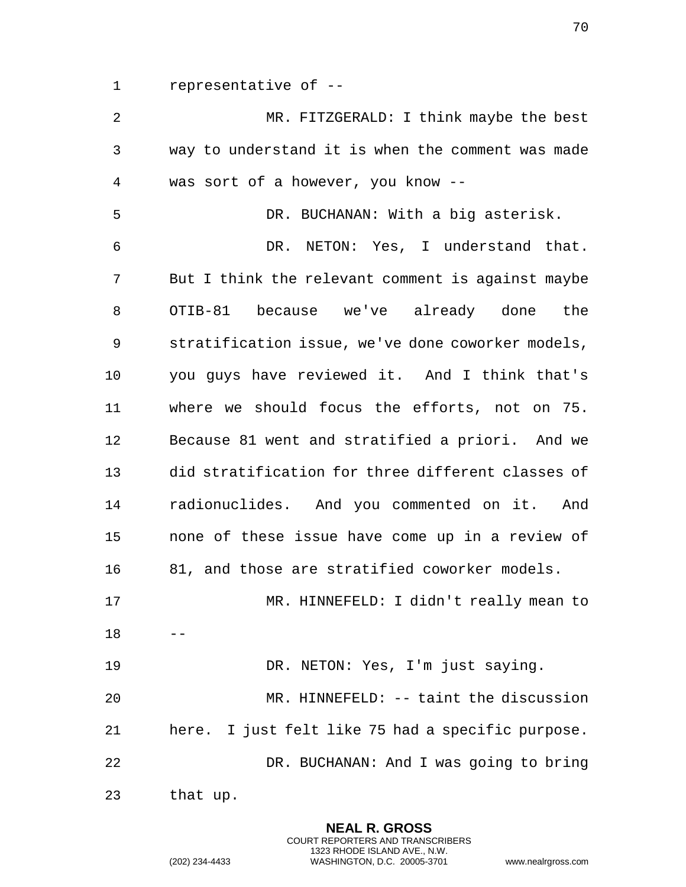representative of --

MR. FITZGERALD: I think maybe the best way to understand it is when the comment was made was sort of a however, you know --

DR. BUCHANAN: With a big asterisk.

DR. NETON: Yes, I understand that. But I think the relevant comment is against maybe OTIB-81 because we've already done the stratification issue, we've done coworker models, you guys have reviewed it. And I think that's where we should focus the efforts, not on 75. Because 81 went and stratified a priori. And we did stratification for three different classes of radionuclides. And you commented on it. And none of these issue have come up in a review of 81, and those are stratified coworker models.

MR. HINNEFELD: I didn't really mean to --

DR. NETON: Yes, I'm just saying.

MR. HINNEFELD: -- taint the discussion here. I just felt like 75 had a specific purpose.

DR. BUCHANAN: And I was going to bring that up.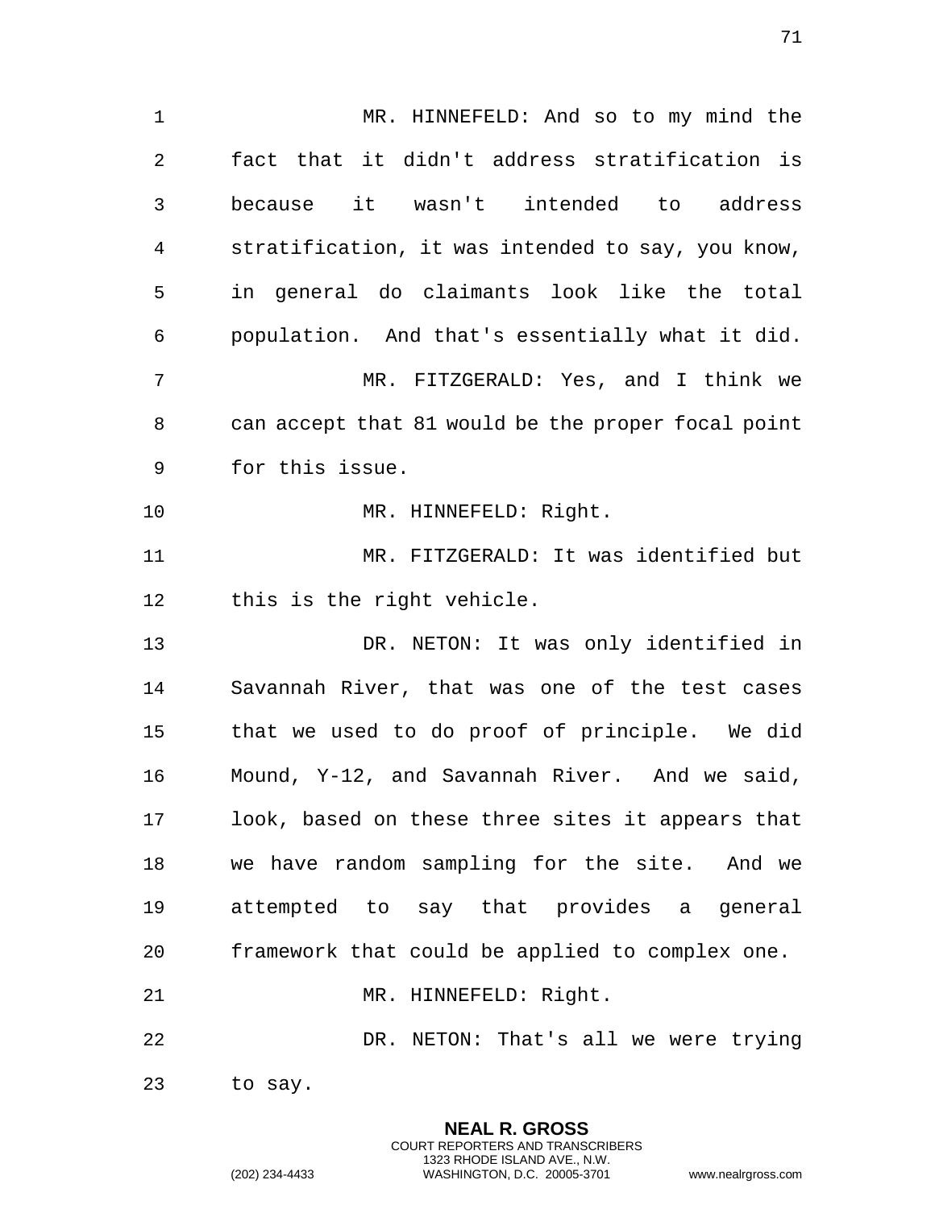MR. HINNEFELD: And so to my mind the fact that it didn't address stratification is because it wasn't intended to address stratification, it was intended to say, you know, in general do claimants look like the total population. And that's essentially what it did.

MR. FITZGERALD: Yes, and I think we can accept that 81 would be the proper focal point for this issue.

MR. HINNEFELD: Right.

MR. FITZGERALD: It was identified but this is the right vehicle.

DR. NETON: It was only identified in Savannah River, that was one of the test cases that we used to do proof of principle. We did Mound, Y-12, and Savannah River. And we said, look, based on these three sites it appears that we have random sampling for the site. And we attempted to say that provides a general framework that could be applied to complex one.

MR. HINNEFELD: Right.

DR. NETON: That's all we were trying to say.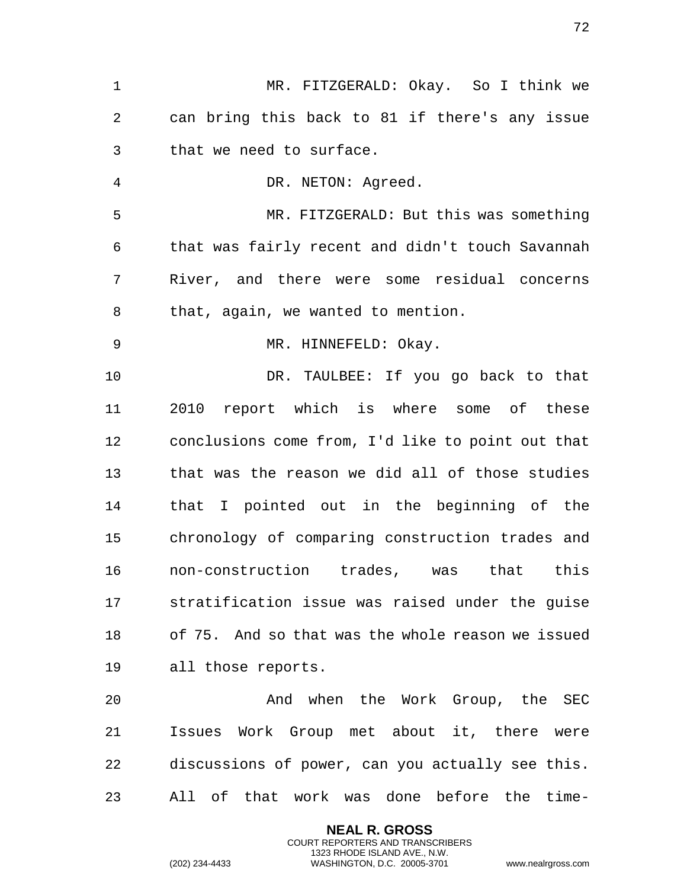MR. FITZGERALD: Okay. So I think we can bring this back to 81 if there's any issue that we need to surface.

DR. NETON: Agreed.

MR. FITZGERALD: But this was something that was fairly recent and didn't touch Savannah River, and there were some residual concerns that, again, we wanted to mention.

MR. HINNEFELD: Okay.

DR. TAULBEE: If you go back to that 2010 report which is where some of these conclusions come from, I'd like to point out that that was the reason we did all of those studies that I pointed out in the beginning of the chronology of comparing construction trades and non-construction trades, was that this stratification issue was raised under the guise of 75. And so that was the whole reason we issued all those reports.

And when the Work Group, the SEC Issues Work Group met about it, there were discussions of power, can you actually see this. All of that work was done before the time-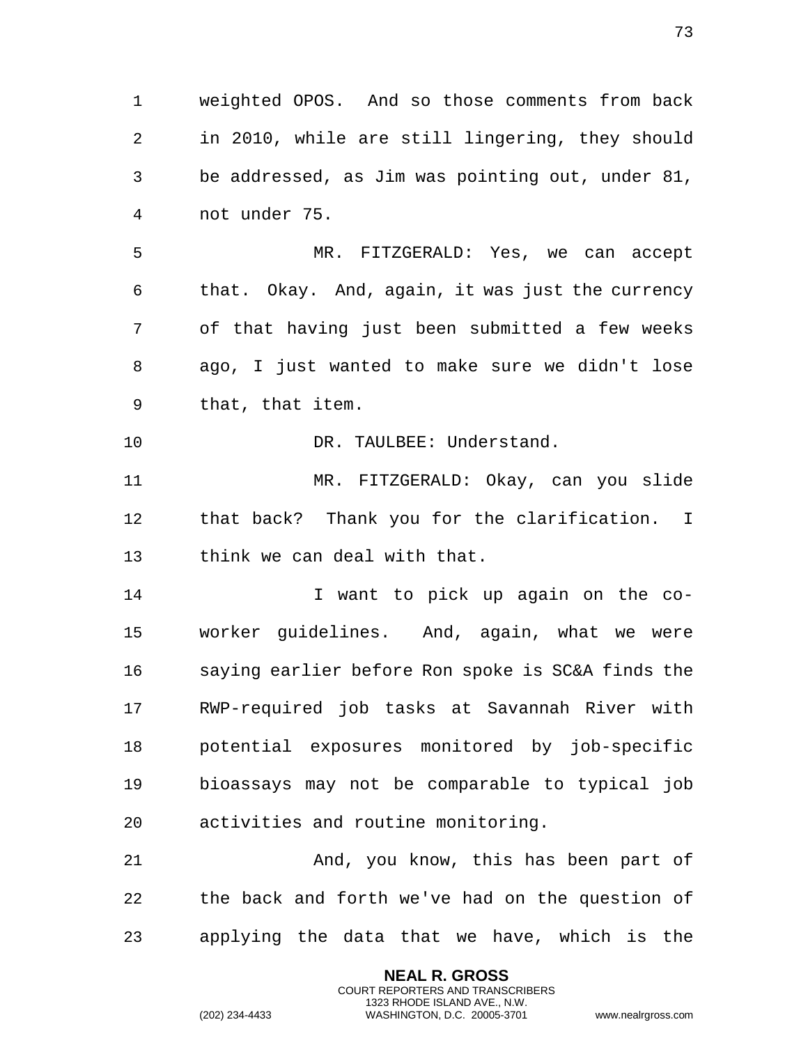weighted OPOS. And so those comments from back in 2010, while are still lingering, they should be addressed, as Jim was pointing out, under 81, not under 75.

MR. FITZGERALD: Yes, we can accept that. Okay. And, again, it was just the currency of that having just been submitted a few weeks ago, I just wanted to make sure we didn't lose that, that item.

DR. TAULBEE: Understand.

MR. FITZGERALD: Okay, can you slide that back? Thank you for the clarification. I think we can deal with that.

I want to pick up again on the co-worker guidelines. And, again, what we were saying earlier before Ron spoke is SC&A finds the RWP-required job tasks at Savannah River with potential exposures monitored by job-specific bioassays may not be comparable to typical job activities and routine monitoring.

And, you know, this has been part of the back and forth we've had on the question of applying the data that we have, which is the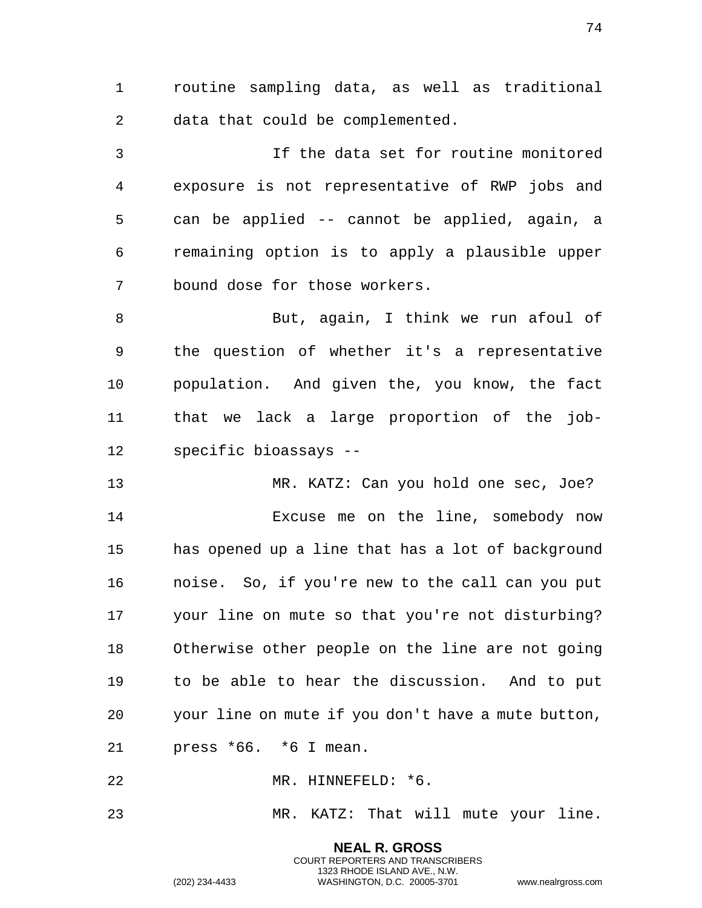routine sampling data, as well as traditional data that could be complemented.

If the data set for routine monitored exposure is not representative of RWP jobs and can be applied -- cannot be applied, again, a remaining option is to apply a plausible upper bound dose for those workers.

But, again, I think we run afoul of the question of whether it's a representative population. And given the, you know, the fact that we lack a large proportion of the job-specific bioassays --

MR. KATZ: Can you hold one sec, Joe?

Excuse me on the line, somebody now has opened up a line that has a lot of background noise. So, if you're new to the call can you put your line on mute so that you're not disturbing? Otherwise other people on the line are not going to be able to hear the discussion. And to put your line on mute if you don't have a mute button, press *66. *6 I mean.

MR. HINNEFELD: *6.

MR. KATZ: That will mute your line.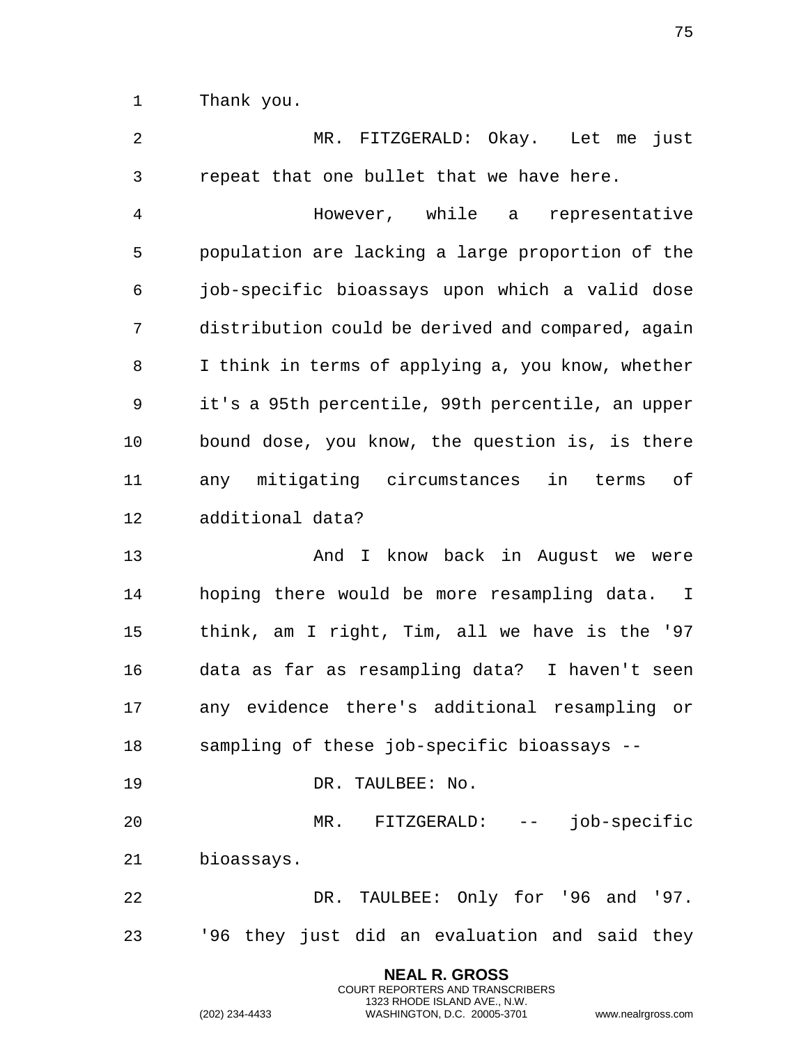Thank you.

MR. FITZGERALD: Okay. Let me just repeat that one bullet that we have here.

However, while a representative population are lacking a large proportion of the job-specific bioassays upon which a valid dose distribution could be derived and compared, again I think in terms of applying a, you know, whether it's a 95th percentile, 99th percentile, an upper bound dose, you know, the question is, is there any mitigating circumstances in terms of additional data?

And I know back in August we were hoping there would be more resampling data. I think, am I right, Tim, all we have is the '97 data as far as resampling data? I haven't seen any evidence there's additional resampling or sampling of these job-specific bioassays --

DR. TAULBEE: No.

MR. FITZGERALD: -- job-specific bioassays.

DR. TAULBEE: Only for '96 and '97. '96 they just did an evaluation and said they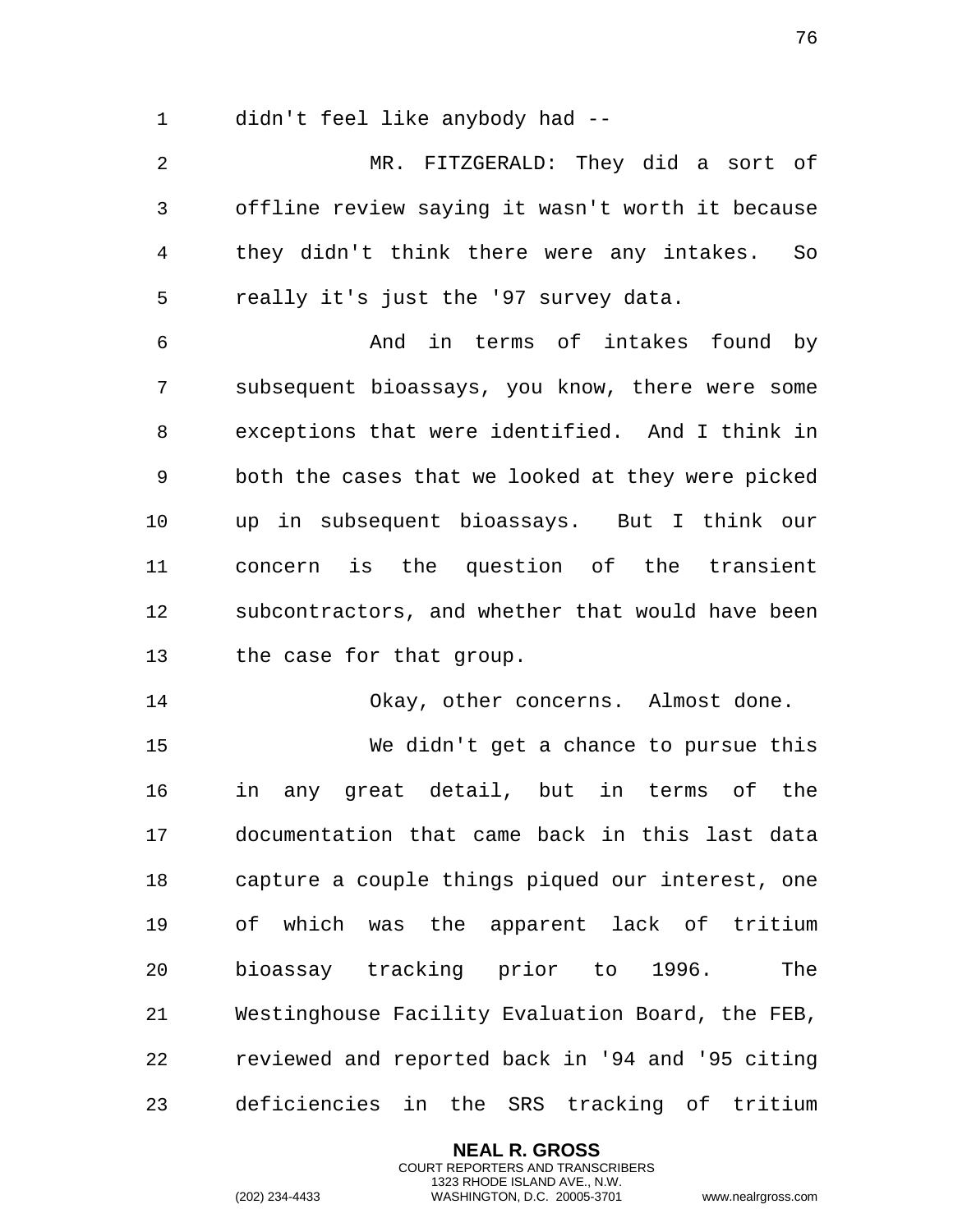didn't feel like anybody had --

MR. FITZGERALD: They did a sort of offline review saying it wasn't worth it because they didn't think there were any intakes. So really it's just the '97 survey data.

And in terms of intakes found by subsequent bioassays, you know, there were some exceptions that were identified. And I think in both the cases that we looked at they were picked up in subsequent bioassays. But I think our concern is the question of the transient subcontractors, and whether that would have been the case for that group.

Okay, other concerns. Almost done.

We didn't get a chance to pursue this in any great detail, but in terms of the documentation that came back in this last data capture a couple things piqued our interest, one of which was the apparent lack of tritium bioassay tracking prior to 1996. The Westinghouse Facility Evaluation Board, the FEB, reviewed and reported back in '94 and '95 citing deficiencies in the SRS tracking of tritium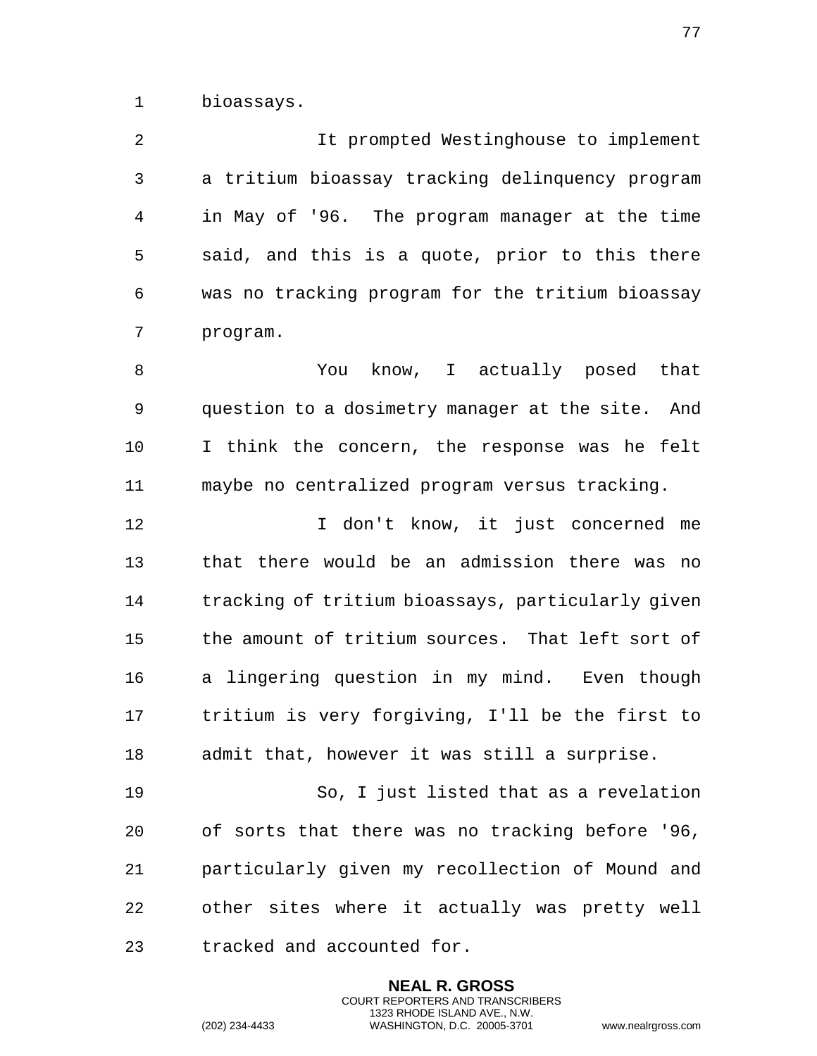bioassays.

It prompted Westinghouse to implement a tritium bioassay tracking delinquency program in May of '96. The program manager at the time said, and this is a quote, prior to this there was no tracking program for the tritium bioassay program.

You know, I actually posed that question to a dosimetry manager at the site. And I think the concern, the response was he felt maybe no centralized program versus tracking.

I don't know, it just concerned me that there would be an admission there was no tracking of tritium bioassays, particularly given the amount of tritium sources. That left sort of a lingering question in my mind. Even though tritium is very forgiving, I'll be the first to admit that, however it was still a surprise.

So, I just listed that as a revelation of sorts that there was no tracking before '96, particularly given my recollection of Mound and other sites where it actually was pretty well tracked and accounted for.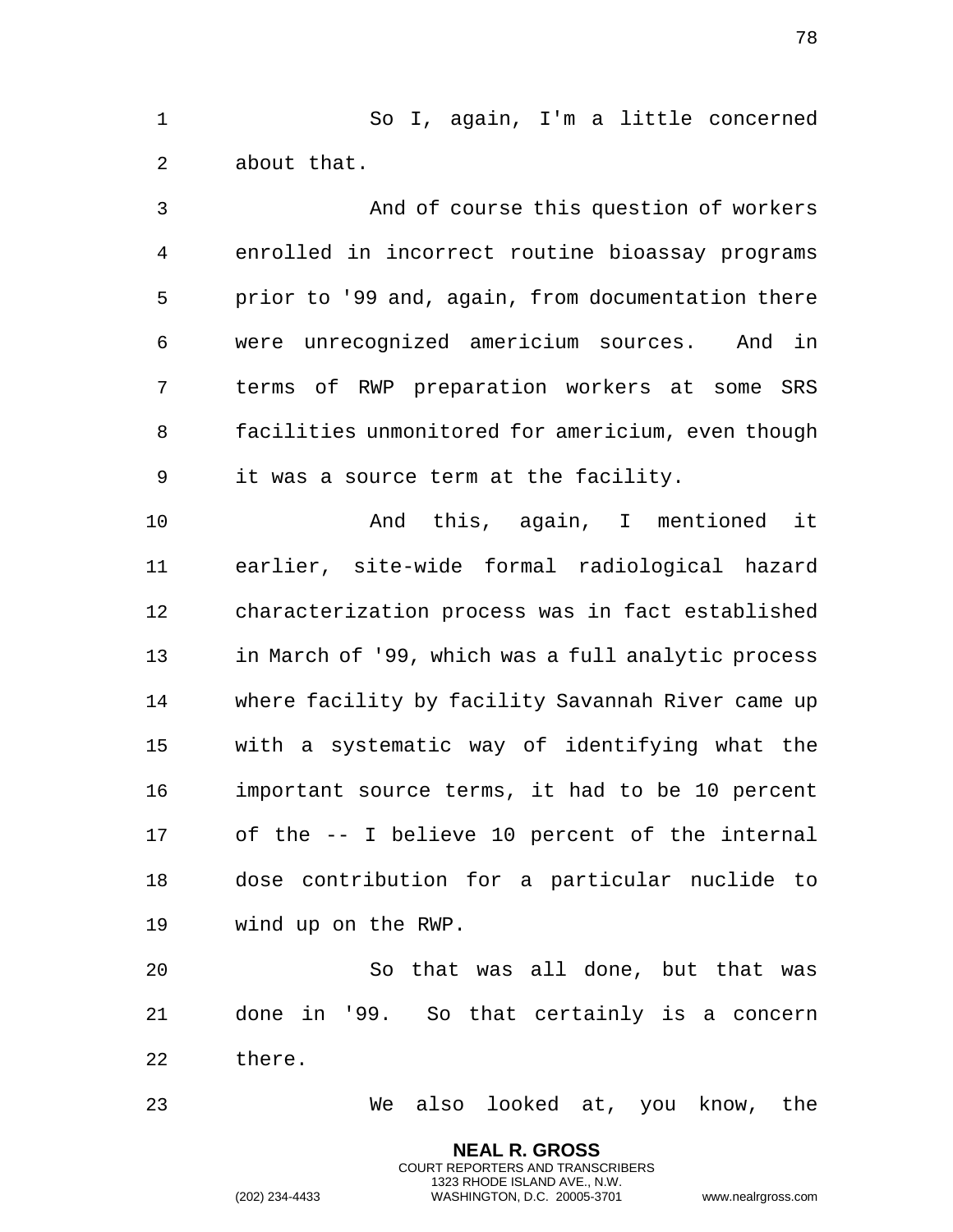So I, again, I'm a little concerned about that.

And of course this question of workers enrolled in incorrect routine bioassay programs prior to '99 and, again, from documentation there were unrecognized americium sources. And in terms of RWP preparation workers at some SRS facilities unmonitored for americium, even though it was a source term at the facility.

And this, again, I mentioned it earlier, site-wide formal radiological hazard characterization process was in fact established in March of '99, which was a full analytic process where facility by facility Savannah River came up with a systematic way of identifying what the important source terms, it had to be 10 percent of the -- I believe 10 percent of the internal dose contribution for a particular nuclide to wind up on the RWP.

So that was all done, but that was done in '99. So that certainly is a concern there.

We also looked at, you know, the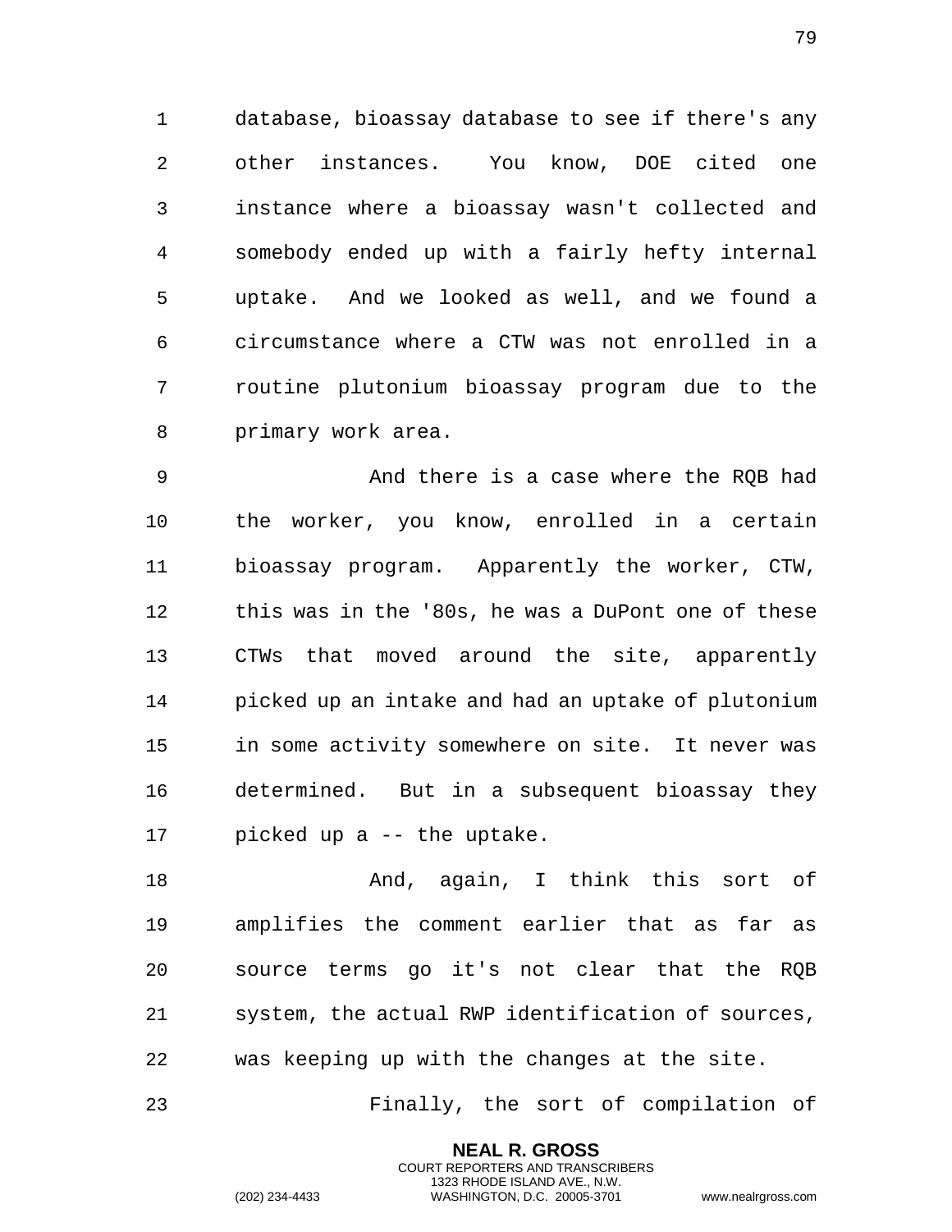database, bioassay database to see if there's any other instances. You know, DOE cited one instance where a bioassay wasn't collected and somebody ended up with a fairly hefty internal uptake. And we looked as well, and we found a circumstance where a CTW was not enrolled in a routine plutonium bioassay program due to the primary work area.

And there is a case where the RQB had the worker, you know, enrolled in a certain bioassay program. Apparently the worker, CTW, this was in the '80s, he was a DuPont one of these CTWs that moved around the site, apparently picked up an intake and had an uptake of plutonium in some activity somewhere on site. It never was determined. But in a subsequent bioassay they picked up a -- the uptake.

And, again, I think this sort of amplifies the comment earlier that as far as source terms go it's not clear that the RQB system, the actual RWP identification of sources, was keeping up with the changes at the site.

Finally, the sort of compilation of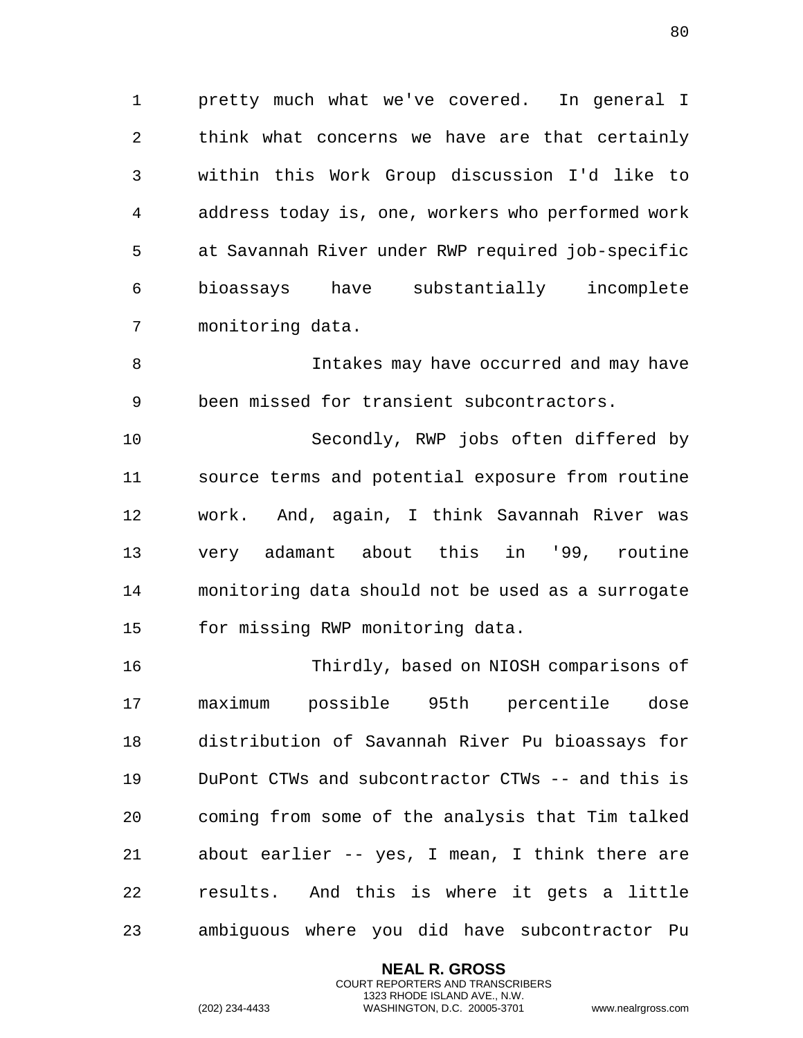pretty much what we've covered. In general I think what concerns we have are that certainly within this Work Group discussion I'd like to address today is, one, workers who performed work at Savannah River under RWP required job-specific bioassays have substantially incomplete monitoring data.

Intakes may have occurred and may have been missed for transient subcontractors.

Secondly, RWP jobs often differed by source terms and potential exposure from routine work. And, again, I think Savannah River was very adamant about this in '99, routine monitoring data should not be used as a surrogate for missing RWP monitoring data.

Thirdly, based on NIOSH comparisons of maximum possible 95th percentile dose distribution of Savannah River Pu bioassays for DuPont CTWs and subcontractor CTWs -- and this is coming from some of the analysis that Tim talked about earlier -- yes, I mean, I think there are results. And this is where it gets a little ambiguous where you did have subcontractor Pu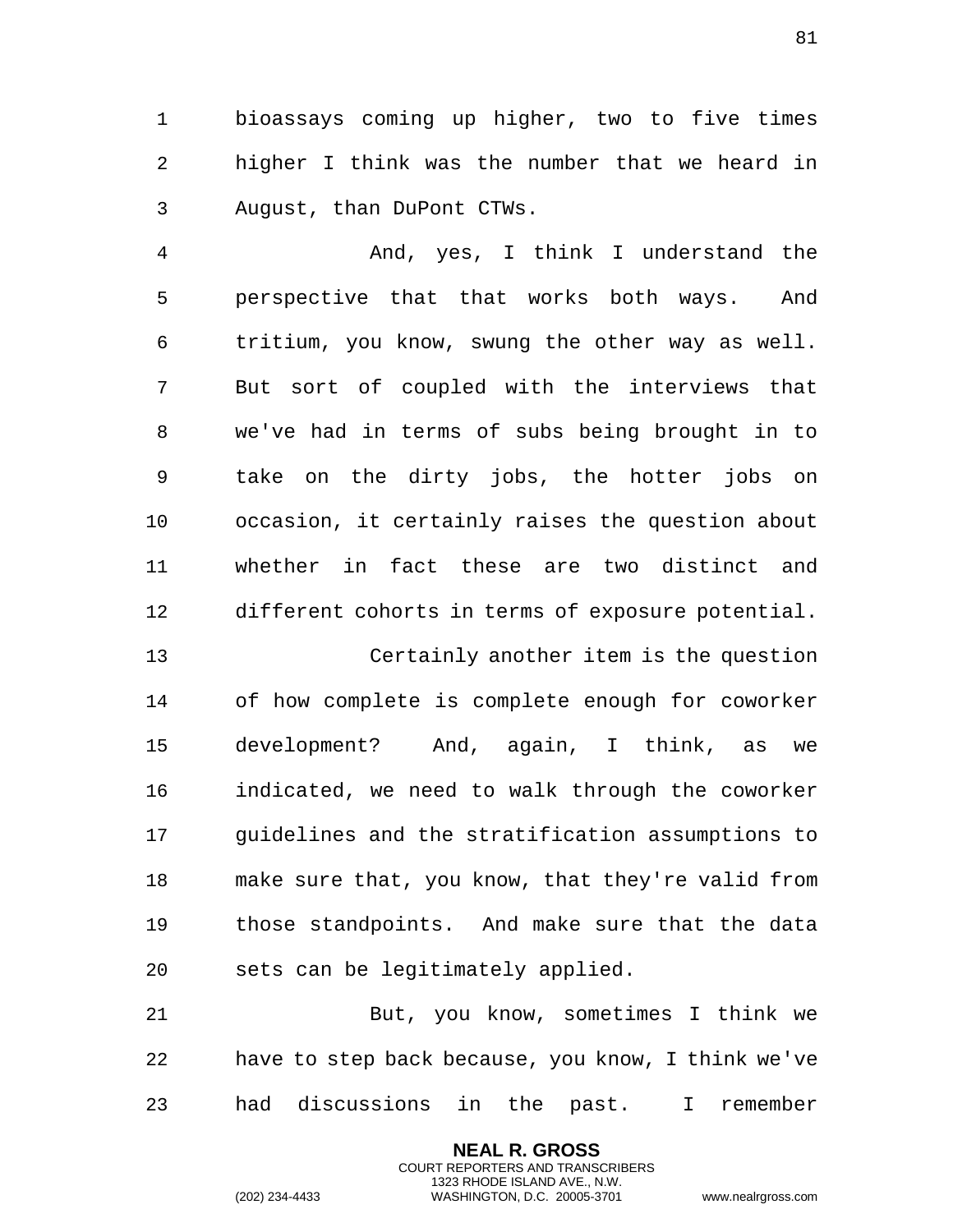bioassays coming up higher, two to five times higher I think was the number that we heard in August, than DuPont CTWs.

And, yes, I think I understand the perspective that that works both ways. And tritium, you know, swung the other way as well. But sort of coupled with the interviews that we've had in terms of subs being brought in to take on the dirty jobs, the hotter jobs on occasion, it certainly raises the question about whether in fact these are two distinct and different cohorts in terms of exposure potential.

Certainly another item is the question of how complete is complete enough for coworker development? And, again, I think, as we indicated, we need to walk through the coworker guidelines and the stratification assumptions to make sure that, you know, that they're valid from those standpoints. And make sure that the data sets can be legitimately applied.

But, you know, sometimes I think we have to step back because, you know, I think we've had discussions in the past. I remember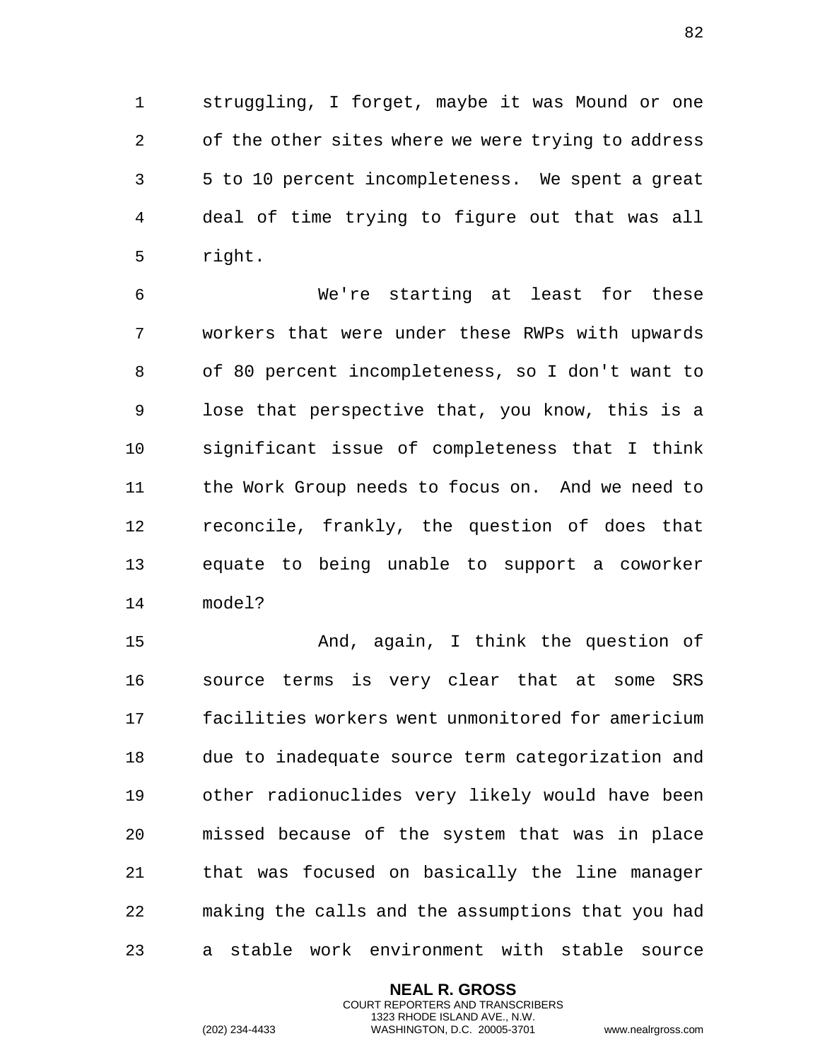struggling, I forget, maybe it was Mound or one of the other sites where we were trying to address 5 to 10 percent incompleteness. We spent a great deal of time trying to figure out that was all right.

We're starting at least for these workers that were under these RWPs with upwards of 80 percent incompleteness, so I don't want to lose that perspective that, you know, this is a significant issue of completeness that I think the Work Group needs to focus on. And we need to reconcile, frankly, the question of does that equate to being unable to support a coworker model?

And, again, I think the question of source terms is very clear that at some SRS facilities workers went unmonitored for americium due to inadequate source term categorization and other radionuclides very likely would have been missed because of the system that was in place that was focused on basically the line manager making the calls and the assumptions that you had a stable work environment with stable source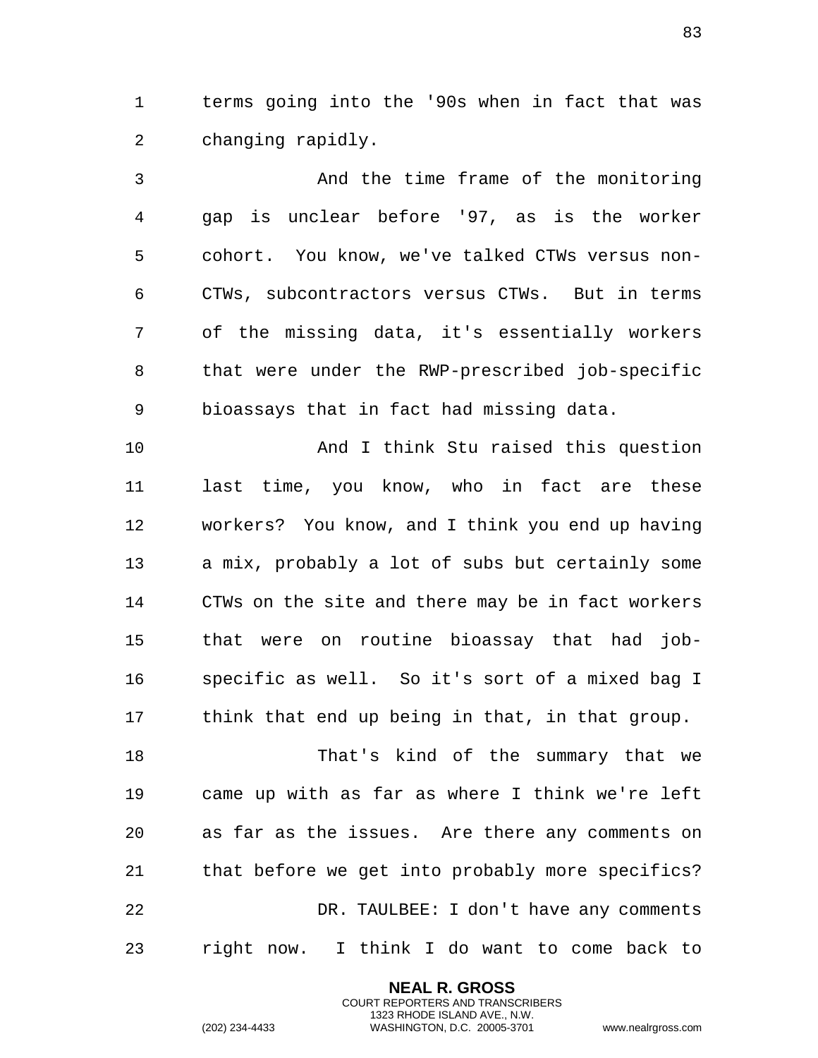terms going into the '90s when in fact that was changing rapidly.

And the time frame of the monitoring gap is unclear before '97, as is the worker cohort. You know, we've talked CTWs versus non-CTWs, subcontractors versus CTWs. But in terms of the missing data, it's essentially workers that were under the RWP-prescribed job-specific bioassays that in fact had missing data.

And I think Stu raised this question last time, you know, who in fact are these workers? You know, and I think you end up having a mix, probably a lot of subs but certainly some CTWs on the site and there may be in fact workers that were on routine bioassay that had job-specific as well. So it's sort of a mixed bag I think that end up being in that, in that group.

That's kind of the summary that we came up with as far as where I think we're left as far as the issues. Are there any comments on that before we get into probably more specifics?

DR. TAULBEE: I don't have any comments right now. I think I do want to come back to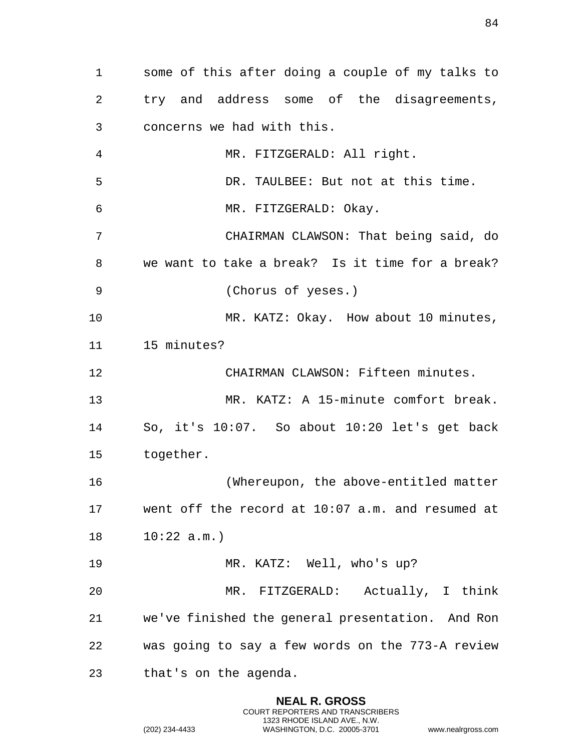some of this after doing a couple of my talks to try and address some of the disagreements, concerns we had with this.

MR. FITZGERALD: All right.

DR. TAULBEE: But not at this time.

MR. FITZGERALD: Okay.

CHAIRMAN CLAWSON: That being said, do we want to take a break? Is it time for a break?

(Chorus of yeses.)

MR. KATZ: Okay. How about 10 minutes, 15 minutes?

CHAIRMAN CLAWSON: Fifteen minutes.

MR. KATZ: A 15-minute comfort break. So, it's 10:07. So about 10:20 let's get back together.

(Whereupon, the above-entitled matter went off the record at 10:07 a.m. and resumed at 10:22 a.m.)

MR. KATZ: Well, who's up?

MR. FITZGERALD: Actually, I think we've finished the general presentation. And Ron was going to say a few words on the 773-A review that's on the agenda.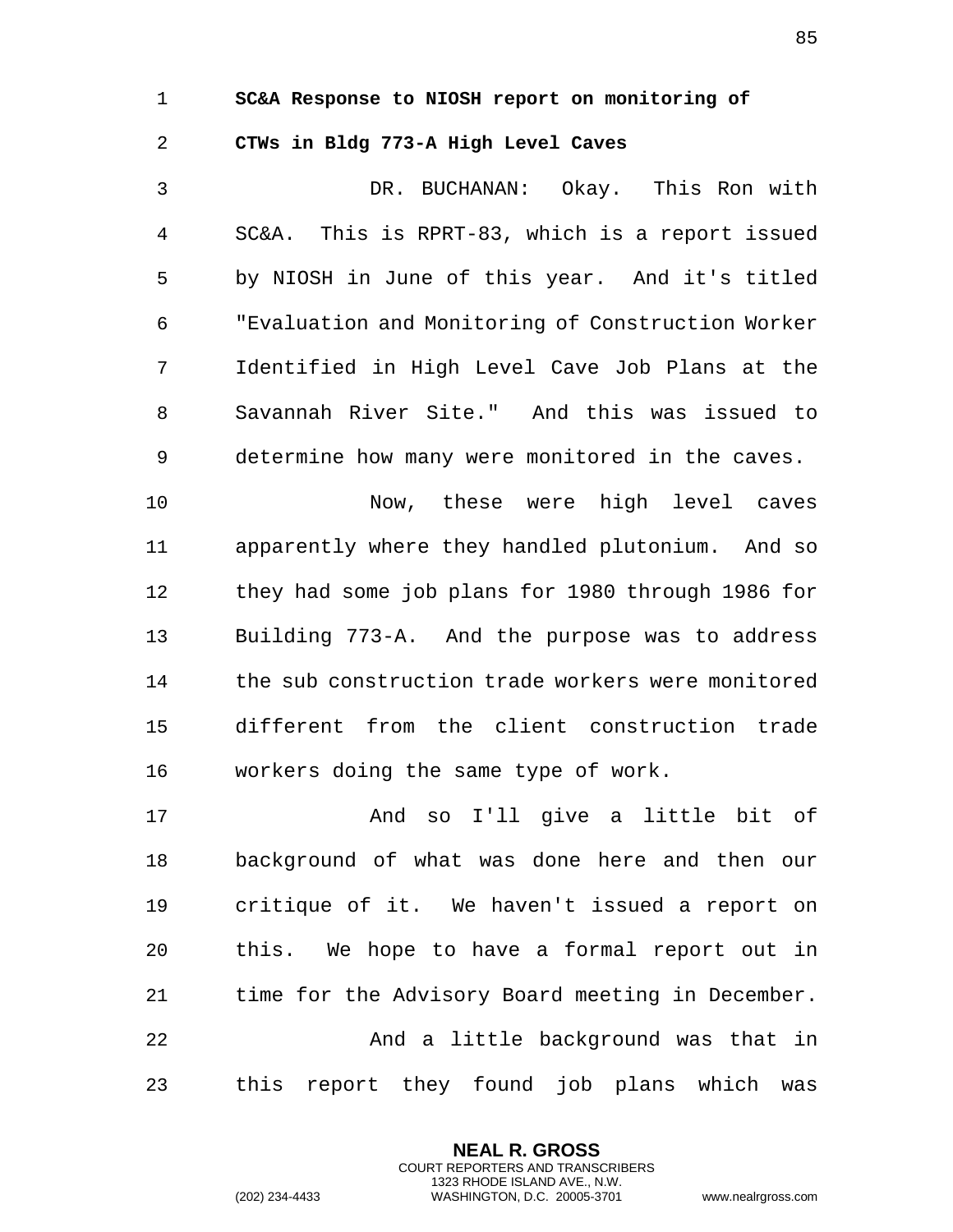**SC&A Response to NIOSH report on monitoring of CTWs in Bldg 773-A High Level Caves**

DR. BUCHANAN: Okay. This Ron with SC&A. This is RPRT-83, which is a report issued by NIOSH in June of this year. And it's titled "Evaluation and Monitoring of Construction Worker Identified in High Level Cave Job Plans at the Savannah River Site." And this was issued to determine how many were monitored in the caves.

Now, these were high level caves apparently where they handled plutonium. And so they had some job plans for 1980 through 1986 for Building 773-A. And the purpose was to address the sub construction trade workers were monitored different from the client construction trade workers doing the same type of work.

And so I'll give a little bit of background of what was done here and then our critique of it. We haven't issued a report on this. We hope to have a formal report out in time for the Advisory Board meeting in December.

And a little background was that in this report they found job plans which was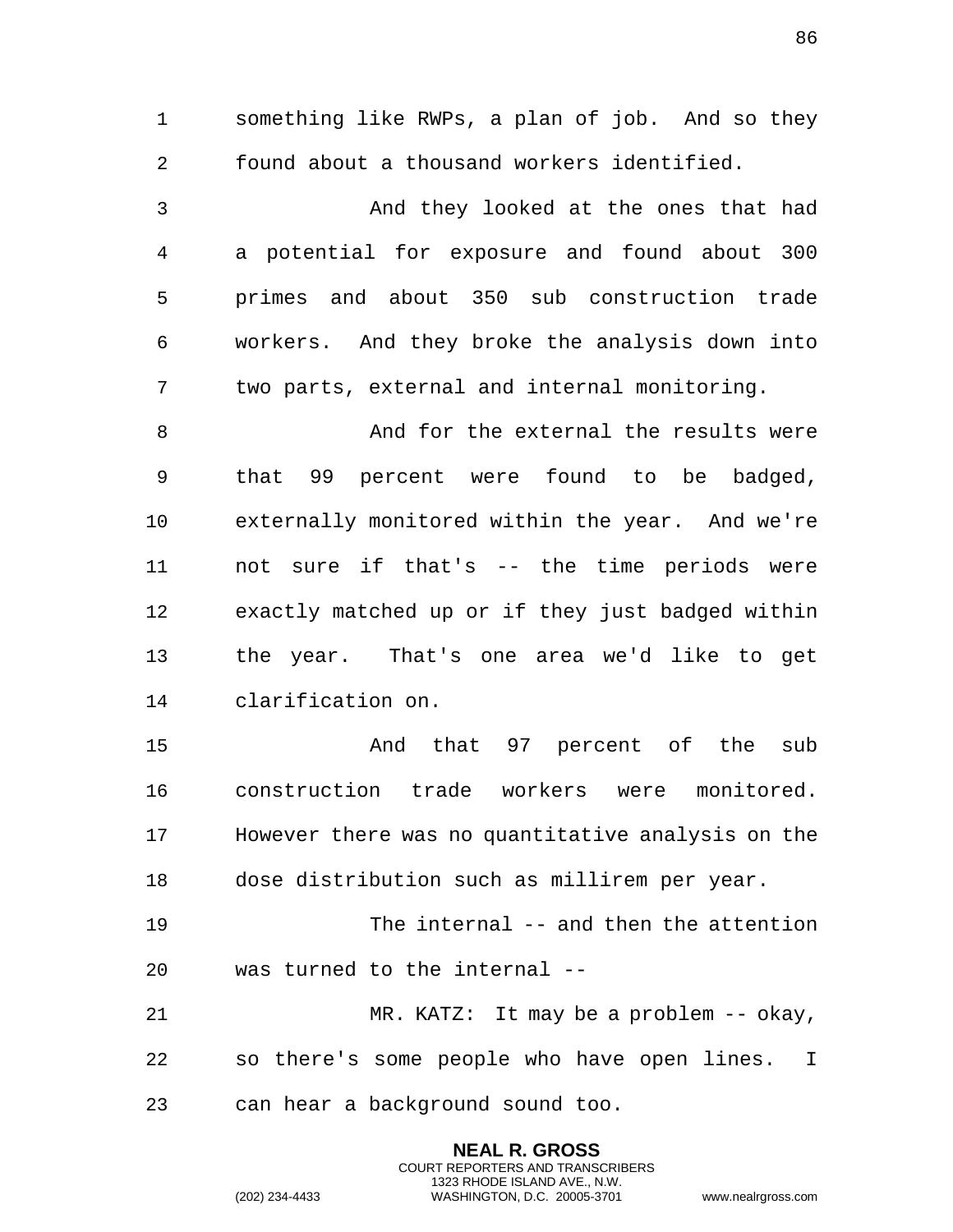something like RWPs, a plan of job. And so they found about a thousand workers identified.

And they looked at the ones that had a potential for exposure and found about 300 primes and about 350 sub construction trade workers. And they broke the analysis down into two parts, external and internal monitoring.

And for the external the results were that 99 percent were found to be badged, externally monitored within the year. And we're not sure if that's -- the time periods were exactly matched up or if they just badged within the year. That's one area we'd like to get clarification on.

And that 97 percent of the sub construction trade workers were monitored. However there was no quantitative analysis on the dose distribution such as millirem per year.

The internal -- and then the attention was turned to the internal --

MR. KATZ: It may be a problem -- okay, so there's some people who have open lines. I can hear a background sound too.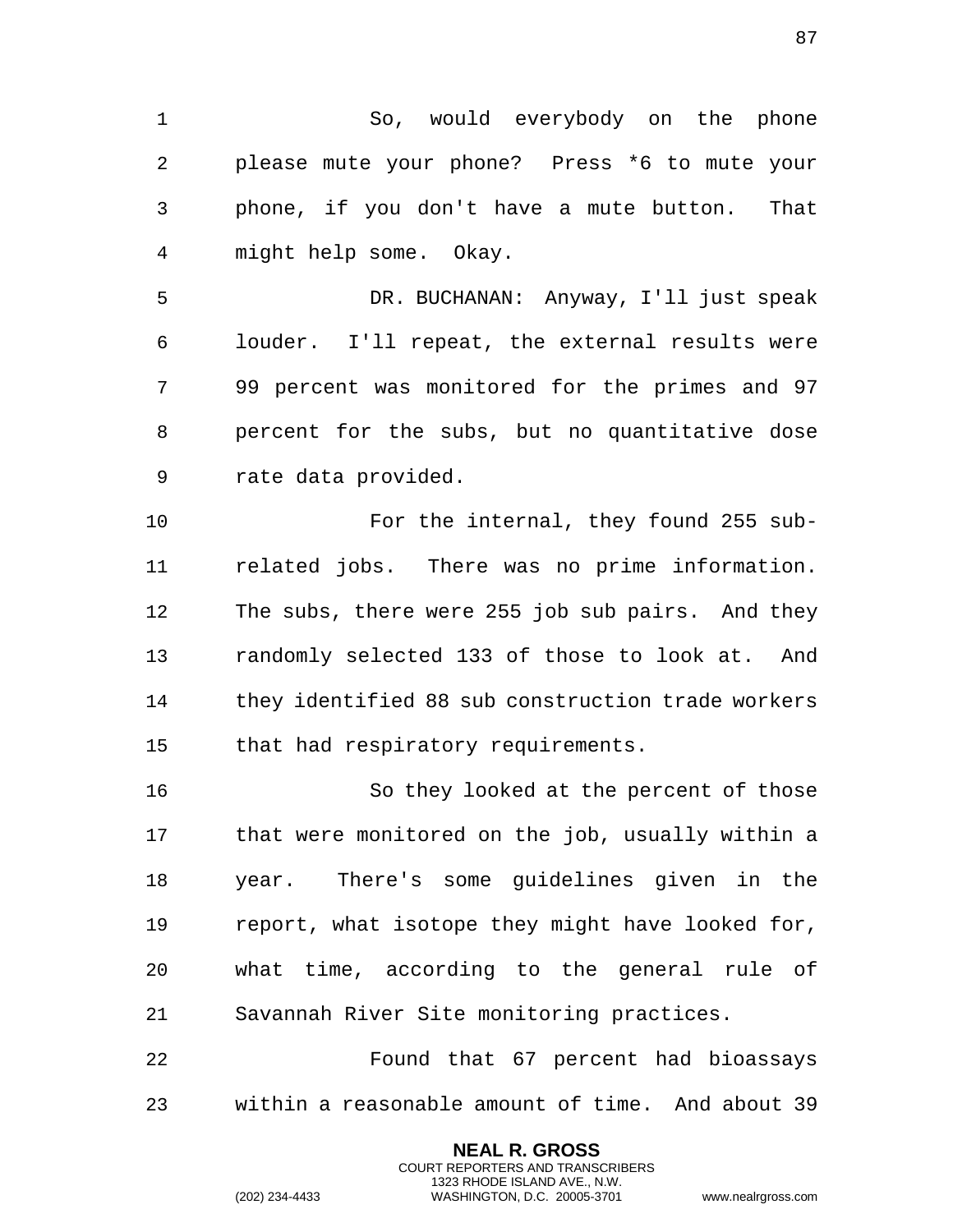So, would everybody on the phone please mute your phone? Press *6 to mute your phone, if you don't have a mute button. That might help some. Okay.

DR. BUCHANAN: Anyway, I'll just speak louder. I'll repeat, the external results were 99 percent was monitored for the primes and 97 percent for the subs, but no quantitative dose rate data provided.

For the internal, they found 255 sub-related jobs. There was no prime information. The subs, there were 255 job sub pairs. And they randomly selected 133 of those to look at. And they identified 88 sub construction trade workers that had respiratory requirements.

So they looked at the percent of those that were monitored on the job, usually within a year. There's some guidelines given in the report, what isotope they might have looked for, what time, according to the general rule of Savannah River Site monitoring practices.

Found that 67 percent had bioassays within a reasonable amount of time. And about 39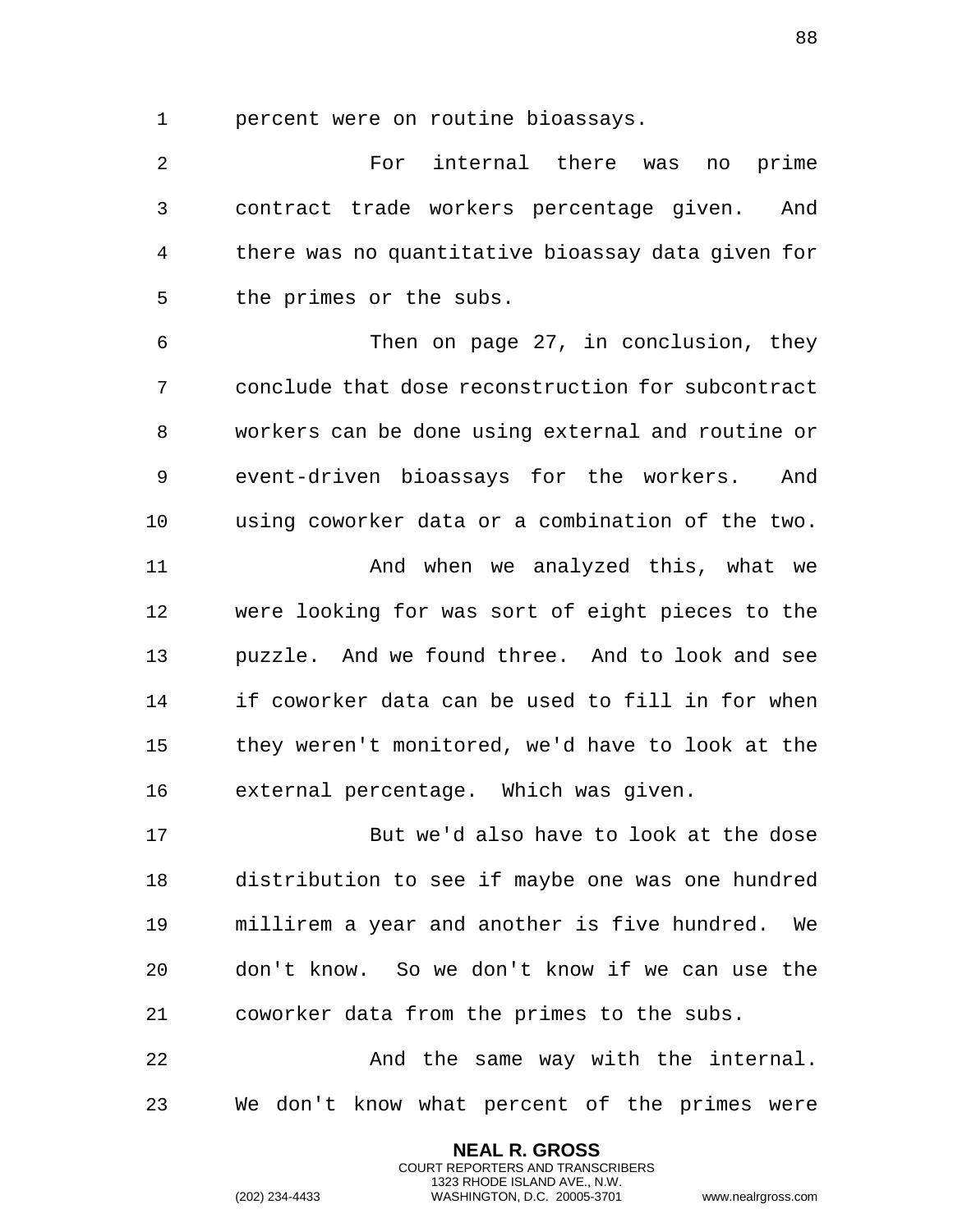percent were on routine bioassays.

For internal there was no prime contract trade workers percentage given. And there was no quantitative bioassay data given for the primes or the subs.

Then on page 27, in conclusion, they conclude that dose reconstruction for subcontract workers can be done using external and routine or event-driven bioassays for the workers. And using coworker data or a combination of the two.

And when we analyzed this, what we were looking for was sort of eight pieces to the puzzle. And we found three. And to look and see if coworker data can be used to fill in for when they weren't monitored, we'd have to look at the external percentage. Which was given.

But we'd also have to look at the dose distribution to see if maybe one was one hundred millirem a year and another is five hundred. We don't know. So we don't know if we can use the coworker data from the primes to the subs.

And the same way with the internal. We don't know what percent of the primes were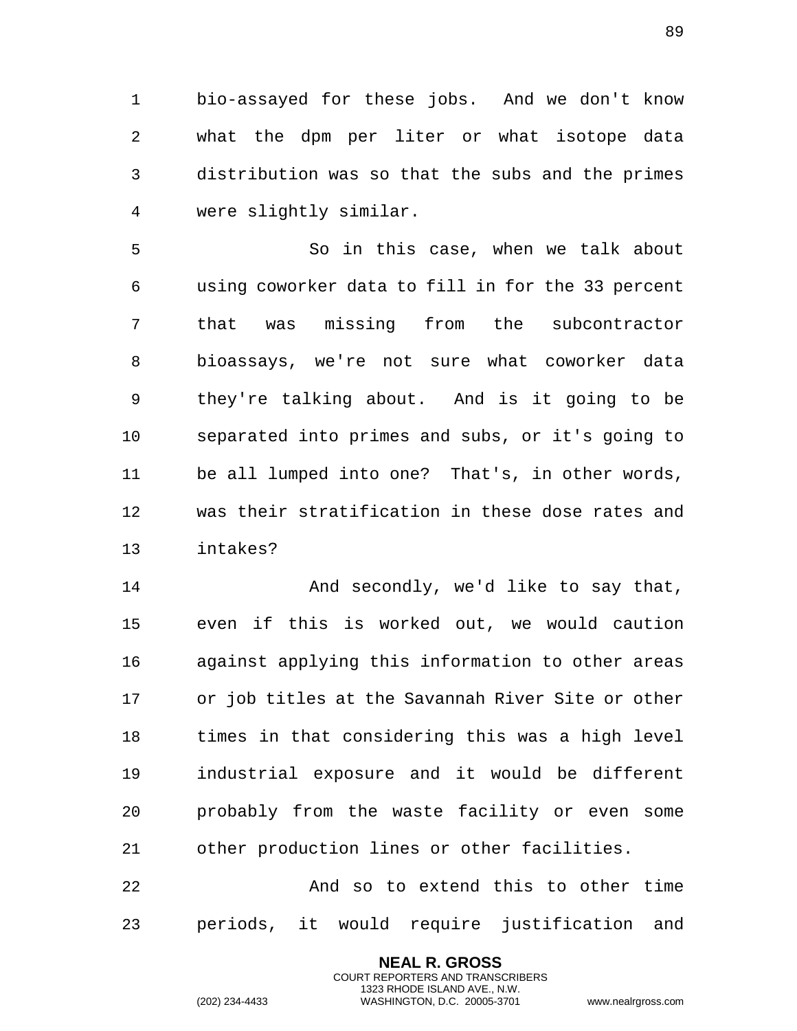bio-assayed for these jobs. And we don't know what the dpm per liter or what isotope data distribution was so that the subs and the primes were slightly similar.

So in this case, when we talk about using coworker data to fill in for the 33 percent that was missing from the subcontractor bioassays, we're not sure what coworker data they're talking about. And is it going to be separated into primes and subs, or it's going to be all lumped into one? That's, in other words, was their stratification in these dose rates and intakes?

And secondly, we'd like to say that, even if this is worked out, we would caution against applying this information to other areas or job titles at the Savannah River Site or other times in that considering this was a high level industrial exposure and it would be different probably from the waste facility or even some other production lines or other facilities.

And so to extend this to other time periods, it would require justification and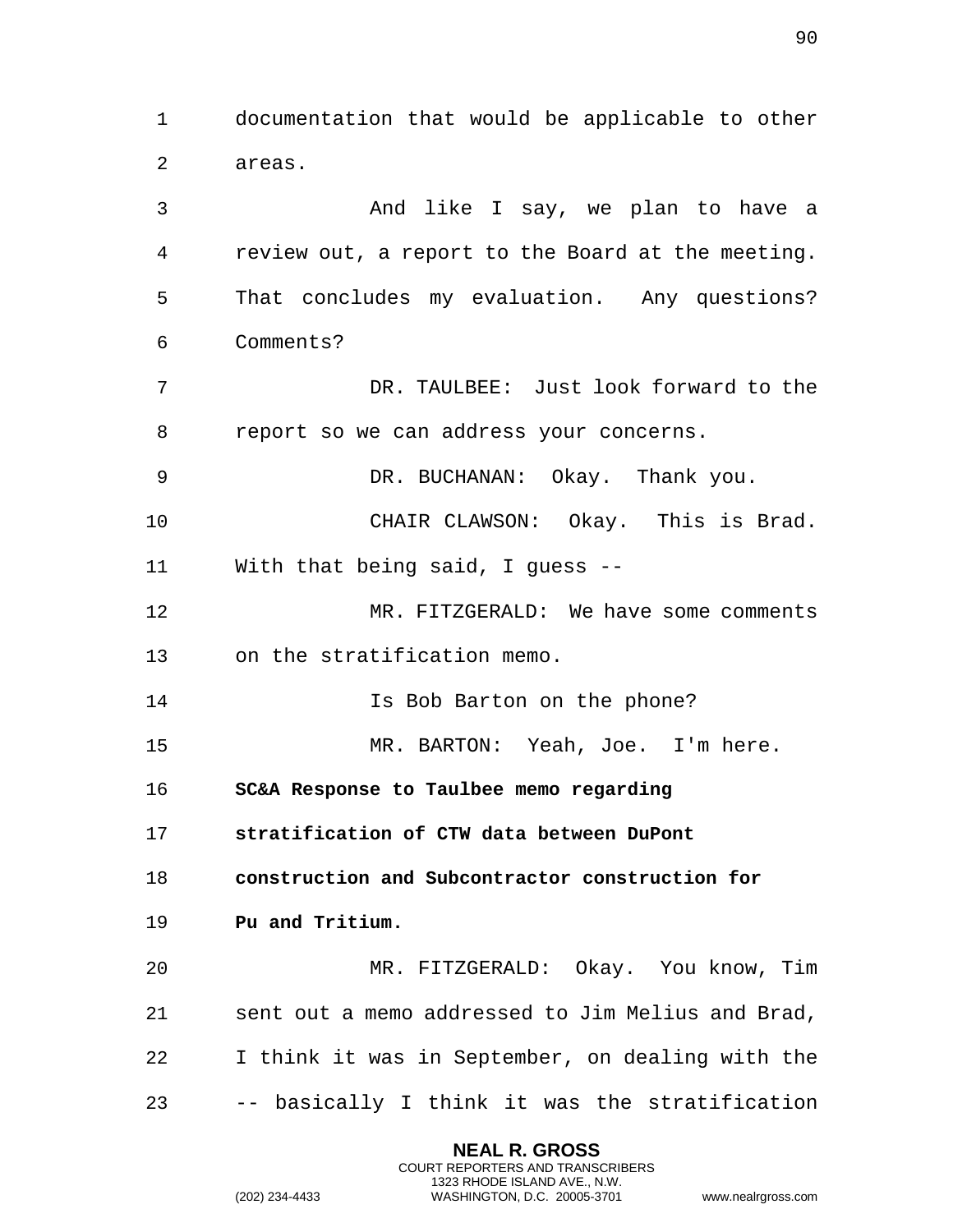documentation that would be applicable to other areas.

And like I say, we plan to have a review out, a report to the Board at the meeting. That concludes my evaluation. Any questions? Comments?

DR. TAULBEE: Just look forward to the report so we can address your concerns.

DR. BUCHANAN: Okay. Thank you.

CHAIR CLAWSON: Okay. This is Brad. With that being said, I guess --

MR. FITZGERALD: We have some comments on the stratification memo.

Is Bob Barton on the phone?

MR. BARTON: Yeah, Joe. I'm here.

**SC&A Response to Taulbee memo regarding stratification of CTW data between DuPont construction and Subcontractor construction for Pu and Tritium.**

MR. FITZGERALD: Okay. You know, Tim sent out a memo addressed to Jim Melius and Brad, I think it was in September, on dealing with the -- basically I think it was the stratification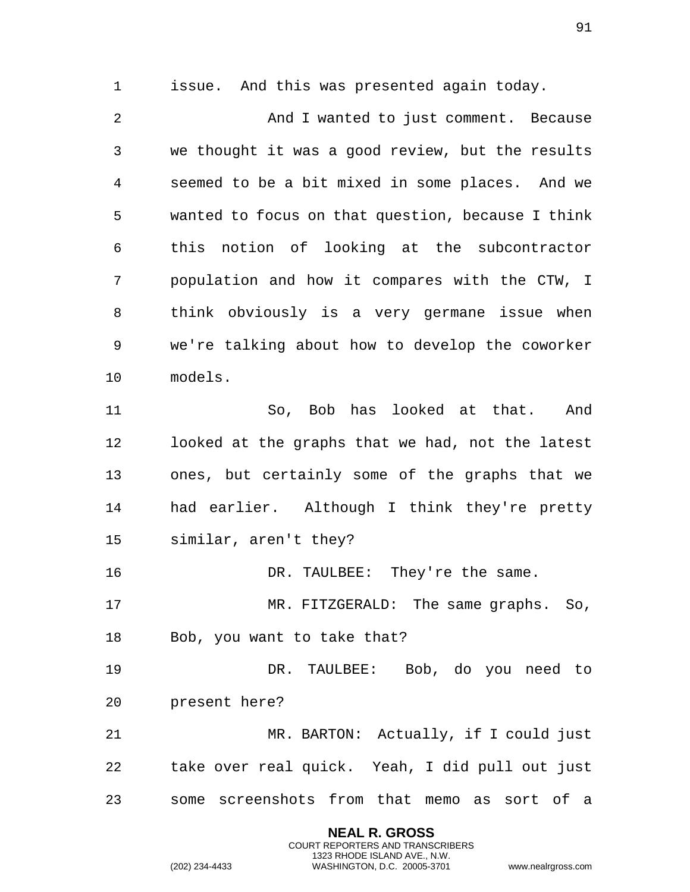issue. And this was presented again today.

And I wanted to just comment. Because we thought it was a good review, but the results seemed to be a bit mixed in some places. And we wanted to focus on that question, because I think this notion of looking at the subcontractor population and how it compares with the CTW, I think obviously is a very germane issue when we're talking about how to develop the coworker models.

So, Bob has looked at that. And looked at the graphs that we had, not the latest ones, but certainly some of the graphs that we had earlier. Although I think they're pretty similar, aren't they?

DR. TAULBEE: They're the same.

MR. FITZGERALD: The same graphs. So, Bob, you want to take that?

DR. TAULBEE: Bob, do you need to present here?

MR. BARTON: Actually, if I could just take over real quick. Yeah, I did pull out just some screenshots from that memo as sort of a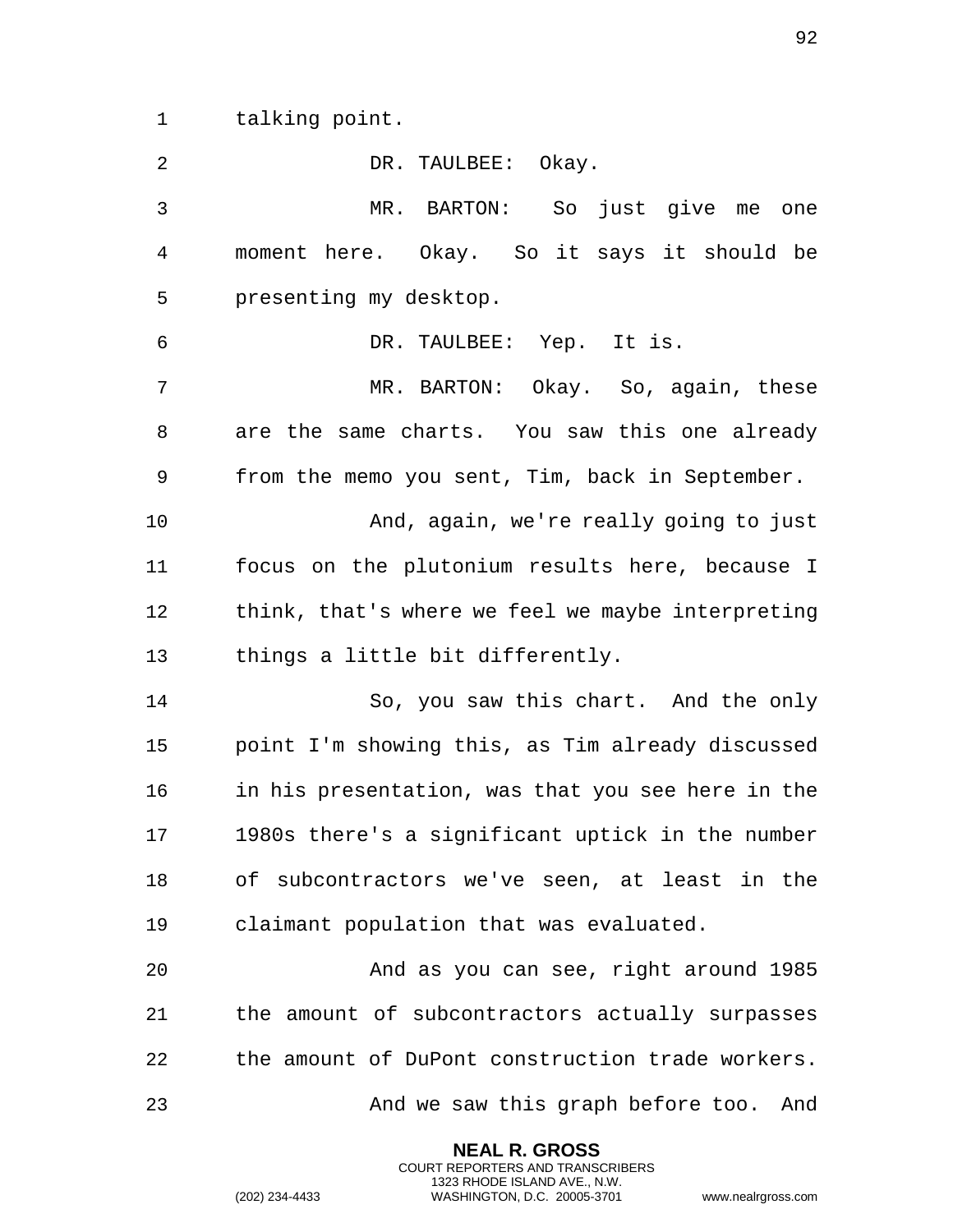talking point.

DR. TAULBEE: Okay.

MR. BARTON: So just give me one moment here. Okay. So it says it should be presenting my desktop.

DR. TAULBEE: Yep. It is.

MR. BARTON: Okay. So, again, these are the same charts. You saw this one already from the memo you sent, Tim, back in September.

And, again, we're really going to just focus on the plutonium results here, because I think, that's where we feel we maybe interpreting things a little bit differently.

So, you saw this chart. And the only point I'm showing this, as Tim already discussed in his presentation, was that you see here in the 1980s there's a significant uptick in the number of subcontractors we've seen, at least in the claimant population that was evaluated.

And as you can see, right around 1985 the amount of subcontractors actually surpasses the amount of DuPont construction trade workers.

And we saw this graph before too. And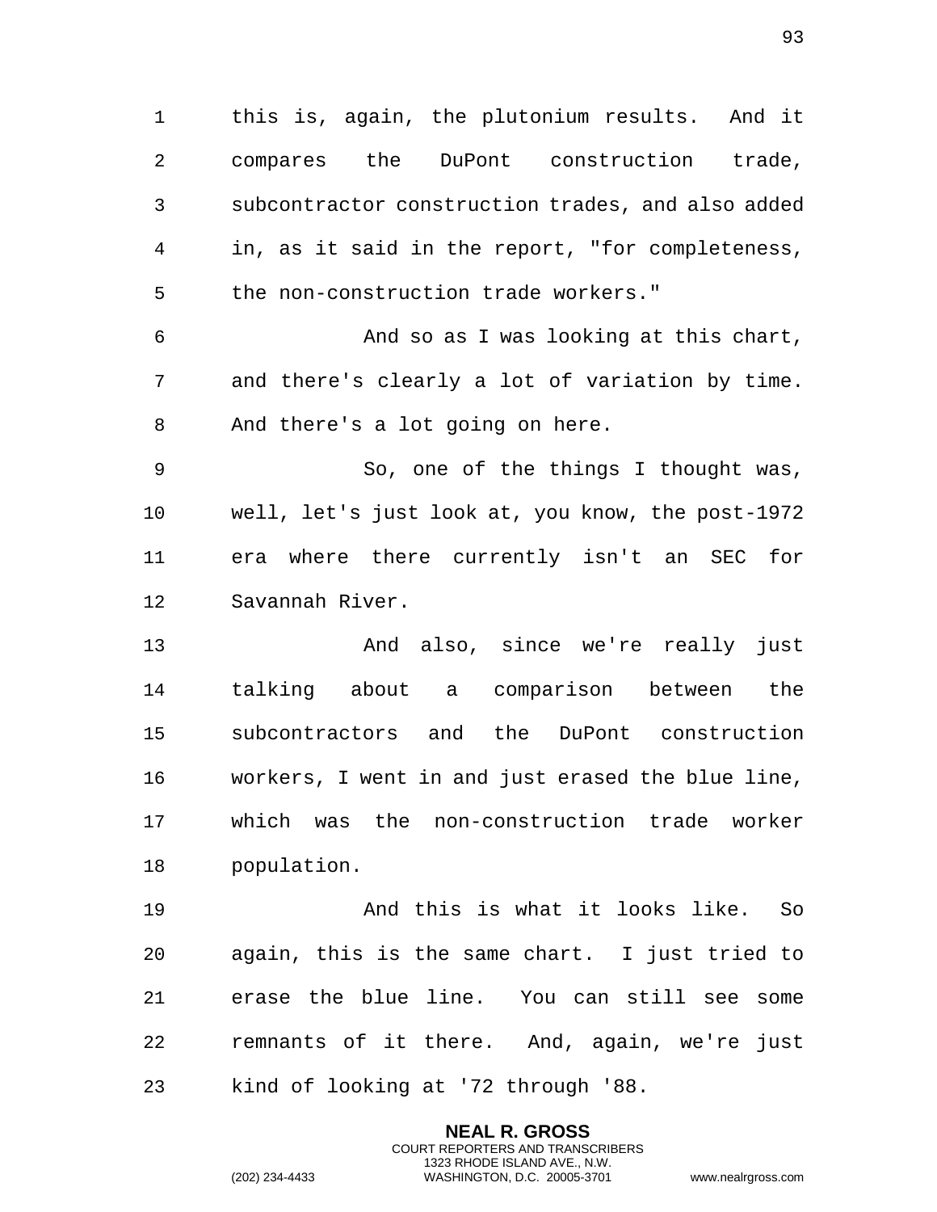this is, again, the plutonium results. And it compares the DuPont construction trade, subcontractor construction trades, and also added in, as it said in the report, "for completeness, the non-construction trade workers."

And so as I was looking at this chart, and there's clearly a lot of variation by time. And there's a lot going on here.

So, one of the things I thought was, well, let's just look at, you know, the post-1972 era where there currently isn't an SEC for Savannah River.

And also, since we're really just talking about a comparison between the subcontractors and the DuPont construction workers, I went in and just erased the blue line, which was the non-construction trade worker population.

And this is what it looks like. So again, this is the same chart. I just tried to erase the blue line. You can still see some remnants of it there. And, again, we're just kind of looking at '72 through '88.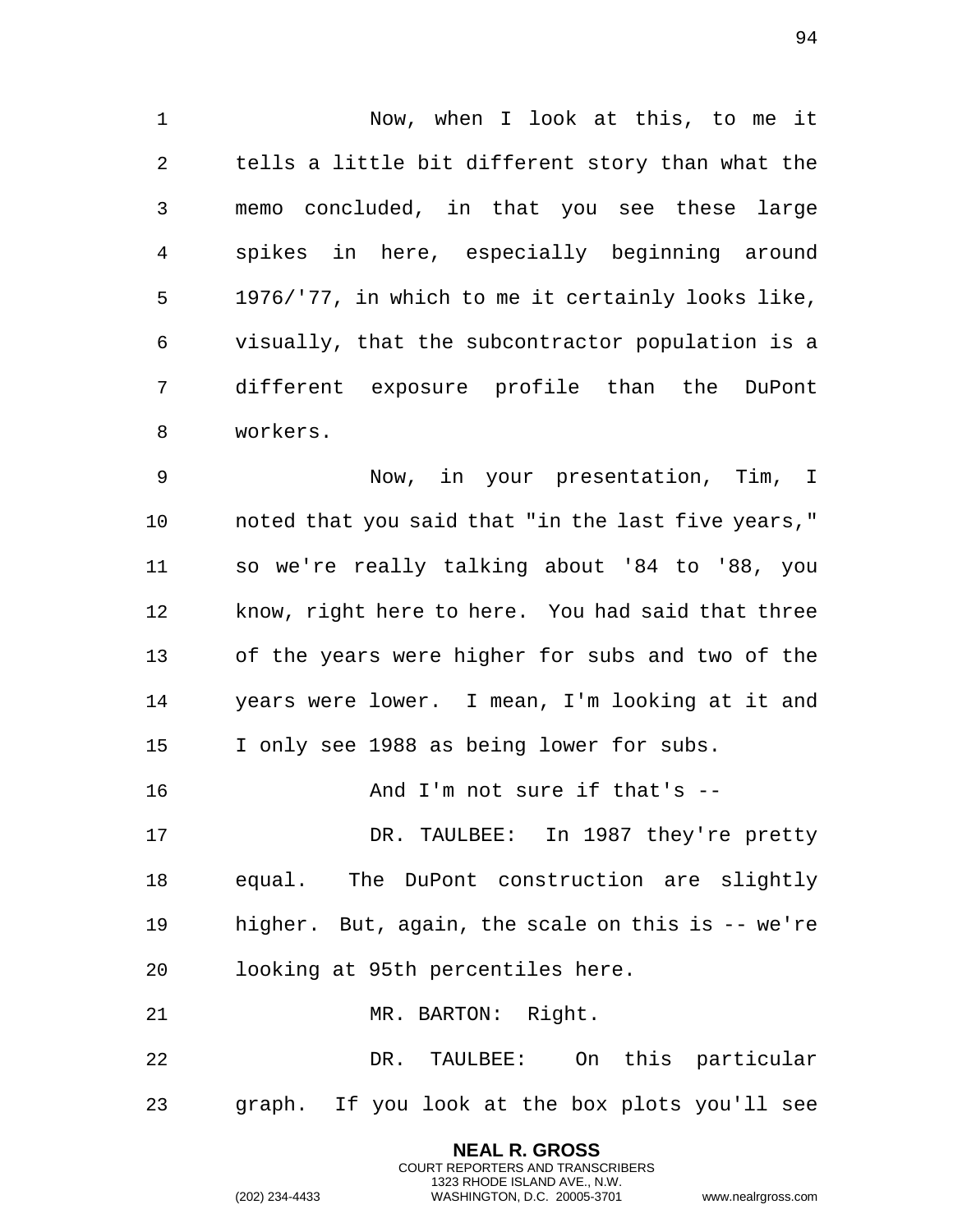Now, when I look at this, to me it tells a little bit different story than what the memo concluded, in that you see these large spikes in here, especially beginning around 1976/'77, in which to me it certainly looks like, visually, that the subcontractor population is a different exposure profile than the DuPont workers.

Now, in your presentation, Tim, I noted that you said that "in the last five years," so we're really talking about '84 to '88, you know, right here to here. You had said that three of the years were higher for subs and two of the years were lower. I mean, I'm looking at it and I only see 1988 as being lower for subs.

And I'm not sure if that's --

DR. TAULBEE: In 1987 they're pretty equal. The DuPont construction are slightly higher. But, again, the scale on this is -- we're looking at 95th percentiles here.

MR. BARTON: Right.

DR. TAULBEE: On this particular graph. If you look at the box plots you'll see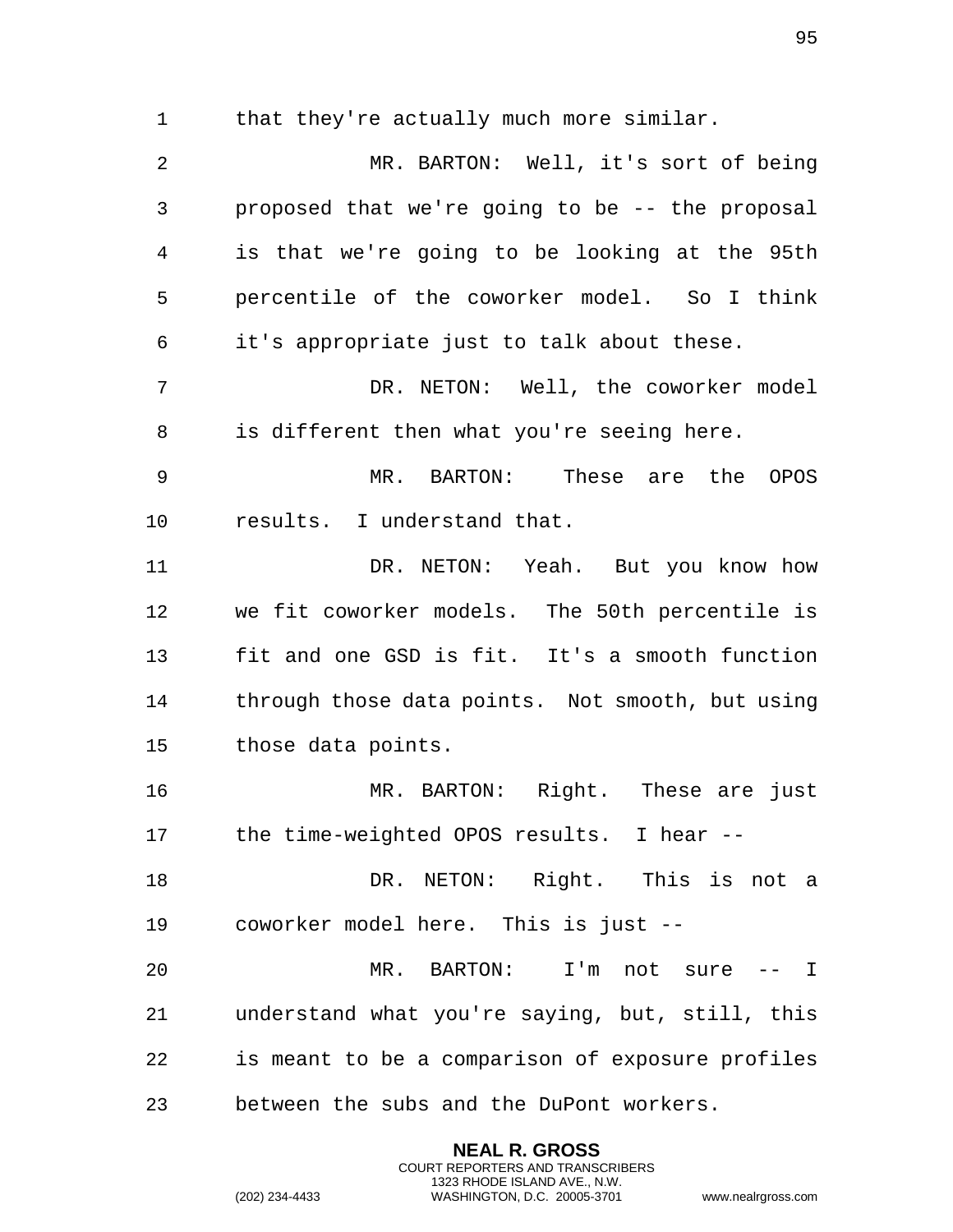that they're actually much more similar.

MR. BARTON: Well, it's sort of being proposed that we're going to be -- the proposal is that we're going to be looking at the 95th percentile of the coworker model. So I think it's appropriate just to talk about these.

DR. NETON: Well, the coworker model is different then what you're seeing here.

MR. BARTON: These are the OPOS results. I understand that.

DR. NETON: Yeah. But you know how we fit coworker models. The 50th percentile is fit and one GSD is fit. It's a smooth function through those data points. Not smooth, but using those data points.

MR. BARTON: Right. These are just the time-weighted OPOS results. I hear --

DR. NETON: Right. This is not a coworker model here. This is just --

MR. BARTON: I'm not sure -- I understand what you're saying, but, still, this is meant to be a comparison of exposure profiles between the subs and the DuPont workers.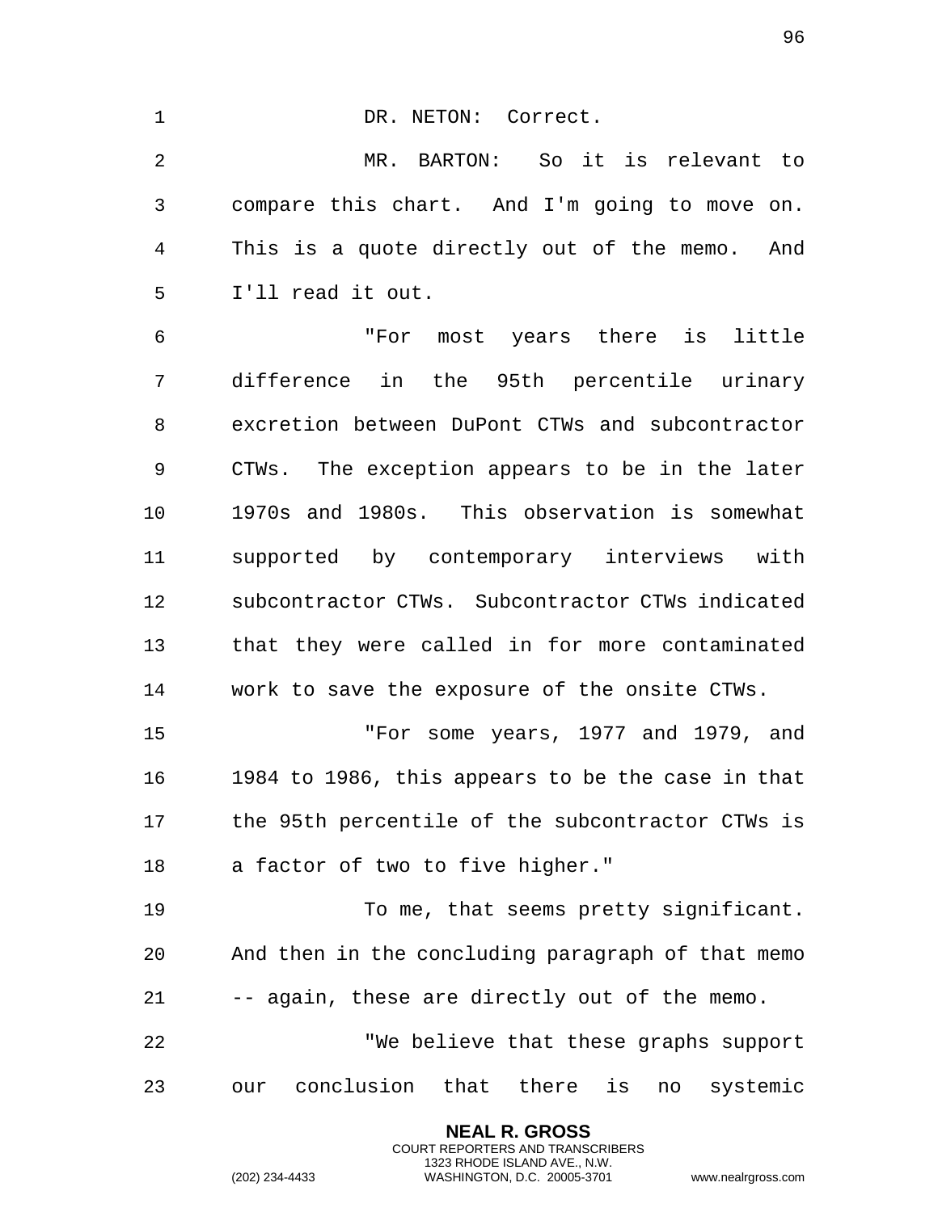DR. NETON: Correct.

MR. BARTON: So it is relevant to compare this chart. And I'm going to move on. This is a quote directly out of the memo. And I'll read it out.

"For most years there is little difference in the 95th percentile urinary excretion between DuPont CTWs and subcontractor CTWs. The exception appears to be in the later 1970s and 1980s. This observation is somewhat supported by contemporary interviews with subcontractor CTWs. Subcontractor CTWs indicated that they were called in for more contaminated work to save the exposure of the onsite CTWs.

"For some years, 1977 and 1979, and 1984 to 1986, this appears to be the case in that the 95th percentile of the subcontractor CTWs is a factor of two to five higher."

To me, that seems pretty significant. And then in the concluding paragraph of that memo -- again, these are directly out of the memo.

"We believe that these graphs support our conclusion that there is no systemic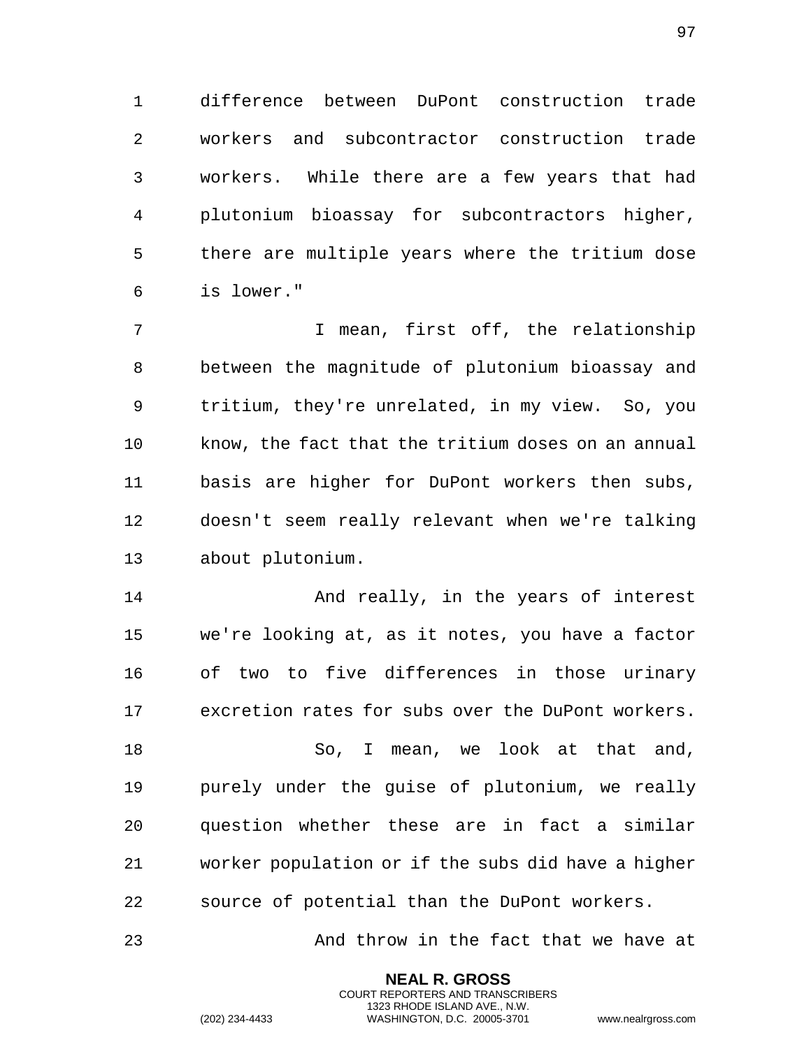difference between DuPont construction trade workers and subcontractor construction trade workers. While there are a few years that had plutonium bioassay for subcontractors higher, there are multiple years where the tritium dose is lower."

I mean, first off, the relationship between the magnitude of plutonium bioassay and tritium, they're unrelated, in my view. So, you know, the fact that the tritium doses on an annual basis are higher for DuPont workers then subs, doesn't seem really relevant when we're talking about plutonium.

And really, in the years of interest we're looking at, as it notes, you have a factor of two to five differences in those urinary excretion rates for subs over the DuPont workers.

So, I mean, we look at that and, purely under the guise of plutonium, we really question whether these are in fact a similar worker population or if the subs did have a higher source of potential than the DuPont workers.

And throw in the fact that we have at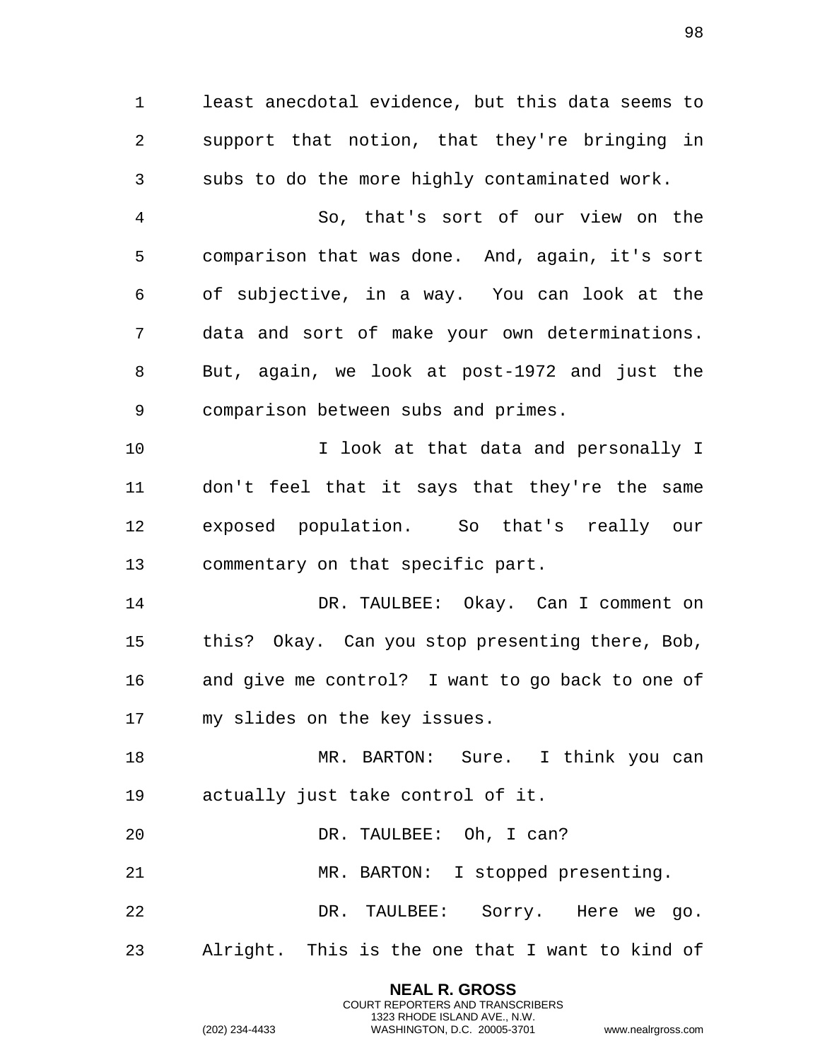least anecdotal evidence, but this data seems to support that notion, that they're bringing in subs to do the more highly contaminated work.

So, that's sort of our view on the comparison that was done. And, again, it's sort of subjective, in a way. You can look at the data and sort of make your own determinations. But, again, we look at post-1972 and just the comparison between subs and primes.

I look at that data and personally I don't feel that it says that they're the same exposed population. So that's really our commentary on that specific part.

DR. TAULBEE: Okay. Can I comment on this? Okay. Can you stop presenting there, Bob, and give me control? I want to go back to one of my slides on the key issues.

MR. BARTON: Sure. I think you can actually just take control of it.

DR. TAULBEE: Oh, I can?

MR. BARTON: I stopped presenting.

DR. TAULBEE: Sorry. Here we go. Alright. This is the one that I want to kind of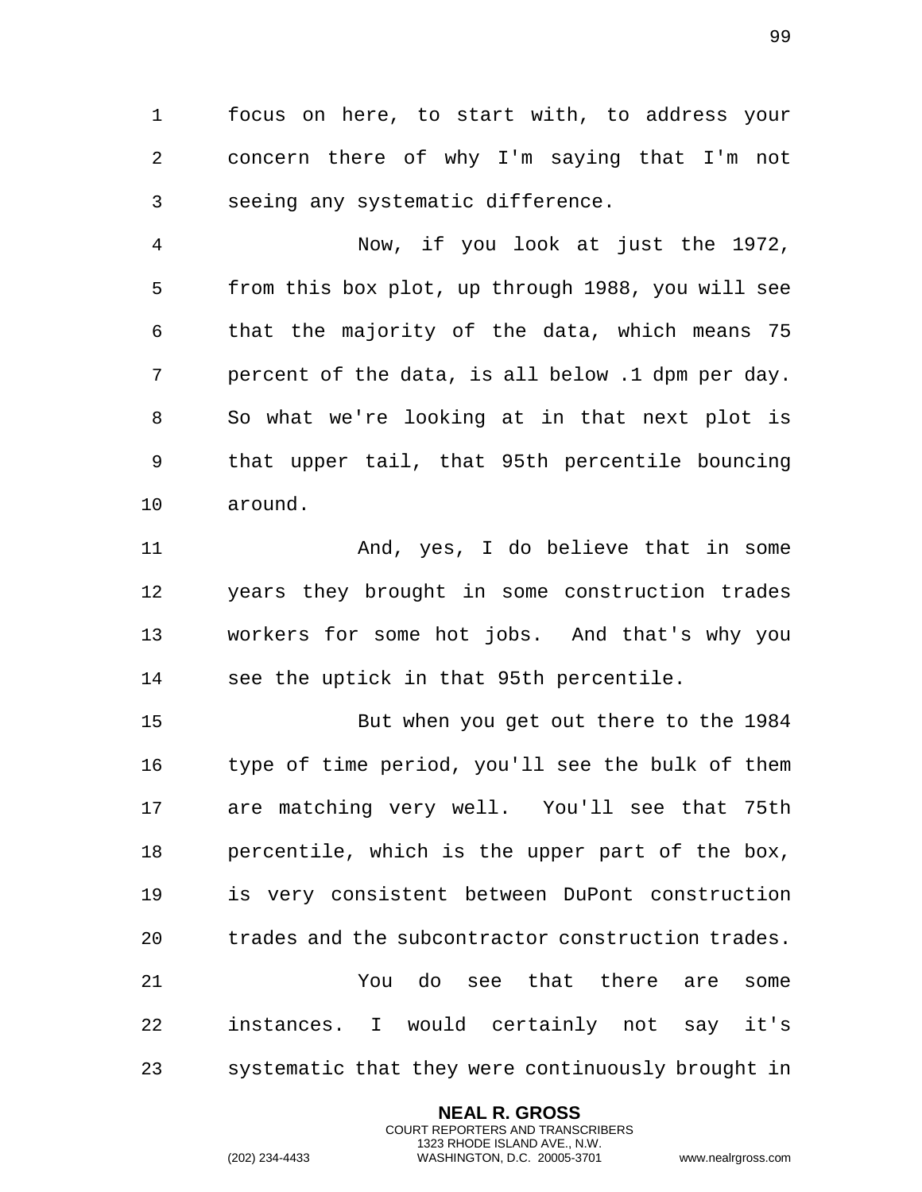focus on here, to start with, to address your concern there of why I'm saying that I'm not seeing any systematic difference.

Now, if you look at just the 1972, from this box plot, up through 1988, you will see that the majority of the data, which means 75 percent of the data, is all below .1 dpm per day. So what we're looking at in that next plot is that upper tail, that 95th percentile bouncing around.

And, yes, I do believe that in some years they brought in some construction trades workers for some hot jobs. And that's why you see the uptick in that 95th percentile.

But when you get out there to the 1984 type of time period, you'll see the bulk of them are matching very well. You'll see that 75th percentile, which is the upper part of the box, is very consistent between DuPont construction trades and the subcontractor construction trades.

You do see that there are some instances. I would certainly not say it's systematic that they were continuously brought in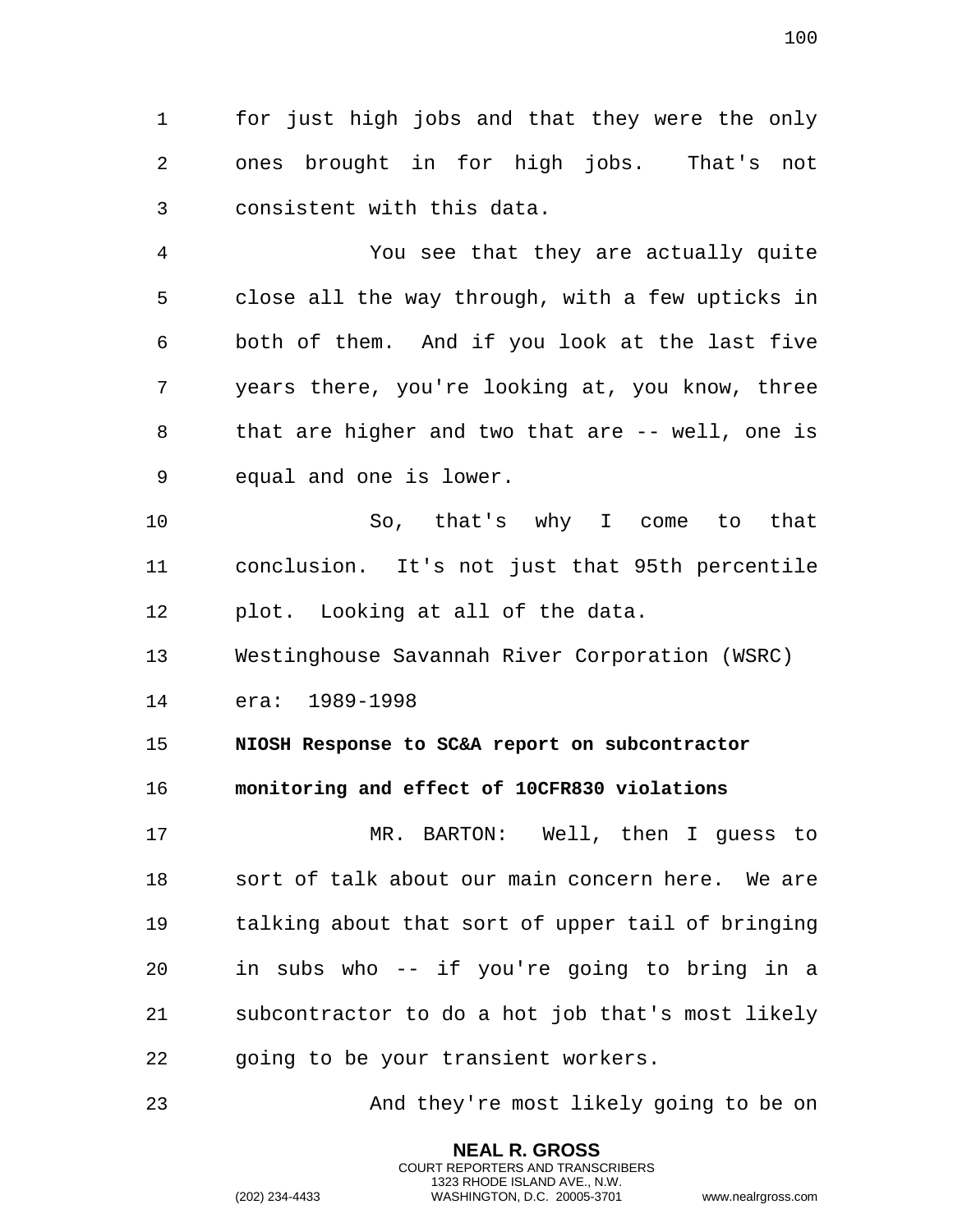for just high jobs and that they were the only ones brought in for high jobs. That's not consistent with this data.

You see that they are actually quite close all the way through, with a few upticks in both of them. And if you look at the last five years there, you're looking at, you know, three that are higher and two that are -- well, one is equal and one is lower.

So, that's why I come to that conclusion. It's not just that 95th percentile plot. Looking at all of the data.

Westinghouse Savannah River Corporation (WSRC) era: 1989-1998

**NIOSH Response to SC&A report on subcontractor monitoring and effect of 10CFR830 violations**

MR. BARTON: Well, then I guess to sort of talk about our main concern here. We are talking about that sort of upper tail of bringing in subs who -- if you're going to bring in a subcontractor to do a hot job that's most likely going to be your transient workers.

And they're most likely going to be on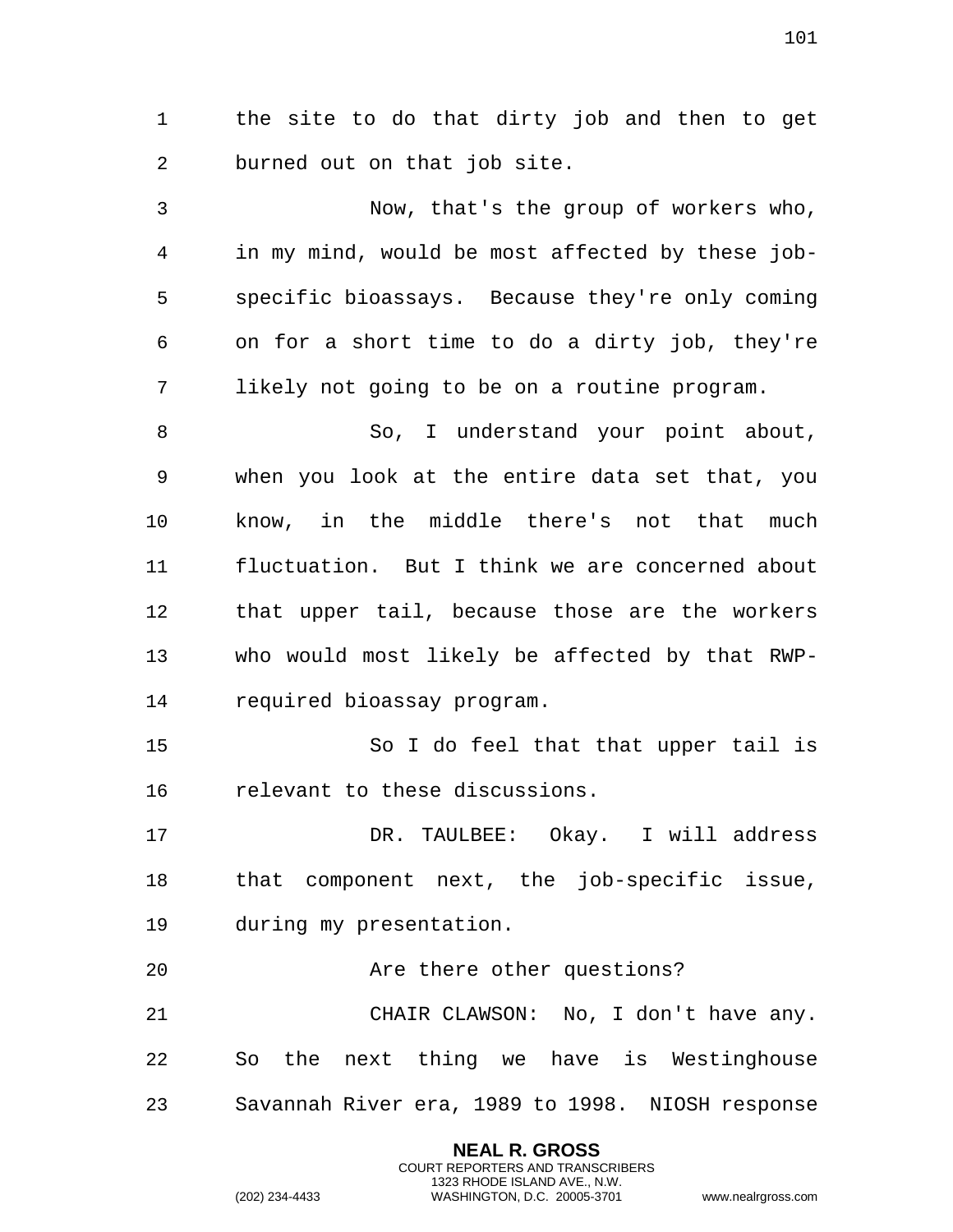the site to do that dirty job and then to get burned out on that job site.

Now, that's the group of workers who, in my mind, would be most affected by these job-specific bioassays. Because they're only coming on for a short time to do a dirty job, they're likely not going to be on a routine program.

So, I understand your point about, when you look at the entire data set that, you know, in the middle there's not that much fluctuation. But I think we are concerned about that upper tail, because those are the workers who would most likely be affected by that RWP-required bioassay program.

So I do feel that that upper tail is relevant to these discussions.

DR. TAULBEE: Okay. I will address that component next, the job-specific issue, during my presentation.

Are there other questions?

CHAIR CLAWSON: No, I don't have any. So the next thing we have is Westinghouse Savannah River era, 1989 to 1998. NIOSH response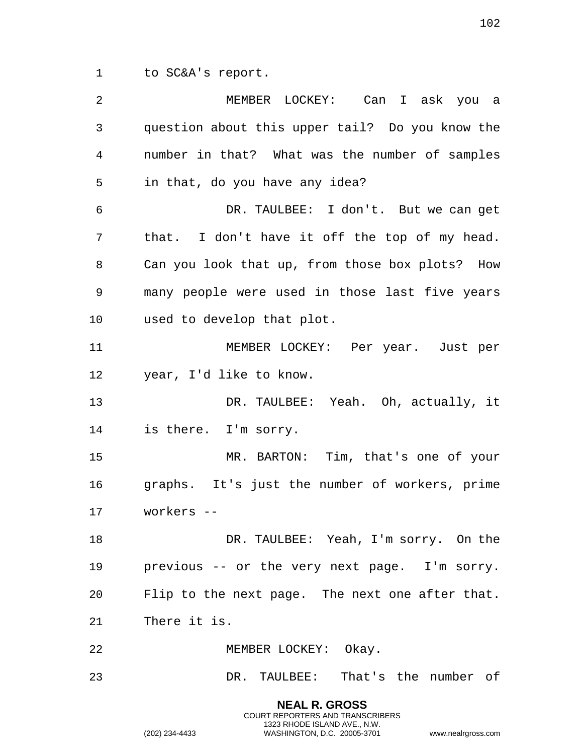to SC&A's report.

MEMBER LOCKEY: Can I ask you a question about this upper tail? Do you know the number in that? What was the number of samples in that, do you have any idea?

DR. TAULBEE: I don't. But we can get that. I don't have it off the top of my head. Can you look that up, from those box plots? How many people were used in those last five years used to develop that plot.

MEMBER LOCKEY: Per year. Just per year, I'd like to know.

DR. TAULBEE: Yeah. Oh, actually, it is there. I'm sorry.

MR. BARTON: Tim, that's one of your graphs. It's just the number of workers, prime workers --

DR. TAULBEE: Yeah, I'm sorry. On the previous -- or the very next page. I'm sorry. Flip to the next page. The next one after that. There it is.

MEMBER LOCKEY: Okay.

DR. TAULBEE: That's the number of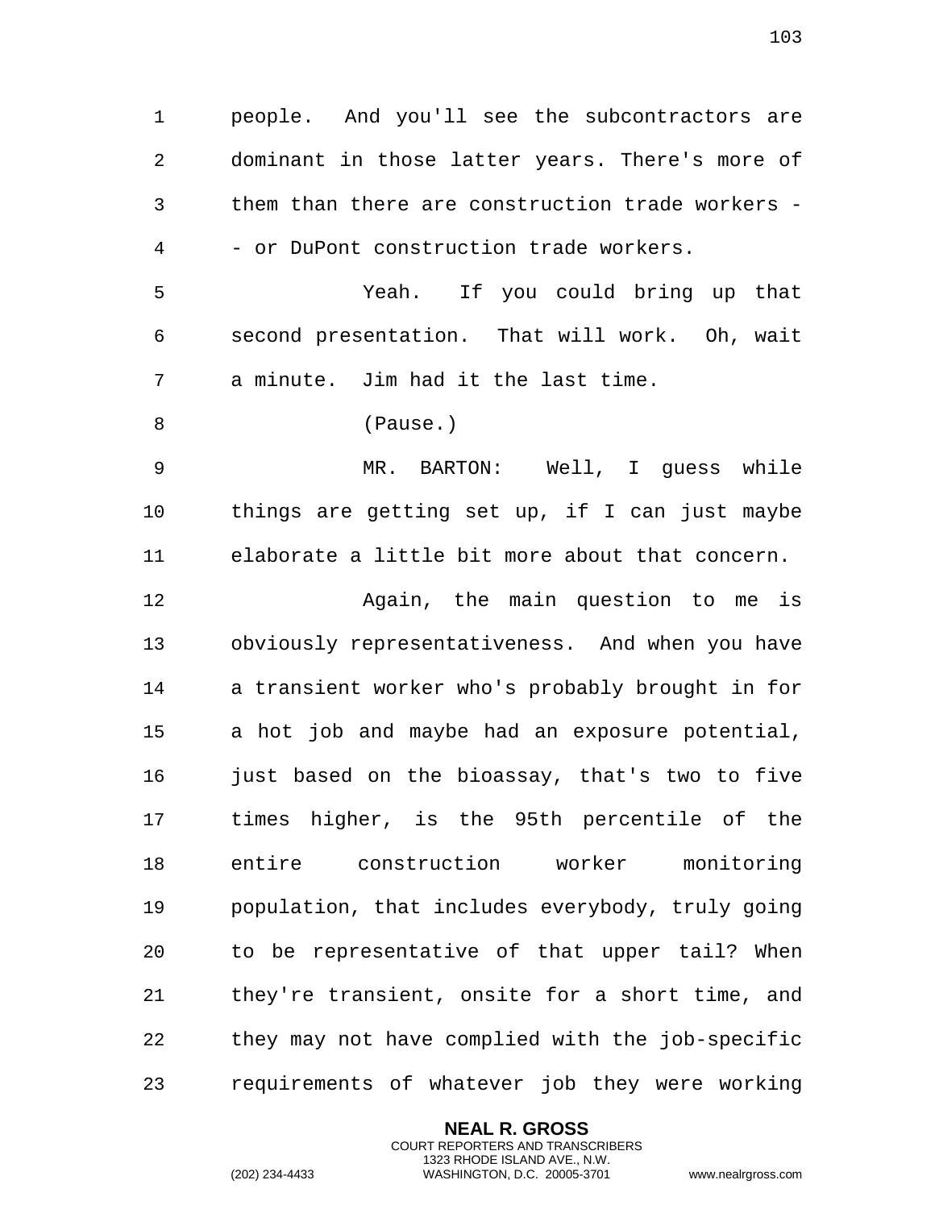people. And you'll see the subcontractors are dominant in those latter years. There's more of them than there are construction trade workers -- or DuPont construction trade workers.

Yeah. If you could bring up that second presentation. That will work. Oh, wait a minute. Jim had it the last time.

(Pause.)

MR. BARTON: Well, I guess while things are getting set up, if I can just maybe elaborate a little bit more about that concern.

Again, the main question to me is obviously representativeness. And when you have a transient worker who's probably brought in for a hot job and maybe had an exposure potential, just based on the bioassay, that's two to five times higher, is the 95th percentile of the entire construction worker monitoring population, that includes everybody, truly going to be representative of that upper tail? When they're transient, onsite for a short time, and they may not have complied with the job-specific requirements of whatever job they were working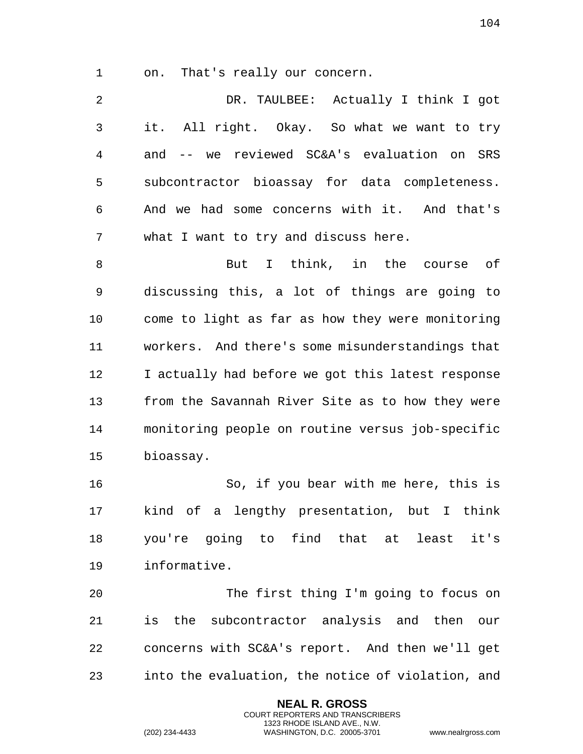on. That's really our concern.

DR. TAULBEE: Actually I think I got it. All right. Okay. So what we want to try and -- we reviewed SC&A's evaluation on SRS subcontractor bioassay for data completeness. And we had some concerns with it. And that's what I want to try and discuss here.

But I think, in the course of discussing this, a lot of things are going to come to light as far as how they were monitoring workers. And there's some misunderstandings that I actually had before we got this latest response from the Savannah River Site as to how they were monitoring people on routine versus job-specific bioassay.

So, if you bear with me here, this is kind of a lengthy presentation, but I think you're going to find that at least it's informative.

The first thing I'm going to focus on is the subcontractor analysis and then our concerns with SC&A's report. And then we'll get into the evaluation, the notice of violation, and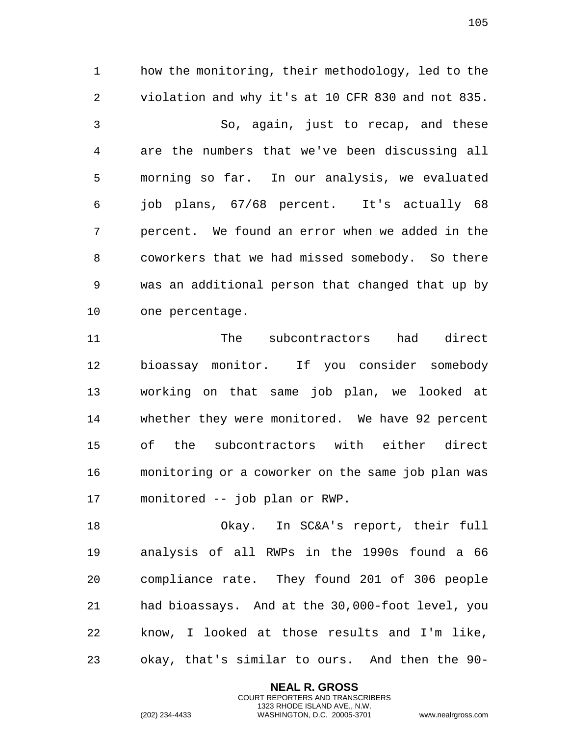how the monitoring, their methodology, led to the violation and why it's at 10 CFR 830 and not 835.

So, again, just to recap, and these are the numbers that we've been discussing all morning so far. In our analysis, we evaluated job plans, 67/68 percent. It's actually 68 percent. We found an error when we added in the coworkers that we had missed somebody. So there was an additional person that changed that up by one percentage.

The subcontractors had direct bioassay monitor. If you consider somebody working on that same job plan, we looked at whether they were monitored. We have 92 percent of the subcontractors with either direct monitoring or a coworker on the same job plan was monitored -- job plan or RWP.

Okay. In SC&A's report, their full analysis of all RWPs in the 1990s found a 66 compliance rate. They found 201 of 306 people had bioassays. And at the 30,000-foot level, you know, I looked at those results and I'm like, okay, that's similar to ours. And then the 90-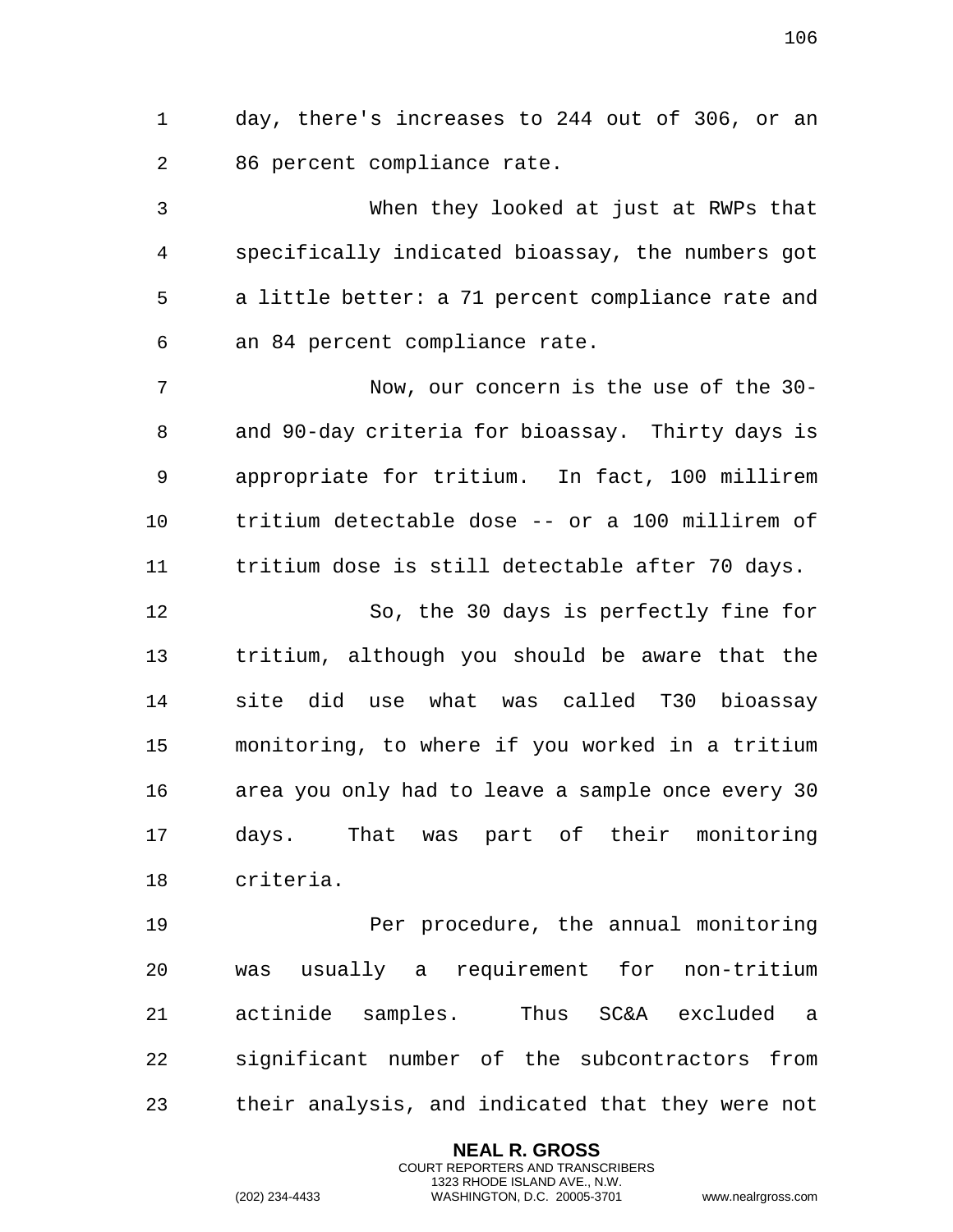day, there's increases to 244 out of 306, or an 86 percent compliance rate.

When they looked at just at RWPs that specifically indicated bioassay, the numbers got a little better: a 71 percent compliance rate and an 84 percent compliance rate.

Now, our concern is the use of the 30- and 90-day criteria for bioassay. Thirty days is appropriate for tritium. In fact, 100 millirem tritium detectable dose -- or a 100 millirem of tritium dose is still detectable after 70 days.

So, the 30 days is perfectly fine for tritium, although you should be aware that the site did use what was called T30 bioassay monitoring, to where if you worked in a tritium area you only had to leave a sample once every 30 days. That was part of their monitoring criteria.

Per procedure, the annual monitoring was usually a requirement for non-tritium actinide samples. Thus SC&A excluded a significant number of the subcontractors from their analysis, and indicated that they were not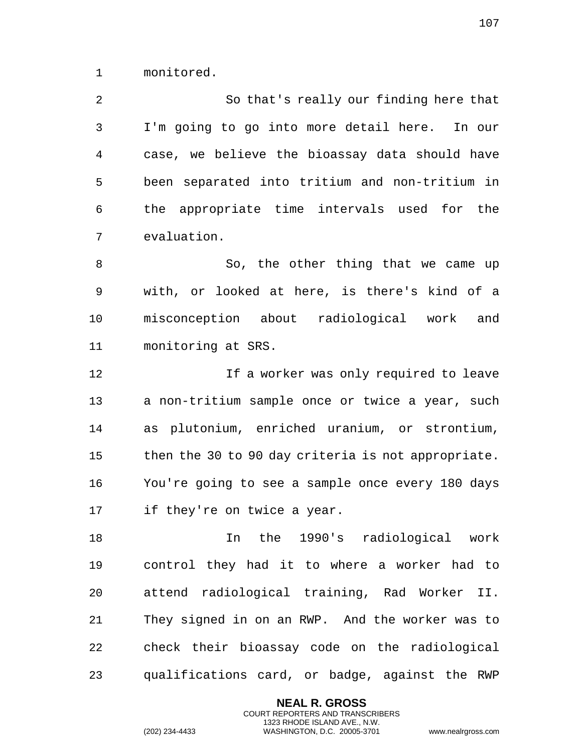monitored.

So that's really our finding here that I'm going to go into more detail here. In our case, we believe the bioassay data should have been separated into tritium and non-tritium in the appropriate time intervals used for the evaluation.

So, the other thing that we came up with, or looked at here, is there's kind of a misconception about radiological work and monitoring at SRS.

If a worker was only required to leave a non-tritium sample once or twice a year, such as plutonium, enriched uranium, or strontium, then the 30 to 90 day criteria is not appropriate. You're going to see a sample once every 180 days if they're on twice a year.

In the 1990's radiological work control they had it to where a worker had to attend radiological training, Rad Worker II. They signed in on an RWP. And the worker was to check their bioassay code on the radiological qualifications card, or badge, against the RWP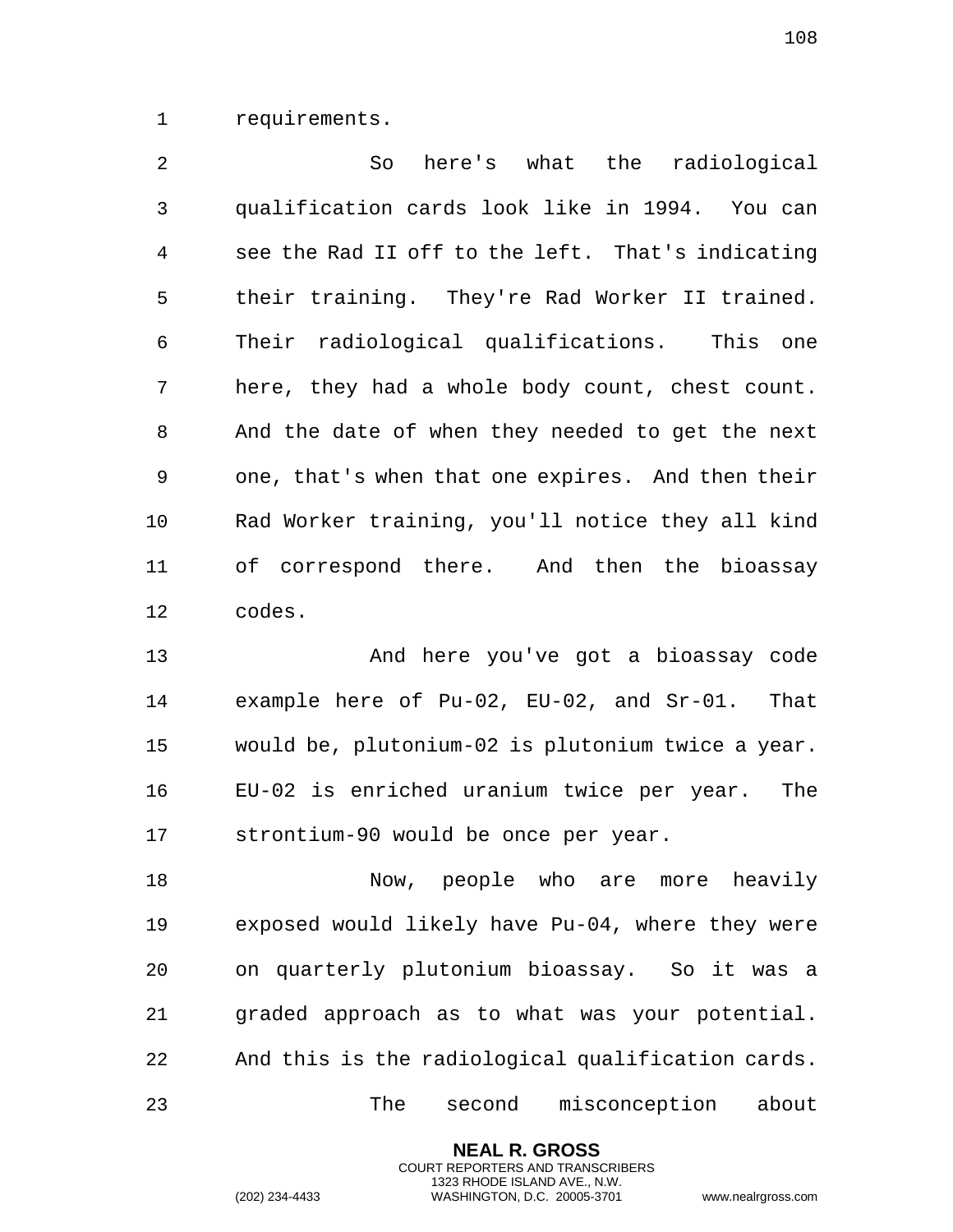requirements.

So here's what the radiological qualification cards look like in 1994. You can see the Rad II off to the left. That's indicating their training. They're Rad Worker II trained. Their radiological qualifications. This one here, they had a whole body count, chest count. And the date of when they needed to get the next one, that's when that one expires. And then their Rad Worker training, you'll notice they all kind of correspond there. And then the bioassay codes.

And here you've got a bioassay code example here of Pu-02, EU-02, and Sr-01. That would be, plutonium-02 is plutonium twice a year. EU-02 is enriched uranium twice per year. The strontium-90 would be once per year.

Now, people who are more heavily exposed would likely have Pu-04, where they were on quarterly plutonium bioassay. So it was a graded approach as to what was your potential. And this is the radiological qualification cards.

The second misconception about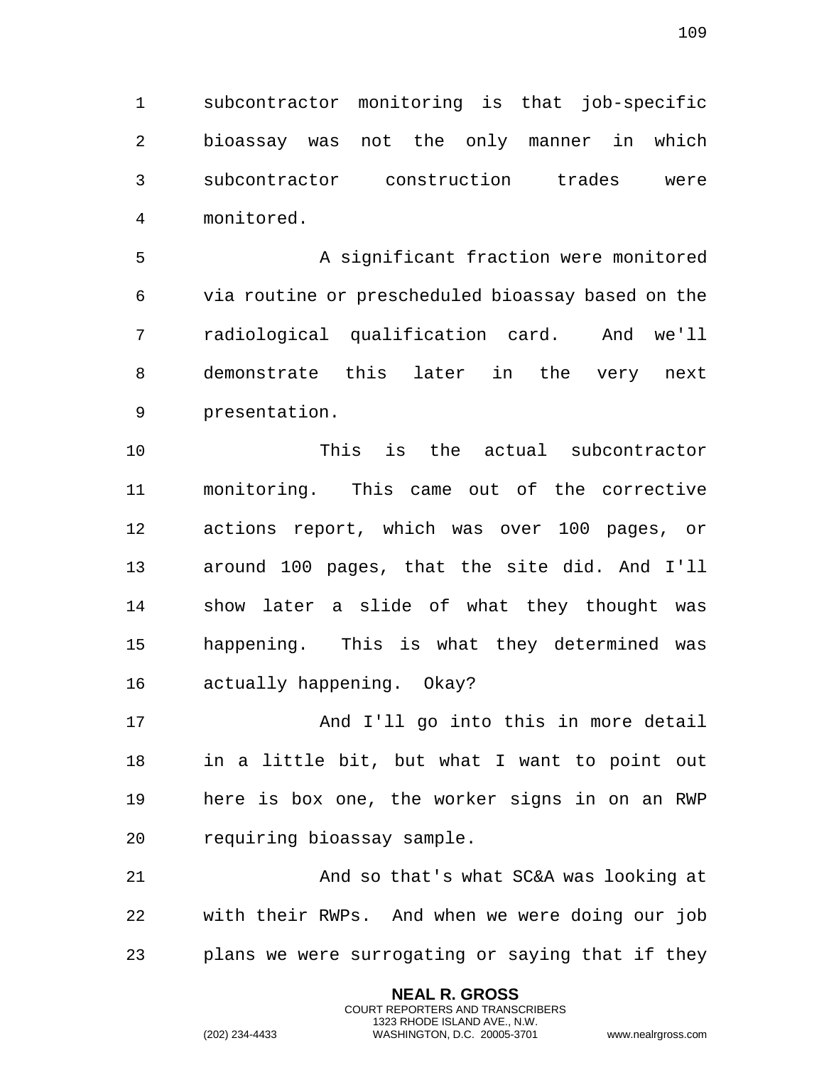subcontractor monitoring is that job-specific bioassay was not the only manner in which subcontractor construction trades were monitored.

A significant fraction were monitored via routine or prescheduled bioassay based on the radiological qualification card. And we'll demonstrate this later in the very next presentation.

This is the actual subcontractor monitoring. This came out of the corrective actions report, which was over 100 pages, or around 100 pages, that the site did. And I'll show later a slide of what they thought was happening. This is what they determined was actually happening. Okay?

And I'll go into this in more detail in a little bit, but what I want to point out here is box one, the worker signs in on an RWP requiring bioassay sample.

And so that's what SC&A was looking at with their RWPs. And when we were doing our job plans we were surrogating or saying that if they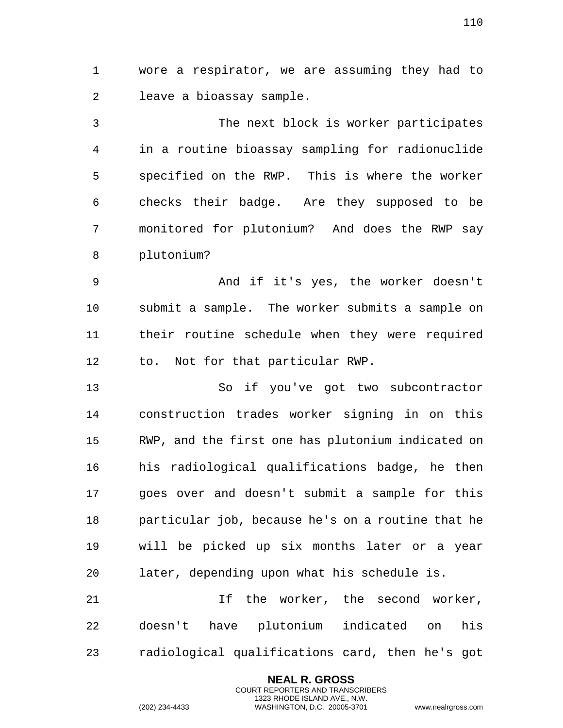wore a respirator, we are assuming they had to leave a bioassay sample.

The next block is worker participates in a routine bioassay sampling for radionuclide specified on the RWP. This is where the worker checks their badge. Are they supposed to be monitored for plutonium? And does the RWP say plutonium?

And if it's yes, the worker doesn't submit a sample. The worker submits a sample on their routine schedule when they were required to. Not for that particular RWP.

So if you've got two subcontractor construction trades worker signing in on this RWP, and the first one has plutonium indicated on his radiological qualifications badge, he then goes over and doesn't submit a sample for this particular job, because he's on a routine that he will be picked up six months later or a year later, depending upon what his schedule is.

If the worker, the second worker, doesn't have plutonium indicated on his radiological qualifications card, then he's got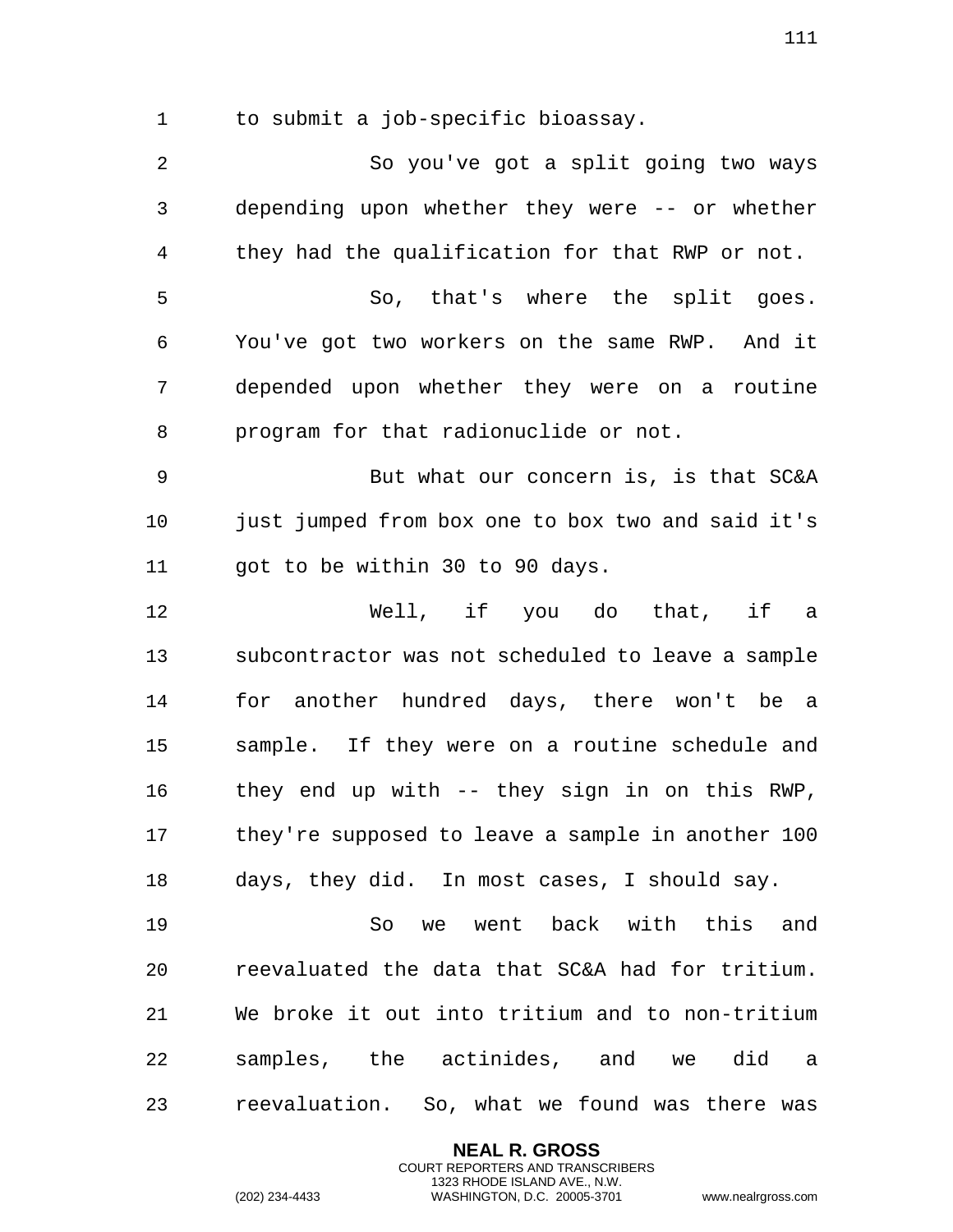to submit a job-specific bioassay.

So you've got a split going two ways depending upon whether they were -- or whether they had the qualification for that RWP or not.

So, that's where the split goes. You've got two workers on the same RWP. And it depended upon whether they were on a routine program for that radionuclide or not.

But what our concern is, is that SC&A just jumped from box one to box two and said it's got to be within 30 to 90 days.

Well, if you do that, if a subcontractor was not scheduled to leave a sample for another hundred days, there won't be a sample. If they were on a routine schedule and they end up with -- they sign in on this RWP, they're supposed to leave a sample in another 100 days, they did. In most cases, I should say.

So we went back with this and reevaluated the data that SC&A had for tritium. We broke it out into tritium and to non-tritium samples, the actinides, and we did a reevaluation. So, what we found was there was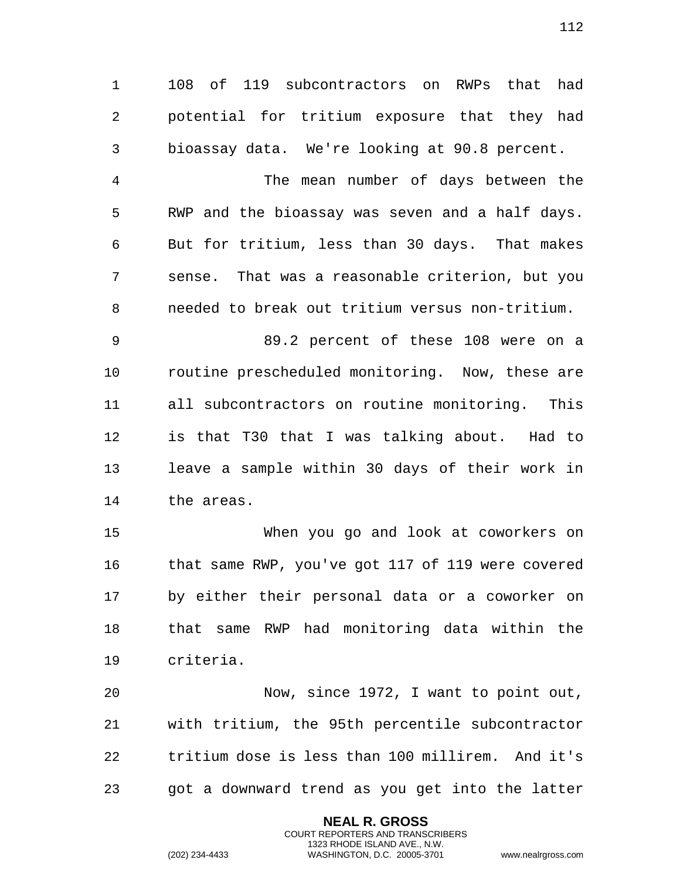108 of 119 subcontractors on RWPs that had potential for tritium exposure that they had bioassay data. We're looking at 90.8 percent.

The mean number of days between the RWP and the bioassay was seven and a half days. But for tritium, less than 30 days. That makes sense. That was a reasonable criterion, but you needed to break out tritium versus non-tritium.

89.2 percent of these 108 were on a routine prescheduled monitoring. Now, these are all subcontractors on routine monitoring. This is that T30 that I was talking about. Had to leave a sample within 30 days of their work in the areas.

When you go and look at coworkers on that same RWP, you've got 117 of 119 were covered by either their personal data or a coworker on that same RWP had monitoring data within the criteria.

Now, since 1972, I want to point out, with tritium, the 95th percentile subcontractor tritium dose is less than 100 millirem. And it's got a downward trend as you get into the latter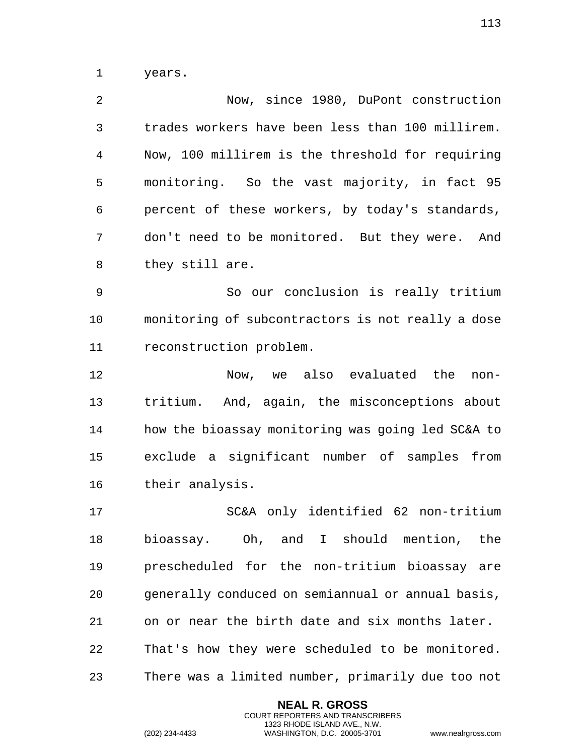years.

Now, since 1980, DuPont construction trades workers have been less than 100 millirem. Now, 100 millirem is the threshold for requiring monitoring. So the vast majority, in fact 95 percent of these workers, by today's standards, don't need to be monitored. But they were. And they still are.

So our conclusion is really tritium monitoring of subcontractors is not really a dose reconstruction problem.

Now, we also evaluated the non-tritium. And, again, the misconceptions about how the bioassay monitoring was going led SC&A to exclude a significant number of samples from their analysis.

SC&A only identified 62 non-tritium bioassay. Oh, and I should mention, the prescheduled for the non-tritium bioassay are generally conduced on semiannual or annual basis, on or near the birth date and six months later. That's how they were scheduled to be monitored. There was a limited number, primarily due too not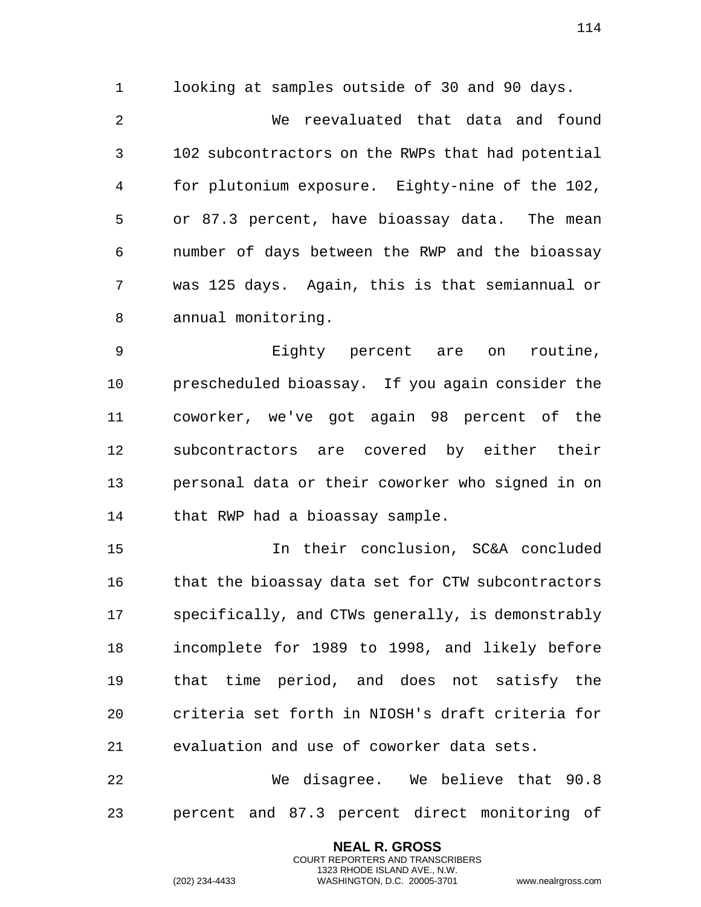looking at samples outside of 30 and 90 days.

We reevaluated that data and found 102 subcontractors on the RWPs that had potential for plutonium exposure. Eighty-nine of the 102, or 87.3 percent, have bioassay data. The mean number of days between the RWP and the bioassay was 125 days. Again, this is that semiannual or annual monitoring.

Eighty percent are on routine, prescheduled bioassay. If you again consider the coworker, we've got again 98 percent of the subcontractors are covered by either their personal data or their coworker who signed in on that RWP had a bioassay sample.

In their conclusion, SC&A concluded that the bioassay data set for CTW subcontractors specifically, and CTWs generally, is demonstrably incomplete for 1989 to 1998, and likely before that time period, and does not satisfy the criteria set forth in NIOSH's draft criteria for evaluation and use of coworker data sets.

We disagree. We believe that 90.8 percent and 87.3 percent direct monitoring of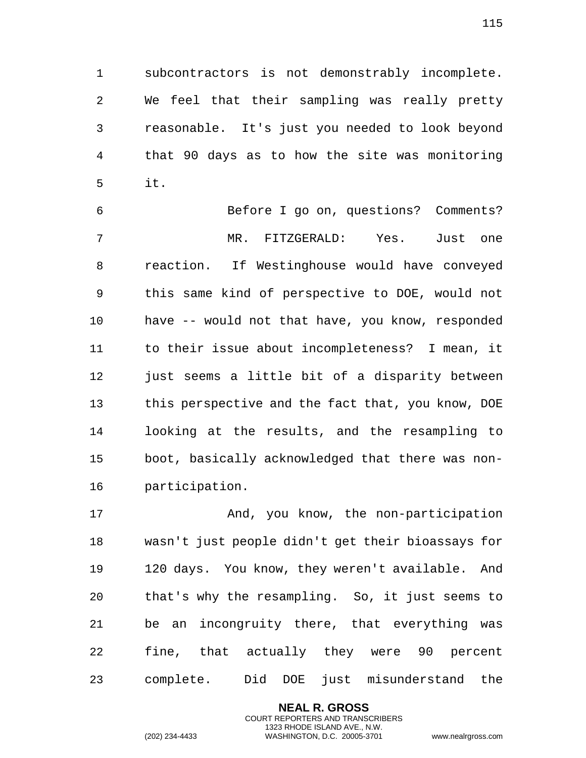subcontractors is not demonstrably incomplete. We feel that their sampling was really pretty reasonable. It's just you needed to look beyond that 90 days as to how the site was monitoring it.

Before I go on, questions? Comments?

MR. FITZGERALD: Yes. Just one reaction. If Westinghouse would have conveyed this same kind of perspective to DOE, would not have -- would not that have, you know, responded to their issue about incompleteness? I mean, it just seems a little bit of a disparity between this perspective and the fact that, you know, DOE looking at the results, and the resampling to boot, basically acknowledged that there was non-participation.

And, you know, the non-participation wasn't just people didn't get their bioassays for 120 days. You know, they weren't available. And that's why the resampling. So, it just seems to be an incongruity there, that everything was fine, that actually they were 90 percent complete. Did DOE just misunderstand the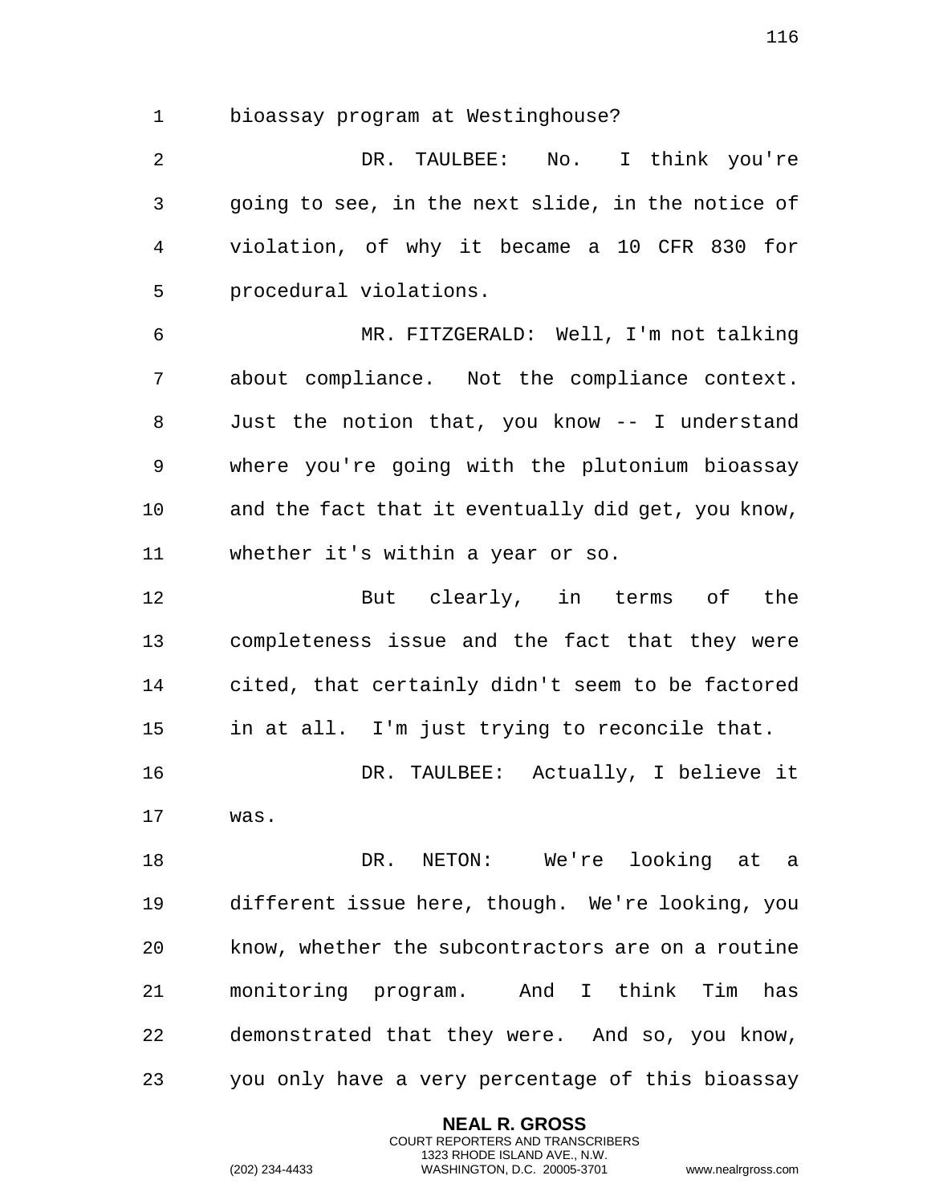bioassay program at Westinghouse?

DR. TAULBEE: No. I think you're going to see, in the next slide, in the notice of violation, of why it became a 10 CFR 830 for procedural violations.

MR. FITZGERALD: Well, I'm not talking about compliance. Not the compliance context. Just the notion that, you know -- I understand where you're going with the plutonium bioassay and the fact that it eventually did get, you know, whether it's within a year or so.

But clearly, in terms of the completeness issue and the fact that they were cited, that certainly didn't seem to be factored in at all. I'm just trying to reconcile that.

DR. TAULBEE: Actually, I believe it was.

DR. NETON: We're looking at a different issue here, though. We're looking, you know, whether the subcontractors are on a routine monitoring program. And I think Tim has demonstrated that they were. And so, you know, you only have a very percentage of this bioassay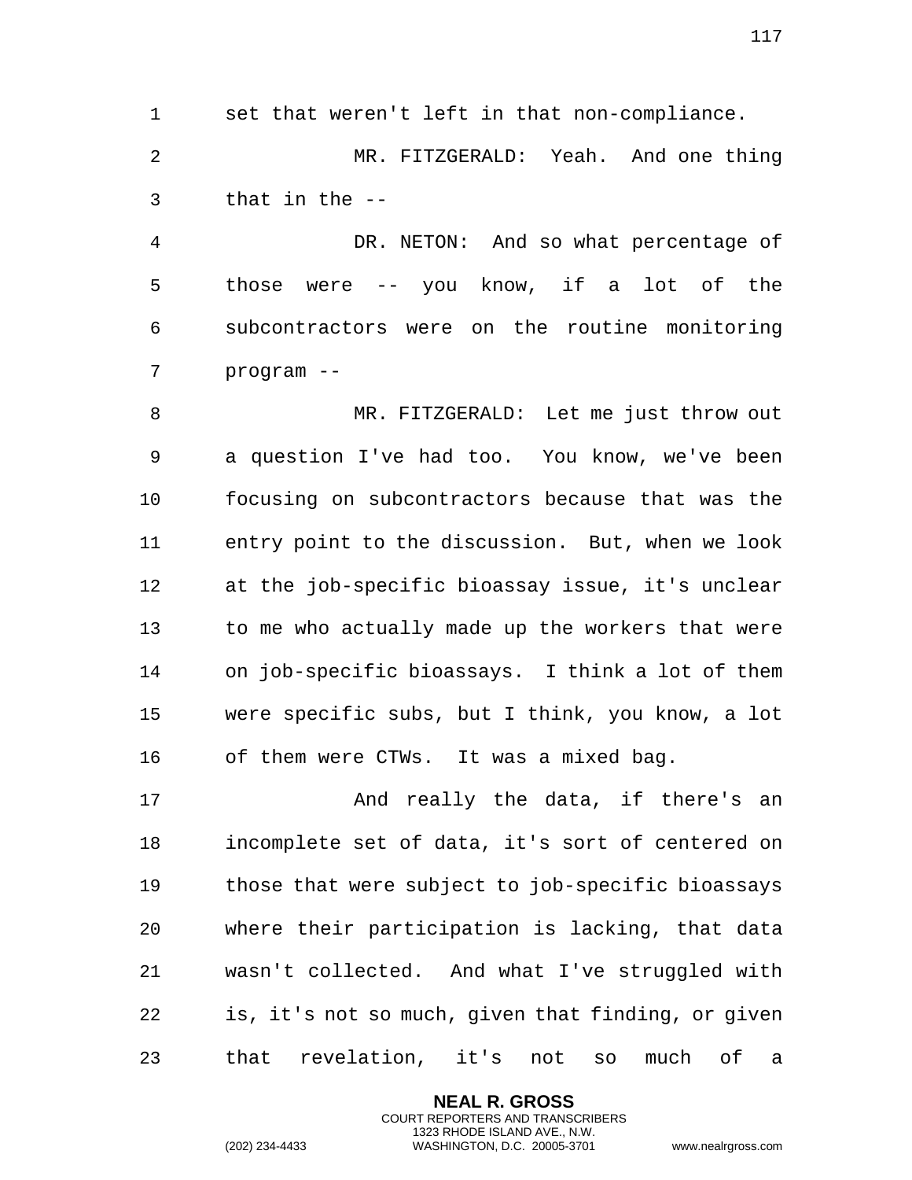set that weren't left in that non-compliance.

MR. FITZGERALD: Yeah. And one thing that in the --

DR. NETON: And so what percentage of those were -- you know, if a lot of the subcontractors were on the routine monitoring program --

MR. FITZGERALD: Let me just throw out a question I've had too. You know, we've been focusing on subcontractors because that was the entry point to the discussion. But, when we look at the job-specific bioassay issue, it's unclear to me who actually made up the workers that were on job-specific bioassays. I think a lot of them were specific subs, but I think, you know, a lot of them were CTWs. It was a mixed bag.

And really the data, if there's an incomplete set of data, it's sort of centered on those that were subject to job-specific bioassays where their participation is lacking, that data wasn't collected. And what I've struggled with is, it's not so much, given that finding, or given that revelation, it's not so much of a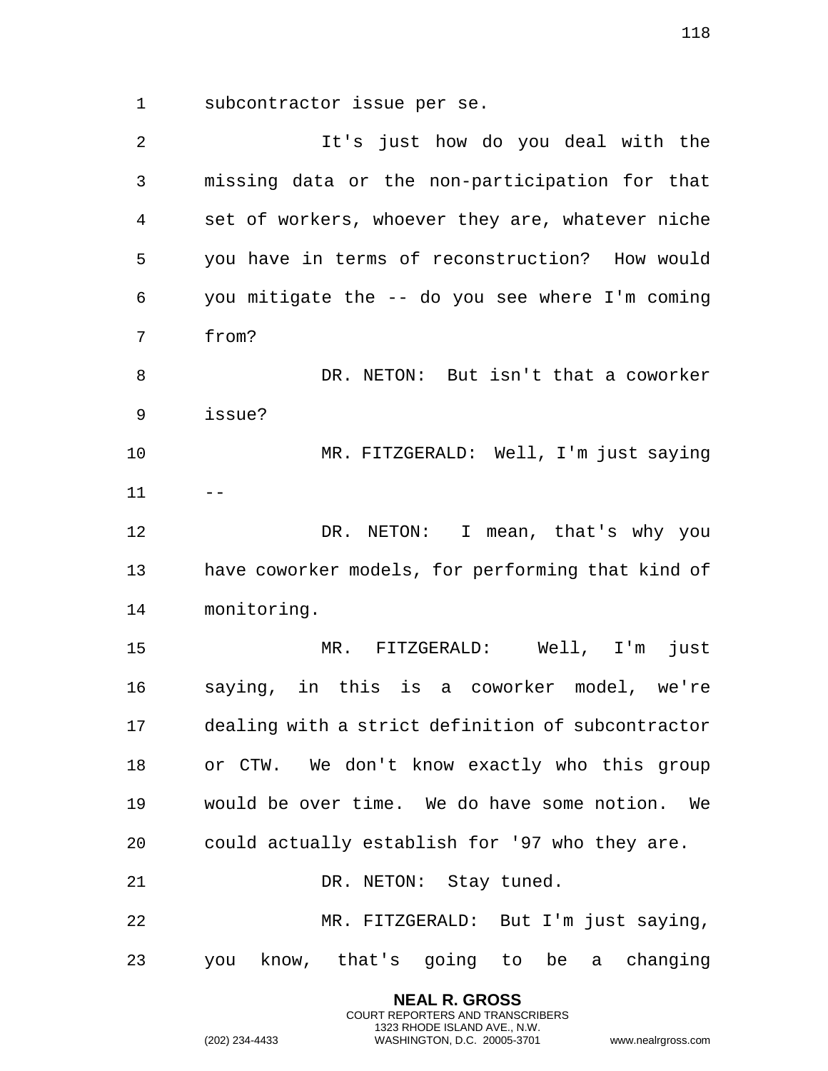subcontractor issue per se.

It's just how do you deal with the missing data or the non-participation for that set of workers, whoever they are, whatever niche you have in terms of reconstruction? How would you mitigate the -- do you see where I'm coming from?

DR. NETON: But isn't that a coworker issue?

MR. FITZGERALD: Well, I'm just saying --

DR. NETON: I mean, that's why you have coworker models, for performing that kind of monitoring.

MR. FITZGERALD: Well, I'm just saying, in this is a coworker model, we're dealing with a strict definition of subcontractor or CTW. We don't know exactly who this group would be over time. We do have some notion. We could actually establish for '97 who they are.

DR. NETON: Stay tuned.

MR. FITZGERALD: But I'm just saying, you know, that's going to be a changing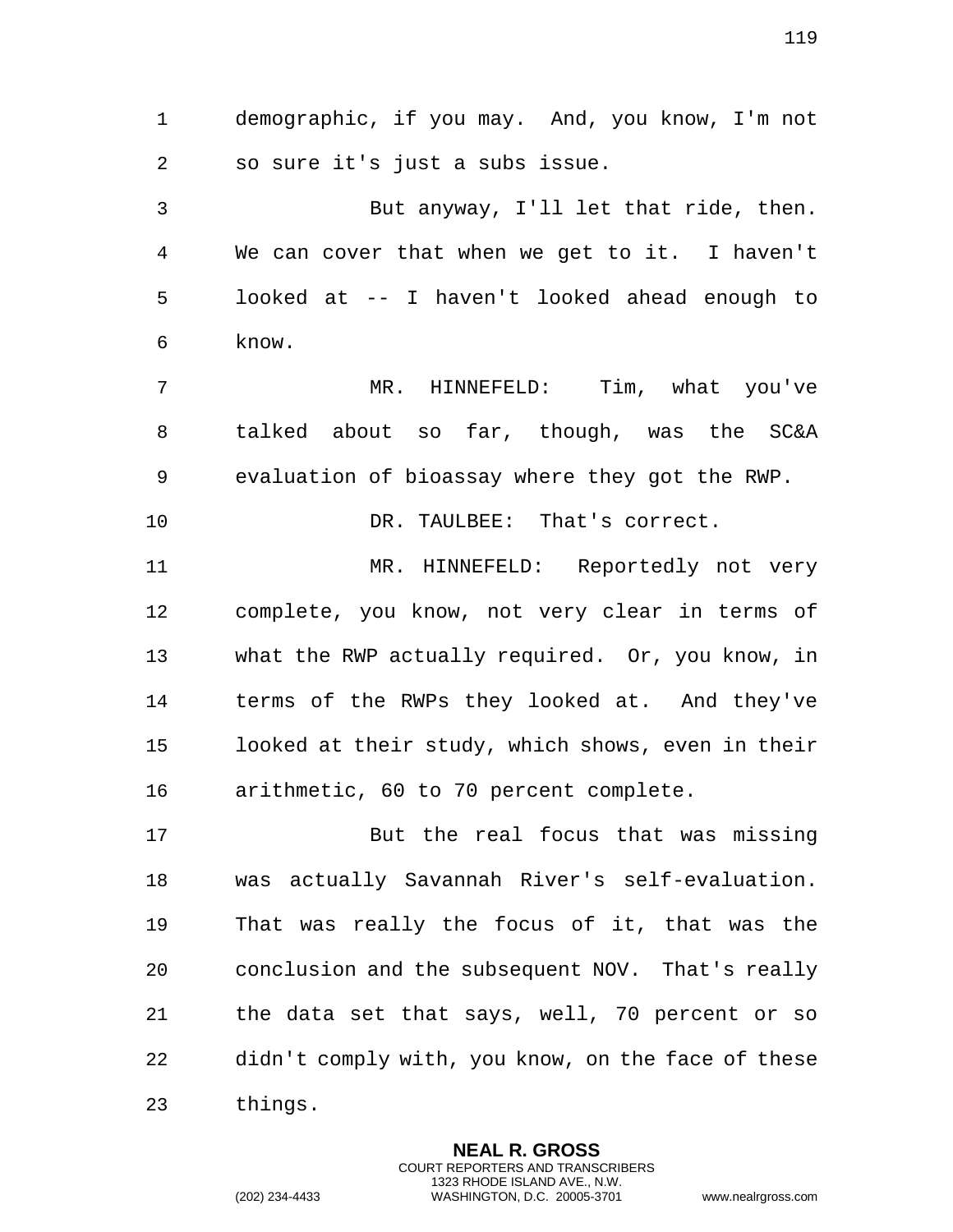demographic, if you may. And, you know, I'm not so sure it's just a subs issue.

But anyway, I'll let that ride, then. We can cover that when we get to it. I haven't looked at -- I haven't looked ahead enough to know.

MR. HINNEFELD: Tim, what you've talked about so far, though, was the SC&A evaluation of bioassay where they got the RWP.

DR. TAULBEE: That's correct.

MR. HINNEFELD: Reportedly not very complete, you know, not very clear in terms of what the RWP actually required. Or, you know, in terms of the RWPs they looked at. And they've looked at their study, which shows, even in their arithmetic, 60 to 70 percent complete.

But the real focus that was missing was actually Savannah River's self-evaluation. That was really the focus of it, that was the conclusion and the subsequent NOV. That's really the data set that says, well, 70 percent or so didn't comply with, you know, on the face of these things.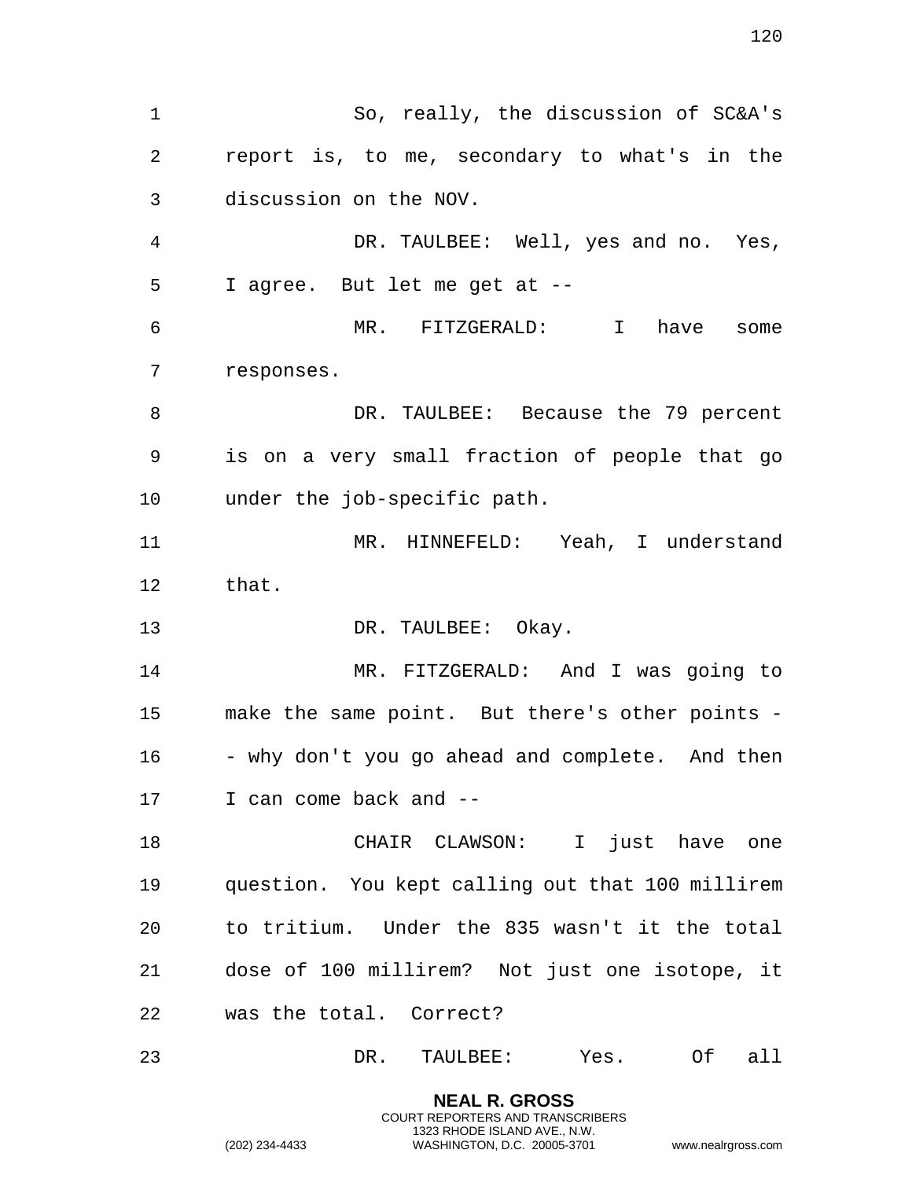So, really, the discussion of SC&A's report is, to me, secondary to what's in the discussion on the NOV.

DR. TAULBEE: Well, yes and no. Yes, I agree. But let me get at --

MR. FITZGERALD: I have some responses.

DR. TAULBEE: Because the 79 percent is on a very small fraction of people that go under the job-specific path.

MR. HINNEFELD: Yeah, I understand that.

DR. TAULBEE: Okay.

MR. FITZGERALD: And I was going to make the same point. But there's other points -- why don't you go ahead and complete. And then I can come back and --

CHAIR CLAWSON: I just have one question. You kept calling out that 100 millirem to tritium. Under the 835 wasn't it the total dose of 100 millirem? Not just one isotope, it was the total. Correct?

DR. TAULBEE: Yes. Of all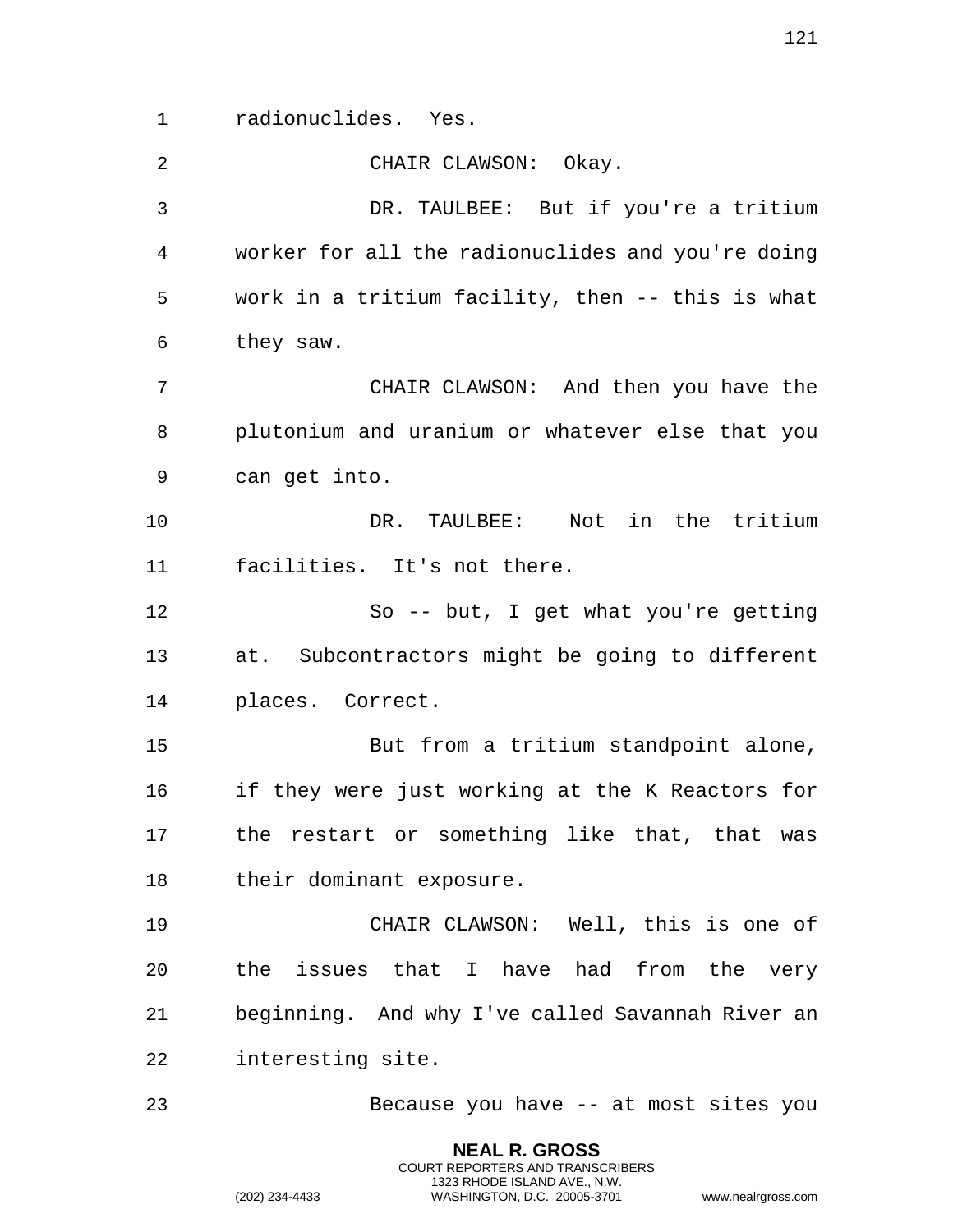radionuclides. Yes.

CHAIR CLAWSON: Okay.

DR. TAULBEE: But if you're a tritium worker for all the radionuclides and you're doing work in a tritium facility, then -- this is what they saw.

CHAIR CLAWSON: And then you have the plutonium and uranium or whatever else that you can get into.

DR. TAULBEE: Not in the tritium facilities. It's not there.

So -- but, I get what you're getting at. Subcontractors might be going to different places. Correct.

But from a tritium standpoint alone, if they were just working at the K Reactors for the restart or something like that, that was their dominant exposure.

CHAIR CLAWSON: Well, this is one of the issues that I have had from the very beginning. And why I've called Savannah River an interesting site.

Because you have -- at most sites you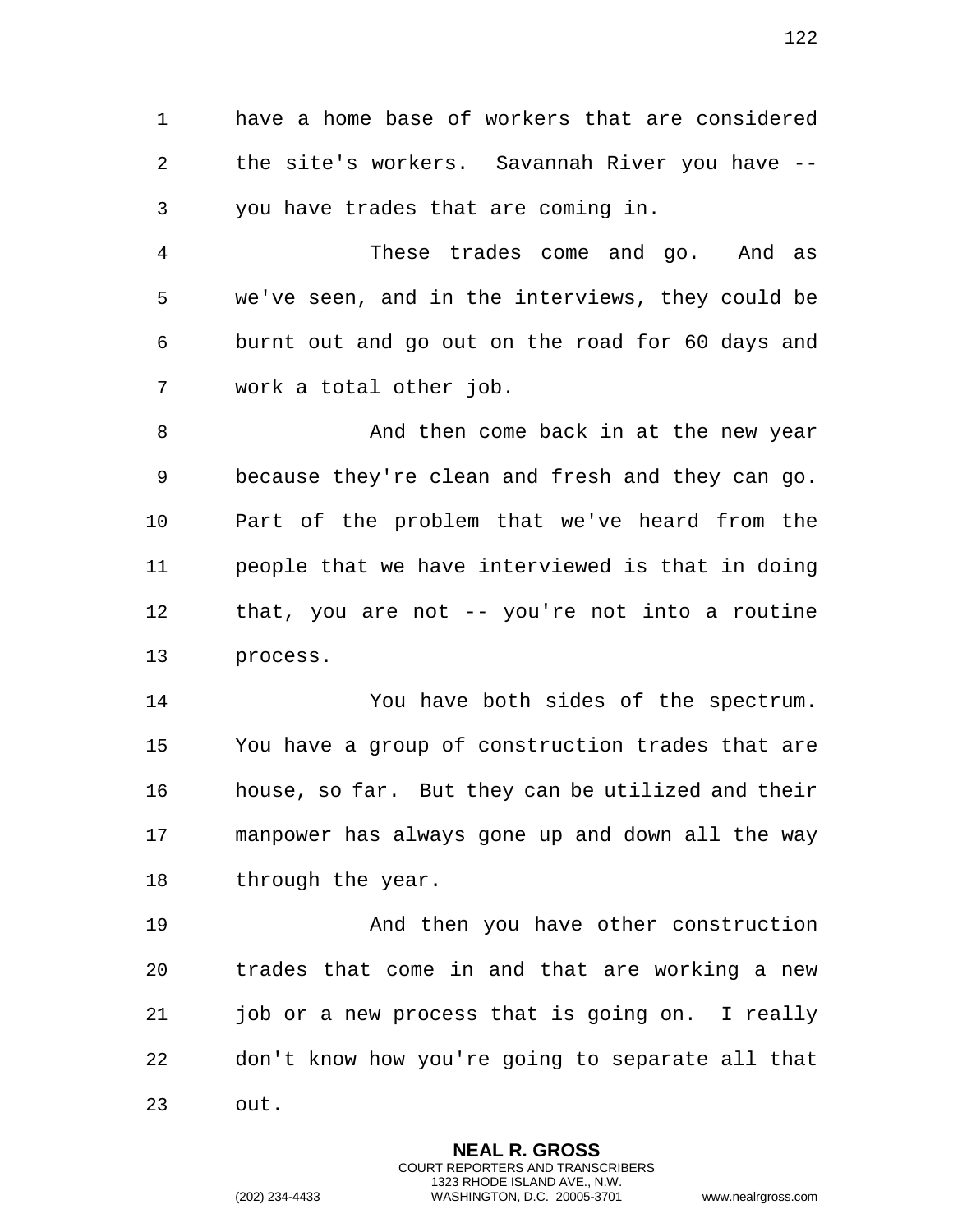have a home base of workers that are considered the site's workers. Savannah River you have -- you have trades that are coming in.

These trades come and go. And as we've seen, and in the interviews, they could be burnt out and go out on the road for 60 days and work a total other job.

And then come back in at the new year because they're clean and fresh and they can go. Part of the problem that we've heard from the people that we have interviewed is that in doing that, you are not -- you're not into a routine process.

You have both sides of the spectrum. You have a group of construction trades that are house, so far. But they can be utilized and their manpower has always gone up and down all the way through the year.

And then you have other construction trades that come in and that are working a new job or a new process that is going on. I really don't know how you're going to separate all that out.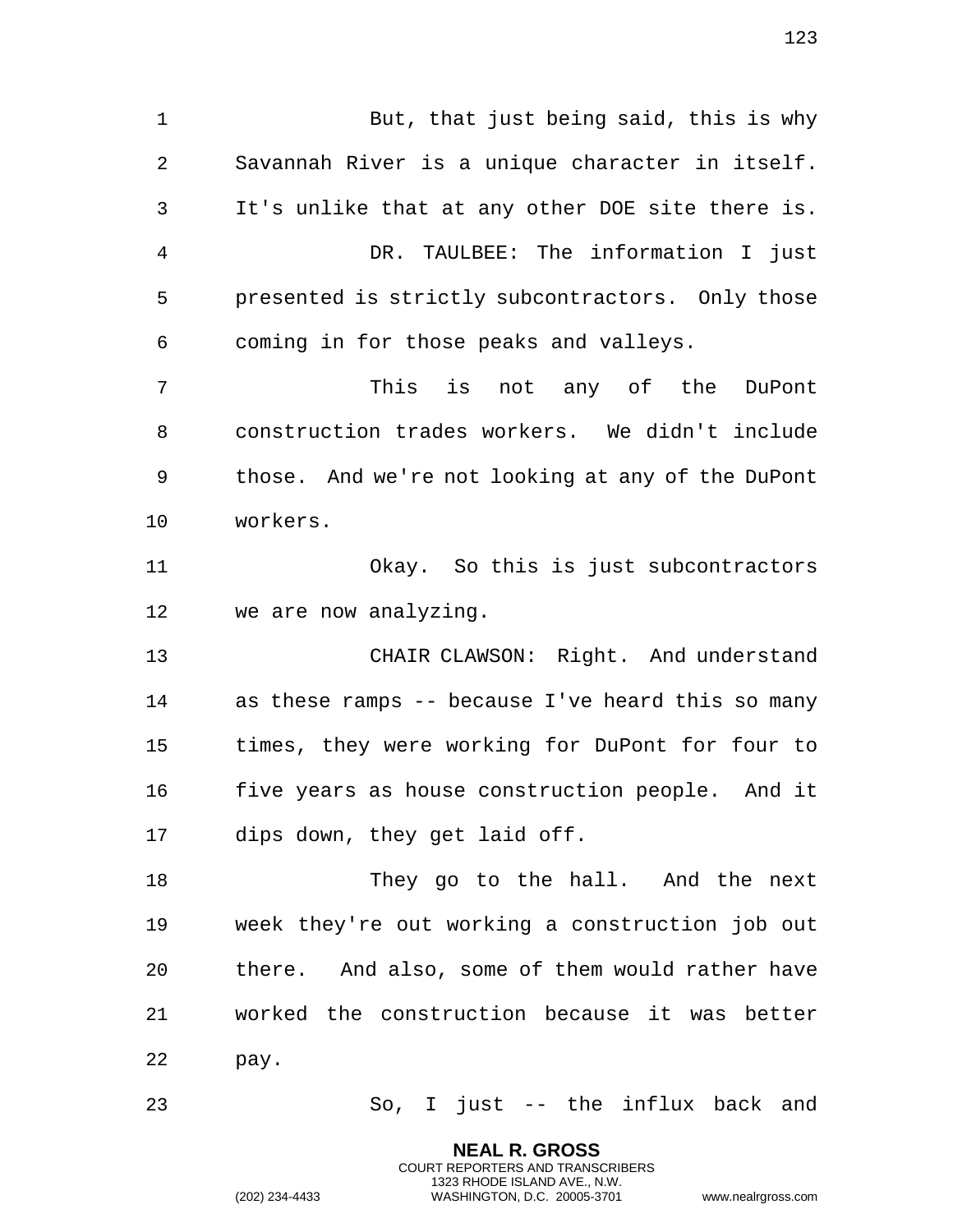But, that just being said, this is why Savannah River is a unique character in itself. It's unlike that at any other DOE site there is.

DR. TAULBEE: The information I just presented is strictly subcontractors. Only those coming in for those peaks and valleys.

This is not any of the DuPont construction trades workers. We didn't include those. And we're not looking at any of the DuPont workers.

Okay. So this is just subcontractors we are now analyzing.

CHAIR CLAWSON: Right. And understand as these ramps -- because I've heard this so many times, they were working for DuPont for four to five years as house construction people. And it dips down, they get laid off.

They go to the hall. And the next week they're out working a construction job out there. And also, some of them would rather have worked the construction because it was better pay.

So, I just -- the influx back and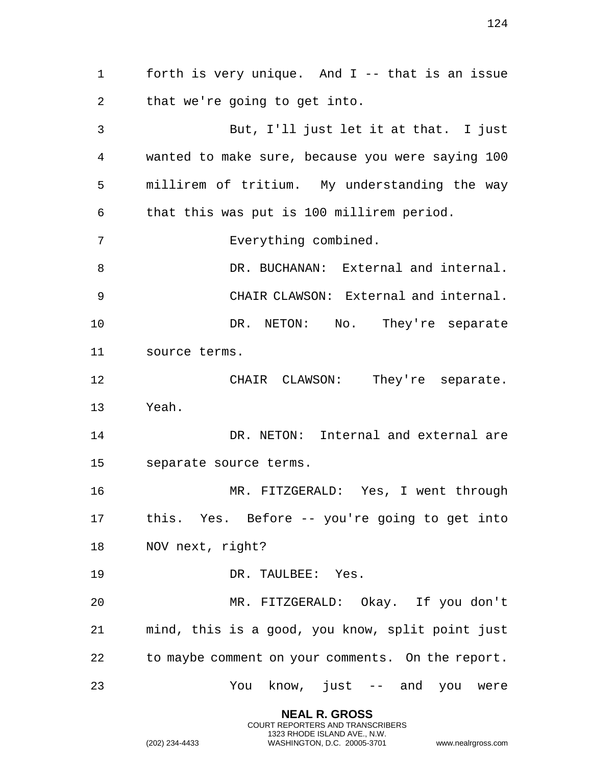forth is very unique. And I -- that is an issue that we're going to get into.

But, I'll just let it at that. I just wanted to make sure, because you were saying 100 millirem of tritium. My understanding the way that this was put is 100 millirem period.

Everything combined.

DR. BUCHANAN: External and internal.

CHAIR CLAWSON: External and internal.

DR. NETON: No. They're separate source terms.

CHAIR CLAWSON: They're separate. Yeah.

DR. NETON: Internal and external are separate source terms.

MR. FITZGERALD: Yes, I went through this. Yes. Before -- you're going to get into NOV next, right?

DR. TAULBEE: Yes.

MR. FITZGERALD: Okay. If you don't mind, this is a good, you know, split point just to maybe comment on your comments. On the report.

You know, just -- and you were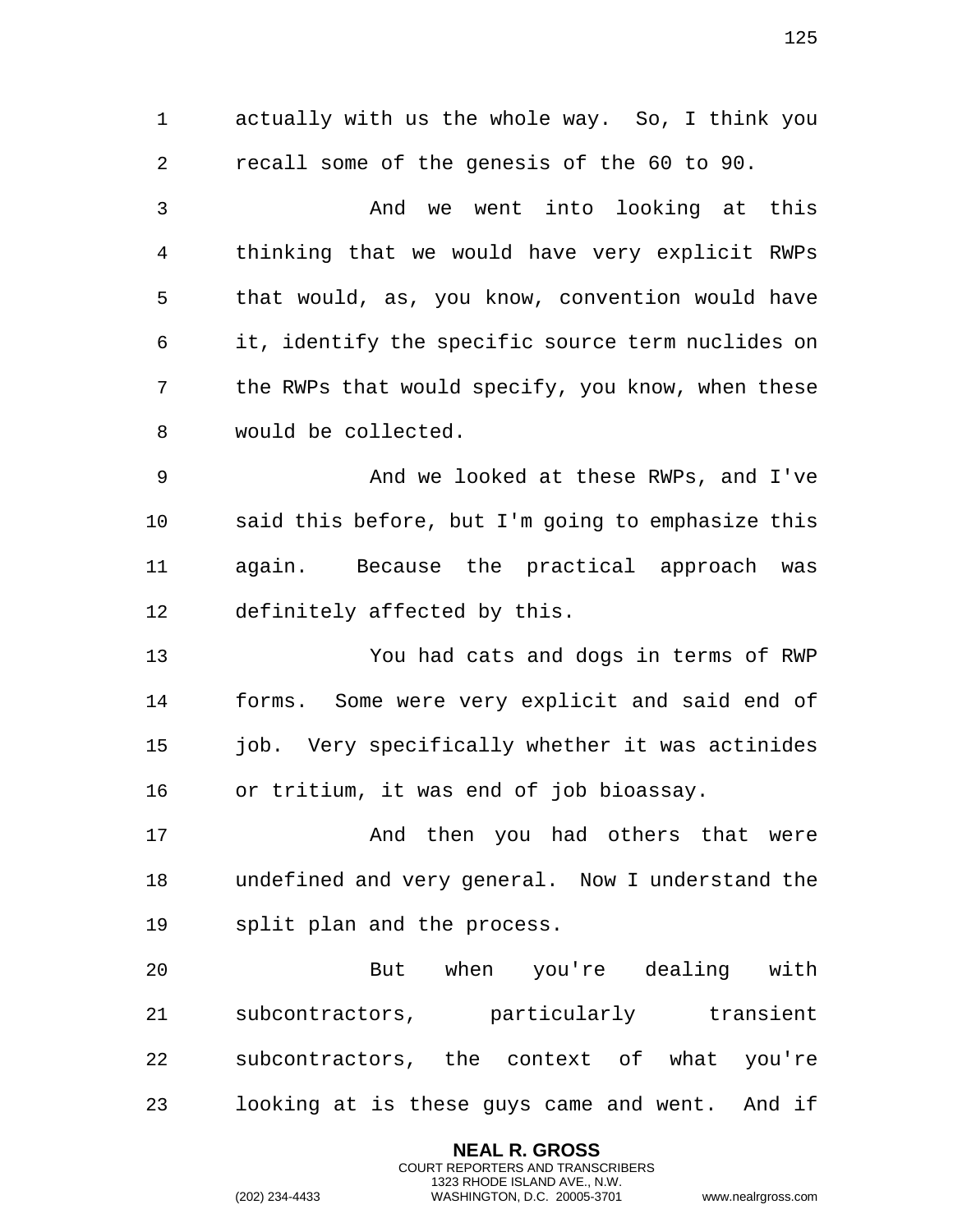actually with us the whole way. So, I think you recall some of the genesis of the 60 to 90.

And we went into looking at this thinking that we would have very explicit RWPs that would, as, you know, convention would have it, identify the specific source term nuclides on the RWPs that would specify, you know, when these would be collected.

And we looked at these RWPs, and I've said this before, but I'm going to emphasize this again. Because the practical approach was definitely affected by this.

You had cats and dogs in terms of RWP forms. Some were very explicit and said end of job. Very specifically whether it was actinides or tritium, it was end of job bioassay.

And then you had others that were undefined and very general. Now I understand the split plan and the process.

But when you're dealing with subcontractors, particularly transient subcontractors, the context of what you're looking at is these guys came and went. And if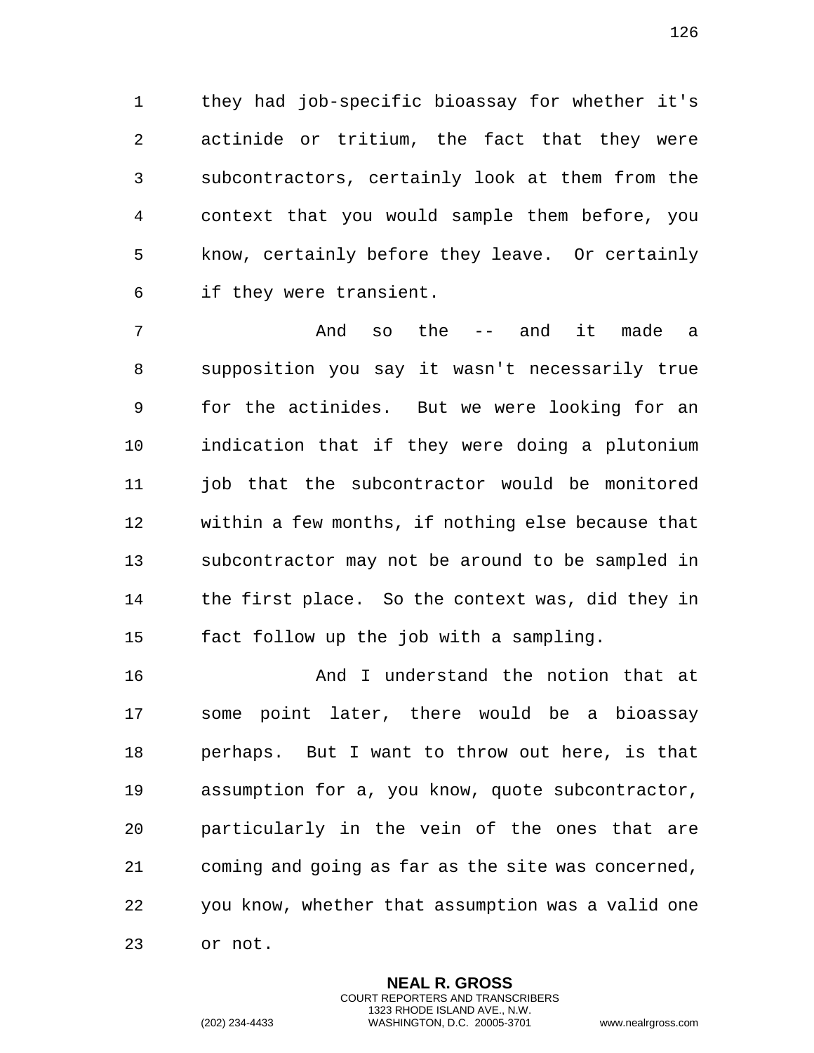they had job-specific bioassay for whether it's actinide or tritium, the fact that they were subcontractors, certainly look at them from the context that you would sample them before, you know, certainly before they leave. Or certainly if they were transient.

And so the -- and it made a supposition you say it wasn't necessarily true for the actinides. But we were looking for an indication that if they were doing a plutonium job that the subcontractor would be monitored within a few months, if nothing else because that subcontractor may not be around to be sampled in the first place. So the context was, did they in fact follow up the job with a sampling.

And I understand the notion that at some point later, there would be a bioassay perhaps. But I want to throw out here, is that assumption for a, you know, quote subcontractor, particularly in the vein of the ones that are coming and going as far as the site was concerned, you know, whether that assumption was a valid one or not.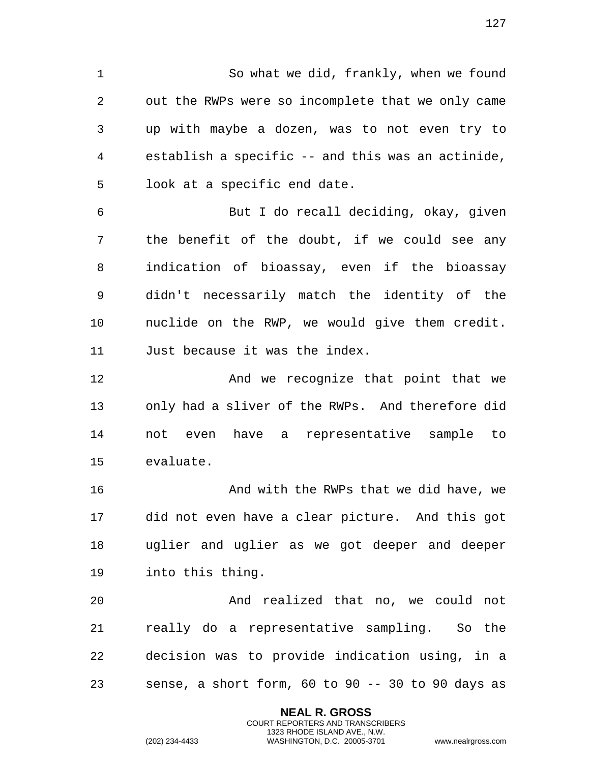So what we did, frankly, when we found out the RWPs were so incomplete that we only came up with maybe a dozen, was to not even try to establish a specific -- and this was an actinide, look at a specific end date.

But I do recall deciding, okay, given the benefit of the doubt, if we could see any indication of bioassay, even if the bioassay didn't necessarily match the identity of the nuclide on the RWP, we would give them credit. Just because it was the index.

And we recognize that point that we only had a sliver of the RWPs. And therefore did not even have a representative sample to evaluate.

And with the RWPs that we did have, we did not even have a clear picture. And this got uglier and uglier as we got deeper and deeper into this thing.

And realized that no, we could not really do a representative sampling. So the decision was to provide indication using, in a sense, a short form, 60 to 90 -- 30 to 90 days as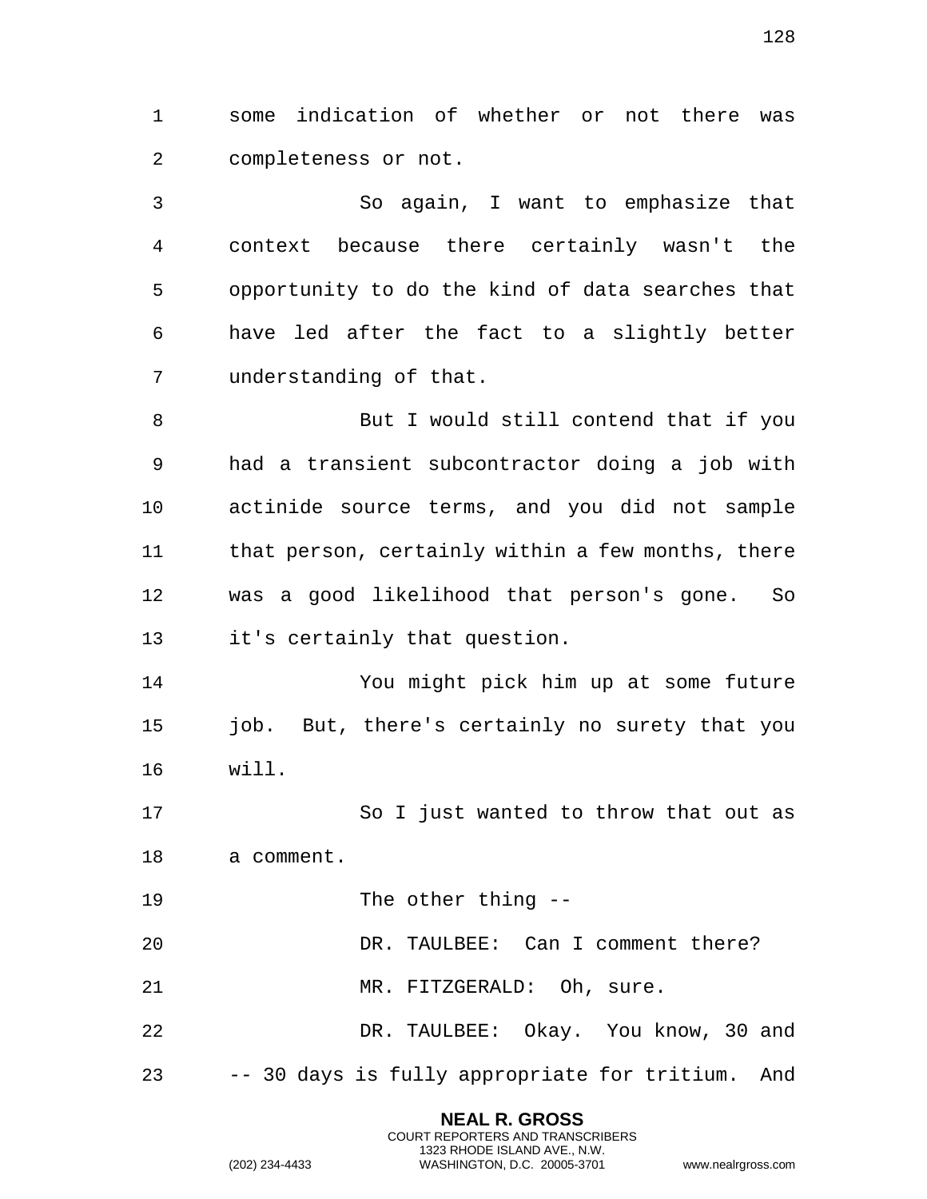some indication of whether or not there was completeness or not.

So again, I want to emphasize that context because there certainly wasn't the opportunity to do the kind of data searches that have led after the fact to a slightly better understanding of that.

But I would still contend that if you had a transient subcontractor doing a job with actinide source terms, and you did not sample that person, certainly within a few months, there was a good likelihood that person's gone. So it's certainly that question.

You might pick him up at some future job. But, there's certainly no surety that you will.

So I just wanted to throw that out as a comment.

The other thing --

DR. TAULBEE: Can I comment there?

MR. FITZGERALD: Oh, sure.

DR. TAULBEE: Okay. You know, 30 and -- 30 days is fully appropriate for tritium. And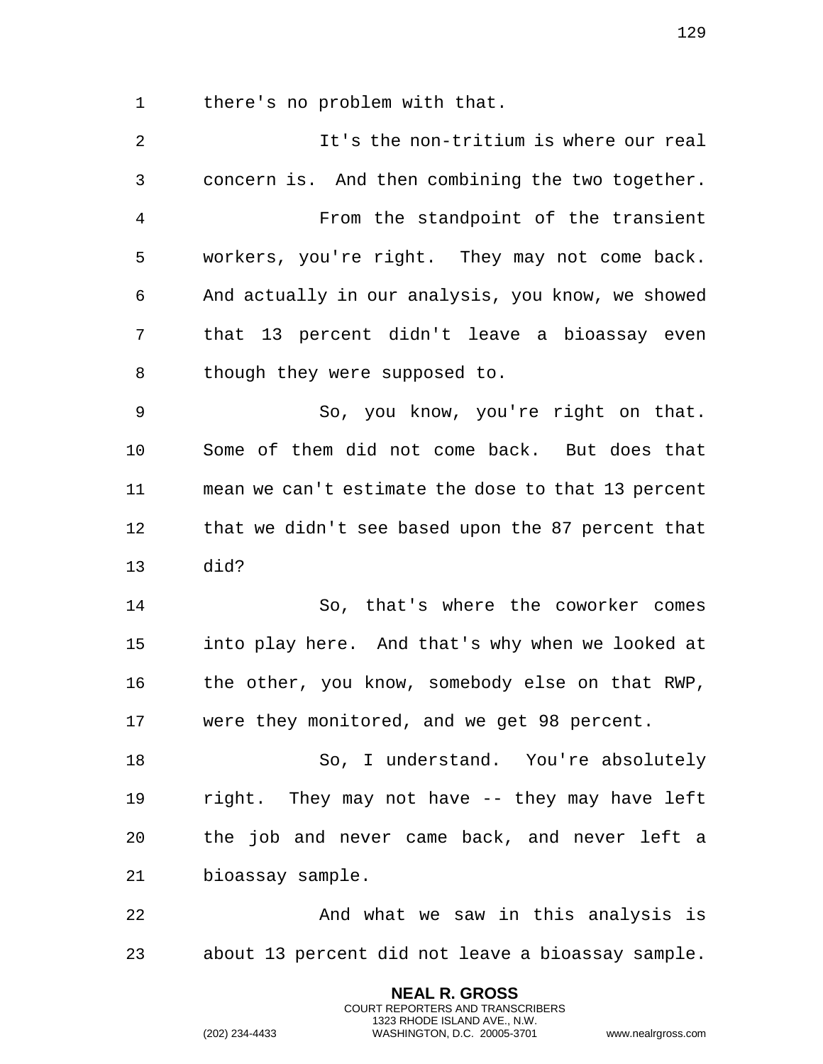there's no problem with that.

It's the non-tritium is where our real concern is. And then combining the two together.

From the standpoint of the transient workers, you're right. They may not come back. And actually in our analysis, you know, we showed that 13 percent didn't leave a bioassay even though they were supposed to.

So, you know, you're right on that. Some of them did not come back. But does that mean we can't estimate the dose to that 13 percent that we didn't see based upon the 87 percent that did?

So, that's where the coworker comes into play here. And that's why when we looked at the other, you know, somebody else on that RWP, were they monitored, and we get 98 percent.

So, I understand. You're absolutely right. They may not have -- they may have left the job and never came back, and never left a bioassay sample.

And what we saw in this analysis is about 13 percent did not leave a bioassay sample.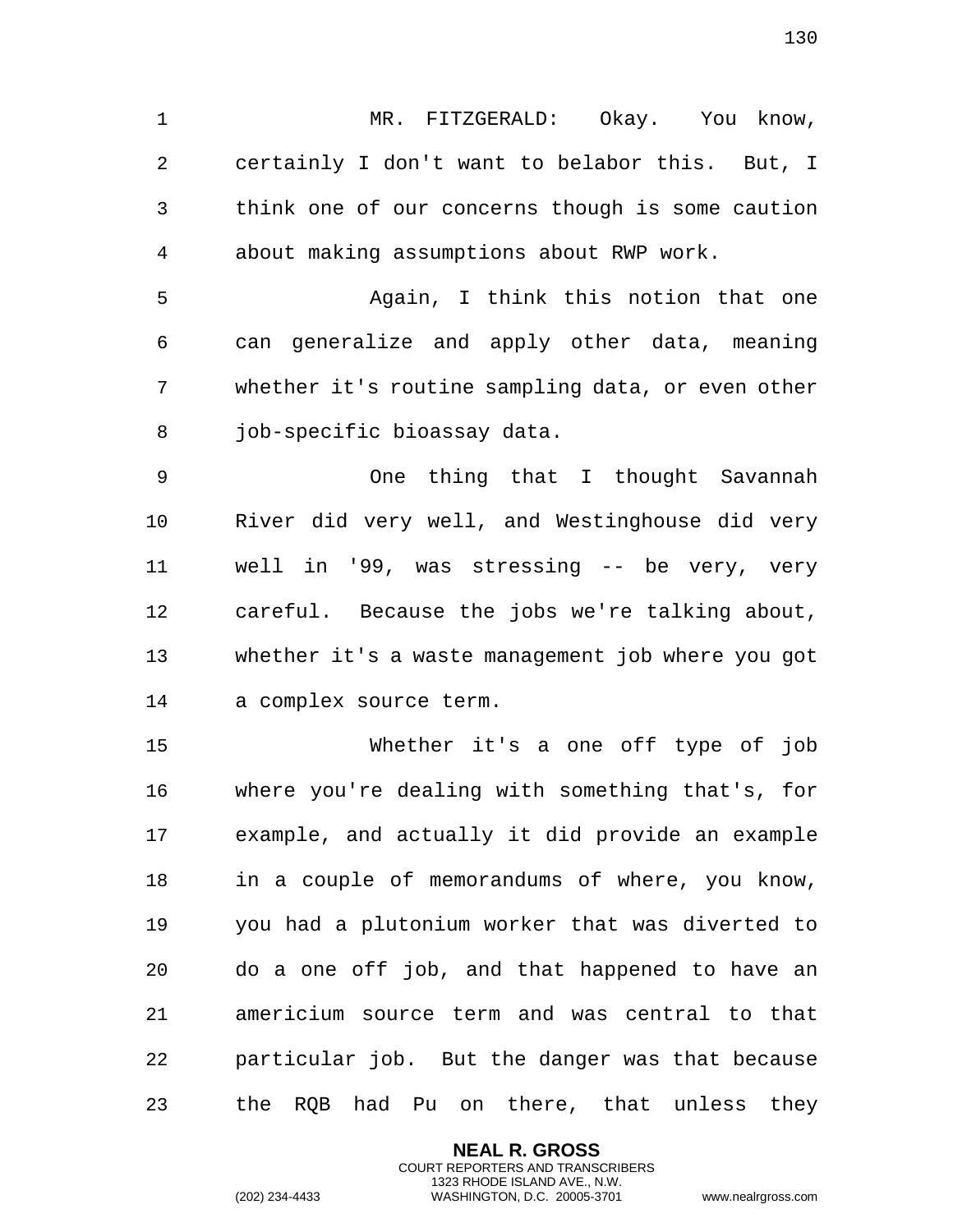MR. FITZGERALD: Okay. You know, certainly I don't want to belabor this. But, I think one of our concerns though is some caution about making assumptions about RWP work.

Again, I think this notion that one can generalize and apply other data, meaning whether it's routine sampling data, or even other job-specific bioassay data.

One thing that I thought Savannah River did very well, and Westinghouse did very well in '99, was stressing -- be very, very careful. Because the jobs we're talking about, whether it's a waste management job where you got a complex source term.

Whether it's a one off type of job where you're dealing with something that's, for example, and actually it did provide an example in a couple of memorandums of where, you know, you had a plutonium worker that was diverted to do a one off job, and that happened to have an americium source term and was central to that particular job. But the danger was that because the RQB had Pu on there, that unless they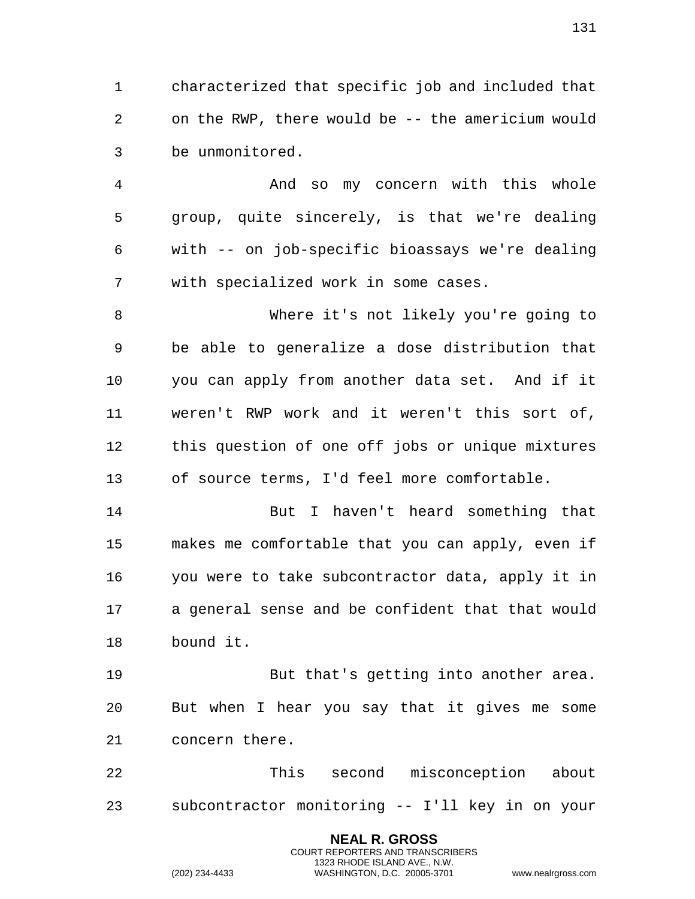characterized that specific job and included that on the RWP, there would be -- the americium would be unmonitored.

And so my concern with this whole group, quite sincerely, is that we're dealing with -- on job-specific bioassays we're dealing with specialized work in some cases.

Where it's not likely you're going to be able to generalize a dose distribution that you can apply from another data set. And if it weren't RWP work and it weren't this sort of, this question of one off jobs or unique mixtures of source terms, I'd feel more comfortable.

But I haven't heard something that makes me comfortable that you can apply, even if you were to take subcontractor data, apply it in a general sense and be confident that that would bound it.

But that's getting into another area. But when I hear you say that it gives me some concern there.

This second misconception about subcontractor monitoring -- I'll key in on your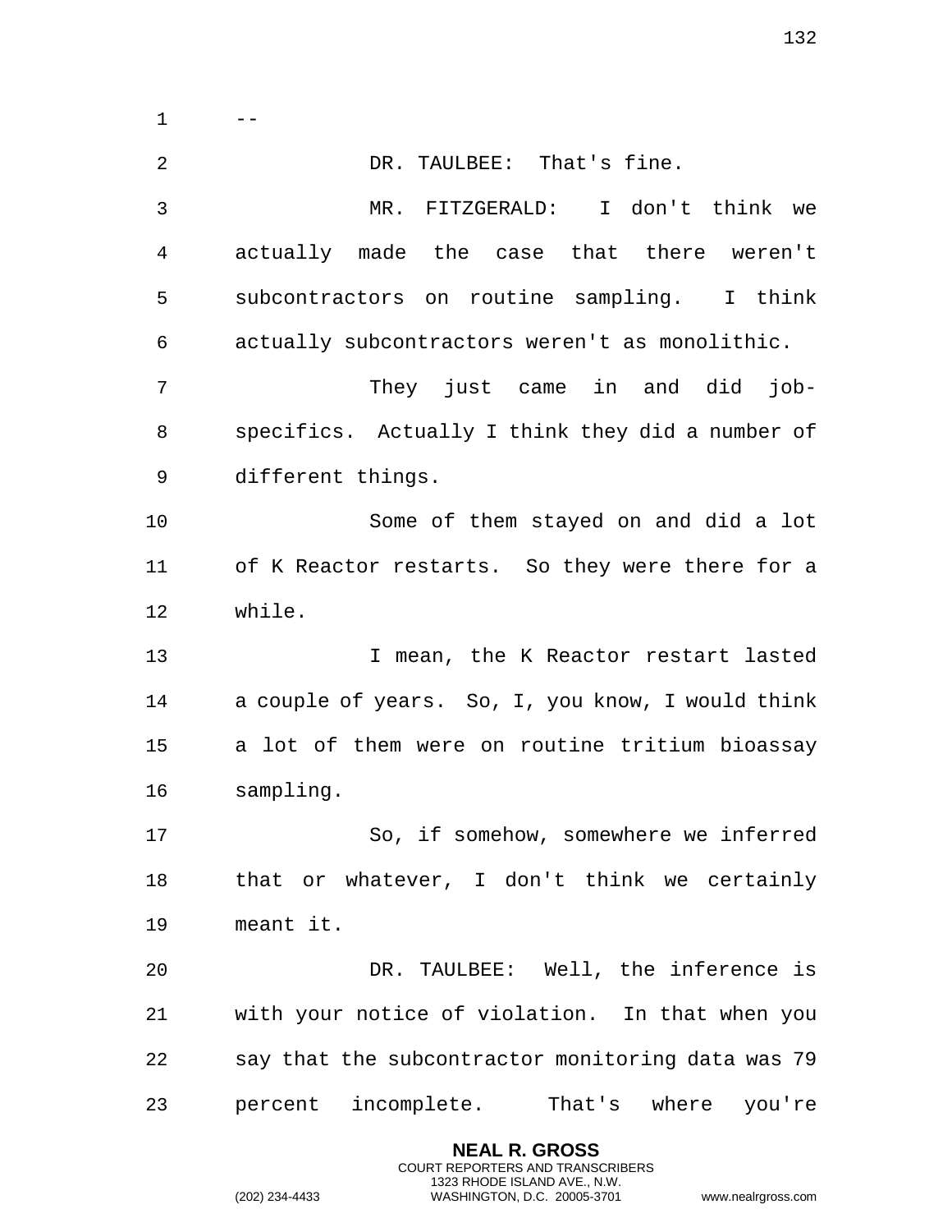--

DR. TAULBEE: That's fine.

MR. FITZGERALD: I don't think we actually made the case that there weren't subcontractors on routine sampling. I think actually subcontractors weren't as monolithic.

They just came in and did job-specifics. Actually I think they did a number of different things.

Some of them stayed on and did a lot of K Reactor restarts. So they were there for a while.

I mean, the K Reactor restart lasted a couple of years. So, I, you know, I would think a lot of them were on routine tritium bioassay sampling.

So, if somehow, somewhere we inferred that or whatever, I don't think we certainly meant it.

DR. TAULBEE: Well, the inference is with your notice of violation. In that when you say that the subcontractor monitoring data was 79 percent incomplete. That's where you're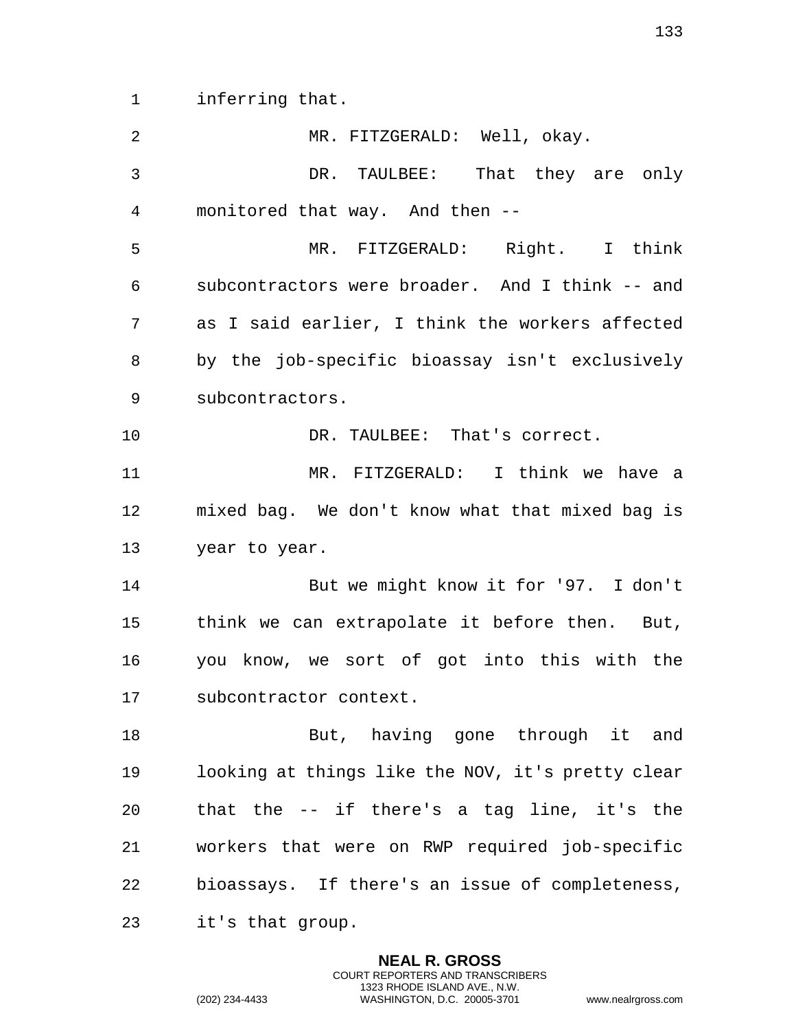inferring that.

MR. FITZGERALD: Well, okay.

DR. TAULBEE: That they are only monitored that way. And then --

MR. FITZGERALD: Right. I think subcontractors were broader. And I think -- and as I said earlier, I think the workers affected by the job-specific bioassay isn't exclusively subcontractors.

DR. TAULBEE: That's correct.

MR. FITZGERALD: I think we have a mixed bag. We don't know what that mixed bag is year to year.

But we might know it for '97. I don't think we can extrapolate it before then. But, you know, we sort of got into this with the subcontractor context.

But, having gone through it and looking at things like the NOV, it's pretty clear that the -- if there's a tag line, it's the workers that were on RWP required job-specific bioassays. If there's an issue of completeness, it's that group.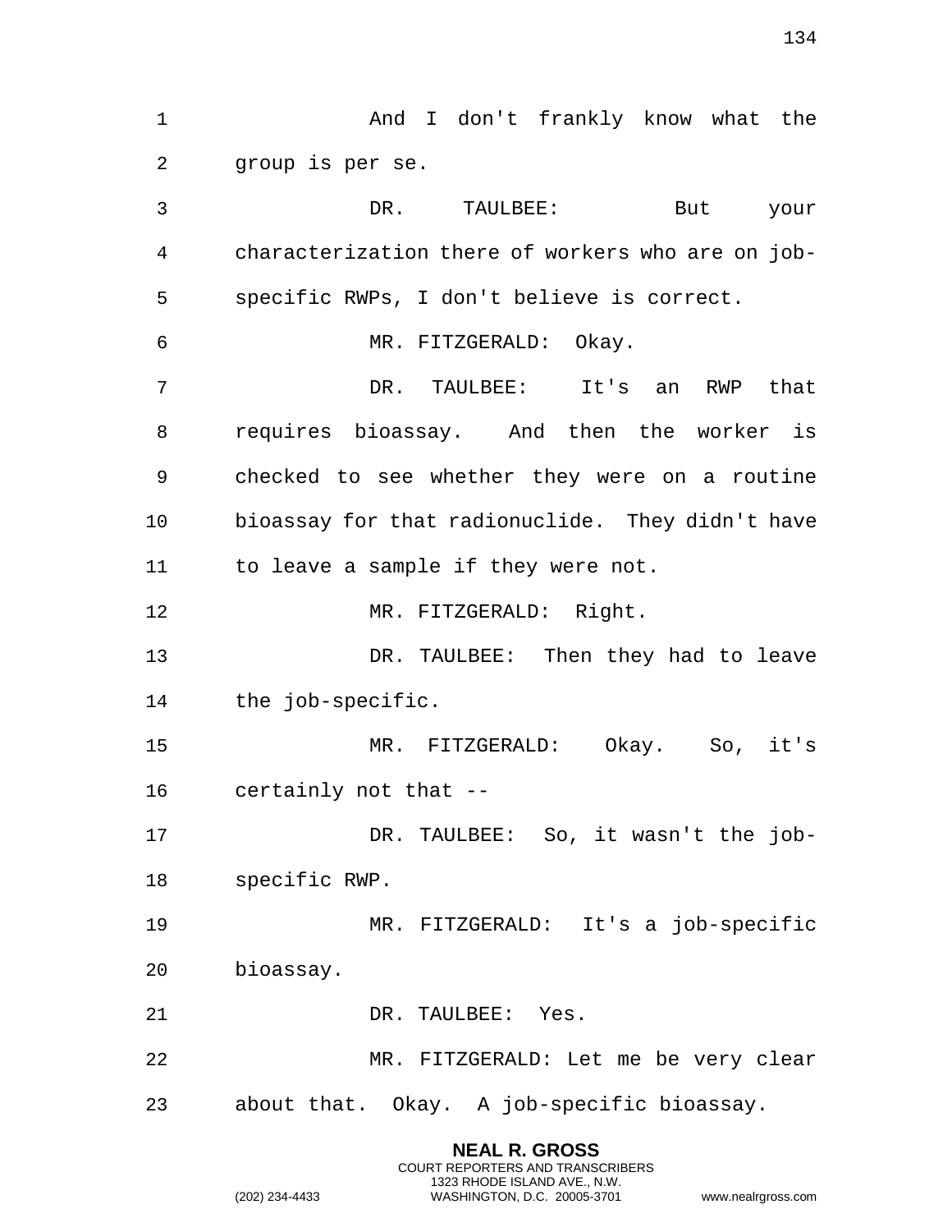And I don't frankly know what the group is per se.

DR. TAULBEE: But your characterization there of workers who are on job-specific RWPs, I don't believe is correct.

MR. FITZGERALD: Okay.

DR. TAULBEE: It's an RWP that requires bioassay. And then the worker is checked to see whether they were on a routine bioassay for that radionuclide. They didn't have to leave a sample if they were not.

MR. FITZGERALD: Right.

DR. TAULBEE: Then they had to leave the job-specific.

MR. FITZGERALD: Okay. So, it's certainly not that --

DR. TAULBEE: So, it wasn't the job-specific RWP.

MR. FITZGERALD: It's a job-specific bioassay.

DR. TAULBEE: Yes.

MR. FITZGERALD: Let me be very clear about that. Okay. A job-specific bioassay.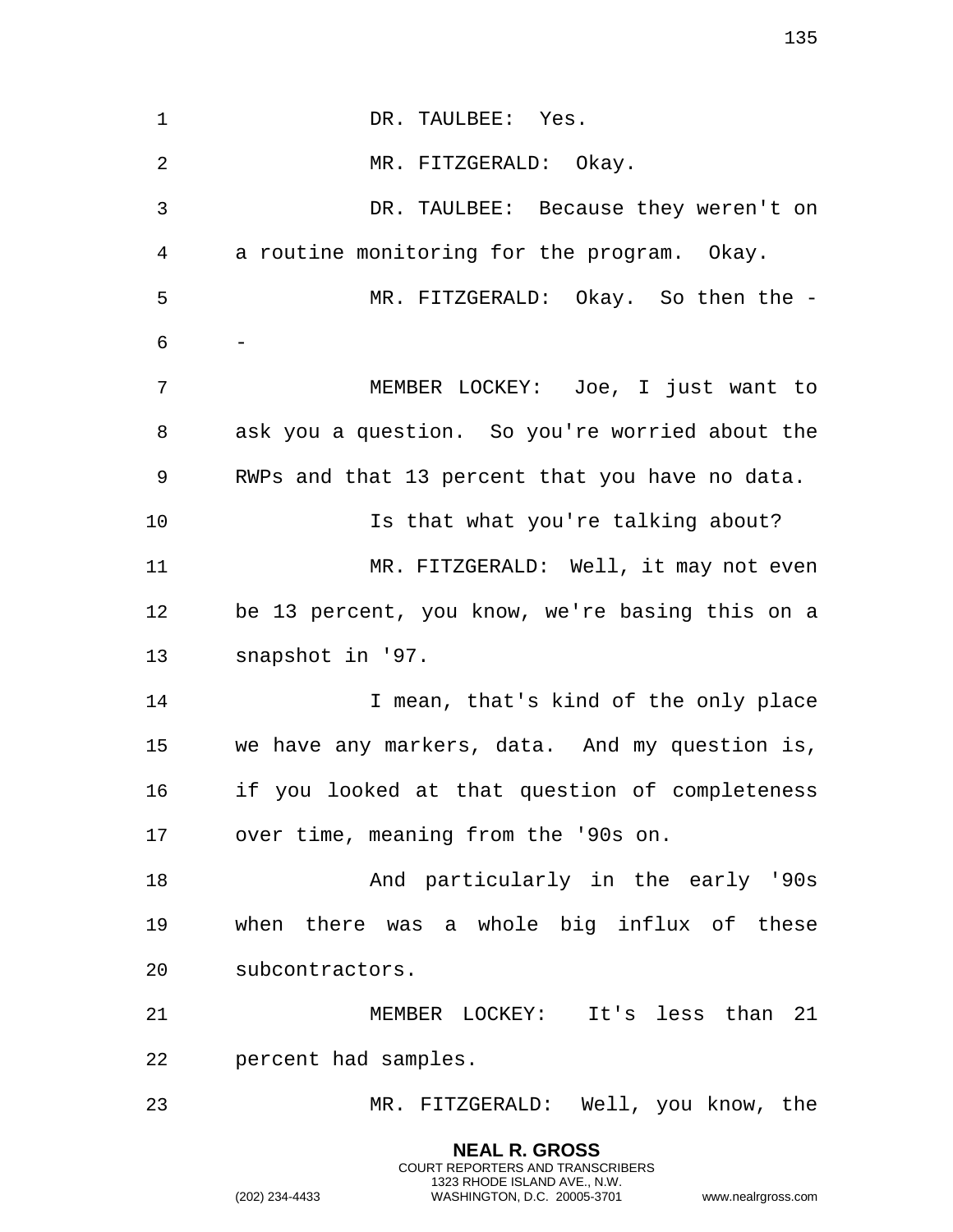DR. TAULBEE: Yes.

MR. FITZGERALD: Okay.

DR. TAULBEE: Because they weren't on a routine monitoring for the program. Okay.

MR. FITZGERALD: Okay. So then the --

MEMBER LOCKEY: Joe, I just want to ask you a question. So you're worried about the RWPs and that 13 percent that you have no data.

Is that what you're talking about?

MR. FITZGERALD: Well, it may not even be 13 percent, you know, we're basing this on a snapshot in '97.

I mean, that's kind of the only place we have any markers, data. And my question is, if you looked at that question of completeness over time, meaning from the '90s on.

And particularly in the early '90s when there was a whole big influx of these subcontractors.

MEMBER LOCKEY: It's less than 21 percent had samples.

MR. FITZGERALD: Well, you know, the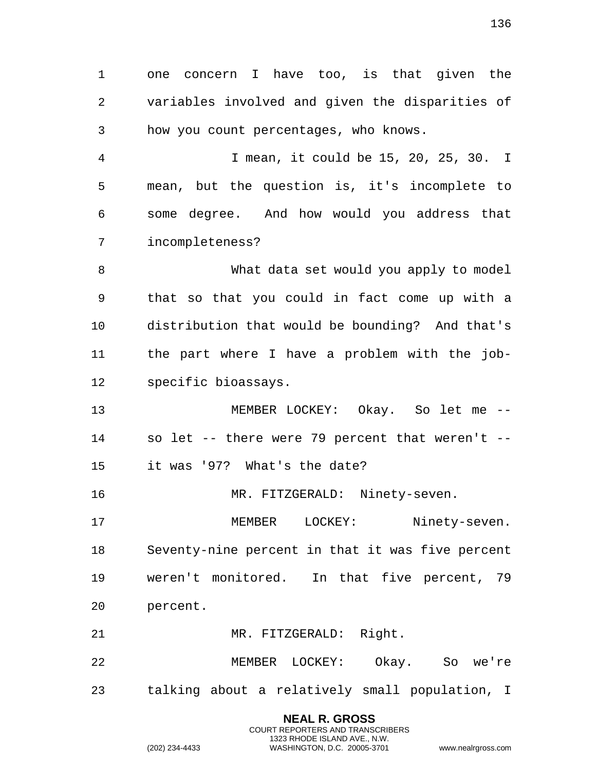one concern I have too, is that given the variables involved and given the disparities of how you count percentages, who knows.

I mean, it could be 15, 20, 25, 30. I mean, but the question is, it's incomplete to some degree. And how would you address that incompleteness?

What data set would you apply to model that so that you could in fact come up with a distribution that would be bounding? And that's the part where I have a problem with the job-specific bioassays.

MEMBER LOCKEY: Okay. So let me -- so let -- there were 79 percent that weren't -- it was '97? What's the date?

MR. FITZGERALD: Ninety-seven.

MEMBER LOCKEY: Ninety-seven. Seventy-nine percent in that it was five percent weren't monitored. In that five percent, 79 percent.

MR. FITZGERALD: Right.

MEMBER LOCKEY: Okay. So we're talking about a relatively small population, I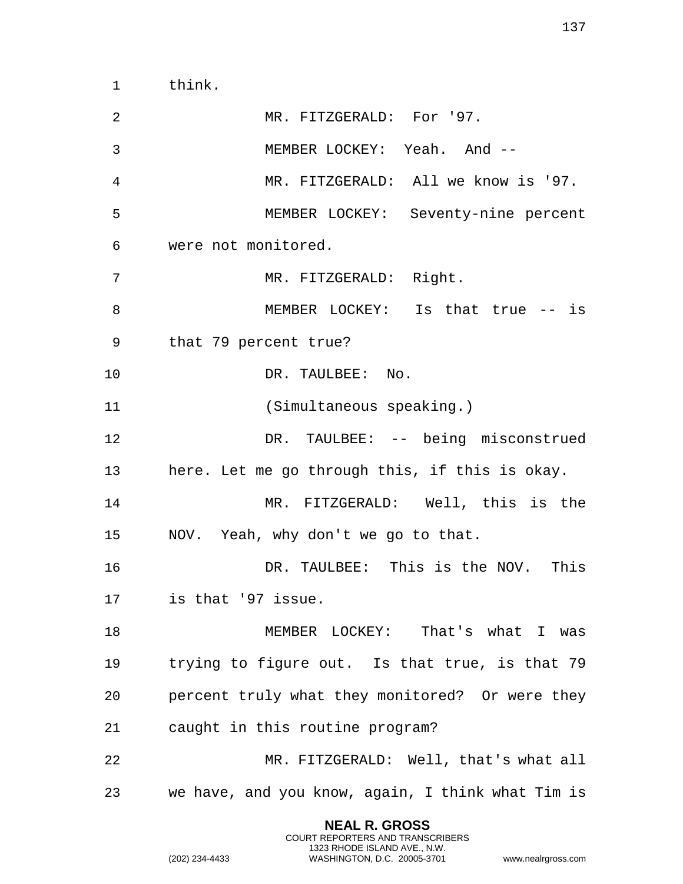think.

MR. FITZGERALD: For '97.

MEMBER LOCKEY: Yeah. And --

MR. FITZGERALD: All we know is '97.

MEMBER LOCKEY: Seventy-nine percent were not monitored.

MR. FITZGERALD: Right.

MEMBER LOCKEY: Is that true -- is that 79 percent true?

DR. TAULBEE: No.

(Simultaneous speaking.)

DR. TAULBEE: -- being misconstrued here. Let me go through this, if this is okay.

MR. FITZGERALD: Well, this is the NOV. Yeah, why don't we go to that.

DR. TAULBEE: This is the NOV. This is that '97 issue.

MEMBER LOCKEY: That's what I was trying to figure out. Is that true, is that 79 percent truly what they monitored? Or were they caught in this routine program?

MR. FITZGERALD: Well, that's what all we have, and you know, again, I think what Tim is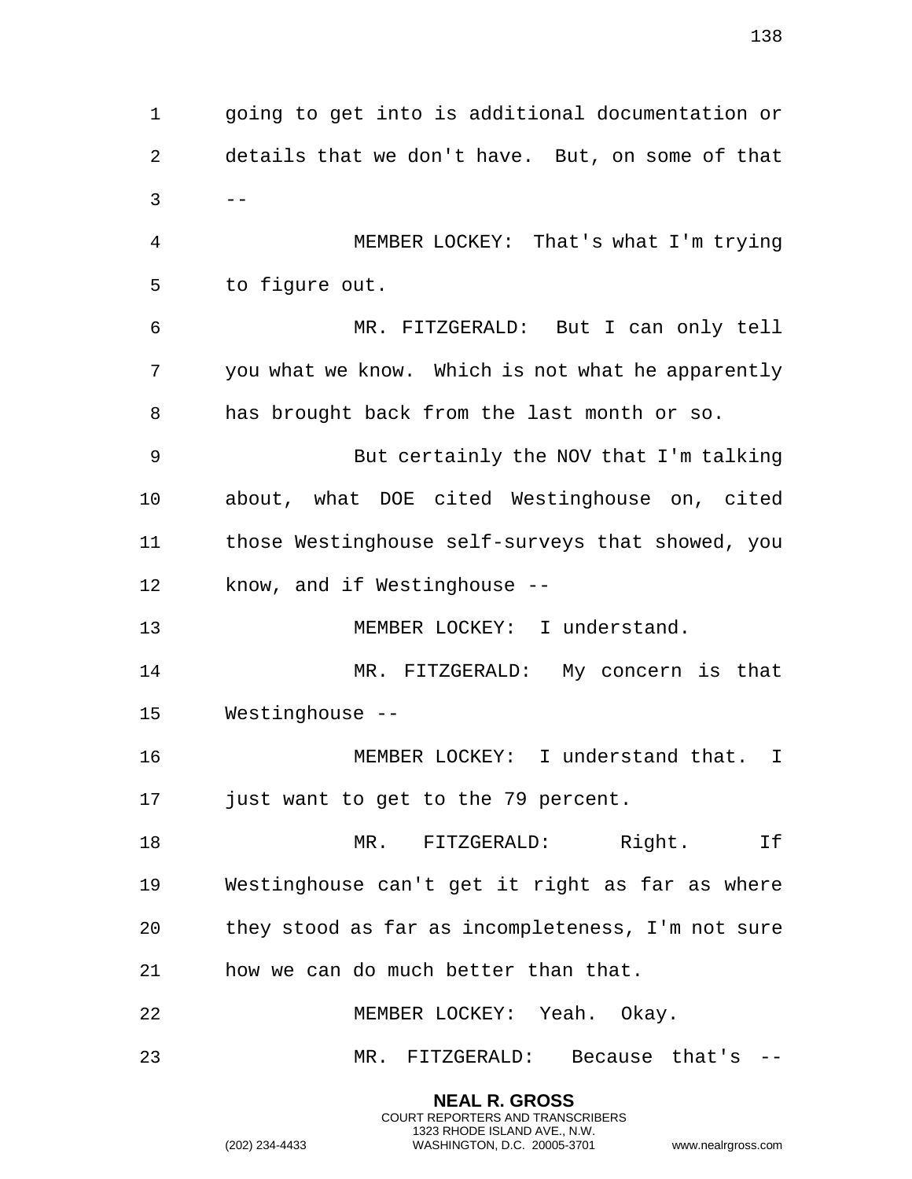going to get into is additional documentation or details that we don't have. But, on some of that --

MEMBER LOCKEY: That's what I'm trying to figure out.

MR. FITZGERALD: But I can only tell you what we know. Which is not what he apparently has brought back from the last month or so.

But certainly the NOV that I'm talking about, what DOE cited Westinghouse on, cited those Westinghouse self-surveys that showed, you know, and if Westinghouse --

MEMBER LOCKEY: I understand.

MR. FITZGERALD: My concern is that Westinghouse --

MEMBER LOCKEY: I understand that. I just want to get to the 79 percent.

MR. FITZGERALD: Right. If Westinghouse can't get it right as far as where they stood as far as incompleteness, I'm not sure how we can do much better than that.

MEMBER LOCKEY: Yeah. Okay.

MR. FITZGERALD: Because that's --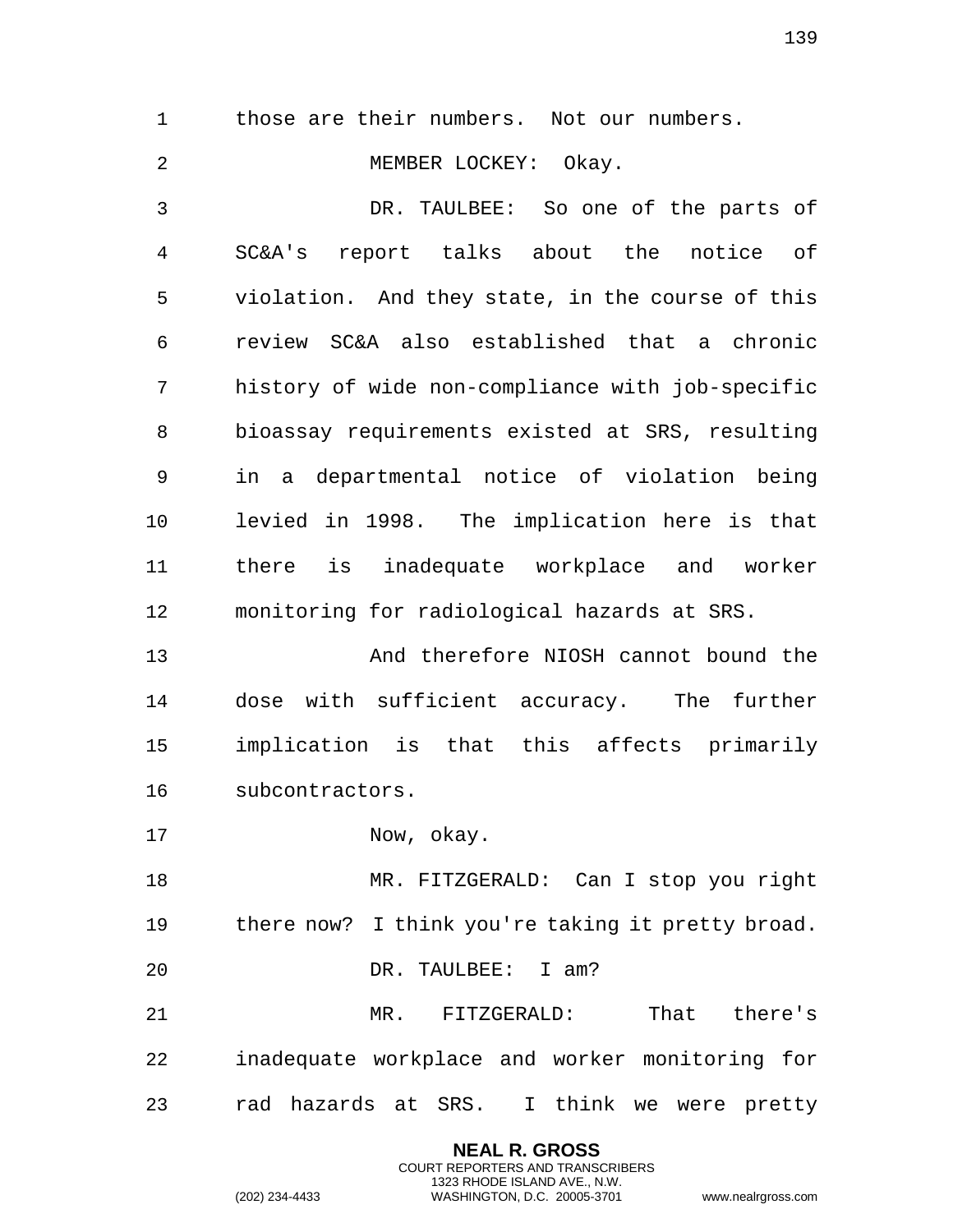those are their numbers. Not our numbers.

MEMBER LOCKEY: Okay.

DR. TAULBEE: So one of the parts of SC&A's report talks about the notice of violation. And they state, in the course of this review SC&A also established that a chronic history of wide non-compliance with job-specific bioassay requirements existed at SRS, resulting in a departmental notice of violation being levied in 1998. The implication here is that there is inadequate workplace and worker monitoring for radiological hazards at SRS.

And therefore NIOSH cannot bound the dose with sufficient accuracy. The further implication is that this affects primarily subcontractors.

Now, okay.

MR. FITZGERALD: Can I stop you right there now? I think you're taking it pretty broad.

DR. TAULBEE: I am?

MR. FITZGERALD: That there's inadequate workplace and worker monitoring for rad hazards at SRS. I think we were pretty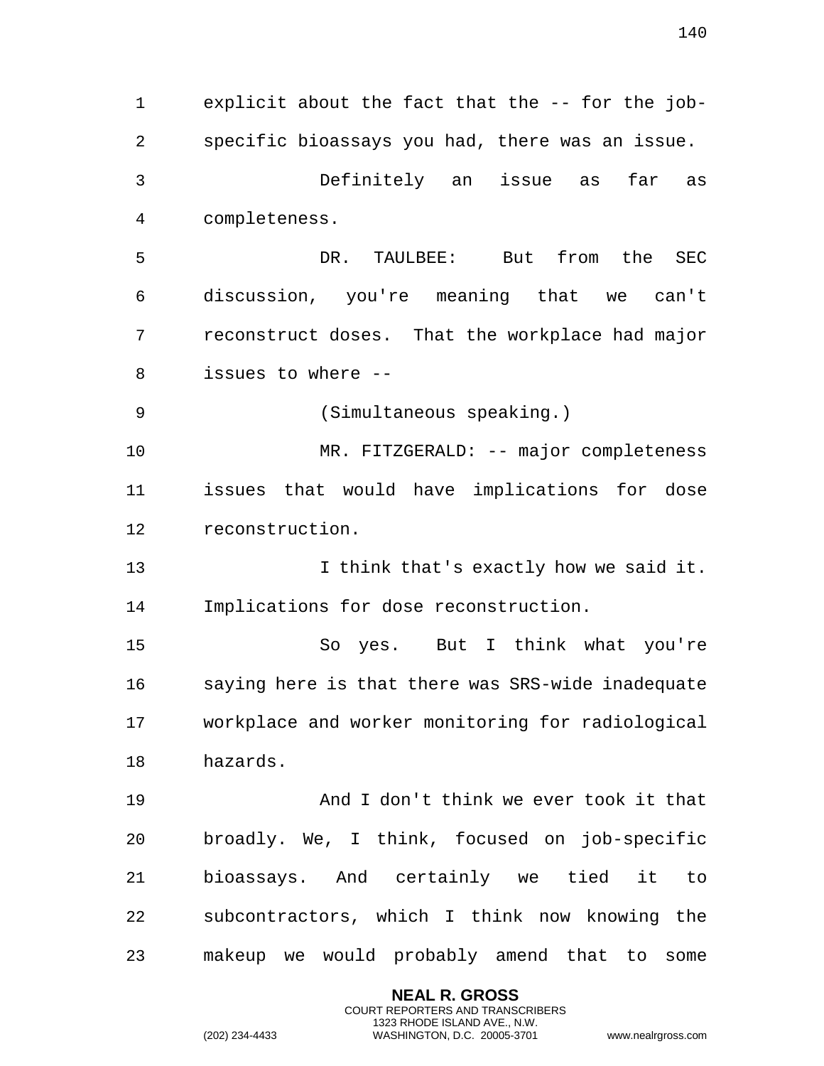explicit about the fact that the -- for the job-specific bioassays you had, there was an issue.

Definitely an issue as far as completeness.

DR. TAULBEE: But from the SEC discussion, you're meaning that we can't reconstruct doses. That the workplace had major issues to where --

(Simultaneous speaking.)

MR. FITZGERALD: -- major completeness issues that would have implications for dose reconstruction.

I think that's exactly how we said it. Implications for dose reconstruction.

So yes. But I think what you're saying here is that there was SRS-wide inadequate workplace and worker monitoring for radiological hazards.

And I don't think we ever took it that broadly. We, I think, focused on job-specific bioassays. And certainly we tied it to subcontractors, which I think now knowing the makeup we would probably amend that to some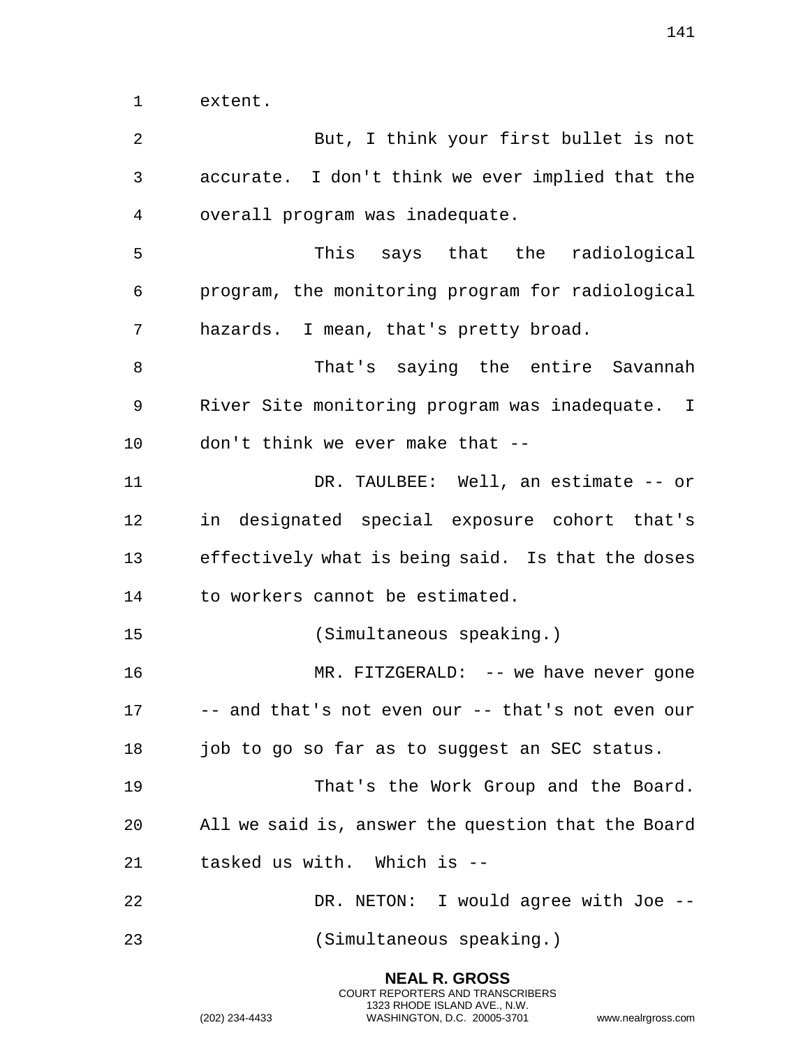extent.

But, I think your first bullet is not accurate. I don't think we ever implied that the overall program was inadequate.

This says that the radiological program, the monitoring program for radiological hazards. I mean, that's pretty broad.

That's saying the entire Savannah River Site monitoring program was inadequate. I don't think we ever make that --

DR. TAULBEE: Well, an estimate -- or in designated special exposure cohort that's effectively what is being said. Is that the doses to workers cannot be estimated.

(Simultaneous speaking.)

MR. FITZGERALD: -- we have never gone -- and that's not even our -- that's not even our job to go so far as to suggest an SEC status.

That's the Work Group and the Board. All we said is, answer the question that the Board tasked us with. Which is --

DR. NETON: I would agree with Joe --

(Simultaneous speaking.)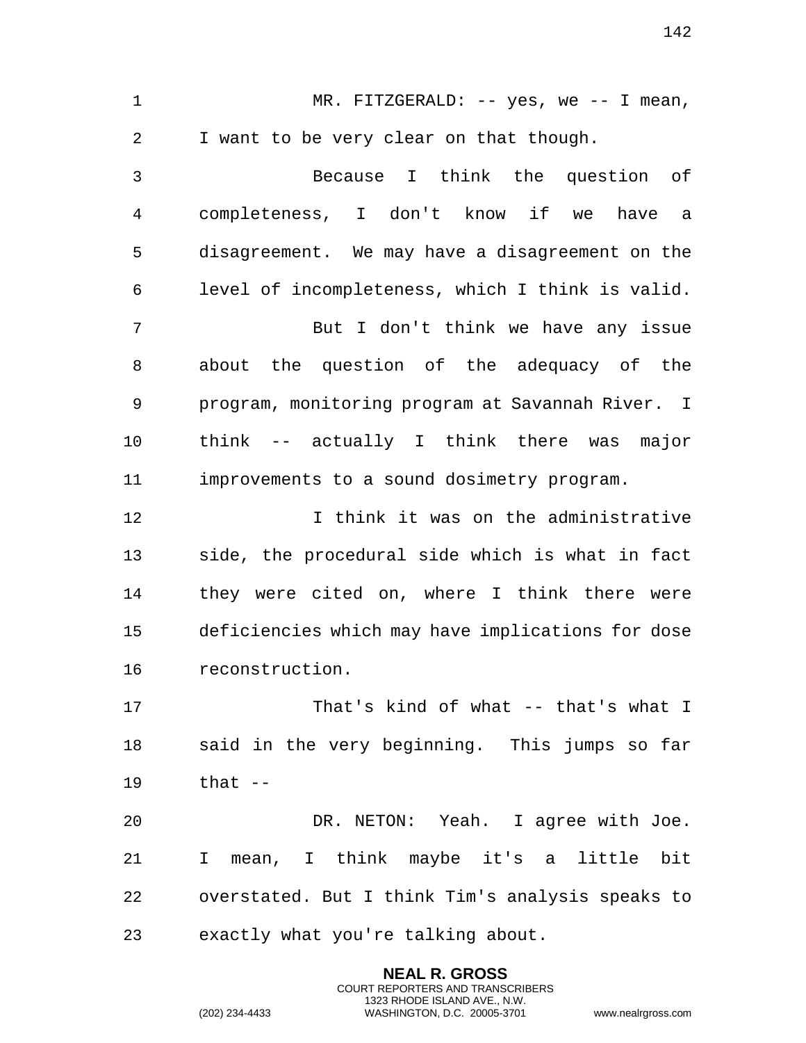MR. FITZGERALD: -- yes, we -- I mean, I want to be very clear on that though.

Because I think the question of completeness, I don't know if we have a disagreement. We may have a disagreement on the level of incompleteness, which I think is valid.

But I don't think we have any issue about the question of the adequacy of the program, monitoring program at Savannah River. I think -- actually I think there was major improvements to a sound dosimetry program.

I think it was on the administrative side, the procedural side which is what in fact they were cited on, where I think there were deficiencies which may have implications for dose reconstruction.

That's kind of what -- that's what I said in the very beginning. This jumps so far that --

DR. NETON: Yeah. I agree with Joe. I mean, I think maybe it's a little bit overstated. But I think Tim's analysis speaks to exactly what you're talking about.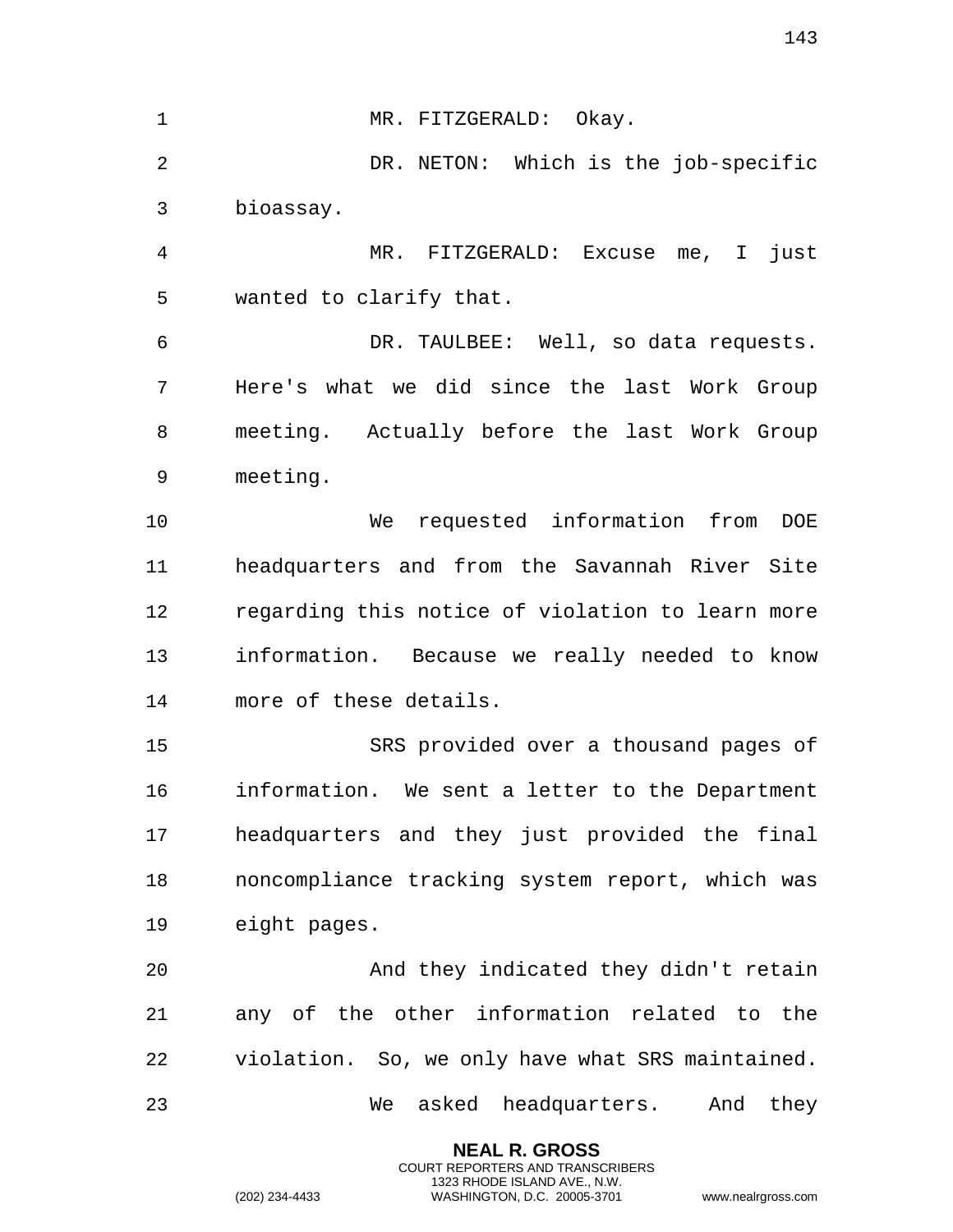MR. FITZGERALD: Okay.

DR. NETON: Which is the job-specific bioassay.

MR. FITZGERALD: Excuse me, I just wanted to clarify that.

DR. TAULBEE: Well, so data requests. Here's what we did since the last Work Group meeting. Actually before the last Work Group meeting.

We requested information from DOE headquarters and from the Savannah River Site regarding this notice of violation to learn more information. Because we really needed to know more of these details.

SRS provided over a thousand pages of information. We sent a letter to the Department headquarters and they just provided the final noncompliance tracking system report, which was eight pages.

And they indicated they didn't retain any of the other information related to the violation. So, we only have what SRS maintained.

We asked headquarters. And they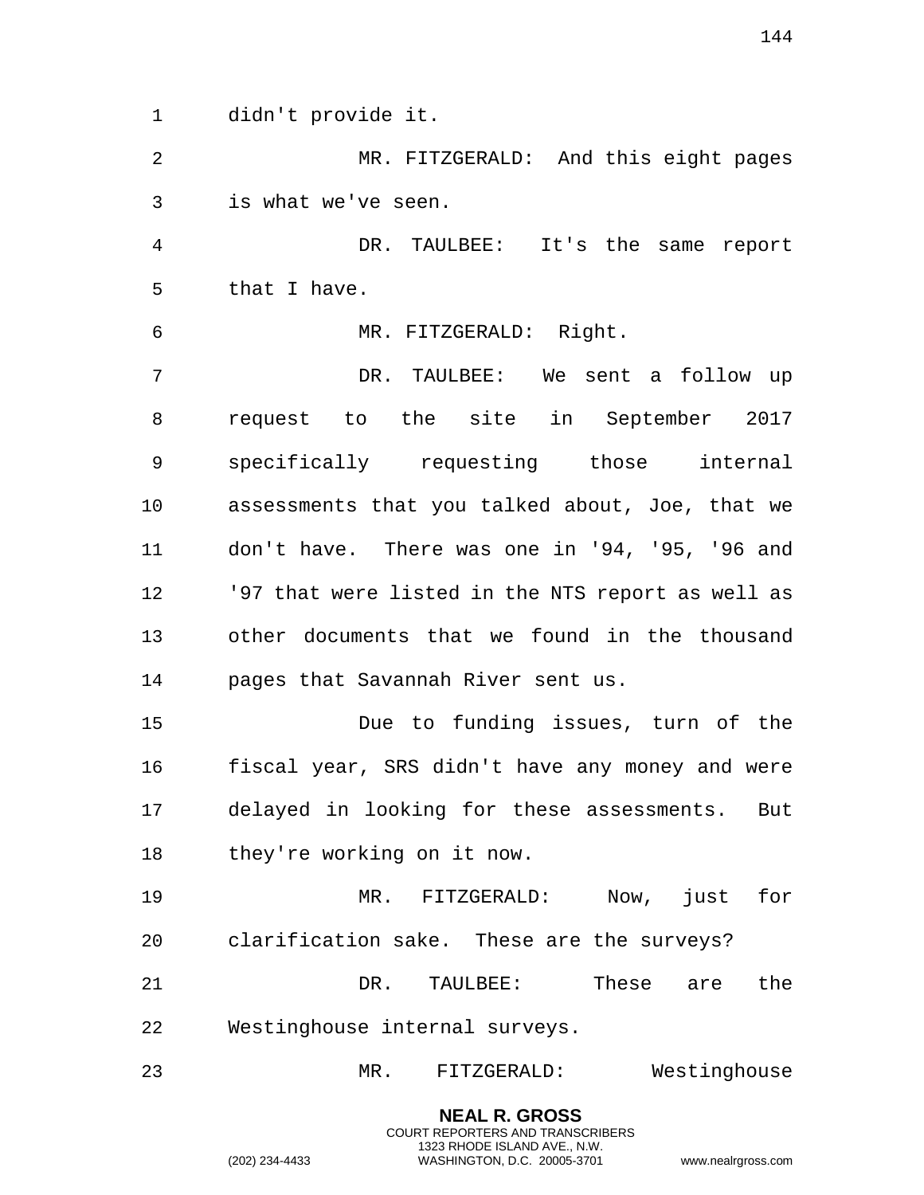didn't provide it.

MR. FITZGERALD: And this eight pages is what we've seen.

DR. TAULBEE: It's the same report that I have.

MR. FITZGERALD: Right.

DR. TAULBEE: We sent a follow up request to the site in September 2017 specifically requesting those internal assessments that you talked about, Joe, that we don't have. There was one in '94, '95, '96 and '97 that were listed in the NTS report as well as other documents that we found in the thousand pages that Savannah River sent us.

Due to funding issues, turn of the fiscal year, SRS didn't have any money and were delayed in looking for these assessments. But they're working on it now.

MR. FITZGERALD: Now, just for clarification sake. These are the surveys?

DR. TAULBEE: These are the Westinghouse internal surveys.

MR. FITZGERALD: Westinghouse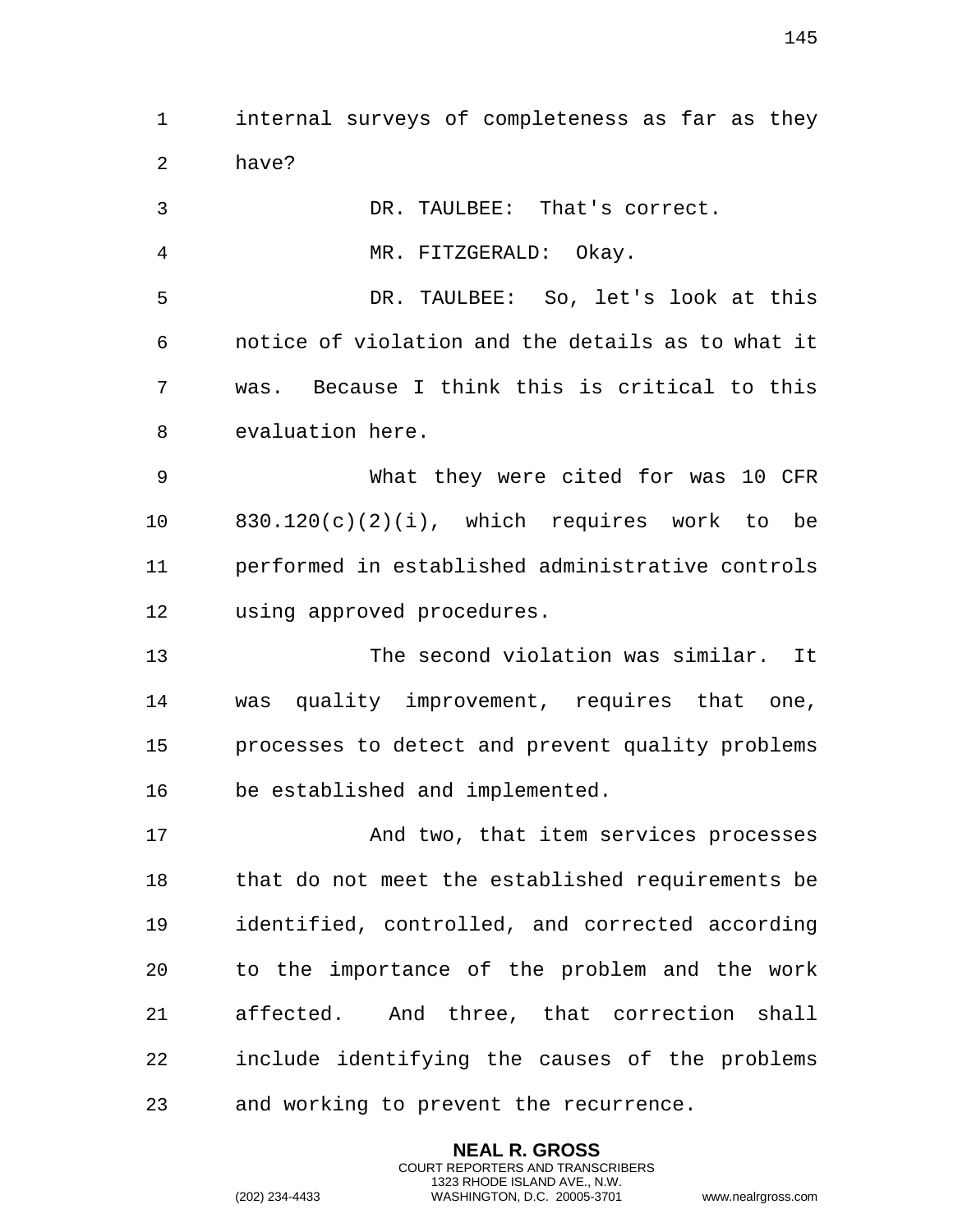internal surveys of completeness as far as they have?

DR. TAULBEE: That's correct.

MR. FITZGERALD: Okay.

DR. TAULBEE: So, let's look at this notice of violation and the details as to what it was. Because I think this is critical to this evaluation here.

What they were cited for was 10 CFR 830.120(c)(2)(i), which requires work to be performed in established administrative controls using approved procedures.

The second violation was similar. It was quality improvement, requires that one, processes to detect and prevent quality problems be established and implemented.

And two, that item services processes that do not meet the established requirements be identified, controlled, and corrected according to the importance of the problem and the work affected. And three, that correction shall include identifying the causes of the problems and working to prevent the recurrence.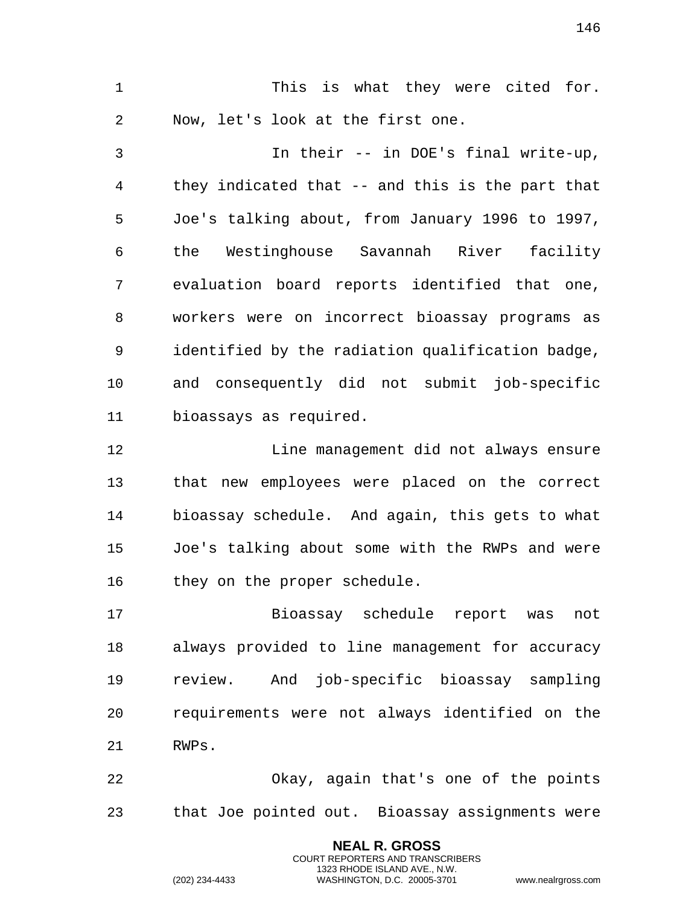This is what they were cited for. Now, let's look at the first one.

In their -- in DOE's final write-up, they indicated that -- and this is the part that Joe's talking about, from January 1996 to 1997, the Westinghouse Savannah River facility evaluation board reports identified that one, workers were on incorrect bioassay programs as identified by the radiation qualification badge, and consequently did not submit job-specific bioassays as required.

Line management did not always ensure that new employees were placed on the correct bioassay schedule. And again, this gets to what Joe's talking about some with the RWPs and were they on the proper schedule.

Bioassay schedule report was not always provided to line management for accuracy review. And job-specific bioassay sampling requirements were not always identified on the RWPs.

Okay, again that's one of the points that Joe pointed out. Bioassay assignments were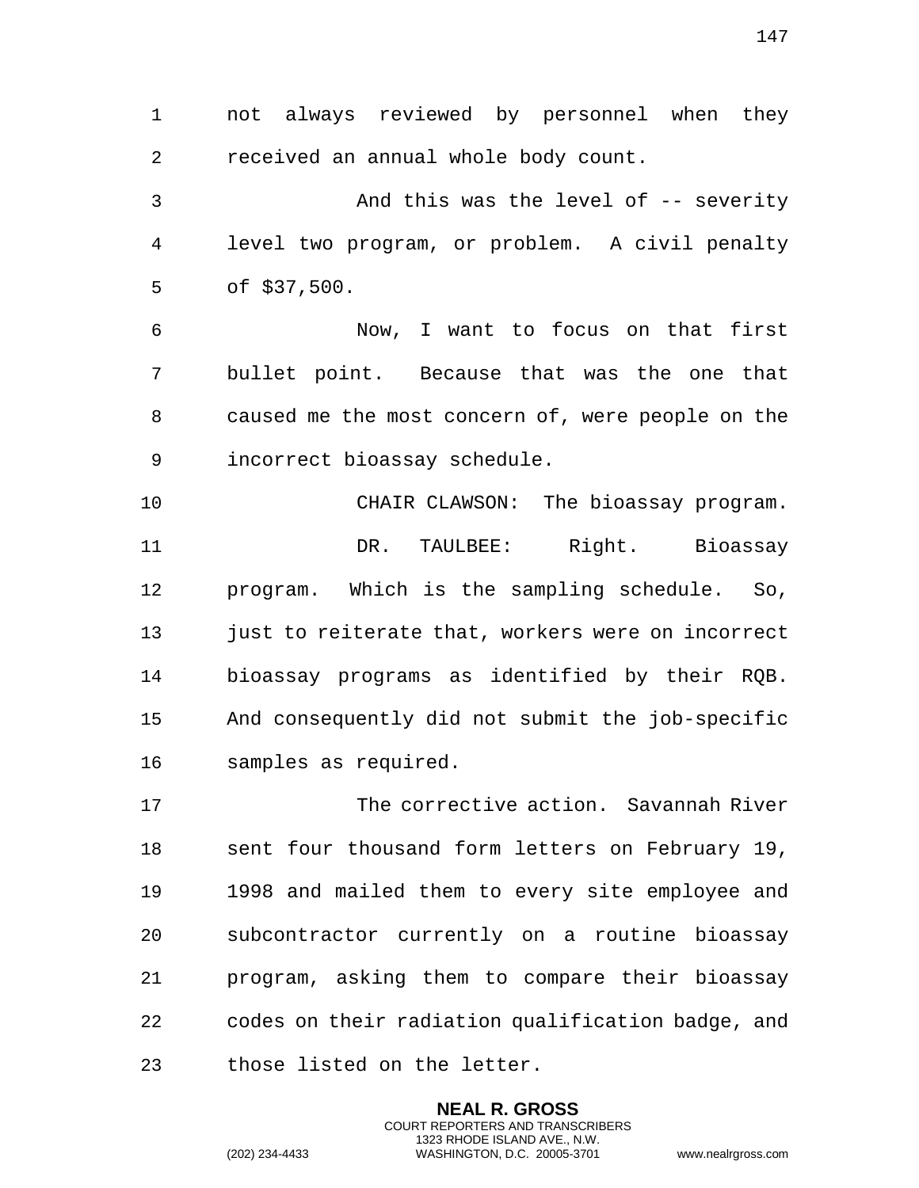not always reviewed by personnel when they received an annual whole body count.

And this was the level of -- severity level two program, or problem. A civil penalty of $37,500.

Now, I want to focus on that first bullet point. Because that was the one that caused me the most concern of, were people on the incorrect bioassay schedule.

CHAIR CLAWSON: The bioassay program.

DR. TAULBEE: Right. Bioassay program. Which is the sampling schedule. So, just to reiterate that, workers were on incorrect bioassay programs as identified by their RQB. And consequently did not submit the job-specific samples as required.

The corrective action. Savannah River sent four thousand form letters on February 19, 1998 and mailed them to every site employee and subcontractor currently on a routine bioassay program, asking them to compare their bioassay codes on their radiation qualification badge, and those listed on the letter.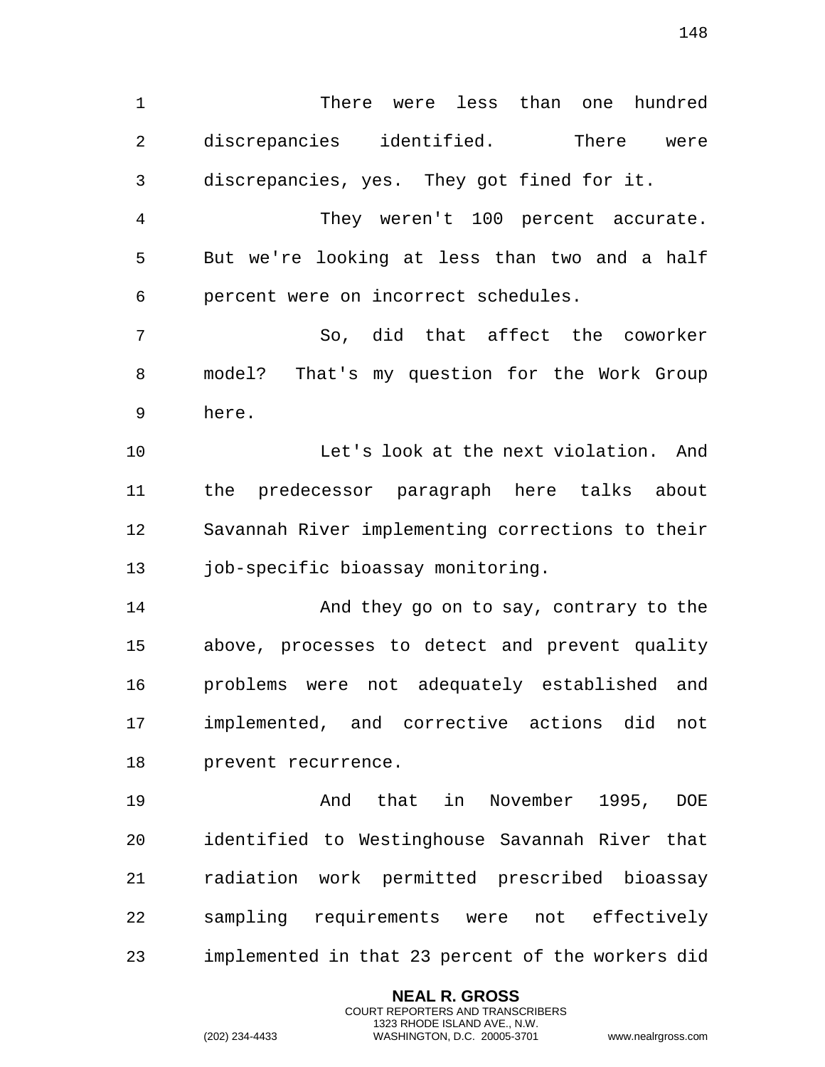There were less than one hundred discrepancies identified. There were discrepancies, yes. They got fined for it.

They weren't 100 percent accurate. But we're looking at less than two and a half percent were on incorrect schedules.

So, did that affect the coworker model? That's my question for the Work Group here.

Let's look at the next violation. And the predecessor paragraph here talks about Savannah River implementing corrections to their job-specific bioassay monitoring.

And they go on to say, contrary to the above, processes to detect and prevent quality problems were not adequately established and implemented, and corrective actions did not prevent recurrence.

And that in November 1995, DOE identified to Westinghouse Savannah River that radiation work permitted prescribed bioassay sampling requirements were not effectively implemented in that 23 percent of the workers did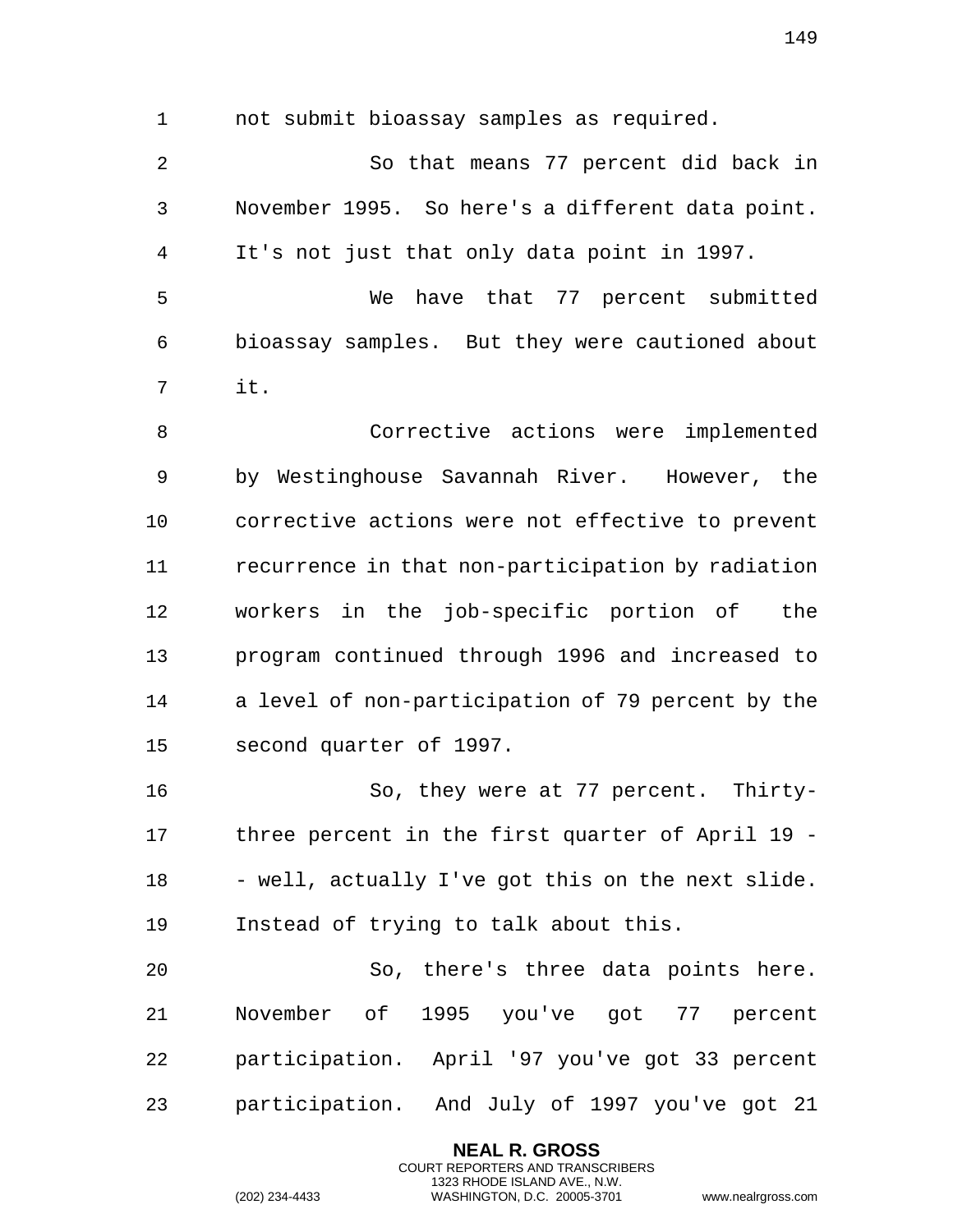not submit bioassay samples as required.

So that means 77 percent did back in November 1995. So here's a different data point. It's not just that only data point in 1997.

We have that 77 percent submitted bioassay samples. But they were cautioned about it.

Corrective actions were implemented by Westinghouse Savannah River. However, the corrective actions were not effective to prevent recurrence in that non-participation by radiation workers in the job-specific portion of the program continued through 1996 and increased to a level of non-participation of 79 percent by the second quarter of 1997.

So, they were at 77 percent. Thirty-three percent in the first quarter of April 19 -- well, actually I've got this on the next slide. Instead of trying to talk about this.

So, there's three data points here. November of 1995 you've got 77 percent participation. April '97 you've got 33 percent participation. And July of 1997 you've got 21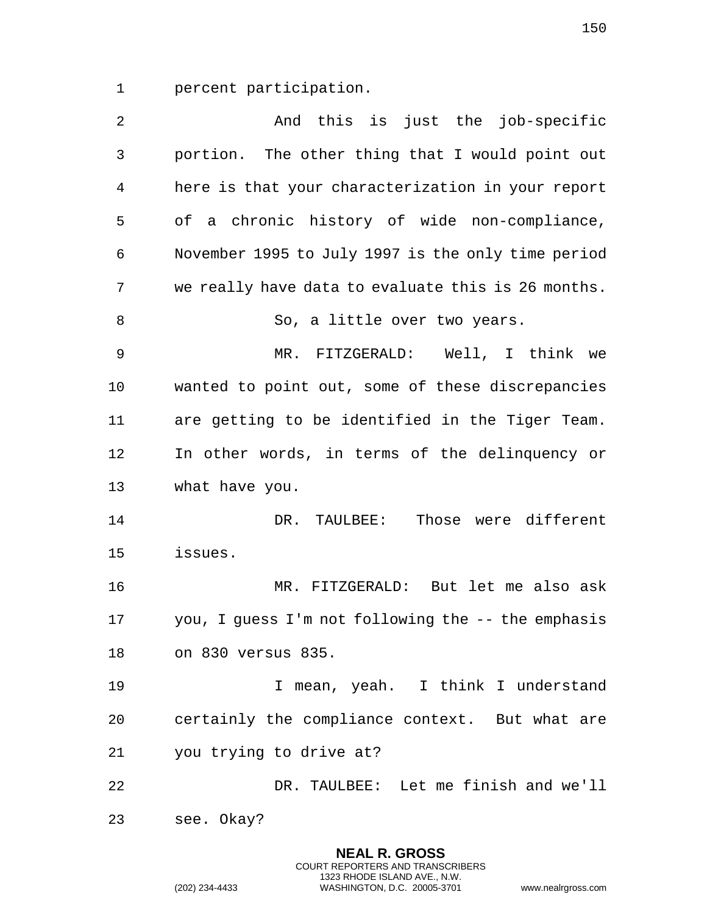percent participation.

And this is just the job-specific portion. The other thing that I would point out here is that your characterization in your report of a chronic history of wide non-compliance, November 1995 to July 1997 is the only time period we really have data to evaluate this is 26 months.

So, a little over two years.

MR. FITZGERALD: Well, I think we wanted to point out, some of these discrepancies are getting to be identified in the Tiger Team. In other words, in terms of the delinquency or what have you.

DR. TAULBEE: Those were different issues.

MR. FITZGERALD: But let me also ask you, I guess I'm not following the -- the emphasis on 830 versus 835.

I mean, yeah. I think I understand certainly the compliance context. But what are you trying to drive at?

DR. TAULBEE: Let me finish and we'll see. Okay?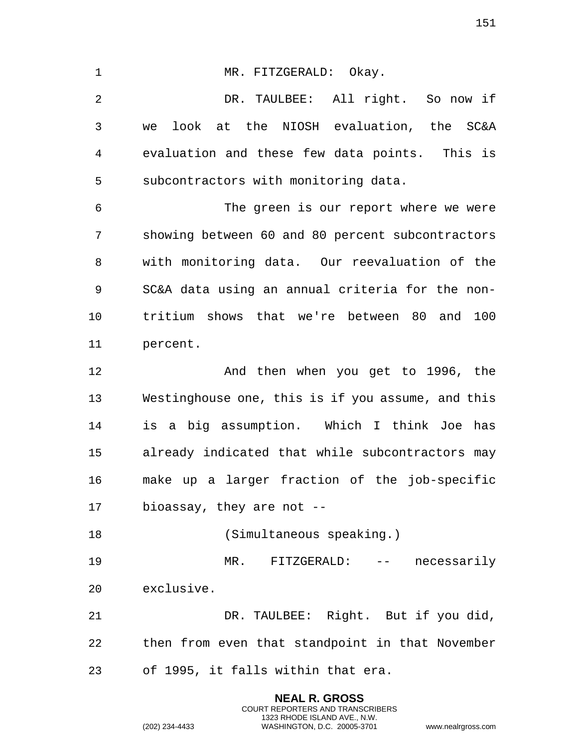MR. FITZGERALD: Okay.

DR. TAULBEE: All right. So now if we look at the NIOSH evaluation, the SC&A evaluation and these few data points. This is subcontractors with monitoring data.

The green is our report where we were showing between 60 and 80 percent subcontractors with monitoring data. Our reevaluation of the SC&A data using an annual criteria for the non-tritium shows that we're between 80 and 100 percent.

And then when you get to 1996, the Westinghouse one, this is if you assume, and this is a big assumption. Which I think Joe has already indicated that while subcontractors may make up a larger fraction of the job-specific bioassay, they are not --

(Simultaneous speaking.)

MR. FITZGERALD: -- necessarily exclusive.

DR. TAULBEE: Right. But if you did, then from even that standpoint in that November of 1995, it falls within that era.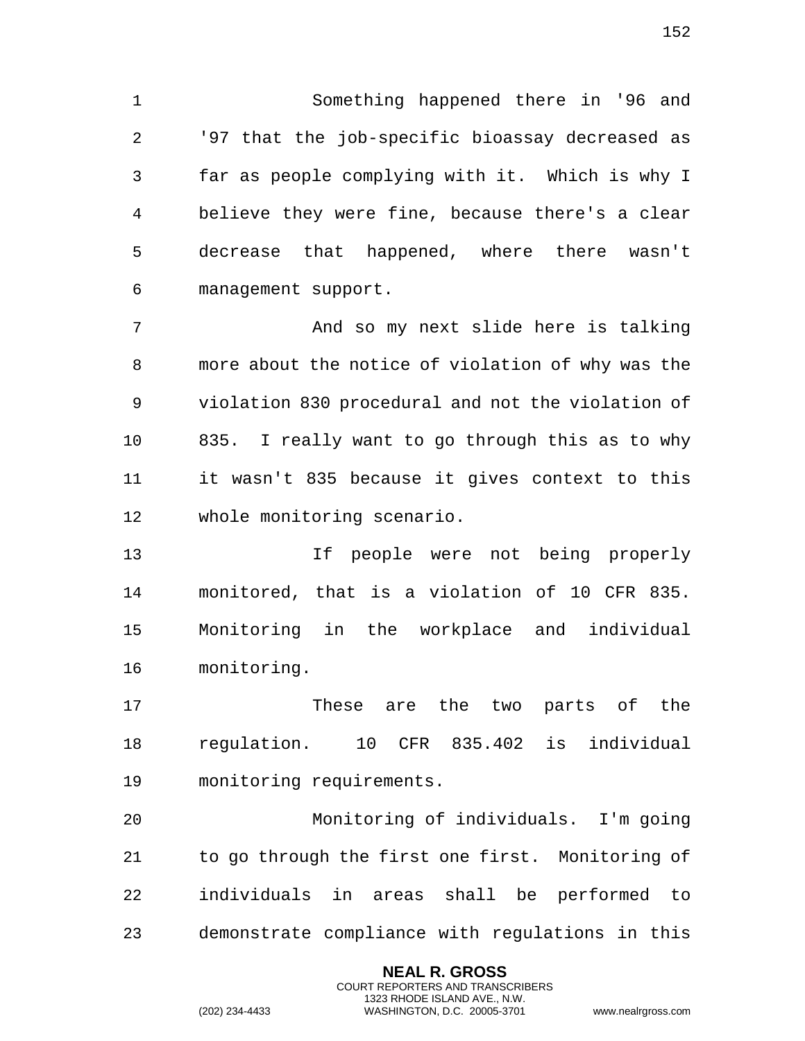Something happened there in '96 and '97 that the job-specific bioassay decreased as far as people complying with it. Which is why I believe they were fine, because there's a clear decrease that happened, where there wasn't management support.

And so my next slide here is talking more about the notice of violation of why was the violation 830 procedural and not the violation of 835. I really want to go through this as to why it wasn't 835 because it gives context to this whole monitoring scenario.

If people were not being properly monitored, that is a violation of 10 CFR 835. Monitoring in the workplace and individual monitoring.

These are the two parts of the regulation. 10 CFR 835.402 is individual monitoring requirements.

Monitoring of individuals. I'm going to go through the first one first. Monitoring of individuals in areas shall be performed to demonstrate compliance with regulations in this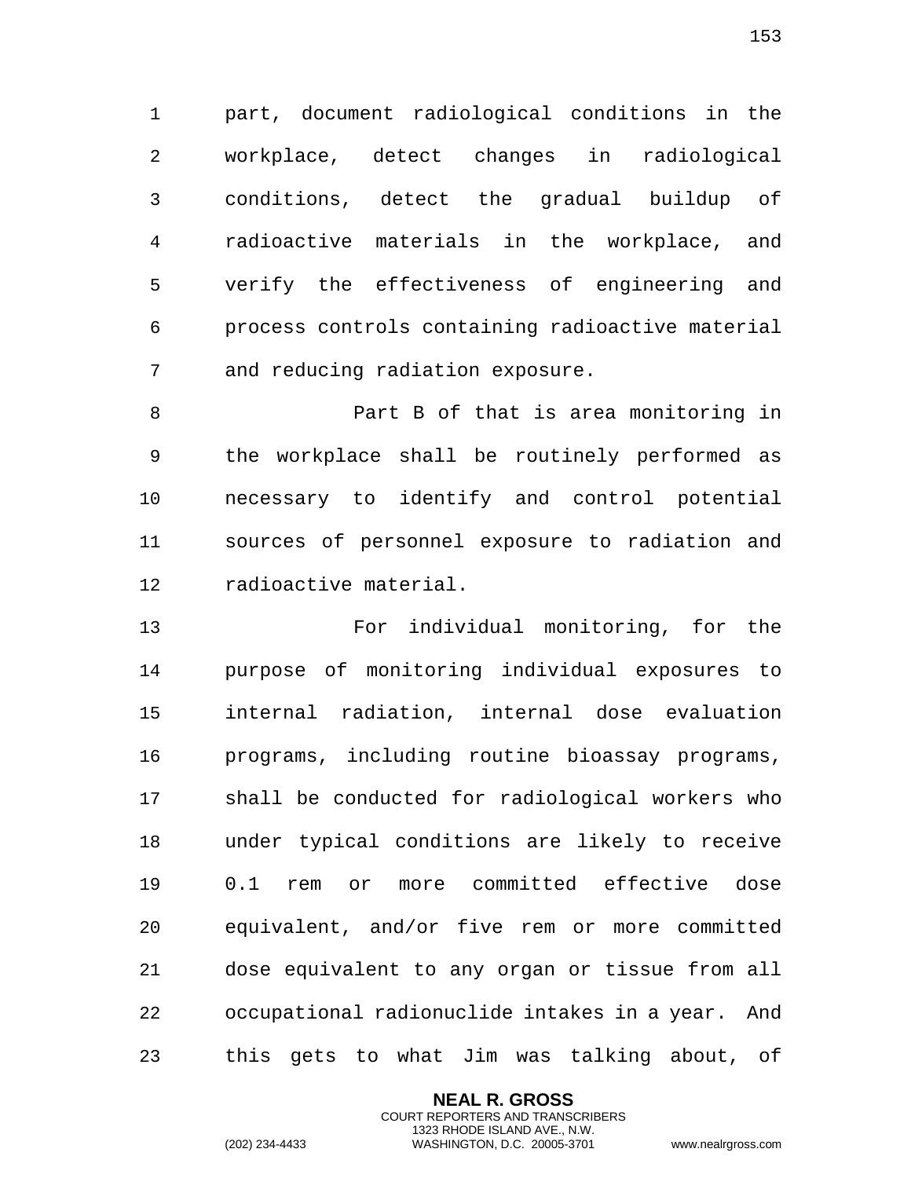part, document radiological conditions in the workplace, detect changes in radiological conditions, detect the gradual buildup of radioactive materials in the workplace, and verify the effectiveness of engineering and process controls containing radioactive material and reducing radiation exposure.

Part B of that is area monitoring in the workplace shall be routinely performed as necessary to identify and control potential sources of personnel exposure to radiation and radioactive material.

For individual monitoring, for the purpose of monitoring individual exposures to internal radiation, internal dose evaluation programs, including routine bioassay programs, shall be conducted for radiological workers who under typical conditions are likely to receive 0.1 rem or more committed effective dose equivalent, and/or five rem or more committed dose equivalent to any organ or tissue from all occupational radionuclide intakes in a year. And this gets to what Jim was talking about, of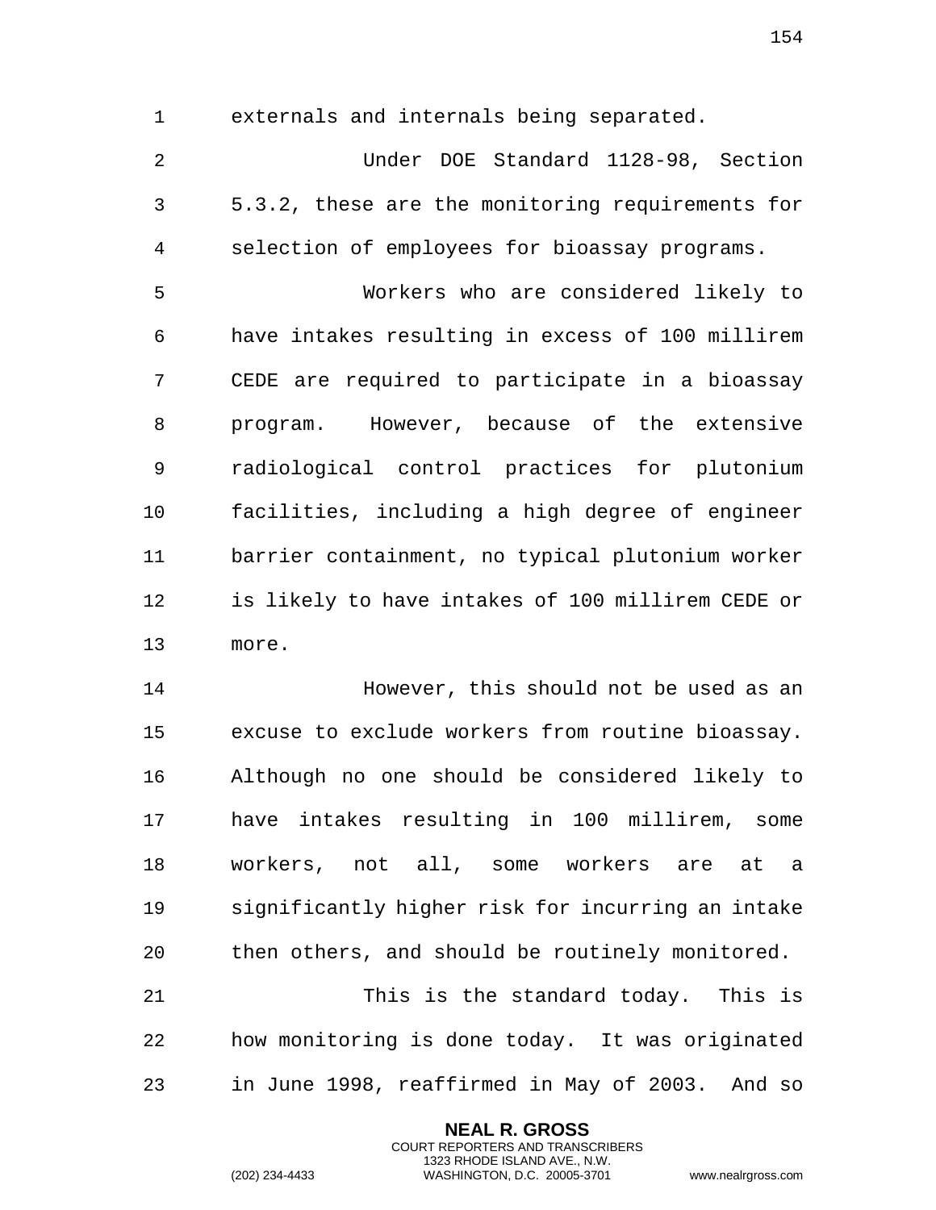externals and internals being separated.

Under DOE Standard 1128-98, Section 5.3.2, these are the monitoring requirements for selection of employees for bioassay programs.

Workers who are considered likely to have intakes resulting in excess of 100 millirem CEDE are required to participate in a bioassay program.  However, because of the extensive radiological control practices for plutonium facilities, including a high degree of engineer barrier containment, no typical plutonium worker is likely to have intakes of 100 millirem CEDE or more.

However, this should not be used as an excuse to exclude workers from routine bioassay. Although no one should be considered likely to have intakes resulting in 100 millirem, some workers, not all, some workers are at a significantly higher risk for incurring an intake then others, and should be routinely monitored.

This is the standard today.  This is how monitoring is done today.  It was originated in June 1998, reaffirmed in May of 2003.  And so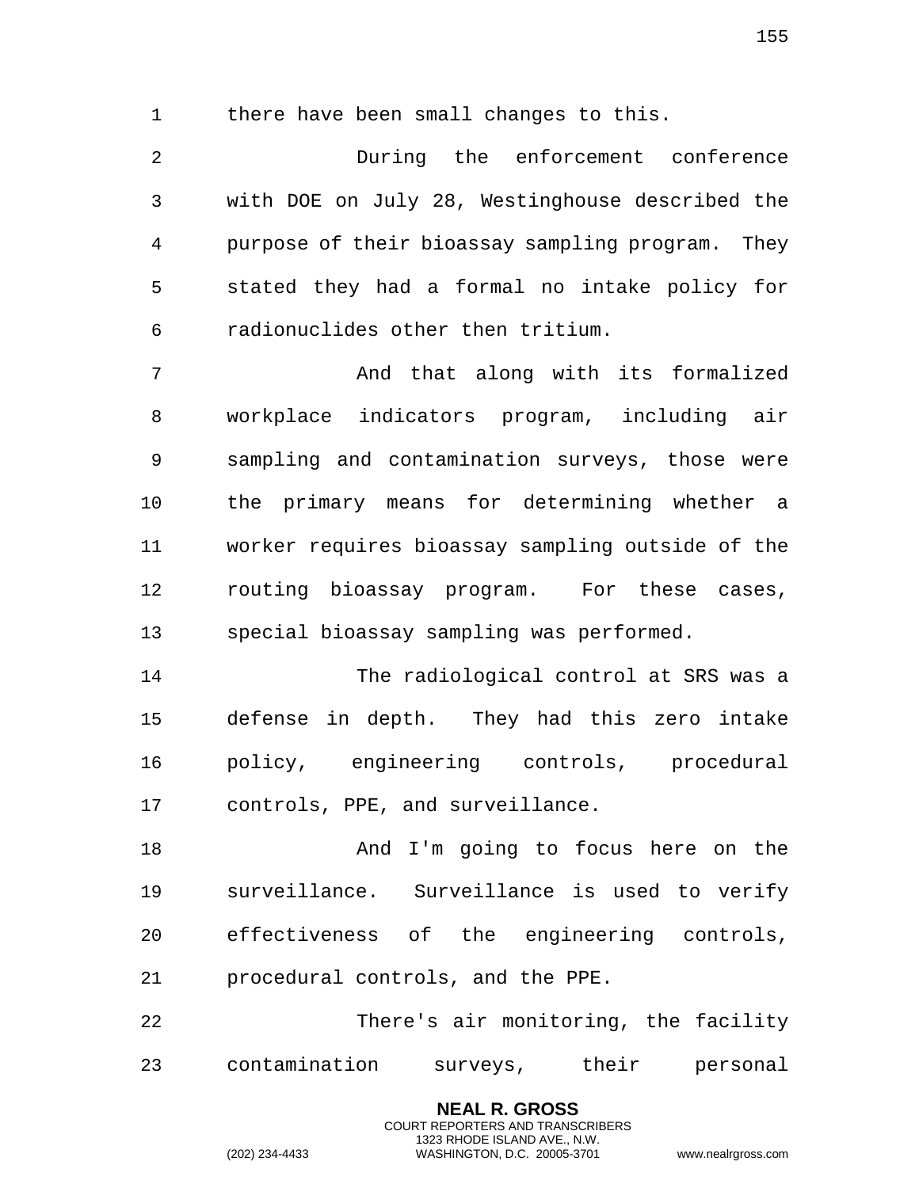there have been small changes to this.

During the enforcement conference with DOE on July 28, Westinghouse described the purpose of their bioassay sampling program. They stated they had a formal no intake policy for radionuclides other then tritium.

And that along with its formalized workplace indicators program, including air sampling and contamination surveys, those were the primary means for determining whether a worker requires bioassay sampling outside of the routing bioassay program. For these cases, special bioassay sampling was performed.

The radiological control at SRS was a defense in depth. They had this zero intake policy, engineering controls, procedural controls, PPE, and surveillance.

And I'm going to focus here on the surveillance. Surveillance is used to verify effectiveness of the engineering controls, procedural controls, and the PPE.

There's air monitoring, the facility contamination surveys, their personal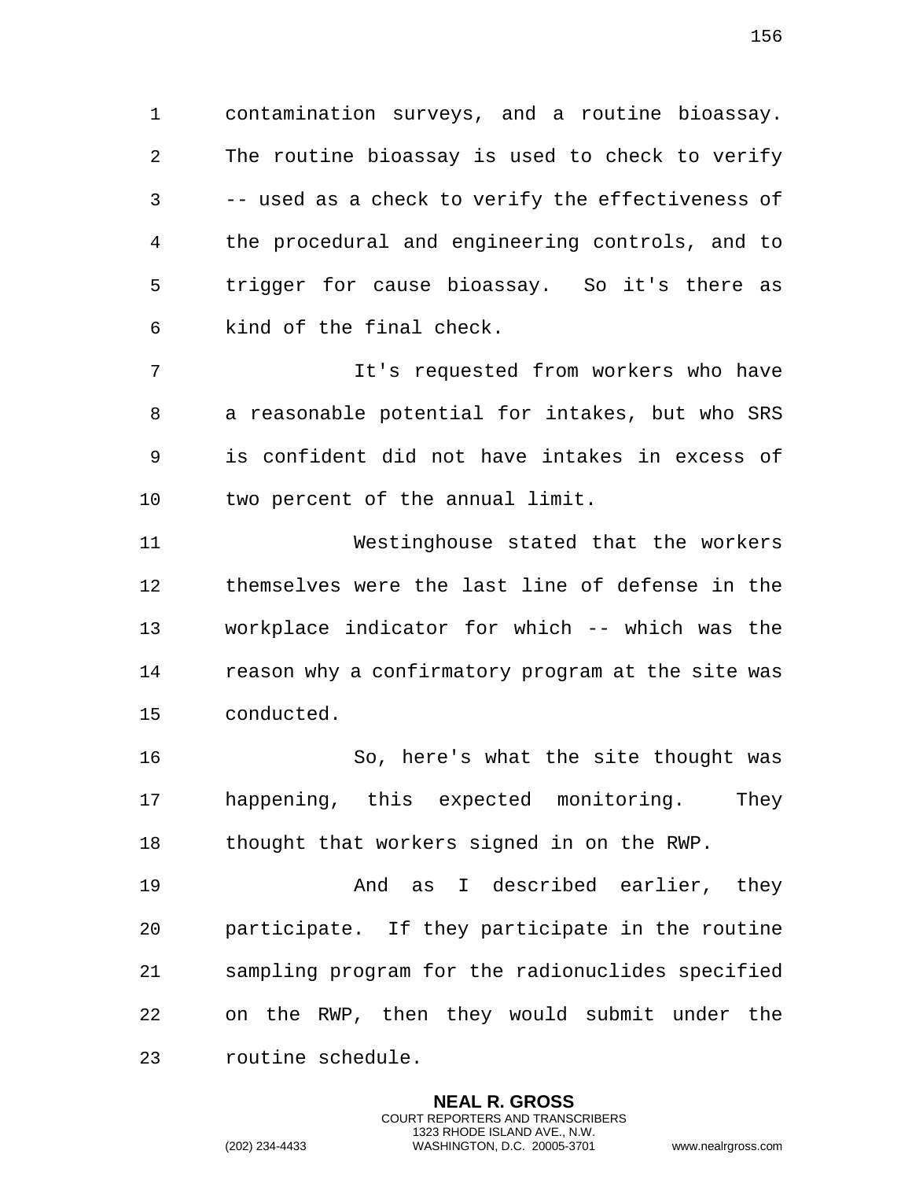contamination surveys, and a routine bioassay. The routine bioassay is used to check to verify -- used as a check to verify the effectiveness of the procedural and engineering controls, and to trigger for cause bioassay. So it's there as kind of the final check.

It's requested from workers who have a reasonable potential for intakes, but who SRS is confident did not have intakes in excess of two percent of the annual limit.

Westinghouse stated that the workers themselves were the last line of defense in the workplace indicator for which -- which was the reason why a confirmatory program at the site was conducted.

So, here's what the site thought was happening, this expected monitoring. They thought that workers signed in on the RWP.

And as I described earlier, they participate. If they participate in the routine sampling program for the radionuclides specified on the RWP, then they would submit under the routine schedule.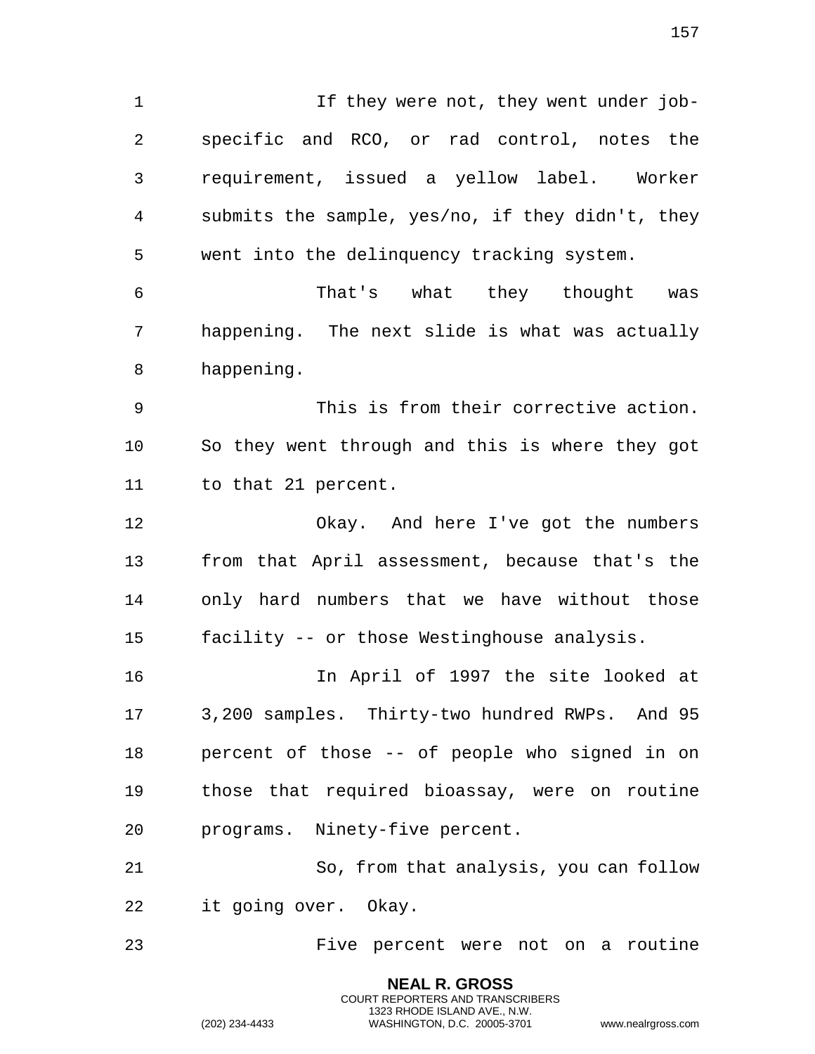If they were not, they went under job-specific and RCO, or rad control, notes the requirement, issued a yellow label. Worker submits the sample, yes/no, if they didn't, they went into the delinquency tracking system.

That's what they thought was happening. The next slide is what was actually happening.

This is from their corrective action. So they went through and this is where they got to that 21 percent.

Okay. And here I've got the numbers from that April assessment, because that's the only hard numbers that we have without those facility -- or those Westinghouse analysis.

In April of 1997 the site looked at 3,200 samples. Thirty-two hundred RWPs. And 95 percent of those -- of people who signed in on those that required bioassay, were on routine programs. Ninety-five percent.

So, from that analysis, you can follow it going over. Okay.

Five percent were not on a routine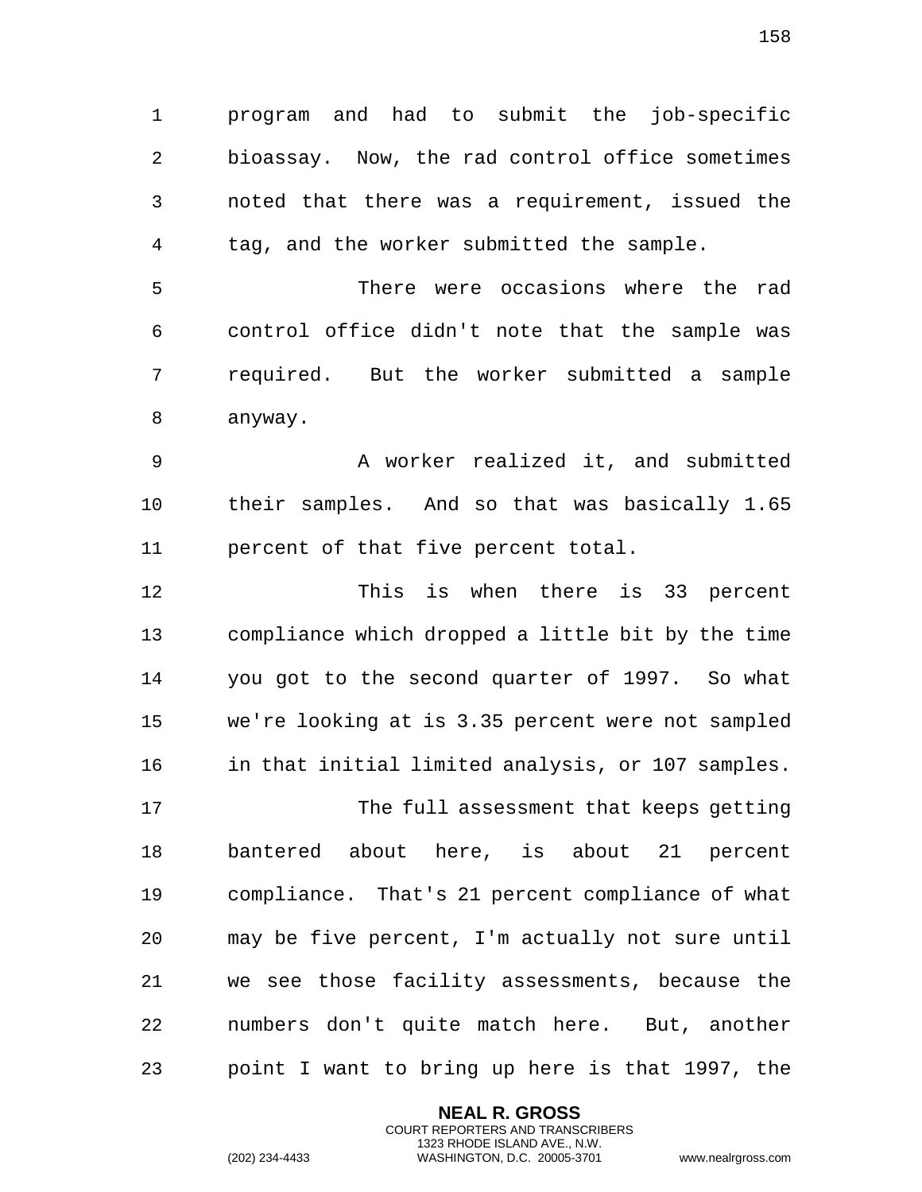program and had to submit the job-specific bioassay. Now, the rad control office sometimes noted that there was a requirement, issued the tag, and the worker submitted the sample.

There were occasions where the rad control office didn't note that the sample was required. But the worker submitted a sample anyway.

A worker realized it, and submitted their samples. And so that was basically 1.65 percent of that five percent total.

This is when there is 33 percent compliance which dropped a little bit by the time you got to the second quarter of 1997. So what we're looking at is 3.35 percent were not sampled in that initial limited analysis, or 107 samples.

The full assessment that keeps getting bantered about here, is about 21 percent compliance. That's 21 percent compliance of what may be five percent, I'm actually not sure until we see those facility assessments, because the numbers don't quite match here. But, another point I want to bring up here is that 1997, the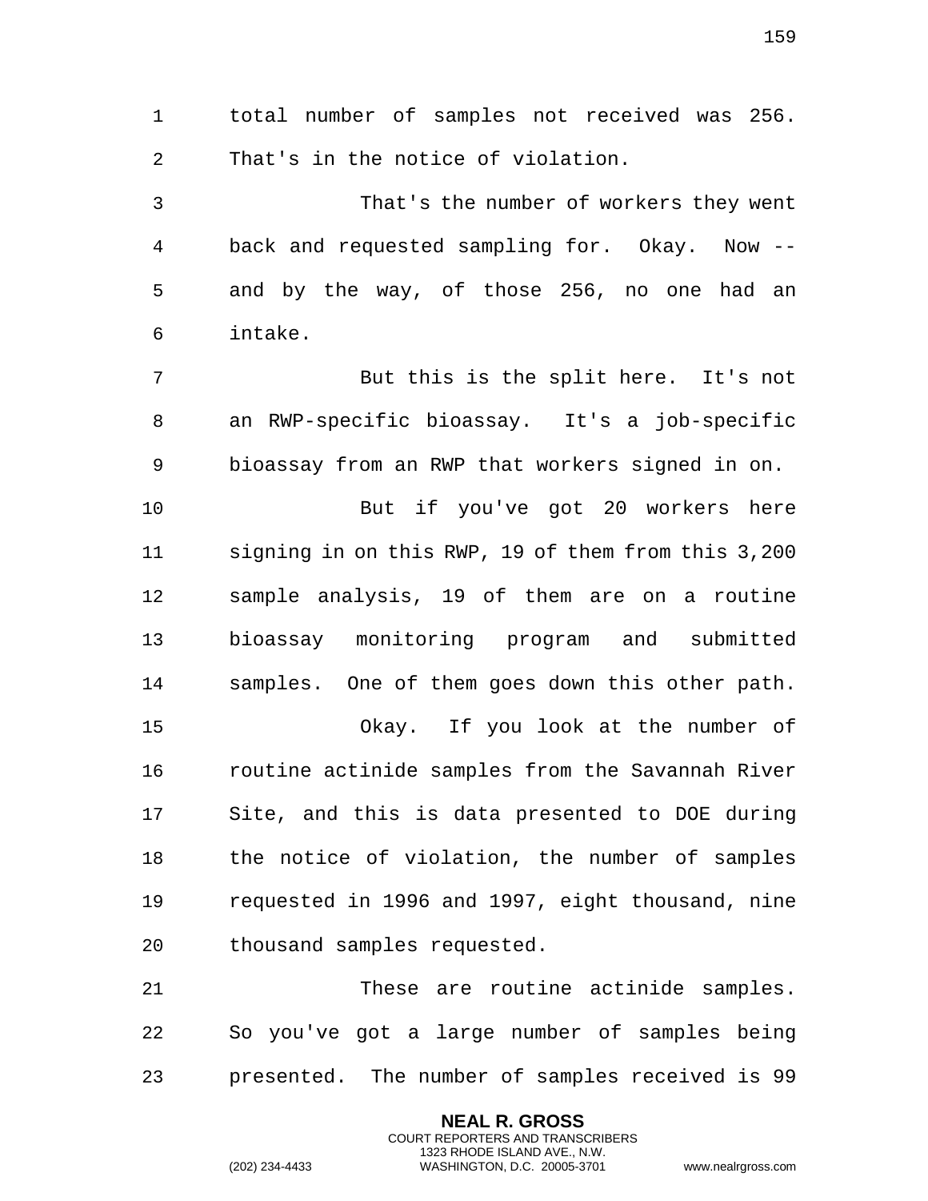total number of samples not received was 256. That's in the notice of violation.

That's the number of workers they went back and requested sampling for. Okay. Now -- and by the way, of those 256, no one had an intake.

But this is the split here. It's not an RWP-specific bioassay. It's a job-specific bioassay from an RWP that workers signed in on.

But if you've got 20 workers here signing in on this RWP, 19 of them from this 3,200 sample analysis, 19 of them are on a routine bioassay monitoring program and submitted samples. One of them goes down this other path.

Okay. If you look at the number of routine actinide samples from the Savannah River Site, and this is data presented to DOE during the notice of violation, the number of samples requested in 1996 and 1997, eight thousand, nine thousand samples requested.

These are routine actinide samples. So you've got a large number of samples being presented. The number of samples received is 99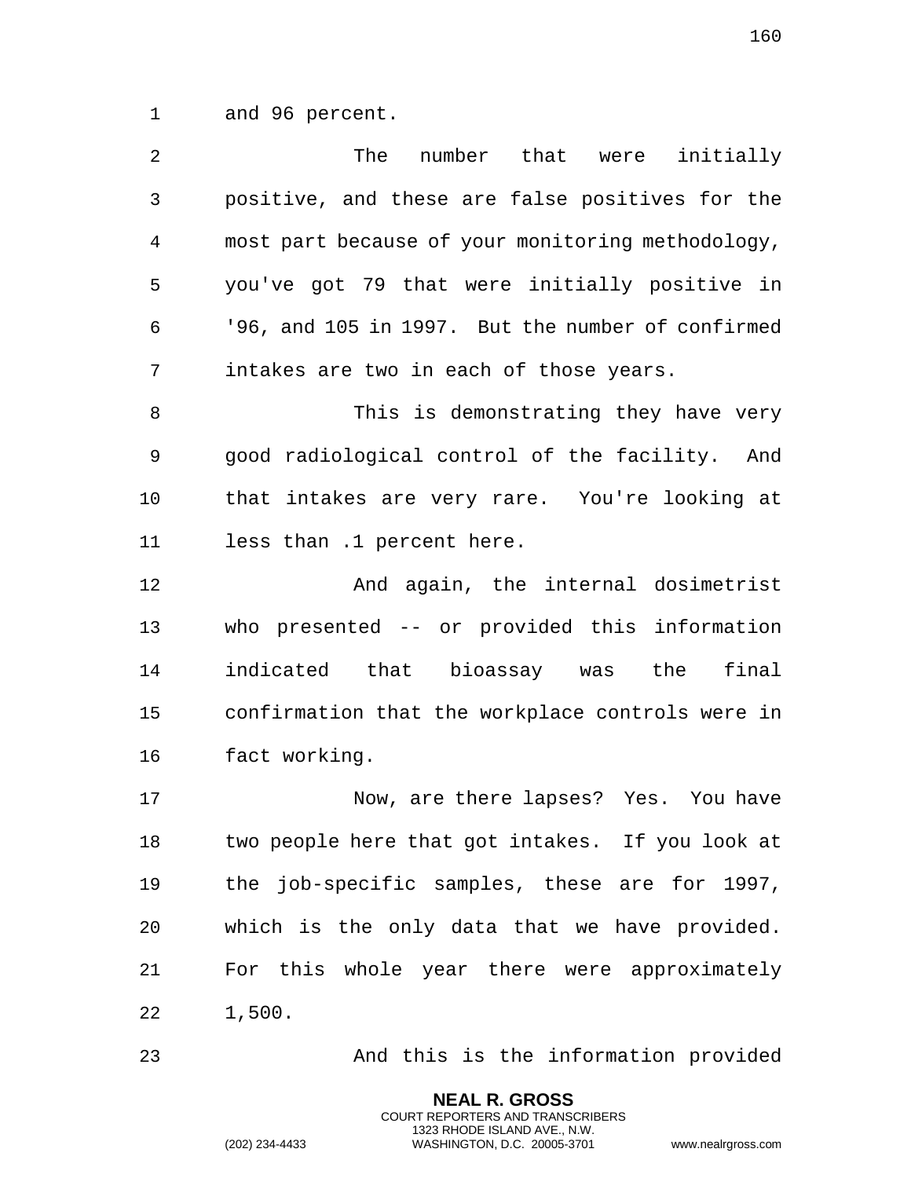and 96 percent.

The number that were initially positive, and these are false positives for the most part because of your monitoring methodology, you've got 79 that were initially positive in '96, and 105 in 1997. But the number of confirmed intakes are two in each of those years.

This is demonstrating they have very good radiological control of the facility. And that intakes are very rare. You're looking at less than .1 percent here.

And again, the internal dosimetrist who presented -- or provided this information indicated that bioassay was the final confirmation that the workplace controls were in fact working.

Now, are there lapses? Yes. You have two people here that got intakes. If you look at the job-specific samples, these are for 1997, which is the only data that we have provided. For this whole year there were approximately 1,500.

And this is the information provided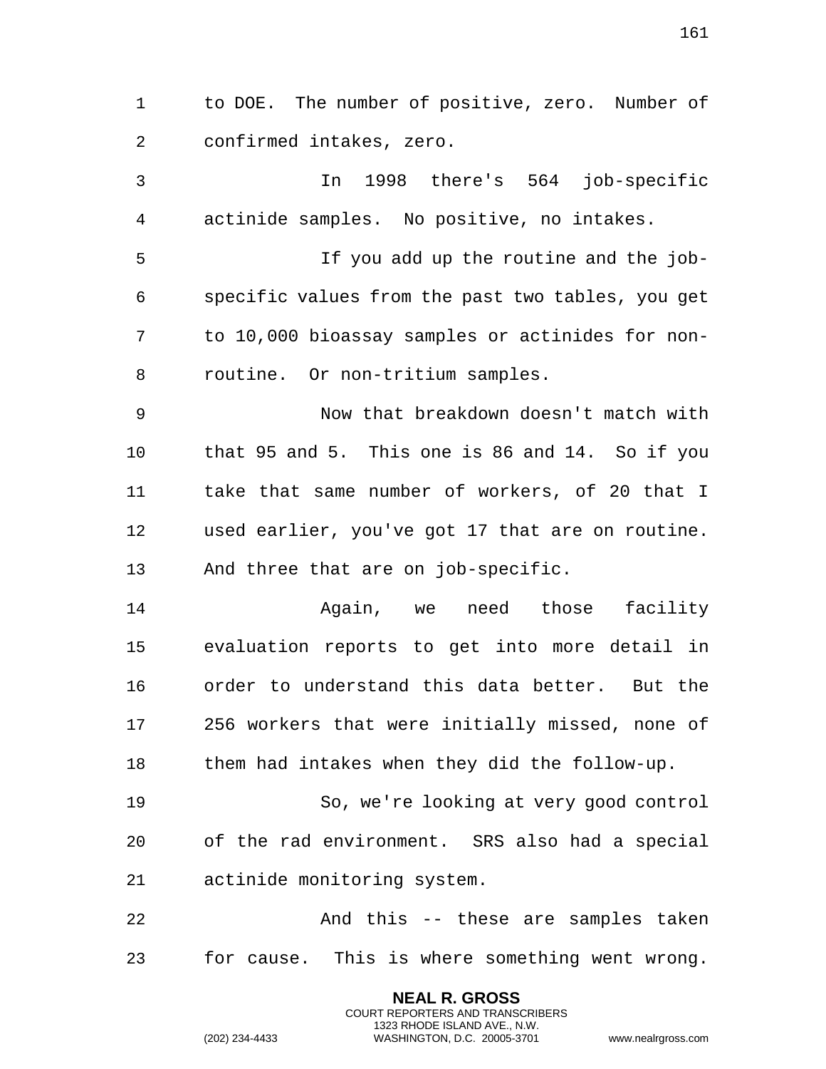to DOE. The number of positive, zero. Number of confirmed intakes, zero.

In 1998 there's 564 job-specific actinide samples. No positive, no intakes.

If you add up the routine and the job-specific values from the past two tables, you get to 10,000 bioassay samples or actinides for non-routine. Or non-tritium samples.

Now that breakdown doesn't match with that 95 and 5. This one is 86 and 14. So if you take that same number of workers, of 20 that I used earlier, you've got 17 that are on routine. And three that are on job-specific.

Again, we need those facility evaluation reports to get into more detail in order to understand this data better. But the 256 workers that were initially missed, none of them had intakes when they did the follow-up.

So, we're looking at very good control of the rad environment. SRS also had a special actinide monitoring system.

And this -- these are samples taken for cause. This is where something went wrong.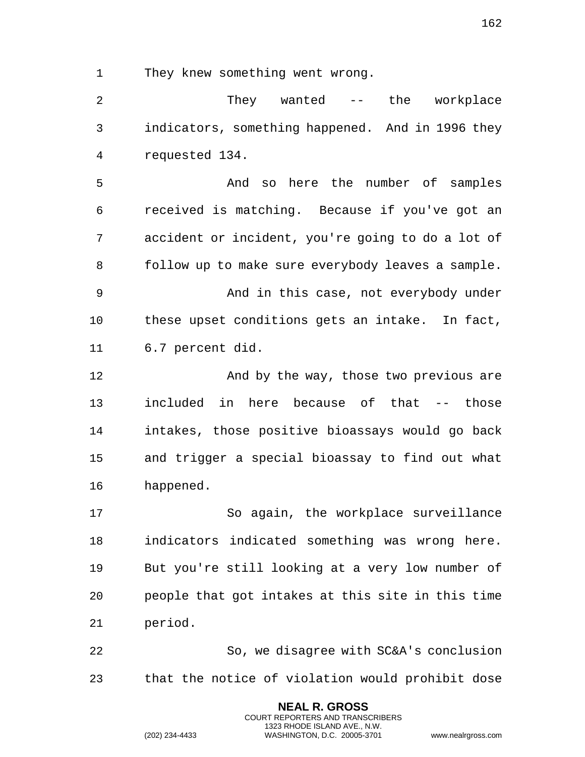They knew something went wrong.

They wanted -- the workplace indicators, something happened. And in 1996 they requested 134.

And so here the number of samples received is matching. Because if you've got an accident or incident, you're going to do a lot of follow up to make sure everybody leaves a sample.

And in this case, not everybody under these upset conditions gets an intake. In fact, 6.7 percent did.

And by the way, those two previous are included in here because of that -- those intakes, those positive bioassays would go back and trigger a special bioassay to find out what happened.

So again, the workplace surveillance indicators indicated something was wrong here. But you're still looking at a very low number of people that got intakes at this site in this time period.

So, we disagree with SC&A's conclusion that the notice of violation would prohibit dose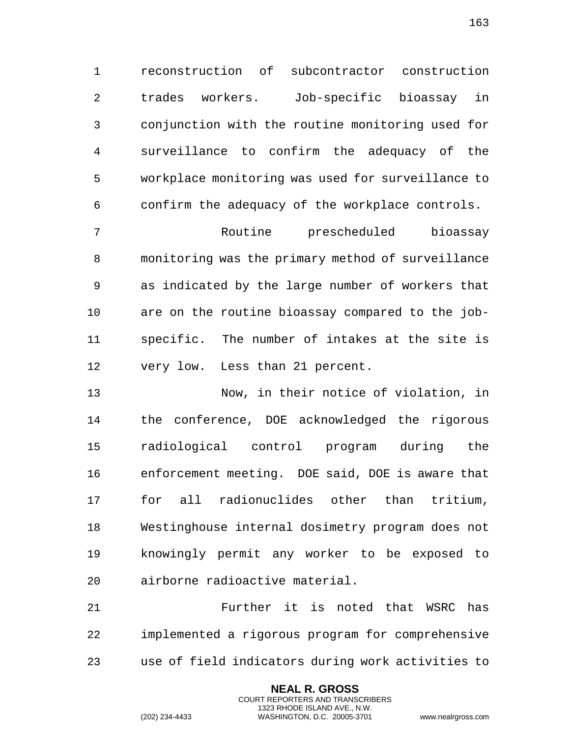reconstruction of subcontractor construction trades workers. Job-specific bioassay in conjunction with the routine monitoring used for surveillance to confirm the adequacy of the workplace monitoring was used for surveillance to confirm the adequacy of the workplace controls.

Routine prescheduled bioassay monitoring was the primary method of surveillance as indicated by the large number of workers that are on the routine bioassay compared to the job-specific. The number of intakes at the site is very low. Less than 21 percent.

Now, in their notice of violation, in the conference, DOE acknowledged the rigorous radiological control program during the enforcement meeting. DOE said, DOE is aware that for all radionuclides other than tritium, Westinghouse internal dosimetry program does not knowingly permit any worker to be exposed to airborne radioactive material.

Further it is noted that WSRC has implemented a rigorous program for comprehensive use of field indicators during work activities to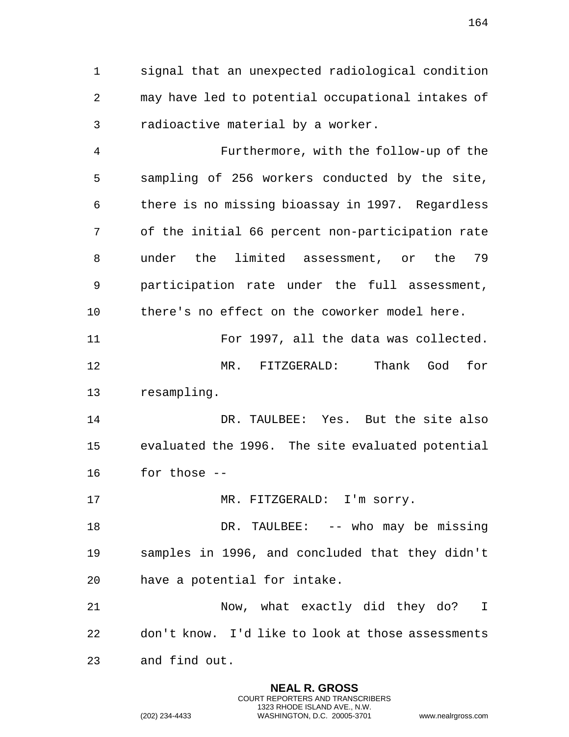signal that an unexpected radiological condition may have led to potential occupational intakes of radioactive material by a worker.

Furthermore, with the follow-up of the sampling of 256 workers conducted by the site, there is no missing bioassay in 1997. Regardless of the initial 66 percent non-participation rate under the limited assessment, or the 79 participation rate under the full assessment, there's no effect on the coworker model here.

For 1997, all the data was collected.

MR. FITZGERALD: Thank God for resampling.

DR. TAULBEE: Yes. But the site also evaluated the 1996. The site evaluated potential for those --

MR. FITZGERALD: I'm sorry.

DR. TAULBEE: -- who may be missing samples in 1996, and concluded that they didn't have a potential for intake.

Now, what exactly did they do? I don't know. I'd like to look at those assessments and find out.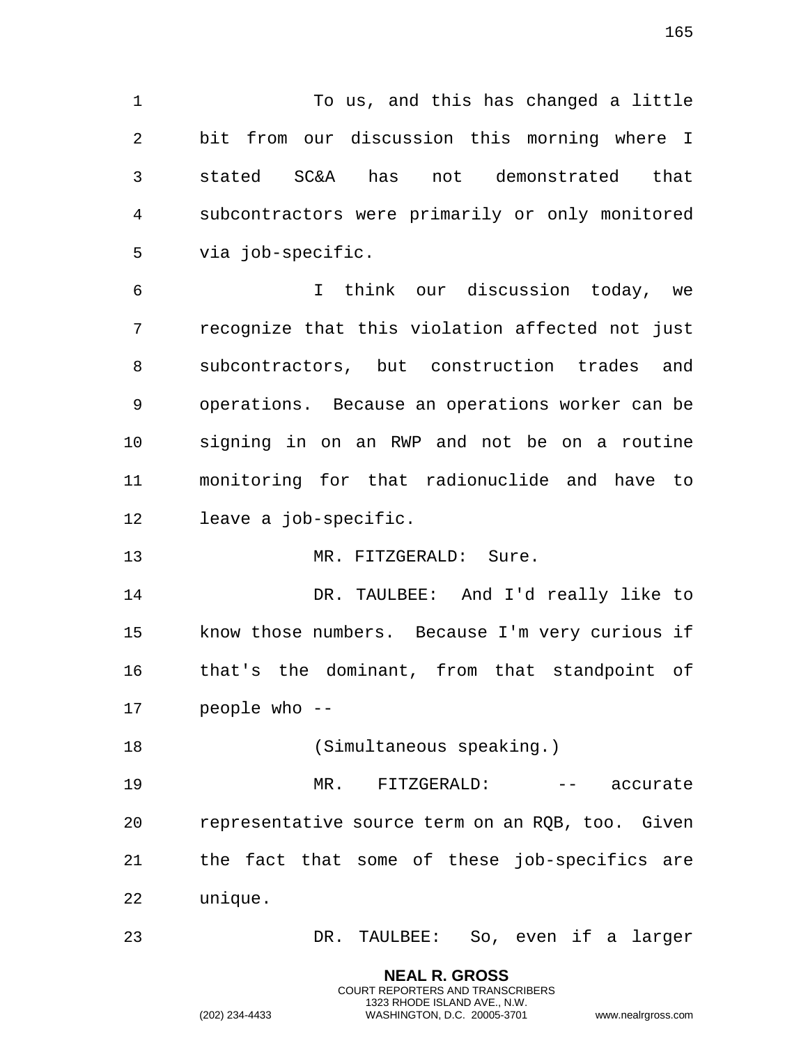To us, and this has changed a little bit from our discussion this morning where I stated SC&A has not demonstrated that subcontractors were primarily or only monitored via job-specific.

I think our discussion today, we recognize that this violation affected not just subcontractors, but construction trades and operations. Because an operations worker can be signing in on an RWP and not be on a routine monitoring for that radionuclide and have to leave a job-specific.

MR. FITZGERALD: Sure.

DR. TAULBEE: And I'd really like to know those numbers. Because I'm very curious if that's the dominant, from that standpoint of people who --

(Simultaneous speaking.)

MR. FITZGERALD: -- accurate representative source term on an RQB, too. Given the fact that some of these job-specifics are unique.

DR. TAULBEE: So, even if a larger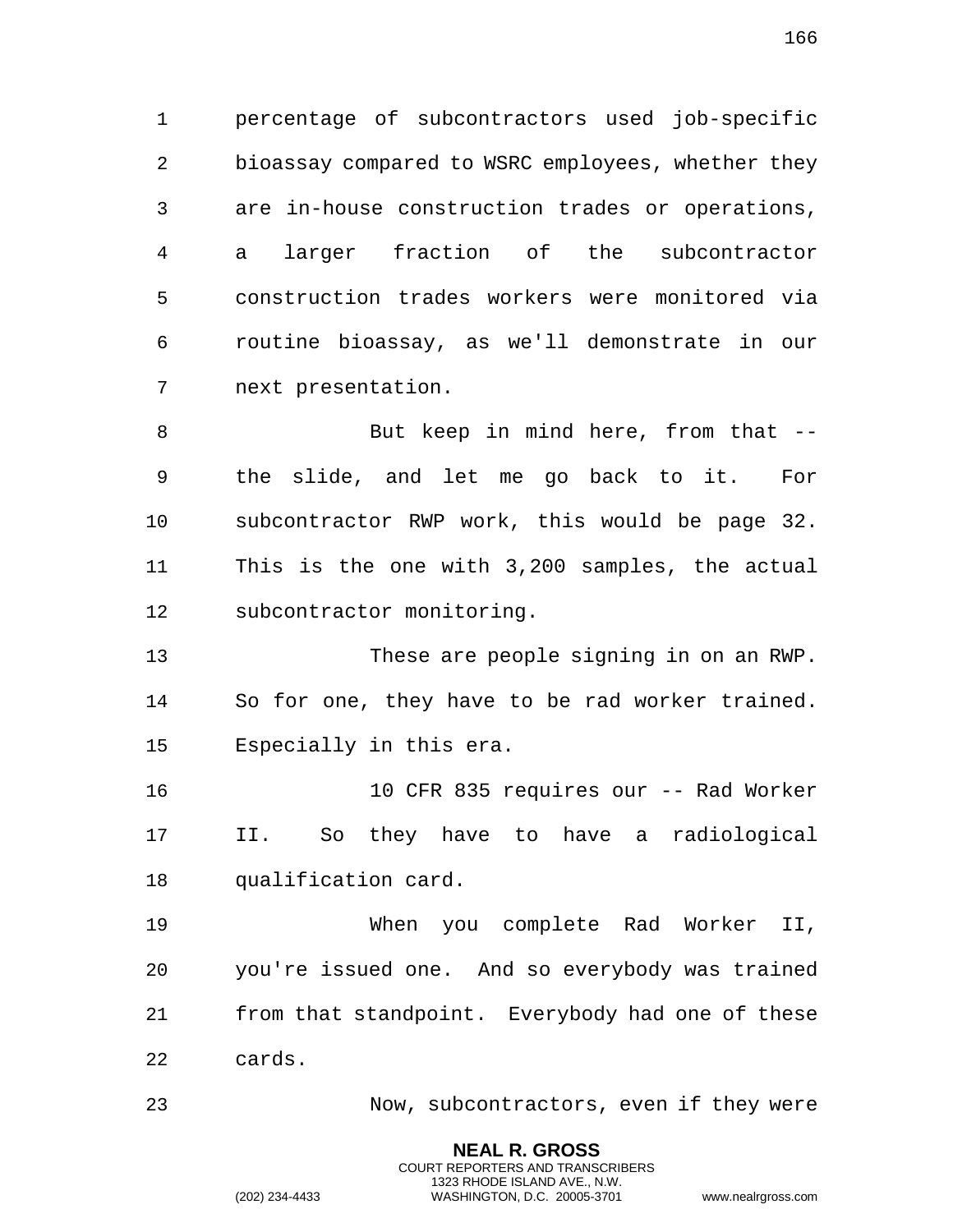percentage of subcontractors used job-specific bioassay compared to WSRC employees, whether they are in-house construction trades or operations, a larger fraction of the subcontractor construction trades workers were monitored via routine bioassay, as we'll demonstrate in our next presentation.

But keep in mind here, from that -- the slide, and let me go back to it. For subcontractor RWP work, this would be page 32. This is the one with 3,200 samples, the actual subcontractor monitoring.

These are people signing in on an RWP. So for one, they have to be rad worker trained. Especially in this era.

10 CFR 835 requires our -- Rad Worker II. So they have to have a radiological qualification card.

When you complete Rad Worker II, you're issued one. And so everybody was trained from that standpoint. Everybody had one of these cards.

Now, subcontractors, even if they were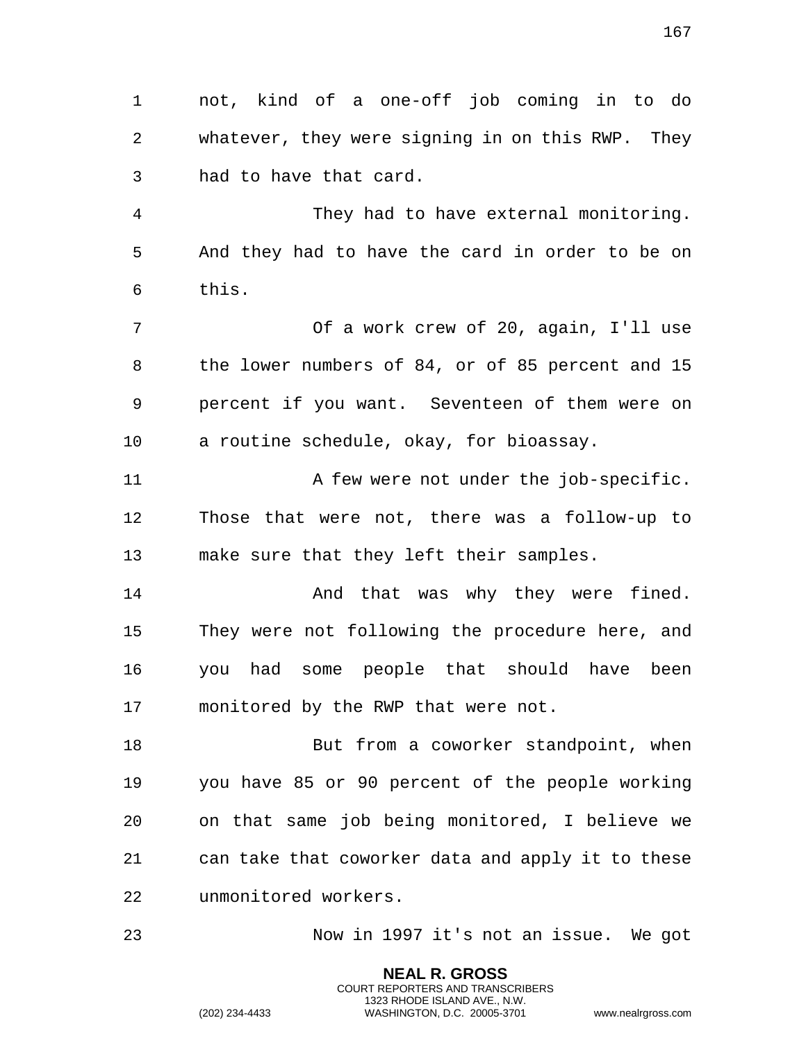not, kind of a one-off job coming in to do whatever, they were signing in on this RWP. They had to have that card.

They had to have external monitoring. And they had to have the card in order to be on this.

Of a work crew of 20, again, I'll use the lower numbers of 84, or of 85 percent and 15 percent if you want. Seventeen of them were on a routine schedule, okay, for bioassay.

A few were not under the job-specific. Those that were not, there was a follow-up to make sure that they left their samples.

And that was why they were fined. They were not following the procedure here, and you had some people that should have been monitored by the RWP that were not.

But from a coworker standpoint, when you have 85 or 90 percent of the people working on that same job being monitored, I believe we can take that coworker data and apply it to these unmonitored workers.

Now in 1997 it's not an issue. We got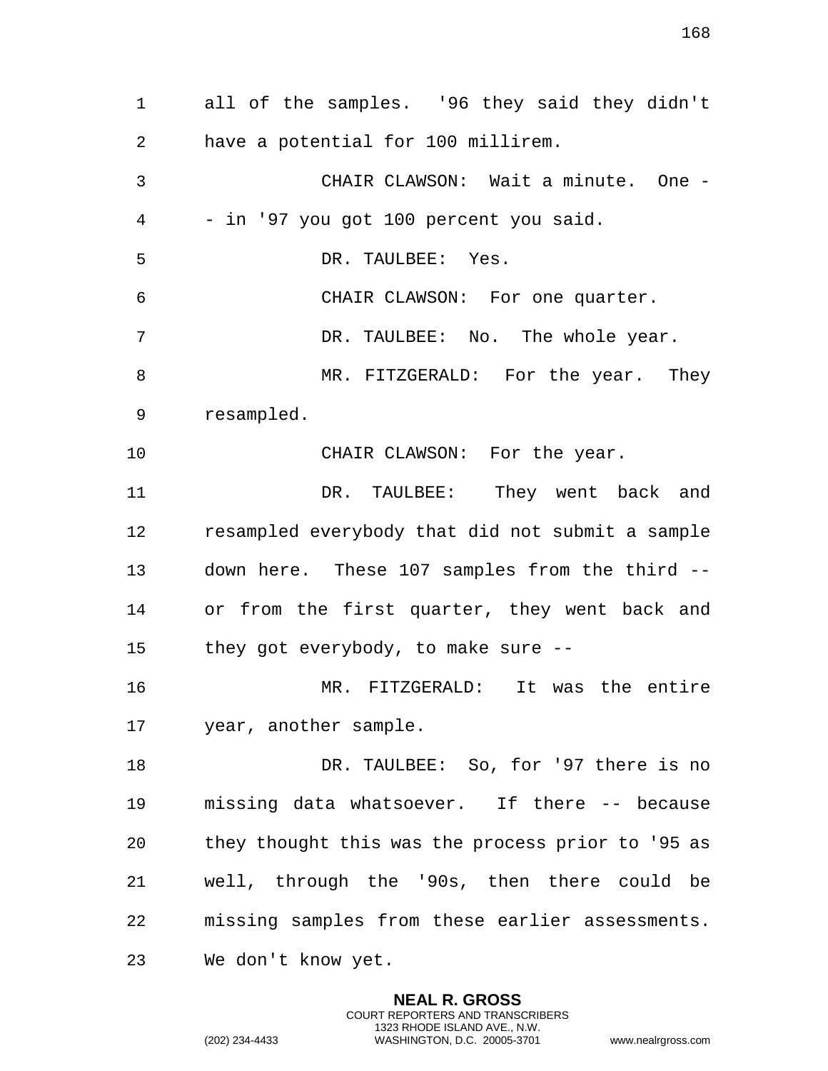all of the samples. '96 they said they didn't have a potential for 100 millirem.

CHAIR CLAWSON: Wait a minute. One -- in '97 you got 100 percent you said.

DR. TAULBEE: Yes.

CHAIR CLAWSON: For one quarter.

DR. TAULBEE: No. The whole year.

MR. FITZGERALD: For the year. They resampled.

CHAIR CLAWSON: For the year.

DR. TAULBEE: They went back and resampled everybody that did not submit a sample down here. These 107 samples from the third -- or from the first quarter, they went back and they got everybody, to make sure --

MR. FITZGERALD: It was the entire year, another sample.

DR. TAULBEE: So, for '97 there is no missing data whatsoever. If there -- because they thought this was the process prior to '95 as well, through the '90s, then there could be missing samples from these earlier assessments. We don't know yet.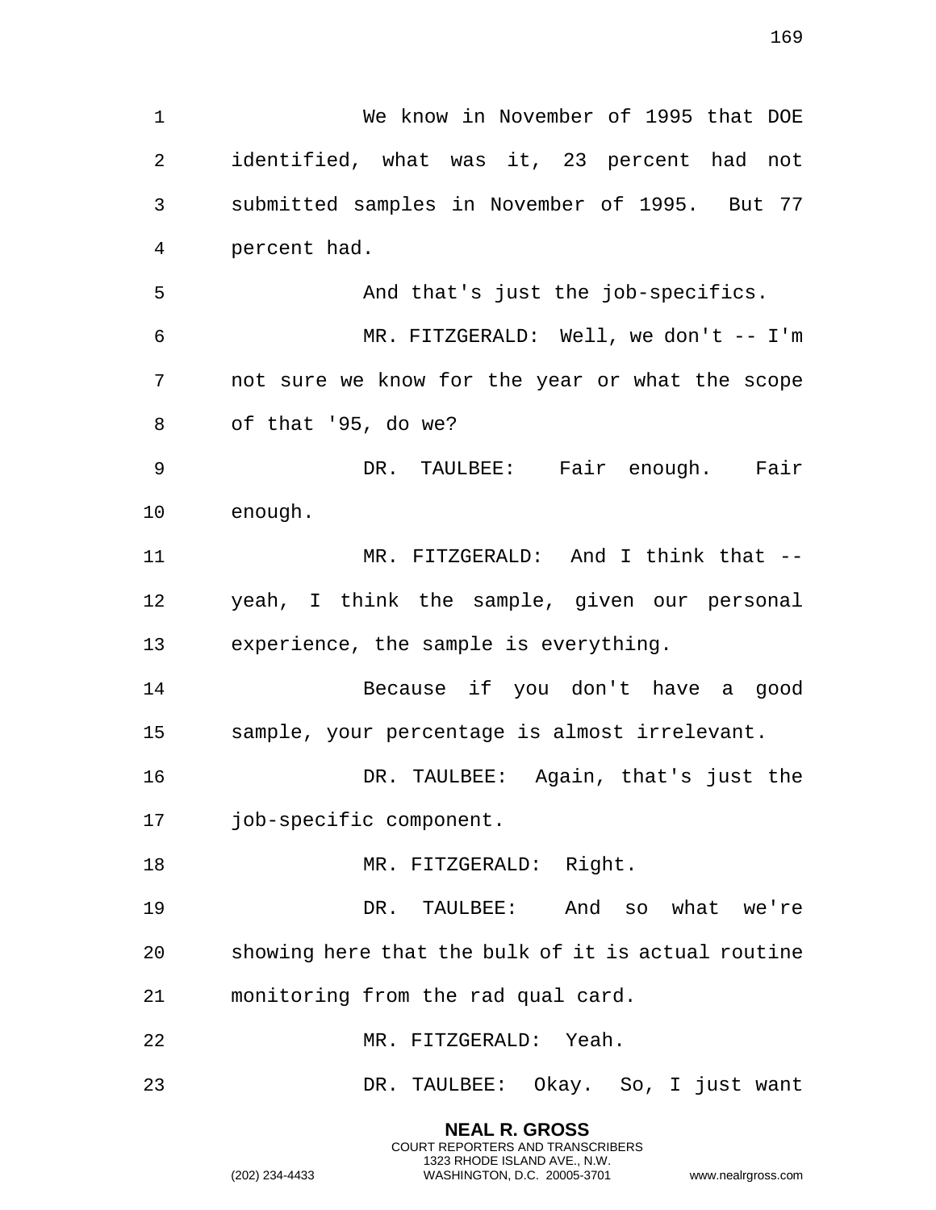We know in November of 1995 that DOE identified, what was it, 23 percent had not submitted samples in November of 1995. But 77 percent had.

And that's just the job-specifics.

MR. FITZGERALD: Well, we don't -- I'm not sure we know for the year or what the scope of that '95, do we?

DR. TAULBEE: Fair enough. Fair enough.

MR. FITZGERALD: And I think that -- yeah, I think the sample, given our personal experience, the sample is everything.

Because if you don't have a good sample, your percentage is almost irrelevant.

DR. TAULBEE: Again, that's just the job-specific component.

MR. FITZGERALD: Right.

DR. TAULBEE: And so what we're showing here that the bulk of it is actual routine monitoring from the rad qual card.

MR. FITZGERALD: Yeah.

DR. TAULBEE: Okay. So, I just want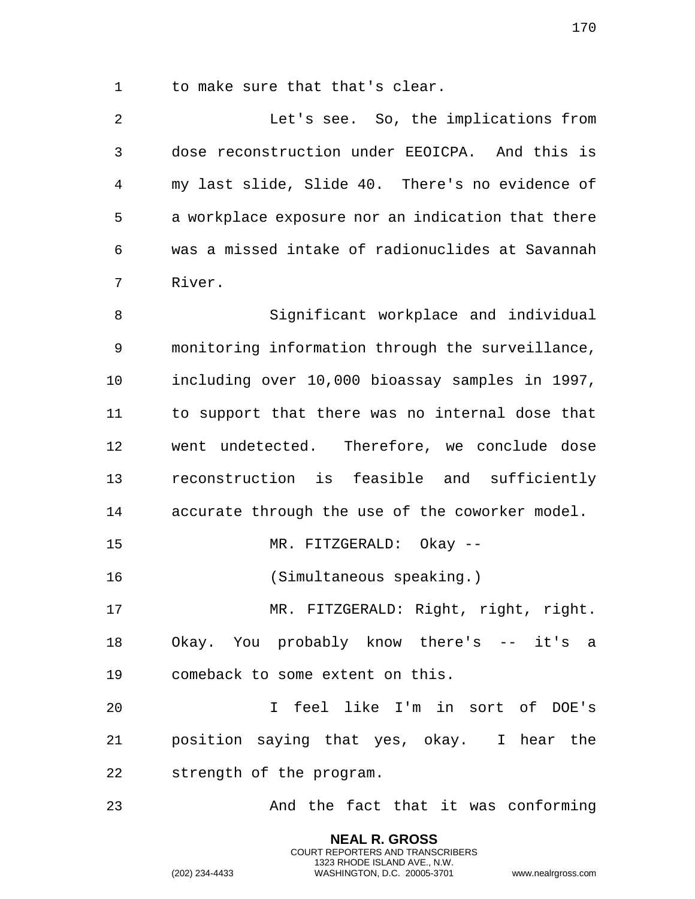to make sure that that's clear.

Let's see. So, the implications from dose reconstruction under EEOICPA. And this is my last slide, Slide 40. There's no evidence of a workplace exposure nor an indication that there was a missed intake of radionuclides at Savannah River.

Significant workplace and individual monitoring information through the surveillance, including over 10,000 bioassay samples in 1997, to support that there was no internal dose that went undetected. Therefore, we conclude dose reconstruction is feasible and sufficiently accurate through the use of the coworker model.

MR. FITZGERALD: Okay --

(Simultaneous speaking.)

MR. FITZGERALD: Right, right, right. Okay. You probably know there's -- it's a comeback to some extent on this.

I feel like I'm in sort of DOE's position saying that yes, okay. I hear the strength of the program.

And the fact that it was conforming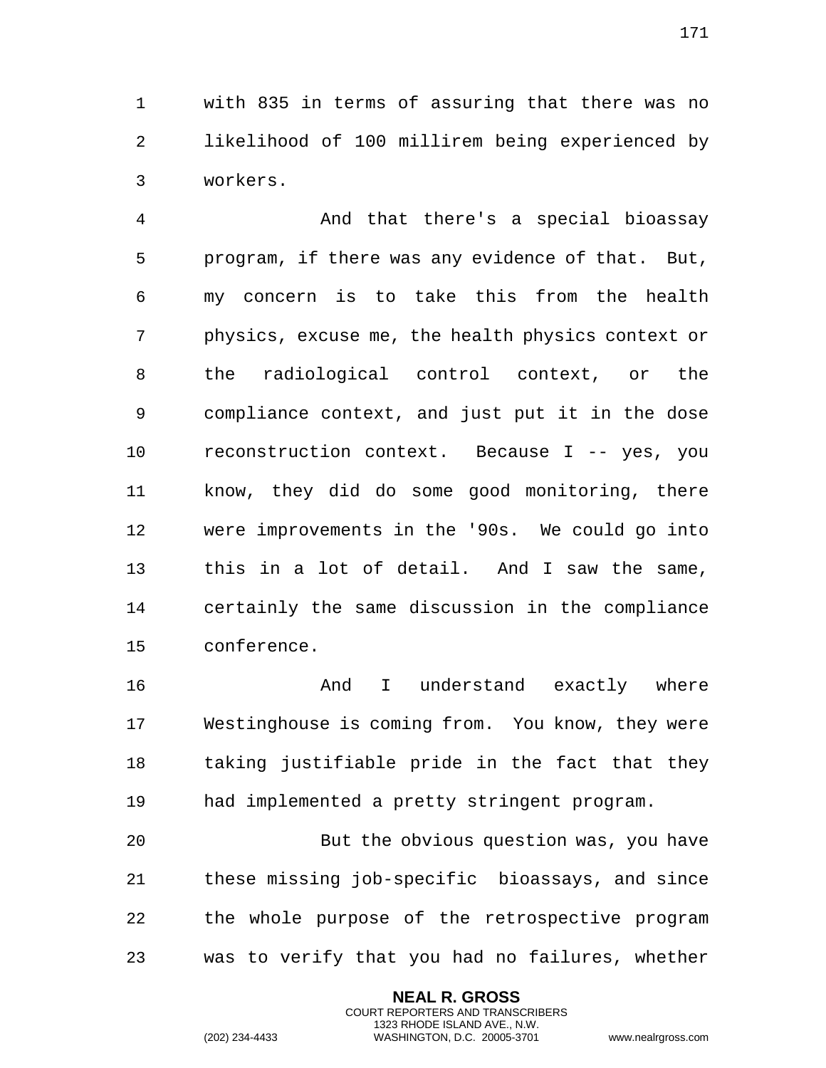with 835 in terms of assuring that there was no likelihood of 100 millirem being experienced by workers.

And that there's a special bioassay program, if there was any evidence of that. But, my concern is to take this from the health physics, excuse me, the health physics context or the radiological control context, or the compliance context, and just put it in the dose reconstruction context. Because I -- yes, you know, they did do some good monitoring, there were improvements in the '90s. We could go into this in a lot of detail. And I saw the same, certainly the same discussion in the compliance conference.

And I understand exactly where Westinghouse is coming from. You know, they were taking justifiable pride in the fact that they had implemented a pretty stringent program.

But the obvious question was, you have these missing job-specific bioassays, and since the whole purpose of the retrospective program was to verify that you had no failures, whether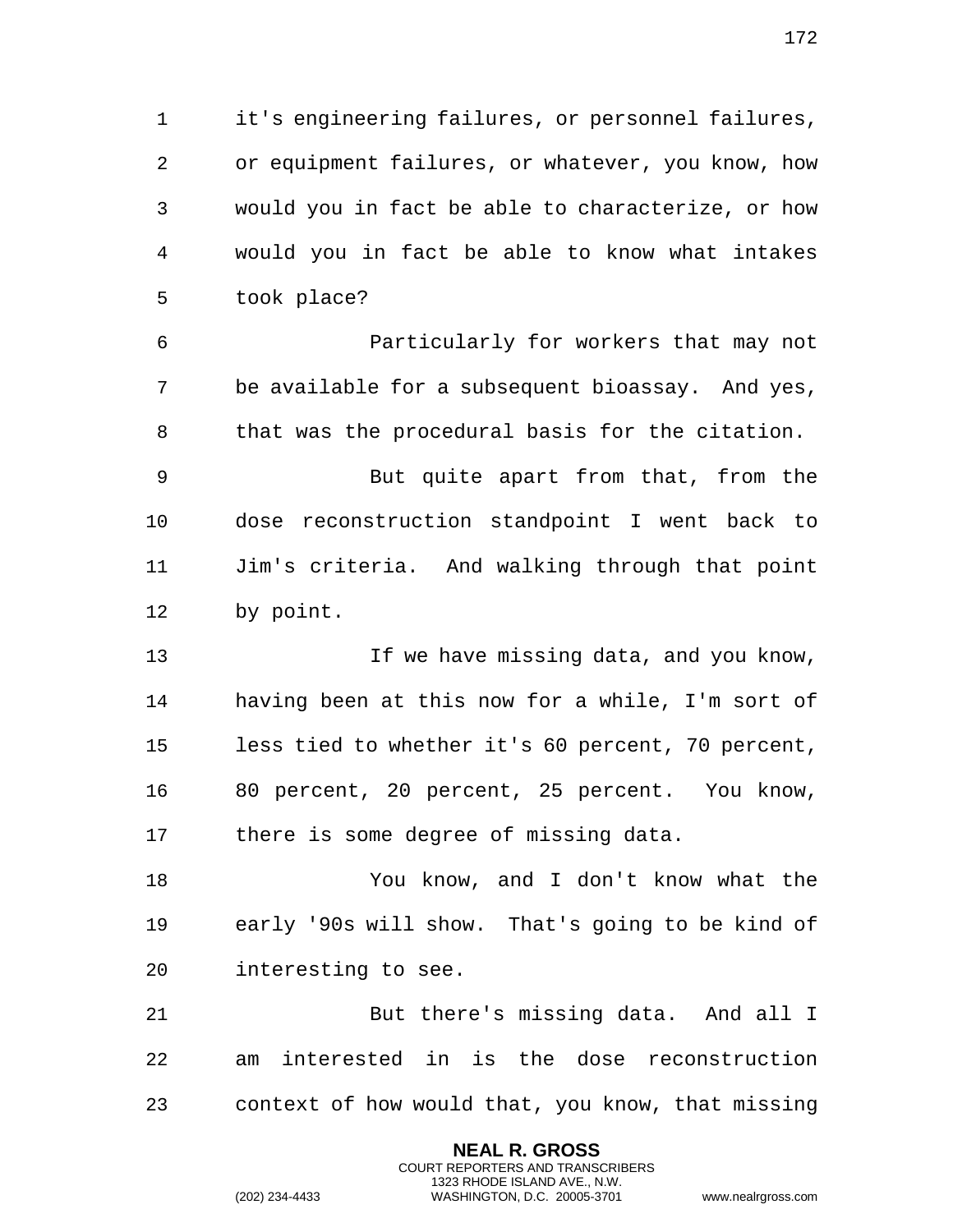it's engineering failures, or personnel failures, or equipment failures, or whatever, you know, how would you in fact be able to characterize, or how would you in fact be able to know what intakes took place?

Particularly for workers that may not be available for a subsequent bioassay. And yes, that was the procedural basis for the citation.

But quite apart from that, from the dose reconstruction standpoint I went back to Jim's criteria. And walking through that point by point.

If we have missing data, and you know, having been at this now for a while, I'm sort of less tied to whether it's 60 percent, 70 percent, 80 percent, 20 percent, 25 percent. You know, there is some degree of missing data.

You know, and I don't know what the early '90s will show. That's going to be kind of interesting to see.

But there's missing data. And all I am interested in is the dose reconstruction context of how would that, you know, that missing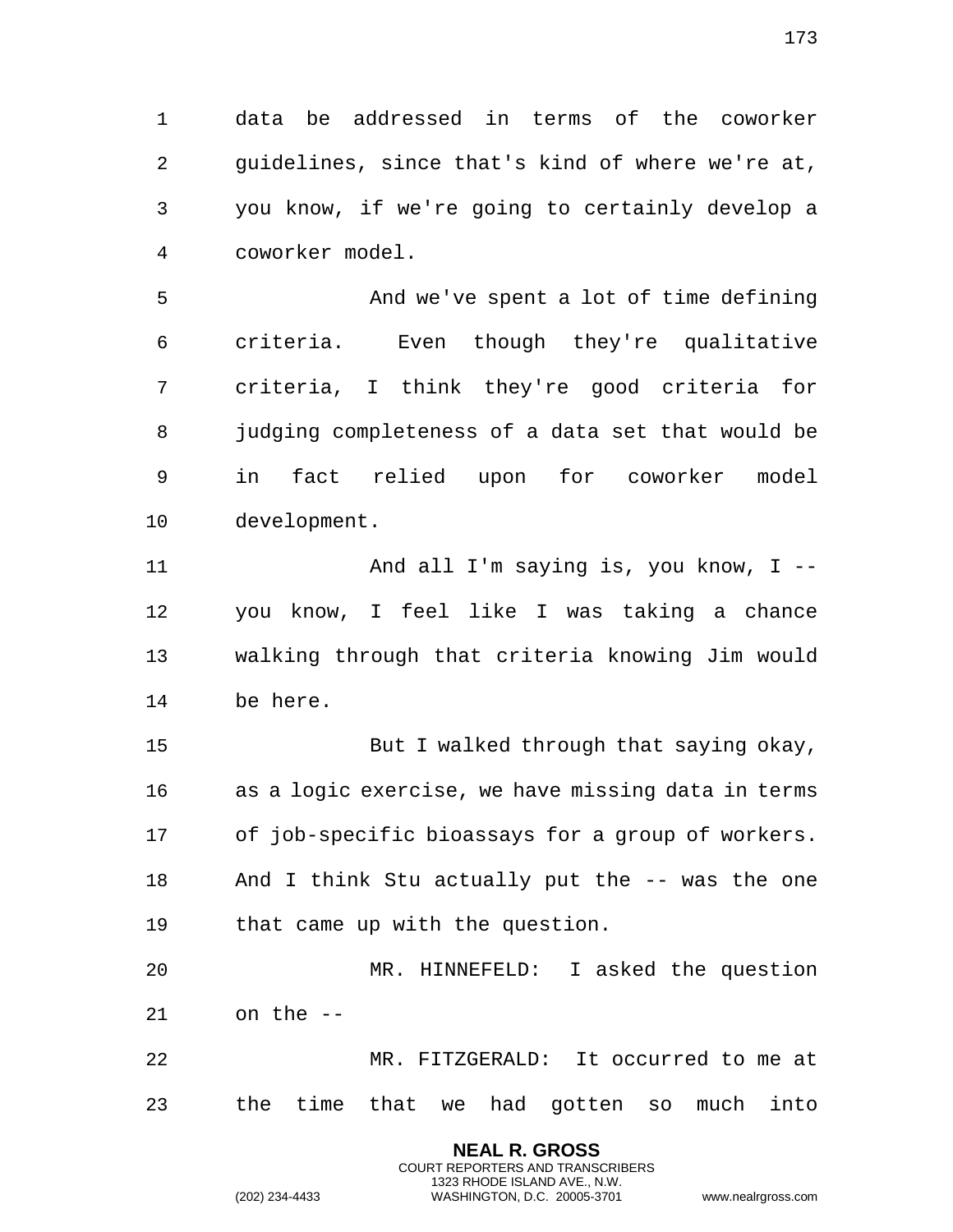data be addressed in terms of the coworker guidelines, since that's kind of where we're at, you know, if we're going to certainly develop a coworker model.

And we've spent a lot of time defining criteria. Even though they're qualitative criteria, I think they're good criteria for judging completeness of a data set that would be in fact relied upon for coworker model development.

And all I'm saying is, you know, I -- you know, I feel like I was taking a chance walking through that criteria knowing Jim would be here.

But I walked through that saying okay, as a logic exercise, we have missing data in terms of job-specific bioassays for a group of workers. And I think Stu actually put the -- was the one that came up with the question.

MR. HINNEFELD: I asked the question on the --

MR. FITZGERALD: It occurred to me at the time that we had gotten so much into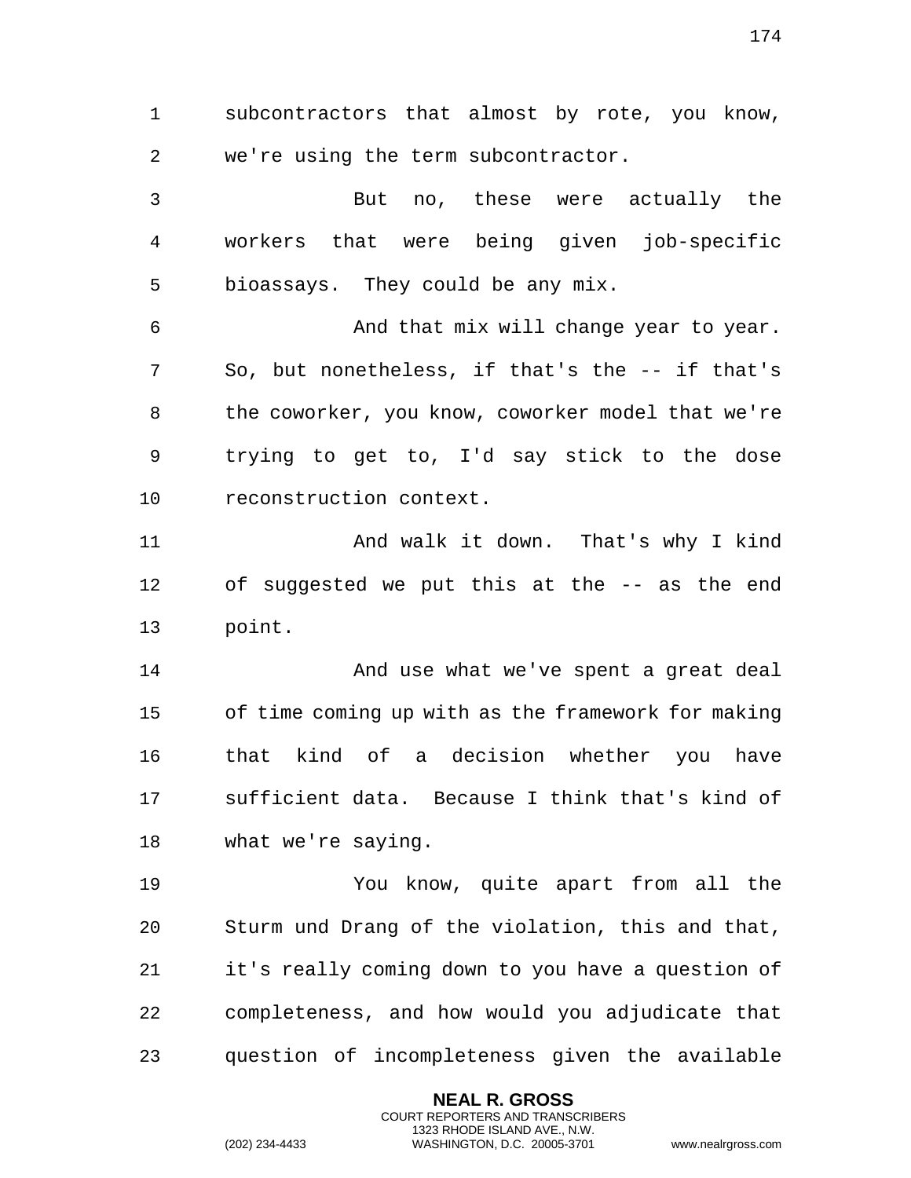subcontractors that almost by rote, you know, we're using the term subcontractor.

But no, these were actually the workers that were being given job-specific bioassays. They could be any mix.

And that mix will change year to year. So, but nonetheless, if that's the -- if that's the coworker, you know, coworker model that we're trying to get to, I'd say stick to the dose reconstruction context.

And walk it down. That's why I kind of suggested we put this at the -- as the end point.

And use what we've spent a great deal of time coming up with as the framework for making that kind of a decision whether you have sufficient data. Because I think that's kind of what we're saying.

You know, quite apart from all the Sturm und Drang of the violation, this and that, it's really coming down to you have a question of completeness, and how would you adjudicate that question of incompleteness given the available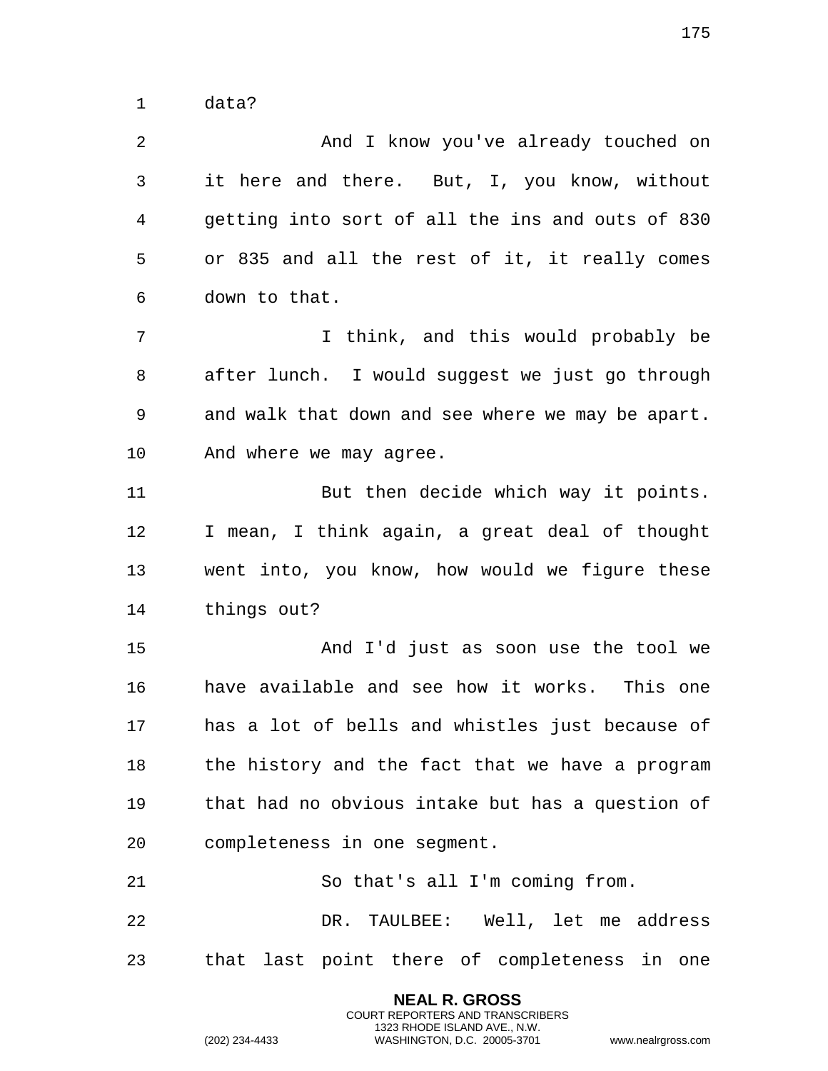data?

And I know you've already touched on it here and there. But, I, you know, without getting into sort of all the ins and outs of 830 or 835 and all the rest of it, it really comes down to that.

I think, and this would probably be after lunch. I would suggest we just go through and walk that down and see where we may be apart. And where we may agree.

But then decide which way it points. I mean, I think again, a great deal of thought went into, you know, how would we figure these things out?

And I'd just as soon use the tool we have available and see how it works. This one has a lot of bells and whistles just because of the history and the fact that we have a program that had no obvious intake but has a question of completeness in one segment.

So that's all I'm coming from.

DR. TAULBEE: Well, let me address that last point there of completeness in one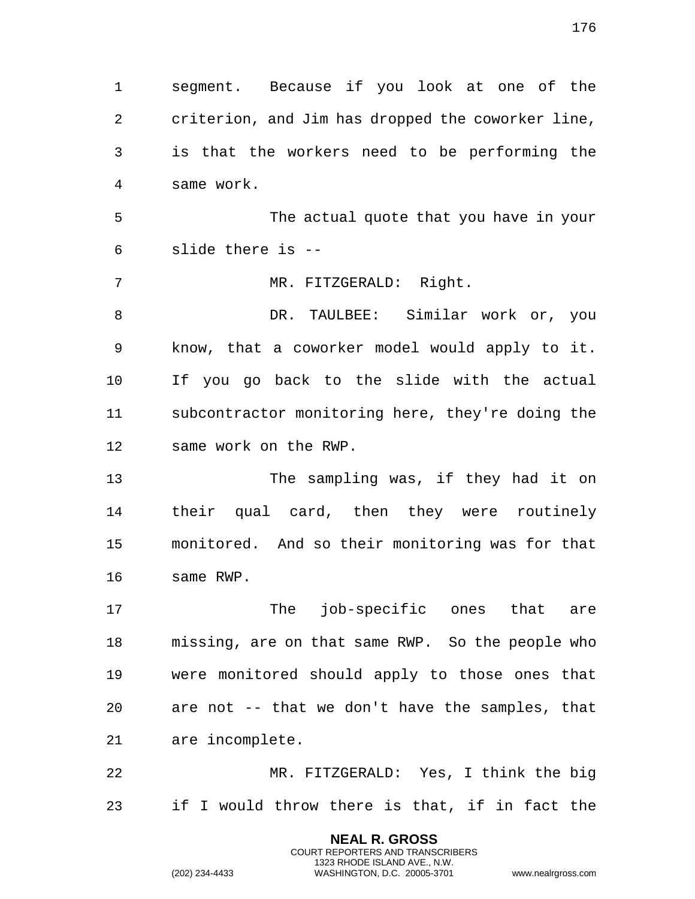segment. Because if you look at one of the criterion, and Jim has dropped the coworker line, is that the workers need to be performing the same work.

The actual quote that you have in your slide there is --

MR. FITZGERALD: Right.

DR. TAULBEE: Similar work or, you know, that a coworker model would apply to it. If you go back to the slide with the actual subcontractor monitoring here, they're doing the same work on the RWP.

The sampling was, if they had it on their qual card, then they were routinely monitored. And so their monitoring was for that same RWP.

The job-specific ones that are missing, are on that same RWP. So the people who were monitored should apply to those ones that are not -- that we don't have the samples, that are incomplete.

MR. FITZGERALD: Yes, I think the big if I would throw there is that, if in fact the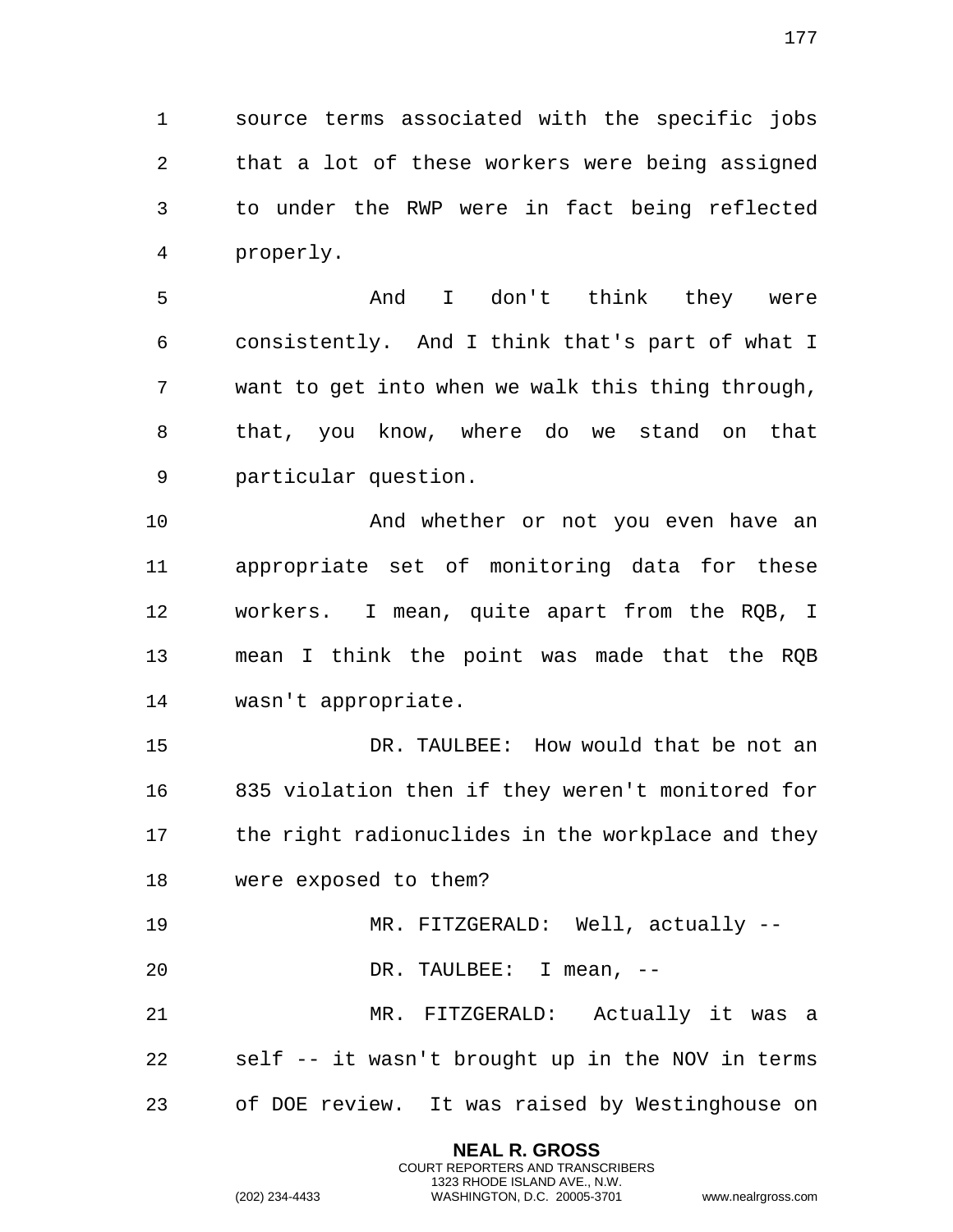source terms associated with the specific jobs that a lot of these workers were being assigned to under the RWP were in fact being reflected properly.

And I don't think they were consistently. And I think that's part of what I want to get into when we walk this thing through, that, you know, where do we stand on that particular question.

And whether or not you even have an appropriate set of monitoring data for these workers. I mean, quite apart from the RQB, I mean I think the point was made that the RQB wasn't appropriate.

DR. TAULBEE: How would that be not an 835 violation then if they weren't monitored for the right radionuclides in the workplace and they were exposed to them?

MR. FITZGERALD: Well, actually --

DR. TAULBEE: I mean, --

MR. FITZGERALD: Actually it was a self -- it wasn't brought up in the NOV in terms of DOE review. It was raised by Westinghouse on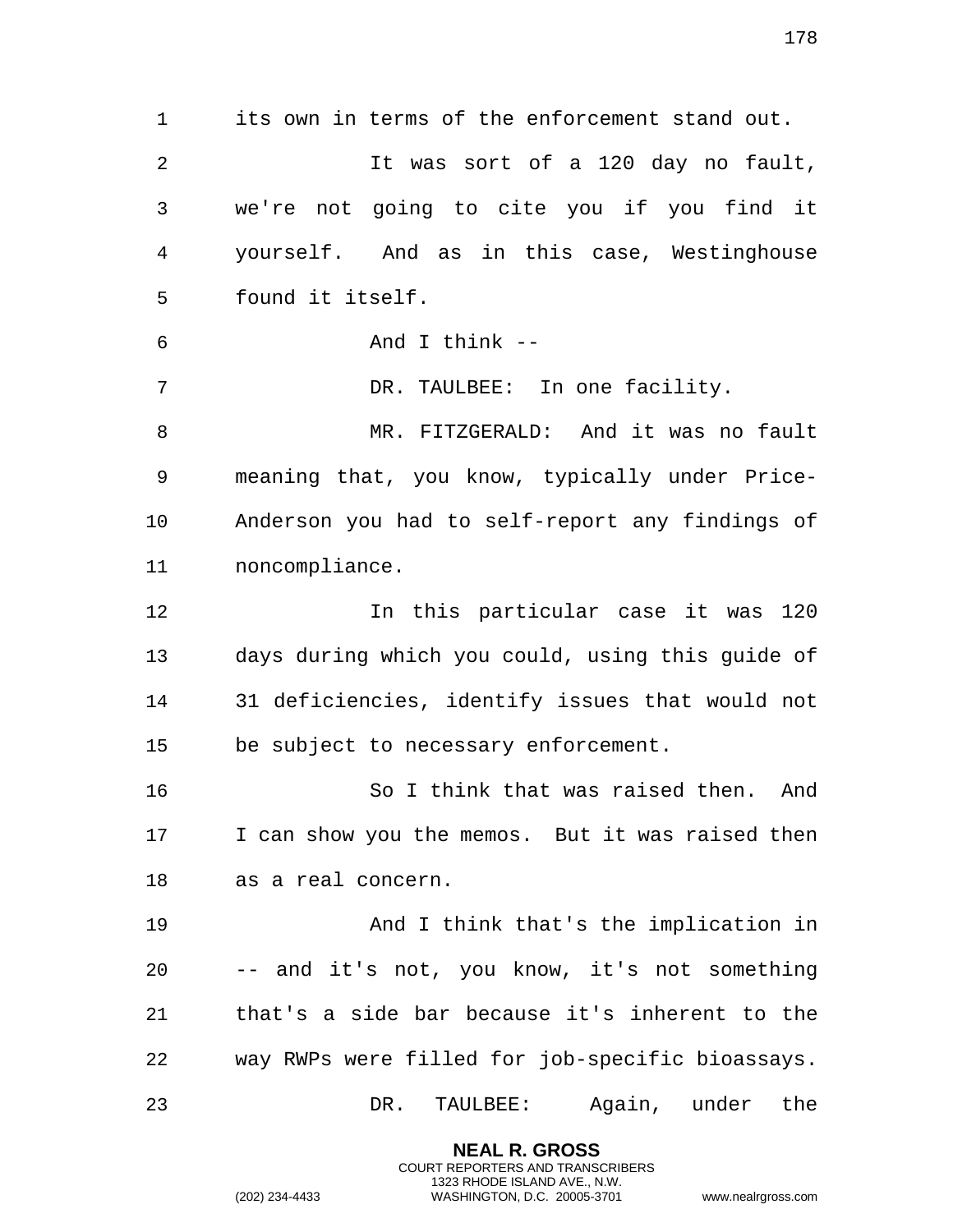its own in terms of the enforcement stand out.

It was sort of a 120 day no fault, we're not going to cite you if you find it yourself. And as in this case, Westinghouse found it itself.

And I think --

DR. TAULBEE: In one facility.

MR. FITZGERALD: And it was no fault meaning that, you know, typically under Price-Anderson you had to self-report any findings of noncompliance.

In this particular case it was 120 days during which you could, using this guide of 31 deficiencies, identify issues that would not be subject to necessary enforcement.

So I think that was raised then. And I can show you the memos. But it was raised then as a real concern.

And I think that's the implication in -- and it's not, you know, it's not something that's a side bar because it's inherent to the way RWPs were filled for job-specific bioassays.

DR. TAULBEE: Again, under the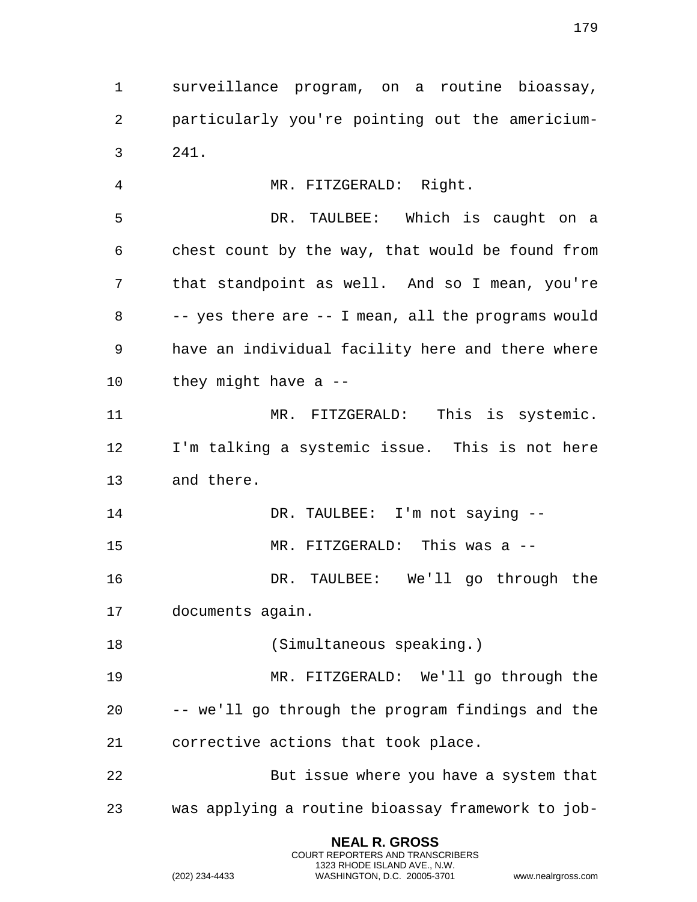surveillance program, on a routine bioassay, particularly you're pointing out the americium-241.

MR. FITZGERALD: Right.

DR. TAULBEE: Which is caught on a chest count by the way, that would be found from that standpoint as well. And so I mean, you're -- yes there are -- I mean, all the programs would have an individual facility here and there where they might have a --

MR. FITZGERALD: This is systemic. I'm talking a systemic issue. This is not here and there.

DR. TAULBEE: I'm not saying --

MR. FITZGERALD: This was a --

DR. TAULBEE: We'll go through the documents again.

(Simultaneous speaking.)

MR. FITZGERALD: We'll go through the -- we'll go through the program findings and the corrective actions that took place.

But issue where you have a system that was applying a routine bioassay framework to job-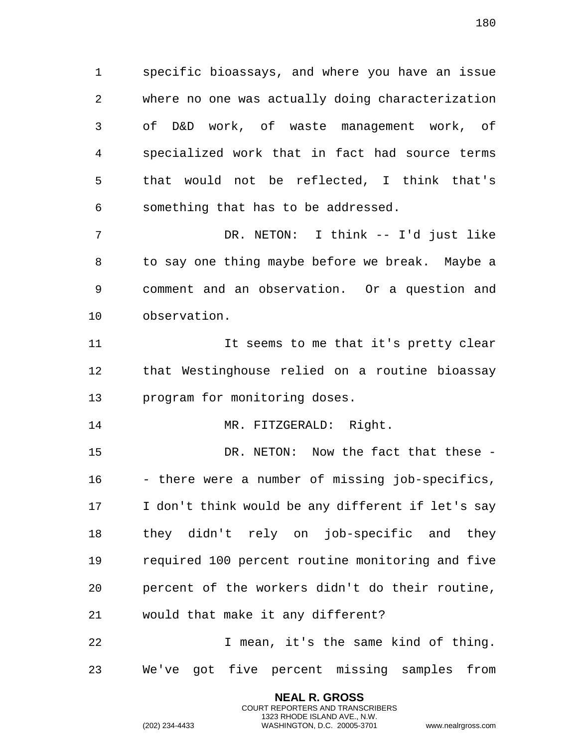specific bioassays, and where you have an issue where no one was actually doing characterization of D&D work, of waste management work, of specialized work that in fact had source terms that would not be reflected, I think that's something that has to be addressed.

DR. NETON: I think -- I'd just like to say one thing maybe before we break. Maybe a comment and an observation. Or a question and observation.

It seems to me that it's pretty clear that Westinghouse relied on a routine bioassay program for monitoring doses.

MR. FITZGERALD: Right.

DR. NETON: Now the fact that these -- there were a number of missing job-specifics, I don't think would be any different if let's say they didn't rely on job-specific and they required 100 percent routine monitoring and five percent of the workers didn't do their routine, would that make it any different?

I mean, it's the same kind of thing. We've got five percent missing samples from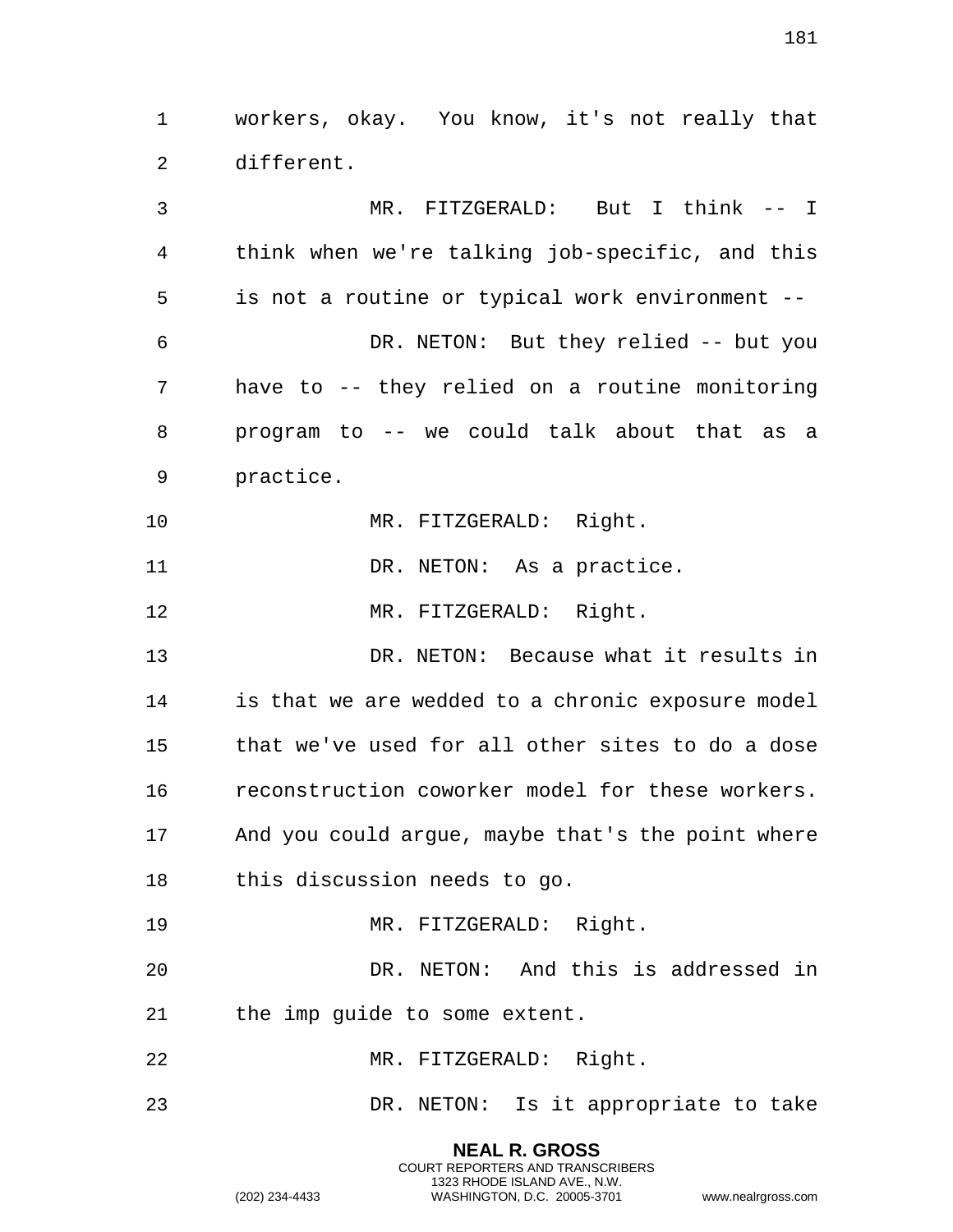workers, okay. You know, it's not really that different.

MR. FITZGERALD: But I think -- I think when we're talking job-specific, and this is not a routine or typical work environment --

DR. NETON: But they relied -- but you have to -- they relied on a routine monitoring program to -- we could talk about that as a practice.

MR. FITZGERALD: Right.

DR. NETON: As a practice.

MR. FITZGERALD: Right.

DR. NETON: Because what it results in is that we are wedded to a chronic exposure model that we've used for all other sites to do a dose reconstruction coworker model for these workers. And you could argue, maybe that's the point where this discussion needs to go.

MR. FITZGERALD: Right.

DR. NETON: And this is addressed in the imp guide to some extent.

MR. FITZGERALD: Right.

DR. NETON: Is it appropriate to take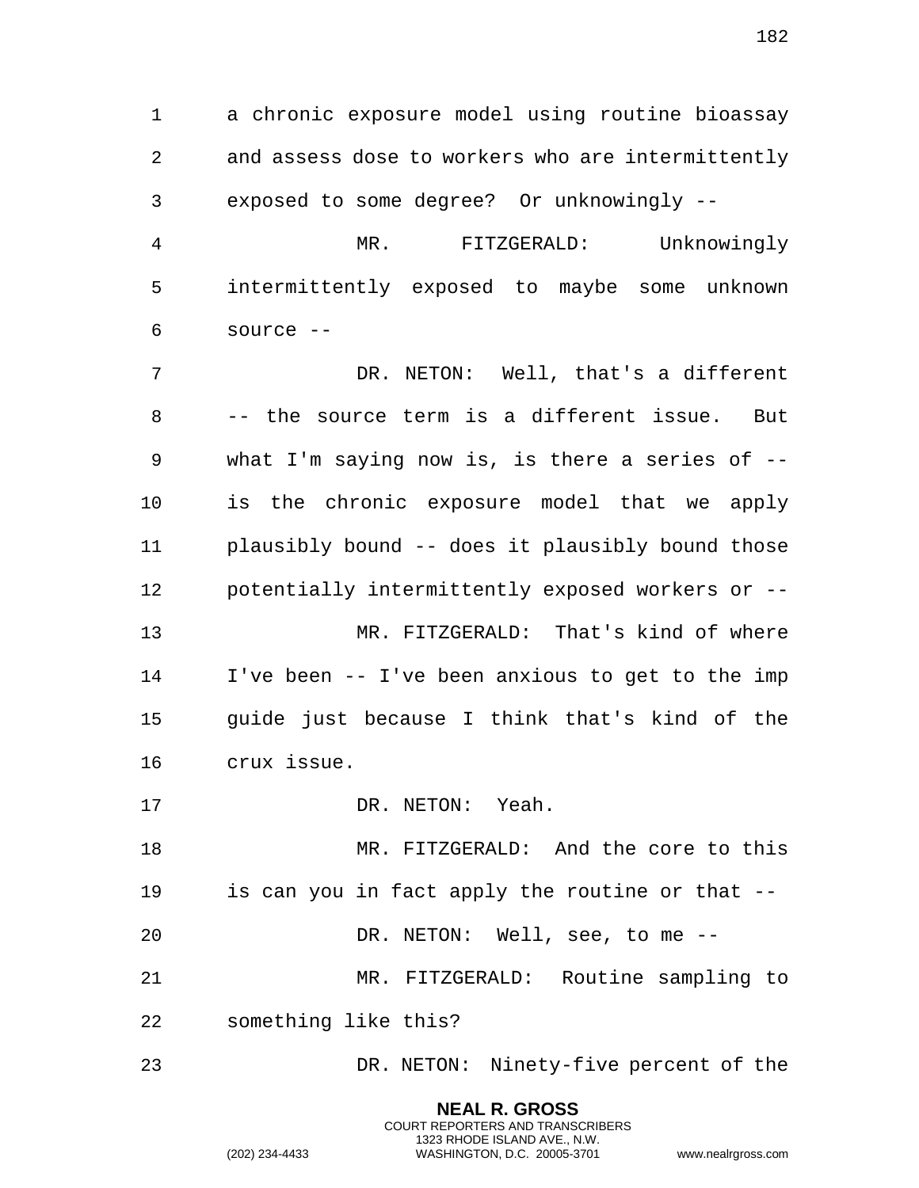a chronic exposure model using routine bioassay and assess dose to workers who are intermittently exposed to some degree? Or unknowingly --

MR. FITZGERALD: Unknowingly intermittently exposed to maybe some unknown source --

DR. NETON: Well, that's a different -- the source term is a different issue. But what I'm saying now is, is there a series of -- is the chronic exposure model that we apply plausibly bound -- does it plausibly bound those potentially intermittently exposed workers or --

MR. FITZGERALD: That's kind of where I've been -- I've been anxious to get to the imp guide just because I think that's kind of the crux issue.

DR. NETON: Yeah.

MR. FITZGERALD: And the core to this is can you in fact apply the routine or that --

DR. NETON: Well, see, to me --

MR. FITZGERALD: Routine sampling to something like this?

DR. NETON: Ninety-five percent of the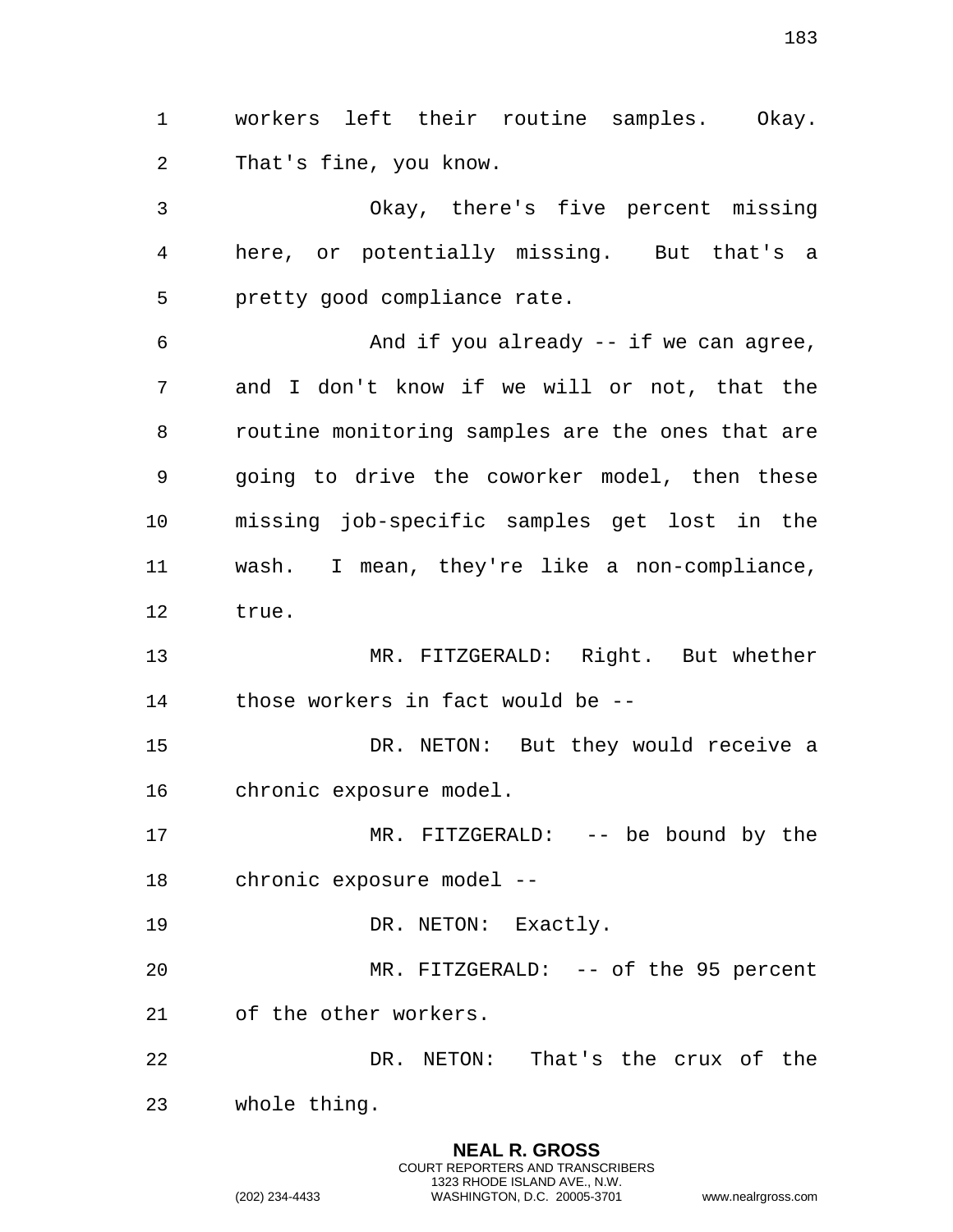workers left their routine samples. Okay. That's fine, you know.

Okay, there's five percent missing here, or potentially missing. But that's a pretty good compliance rate.

And if you already -- if we can agree, and I don't know if we will or not, that the routine monitoring samples are the ones that are going to drive the coworker model, then these missing job-specific samples get lost in the wash. I mean, they're like a non-compliance, true.

MR. FITZGERALD: Right. But whether those workers in fact would be --

DR. NETON: But they would receive a chronic exposure model.

MR. FITZGERALD: -- be bound by the chronic exposure model --

DR. NETON: Exactly.

MR. FITZGERALD: -- of the 95 percent of the other workers.

DR. NETON: That's the crux of the whole thing.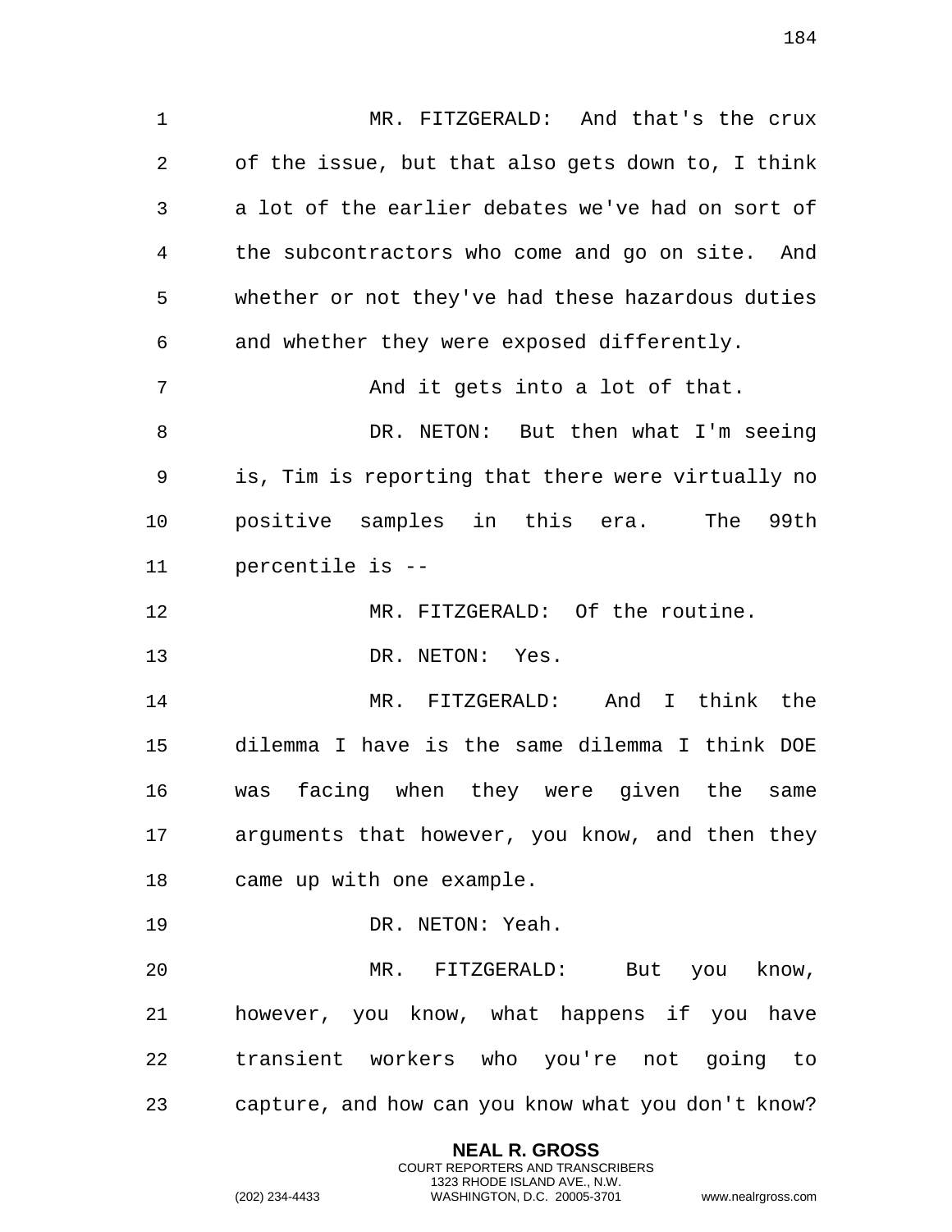MR. FITZGERALD: And that's the crux of the issue, but that also gets down to, I think a lot of the earlier debates we've had on sort of the subcontractors who come and go on site. And whether or not they've had these hazardous duties and whether they were exposed differently.

And it gets into a lot of that.

DR. NETON: But then what I'm seeing is, Tim is reporting that there were virtually no positive samples in this era. The 99th percentile is --

MR. FITZGERALD: Of the routine.

DR. NETON: Yes.

MR. FITZGERALD: And I think the dilemma I have is the same dilemma I think DOE was facing when they were given the same arguments that however, you know, and then they came up with one example.

DR. NETON: Yeah.

MR. FITZGERALD: But you know, however, you know, what happens if you have transient workers who you're not going to capture, and how can you know what you don't know?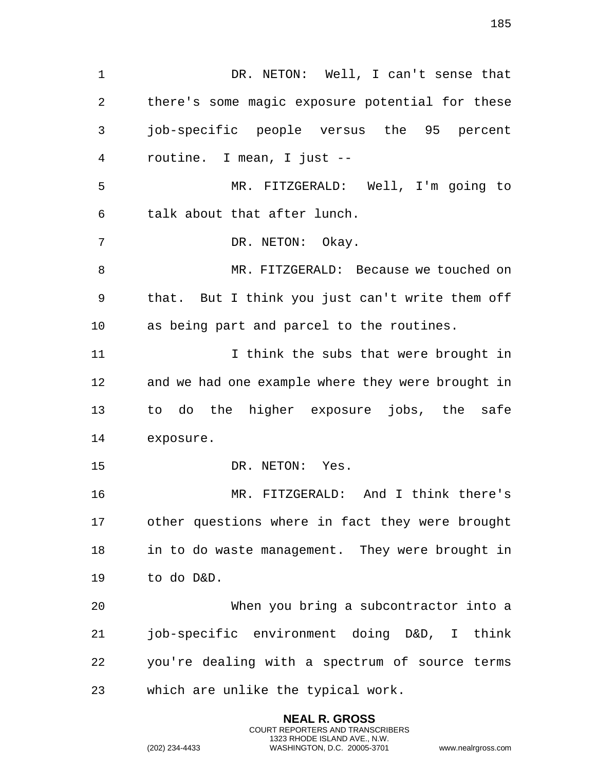DR. NETON: Well, I can't sense that there's some magic exposure potential for these job-specific people versus the 95 percent routine. I mean, I just --

MR. FITZGERALD: Well, I'm going to talk about that after lunch.

DR. NETON: Okay.

MR. FITZGERALD: Because we touched on that. But I think you just can't write them off as being part and parcel to the routines.

I think the subs that were brought in and we had one example where they were brought in to do the higher exposure jobs, the safe exposure.

DR. NETON: Yes.

MR. FITZGERALD: And I think there's other questions where in fact they were brought in to do waste management. They were brought in to do D&D.

When you bring a subcontractor into a job-specific environment doing D&D, I think you're dealing with a spectrum of source terms which are unlike the typical work.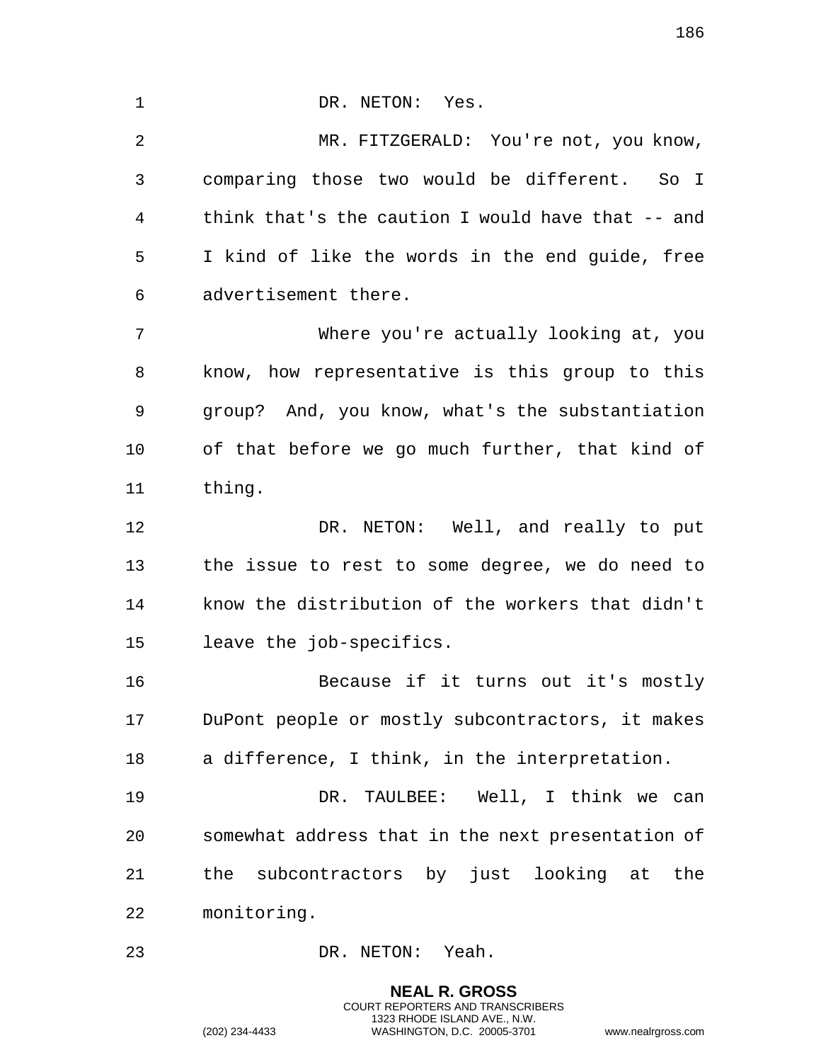DR. NETON: Yes.

MR. FITZGERALD: You're not, you know, comparing those two would be different. So I think that's the caution I would have that -- and I kind of like the words in the end guide, free advertisement there.

Where you're actually looking at, you know, how representative is this group to this group? And, you know, what's the substantiation of that before we go much further, that kind of thing.

DR. NETON: Well, and really to put the issue to rest to some degree, we do need to know the distribution of the workers that didn't leave the job-specifics.

Because if it turns out it's mostly DuPont people or mostly subcontractors, it makes a difference, I think, in the interpretation.

DR. TAULBEE: Well, I think we can somewhat address that in the next presentation of the subcontractors by just looking at the monitoring.

DR. NETON: Yeah.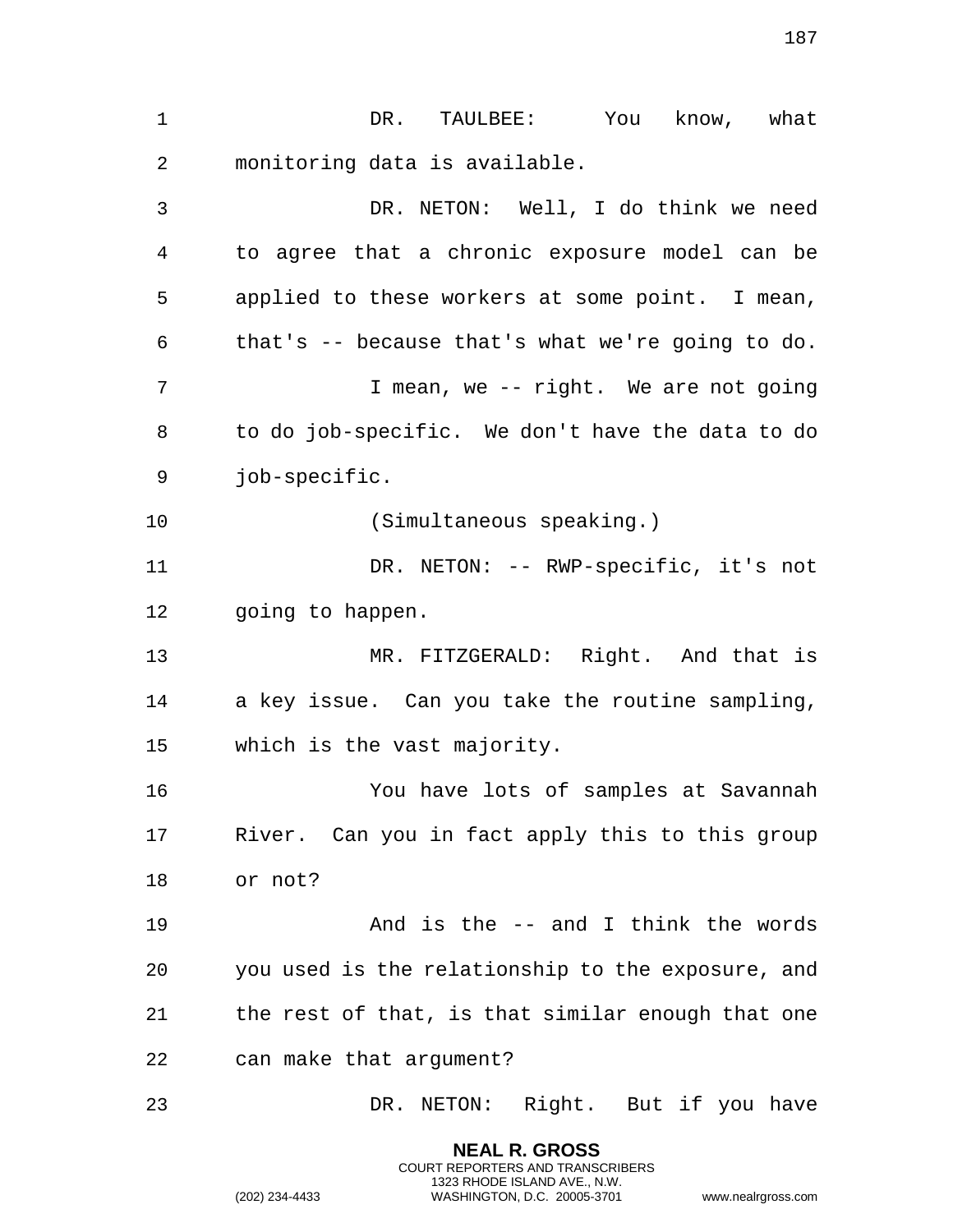DR. TAULBEE: You know, what monitoring data is available.

DR. NETON: Well, I do think we need to agree that a chronic exposure model can be applied to these workers at some point. I mean, that's -- because that's what we're going to do.

I mean, we -- right. We are not going to do job-specific. We don't have the data to do job-specific.

(Simultaneous speaking.)

DR. NETON: -- RWP-specific, it's not going to happen.

MR. FITZGERALD: Right. And that is a key issue. Can you take the routine sampling, which is the vast majority.

You have lots of samples at Savannah River. Can you in fact apply this to this group or not?

And is the -- and I think the words you used is the relationship to the exposure, and the rest of that, is that similar enough that one can make that argument?

DR. NETON: Right. But if you have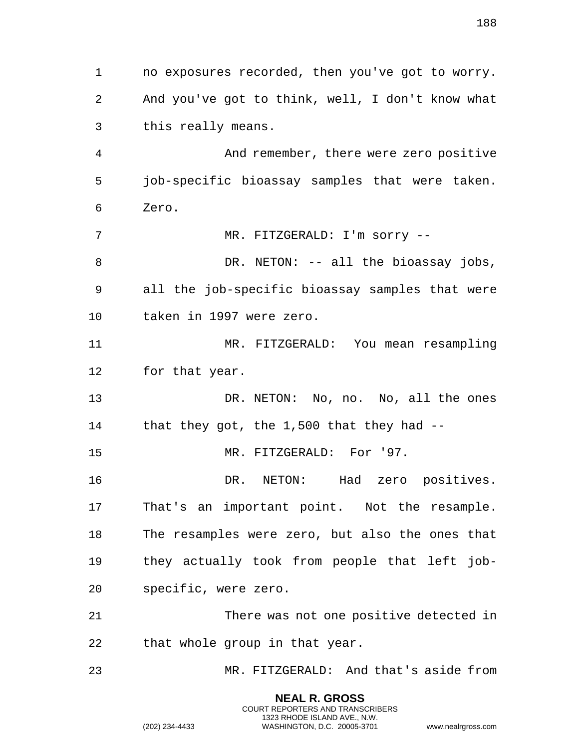no exposures recorded, then you've got to worry. And you've got to think, well, I don't know what this really means.

And remember, there were zero positive job-specific bioassay samples that were taken. Zero.

MR. FITZGERALD: I'm sorry --

DR. NETON: -- all the bioassay jobs, all the job-specific bioassay samples that were taken in 1997 were zero.

MR. FITZGERALD: You mean resampling for that year.

DR. NETON: No, no. No, all the ones that they got, the 1,500 that they had --

MR. FITZGERALD: For '97.

DR. NETON: Had zero positives. That's an important point. Not the resample. The resamples were zero, but also the ones that they actually took from people that left job-specific, were zero.

There was not one positive detected in that whole group in that year.

MR. FITZGERALD: And that's aside from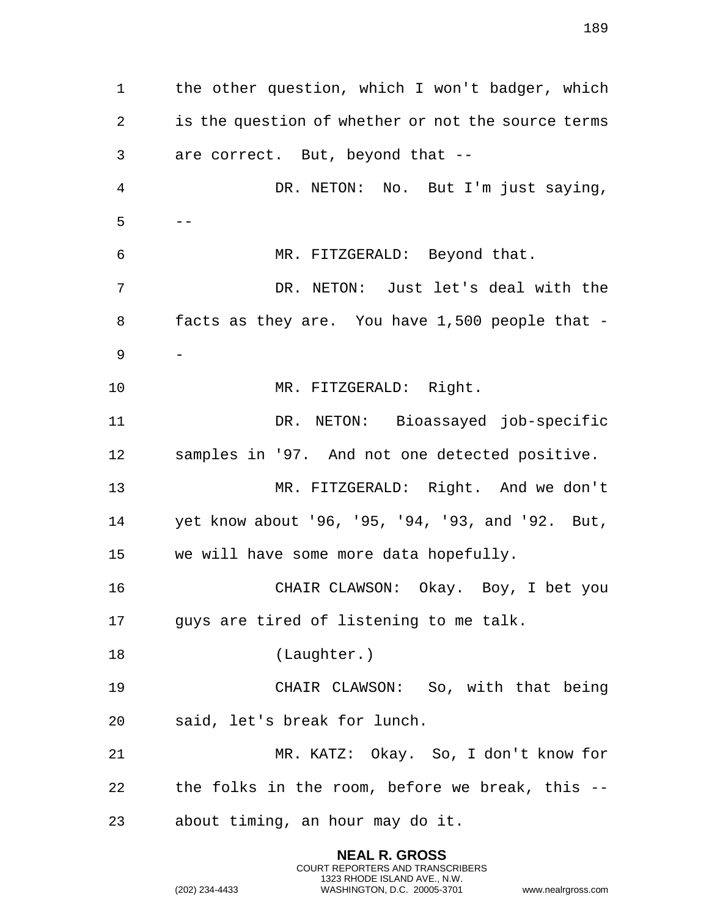the other question, which I won't badger, which is the question of whether or not the source terms are correct. But, beyond that --

DR. NETON: No. But I'm just saying, --

MR. FITZGERALD: Beyond that.

DR. NETON: Just let's deal with the facts as they are. You have 1,500 people that --

MR. FITZGERALD: Right.

DR. NETON: Bioassayed job-specific samples in '97. And not one detected positive.

MR. FITZGERALD: Right. And we don't yet know about '96, '95, '94, '93, and '92. But, we will have some more data hopefully.

CHAIR CLAWSON: Okay. Boy, I bet you guys are tired of listening to me talk.

(Laughter.)

CHAIR CLAWSON: So, with that being said, let's break for lunch.

MR. KATZ: Okay. So, I don't know for the folks in the room, before we break, this -- about timing, an hour may do it.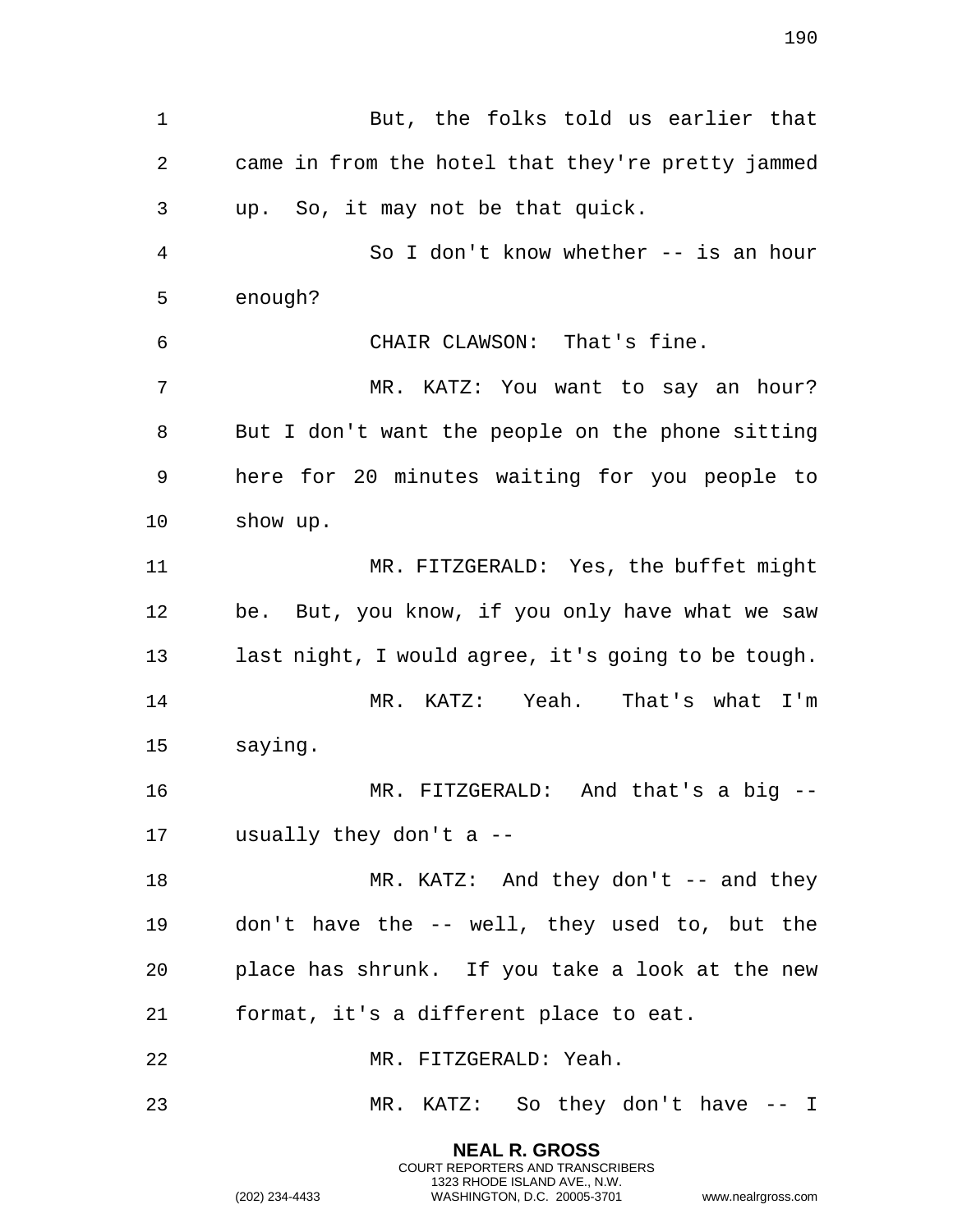But, the folks told us earlier that came in from the hotel that they're pretty jammed up. So, it may not be that quick.

So I don't know whether -- is an hour enough?

CHAIR CLAWSON: That's fine.

MR. KATZ: You want to say an hour? But I don't want the people on the phone sitting here for 20 minutes waiting for you people to show up.

MR. FITZGERALD: Yes, the buffet might be. But, you know, if you only have what we saw last night, I would agree, it's going to be tough.

MR. KATZ: Yeah. That's what I'm saying.

MR. FITZGERALD: And that's a big -- usually they don't a --

MR. KATZ: And they don't -- and they don't have the -- well, they used to, but the place has shrunk. If you take a look at the new format, it's a different place to eat.

MR. FITZGERALD: Yeah.

MR. KATZ: So they don't have -- I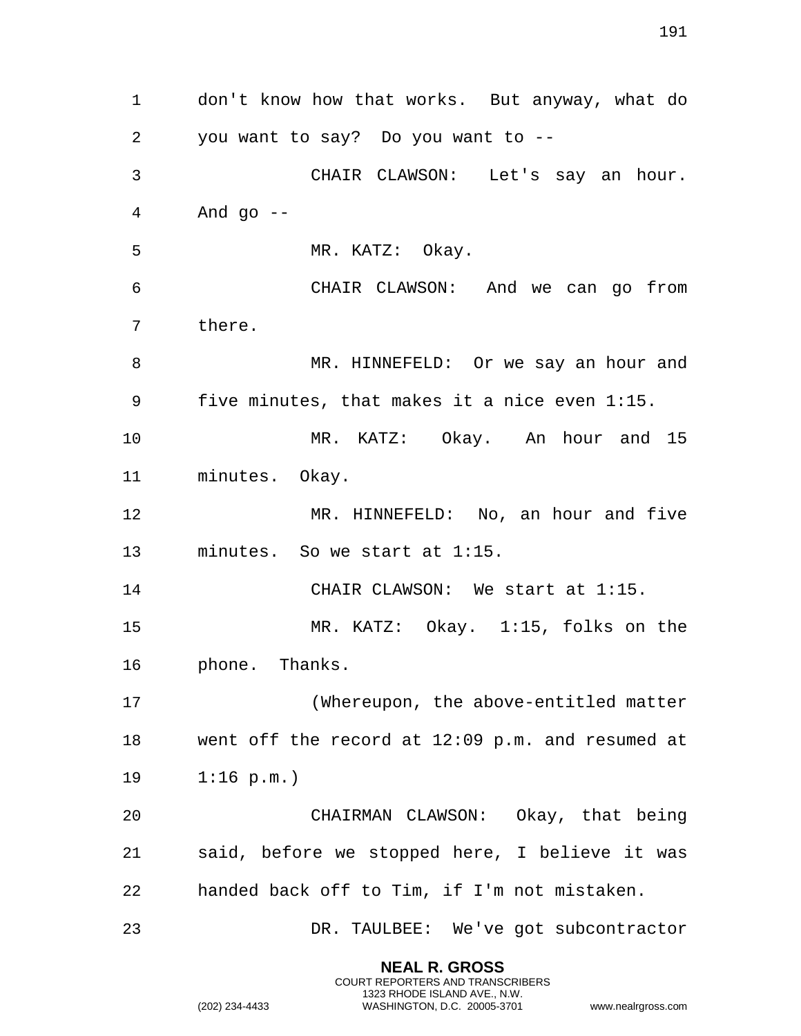don't know how that works. But anyway, what do you want to say? Do you want to --

CHAIR CLAWSON: Let's say an hour. And go --

MR. KATZ: Okay.

CHAIR CLAWSON: And we can go from there.

MR. HINNEFELD: Or we say an hour and five minutes, that makes it a nice even 1:15.

MR. KATZ: Okay. An hour and 15 minutes. Okay.

MR. HINNEFELD: No, an hour and five minutes. So we start at 1:15.

CHAIR CLAWSON: We start at 1:15.

MR. KATZ: Okay. 1:15, folks on the phone. Thanks.

(Whereupon, the above-entitled matter went off the record at 12:09 p.m. and resumed at 1:16 p.m.)

CHAIRMAN CLAWSON: Okay, that being said, before we stopped here, I believe it was handed back off to Tim, if I'm not mistaken.

DR. TAULBEE: We've got subcontractor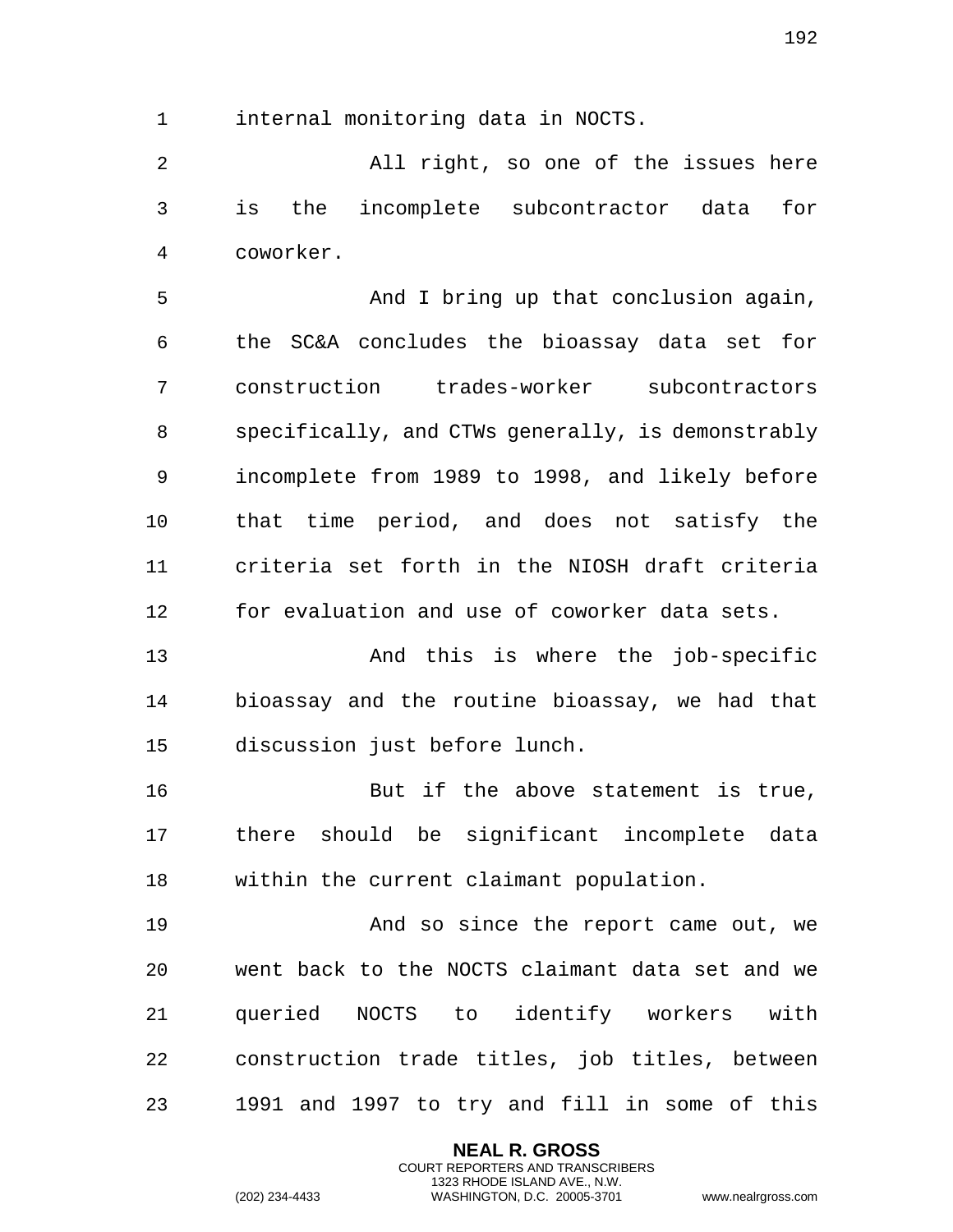internal monitoring data in NOCTS.

All right, so one of the issues here is the incomplete subcontractor data for coworker.

And I bring up that conclusion again, the SC&A concludes the bioassay data set for construction trades-worker subcontractors specifically, and CTWs generally, is demonstrably incomplete from 1989 to 1998, and likely before that time period, and does not satisfy the criteria set forth in the NIOSH draft criteria for evaluation and use of coworker data sets.

And this is where the job-specific bioassay and the routine bioassay, we had that discussion just before lunch.

But if the above statement is true, there should be significant incomplete data within the current claimant population.

And so since the report came out, we went back to the NOCTS claimant data set and we queried NOCTS to identify workers with construction trade titles, job titles, between 1991 and 1997 to try and fill in some of this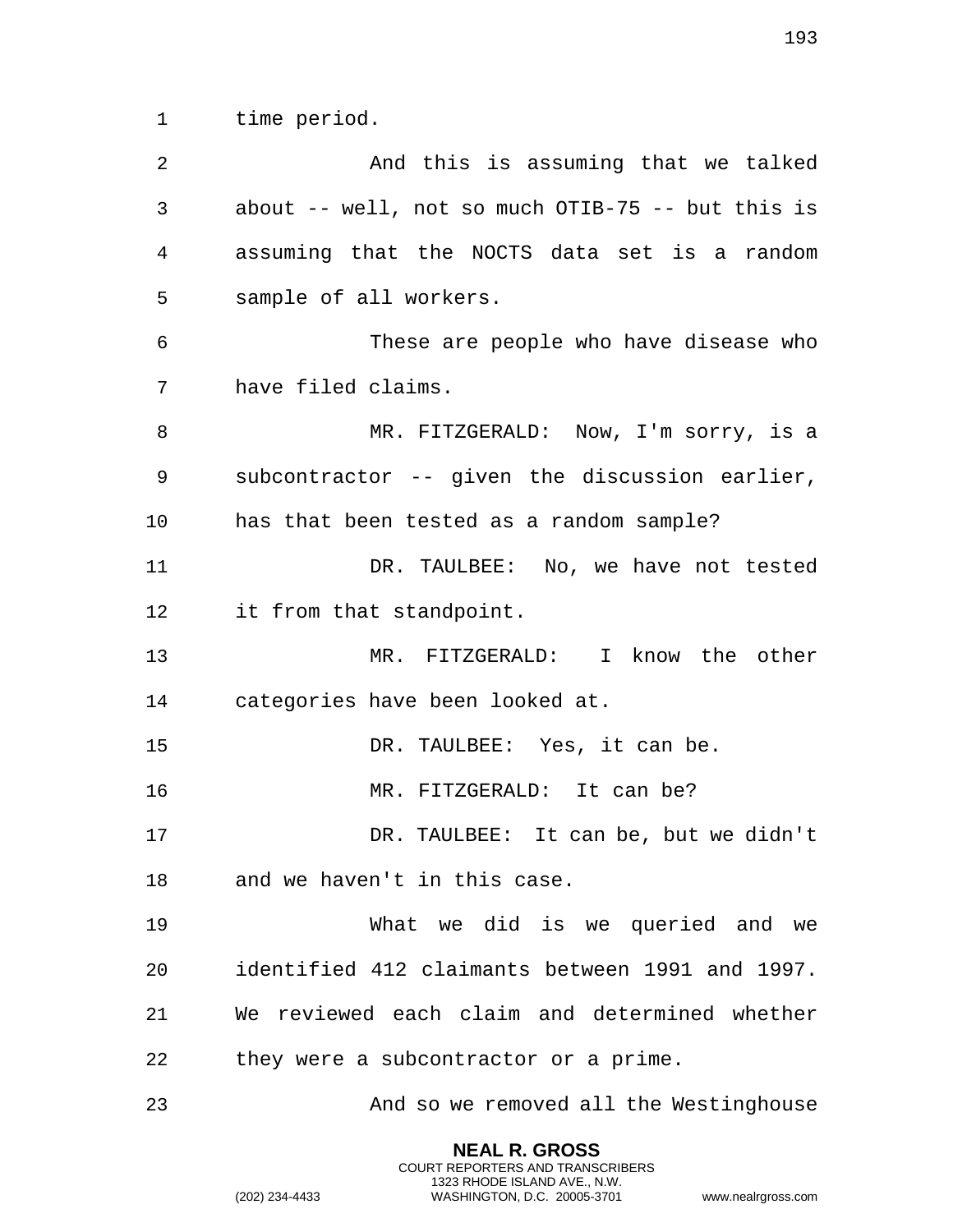time period.

And this is assuming that we talked about -- well, not so much OTIB-75 -- but this is assuming that the NOCTS data set is a random sample of all workers.

These are people who have disease who have filed claims.

MR. FITZGERALD: Now, I'm sorry, is a subcontractor -- given the discussion earlier, has that been tested as a random sample?

DR. TAULBEE: No, we have not tested it from that standpoint.

MR. FITZGERALD: I know the other categories have been looked at.

DR. TAULBEE: Yes, it can be.

MR. FITZGERALD: It can be?

DR. TAULBEE: It can be, but we didn't and we haven't in this case.

What we did is we queried and we identified 412 claimants between 1991 and 1997. We reviewed each claim and determined whether they were a subcontractor or a prime.

And so we removed all the Westinghouse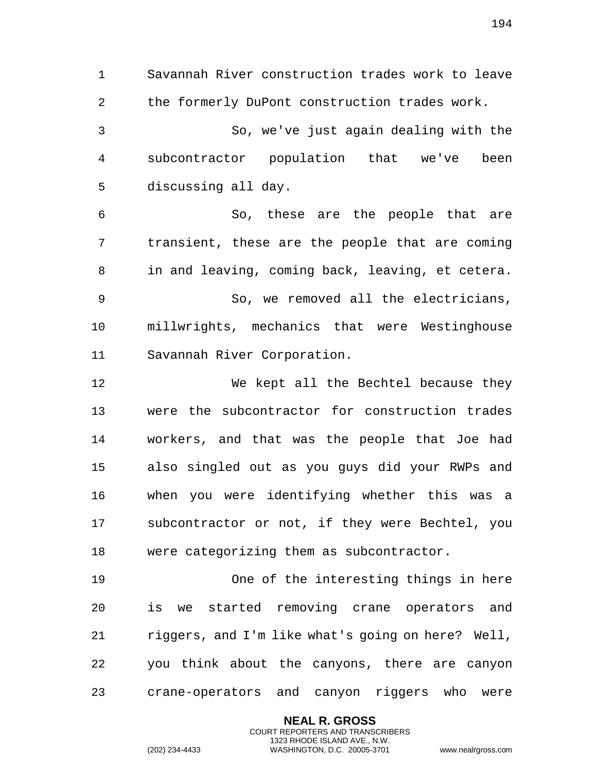Savannah River construction trades work to leave the formerly DuPont construction trades work.

So, we've just again dealing with the subcontractor population that we've been discussing all day.

So, these are the people that are transient, these are the people that are coming in and leaving, coming back, leaving, et cetera.

So, we removed all the electricians, millwrights, mechanics that were Westinghouse Savannah River Corporation.

We kept all the Bechtel because they were the subcontractor for construction trades workers, and that was the people that Joe had also singled out as you guys did your RWPs and when you were identifying whether this was a subcontractor or not, if they were Bechtel, you were categorizing them as subcontractor.

One of the interesting things in here is we started removing crane operators and riggers, and I'm like what's going on here? Well, you think about the canyons, there are canyon crane-operators and canyon riggers who were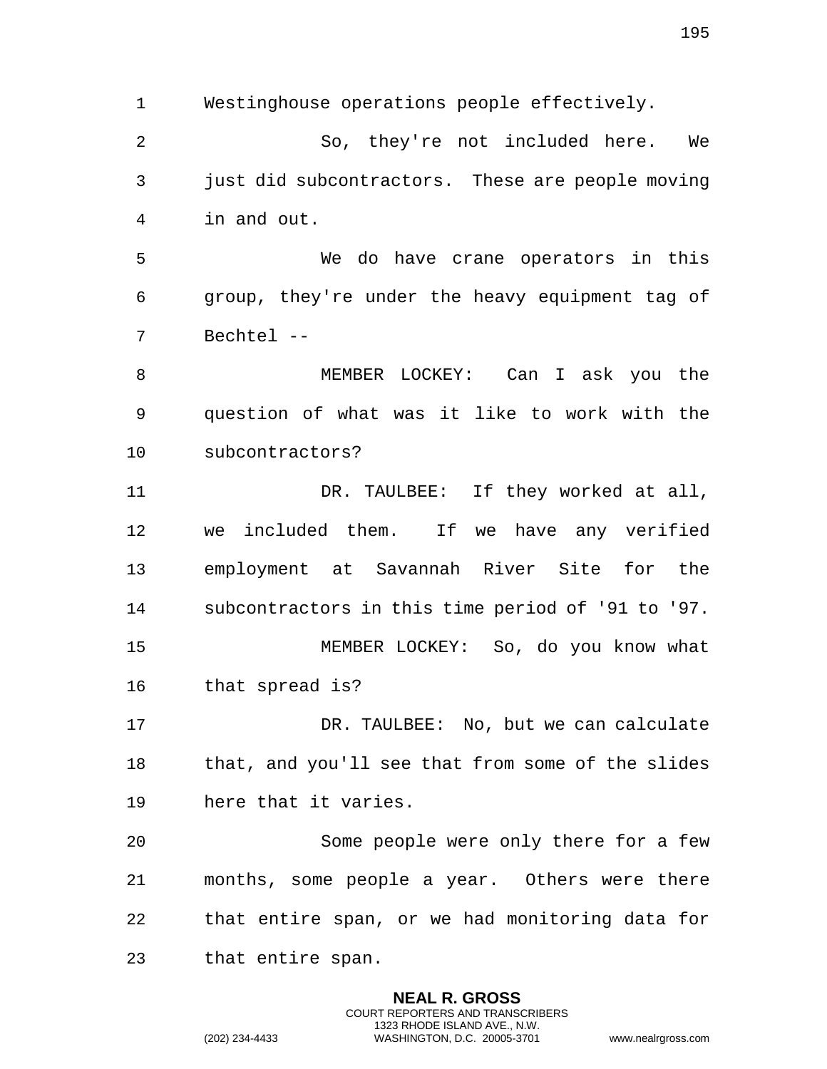Westinghouse operations people effectively.

So, they're not included here. We just did subcontractors. These are people moving in and out.

We do have crane operators in this group, they're under the heavy equipment tag of Bechtel --

MEMBER LOCKEY: Can I ask you the question of what was it like to work with the subcontractors?

DR. TAULBEE: If they worked at all, we included them. If we have any verified employment at Savannah River Site for the subcontractors in this time period of '91 to '97.

MEMBER LOCKEY: So, do you know what that spread is?

DR. TAULBEE: No, but we can calculate that, and you'll see that from some of the slides here that it varies.

Some people were only there for a few months, some people a year. Others were there that entire span, or we had monitoring data for that entire span.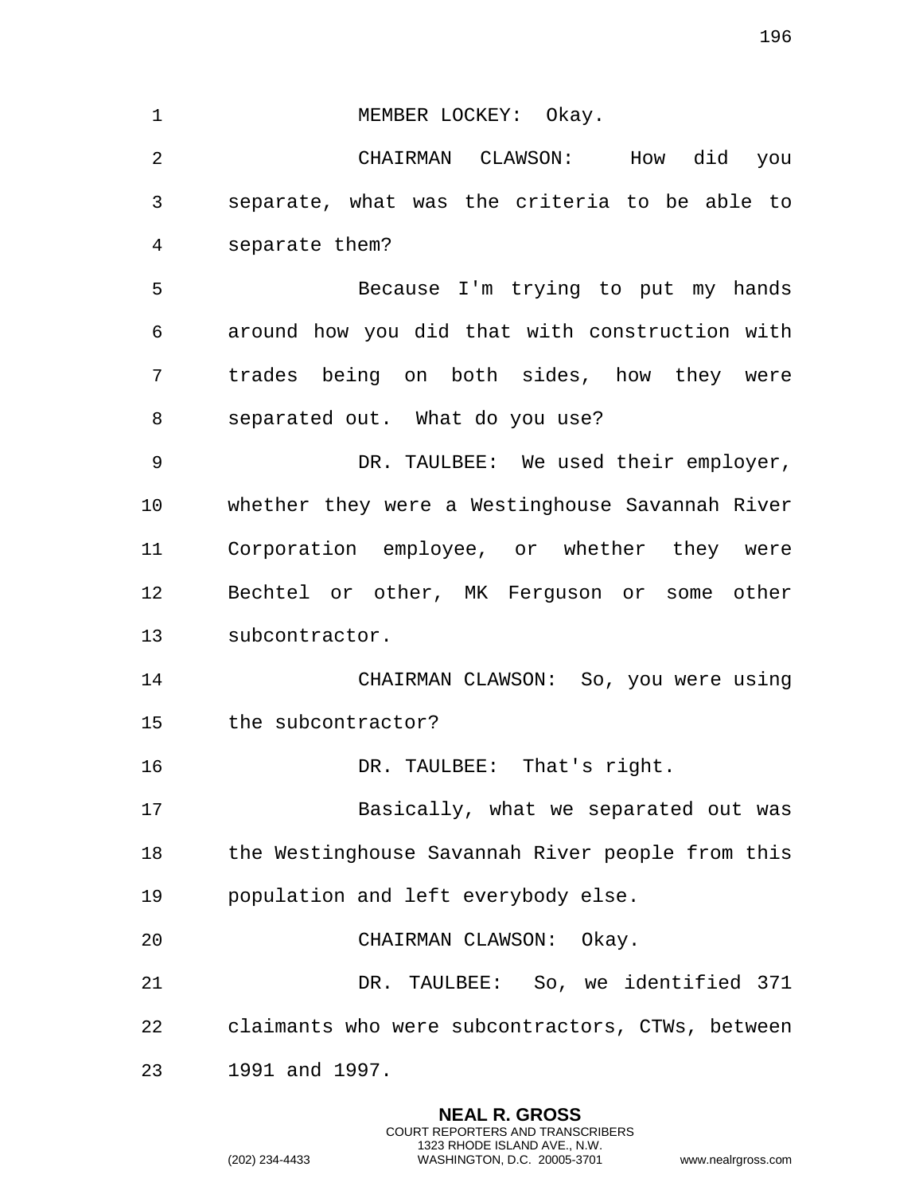MEMBER LOCKEY: Okay.

CHAIRMAN CLAWSON: How did you separate, what was the criteria to be able to separate them?

Because I'm trying to put my hands around how you did that with construction with trades being on both sides, how they were separated out. What do you use?

DR. TAULBEE: We used their employer, whether they were a Westinghouse Savannah River Corporation employee, or whether they were Bechtel or other, MK Ferguson or some other subcontractor.

CHAIRMAN CLAWSON: So, you were using the subcontractor?

DR. TAULBEE: That's right.

Basically, what we separated out was the Westinghouse Savannah River people from this population and left everybody else.

CHAIRMAN CLAWSON: Okay.

DR. TAULBEE: So, we identified 371 claimants who were subcontractors, CTWs, between 1991 and 1997.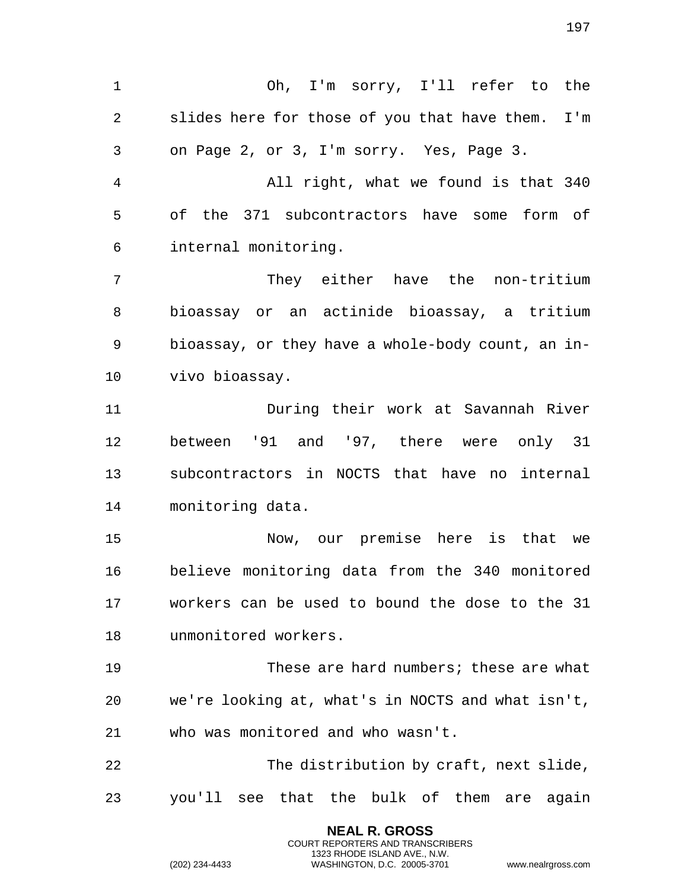Oh, I'm sorry, I'll refer to the slides here for those of you that have them. I'm on Page 2, or 3, I'm sorry. Yes, Page 3.

All right, what we found is that 340 of the 371 subcontractors have some form of internal monitoring.

They either have the non-tritium bioassay or an actinide bioassay, a tritium bioassay, or they have a whole-body count, an in-vivo bioassay.

During their work at Savannah River between '91 and '97, there were only 31 subcontractors in NOCTS that have no internal monitoring data.

Now, our premise here is that we believe monitoring data from the 340 monitored workers can be used to bound the dose to the 31 unmonitored workers.

These are hard numbers; these are what we're looking at, what's in NOCTS and what isn't, who was monitored and who wasn't.

The distribution by craft, next slide, you'll see that the bulk of them are again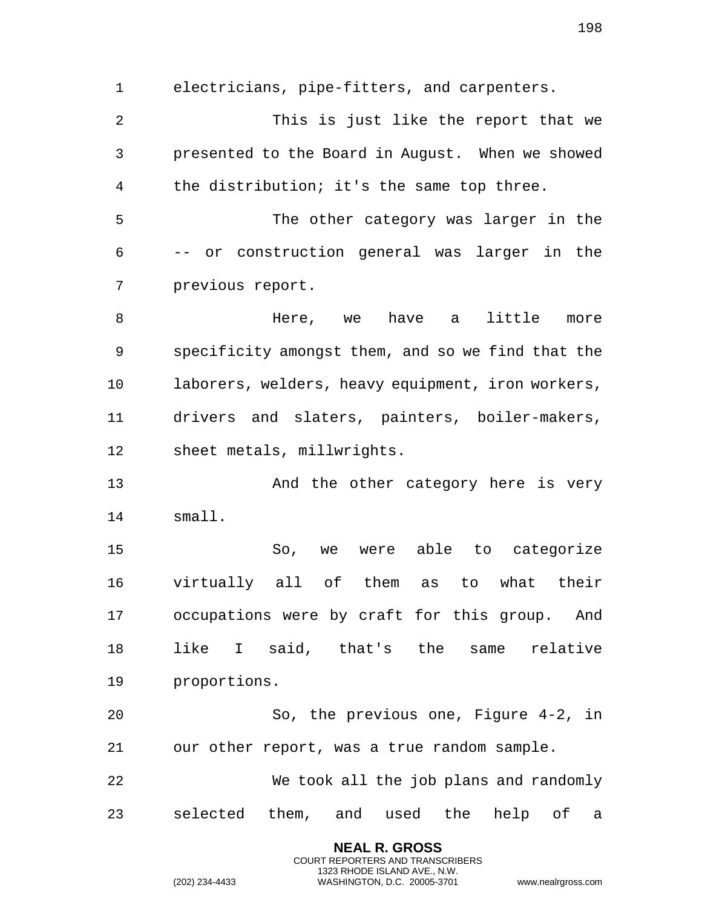electricians, pipe-fitters, and carpenters.

This is just like the report that we presented to the Board in August. When we showed the distribution; it's the same top three.

The other category was larger in the -- or construction general was larger in the previous report.

Here, we have a little more specificity amongst them, and so we find that the laborers, welders, heavy equipment, iron workers, drivers and slaters, painters, boiler-makers, sheet metals, millwrights.

And the other category here is very small.

So, we were able to categorize virtually all of them as to what their occupations were by craft for this group. And like I said, that's the same relative proportions.

So, the previous one, Figure 4-2, in our other report, was a true random sample.

We took all the job plans and randomly selected them, and used the help of a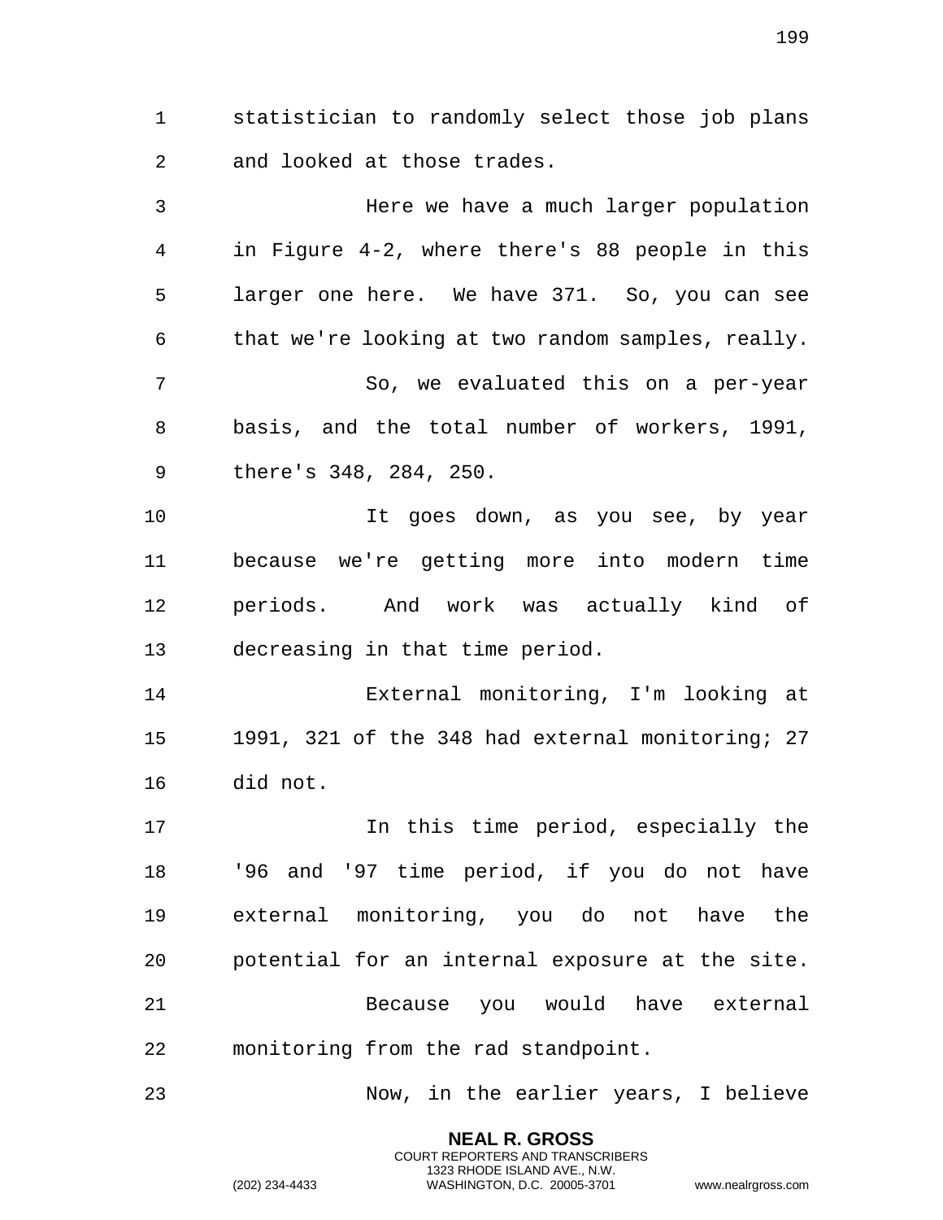statistician to randomly select those job plans and looked at those trades.

Here we have a much larger population in Figure 4-2, where there's 88 people in this larger one here. We have 371. So, you can see that we're looking at two random samples, really.

So, we evaluated this on a per-year basis, and the total number of workers, 1991, there's 348, 284, 250.

It goes down, as you see, by year because we're getting more into modern time periods. And work was actually kind of decreasing in that time period.

External monitoring, I'm looking at 1991, 321 of the 348 had external monitoring; 27 did not.

In this time period, especially the '96 and '97 time period, if you do not have external monitoring, you do not have the potential for an internal exposure at the site.

Because you would have external monitoring from the rad standpoint.

Now, in the earlier years, I believe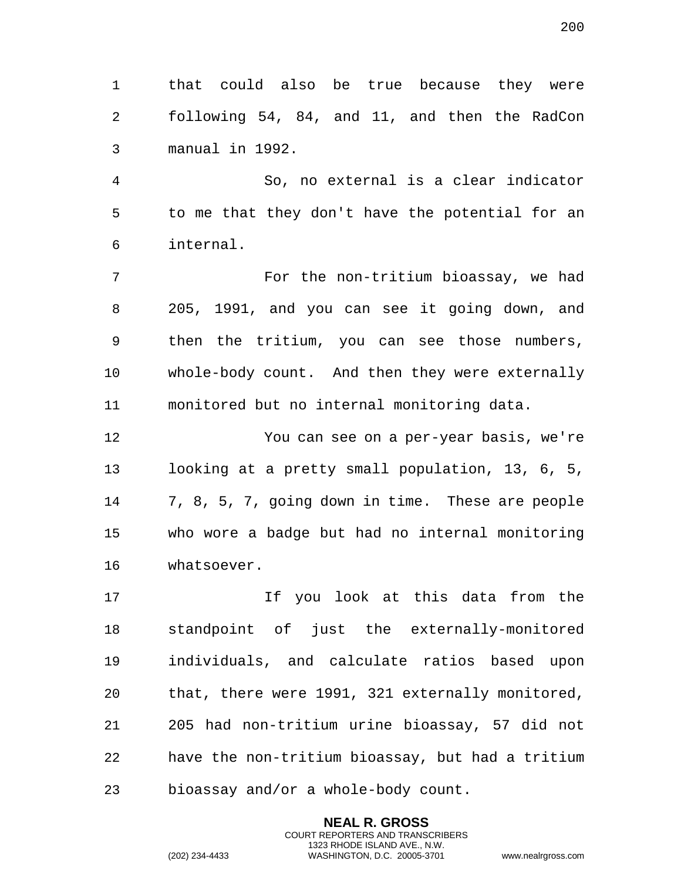that could also be true because they were following 54, 84, and 11, and then the RadCon manual in 1992.

So, no external is a clear indicator to me that they don't have the potential for an internal.

For the non-tritium bioassay, we had 205, 1991, and you can see it going down, and then the tritium, you can see those numbers, whole-body count. And then they were externally monitored but no internal monitoring data.

You can see on a per-year basis, we're looking at a pretty small population, 13, 6, 5, 7, 8, 5, 7, going down in time. These are people who wore a badge but had no internal monitoring whatsoever.

If you look at this data from the standpoint of just the externally-monitored individuals, and calculate ratios based upon that, there were 1991, 321 externally monitored, 205 had non-tritium urine bioassay, 57 did not have the non-tritium bioassay, but had a tritium bioassay and/or a whole-body count.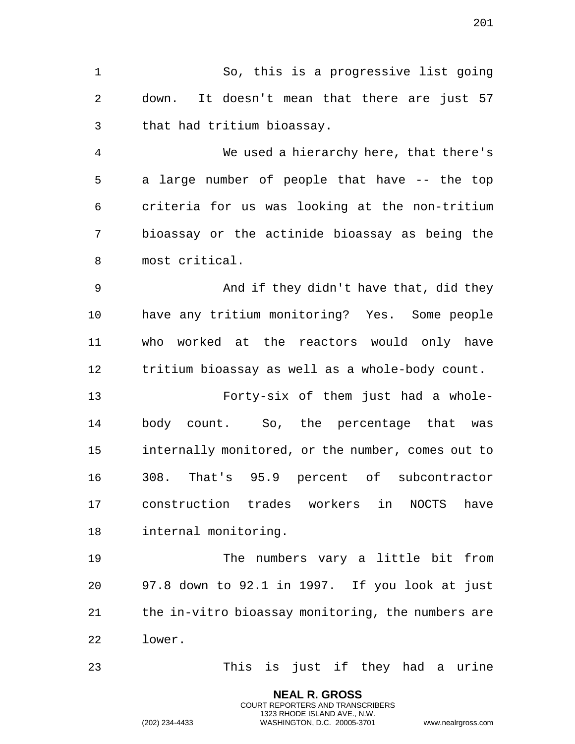So, this is a progressive list going down. It doesn't mean that there are just 57 that had tritium bioassay.

We used a hierarchy here, that there's a large number of people that have -- the top criteria for us was looking at the non-tritium bioassay or the actinide bioassay as being the most critical.

And if they didn't have that, did they have any tritium monitoring? Yes. Some people who worked at the reactors would only have tritium bioassay as well as a whole-body count.

Forty-six of them just had a whole-body count. So, the percentage that was internally monitored, or the number, comes out to 308. That's 95.9 percent of subcontractor construction trades workers in NOCTS have internal monitoring.

The numbers vary a little bit from 97.8 down to 92.1 in 1997. If you look at just the in-vitro bioassay monitoring, the numbers are lower.

This is just if they had a urine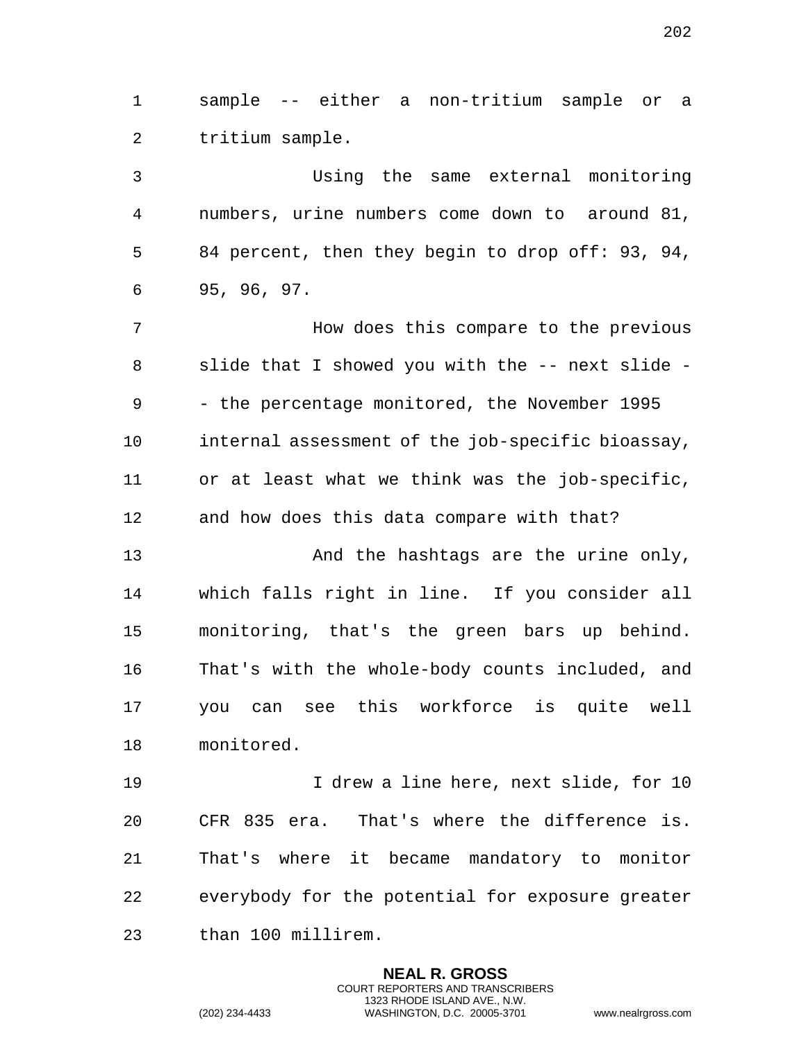sample -- either a non-tritium sample or a tritium sample.

Using the same external monitoring numbers, urine numbers come down to around 81, 84 percent, then they begin to drop off: 93, 94, 95, 96, 97.

How does this compare to the previous slide that I showed you with the -- next slide -- the percentage monitored, the November 1995 internal assessment of the job-specific bioassay, or at least what we think was the job-specific, and how does this data compare with that?

And the hashtags are the urine only, which falls right in line. If you consider all monitoring, that's the green bars up behind. That's with the whole-body counts included, and you can see this workforce is quite well monitored.

I drew a line here, next slide, for 10 CFR 835 era. That's where the difference is. That's where it became mandatory to monitor everybody for the potential for exposure greater than 100 millirem.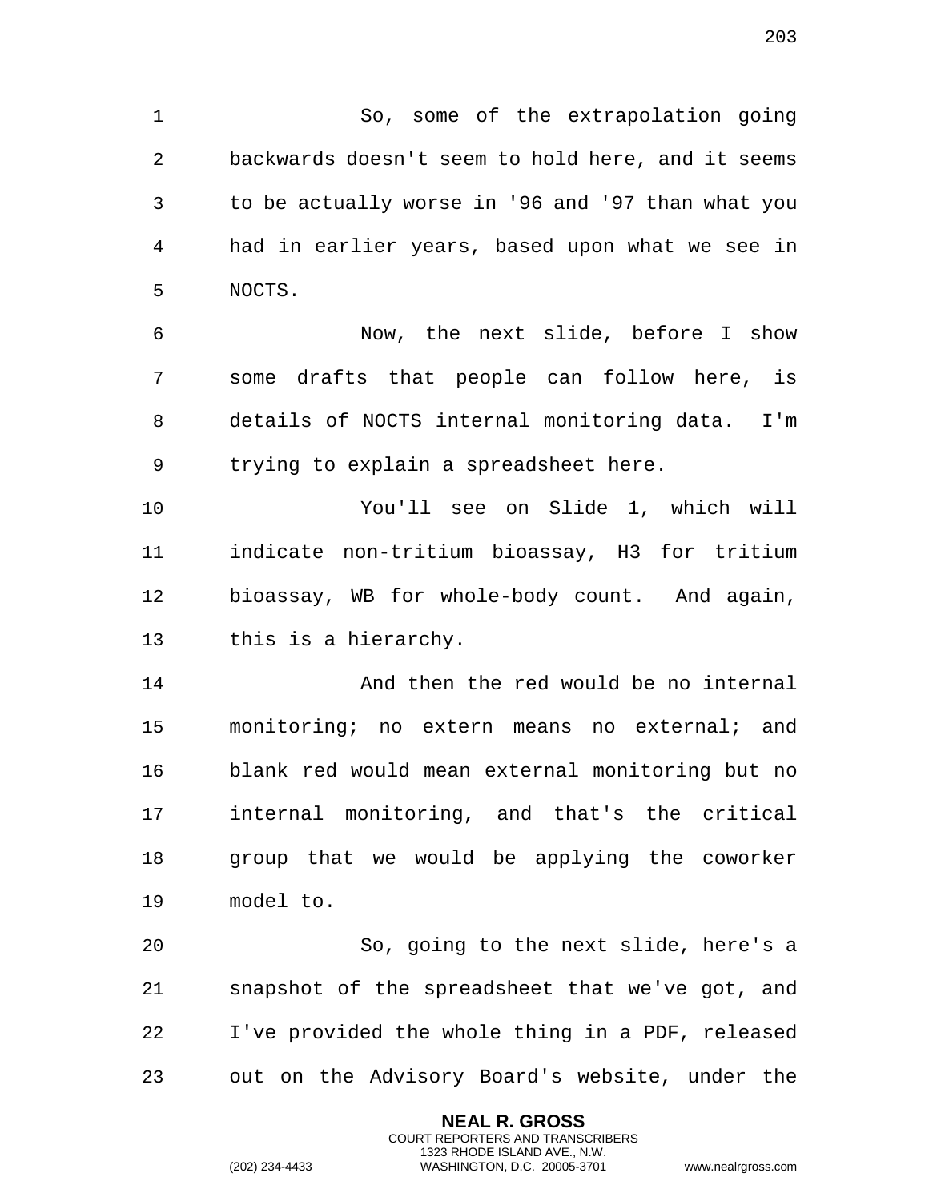So, some of the extrapolation going backwards doesn't seem to hold here, and it seems to be actually worse in '96 and '97 than what you had in earlier years, based upon what we see in NOCTS.

Now, the next slide, before I show some drafts that people can follow here, is details of NOCTS internal monitoring data. I'm trying to explain a spreadsheet here.

You'll see on Slide 1, which will indicate non-tritium bioassay, H3 for tritium bioassay, WB for whole-body count. And again, this is a hierarchy.

And then the red would be no internal monitoring; no extern means no external; and blank red would mean external monitoring but no internal monitoring, and that's the critical group that we would be applying the coworker model to.

So, going to the next slide, here's a snapshot of the spreadsheet that we've got, and I've provided the whole thing in a PDF, released out on the Advisory Board's website, under the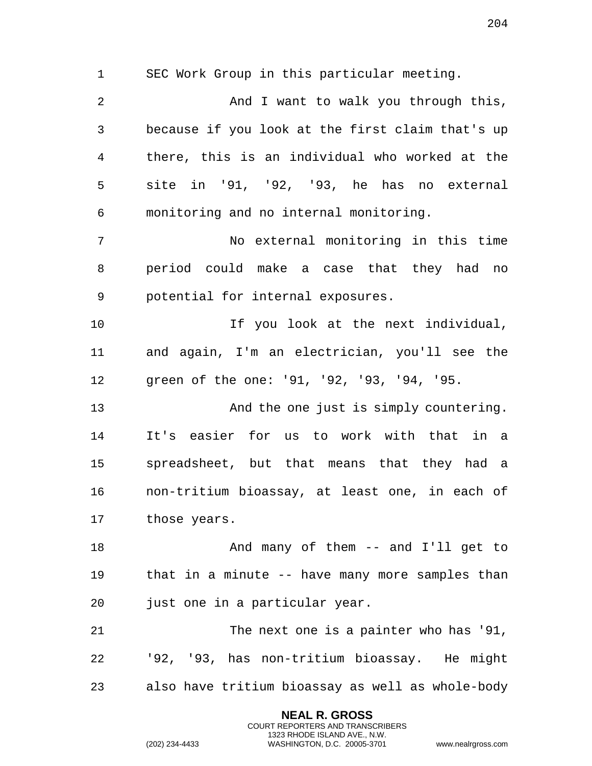SEC Work Group in this particular meeting.

And I want to walk you through this, because if you look at the first claim that's up there, this is an individual who worked at the site in '91, '92, '93, he has no external monitoring and no internal monitoring.

No external monitoring in this time period could make a case that they had no potential for internal exposures.

If you look at the next individual, and again, I'm an electrician, you'll see the green of the one: '91, '92, '93, '94, '95.

And the one just is simply countering. It's easier for us to work with that in a spreadsheet, but that means that they had a non-tritium bioassay, at least one, in each of those years.

And many of them -- and I'll get to that in a minute -- have many more samples than just one in a particular year.

The next one is a painter who has '91, '92, '93, has non-tritium bioassay. He might also have tritium bioassay as well as whole-body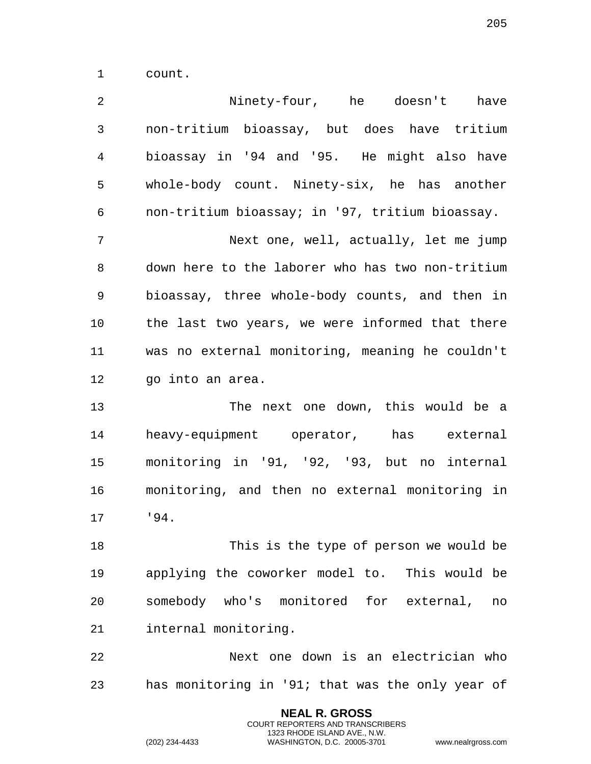count.

Ninety-four, he doesn't have non-tritium bioassay, but does have tritium bioassay in '94 and '95. He might also have whole-body count. Ninety-six, he has another non-tritium bioassay; in '97, tritium bioassay.

Next one, well, actually, let me jump down here to the laborer who has two non-tritium bioassay, three whole-body counts, and then in the last two years, we were informed that there was no external monitoring, meaning he couldn't go into an area.

The next one down, this would be a heavy-equipment operator, has external monitoring in '91, '92, '93, but no internal monitoring, and then no external monitoring in '94.

This is the type of person we would be applying the coworker model to. This would be somebody who's monitored for external, no internal monitoring.

Next one down is an electrician who has monitoring in '91; that was the only year of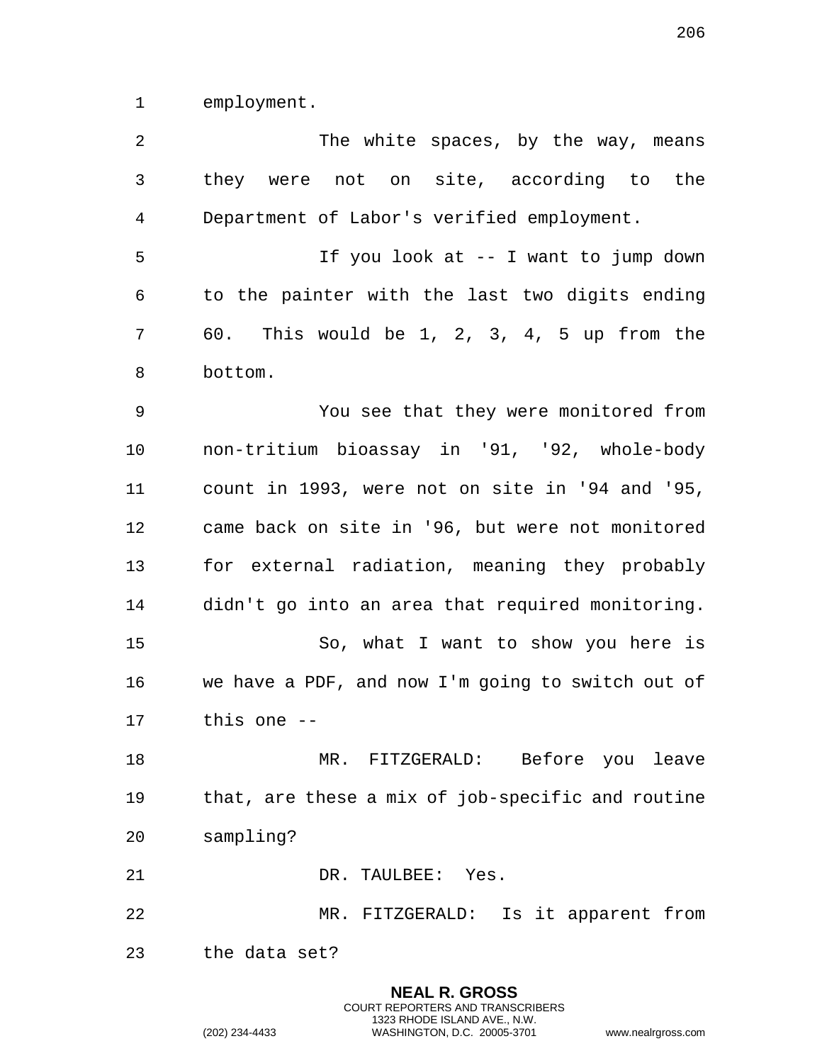employment.

The white spaces, by the way, means they were not on site, according to the Department of Labor's verified employment.

If you look at -- I want to jump down to the painter with the last two digits ending 60. This would be 1, 2, 3, 4, 5 up from the bottom.

You see that they were monitored from non-tritium bioassay in '91, '92, whole-body count in 1993, were not on site in '94 and '95, came back on site in '96, but were not monitored for external radiation, meaning they probably didn't go into an area that required monitoring.

So, what I want to show you here is we have a PDF, and now I'm going to switch out of this one --

MR. FITZGERALD: Before you leave that, are these a mix of job-specific and routine sampling?

DR. TAULBEE: Yes.

MR. FITZGERALD: Is it apparent from the data set?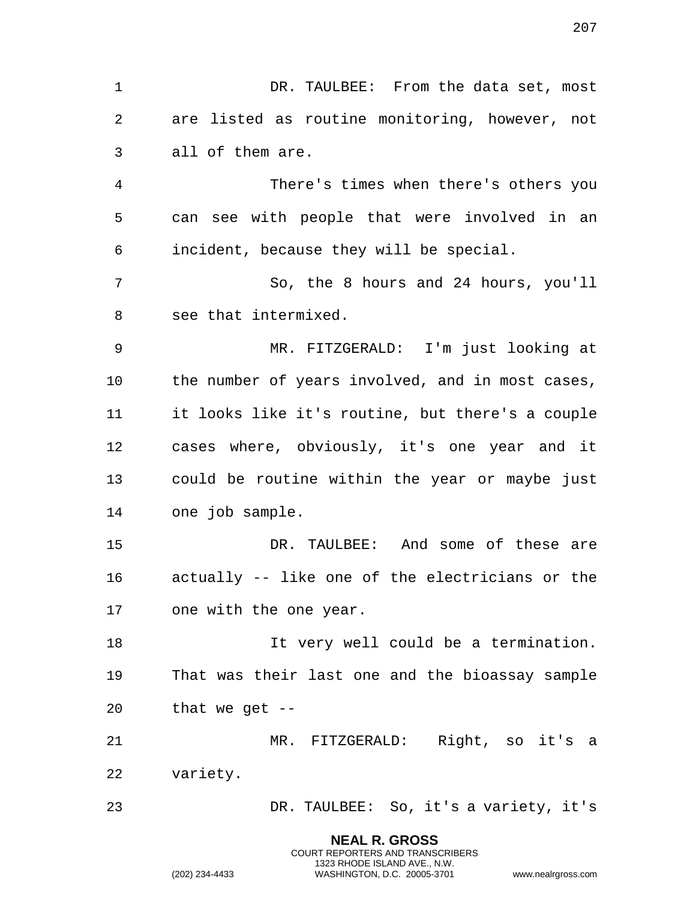DR. TAULBEE: From the data set, most are listed as routine monitoring, however, not all of them are.

There's times when there's others you can see with people that were involved in an incident, because they will be special.

So, the 8 hours and 24 hours, you'll see that intermixed.

MR. FITZGERALD: I'm just looking at the number of years involved, and in most cases, it looks like it's routine, but there's a couple cases where, obviously, it's one year and it could be routine within the year or maybe just one job sample.

DR. TAULBEE: And some of these are actually -- like one of the electricians or the one with the one year.

It very well could be a termination. That was their last one and the bioassay sample that we get --

MR. FITZGERALD: Right, so it's a variety.

DR. TAULBEE: So, it's a variety, it's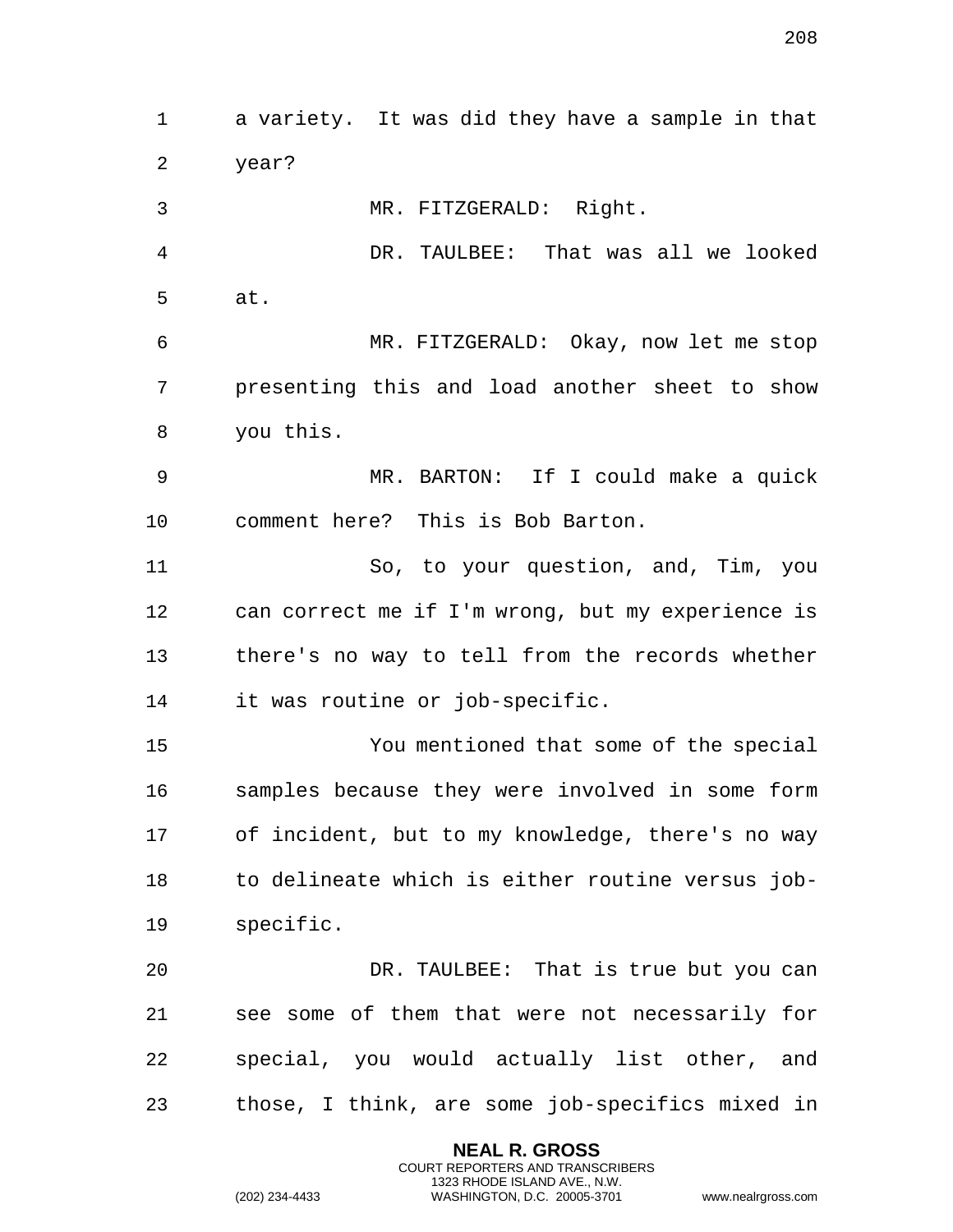a variety. It was did they have a sample in that year?

MR. FITZGERALD: Right.

DR. TAULBEE: That was all we looked at.

MR. FITZGERALD: Okay, now let me stop presenting this and load another sheet to show you this.

MR. BARTON: If I could make a quick comment here? This is Bob Barton.

So, to your question, and, Tim, you can correct me if I'm wrong, but my experience is there's no way to tell from the records whether it was routine or job-specific.

You mentioned that some of the special samples because they were involved in some form of incident, but to my knowledge, there's no way to delineate which is either routine versus job-specific.

DR. TAULBEE: That is true but you can see some of them that were not necessarily for special, you would actually list other, and those, I think, are some job-specifics mixed in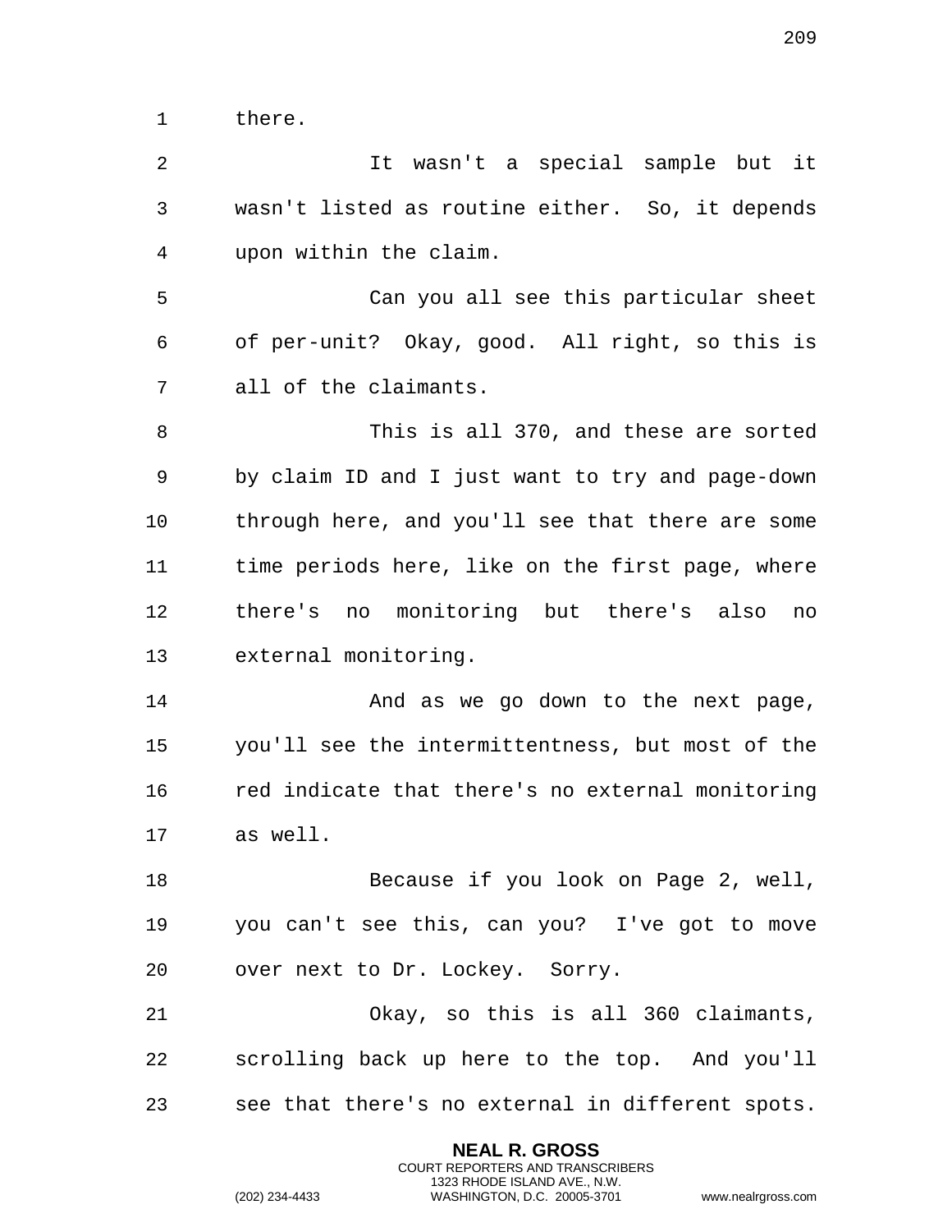there.

It wasn't a special sample but it wasn't listed as routine either. So, it depends upon within the claim.

Can you all see this particular sheet of per-unit? Okay, good. All right, so this is all of the claimants.

This is all 370, and these are sorted by claim ID and I just want to try and page-down through here, and you'll see that there are some time periods here, like on the first page, where there's no monitoring but there's also no external monitoring.

And as we go down to the next page, you'll see the intermittentness, but most of the red indicate that there's no external monitoring as well.

Because if you look on Page 2, well, you can't see this, can you? I've got to move over next to Dr. Lockey. Sorry.

Okay, so this is all 360 claimants, scrolling back up here to the top. And you'll see that there's no external in different spots.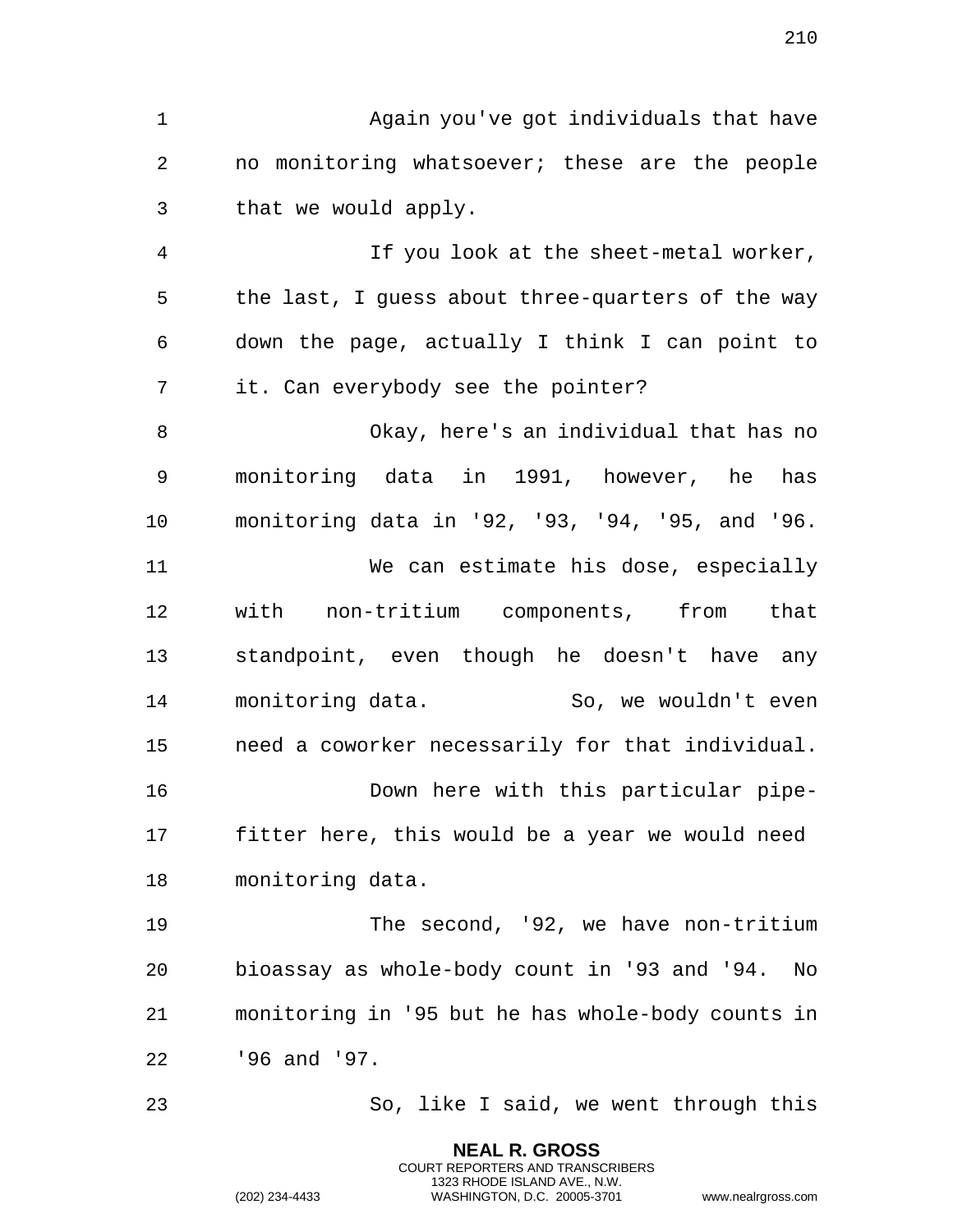Again you've got individuals that have no monitoring whatsoever; these are the people that we would apply.

If you look at the sheet-metal worker, the last, I guess about three-quarters of the way down the page, actually I think I can point to it. Can everybody see the pointer?

Okay, here's an individual that has no monitoring data in 1991, however, he has monitoring data in '92, '93, '94, '95, and '96.

We can estimate his dose, especially with non-tritium components, from that standpoint, even though he doesn't have any monitoring data. So, we wouldn't even need a coworker necessarily for that individual.

Down here with this particular pipe-fitter here, this would be a year we would need monitoring data.

The second, '92, we have non-tritium bioassay as whole-body count in '93 and '94. No monitoring in '95 but he has whole-body counts in '96 and '97.

So, like I said, we went through this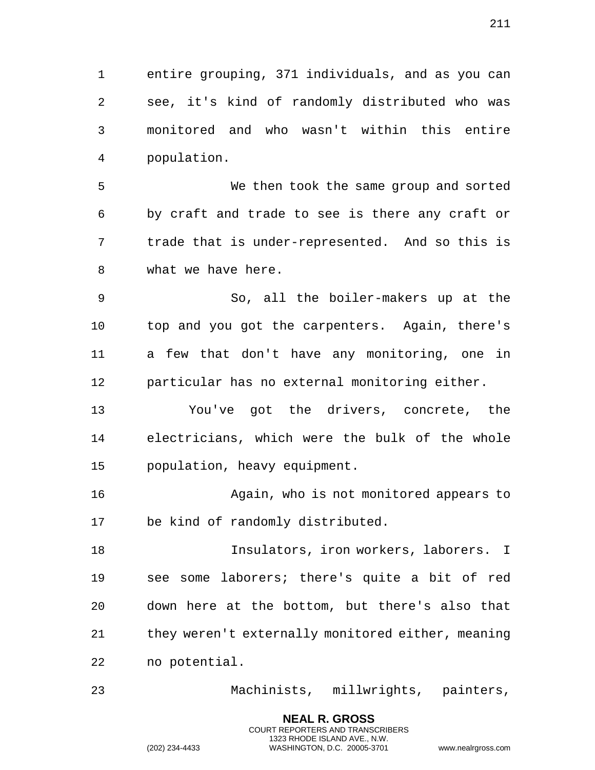entire grouping, 371 individuals, and as you can see, it's kind of randomly distributed who was monitored and who wasn't within this entire population.

We then took the same group and sorted by craft and trade to see is there any craft or trade that is under-represented. And so this is what we have here.

So, all the boiler-makers up at the top and you got the carpenters. Again, there's a few that don't have any monitoring, one in particular has no external monitoring either.

You've got the drivers, concrete, the electricians, which were the bulk of the whole population, heavy equipment.

Again, who is not monitored appears to be kind of randomly distributed.

Insulators, iron workers, laborers. I see some laborers; there's quite a bit of red down here at the bottom, but there's also that they weren't externally monitored either, meaning no potential.

Machinists, millwrights, painters,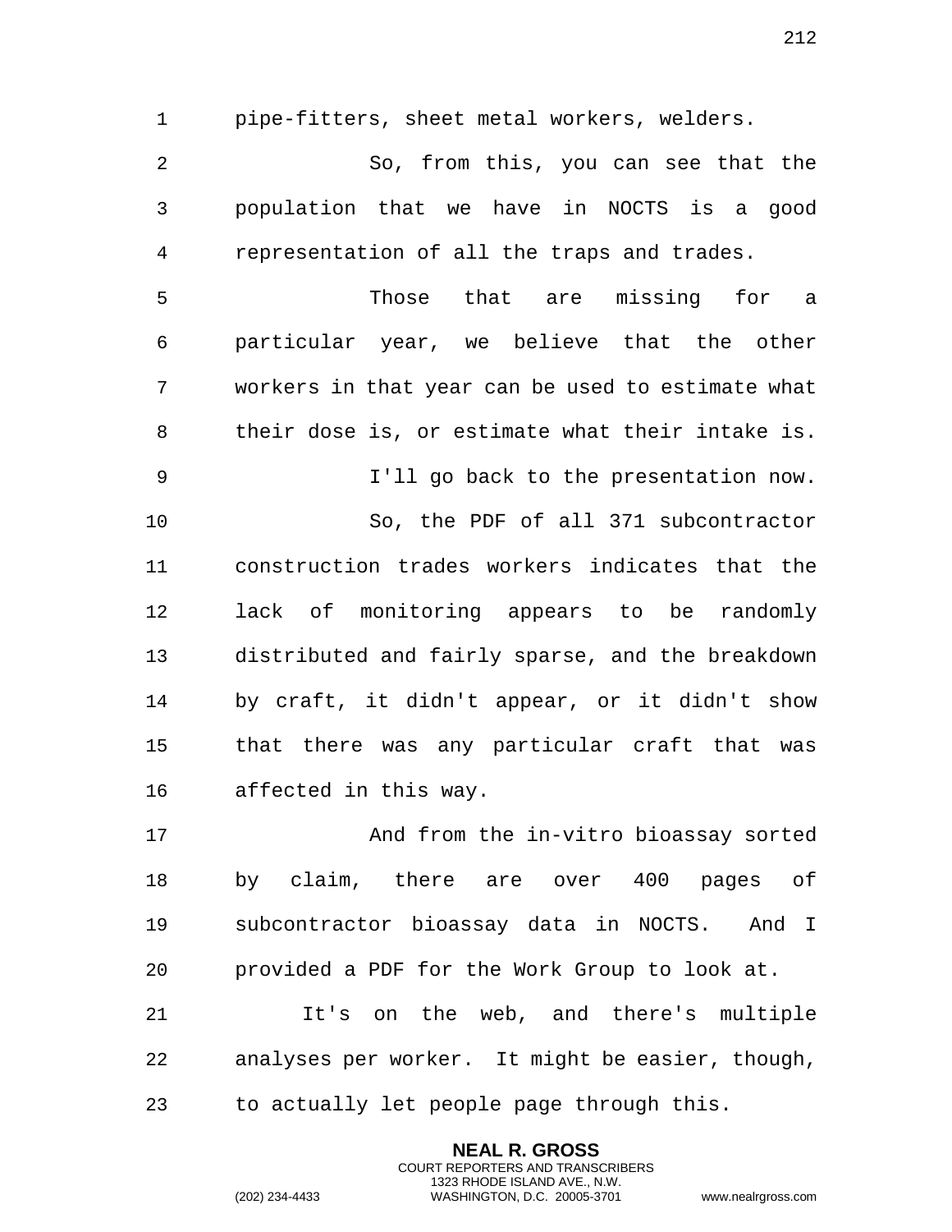pipe-fitters, sheet metal workers, welders.

So, from this, you can see that the population that we have in NOCTS is a good representation of all the traps and trades.

Those that are missing for a particular year, we believe that the other workers in that year can be used to estimate what their dose is, or estimate what their intake is.

I'll go back to the presentation now.

So, the PDF of all 371 subcontractor construction trades workers indicates that the lack of monitoring appears to be randomly distributed and fairly sparse, and the breakdown by craft, it didn't appear, or it didn't show that there was any particular craft that was affected in this way.

And from the in-vitro bioassay sorted by claim, there are over 400 pages of subcontractor bioassay data in NOCTS. And I provided a PDF for the Work Group to look at.

It's on the web, and there's multiple analyses per worker. It might be easier, though, to actually let people page through this.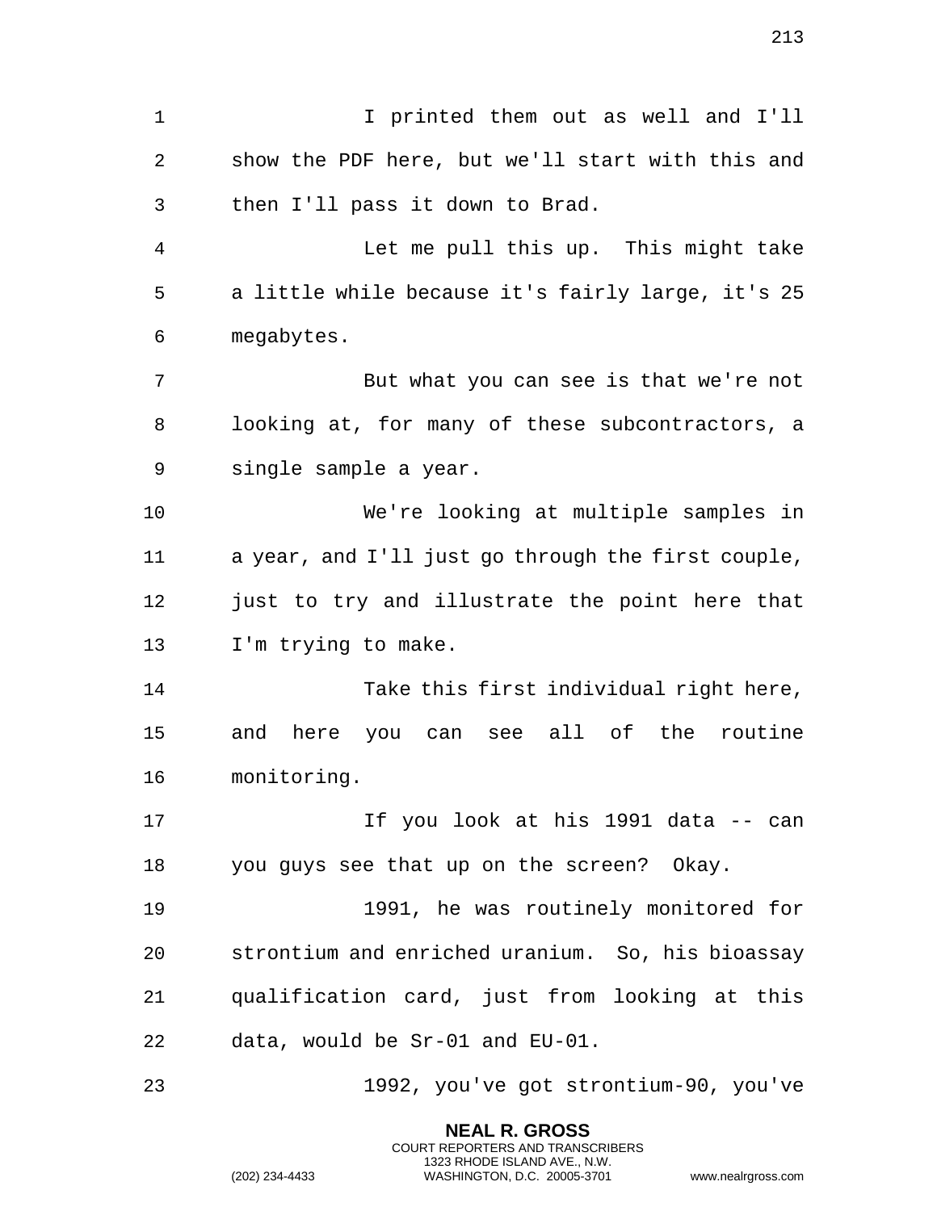I printed them out as well and I'll show the PDF here, but we'll start with this and then I'll pass it down to Brad.

Let me pull this up. This might take a little while because it's fairly large, it's 25 megabytes.

But what you can see is that we're not looking at, for many of these subcontractors, a single sample a year.

We're looking at multiple samples in a year, and I'll just go through the first couple, just to try and illustrate the point here that I'm trying to make.

Take this first individual right here, and here you can see all of the routine monitoring.

If you look at his 1991 data -- can you guys see that up on the screen? Okay.

1991, he was routinely monitored for strontium and enriched uranium. So, his bioassay qualification card, just from looking at this data, would be Sr-01 and EU-01.

1992, you've got strontium-90, you've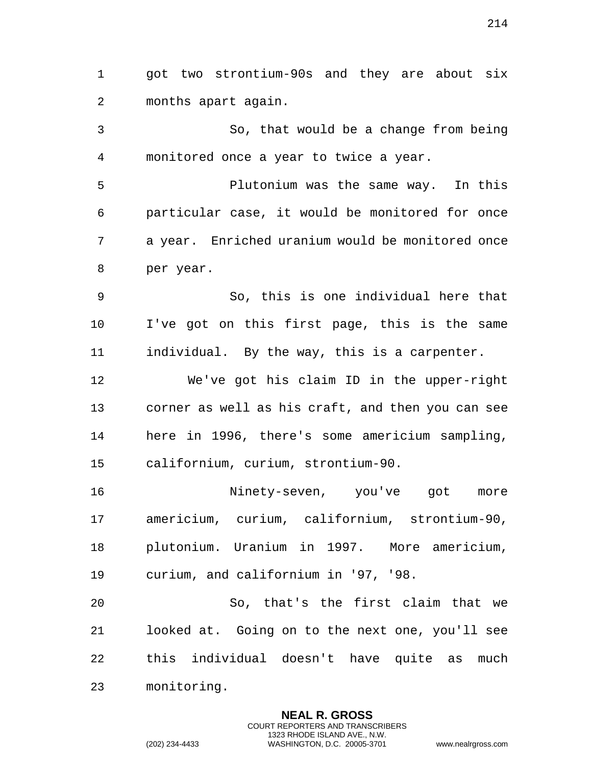got two strontium-90s and they are about six months apart again.

So, that would be a change from being monitored once a year to twice a year.

Plutonium was the same way. In this particular case, it would be monitored for once a year. Enriched uranium would be monitored once per year.

So, this is one individual here that I've got on this first page, this is the same individual. By the way, this is a carpenter.

We've got his claim ID in the upper-right corner as well as his craft, and then you can see here in 1996, there's some americium sampling, californium, curium, strontium-90.

Ninety-seven, you've got more americium, curium, californium, strontium-90, plutonium. Uranium in 1997. More americium, curium, and californium in '97, '98.

So, that's the first claim that we looked at. Going on to the next one, you'll see this individual doesn't have quite as much monitoring.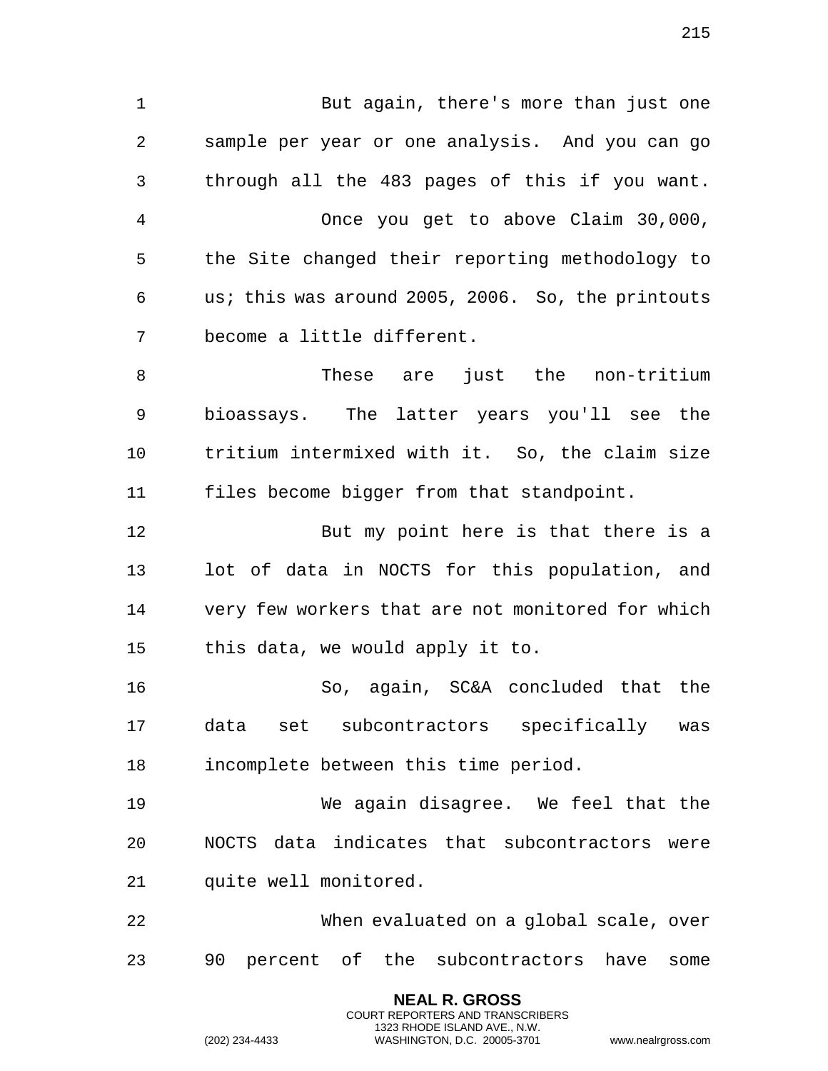But again, there's more than just one sample per year or one analysis. And you can go through all the 483 pages of this if you want.

Once you get to above Claim 30,000, the Site changed their reporting methodology to us; this was around 2005, 2006. So, the printouts become a little different.

These are just the non-tritium bioassays. The latter years you'll see the tritium intermixed with it. So, the claim size files become bigger from that standpoint.

But my point here is that there is a lot of data in NOCTS for this population, and very few workers that are not monitored for which this data, we would apply it to.

So, again, SC&A concluded that the data set subcontractors specifically was incomplete between this time period.

We again disagree. We feel that the NOCTS data indicates that subcontractors were quite well monitored.

When evaluated on a global scale, over 90 percent of the subcontractors have some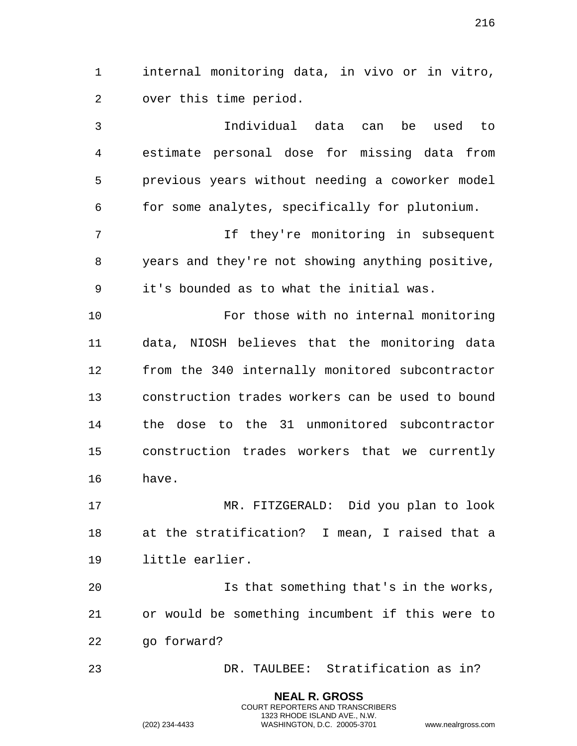internal monitoring data, in vivo or in vitro, over this time period.

Individual data can be used to estimate personal dose for missing data from previous years without needing a coworker model for some analytes, specifically for plutonium.

If they're monitoring in subsequent years and they're not showing anything positive, it's bounded as to what the initial was.

For those with no internal monitoring data, NIOSH believes that the monitoring data from the 340 internally monitored subcontractor construction trades workers can be used to bound the dose to the 31 unmonitored subcontractor construction trades workers that we currently have.

MR. FITZGERALD: Did you plan to look at the stratification? I mean, I raised that a little earlier.

Is that something that's in the works, or would be something incumbent if this were to go forward?

DR. TAULBEE: Stratification as in?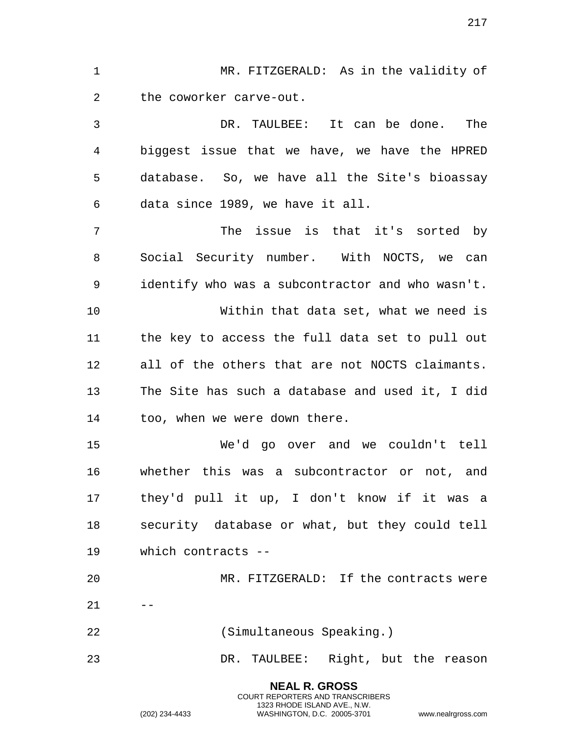MR. FITZGERALD: As in the validity of the coworker carve-out.

DR. TAULBEE: It can be done. The biggest issue that we have, we have the HPRED database. So, we have all the Site's bioassay data since 1989, we have it all.

The issue is that it's sorted by Social Security number. With NOCTS, we can identify who was a subcontractor and who wasn't.

Within that data set, what we need is the key to access the full data set to pull out all of the others that are not NOCTS claimants. The Site has such a database and used it, I did too, when we were down there.

We'd go over and we couldn't tell whether this was a subcontractor or not, and they'd pull it up, I don't know if it was a security database or what, but they could tell which contracts --

MR. FITZGERALD: If the contracts were --

(Simultaneous Speaking.)

DR. TAULBEE: Right, but the reason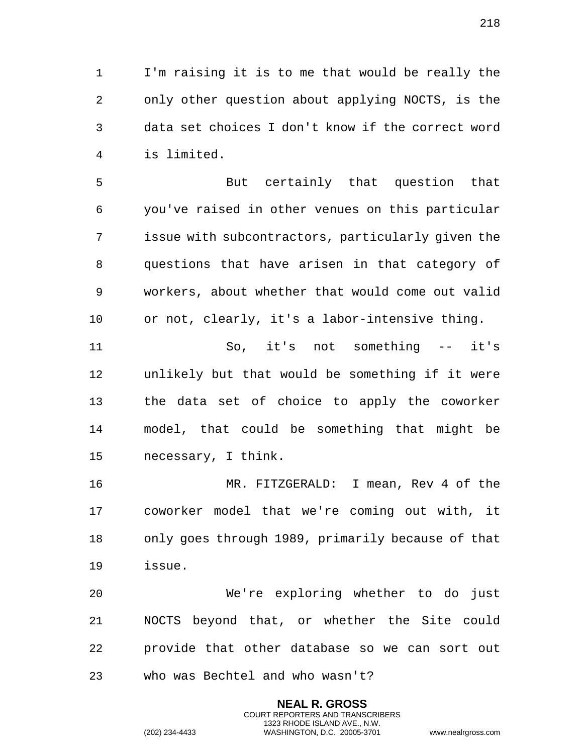I'm raising it is to me that would be really the only other question about applying NOCTS, is the data set choices I don't know if the correct word is limited.

But certainly that question that you've raised in other venues on this particular issue with subcontractors, particularly given the questions that have arisen in that category of workers, about whether that would come out valid or not, clearly, it's a labor-intensive thing.

So, it's not something -- it's unlikely but that would be something if it were the data set of choice to apply the coworker model, that could be something that might be necessary, I think.

MR. FITZGERALD: I mean, Rev 4 of the coworker model that we're coming out with, it only goes through 1989, primarily because of that issue.

We're exploring whether to do just NOCTS beyond that, or whether the Site could provide that other database so we can sort out who was Bechtel and who wasn't?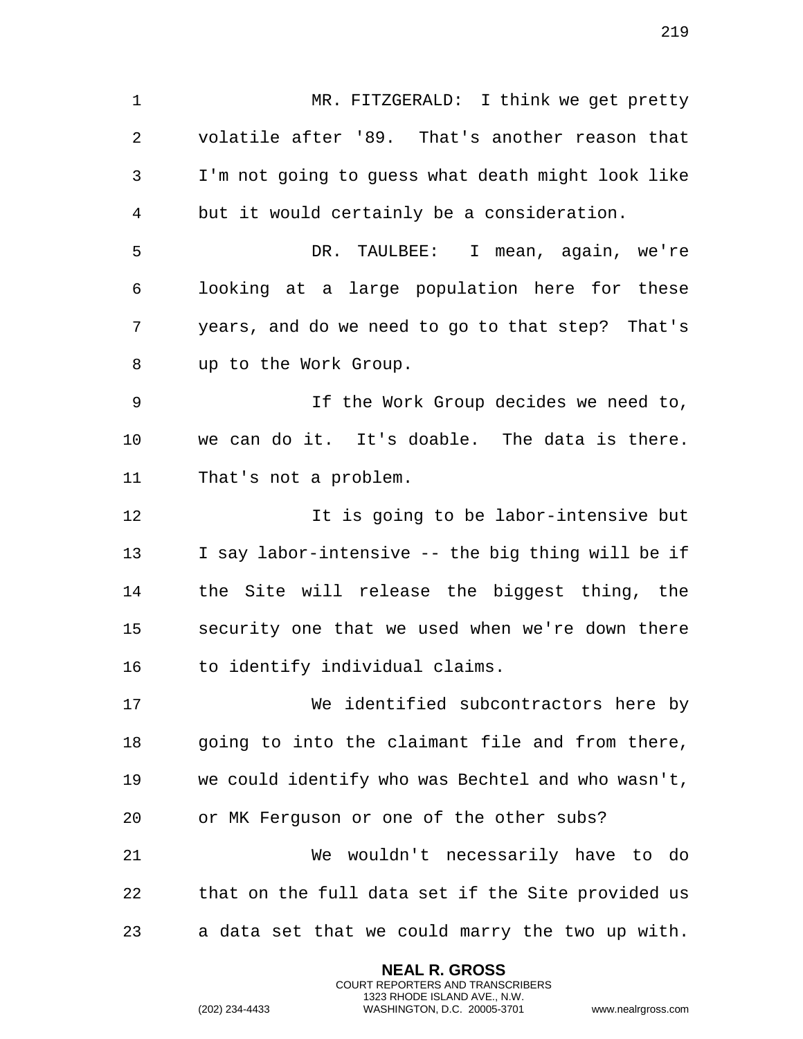MR. FITZGERALD: I think we get pretty volatile after '89. That's another reason that I'm not going to guess what death might look like but it would certainly be a consideration.

DR. TAULBEE: I mean, again, we're looking at a large population here for these years, and do we need to go to that step? That's up to the Work Group.

If the Work Group decides we need to, we can do it. It's doable. The data is there. That's not a problem.

It is going to be labor-intensive but I say labor-intensive -- the big thing will be if the Site will release the biggest thing, the security one that we used when we're down there to identify individual claims.

We identified subcontractors here by going to into the claimant file and from there, we could identify who was Bechtel and who wasn't, or MK Ferguson or one of the other subs?

We wouldn't necessarily have to do that on the full data set if the Site provided us a data set that we could marry the two up with.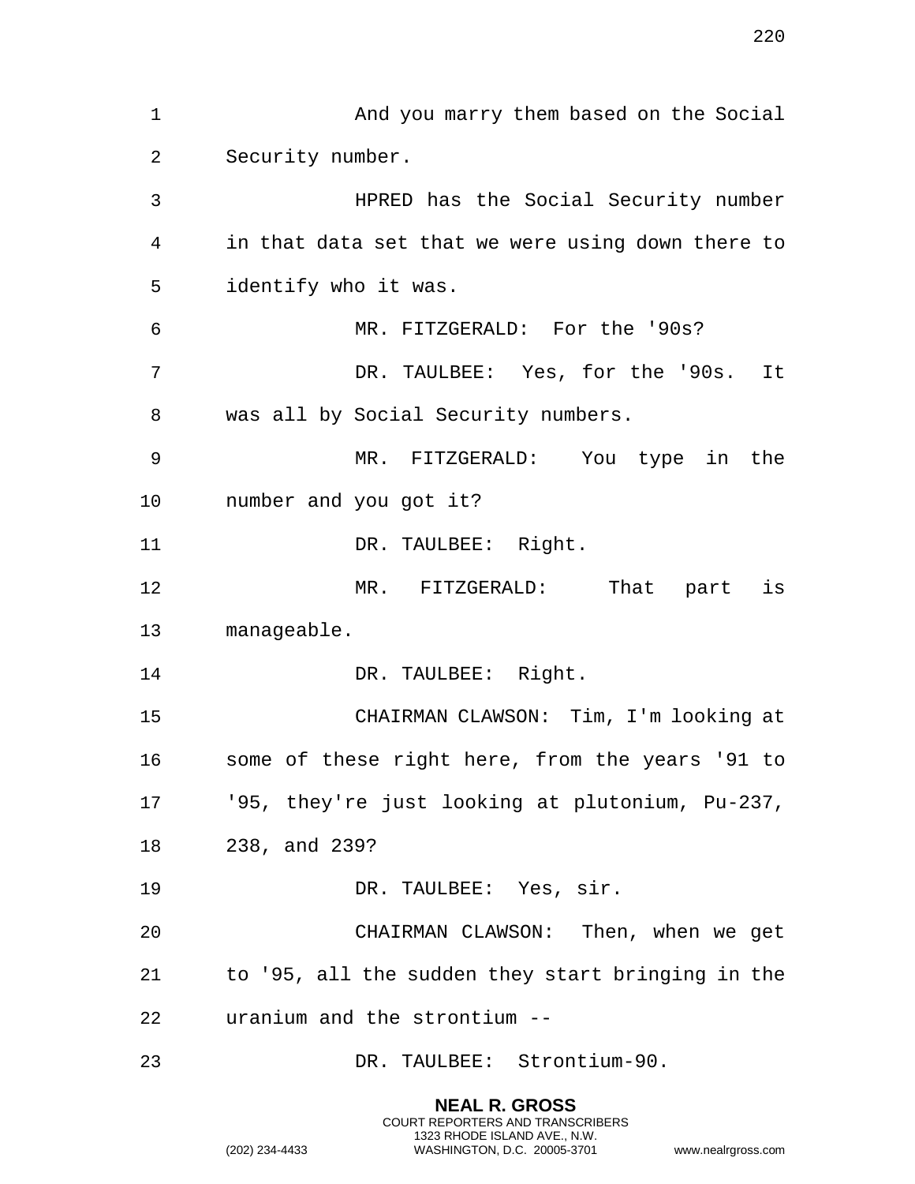And you marry them based on the Social Security number.

HPRED has the Social Security number in that data set that we were using down there to identify who it was.

MR. FITZGERALD: For the '90s?

DR. TAULBEE: Yes, for the '90s. It was all by Social Security numbers.

MR. FITZGERALD: You type in the number and you got it?

DR. TAULBEE: Right.

MR. FITZGERALD: That part is manageable.

DR. TAULBEE: Right.

CHAIRMAN CLAWSON: Tim, I'm looking at some of these right here, from the years '91 to '95, they're just looking at plutonium, Pu-237, 238, and 239?

DR. TAULBEE: Yes, sir.

CHAIRMAN CLAWSON: Then, when we get to '95, all the sudden they start bringing in the uranium and the strontium --

DR. TAULBEE: Strontium-90.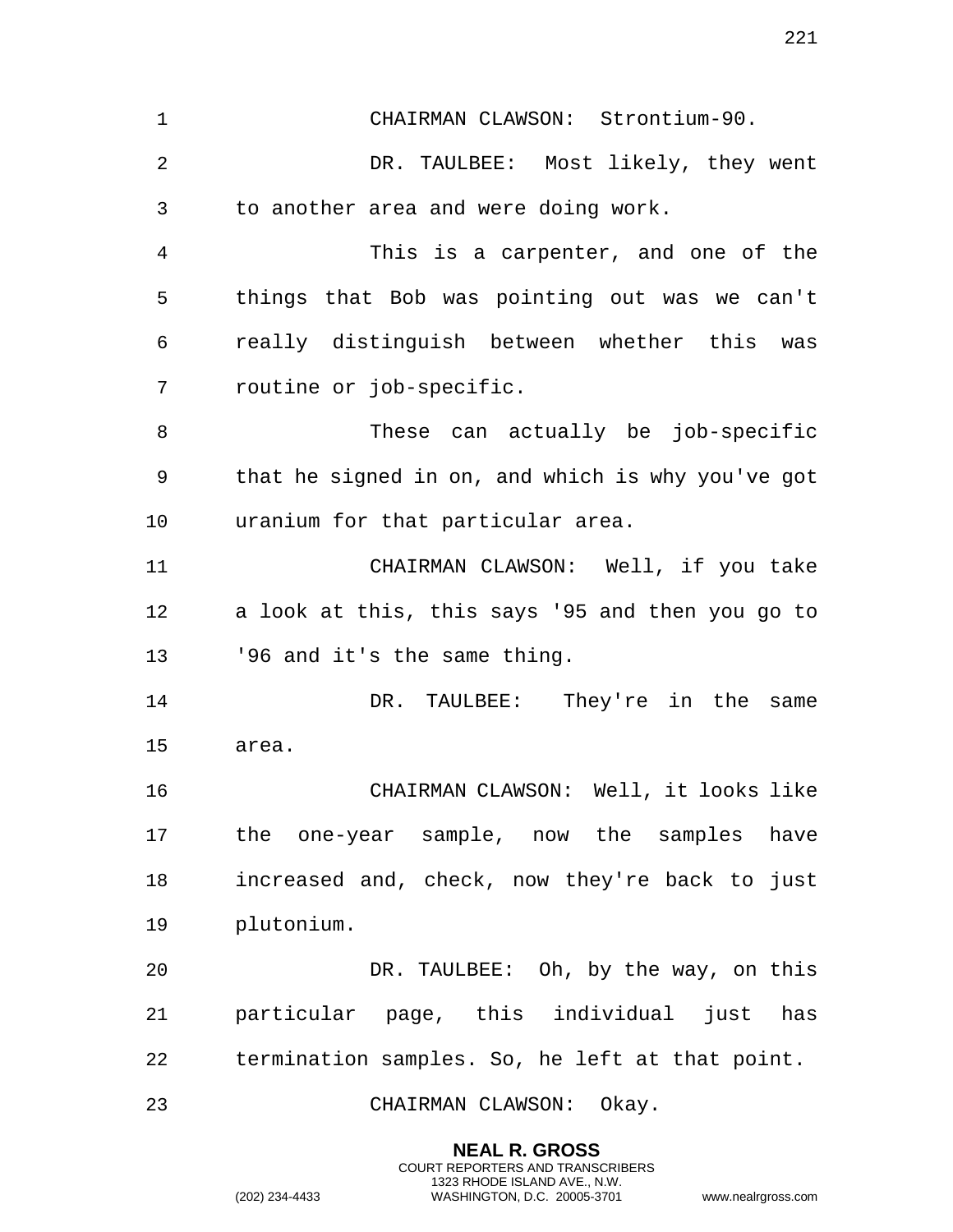CHAIRMAN CLAWSON: Strontium-90.

DR. TAULBEE: Most likely, they went to another area and were doing work.

This is a carpenter, and one of the things that Bob was pointing out was we can't really distinguish between whether this was routine or job-specific.

These can actually be job-specific that he signed in on, and which is why you've got uranium for that particular area.

CHAIRMAN CLAWSON: Well, if you take a look at this, this says '95 and then you go to '96 and it's the same thing.

DR. TAULBEE: They're in the same area.

CHAIRMAN CLAWSON: Well, it looks like the one-year sample, now the samples have increased and, check, now they're back to just plutonium.

DR. TAULBEE: Oh, by the way, on this particular page, this individual just has termination samples. So, he left at that point.

CHAIRMAN CLAWSON: Okay.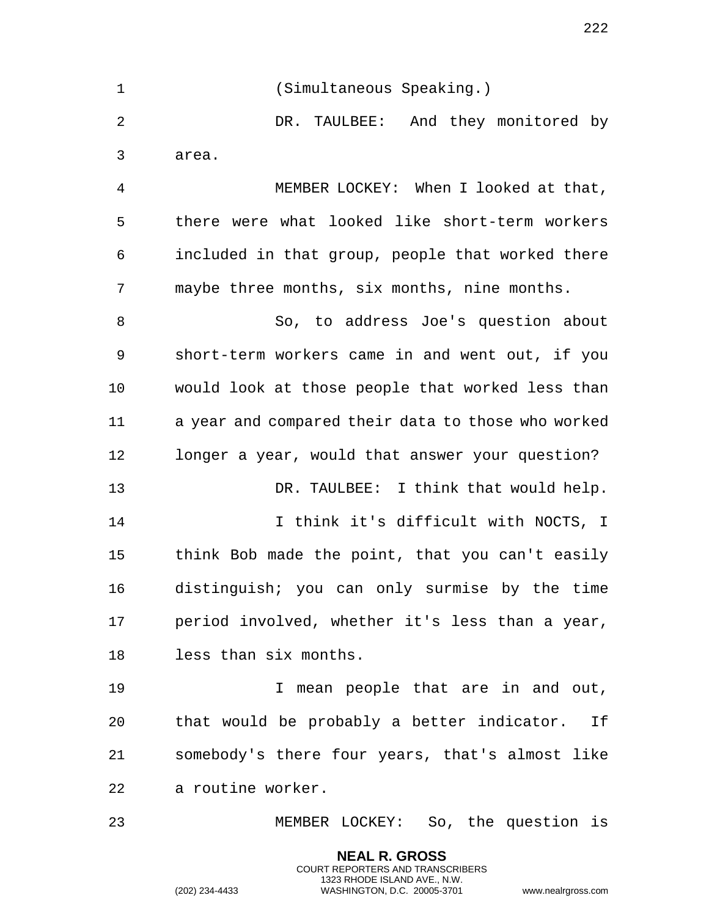(Simultaneous Speaking.)

DR. TAULBEE: And they monitored by area.

MEMBER LOCKEY: When I looked at that, there were what looked like short-term workers included in that group, people that worked there maybe three months, six months, nine months.

So, to address Joe's question about short-term workers came in and went out, if you would look at those people that worked less than a year and compared their data to those who worked longer a year, would that answer your question?

DR. TAULBEE: I think that would help.

I think it's difficult with NOCTS, I think Bob made the point, that you can't easily distinguish; you can only surmise by the time period involved, whether it's less than a year, less than six months.

I mean people that are in and out, that would be probably a better indicator. If somebody's there four years, that's almost like a routine worker.

MEMBER LOCKEY: So, the question is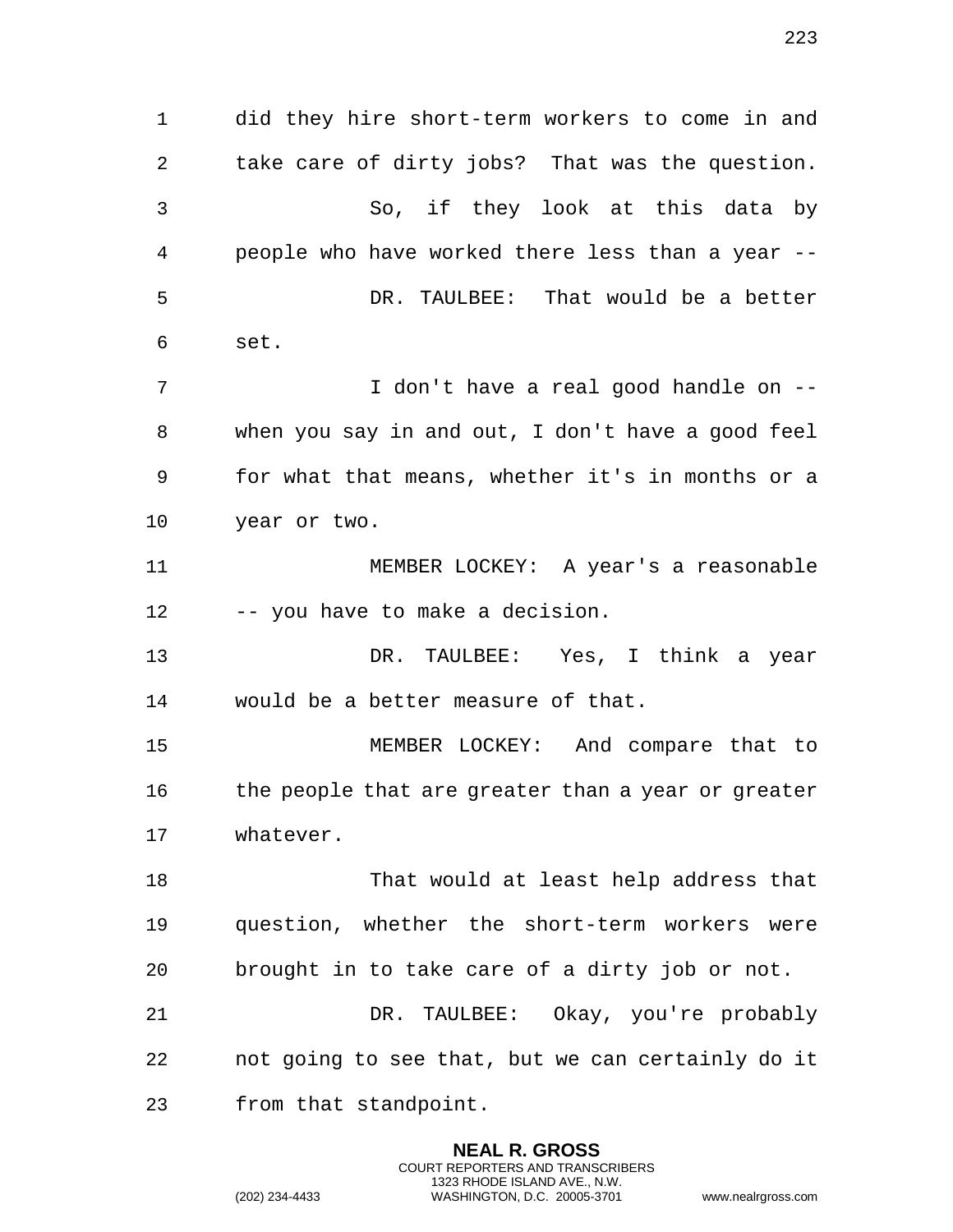did they hire short-term workers to come in and take care of dirty jobs? That was the question.

So, if they look at this data by people who have worked there less than a year --

DR. TAULBEE: That would be a better set.

I don't have a real good handle on -- when you say in and out, I don't have a good feel for what that means, whether it's in months or a year or two.

MEMBER LOCKEY: A year's a reasonable -- you have to make a decision.

DR. TAULBEE: Yes, I think a year would be a better measure of that.

MEMBER LOCKEY: And compare that to the people that are greater than a year or greater whatever.

That would at least help address that question, whether the short-term workers were brought in to take care of a dirty job or not.

DR. TAULBEE: Okay, you're probably not going to see that, but we can certainly do it from that standpoint.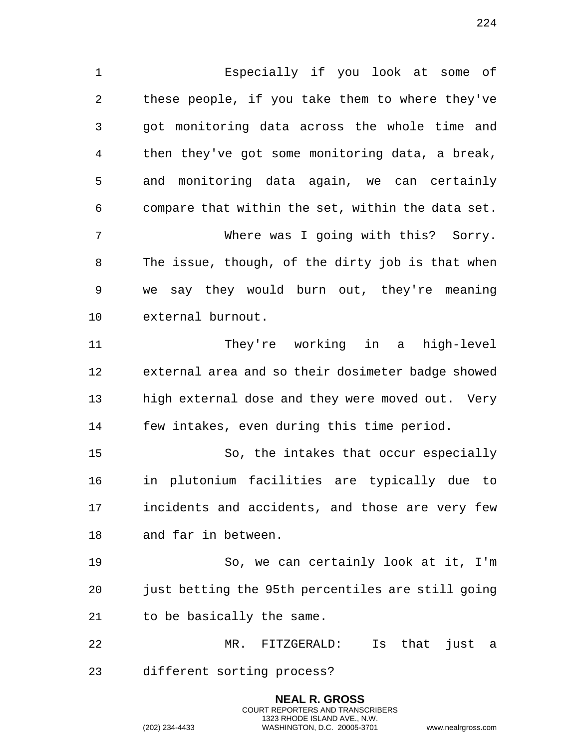Especially if you look at some of these people, if you take them to where they've got monitoring data across the whole time and then they've got some monitoring data, a break, and monitoring data again, we can certainly compare that within the set, within the data set.

Where was I going with this? Sorry. The issue, though, of the dirty job is that when we say they would burn out, they're meaning external burnout.

They're working in a high-level external area and so their dosimeter badge showed high external dose and they were moved out. Very few intakes, even during this time period.

So, the intakes that occur especially in plutonium facilities are typically due to incidents and accidents, and those are very few and far in between.

So, we can certainly look at it, I'm just betting the 95th percentiles are still going to be basically the same.

MR. FITZGERALD: Is that just a different sorting process?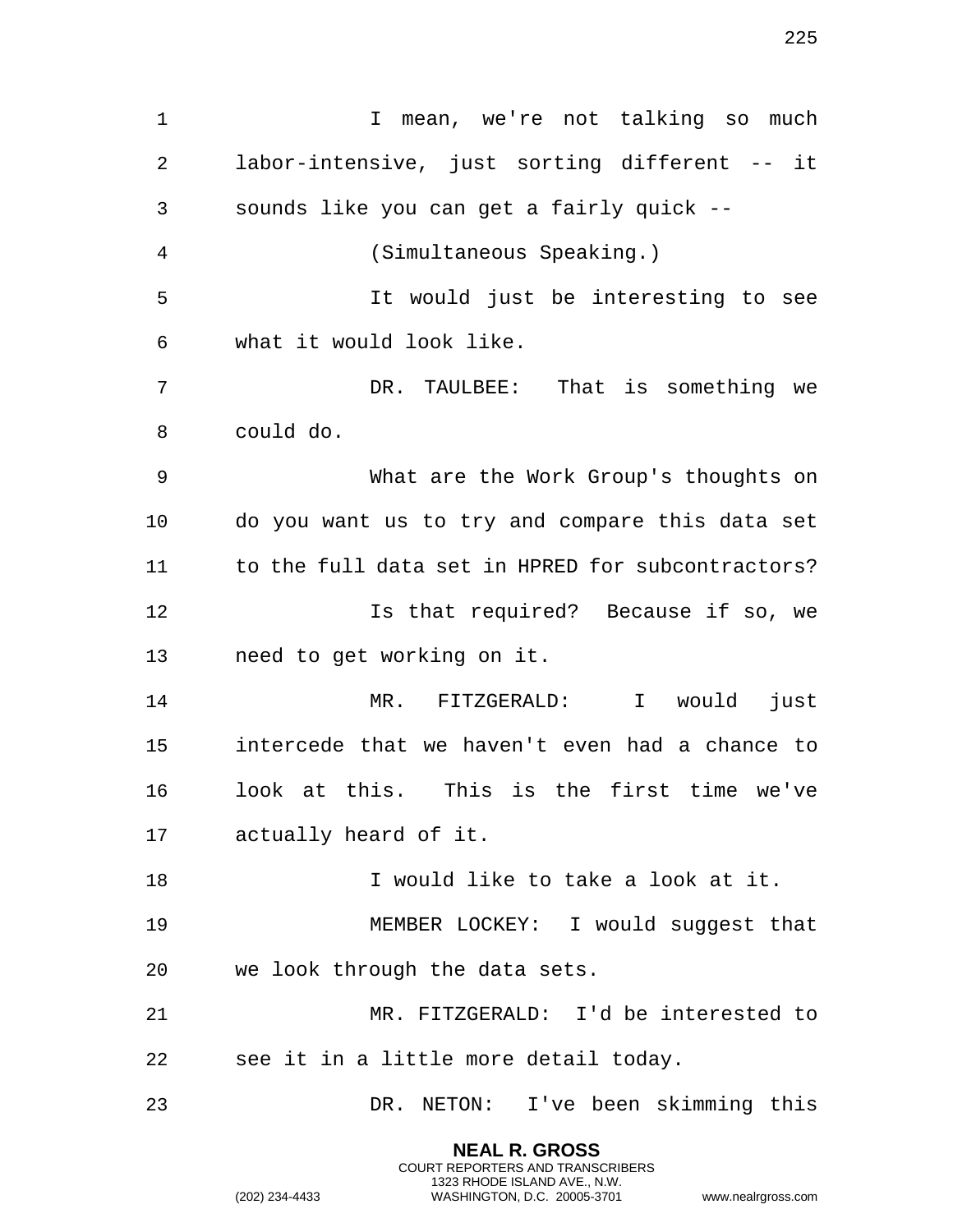I mean, we're not talking so much labor-intensive, just sorting different -- it sounds like you can get a fairly quick --

(Simultaneous Speaking.)

It would just be interesting to see what it would look like.

DR. TAULBEE: That is something we could do.

What are the Work Group's thoughts on do you want us to try and compare this data set to the full data set in HPRED for subcontractors?

Is that required? Because if so, we need to get working on it.

MR. FITZGERALD: I would just intercede that we haven't even had a chance to look at this. This is the first time we've actually heard of it.

I would like to take a look at it.

MEMBER LOCKEY: I would suggest that we look through the data sets.

MR. FITZGERALD: I'd be interested to see it in a little more detail today.

DR. NETON: I've been skimming this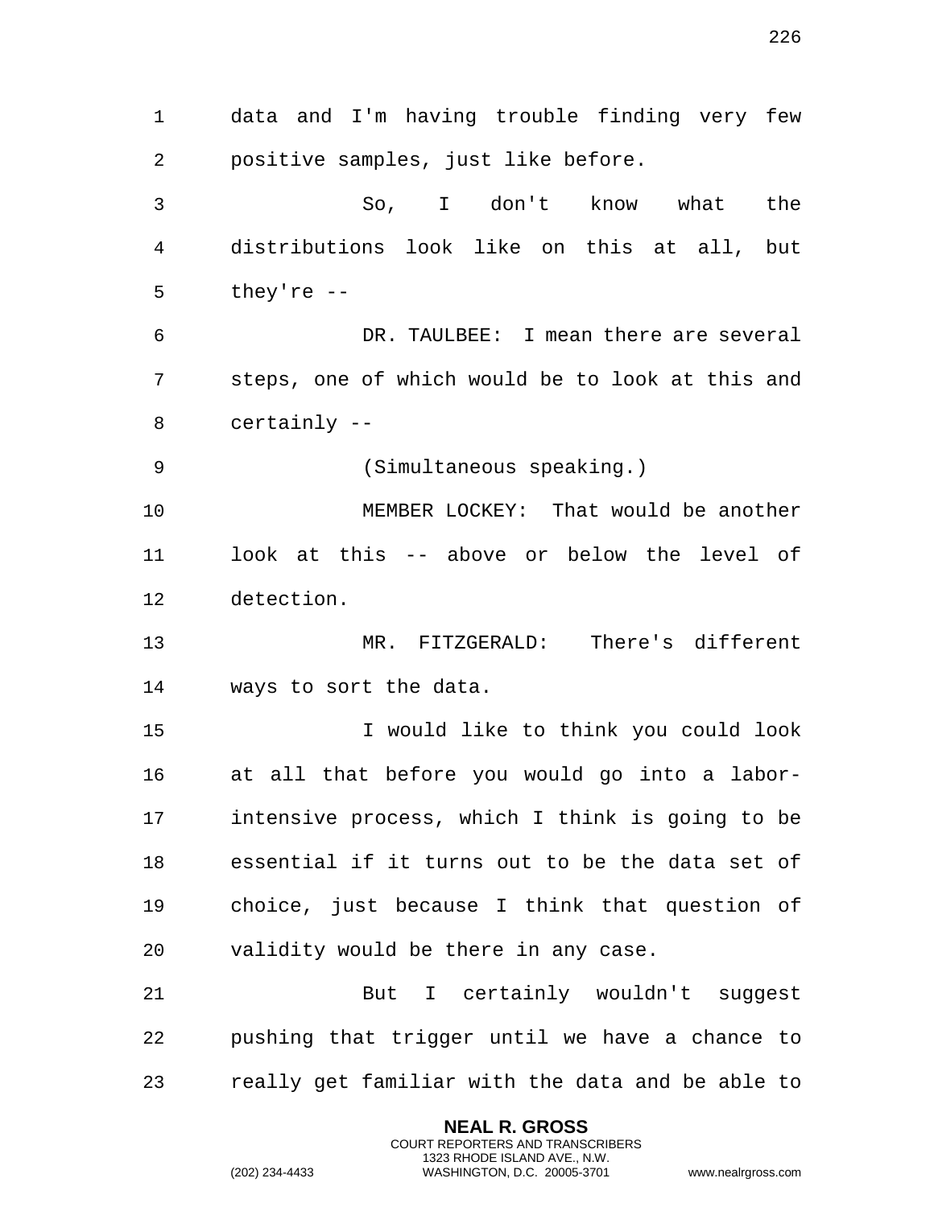data and I'm having trouble finding very few positive samples, just like before.

So, I don't know what the distributions look like on this at all, but they're --

DR. TAULBEE: I mean there are several steps, one of which would be to look at this and certainly --

(Simultaneous speaking.)

MEMBER LOCKEY: That would be another look at this -- above or below the level of detection.

MR. FITZGERALD: There's different ways to sort the data.

I would like to think you could look at all that before you would go into a labor-intensive process, which I think is going to be essential if it turns out to be the data set of choice, just because I think that question of validity would be there in any case.

But I certainly wouldn't suggest pushing that trigger until we have a chance to really get familiar with the data and be able to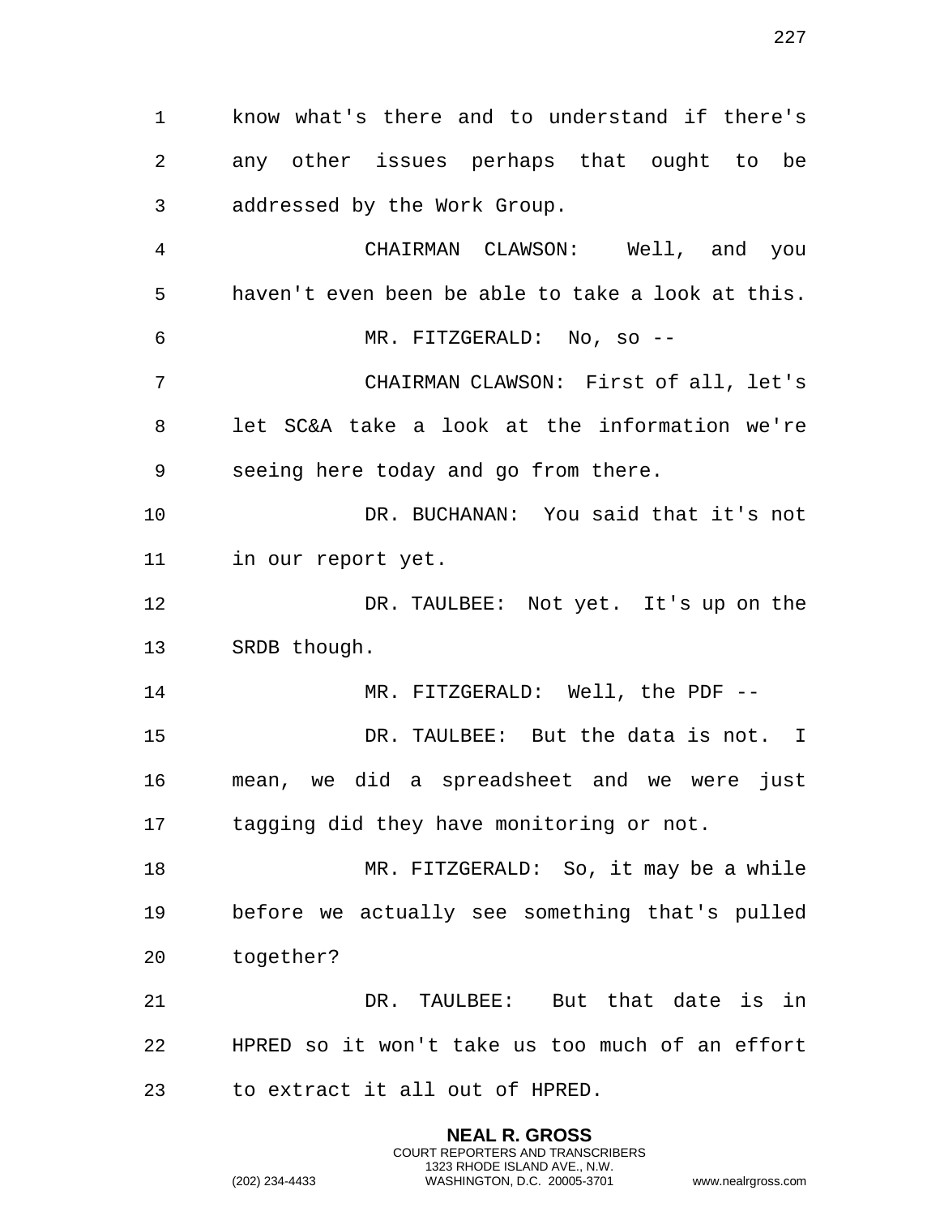know what's there and to understand if there's any other issues perhaps that ought to be addressed by the Work Group.

CHAIRMAN CLAWSON: Well, and you haven't even been be able to take a look at this.

MR. FITZGERALD: No, so --

CHAIRMAN CLAWSON: First of all, let's let SC&A take a look at the information we're seeing here today and go from there.

DR. BUCHANAN: You said that it's not in our report yet.

DR. TAULBEE: Not yet. It's up on the SRDB though.

MR. FITZGERALD: Well, the PDF --

DR. TAULBEE: But the data is not. I mean, we did a spreadsheet and we were just tagging did they have monitoring or not.

MR. FITZGERALD: So, it may be a while before we actually see something that's pulled together?

DR. TAULBEE: But that date is in HPRED so it won't take us too much of an effort to extract it all out of HPRED.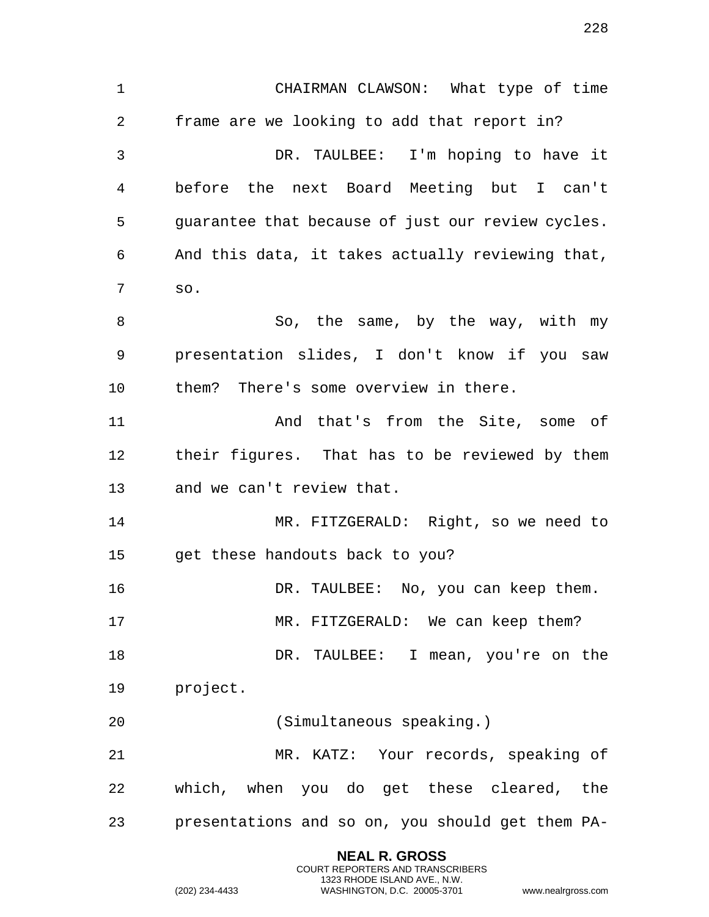CHAIRMAN CLAWSON: What type of time frame are we looking to add that report in?

DR. TAULBEE: I'm hoping to have it before the next Board Meeting but I can't guarantee that because of just our review cycles. And this data, it takes actually reviewing that, so.

So, the same, by the way, with my presentation slides, I don't know if you saw them? There's some overview in there.

And that's from the Site, some of their figures. That has to be reviewed by them and we can't review that.

MR. FITZGERALD: Right, so we need to get these handouts back to you?

DR. TAULBEE: No, you can keep them.

MR. FITZGERALD: We can keep them?

DR. TAULBEE: I mean, you're on the project.

(Simultaneous speaking.)

MR. KATZ: Your records, speaking of which, when you do get these cleared, the presentations and so on, you should get them PA-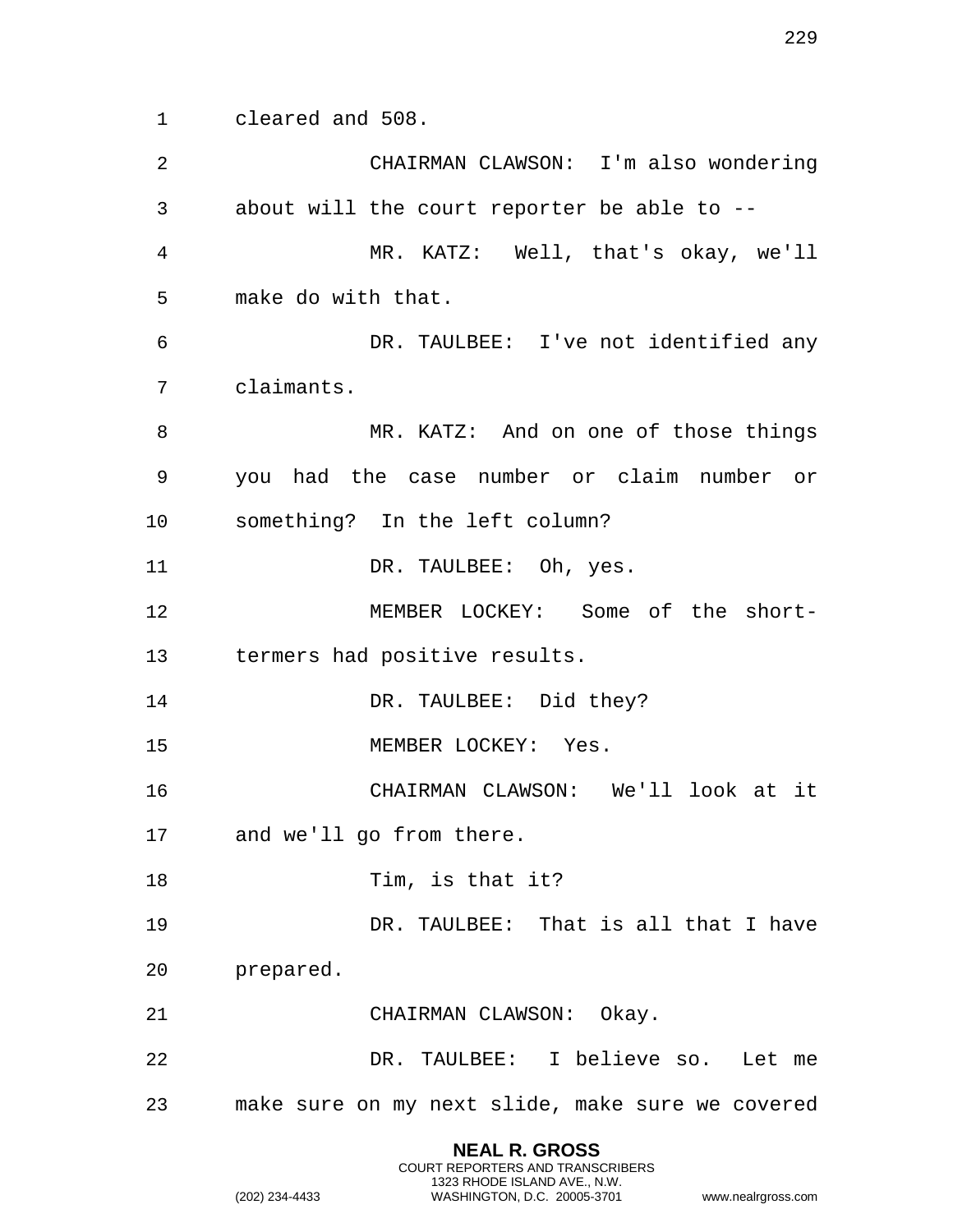cleared and 508.

CHAIRMAN CLAWSON: I'm also wondering about will the court reporter be able to --

MR. KATZ: Well, that's okay, we'll make do with that.

DR. TAULBEE: I've not identified any claimants.

MR. KATZ: And on one of those things you had the case number or claim number or something? In the left column?

DR. TAULBEE: Oh, yes.

MEMBER LOCKEY: Some of the short-termers had positive results.

DR. TAULBEE: Did they?

MEMBER LOCKEY: Yes.

CHAIRMAN CLAWSON: We'll look at it and we'll go from there.

Tim, is that it?

DR. TAULBEE: That is all that I have prepared.

CHAIRMAN CLAWSON: Okay.

DR. TAULBEE: I believe so. Let me make sure on my next slide, make sure we covered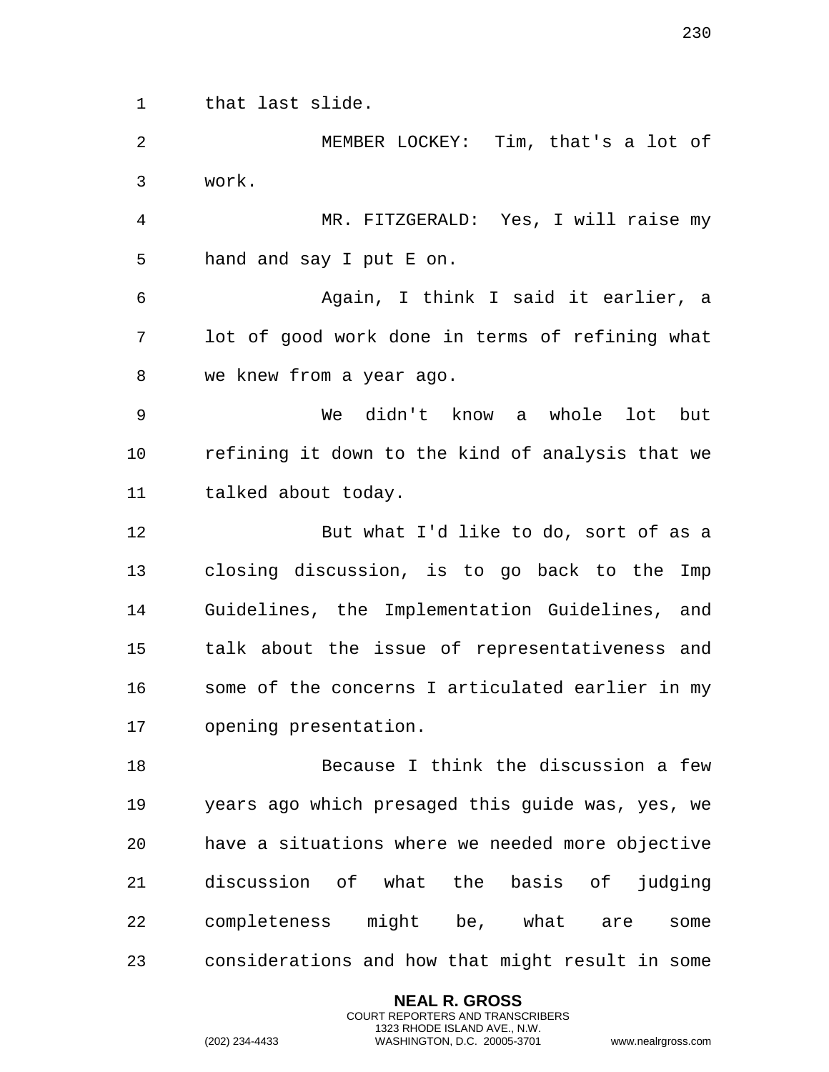that last slide.

MEMBER LOCKEY: Tim, that's a lot of work.

MR. FITZGERALD: Yes, I will raise my hand and say I put E on.

Again, I think I said it earlier, a lot of good work done in terms of refining what we knew from a year ago.

We didn't know a whole lot but refining it down to the kind of analysis that we talked about today.

But what I'd like to do, sort of as a closing discussion, is to go back to the Imp Guidelines, the Implementation Guidelines, and talk about the issue of representativeness and some of the concerns I articulated earlier in my opening presentation.

Because I think the discussion a few years ago which presaged this guide was, yes, we have a situations where we needed more objective discussion of what the basis of judging completeness might be, what are some considerations and how that might result in some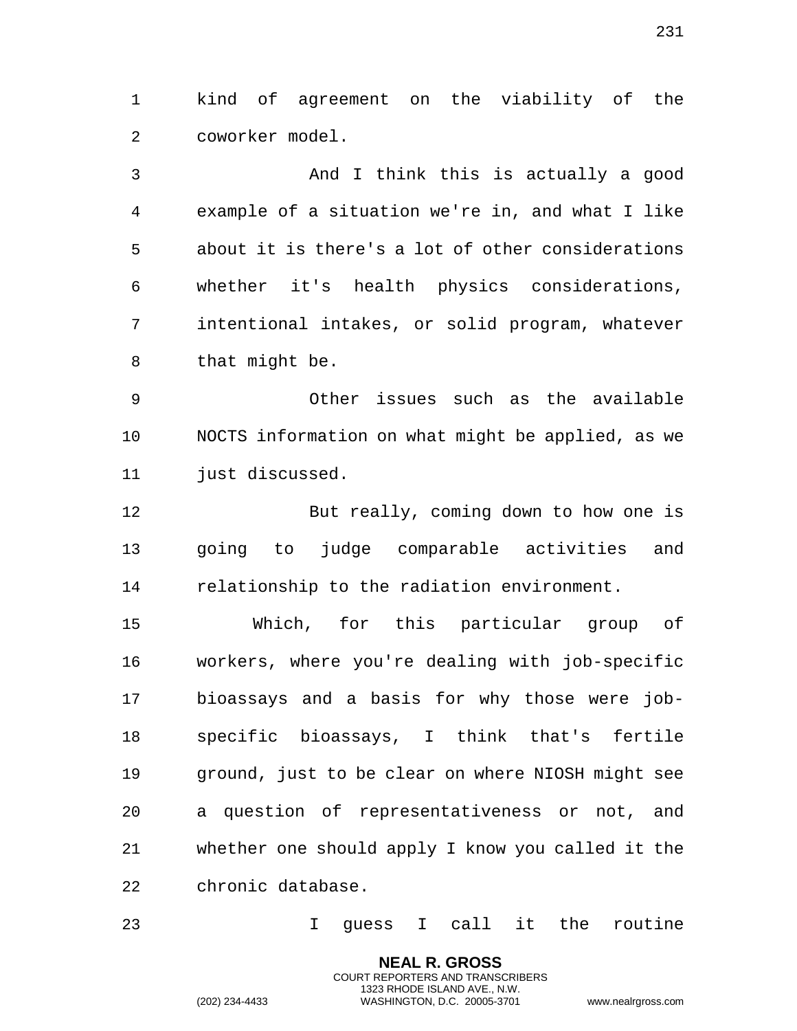kind of agreement on the viability of the coworker model.

And I think this is actually a good example of a situation we're in, and what I like about it is there's a lot of other considerations whether it's health physics considerations, intentional intakes, or solid program, whatever that might be.

Other issues such as the available NOCTS information on what might be applied, as we just discussed.

But really, coming down to how one is going to judge comparable activities and relationship to the radiation environment.

Which, for this particular group of workers, where you're dealing with job-specific bioassays and a basis for why those were job-specific bioassays, I think that's fertile ground, just to be clear on where NIOSH might see a question of representativeness or not, and whether one should apply I know you called it the chronic database.

I guess I call it the routine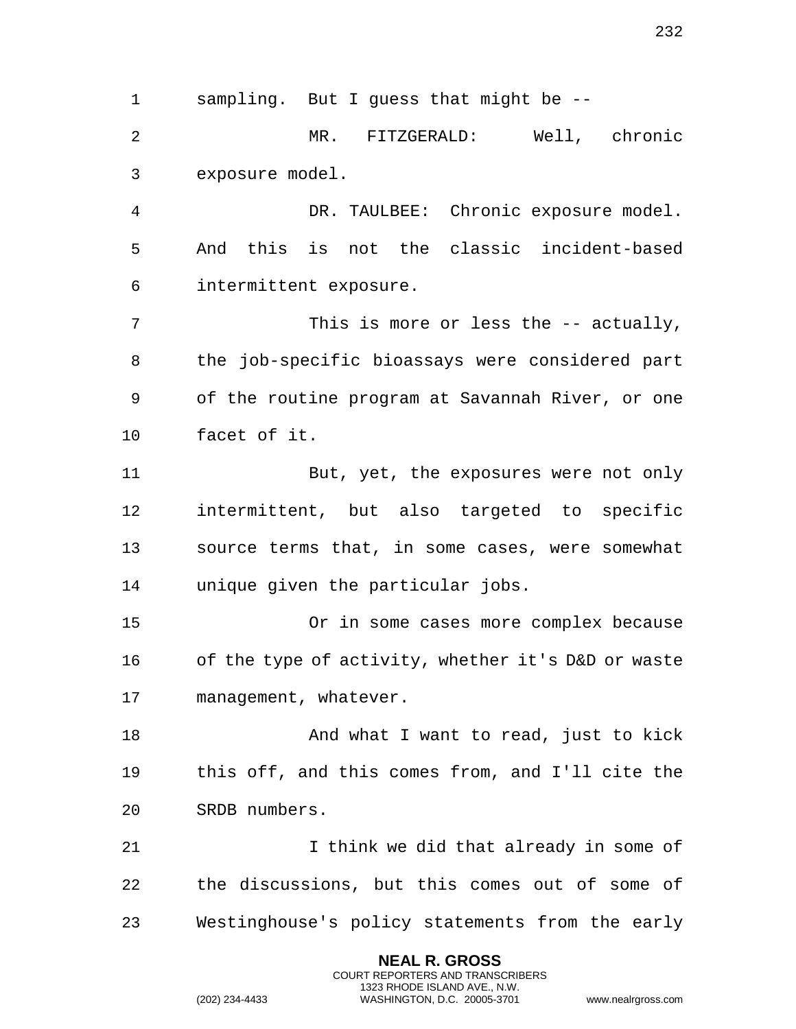sampling. But I guess that might be --

MR. FITZGERALD: Well, chronic exposure model.

DR. TAULBEE: Chronic exposure model. And this is not the classic incident-based intermittent exposure.

This is more or less the -- actually, the job-specific bioassays were considered part of the routine program at Savannah River, or one facet of it.

But, yet, the exposures were not only intermittent, but also targeted to specific source terms that, in some cases, were somewhat unique given the particular jobs.

Or in some cases more complex because of the type of activity, whether it's D&D or waste management, whatever.

And what I want to read, just to kick this off, and this comes from, and I'll cite the SRDB numbers.

I think we did that already in some of the discussions, but this comes out of some of Westinghouse's policy statements from the early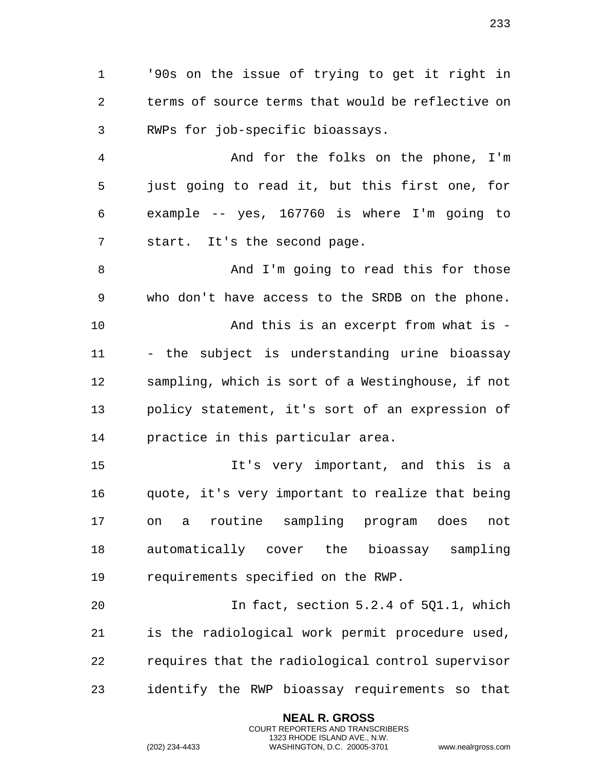'90s on the issue of trying to get it right in terms of source terms that would be reflective on RWPs for job-specific bioassays.

And for the folks on the phone, I'm just going to read it, but this first one, for example -- yes, 167760 is where I'm going to start. It's the second page.

And I'm going to read this for those who don't have access to the SRDB on the phone.

And this is an excerpt from what is -- the subject is understanding urine bioassay sampling, which is sort of a Westinghouse, if not policy statement, it's sort of an expression of practice in this particular area.

It's very important, and this is a quote, it's very important to realize that being on a routine sampling program does not automatically cover the bioassay sampling requirements specified on the RWP.

In fact, section 5.2.4 of 5Q1.1, which is the radiological work permit procedure used, requires that the radiological control supervisor identify the RWP bioassay requirements so that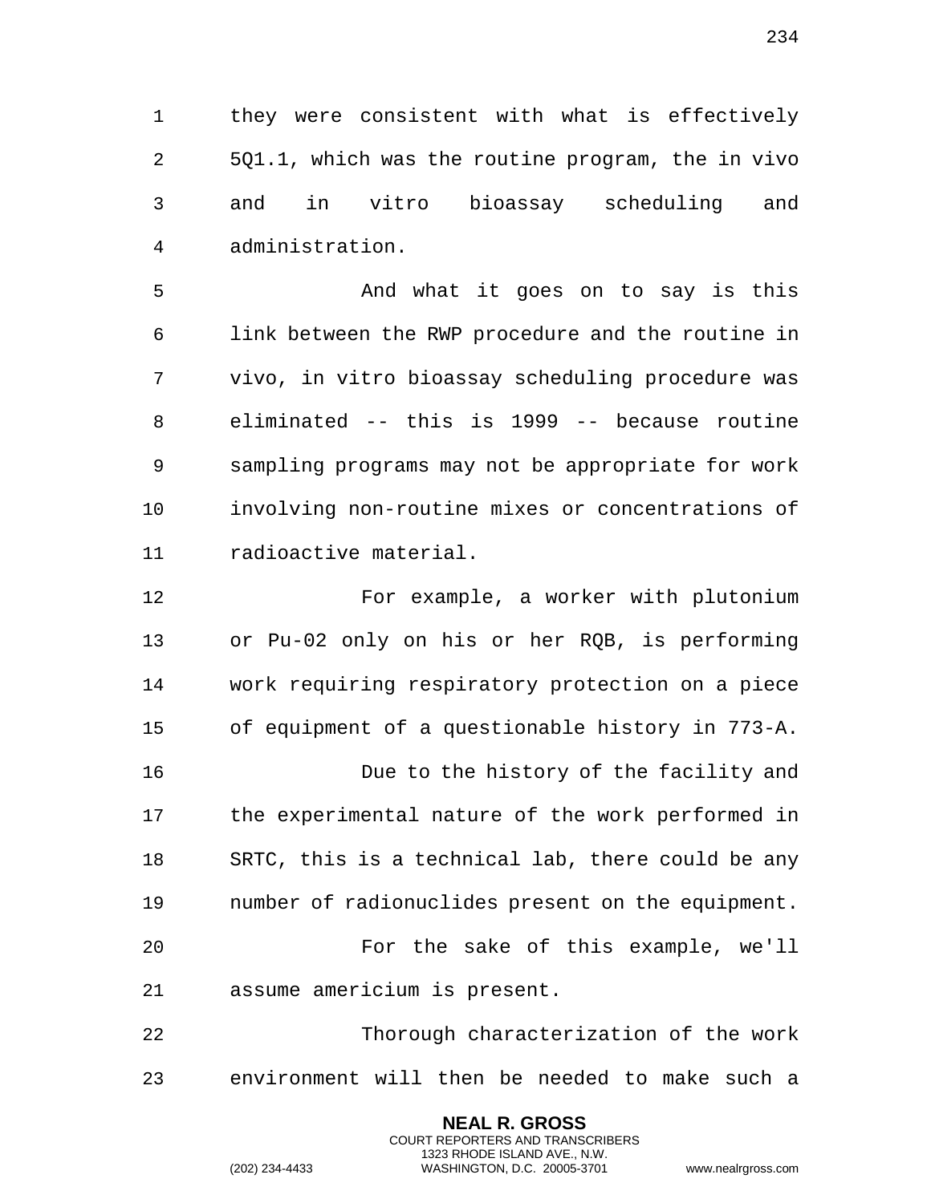they were consistent with what is effectively 5Q1.1, which was the routine program, the in vivo and in vitro bioassay scheduling and administration.

And what it goes on to say is this link between the RWP procedure and the routine in vivo, in vitro bioassay scheduling procedure was eliminated -- this is 1999 -- because routine sampling programs may not be appropriate for work involving non-routine mixes or concentrations of radioactive material.

For example, a worker with plutonium or Pu-02 only on his or her RQB, is performing work requiring respiratory protection on a piece of equipment of a questionable history in 773-A.

Due to the history of the facility and the experimental nature of the work performed in SRTC, this is a technical lab, there could be any number of radionuclides present on the equipment.

For the sake of this example, we'll assume americium is present.

Thorough characterization of the work environment will then be needed to make such a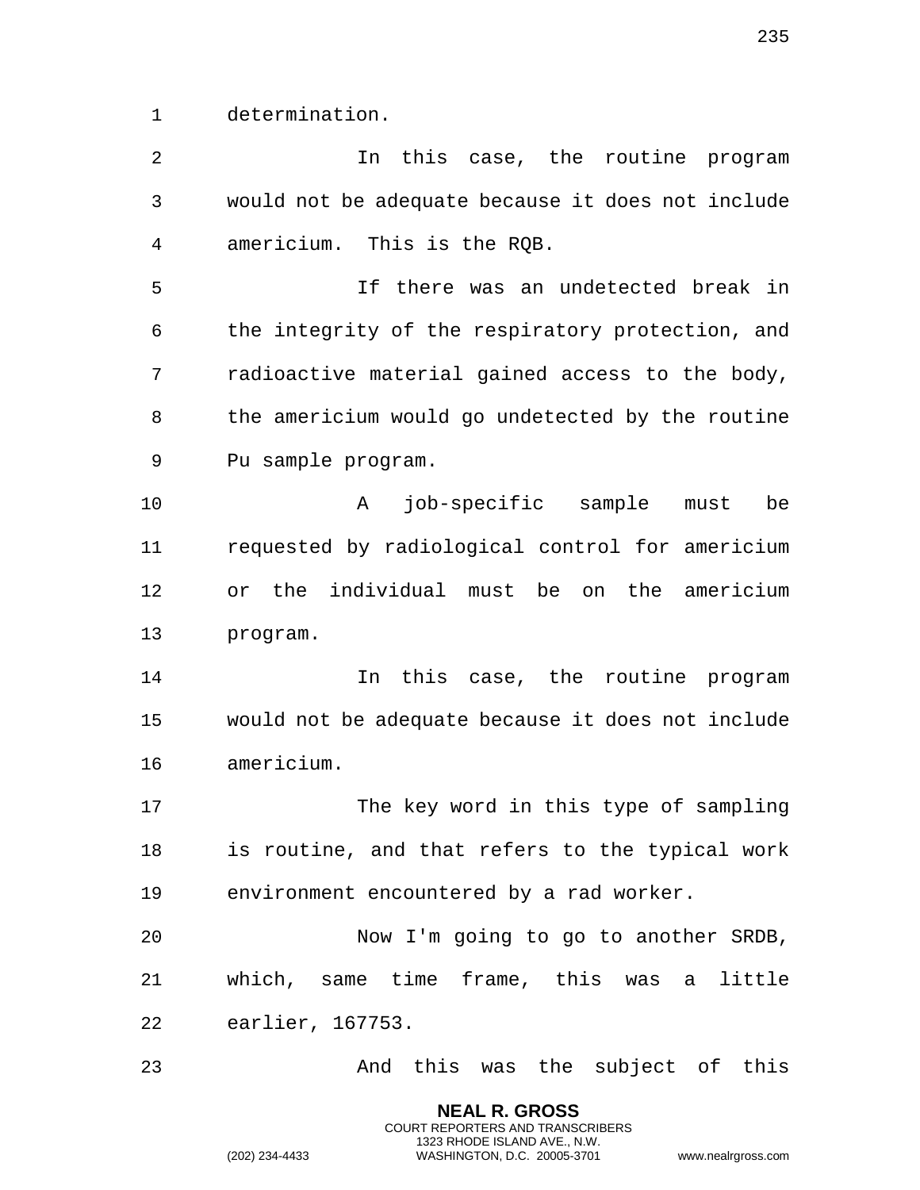determination.

In this case, the routine program would not be adequate because it does not include americium. This is the RQB.

If there was an undetected break in the integrity of the respiratory protection, and radioactive material gained access to the body, the americium would go undetected by the routine Pu sample program.

A job-specific sample must be requested by radiological control for americium or the individual must be on the americium program.

In this case, the routine program would not be adequate because it does not include americium.

The key word in this type of sampling is routine, and that refers to the typical work environment encountered by a rad worker.

Now I'm going to go to another SRDB, which, same time frame, this was a little earlier, 167753.

And this was the subject of this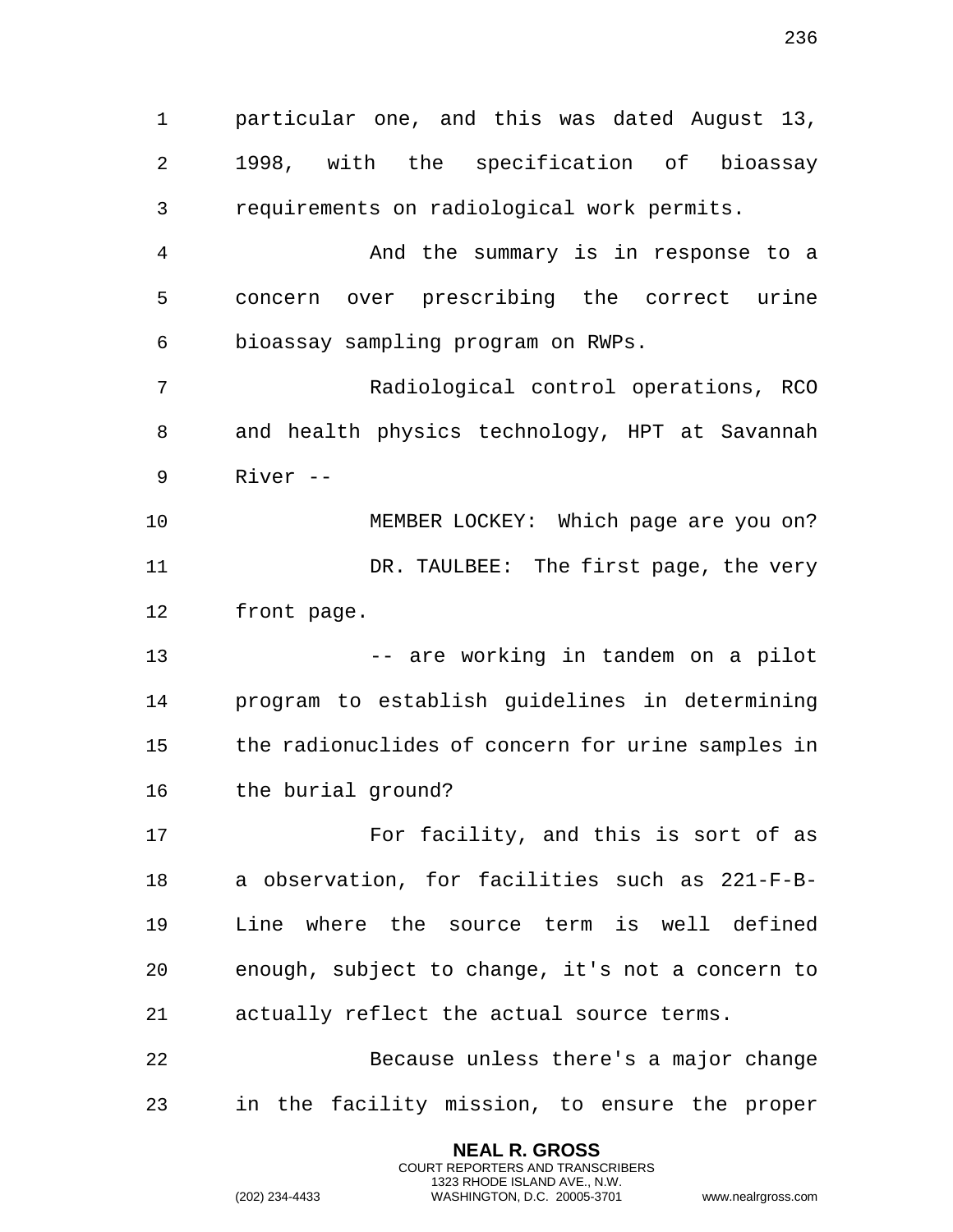particular one, and this was dated August 13, 1998, with the specification of bioassay requirements on radiological work permits.

And the summary is in response to a concern over prescribing the correct urine bioassay sampling program on RWPs.

Radiological control operations, RCO and health physics technology, HPT at Savannah River --

MEMBER LOCKEY: Which page are you on?

DR. TAULBEE: The first page, the very front page.

-- are working in tandem on a pilot program to establish guidelines in determining the radionuclides of concern for urine samples in the burial ground?

For facility, and this is sort of as a observation, for facilities such as 221-F-B-Line where the source term is well defined enough, subject to change, it's not a concern to actually reflect the actual source terms.

Because unless there's a major change in the facility mission, to ensure the proper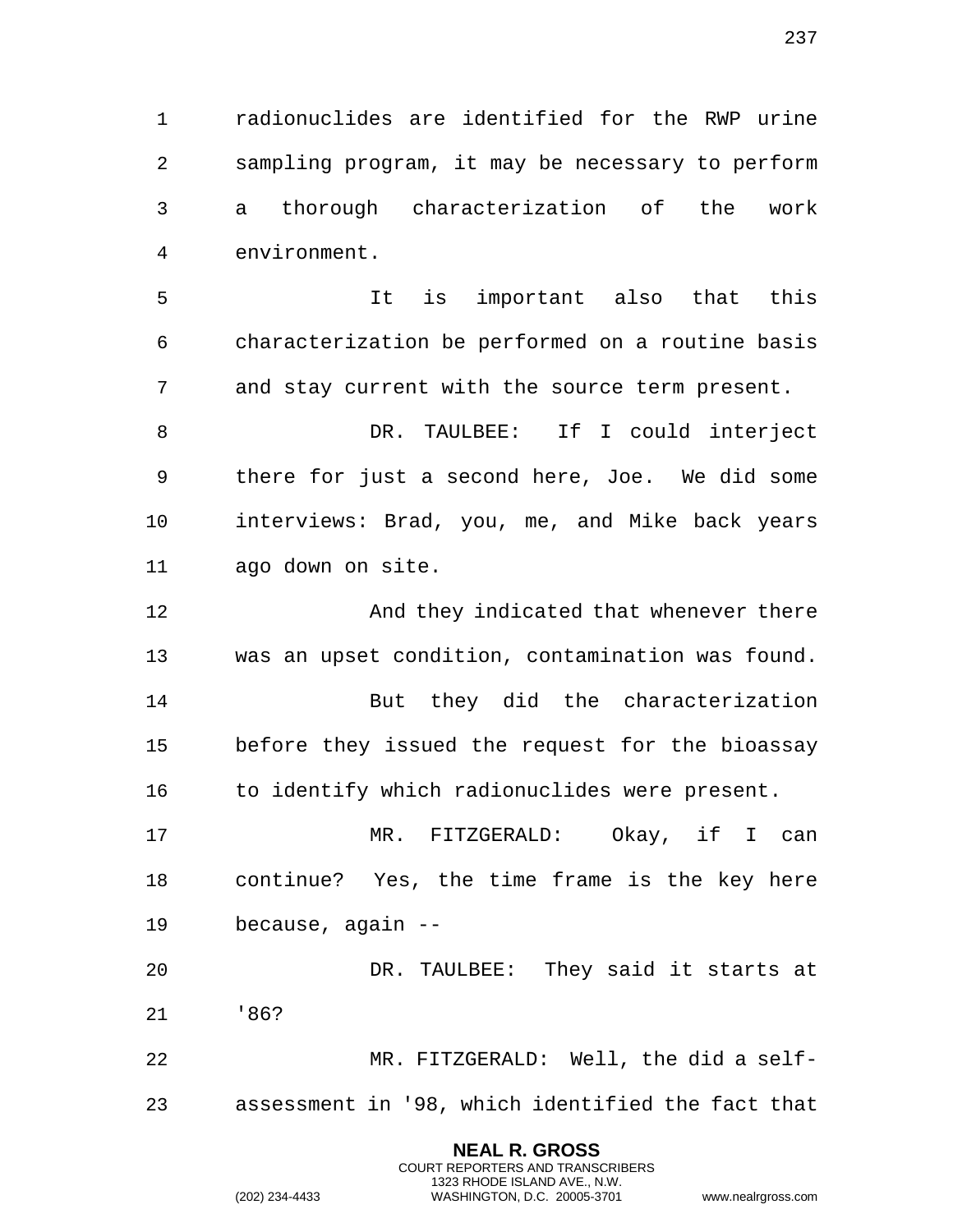radionuclides are identified for the RWP urine sampling program, it may be necessary to perform a thorough characterization of the work environment.

It is important also that this characterization be performed on a routine basis and stay current with the source term present.

DR. TAULBEE: If I could interject there for just a second here, Joe. We did some interviews: Brad, you, me, and Mike back years ago down on site.

And they indicated that whenever there was an upset condition, contamination was found.

But they did the characterization before they issued the request for the bioassay to identify which radionuclides were present.

MR. FITZGERALD: Okay, if I can continue? Yes, the time frame is the key here because, again --

DR. TAULBEE: They said it starts at '86?

MR. FITZGERALD: Well, the did a self-assessment in '98, which identified the fact that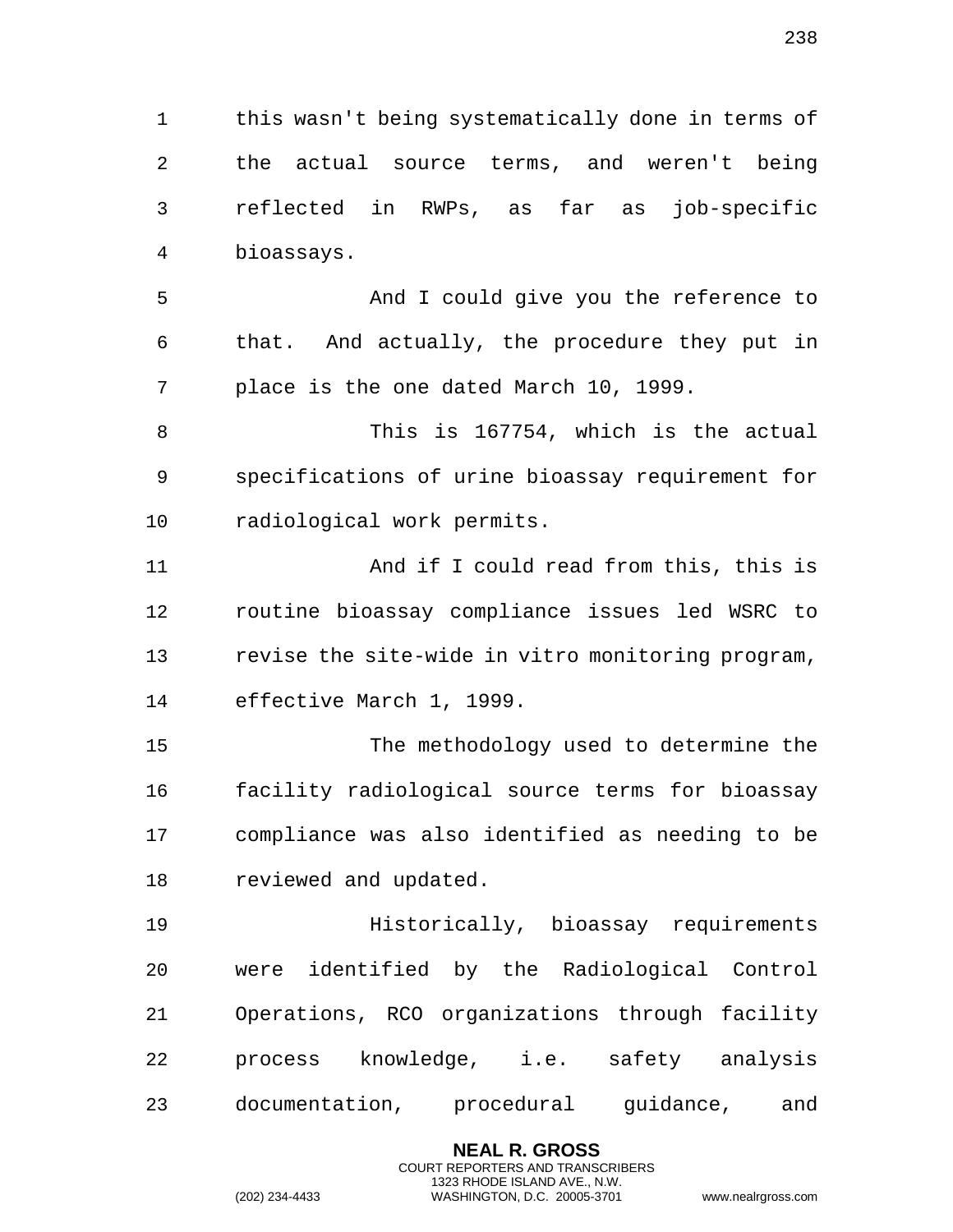this wasn't being systematically done in terms of the actual source terms, and weren't being reflected in RWPs, as far as job-specific bioassays.

And I could give you the reference to that. And actually, the procedure they put in place is the one dated March 10, 1999.

This is 167754, which is the actual specifications of urine bioassay requirement for radiological work permits.

And if I could read from this, this is routine bioassay compliance issues led WSRC to revise the site-wide in vitro monitoring program, effective March 1, 1999.

The methodology used to determine the facility radiological source terms for bioassay compliance was also identified as needing to be reviewed and updated.

Historically, bioassay requirements were identified by the Radiological Control Operations, RCO organizations through facility process knowledge, i.e. safety analysis documentation, procedural guidance, and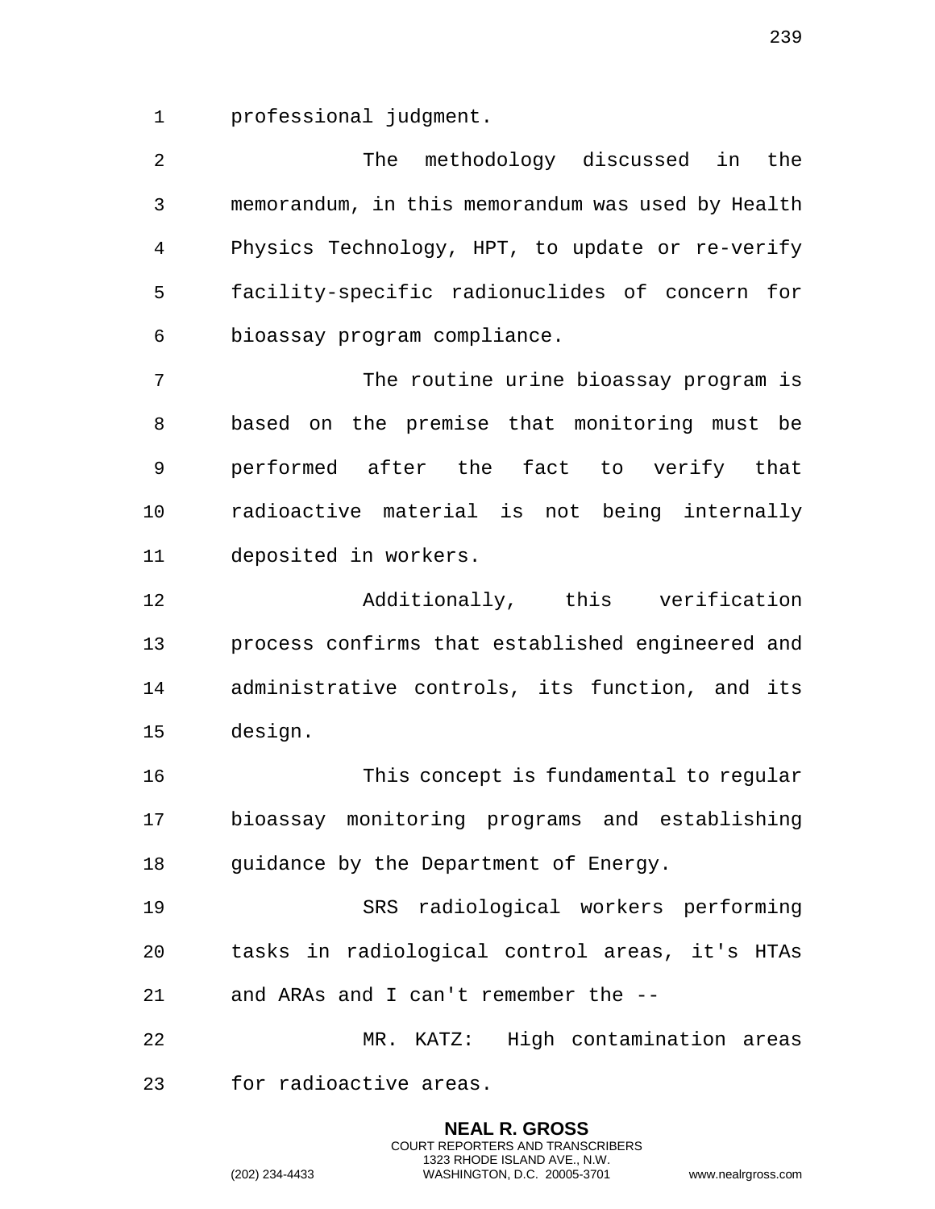professional judgment.

The methodology discussed in the memorandum, in this memorandum was used by Health Physics Technology, HPT, to update or re-verify facility-specific radionuclides of concern for bioassay program compliance.

The routine urine bioassay program is based on the premise that monitoring must be performed after the fact to verify that radioactive material is not being internally deposited in workers.

Additionally, this verification process confirms that established engineered and administrative controls, its function, and its design.

This concept is fundamental to regular bioassay monitoring programs and establishing guidance by the Department of Energy.

SRS radiological workers performing tasks in radiological control areas, it's HTAs and ARAs and I can't remember the --

MR. KATZ: High contamination areas for radioactive areas.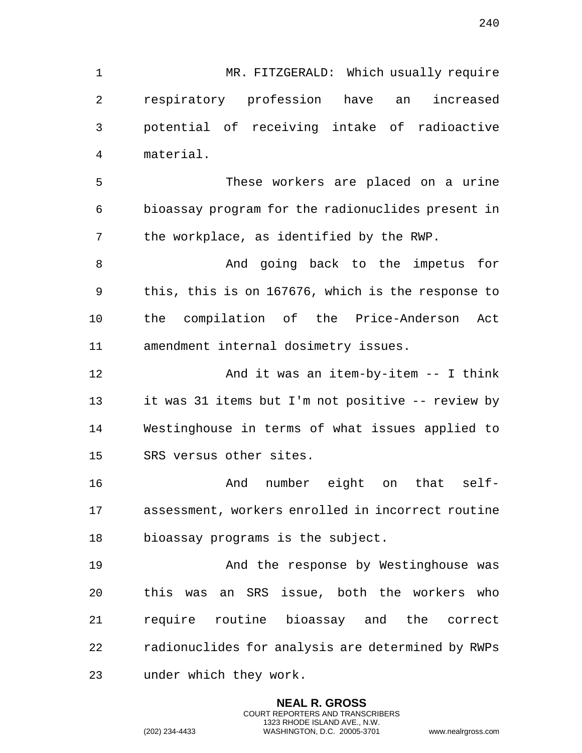MR. FITZGERALD: Which usually require respiratory profession have an increased potential of receiving intake of radioactive material.

These workers are placed on a urine bioassay program for the radionuclides present in the workplace, as identified by the RWP.

And going back to the impetus for this, this is on 167676, which is the response to the compilation of the Price-Anderson Act amendment internal dosimetry issues.

And it was an item-by-item -- I think it was 31 items but I'm not positive -- review by Westinghouse in terms of what issues applied to SRS versus other sites.

And number eight on that self-assessment, workers enrolled in incorrect routine bioassay programs is the subject.

And the response by Westinghouse was this was an SRS issue, both the workers who require routine bioassay and the correct radionuclides for analysis are determined by RWPs under which they work.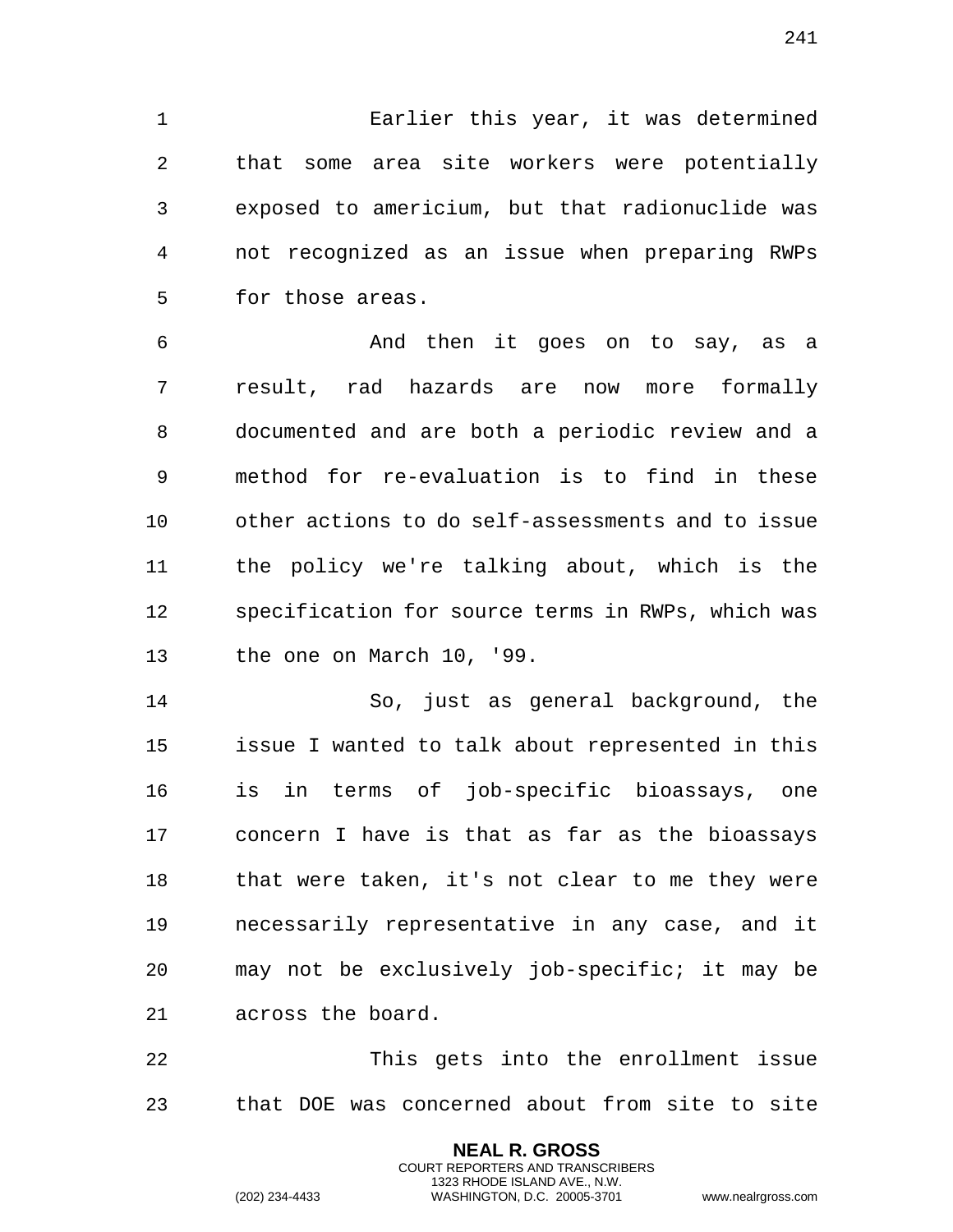Earlier this year, it was determined that some area site workers were potentially exposed to americium, but that radionuclide was not recognized as an issue when preparing RWPs for those areas.

And then it goes on to say, as a result, rad hazards are now more formally documented and are both a periodic review and a method for re-evaluation is to find in these other actions to do self-assessments and to issue the policy we're talking about, which is the specification for source terms in RWPs, which was the one on March 10, '99.

So, just as general background, the issue I wanted to talk about represented in this is in terms of job-specific bioassays, one concern I have is that as far as the bioassays that were taken, it's not clear to me they were necessarily representative in any case, and it may not be exclusively job-specific; it may be across the board.

This gets into the enrollment issue that DOE was concerned about from site to site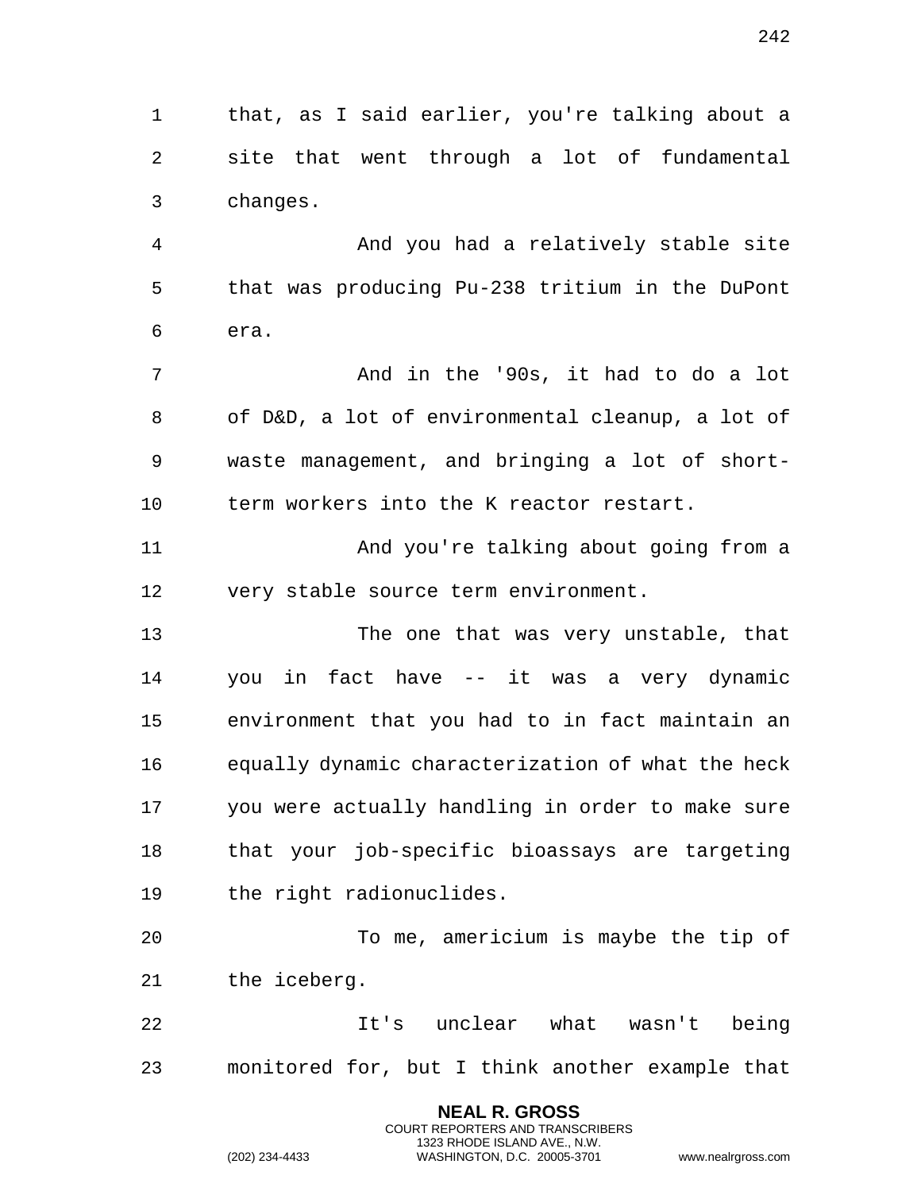that, as I said earlier, you're talking about a site that went through a lot of fundamental changes.

And you had a relatively stable site that was producing Pu-238 tritium in the DuPont era.

And in the '90s, it had to do a lot of D&D, a lot of environmental cleanup, a lot of waste management, and bringing a lot of short-term workers into the K reactor restart.

And you're talking about going from a very stable source term environment.

The one that was very unstable, that you in fact have -- it was a very dynamic environment that you had to in fact maintain an equally dynamic characterization of what the heck you were actually handling in order to make sure that your job-specific bioassays are targeting the right radionuclides.

To me, americium is maybe the tip of the iceberg.

It's unclear what wasn't being monitored for, but I think another example that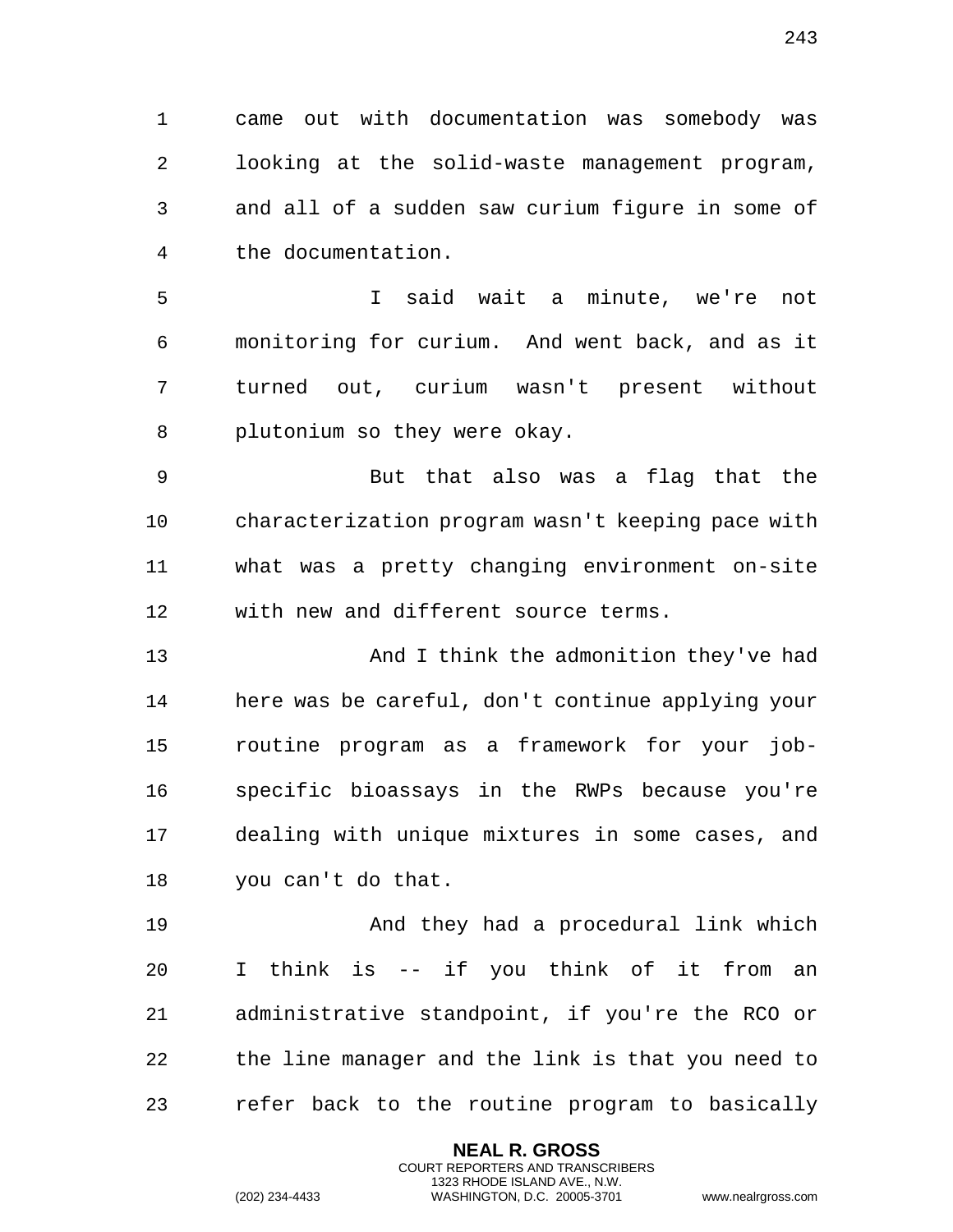came out with documentation was somebody was looking at the solid-waste management program, and all of a sudden saw curium figure in some of the documentation.

I said wait a minute, we're not monitoring for curium. And went back, and as it turned out, curium wasn't present without plutonium so they were okay.

But that also was a flag that the characterization program wasn't keeping pace with what was a pretty changing environment on-site with new and different source terms.

And I think the admonition they've had here was be careful, don't continue applying your routine program as a framework for your job-specific bioassays in the RWPs because you're dealing with unique mixtures in some cases, and you can't do that.

And they had a procedural link which I think is -- if you think of it from an administrative standpoint, if you're the RCO or the line manager and the link is that you need to refer back to the routine program to basically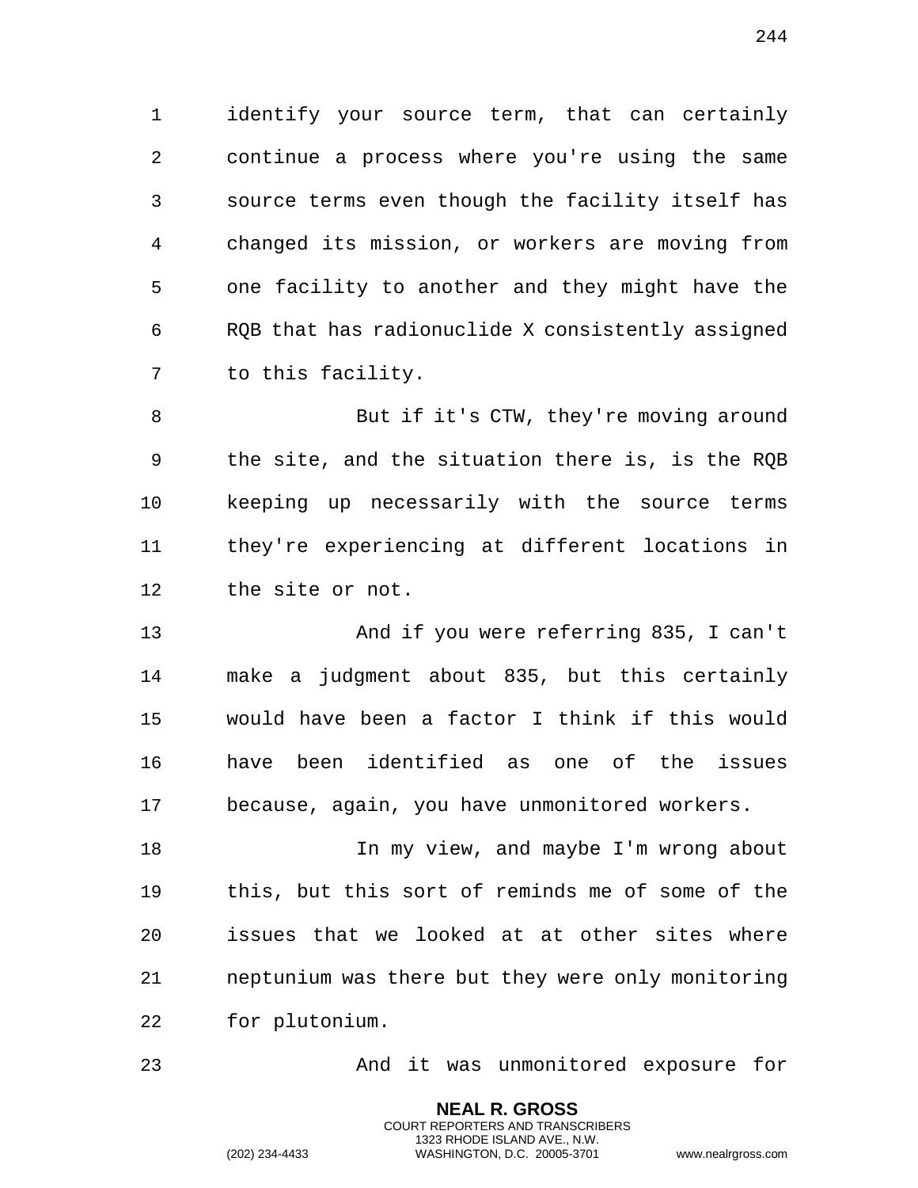identify your source term, that can certainly continue a process where you're using the same source terms even though the facility itself has changed its mission, or workers are moving from one facility to another and they might have the RQB that has radionuclide X consistently assigned to this facility.

But if it's CTW, they're moving around the site, and the situation there is, is the RQB keeping up necessarily with the source terms they're experiencing at different locations in the site or not.

And if you were referring 835, I can't make a judgment about 835, but this certainly would have been a factor I think if this would have been identified as one of the issues because, again, you have unmonitored workers.

In my view, and maybe I'm wrong about this, but this sort of reminds me of some of the issues that we looked at at other sites where neptunium was there but they were only monitoring for plutonium.

And it was unmonitored exposure for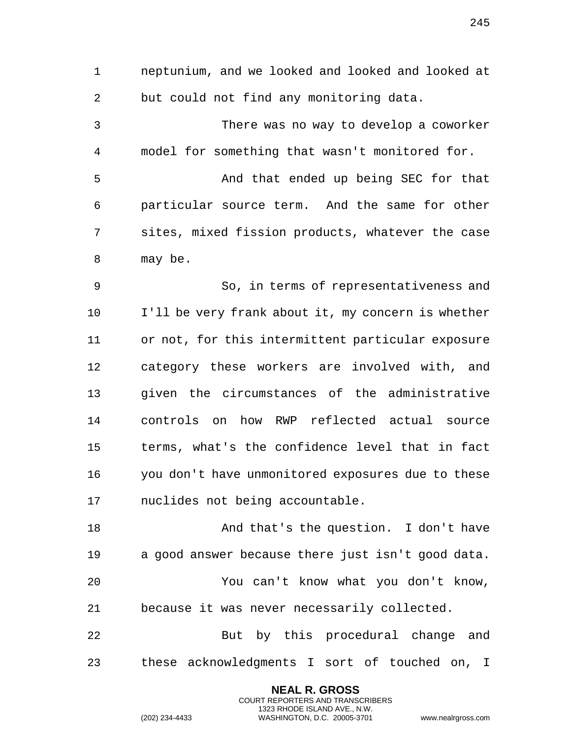neptunium, and we looked and looked and looked at but could not find any monitoring data.

There was no way to develop a coworker model for something that wasn't monitored for.

And that ended up being SEC for that particular source term. And the same for other sites, mixed fission products, whatever the case may be.

So, in terms of representativeness and I'll be very frank about it, my concern is whether or not, for this intermittent particular exposure category these workers are involved with, and given the circumstances of the administrative controls on how RWP reflected actual source terms, what's the confidence level that in fact you don't have unmonitored exposures due to these nuclides not being accountable.

And that's the question. I don't have a good answer because there just isn't good data.

You can't know what you don't know, because it was never necessarily collected.

But by this procedural change and these acknowledgments I sort of touched on, I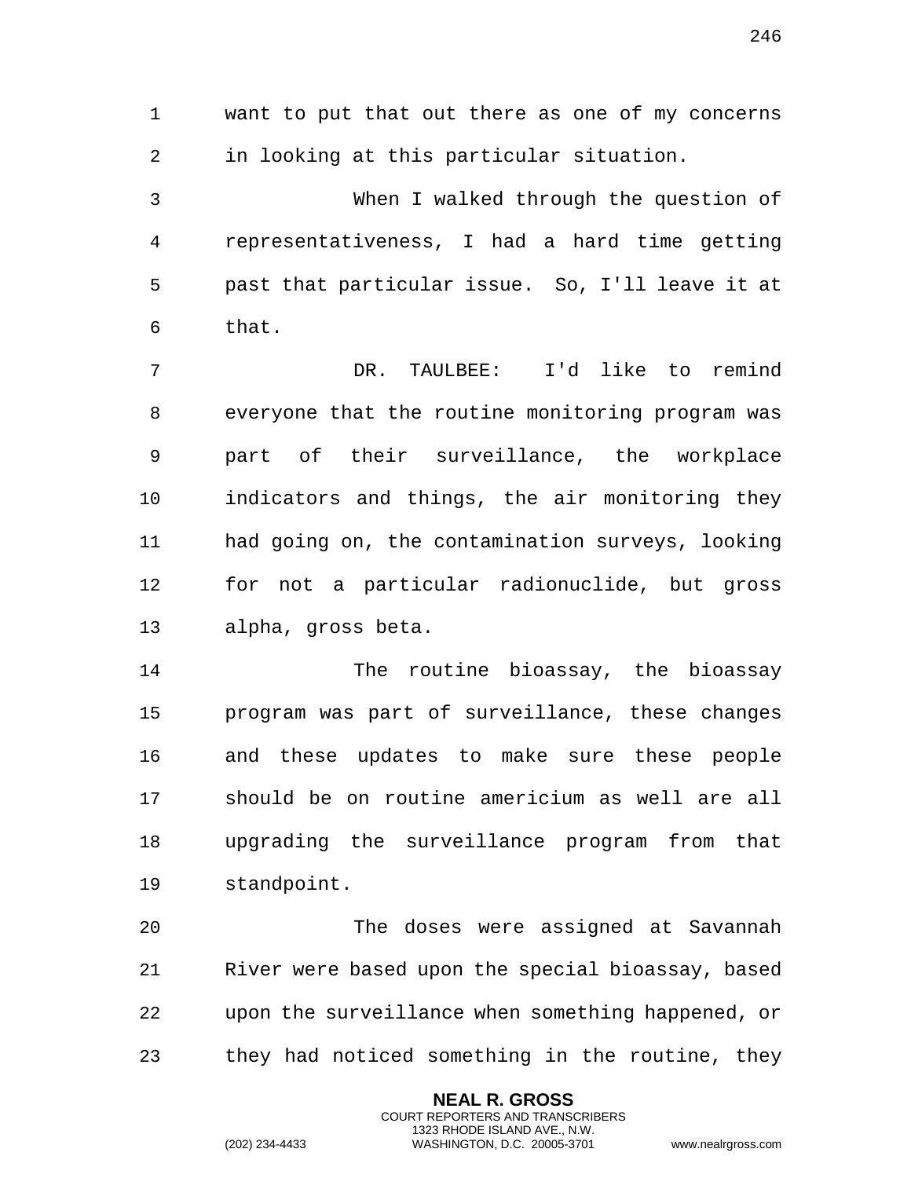want to put that out there as one of my concerns in looking at this particular situation.

When I walked through the question of representativeness, I had a hard time getting past that particular issue. So, I'll leave it at that.

DR. TAULBEE: I'd like to remind everyone that the routine monitoring program was part of their surveillance, the workplace indicators and things, the air monitoring they had going on, the contamination surveys, looking for not a particular radionuclide, but gross alpha, gross beta.

The routine bioassay, the bioassay program was part of surveillance, these changes and these updates to make sure these people should be on routine americium as well are all upgrading the surveillance program from that standpoint.

The doses were assigned at Savannah River were based upon the special bioassay, based upon the surveillance when something happened, or they had noticed something in the routine, they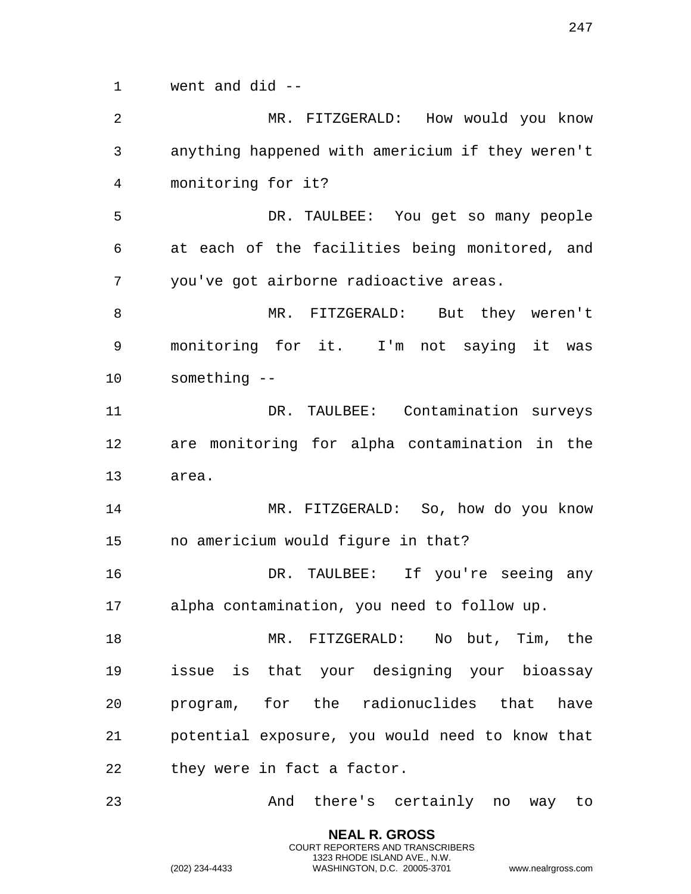went and did --

MR. FITZGERALD: How would you know anything happened with americium if they weren't monitoring for it?

DR. TAULBEE: You get so many people at each of the facilities being monitored, and you've got airborne radioactive areas.

MR. FITZGERALD: But they weren't monitoring for it. I'm not saying it was something --

DR. TAULBEE: Contamination surveys are monitoring for alpha contamination in the area.

MR. FITZGERALD: So, how do you know no americium would figure in that?

DR. TAULBEE: If you're seeing any alpha contamination, you need to follow up.

MR. FITZGERALD: No but, Tim, the issue is that your designing your bioassay program, for the radionuclides that have potential exposure, you would need to know that they were in fact a factor.

And there's certainly no way to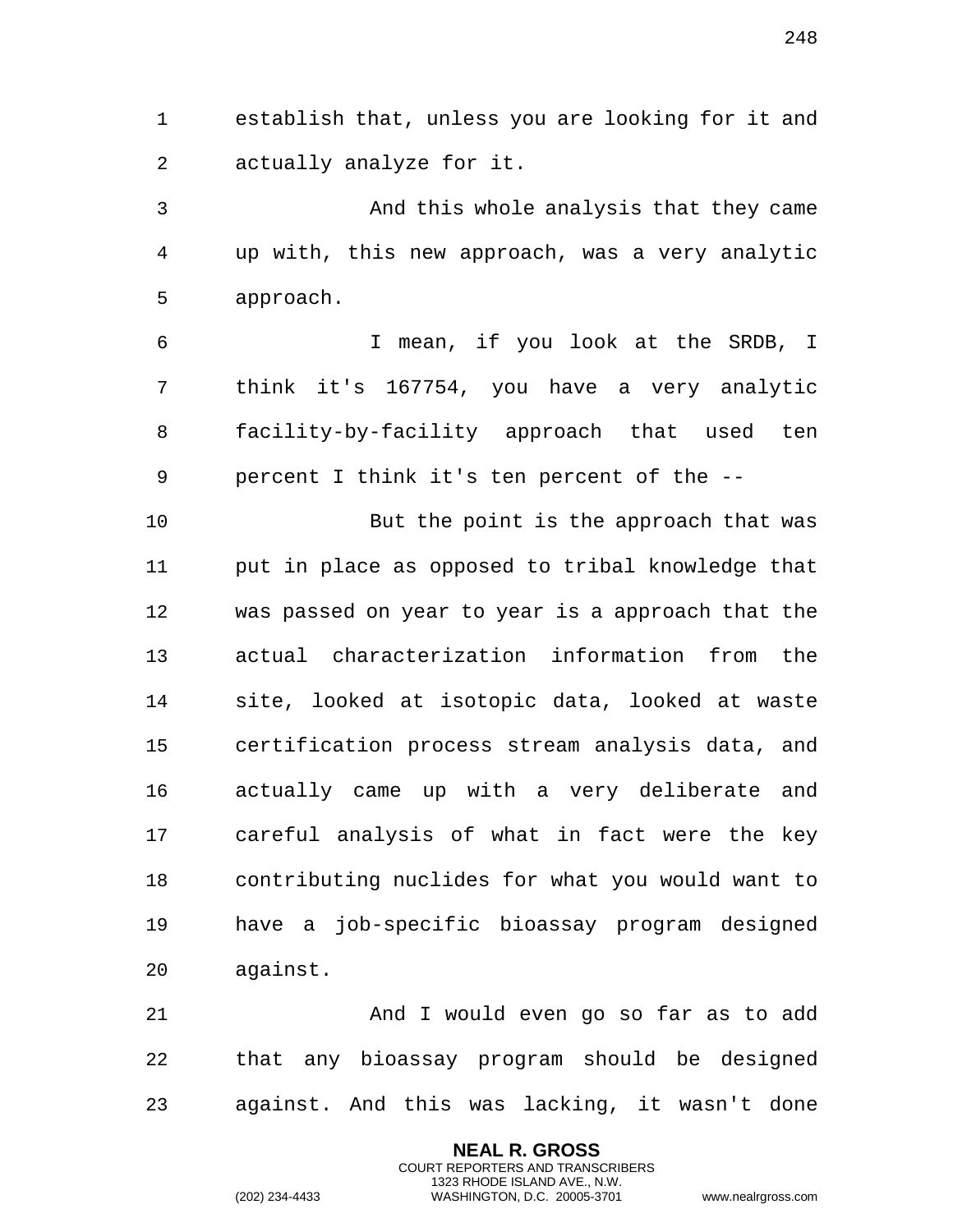establish that, unless you are looking for it and actually analyze for it.

And this whole analysis that they came up with, this new approach, was a very analytic approach.

I mean, if you look at the SRDB, I think it's 167754, you have a very analytic facility-by-facility approach that used ten percent I think it's ten percent of the --

But the point is the approach that was put in place as opposed to tribal knowledge that was passed on year to year is a approach that the actual characterization information from the site, looked at isotopic data, looked at waste certification process stream analysis data, and actually came up with a very deliberate and careful analysis of what in fact were the key contributing nuclides for what you would want to have a job-specific bioassay program designed against.

And I would even go so far as to add that any bioassay program should be designed against. And this was lacking, it wasn't done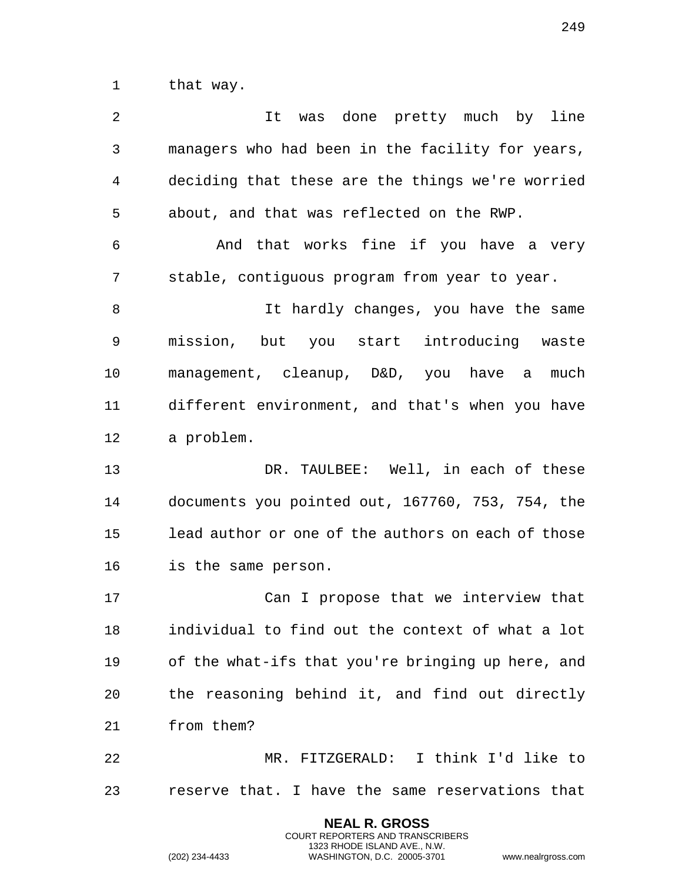that way.

It was done pretty much by line managers who had been in the facility for years, deciding that these are the things we're worried about, and that was reflected on the RWP.

And that works fine if you have a very stable, contiguous program from year to year.

It hardly changes, you have the same mission, but you start introducing waste management, cleanup, D&D, you have a much different environment, and that's when you have a problem.

DR. TAULBEE: Well, in each of these documents you pointed out, 167760, 753, 754, the lead author or one of the authors on each of those is the same person.

Can I propose that we interview that individual to find out the context of what a lot of the what-ifs that you're bringing up here, and the reasoning behind it, and find out directly from them?

MR. FITZGERALD: I think I'd like to reserve that. I have the same reservations that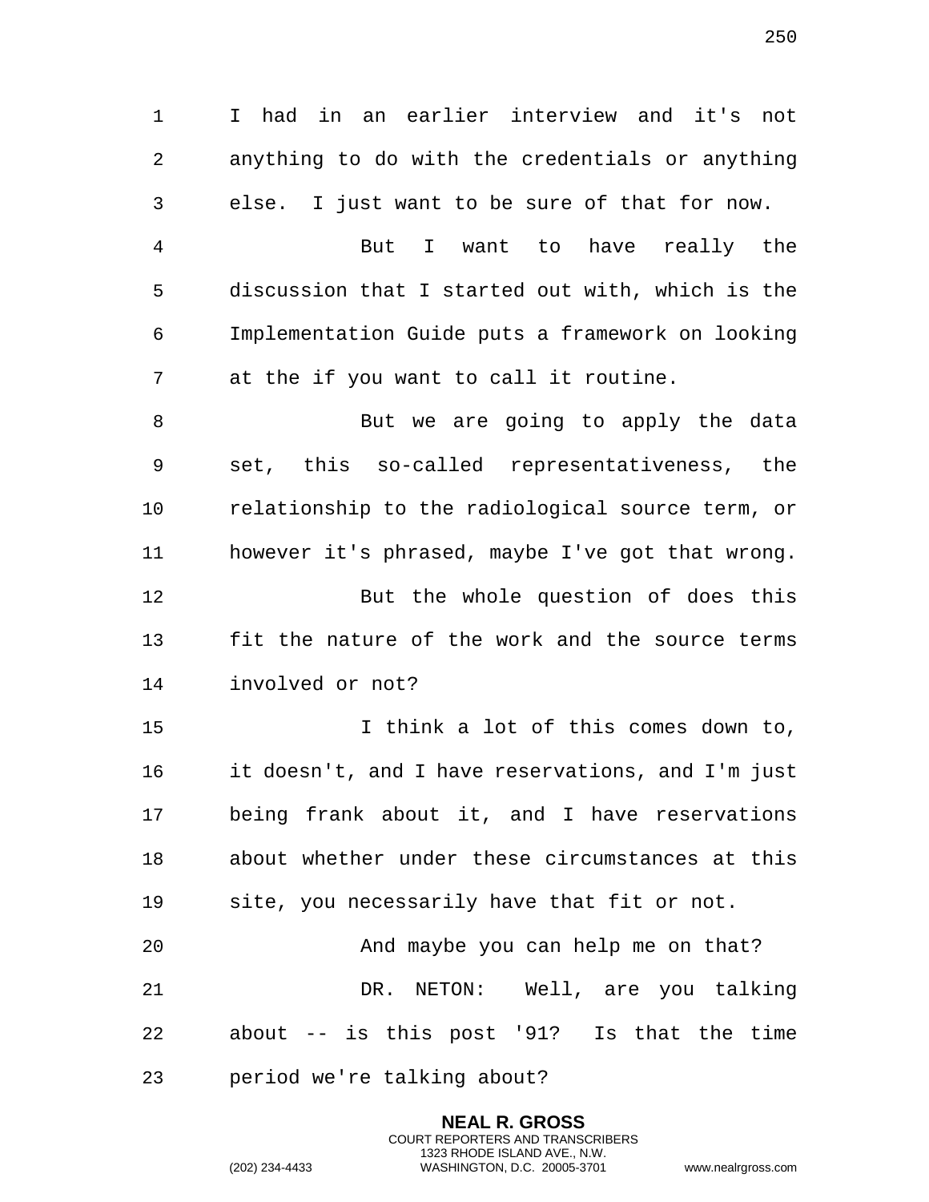I had in an earlier interview and it's not anything to do with the credentials or anything else. I just want to be sure of that for now.

But I want to have really the discussion that I started out with, which is the Implementation Guide puts a framework on looking at the if you want to call it routine.

But we are going to apply the data set, this so-called representativeness, the relationship to the radiological source term, or however it's phrased, maybe I've got that wrong.

But the whole question of does this fit the nature of the work and the source terms involved or not?

I think a lot of this comes down to, it doesn't, and I have reservations, and I'm just being frank about it, and I have reservations about whether under these circumstances at this site, you necessarily have that fit or not.

And maybe you can help me on that?

DR. NETON: Well, are you talking about -- is this post '91? Is that the time period we're talking about?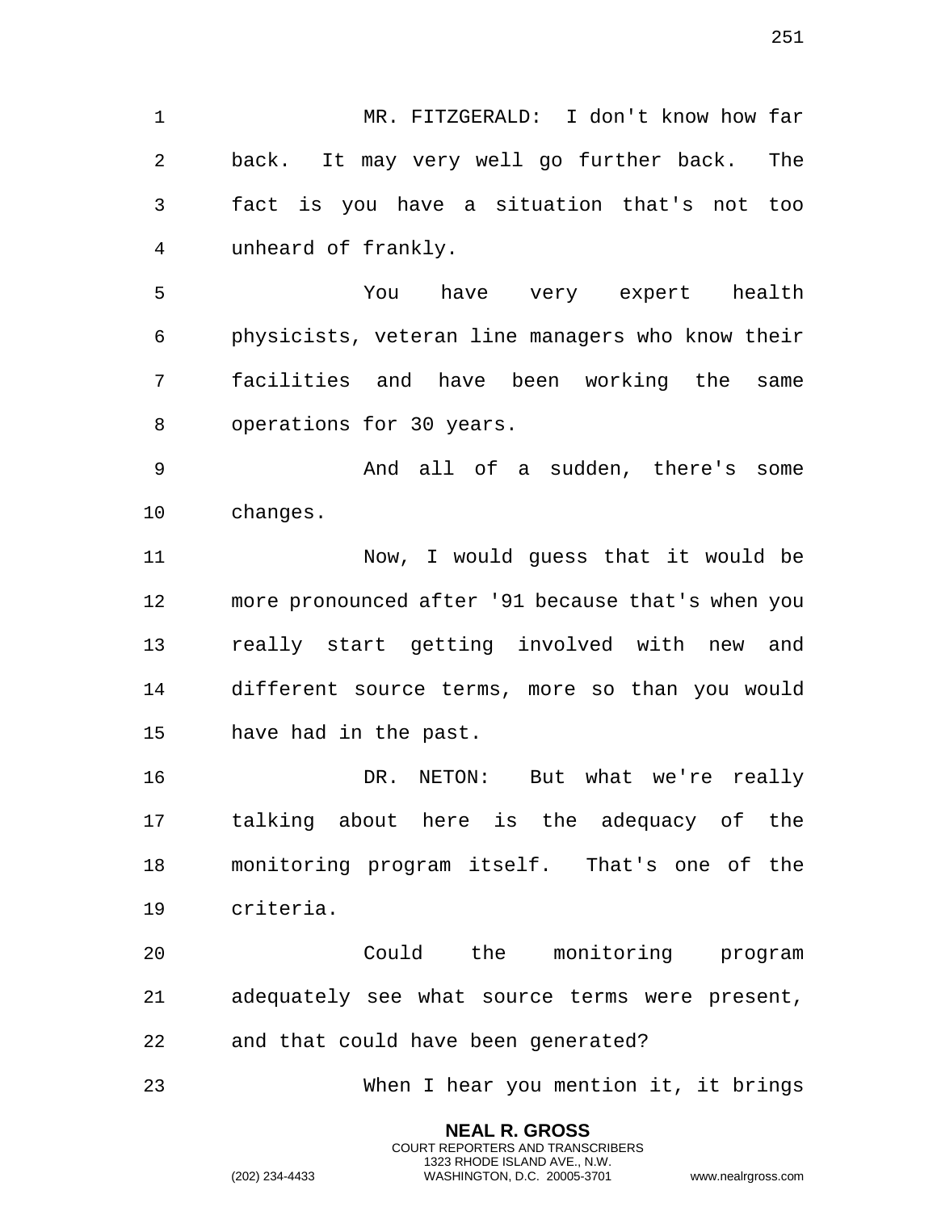MR. FITZGERALD: I don't know how far back. It may very well go further back. The fact is you have a situation that's not too unheard of frankly.

You have very expert health physicists, veteran line managers who know their facilities and have been working the same operations for 30 years.

And all of a sudden, there's some changes.

Now, I would guess that it would be more pronounced after '91 because that's when you really start getting involved with new and different source terms, more so than you would have had in the past.

DR. NETON: But what we're really talking about here is the adequacy of the monitoring program itself. That's one of the criteria.

Could the monitoring program adequately see what source terms were present, and that could have been generated?

When I hear you mention it, it brings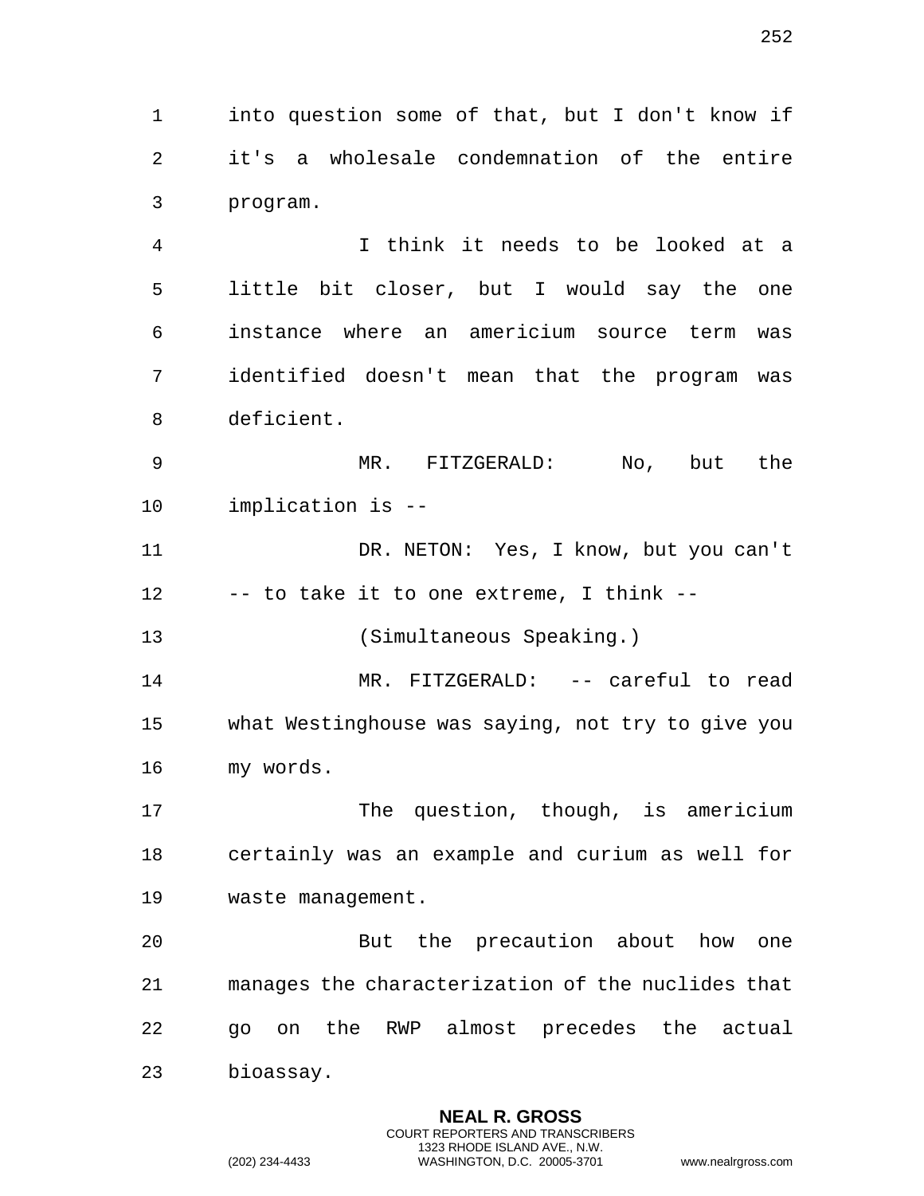into question some of that, but I don't know if it's a wholesale condemnation of the entire program.

I think it needs to be looked at a little bit closer, but I would say the one instance where an americium source term was identified doesn't mean that the program was deficient.

MR. FITZGERALD: No, but the implication is --

DR. NETON: Yes, I know, but you can't -- to take it to one extreme, I think --

(Simultaneous Speaking.)

MR. FITZGERALD: -- careful to read what Westinghouse was saying, not try to give you my words.

The question, though, is americium certainly was an example and curium as well for waste management.

But the precaution about how one manages the characterization of the nuclides that go on the RWP almost precedes the actual bioassay.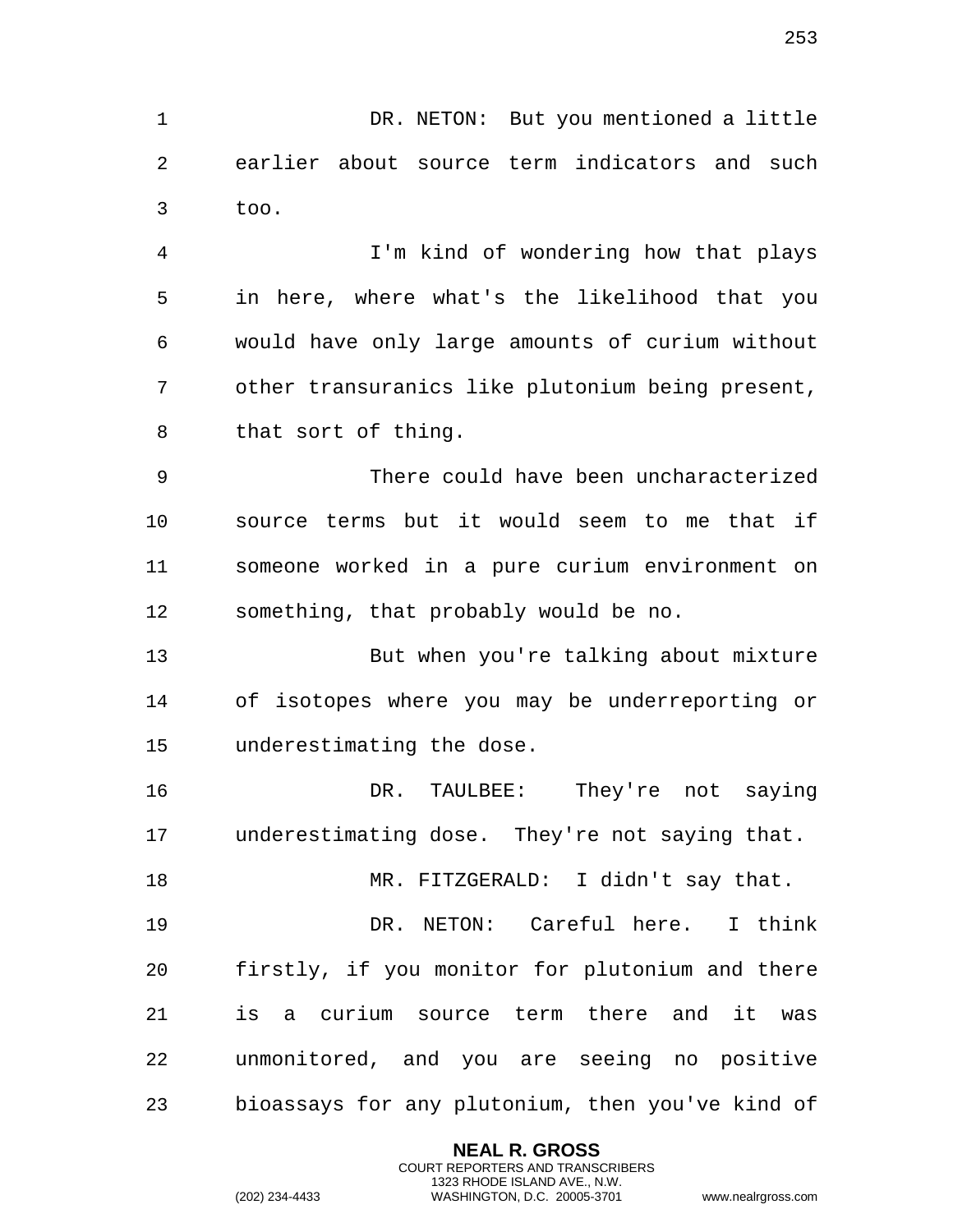DR. NETON: But you mentioned a little earlier about source term indicators and such too.

I'm kind of wondering how that plays in here, where what's the likelihood that you would have only large amounts of curium without other transuranics like plutonium being present, that sort of thing.

There could have been uncharacterized source terms but it would seem to me that if someone worked in a pure curium environment on something, that probably would be no.

But when you're talking about mixture of isotopes where you may be underreporting or underestimating the dose.

DR. TAULBEE: They're not saying underestimating dose. They're not saying that.

MR. FITZGERALD: I didn't say that.

DR. NETON: Careful here. I think firstly, if you monitor for plutonium and there is a curium source term there and it was unmonitored, and you are seeing no positive bioassays for any plutonium, then you've kind of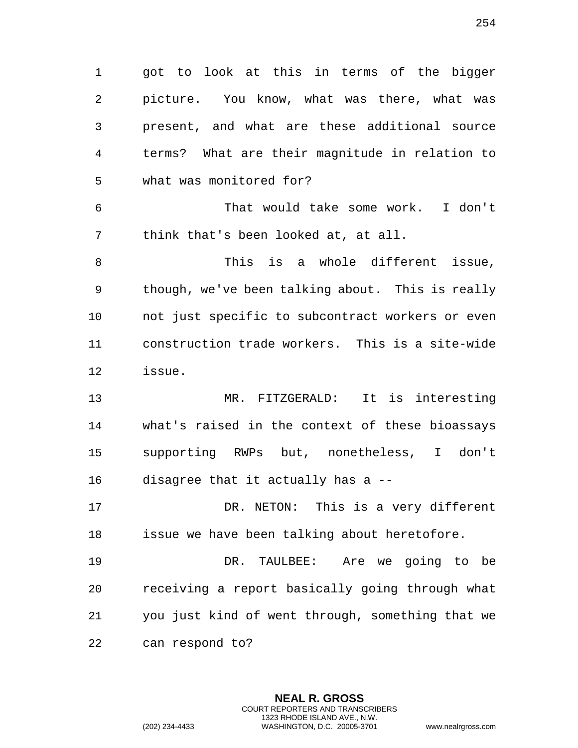got to look at this in terms of the bigger picture. You know, what was there, what was present, and what are these additional source terms? What are their magnitude in relation to what was monitored for?

That would take some work. I don't think that's been looked at, at all.

This is a whole different issue, though, we've been talking about. This is really not just specific to subcontract workers or even construction trade workers. This is a site-wide issue.

MR. FITZGERALD: It is interesting what's raised in the context of these bioassays supporting RWPs but, nonetheless, I don't disagree that it actually has a --

DR. NETON: This is a very different issue we have been talking about heretofore.

DR. TAULBEE: Are we going to be receiving a report basically going through what you just kind of went through, something that we can respond to?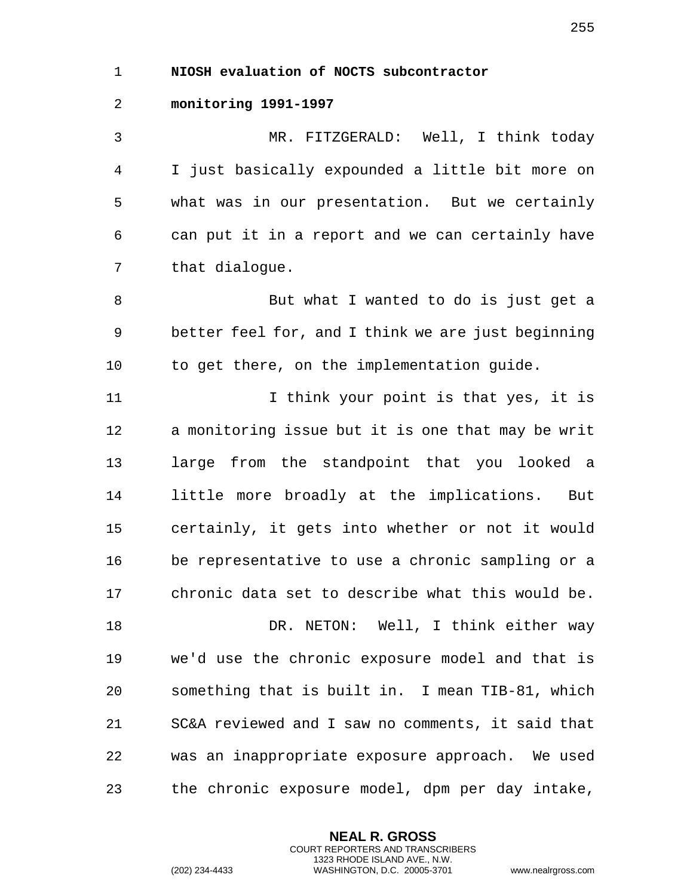**NIOSH evaluation of NOCTS subcontractor monitoring 1991-1997**

MR. FITZGERALD: Well, I think today I just basically expounded a little bit more on what was in our presentation. But we certainly can put it in a report and we can certainly have that dialogue.

But what I wanted to do is just get a better feel for, and I think we are just beginning to get there, on the implementation guide.

I think your point is that yes, it is a monitoring issue but it is one that may be writ large from the standpoint that you looked a little more broadly at the implications. But certainly, it gets into whether or not it would be representative to use a chronic sampling or a chronic data set to describe what this would be.

DR. NETON: Well, I think either way we'd use the chronic exposure model and that is something that is built in. I mean TIB-81, which SC&A reviewed and I saw no comments, it said that was an inappropriate exposure approach. We used the chronic exposure model, dpm per day intake,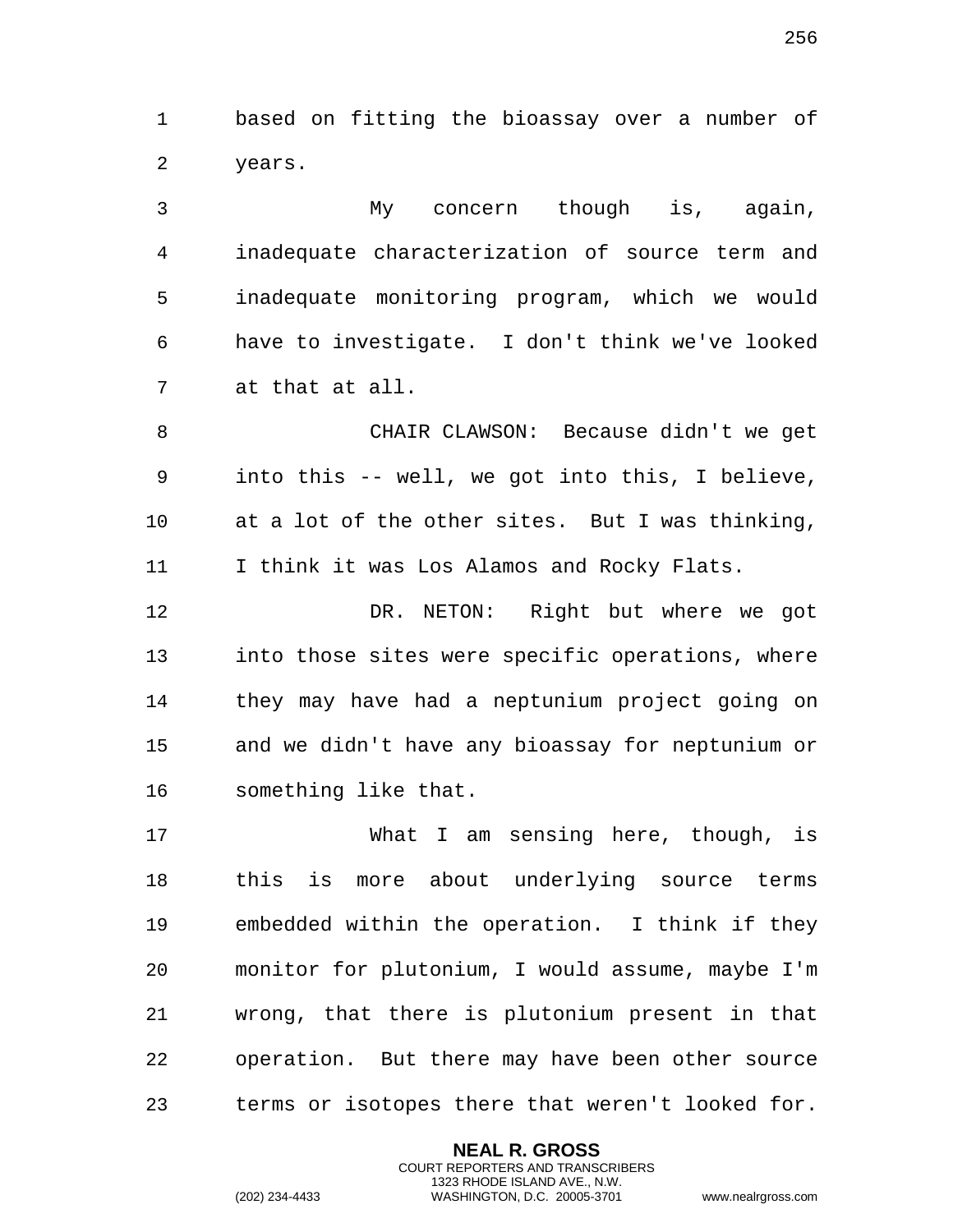based on fitting the bioassay over a number of years.

My concern though is, again, inadequate characterization of source term and inadequate monitoring program, which we would have to investigate. I don't think we've looked at that at all.

CHAIR CLAWSON: Because didn't we get into this -- well, we got into this, I believe, at a lot of the other sites. But I was thinking, I think it was Los Alamos and Rocky Flats.

DR. NETON: Right but where we got into those sites were specific operations, where they may have had a neptunium project going on and we didn't have any bioassay for neptunium or something like that.

What I am sensing here, though, is this is more about underlying source terms embedded within the operation. I think if they monitor for plutonium, I would assume, maybe I'm wrong, that there is plutonium present in that operation. But there may have been other source terms or isotopes there that weren't looked for.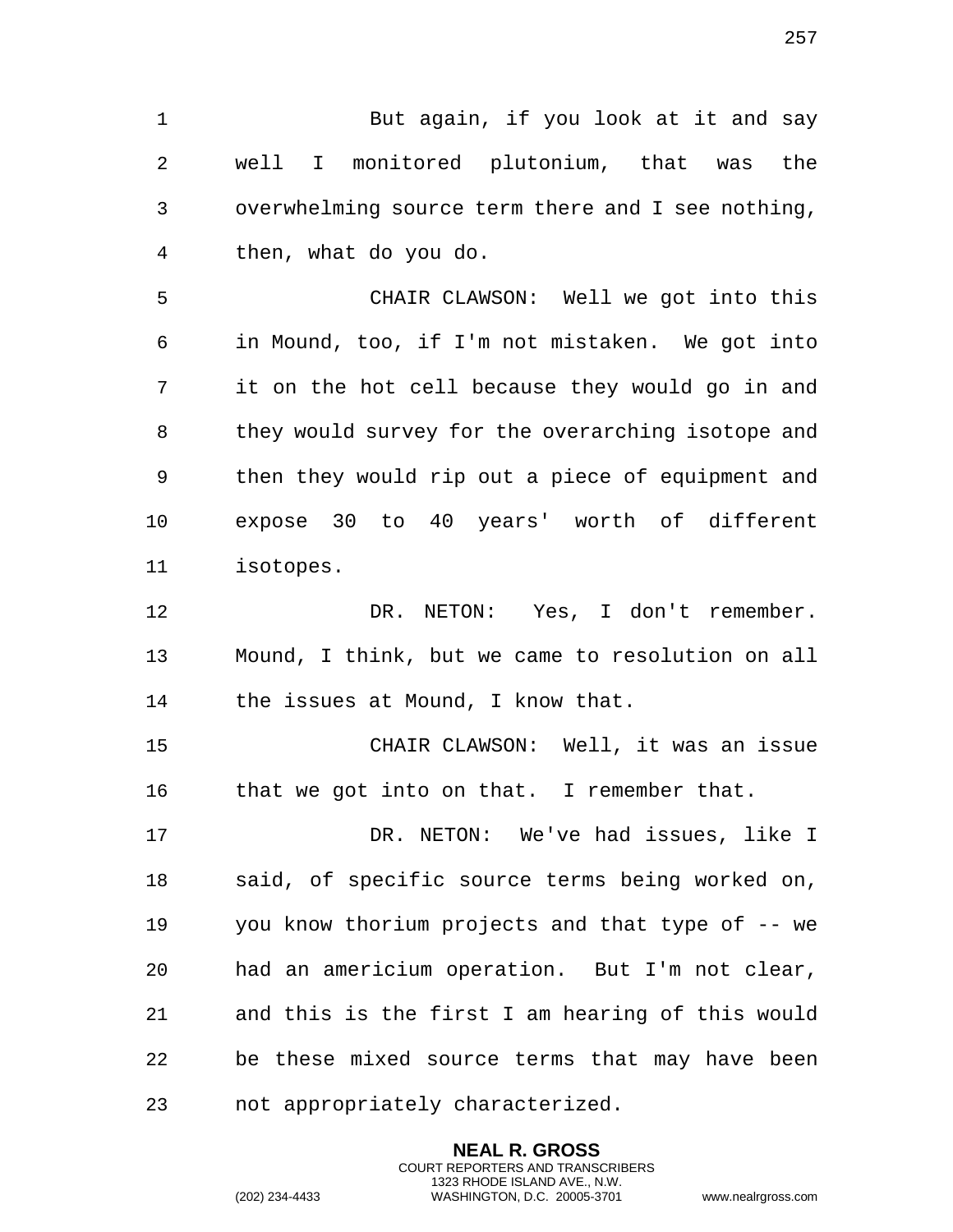But again, if you look at it and say well I monitored plutonium, that was the overwhelming source term there and I see nothing, then, what do you do.

CHAIR CLAWSON: Well we got into this in Mound, too, if I'm not mistaken. We got into it on the hot cell because they would go in and they would survey for the overarching isotope and then they would rip out a piece of equipment and expose 30 to 40 years' worth of different isotopes.

DR. NETON: Yes, I don't remember. Mound, I think, but we came to resolution on all the issues at Mound, I know that.

CHAIR CLAWSON: Well, it was an issue that we got into on that. I remember that.

DR. NETON: We've had issues, like I said, of specific source terms being worked on, you know thorium projects and that type of -- we had an americium operation. But I'm not clear, and this is the first I am hearing of this would be these mixed source terms that may have been not appropriately characterized.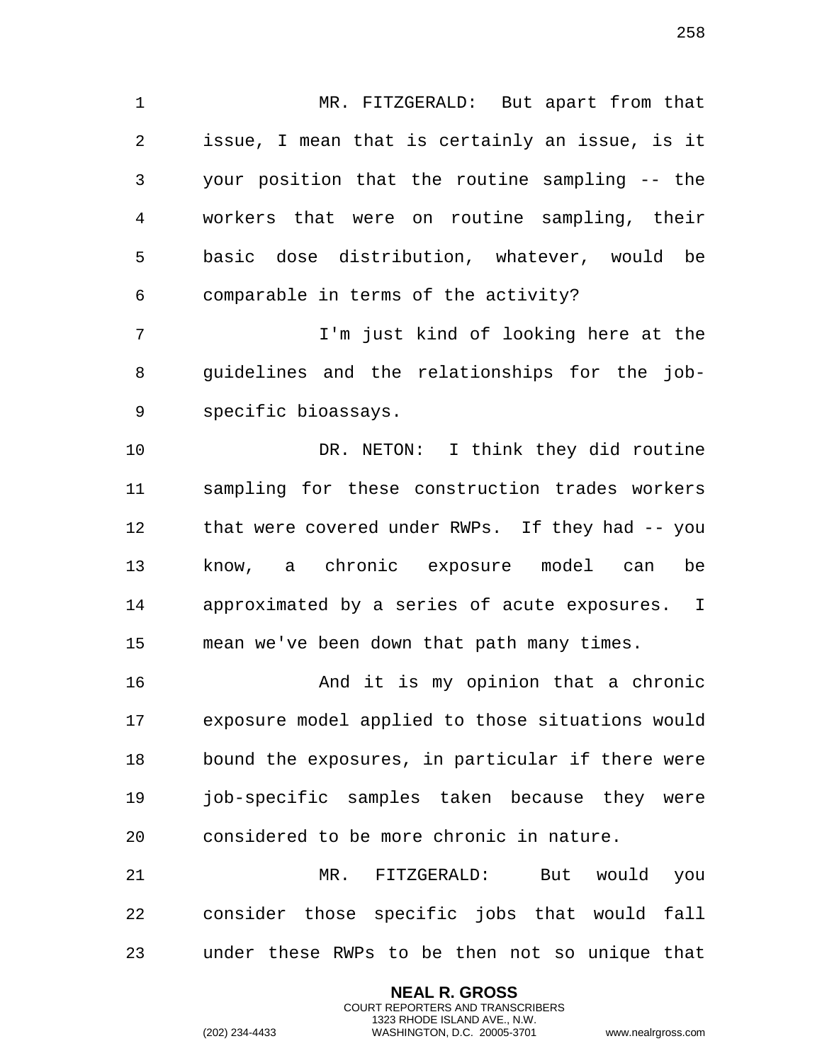MR. FITZGERALD: But apart from that issue, I mean that is certainly an issue, is it your position that the routine sampling -- the workers that were on routine sampling, their basic dose distribution, whatever, would be comparable in terms of the activity?

I'm just kind of looking here at the guidelines and the relationships for the job-specific bioassays.

DR. NETON: I think they did routine sampling for these construction trades workers that were covered under RWPs. If they had -- you know, a chronic exposure model can be approximated by a series of acute exposures. I mean we've been down that path many times.

And it is my opinion that a chronic exposure model applied to those situations would bound the exposures, in particular if there were job-specific samples taken because they were considered to be more chronic in nature.

MR. FITZGERALD: But would you consider those specific jobs that would fall under these RWPs to be then not so unique that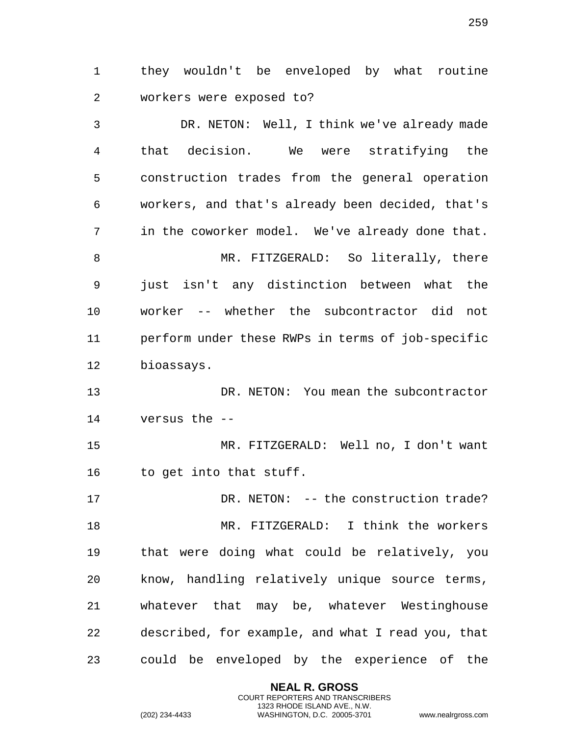they wouldn't be enveloped by what routine workers were exposed to?

DR. NETON: Well, I think we've already made that decision. We were stratifying the construction trades from the general operation workers, and that's already been decided, that's in the coworker model. We've already done that.

MR. FITZGERALD: So literally, there just isn't any distinction between what the worker -- whether the subcontractor did not perform under these RWPs in terms of job-specific bioassays.

DR. NETON: You mean the subcontractor versus the --

MR. FITZGERALD: Well no, I don't want to get into that stuff.

DR. NETON: -- the construction trade?

MR. FITZGERALD: I think the workers that were doing what could be relatively, you know, handling relatively unique source terms, whatever that may be, whatever Westinghouse described, for example, and what I read you, that could be enveloped by the experience of the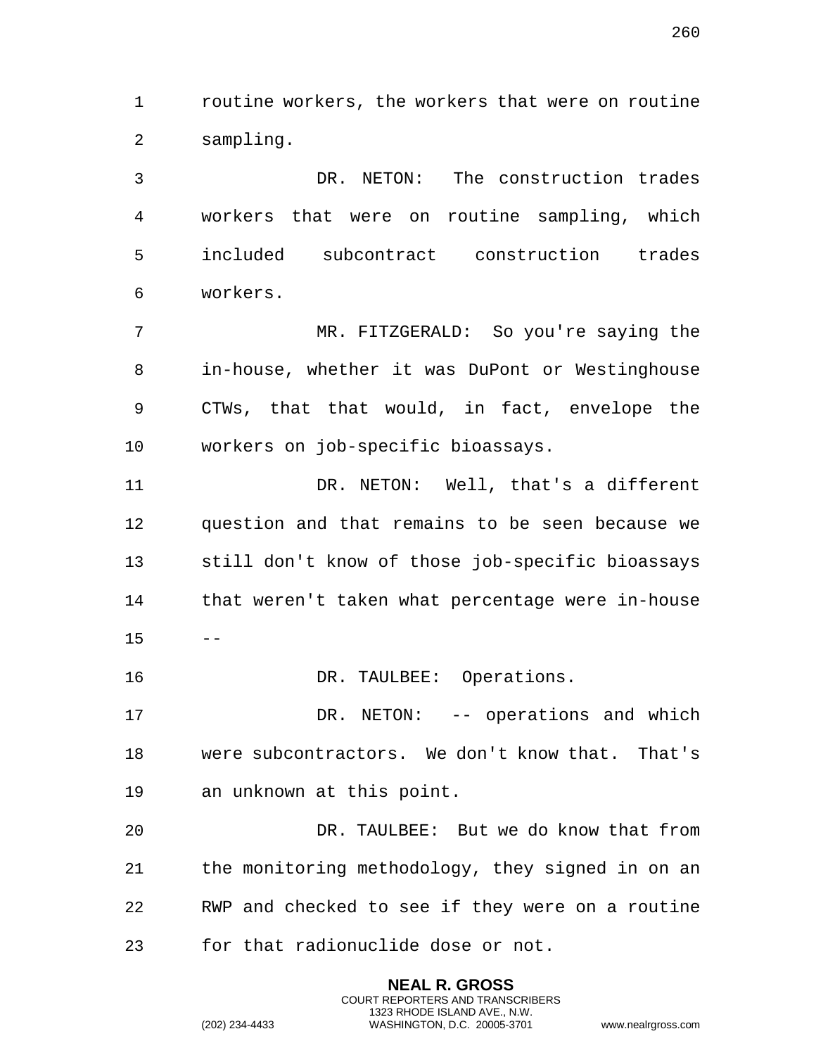routine workers, the workers that were on routine sampling.

DR. NETON: The construction trades workers that were on routine sampling, which included subcontract construction trades workers.

MR. FITZGERALD: So you're saying the in-house, whether it was DuPont or Westinghouse CTWs, that that would, in fact, envelope the workers on job-specific bioassays.

DR. NETON: Well, that's a different question and that remains to be seen because we still don't know of those job-specific bioassays that weren't taken what percentage were in-house --

DR. TAULBEE: Operations.

DR. NETON: -- operations and which were subcontractors. We don't know that. That's an unknown at this point.

DR. TAULBEE: But we do know that from the monitoring methodology, they signed in on an RWP and checked to see if they were on a routine for that radionuclide dose or not.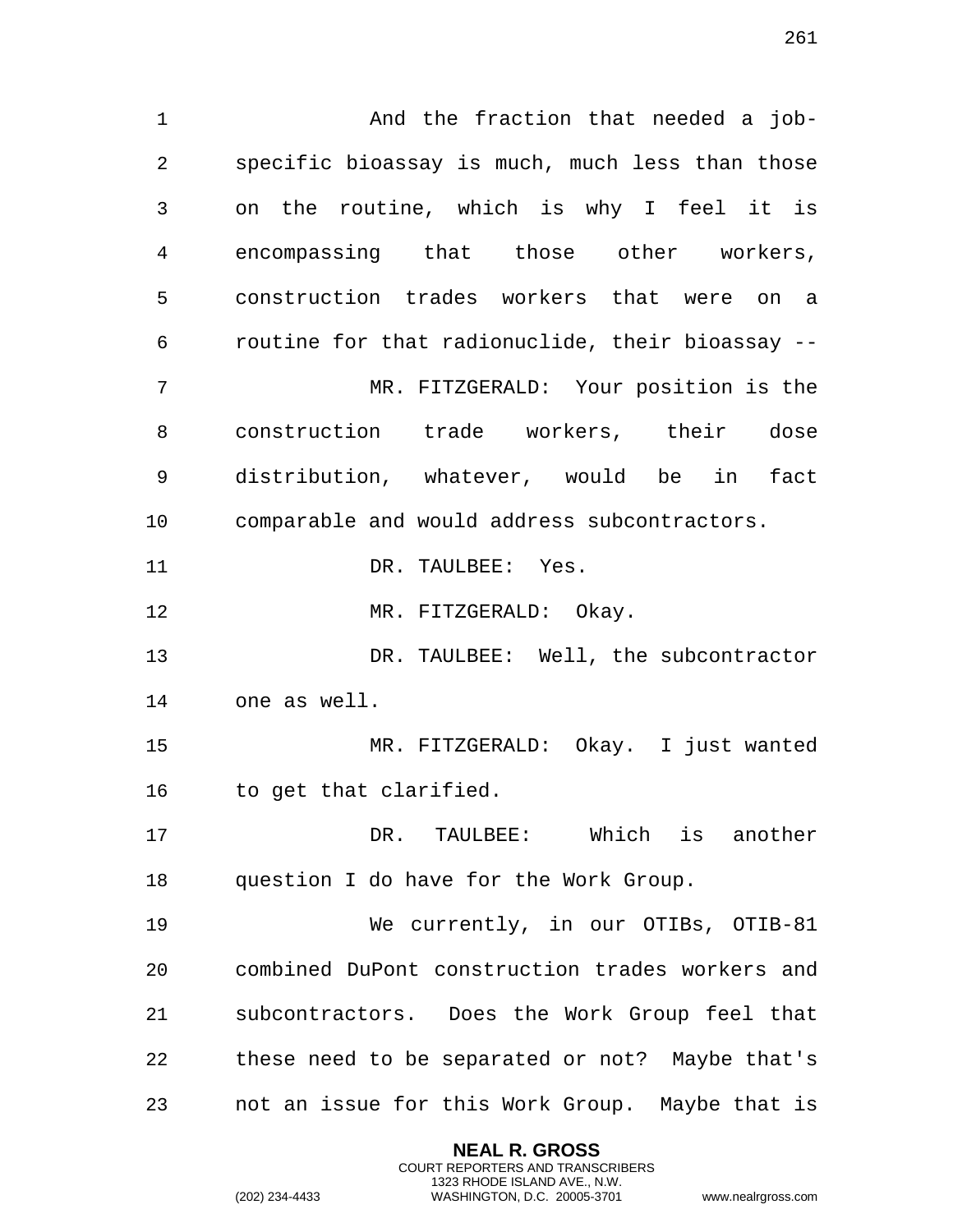And the fraction that needed a job-specific bioassay is much, much less than those on the routine, which is why I feel it is encompassing that those other workers, construction trades workers that were on a routine for that radionuclide, their bioassay --

MR. FITZGERALD: Your position is the construction trade workers, their dose distribution, whatever, would be in fact comparable and would address subcontractors.

DR. TAULBEE: Yes.

MR. FITZGERALD: Okay.

DR. TAULBEE: Well, the subcontractor one as well.

MR. FITZGERALD: Okay. I just wanted to get that clarified.

DR. TAULBEE: Which is another question I do have for the Work Group.

We currently, in our OTIBs, OTIB-81 combined DuPont construction trades workers and subcontractors. Does the Work Group feel that these need to be separated or not? Maybe that's not an issue for this Work Group. Maybe that is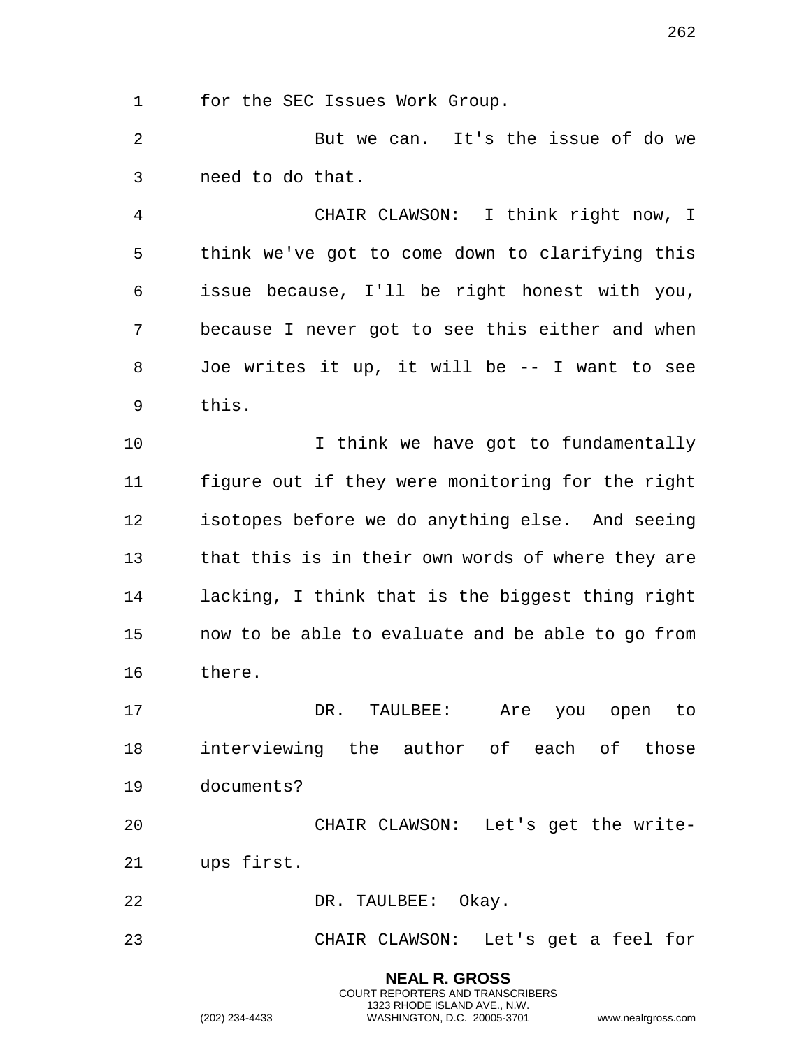for the SEC Issues Work Group.

But we can. It's the issue of do we need to do that.

CHAIR CLAWSON: I think right now, I think we've got to come down to clarifying this issue because, I'll be right honest with you, because I never got to see this either and when Joe writes it up, it will be -- I want to see this.

I think we have got to fundamentally figure out if they were monitoring for the right isotopes before we do anything else. And seeing that this is in their own words of where they are lacking, I think that is the biggest thing right now to be able to evaluate and be able to go from there.

DR. TAULBEE: Are you open to interviewing the author of each of those documents?

CHAIR CLAWSON: Let's get the write-ups first.

DR. TAULBEE: Okay.

CHAIR CLAWSON: Let's get a feel for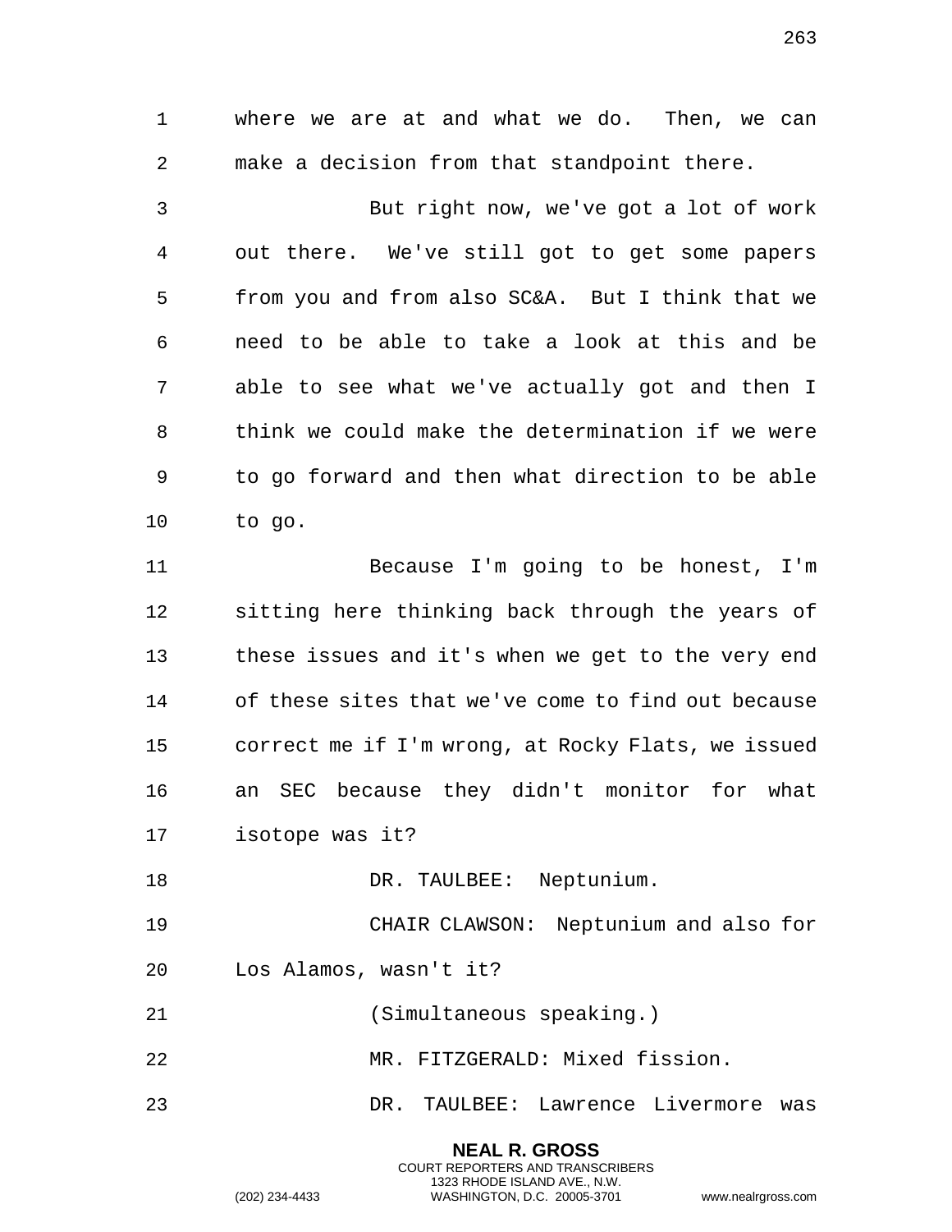where we are at and what we do. Then, we can make a decision from that standpoint there.

But right now, we've got a lot of work out there. We've still got to get some papers from you and from also SC&A. But I think that we need to be able to take a look at this and be able to see what we've actually got and then I think we could make the determination if we were to go forward and then what direction to be able to go.

Because I'm going to be honest, I'm sitting here thinking back through the years of these issues and it's when we get to the very end of these sites that we've come to find out because correct me if I'm wrong, at Rocky Flats, we issued an SEC because they didn't monitor for what isotope was it?

DR. TAULBEE: Neptunium.

CHAIR CLAWSON: Neptunium and also for Los Alamos, wasn't it?

(Simultaneous speaking.)

MR. FITZGERALD: Mixed fission.

DR. TAULBEE: Lawrence Livermore was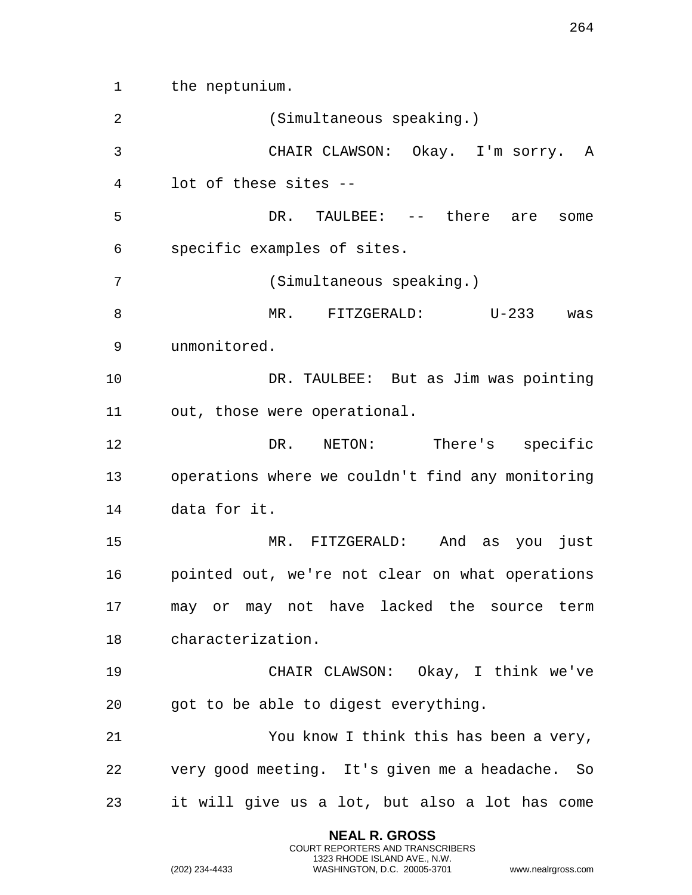the neptunium.

(Simultaneous speaking.)

CHAIR CLAWSON: Okay. I'm sorry. A lot of these sites --

DR. TAULBEE: -- there are some specific examples of sites.

(Simultaneous speaking.)

MR. FITZGERALD: U-233 was unmonitored.

DR. TAULBEE: But as Jim was pointing out, those were operational.

DR. NETON: There's specific operations where we couldn't find any monitoring data for it.

MR. FITZGERALD: And as you just pointed out, we're not clear on what operations may or may not have lacked the source term characterization.

CHAIR CLAWSON: Okay, I think we've got to be able to digest everything.

You know I think this has been a very, very good meeting. It's given me a headache. So it will give us a lot, but also a lot has come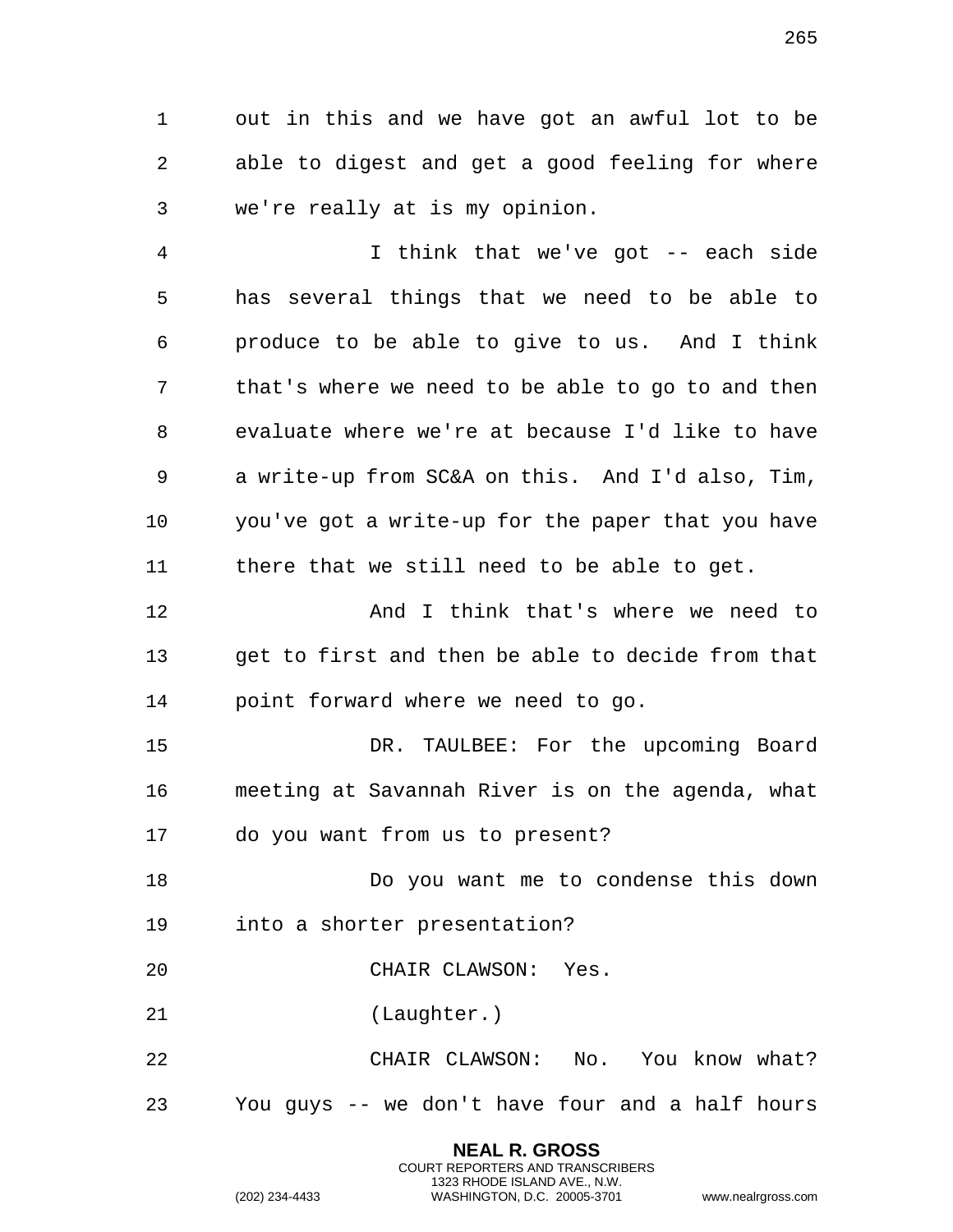out in this and we have got an awful lot to be able to digest and get a good feeling for where we're really at is my opinion.

I think that we've got -- each side has several things that we need to be able to produce to be able to give to us. And I think that's where we need to be able to go to and then evaluate where we're at because I'd like to have a write-up from SC&A on this. And I'd also, Tim, you've got a write-up for the paper that you have there that we still need to be able to get.

And I think that's where we need to get to first and then be able to decide from that point forward where we need to go.

DR. TAULBEE: For the upcoming Board meeting at Savannah River is on the agenda, what do you want from us to present?

Do you want me to condense this down into a shorter presentation?

CHAIR CLAWSON: Yes.

(Laughter.)

CHAIR CLAWSON: No. You know what? You guys -- we don't have four and a half hours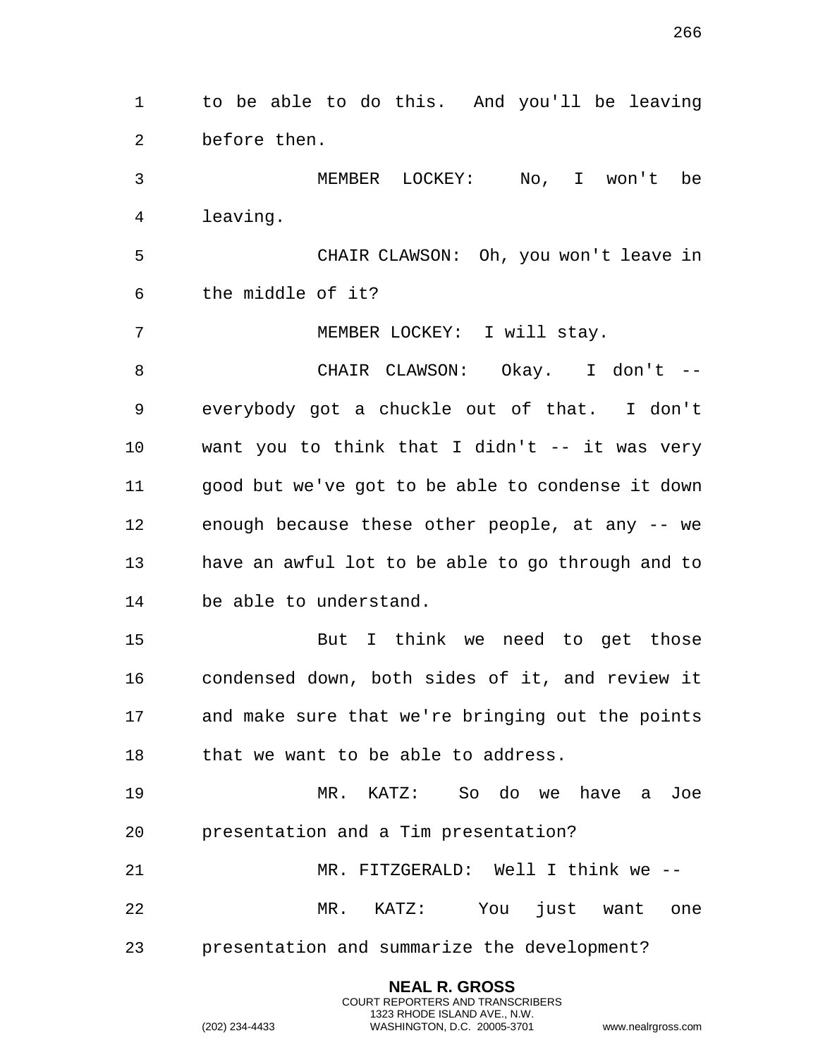to be able to do this. And you'll be leaving before then.

MEMBER LOCKEY: No, I won't be leaving.

CHAIR CLAWSON: Oh, you won't leave in the middle of it?

MEMBER LOCKEY: I will stay.

CHAIR CLAWSON: Okay. I don't -- everybody got a chuckle out of that. I don't want you to think that I didn't -- it was very good but we've got to be able to condense it down enough because these other people, at any -- we have an awful lot to be able to go through and to be able to understand.

But I think we need to get those condensed down, both sides of it, and review it and make sure that we're bringing out the points that we want to be able to address.

MR. KATZ: So do we have a Joe presentation and a Tim presentation?

MR. FITZGERALD: Well I think we --

MR. KATZ: You just want one presentation and summarize the development?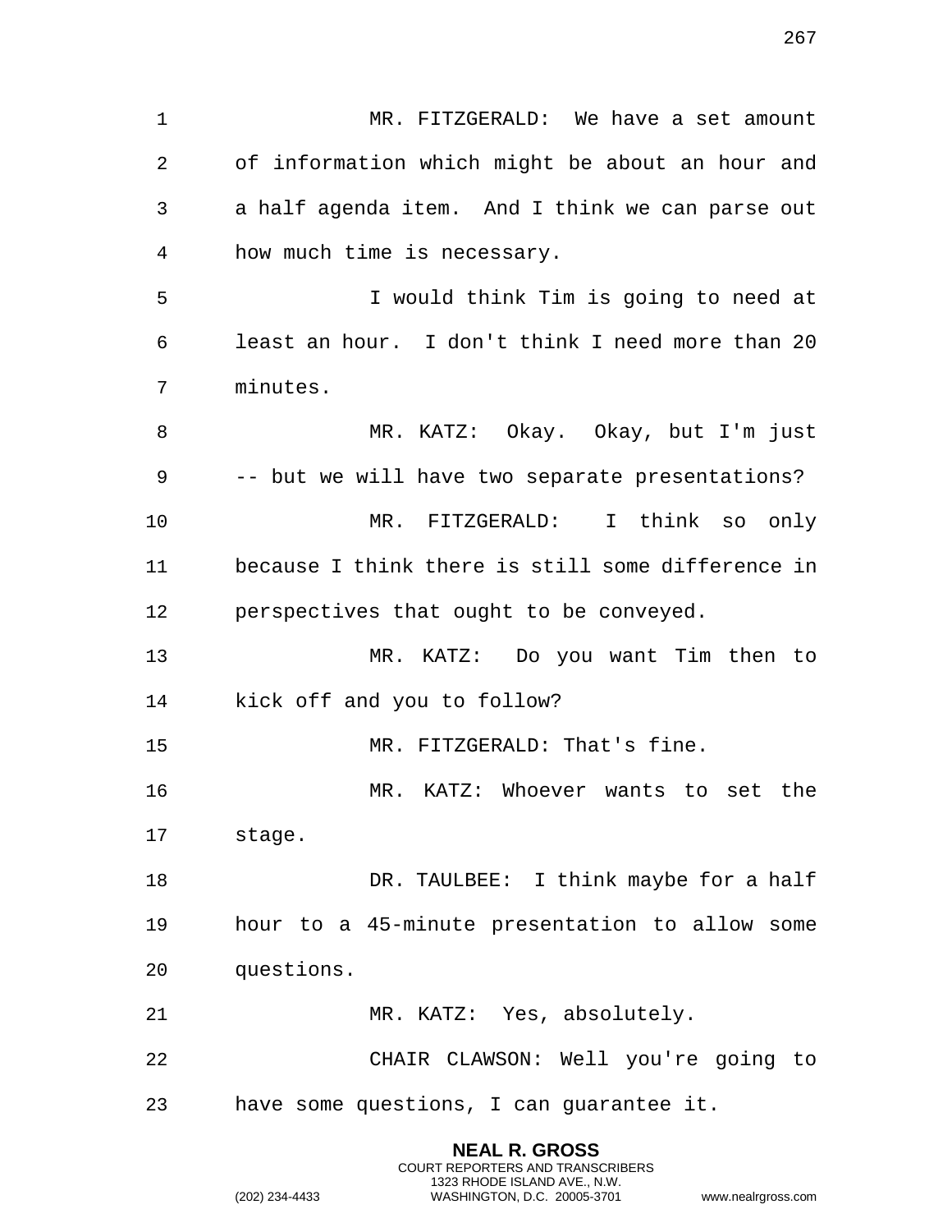MR. FITZGERALD: We have a set amount of information which might be about an hour and a half agenda item. And I think we can parse out how much time is necessary.

I would think Tim is going to need at least an hour. I don't think I need more than 20 minutes.

MR. KATZ: Okay. Okay, but I'm just -- but we will have two separate presentations?

MR. FITZGERALD: I think so only because I think there is still some difference in perspectives that ought to be conveyed.

MR. KATZ: Do you want Tim then to kick off and you to follow?

MR. FITZGERALD: That's fine.

MR. KATZ: Whoever wants to set the stage.

DR. TAULBEE: I think maybe for a half hour to a 45-minute presentation to allow some questions.

MR. KATZ: Yes, absolutely.

CHAIR CLAWSON: Well you're going to have some questions, I can guarantee it.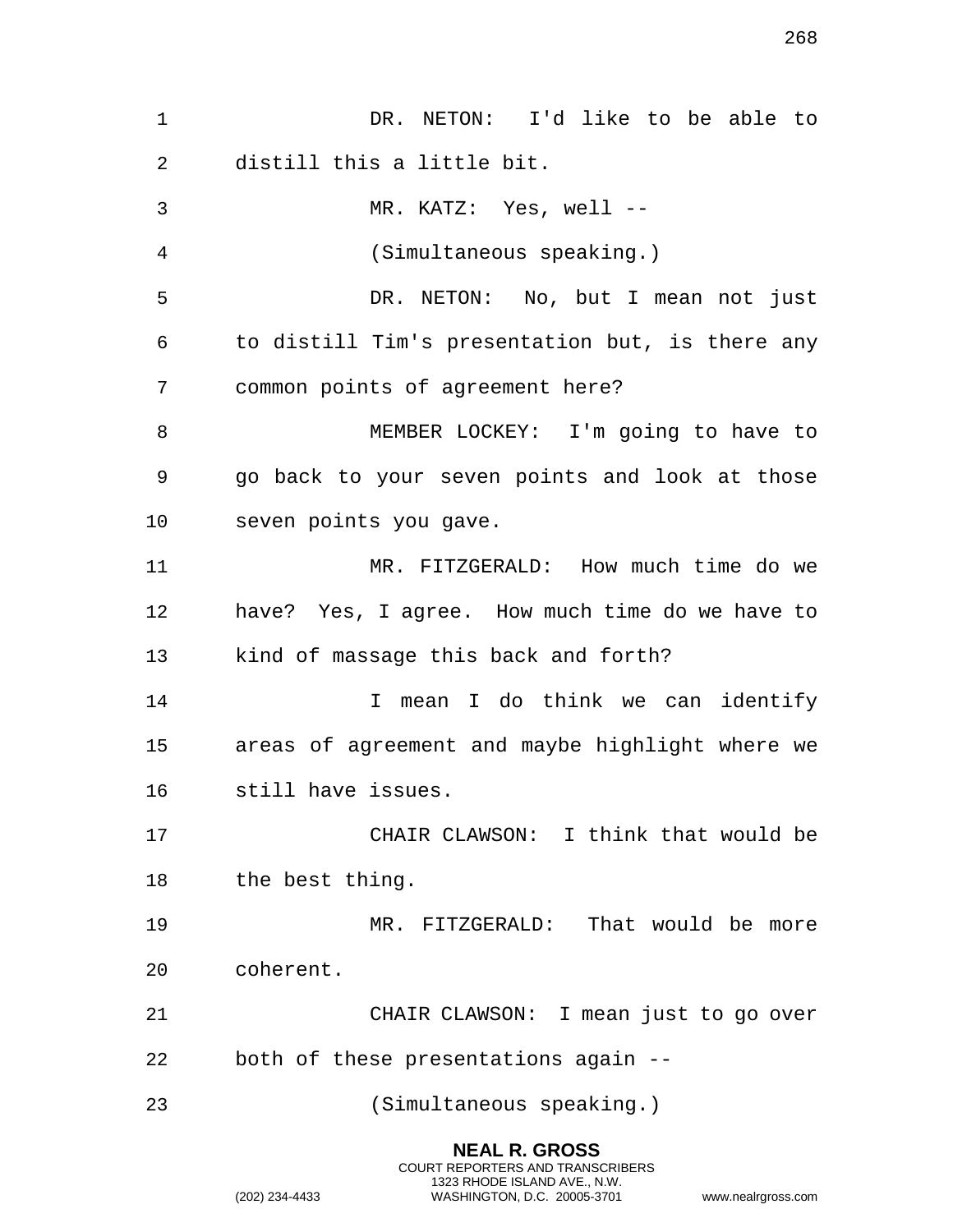DR. NETON: I'd like to be able to distill this a little bit.

MR. KATZ: Yes, well --

(Simultaneous speaking.)

DR. NETON: No, but I mean not just to distill Tim's presentation but, is there any common points of agreement here?

MEMBER LOCKEY: I'm going to have to go back to your seven points and look at those seven points you gave.

MR. FITZGERALD: How much time do we have? Yes, I agree. How much time do we have to kind of massage this back and forth?

I mean I do think we can identify areas of agreement and maybe highlight where we still have issues.

CHAIR CLAWSON: I think that would be the best thing.

MR. FITZGERALD: That would be more coherent.

CHAIR CLAWSON: I mean just to go over both of these presentations again --

(Simultaneous speaking.)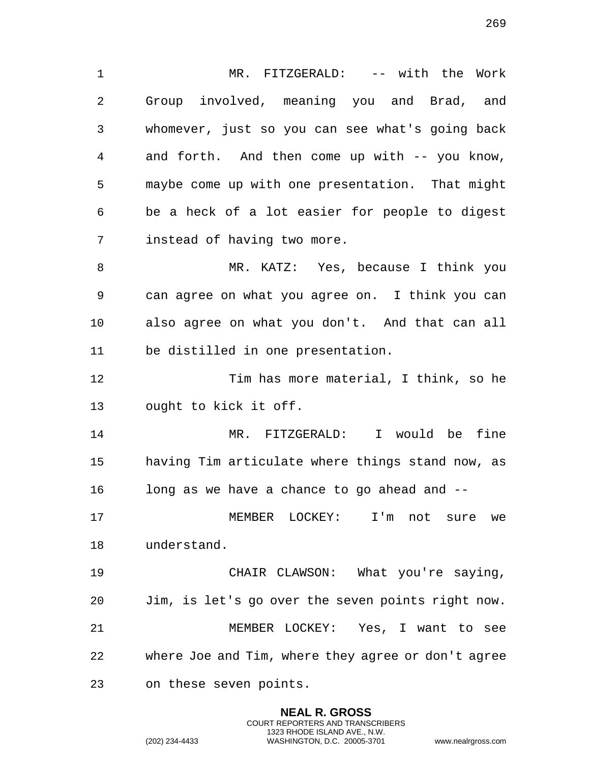MR. FITZGERALD: -- with the Work Group involved, meaning you and Brad, and whomever, just so you can see what's going back and forth. And then come up with -- you know, maybe come up with one presentation. That might be a heck of a lot easier for people to digest instead of having two more.

MR. KATZ: Yes, because I think you can agree on what you agree on. I think you can also agree on what you don't. And that can all be distilled in one presentation.

Tim has more material, I think, so he ought to kick it off.

MR. FITZGERALD: I would be fine having Tim articulate where things stand now, as long as we have a chance to go ahead and --

MEMBER LOCKEY: I'm not sure we understand.

CHAIR CLAWSON: What you're saying, Jim, is let's go over the seven points right now.

MEMBER LOCKEY: Yes, I want to see where Joe and Tim, where they agree or don't agree on these seven points.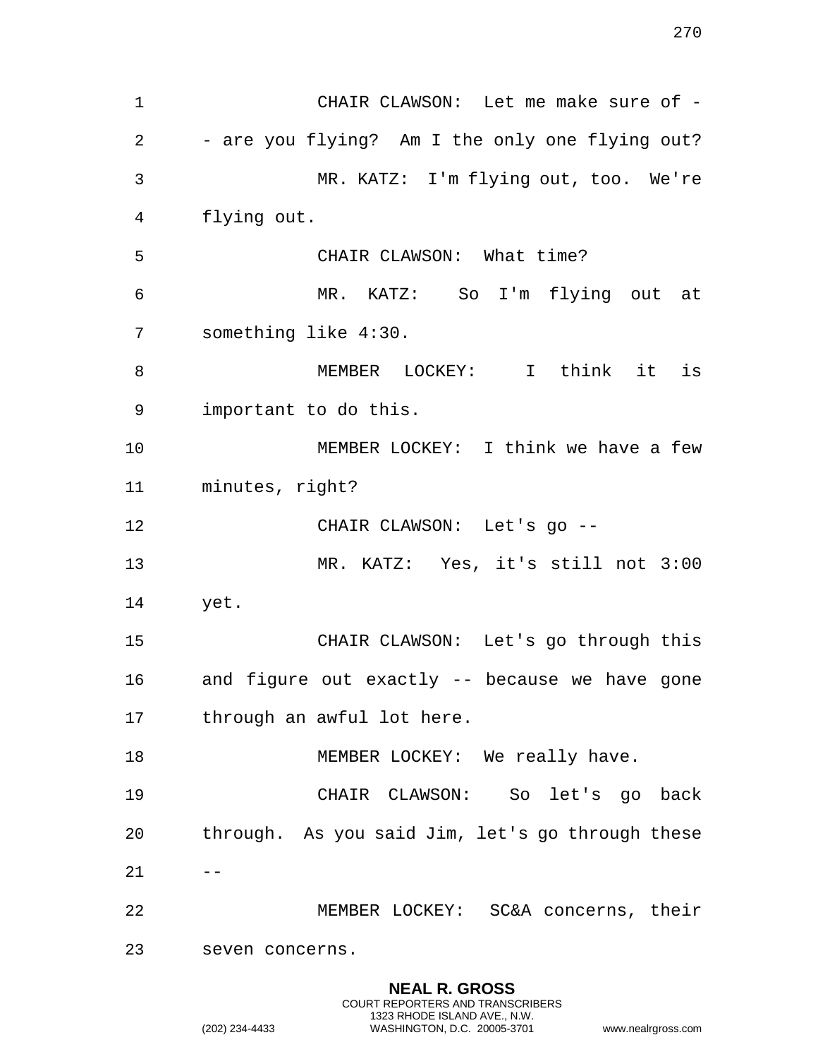CHAIR CLAWSON: Let me make sure of -- are you flying? Am I the only one flying out?

MR. KATZ: I'm flying out, too. We're flying out.

CHAIR CLAWSON: What time?

MR. KATZ: So I'm flying out at something like 4:30.

MEMBER LOCKEY: I think it is important to do this.

MEMBER LOCKEY: I think we have a few minutes, right?

CHAIR CLAWSON: Let's go --

MR. KATZ: Yes, it's still not 3:00 yet.

CHAIR CLAWSON: Let's go through this and figure out exactly -- because we have gone through an awful lot here.

MEMBER LOCKEY: We really have.

CHAIR CLAWSON: So let's go back through. As you said Jim, let's go through these --

MEMBER LOCKEY: SC&A concerns, their seven concerns.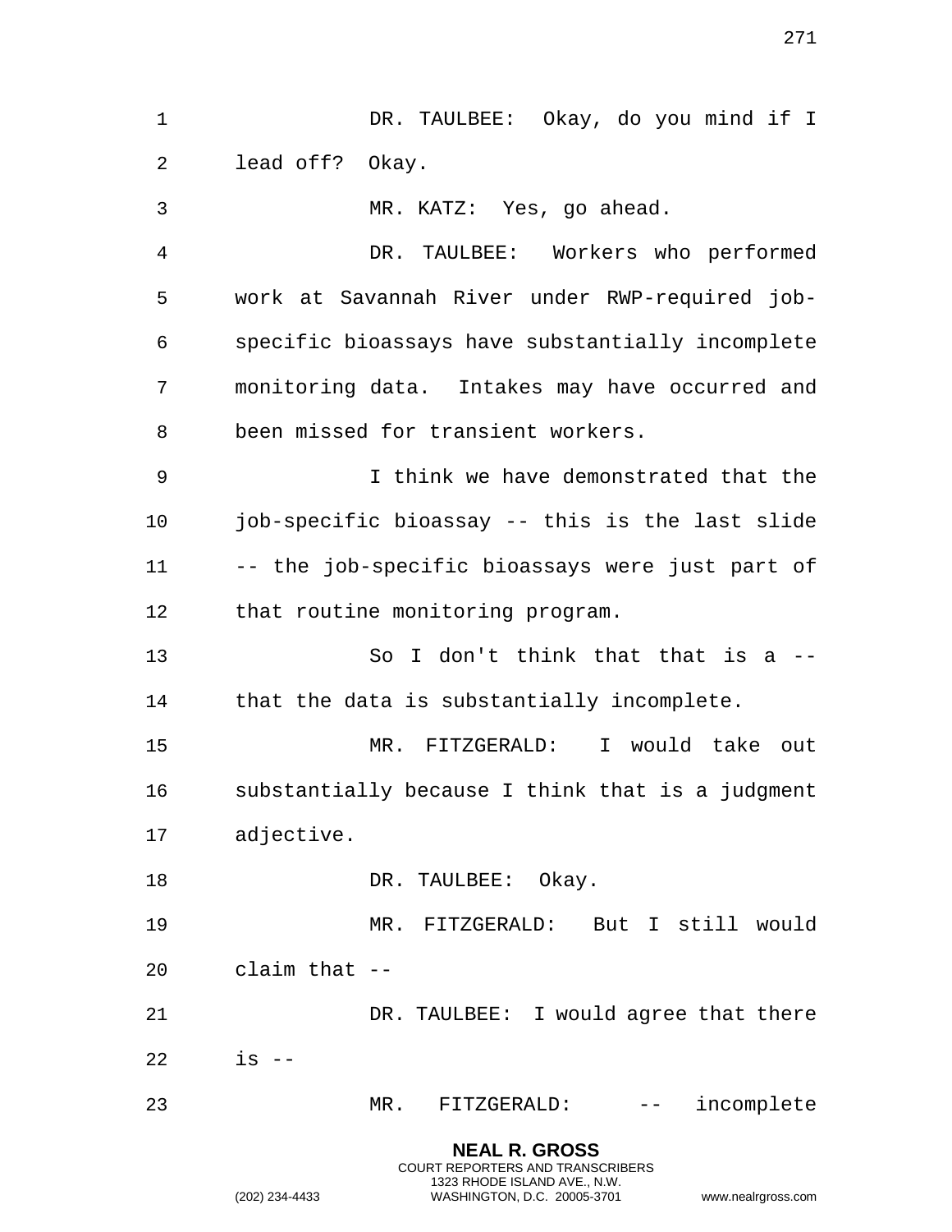DR. TAULBEE: Okay, do you mind if I lead off? Okay.

MR. KATZ: Yes, go ahead.

DR. TAULBEE: Workers who performed work at Savannah River under RWP-required job-specific bioassays have substantially incomplete monitoring data. Intakes may have occurred and been missed for transient workers.

I think we have demonstrated that the job-specific bioassay -- this is the last slide -- the job-specific bioassays were just part of that routine monitoring program.

So I don't think that that is a -- that the data is substantially incomplete.

MR. FITZGERALD: I would take out substantially because I think that is a judgment adjective.

DR. TAULBEE: Okay.

MR. FITZGERALD: But I still would claim that --

DR. TAULBEE: I would agree that there is --

MR. FITZGERALD: -- incomplete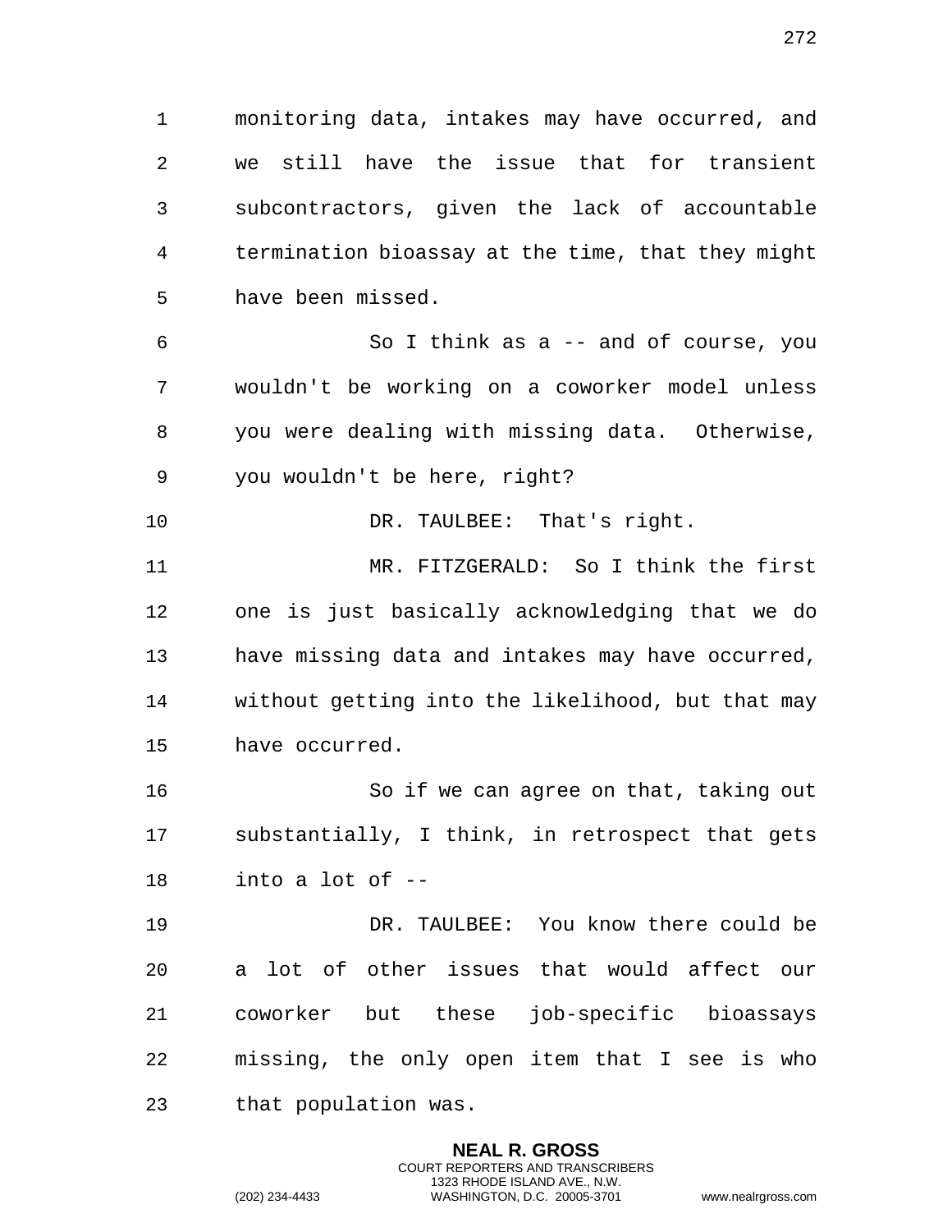monitoring data, intakes may have occurred, and we still have the issue that for transient subcontractors, given the lack of accountable termination bioassay at the time, that they might have been missed.

So I think as a -- and of course, you wouldn't be working on a coworker model unless you were dealing with missing data. Otherwise, you wouldn't be here, right?

DR. TAULBEE: That's right.

MR. FITZGERALD: So I think the first one is just basically acknowledging that we do have missing data and intakes may have occurred, without getting into the likelihood, but that may have occurred.

So if we can agree on that, taking out substantially, I think, in retrospect that gets into a lot of --

DR. TAULBEE: You know there could be a lot of other issues that would affect our coworker but these job-specific bioassays missing, the only open item that I see is who that population was.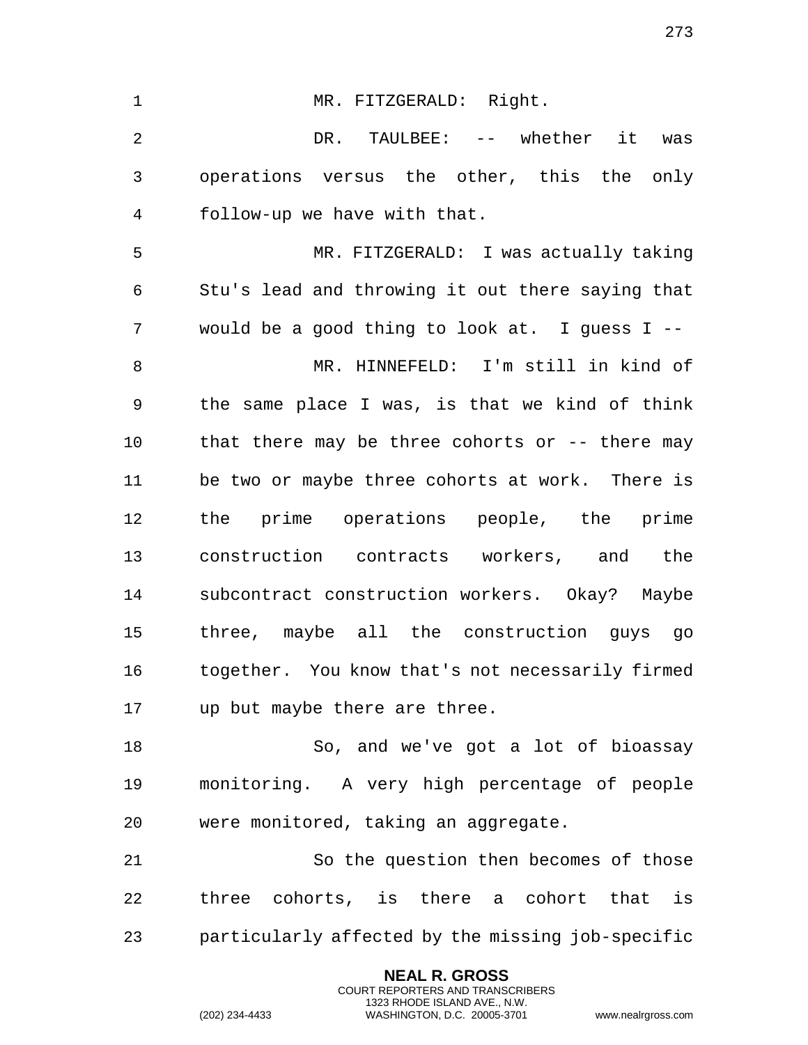MR. FITZGERALD: Right.

DR. TAULBEE: -- whether it was operations versus the other, this the only follow-up we have with that.

MR. FITZGERALD: I was actually taking Stu's lead and throwing it out there saying that would be a good thing to look at. I guess I --

MR. HINNEFELD: I'm still in kind of the same place I was, is that we kind of think that there may be three cohorts or -- there may be two or maybe three cohorts at work. There is the prime operations people, the prime construction contracts workers, and the subcontract construction workers. Okay? Maybe three, maybe all the construction guys go together. You know that's not necessarily firmed up but maybe there are three.

So, and we've got a lot of bioassay monitoring. A very high percentage of people were monitored, taking an aggregate.

So the question then becomes of those three cohorts, is there a cohort that is particularly affected by the missing job-specific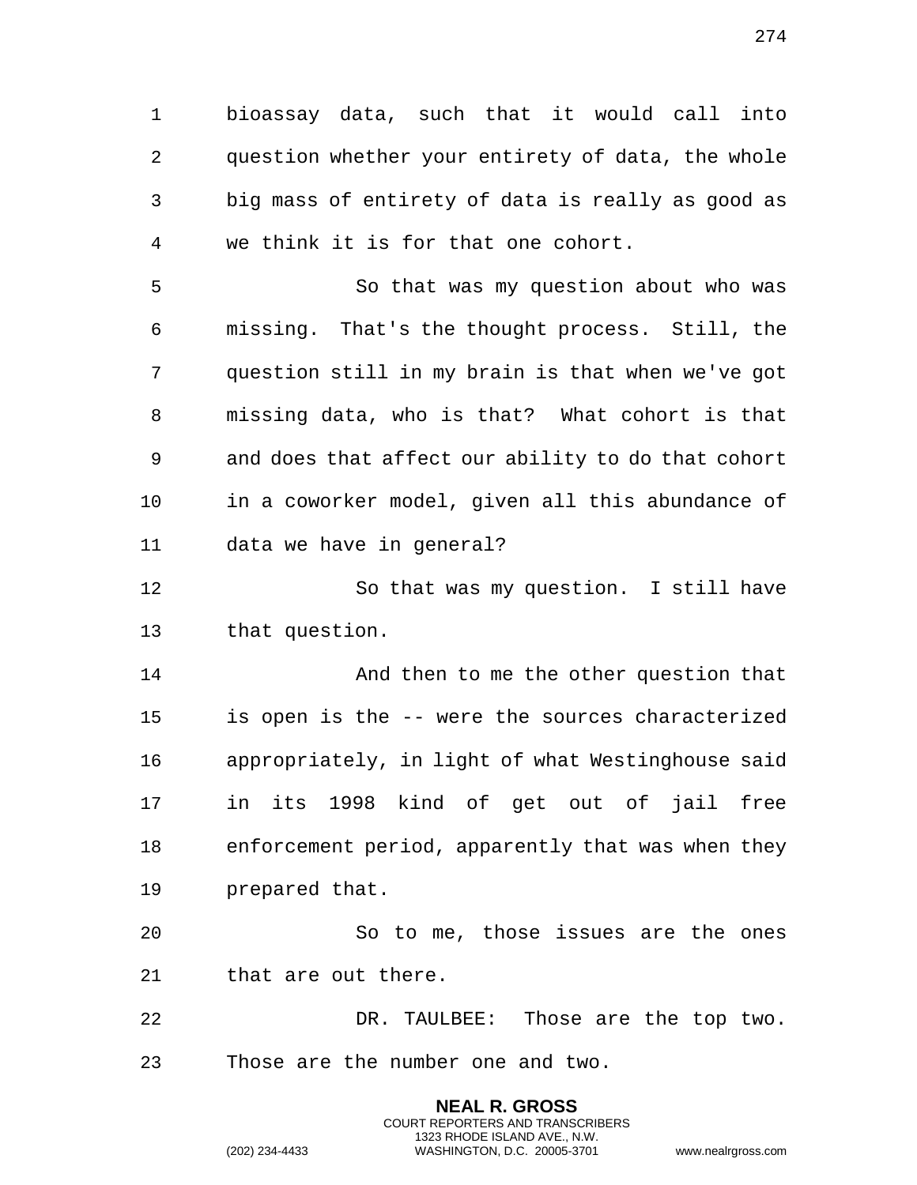bioassay data, such that it would call into question whether your entirety of data, the whole big mass of entirety of data is really as good as we think it is for that one cohort.

So that was my question about who was missing. That's the thought process. Still, the question still in my brain is that when we've got missing data, who is that? What cohort is that and does that affect our ability to do that cohort in a coworker model, given all this abundance of data we have in general?

So that was my question. I still have that question.

And then to me the other question that is open is the -- were the sources characterized appropriately, in light of what Westinghouse said in its 1998 kind of get out of jail free enforcement period, apparently that was when they prepared that.

So to me, those issues are the ones that are out there.

DR. TAULBEE: Those are the top two. Those are the number one and two.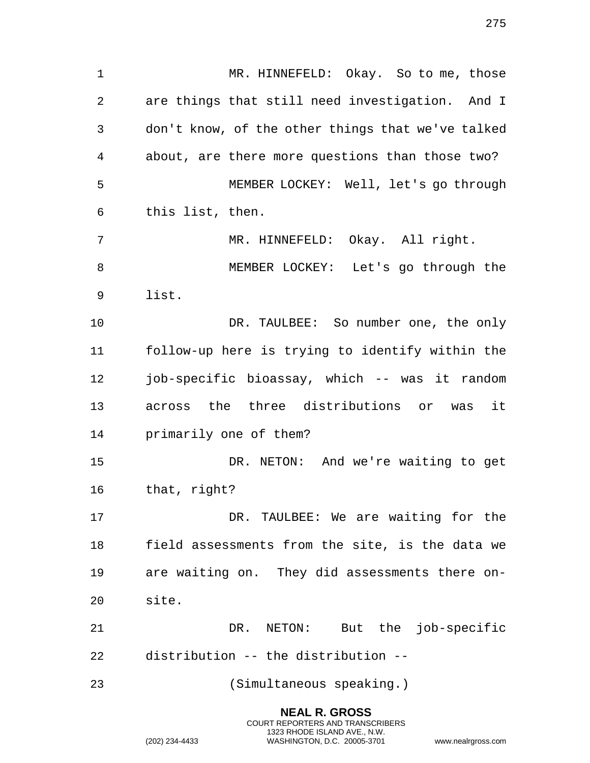MR. HINNEFELD: Okay. So to me, those are things that still need investigation. And I don't know, of the other things that we've talked about, are there more questions than those two?

MEMBER LOCKEY: Well, let's go through this list, then.

MR. HINNEFELD: Okay. All right.

MEMBER LOCKEY: Let's go through the list.

DR. TAULBEE: So number one, the only follow-up here is trying to identify within the job-specific bioassay, which -- was it random across the three distributions or was it primarily one of them?

DR. NETON: And we're waiting to get that, right?

DR. TAULBEE: We are waiting for the field assessments from the site, is the data we are waiting on. They did assessments there on-site.

DR. NETON: But the job-specific distribution -- the distribution --

(Simultaneous speaking.)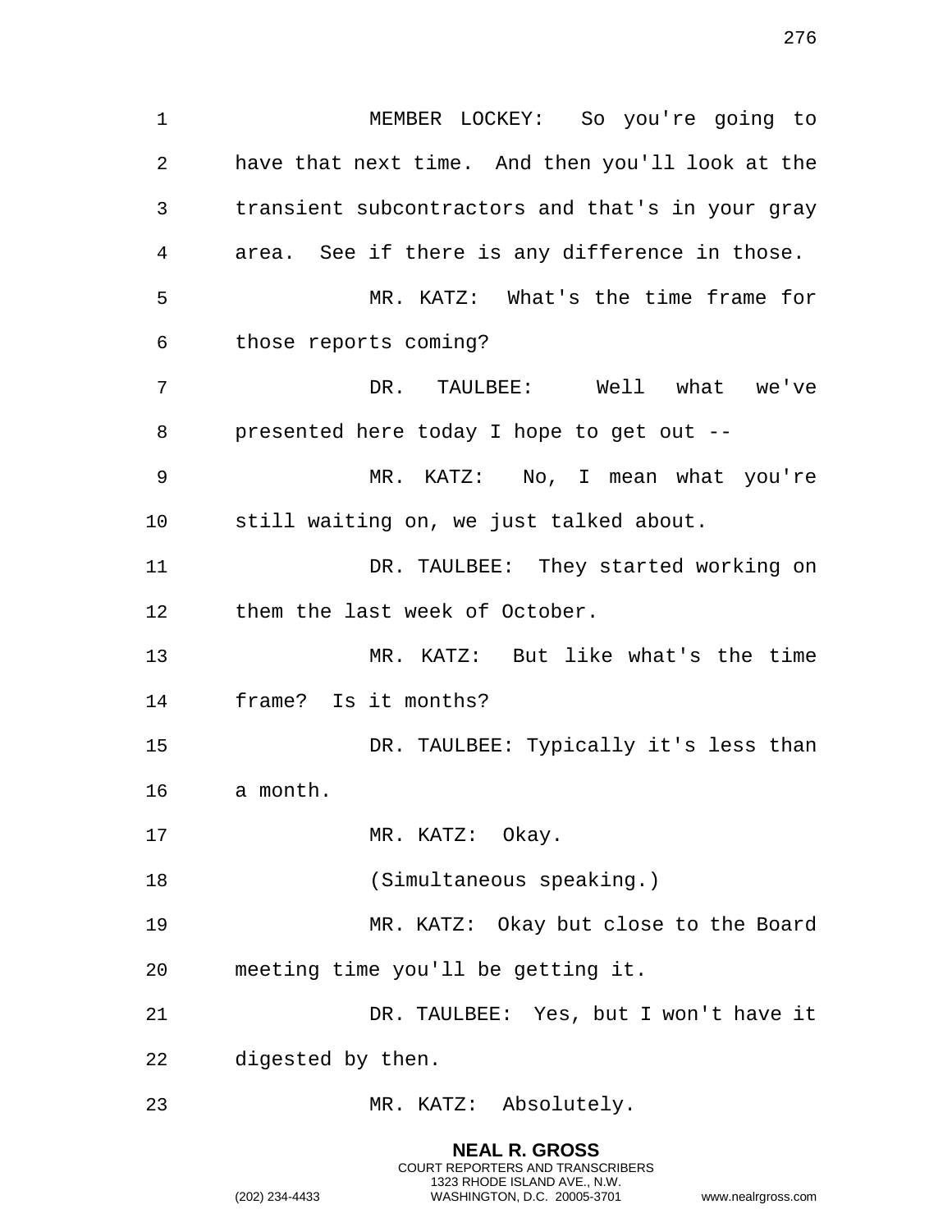MEMBER LOCKEY: So you're going to have that next time. And then you'll look at the transient subcontractors and that's in your gray area. See if there is any difference in those.

MR. KATZ: What's the time frame for those reports coming?

DR. TAULBEE: Well what we've presented here today I hope to get out --

MR. KATZ: No, I mean what you're still waiting on, we just talked about.

DR. TAULBEE: They started working on them the last week of October.

MR. KATZ: But like what's the time frame? Is it months?

DR. TAULBEE: Typically it's less than a month.

MR. KATZ: Okay.

(Simultaneous speaking.)

MR. KATZ: Okay but close to the Board meeting time you'll be getting it.

DR. TAULBEE: Yes, but I won't have it digested by then.

MR. KATZ: Absolutely.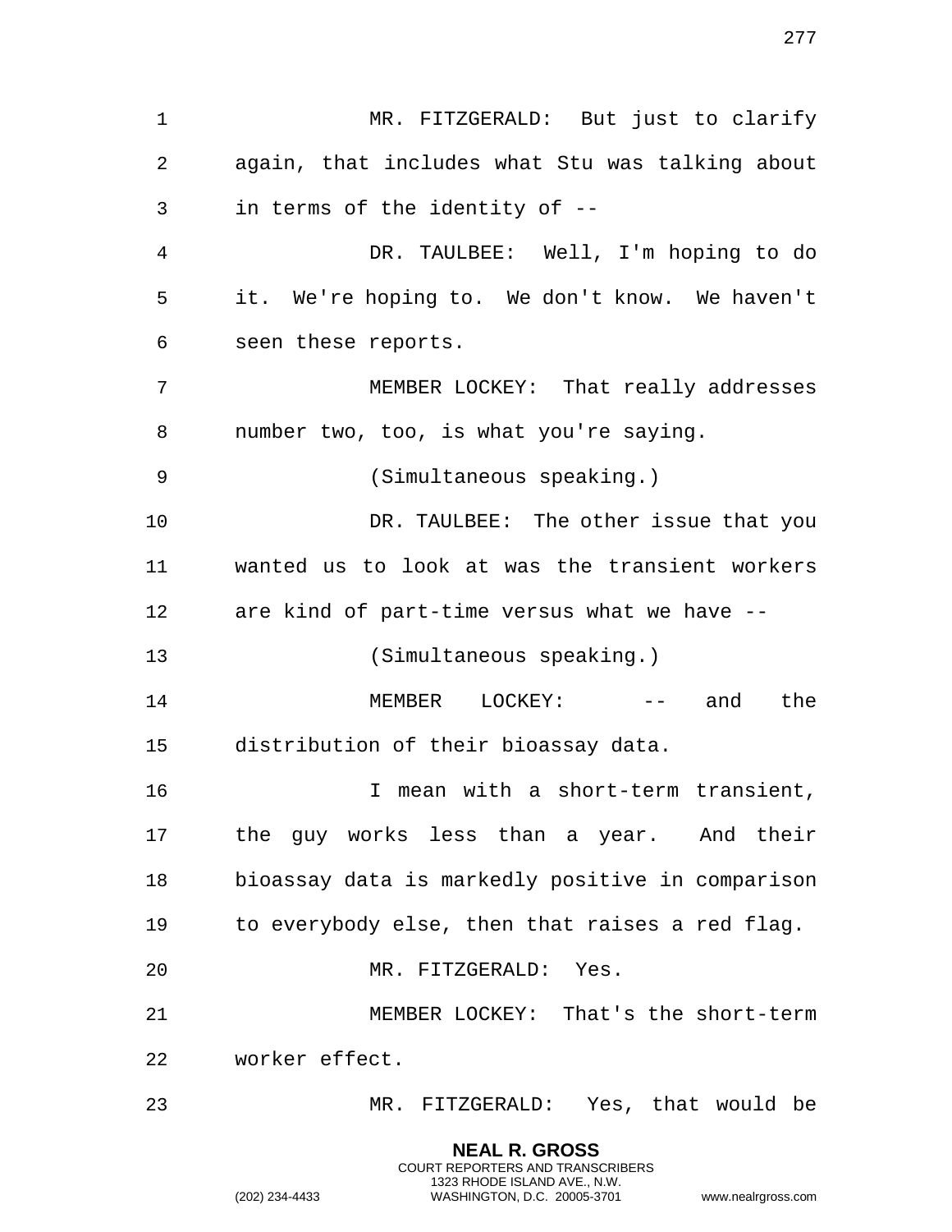MR. FITZGERALD: But just to clarify again, that includes what Stu was talking about in terms of the identity of --

DR. TAULBEE: Well, I'm hoping to do it. We're hoping to. We don't know. We haven't seen these reports.

MEMBER LOCKEY: That really addresses number two, too, is what you're saying.

(Simultaneous speaking.)

DR. TAULBEE: The other issue that you wanted us to look at was the transient workers are kind of part-time versus what we have --

(Simultaneous speaking.)

MEMBER LOCKEY: -- and the distribution of their bioassay data.

I mean with a short-term transient, the guy works less than a year. And their bioassay data is markedly positive in comparison to everybody else, then that raises a red flag.

MR. FITZGERALD: Yes.

MEMBER LOCKEY: That's the short-term worker effect.

MR. FITZGERALD: Yes, that would be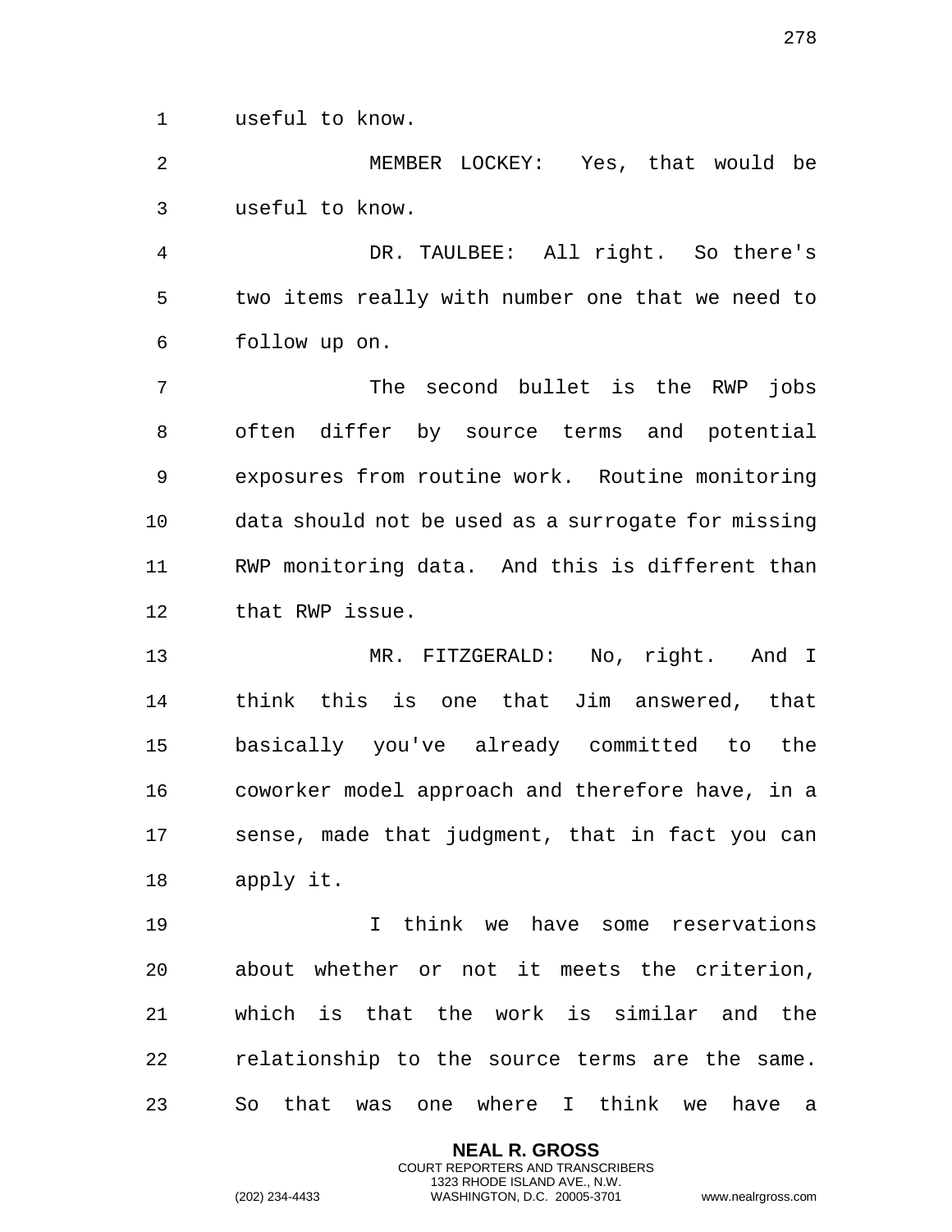useful to know.

MEMBER LOCKEY: Yes, that would be useful to know.

DR. TAULBEE: All right. So there's two items really with number one that we need to follow up on.

The second bullet is the RWP jobs often differ by source terms and potential exposures from routine work. Routine monitoring data should not be used as a surrogate for missing RWP monitoring data. And this is different than that RWP issue.

MR. FITZGERALD: No, right. And I think this is one that Jim answered, that basically you've already committed to the coworker model approach and therefore have, in a sense, made that judgment, that in fact you can apply it.

I think we have some reservations about whether or not it meets the criterion, which is that the work is similar and the relationship to the source terms are the same. So that was one where I think we have a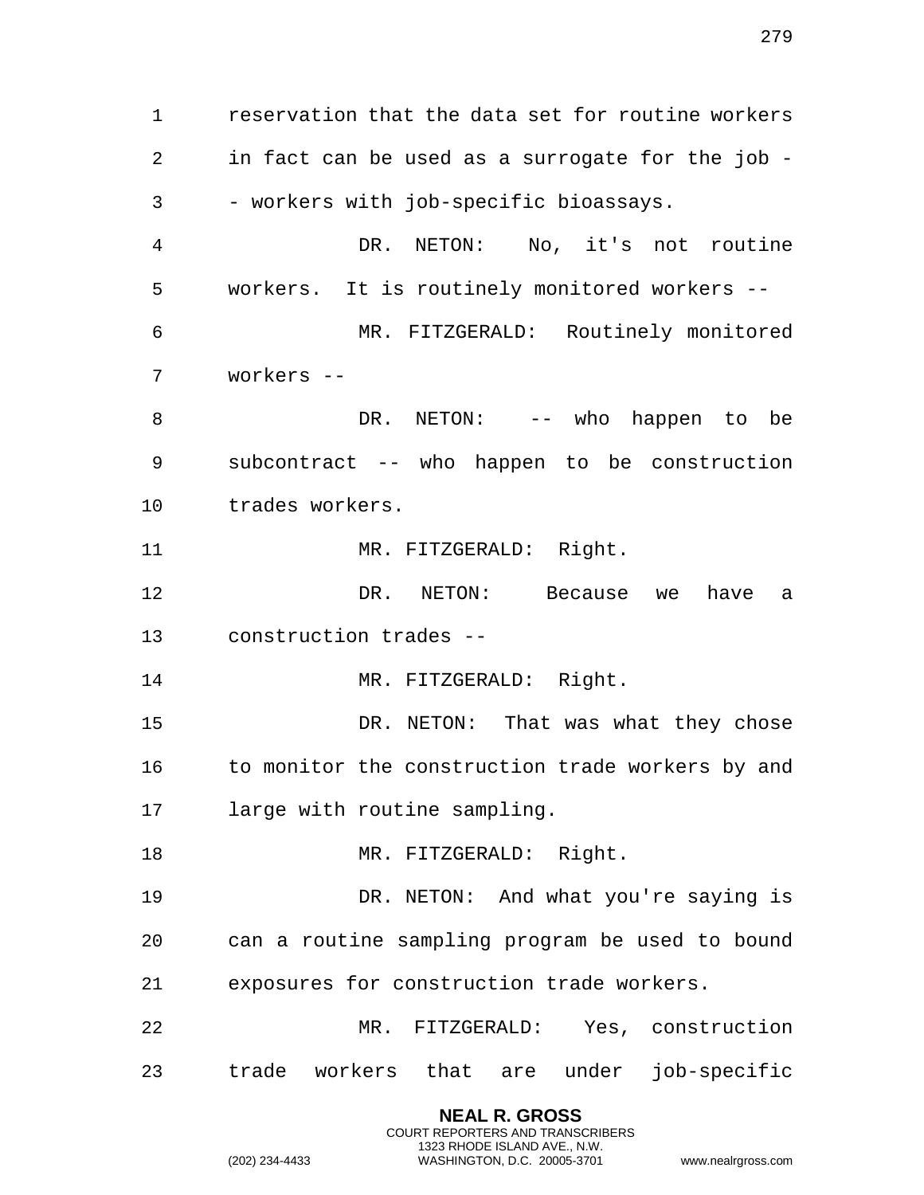reservation that the data set for routine workers in fact can be used as a surrogate for the job -- workers with job-specific bioassays.

DR. NETON: No, it's not routine workers. It is routinely monitored workers --

MR. FITZGERALD: Routinely monitored workers --

DR. NETON: -- who happen to be subcontract -- who happen to be construction trades workers.

MR. FITZGERALD: Right.

DR. NETON: Because we have a construction trades --

MR. FITZGERALD: Right.

DR. NETON: That was what they chose to monitor the construction trade workers by and large with routine sampling.

MR. FITZGERALD: Right.

DR. NETON: And what you're saying is can a routine sampling program be used to bound exposures for construction trade workers.

MR. FITZGERALD: Yes, construction trade workers that are under job-specific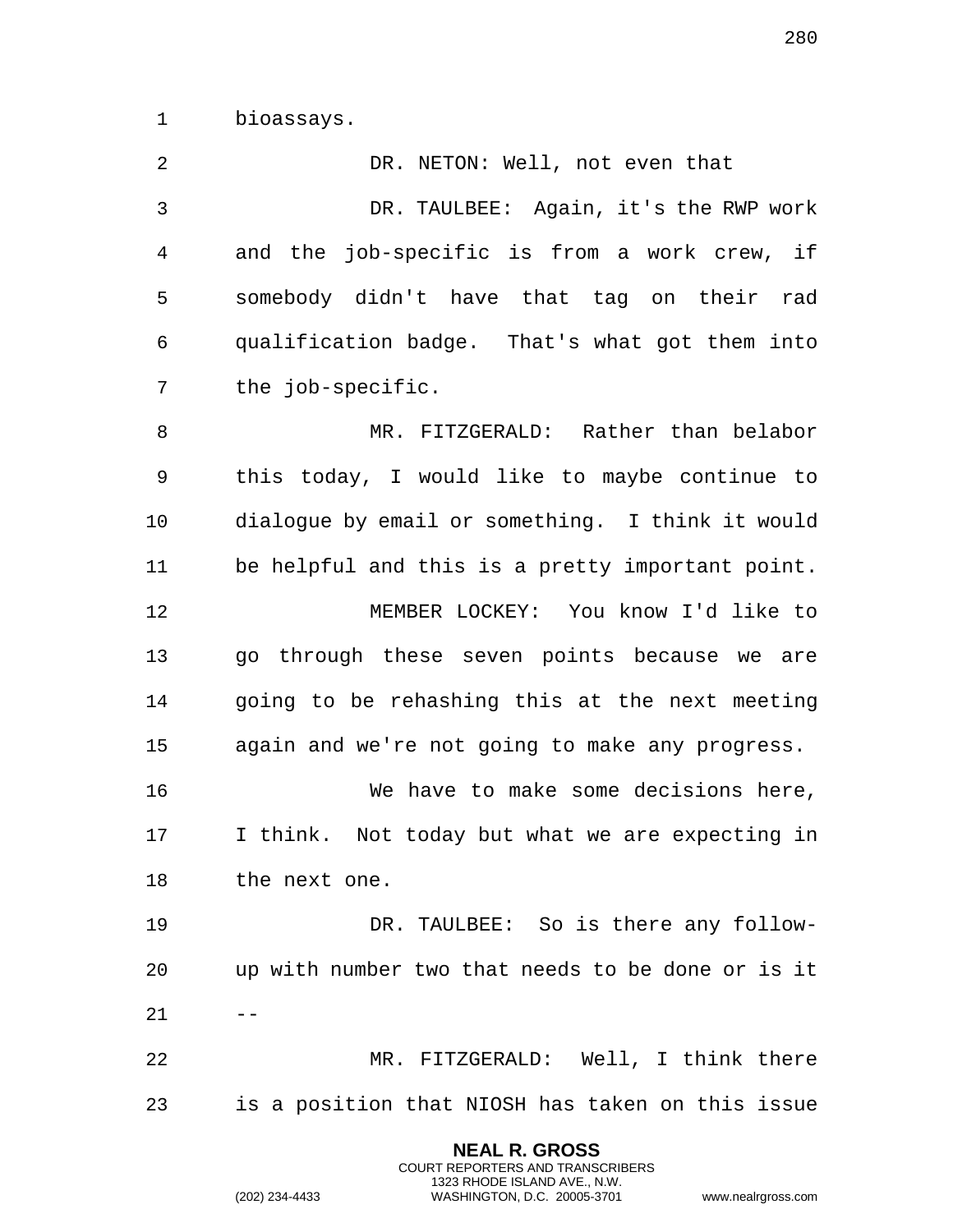bioassays.

DR. NETON: Well, not even that

DR. TAULBEE: Again, it's the RWP work and the job-specific is from a work crew, if somebody didn't have that tag on their rad qualification badge. That's what got them into the job-specific.

MR. FITZGERALD: Rather than belabor this today, I would like to maybe continue to dialogue by email or something. I think it would be helpful and this is a pretty important point.

MEMBER LOCKEY: You know I'd like to go through these seven points because we are going to be rehashing this at the next meeting again and we're not going to make any progress.

We have to make some decisions here, I think. Not today but what we are expecting in the next one.

DR. TAULBEE: So is there any follow-up with number two that needs to be done or is it --

MR. FITZGERALD: Well, I think there is a position that NIOSH has taken on this issue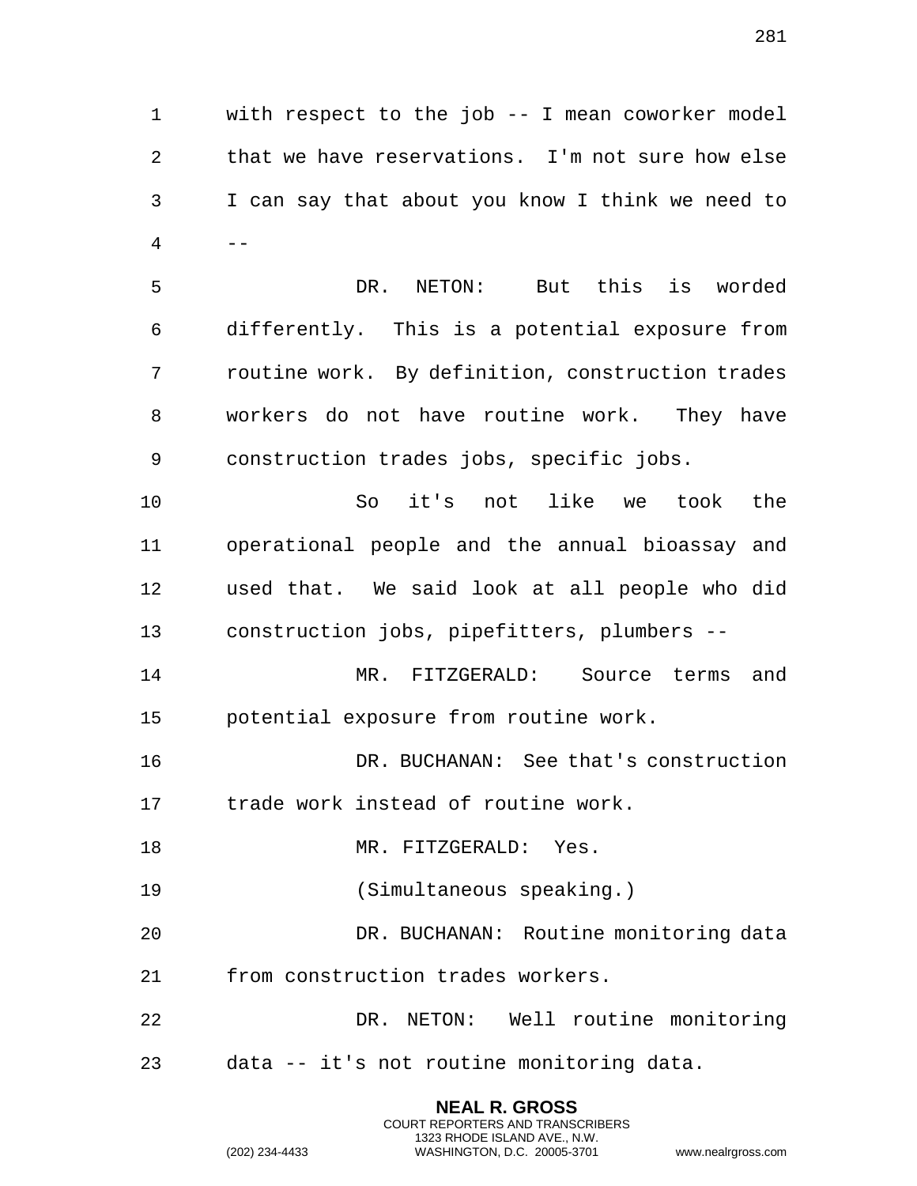with respect to the job -- I mean coworker model that we have reservations. I'm not sure how else I can say that about you know I think we need to --

DR. NETON: But this is worded differently. This is a potential exposure from routine work. By definition, construction trades workers do not have routine work. They have construction trades jobs, specific jobs.

So it's not like we took the operational people and the annual bioassay and used that. We said look at all people who did construction jobs, pipefitters, plumbers --

MR. FITZGERALD: Source terms and potential exposure from routine work.

DR. BUCHANAN: See that's construction trade work instead of routine work.

MR. FITZGERALD: Yes.

(Simultaneous speaking.)

DR. BUCHANAN: Routine monitoring data from construction trades workers.

DR. NETON: Well routine monitoring data -- it's not routine monitoring data.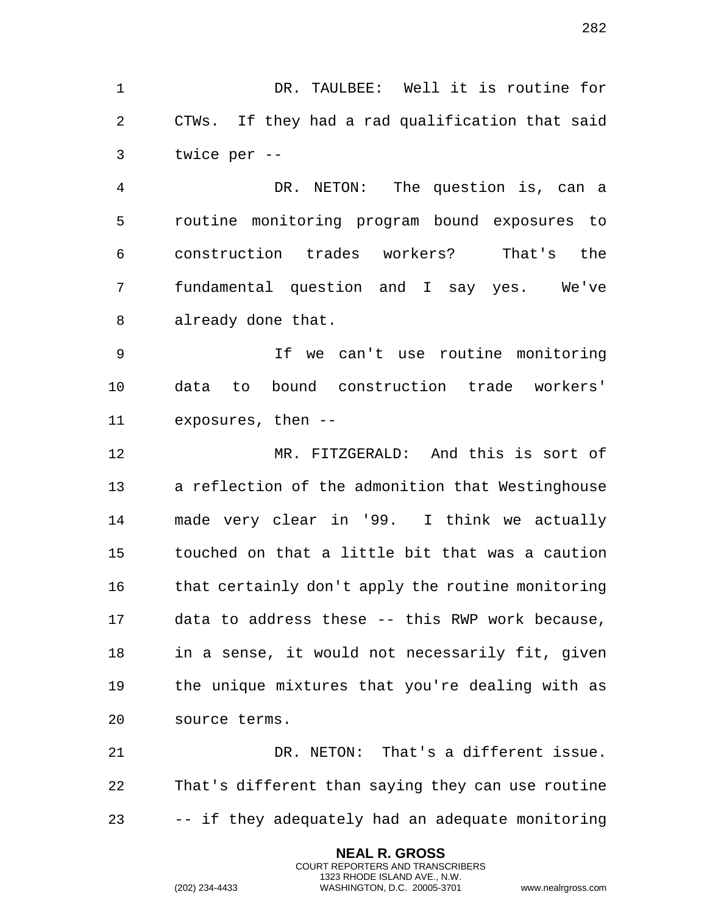DR. TAULBEE: Well it is routine for CTWs. If they had a rad qualification that said twice per --

DR. NETON: The question is, can a routine monitoring program bound exposures to construction trades workers? That's the fundamental question and I say yes. We've already done that.

If we can't use routine monitoring data to bound construction trade workers' exposures, then --

MR. FITZGERALD: And this is sort of a reflection of the admonition that Westinghouse made very clear in '99. I think we actually touched on that a little bit that was a caution that certainly don't apply the routine monitoring data to address these -- this RWP work because, in a sense, it would not necessarily fit, given the unique mixtures that you're dealing with as source terms.

DR. NETON: That's a different issue. That's different than saying they can use routine -- if they adequately had an adequate monitoring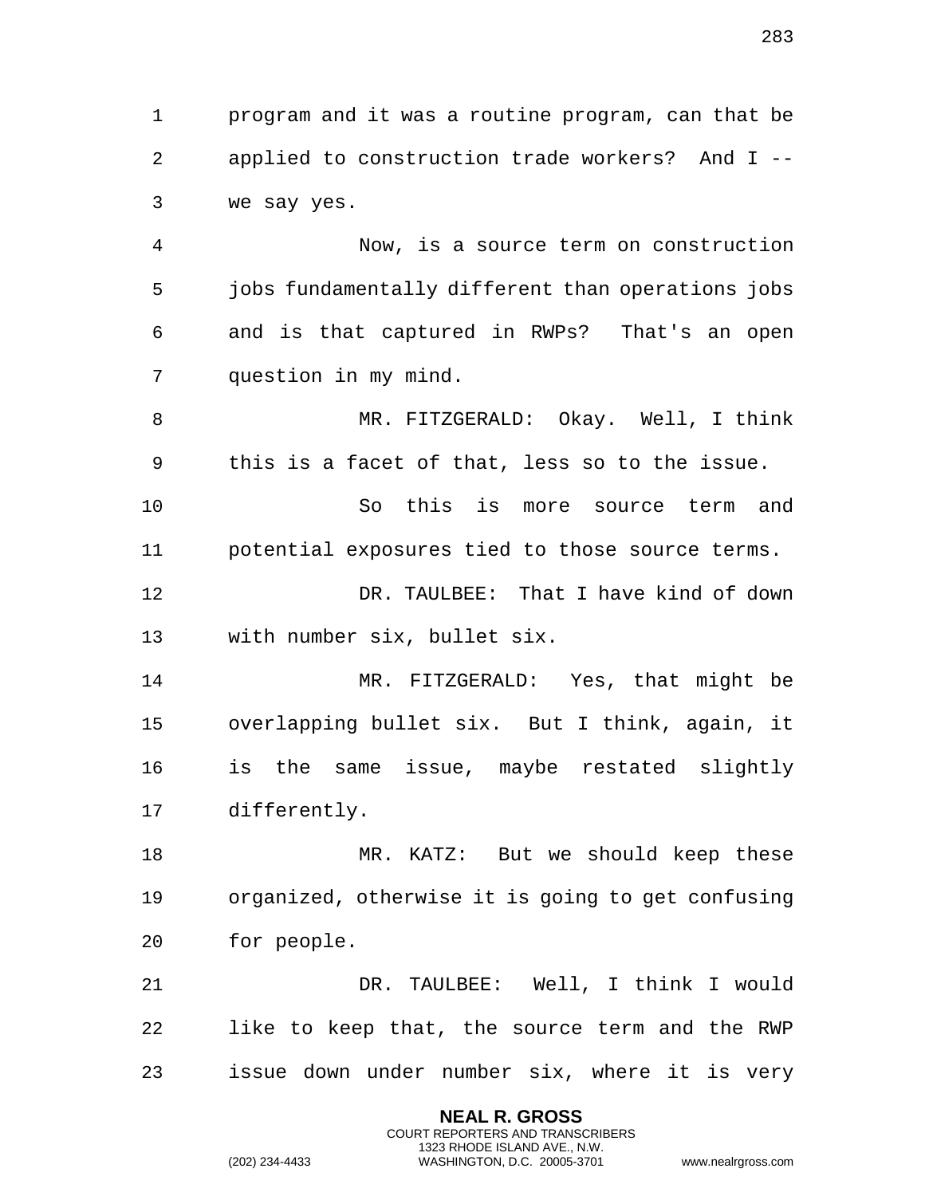program and it was a routine program, can that be applied to construction trade workers? And I -- we say yes.

Now, is a source term on construction jobs fundamentally different than operations jobs and is that captured in RWPs? That's an open question in my mind.

MR. FITZGERALD: Okay. Well, I think this is a facet of that, less so to the issue.

So this is more source term and potential exposures tied to those source terms.

DR. TAULBEE: That I have kind of down with number six, bullet six.

MR. FITZGERALD: Yes, that might be overlapping bullet six. But I think, again, it is the same issue, maybe restated slightly differently.

MR. KATZ: But we should keep these organized, otherwise it is going to get confusing for people.

DR. TAULBEE: Well, I think I would like to keep that, the source term and the RWP issue down under number six, where it is very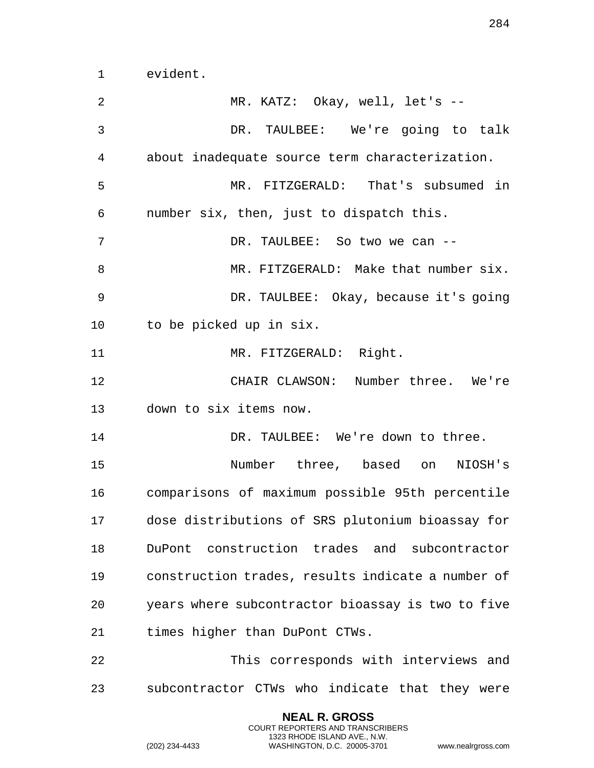evident.

MR. KATZ: Okay, well, let's --

DR. TAULBEE: We're going to talk about inadequate source term characterization.

MR. FITZGERALD: That's subsumed in number six, then, just to dispatch this.

DR. TAULBEE: So two we can --

MR. FITZGERALD: Make that number six.

DR. TAULBEE: Okay, because it's going to be picked up in six.

MR. FITZGERALD: Right.

CHAIR CLAWSON: Number three. We're down to six items now.

DR. TAULBEE: We're down to three.

Number three, based on NIOSH's comparisons of maximum possible 95th percentile dose distributions of SRS plutonium bioassay for DuPont construction trades and subcontractor construction trades, results indicate a number of years where subcontractor bioassay is two to five times higher than DuPont CTWs.

This corresponds with interviews and subcontractor CTWs who indicate that they were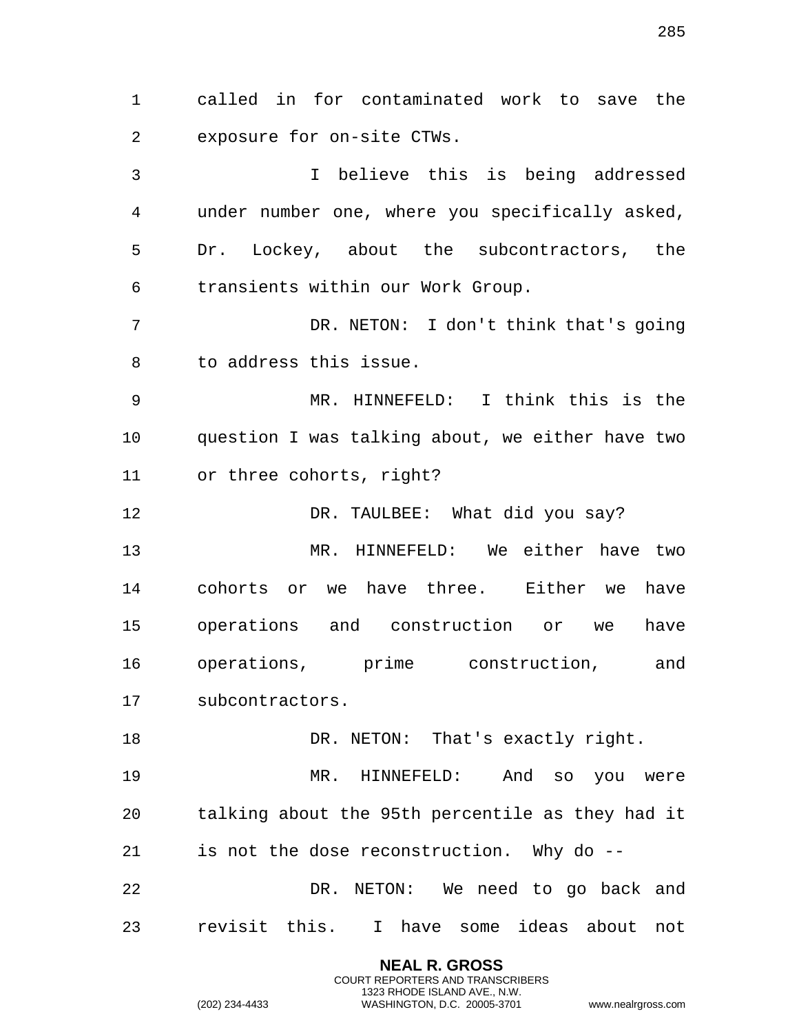called in for contaminated work to save the exposure for on-site CTWs.

I believe this is being addressed under number one, where you specifically asked, Dr. Lockey, about the subcontractors, the transients within our Work Group.

DR. NETON: I don't think that's going to address this issue.

MR. HINNEFELD: I think this is the question I was talking about, we either have two or three cohorts, right?

DR. TAULBEE: What did you say?

MR. HINNEFELD: We either have two cohorts or we have three. Either we have operations and construction or we have operations, prime construction, and subcontractors.

DR. NETON: That's exactly right.

MR. HINNEFELD: And so you were talking about the 95th percentile as they had it is not the dose reconstruction. Why do --

DR. NETON: We need to go back and revisit this. I have some ideas about not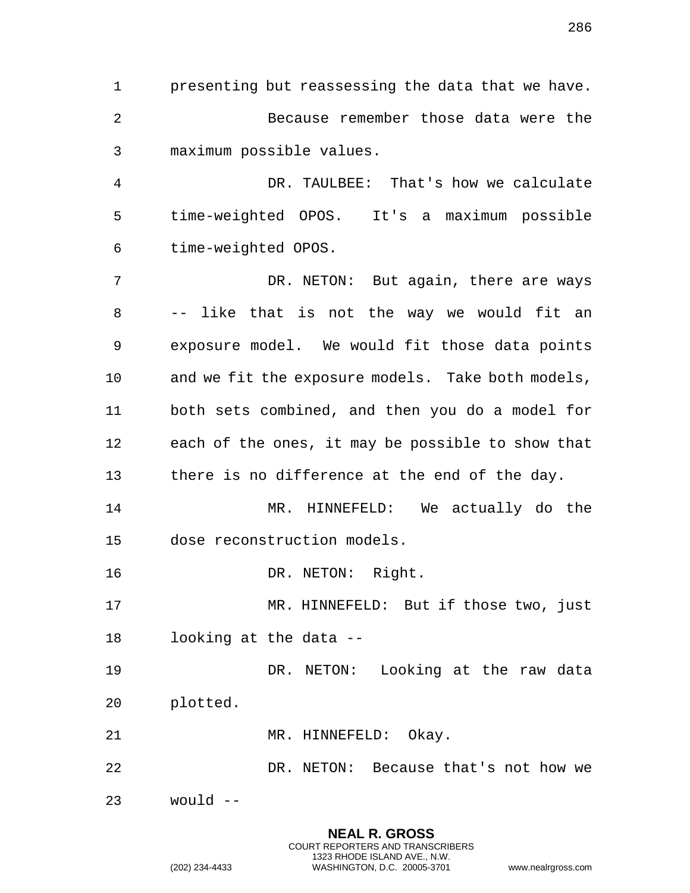presenting but reassessing the data that we have.

Because remember those data were the maximum possible values.

DR. TAULBEE: That's how we calculate time-weighted OPOS. It's a maximum possible time-weighted OPOS.

DR. NETON: But again, there are ways -- like that is not the way we would fit an exposure model. We would fit those data points and we fit the exposure models. Take both models, both sets combined, and then you do a model for each of the ones, it may be possible to show that there is no difference at the end of the day.

MR. HINNEFELD: We actually do the dose reconstruction models.

DR. NETON: Right.

MR. HINNEFELD: But if those two, just looking at the data --

DR. NETON: Looking at the raw data plotted.

MR. HINNEFELD: Okay.

DR. NETON: Because that's not how we would --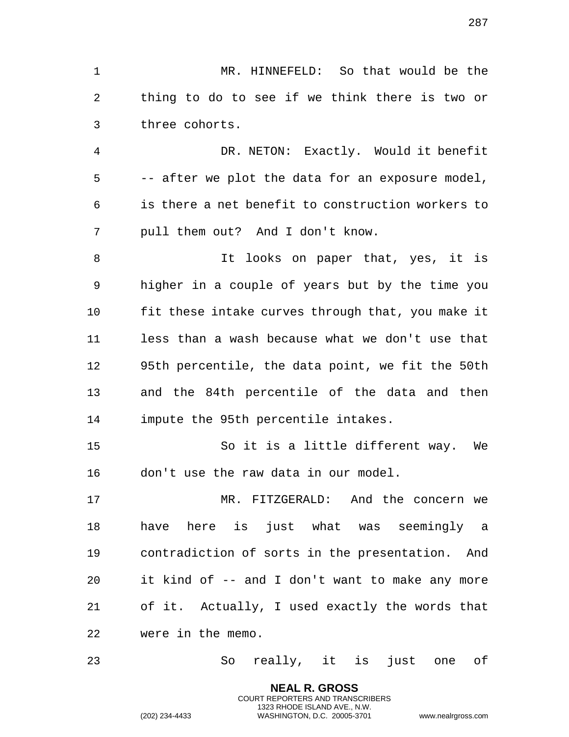MR. HINNEFELD: So that would be the thing to do to see if we think there is two or three cohorts.

DR. NETON: Exactly. Would it benefit -- after we plot the data for an exposure model, is there a net benefit to construction workers to pull them out? And I don't know.

It looks on paper that, yes, it is higher in a couple of years but by the time you fit these intake curves through that, you make it less than a wash because what we don't use that 95th percentile, the data point, we fit the 50th and the 84th percentile of the data and then impute the 95th percentile intakes.

So it is a little different way. We don't use the raw data in our model.

MR. FITZGERALD: And the concern we have here is just what was seemingly a contradiction of sorts in the presentation. And it kind of -- and I don't want to make any more of it. Actually, I used exactly the words that were in the memo.

So really, it is just one of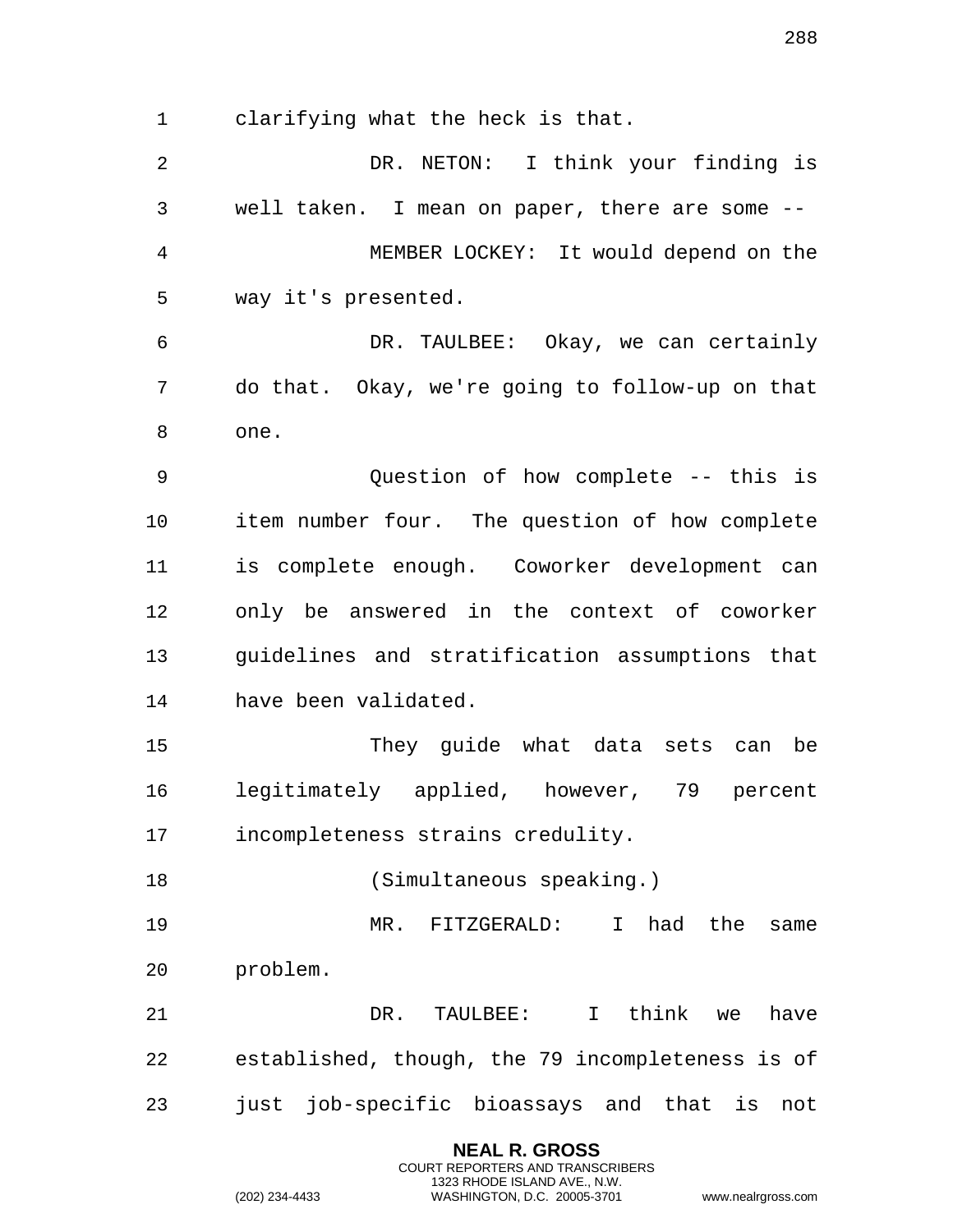clarifying what the heck is that.

DR. NETON: I think your finding is well taken. I mean on paper, there are some --

MEMBER LOCKEY: It would depend on the way it's presented.

DR. TAULBEE: Okay, we can certainly do that. Okay, we're going to follow-up on that one.

Question of how complete -- this is item number four. The question of how complete is complete enough. Coworker development can only be answered in the context of coworker guidelines and stratification assumptions that have been validated.

They guide what data sets can be legitimately applied, however, 79 percent incompleteness strains credulity.

(Simultaneous speaking.)

MR. FITZGERALD: I had the same problem.

DR. TAULBEE: I think we have established, though, the 79 incompleteness is of just job-specific bioassays and that is not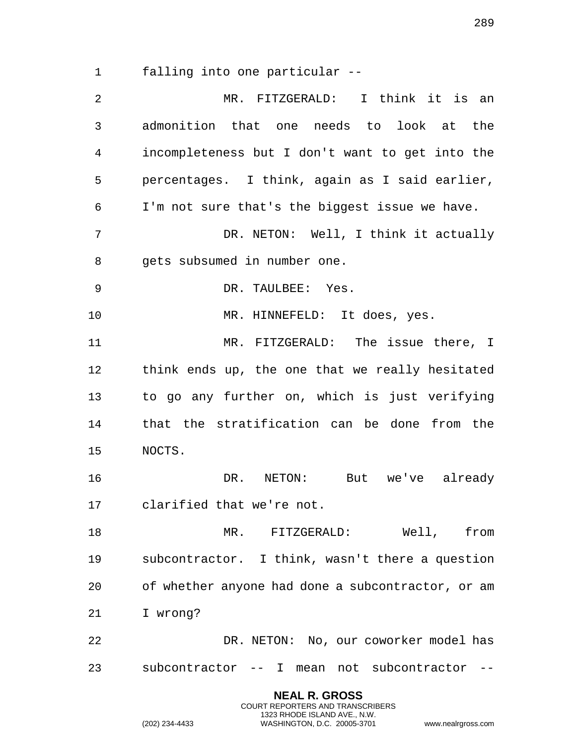falling into one particular --

MR. FITZGERALD: I think it is an admonition that one needs to look at the incompleteness but I don't want to get into the percentages. I think, again as I said earlier, I'm not sure that's the biggest issue we have.

DR. NETON: Well, I think it actually gets subsumed in number one.

DR. TAULBEE: Yes.

MR. HINNEFELD: It does, yes.

MR. FITZGERALD: The issue there, I think ends up, the one that we really hesitated to go any further on, which is just verifying that the stratification can be done from the NOCTS.

DR. NETON: But we've already clarified that we're not.

MR. FITZGERALD: Well, from subcontractor. I think, wasn't there a question of whether anyone had done a subcontractor, or am I wrong?

DR. NETON: No, our coworker model has subcontractor -- I mean not subcontractor --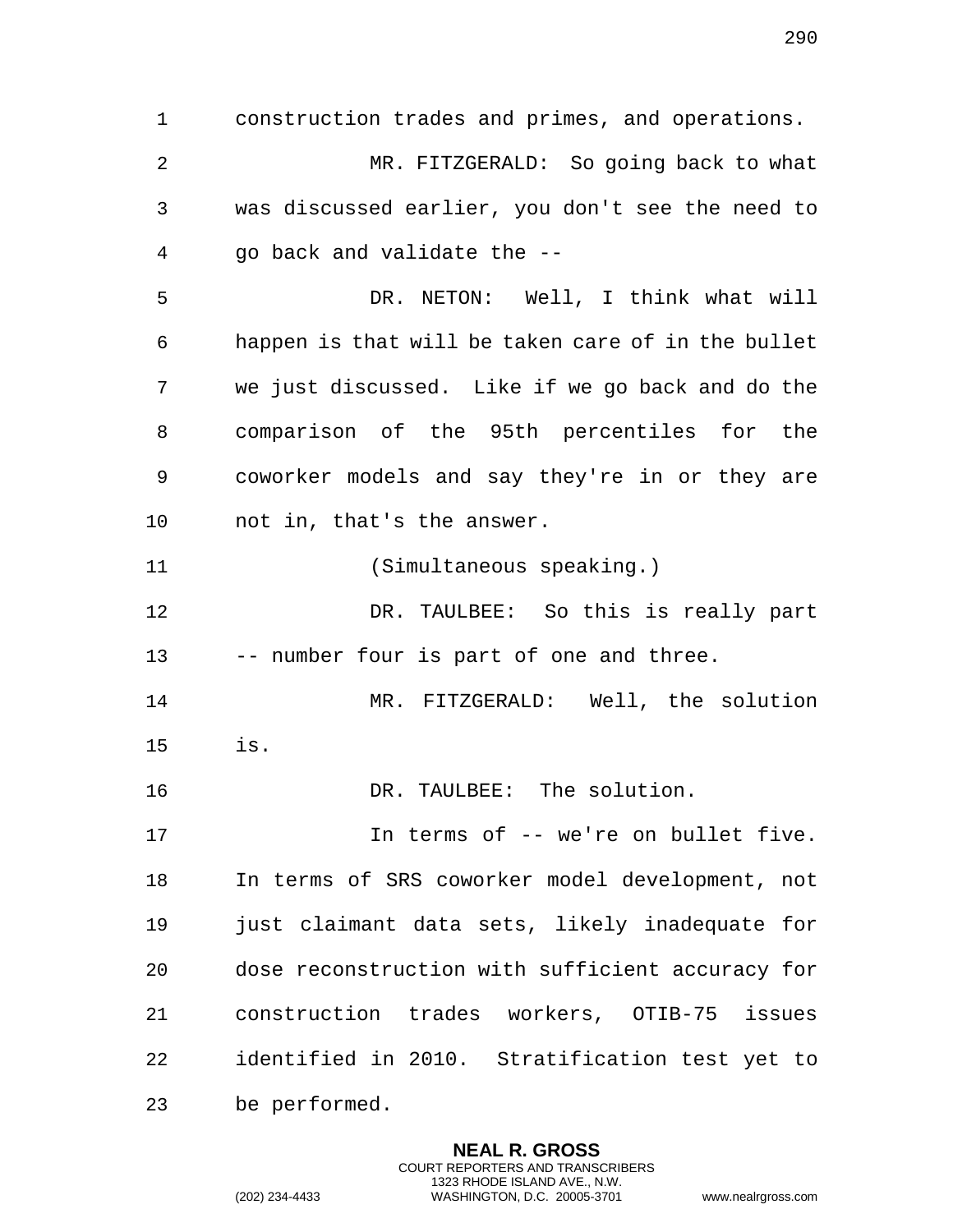construction trades and primes, and operations.

MR. FITZGERALD: So going back to what was discussed earlier, you don't see the need to go back and validate the --

DR. NETON: Well, I think what will happen is that will be taken care of in the bullet we just discussed. Like if we go back and do the comparison of the 95th percentiles for the coworker models and say they're in or they are not in, that's the answer.

(Simultaneous speaking.)

DR. TAULBEE: So this is really part -- number four is part of one and three.

MR. FITZGERALD: Well, the solution is.

DR. TAULBEE: The solution.

In terms of -- we're on bullet five. In terms of SRS coworker model development, not just claimant data sets, likely inadequate for dose reconstruction with sufficient accuracy for construction trades workers, OTIB-75 issues identified in 2010. Stratification test yet to be performed.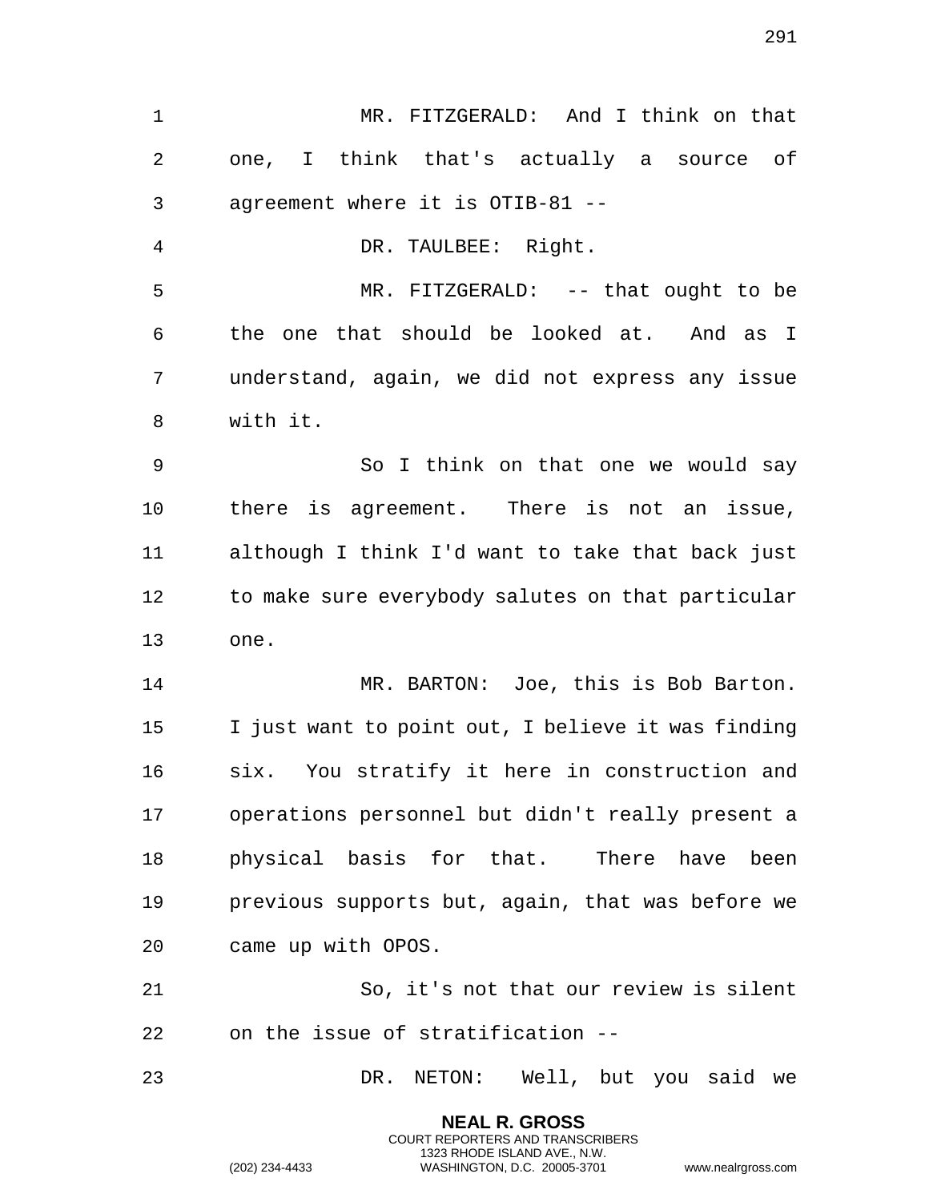MR. FITZGERALD: And I think on that one, I think that's actually a source of agreement where it is OTIB-81 --

DR. TAULBEE: Right.

MR. FITZGERALD: -- that ought to be the one that should be looked at. And as I understand, again, we did not express any issue with it.

So I think on that one we would say there is agreement. There is not an issue, although I think I'd want to take that back just to make sure everybody salutes on that particular one.

MR. BARTON: Joe, this is Bob Barton. I just want to point out, I believe it was finding six. You stratify it here in construction and operations personnel but didn't really present a physical basis for that. There have been previous supports but, again, that was before we came up with OPOS.

So, it's not that our review is silent on the issue of stratification --

DR. NETON: Well, but you said we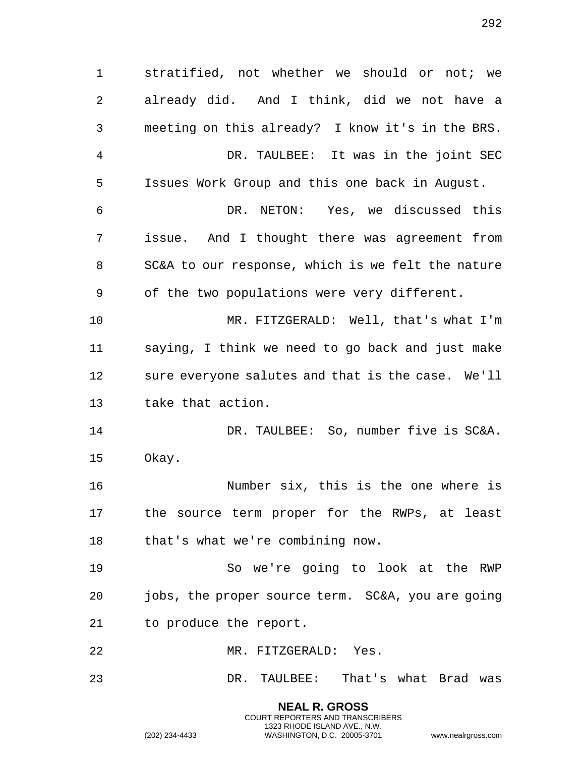stratified, not whether we should or not; we already did. And I think, did we not have a meeting on this already? I know it's in the BRS.

DR. TAULBEE: It was in the joint SEC Issues Work Group and this one back in August.

DR. NETON: Yes, we discussed this issue. And I thought there was agreement from SC&A to our response, which is we felt the nature of the two populations were very different.

MR. FITZGERALD: Well, that's what I'm saying, I think we need to go back and just make sure everyone salutes and that is the case. We'll take that action.

DR. TAULBEE: So, number five is SC&A. Okay.

Number six, this is the one where is the source term proper for the RWPs, at least that's what we're combining now.

So we're going to look at the RWP jobs, the proper source term. SC&A, you are going to produce the report.

MR. FITZGERALD: Yes.

DR. TAULBEE: That's what Brad was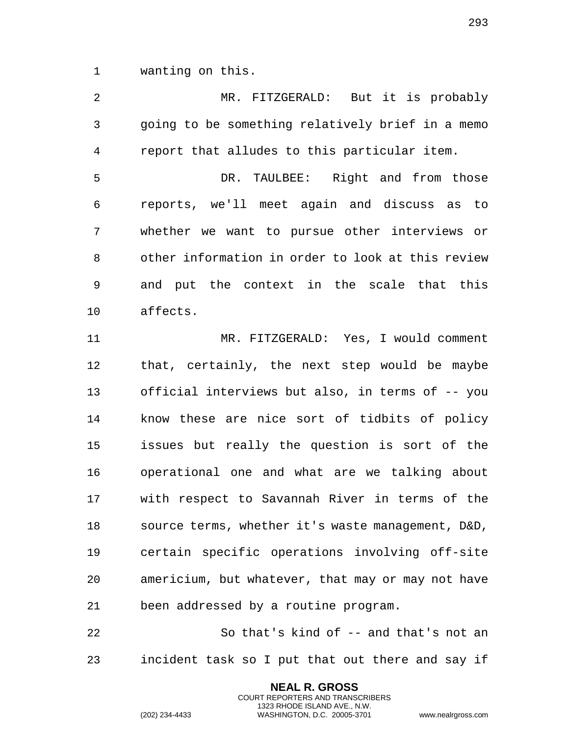wanting on this.

MR. FITZGERALD: But it is probably going to be something relatively brief in a memo report that alludes to this particular item.

DR. TAULBEE: Right and from those reports, we'll meet again and discuss as to whether we want to pursue other interviews or other information in order to look at this review and put the context in the scale that this affects.

MR. FITZGERALD: Yes, I would comment that, certainly, the next step would be maybe official interviews but also, in terms of -- you know these are nice sort of tidbits of policy issues but really the question is sort of the operational one and what are we talking about with respect to Savannah River in terms of the source terms, whether it's waste management, D&D, certain specific operations involving off-site americium, but whatever, that may or may not have been addressed by a routine program.

So that's kind of -- and that's not an incident task so I put that out there and say if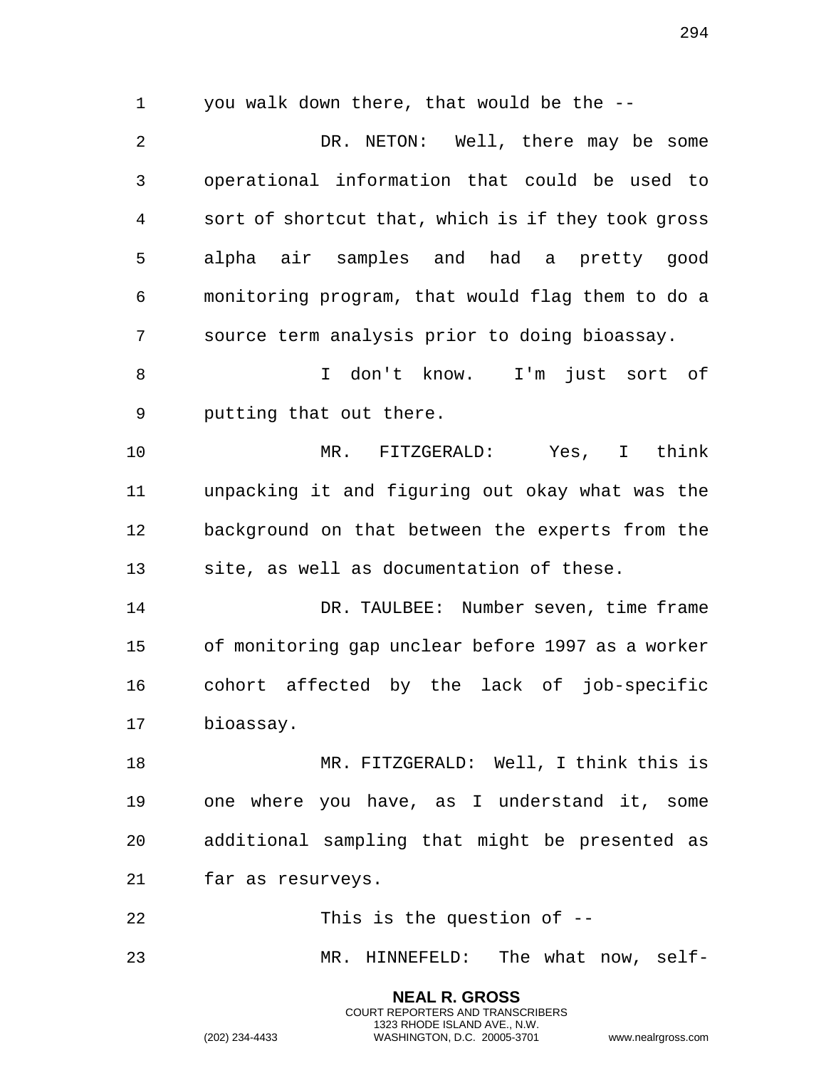you walk down there, that would be the --

DR. NETON: Well, there may be some operational information that could be used to sort of shortcut that, which is if they took gross alpha air samples and had a pretty good monitoring program, that would flag them to do a source term analysis prior to doing bioassay.

I don't know. I'm just sort of putting that out there.

MR. FITZGERALD: Yes, I think unpacking it and figuring out okay what was the background on that between the experts from the site, as well as documentation of these.

DR. TAULBEE: Number seven, time frame of monitoring gap unclear before 1997 as a worker cohort affected by the lack of job-specific bioassay.

MR. FITZGERALD: Well, I think this is one where you have, as I understand it, some additional sampling that might be presented as far as resurveys.

This is the question of --

MR. HINNEFELD: The what now, self-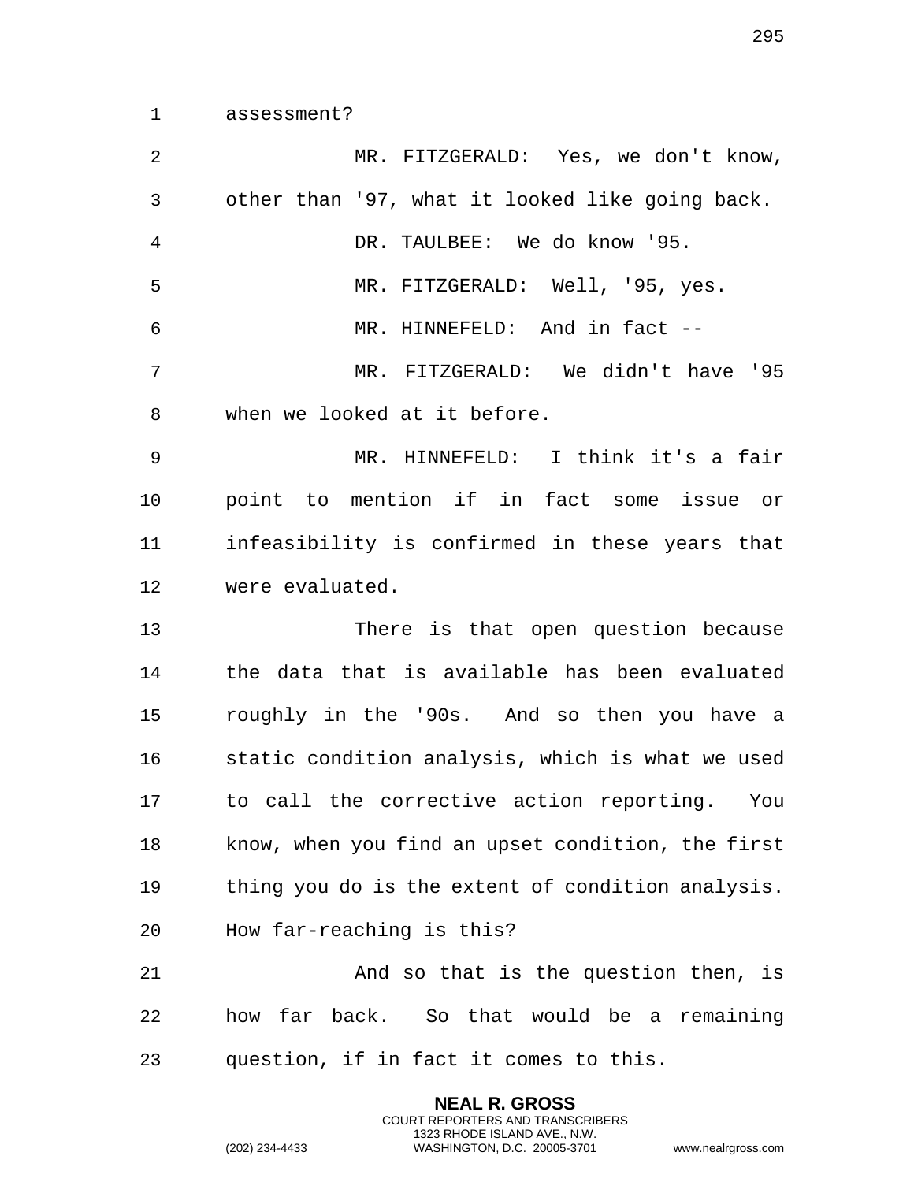assessment?

MR. FITZGERALD: Yes, we don't know, other than '97, what it looked like going back.

DR. TAULBEE: We do know '95.

MR. FITZGERALD: Well, '95, yes.

MR. HINNEFELD: And in fact --

MR. FITZGERALD: We didn't have '95 when we looked at it before.

MR. HINNEFELD: I think it's a fair point to mention if in fact some issue or infeasibility is confirmed in these years that were evaluated.

There is that open question because the data that is available has been evaluated roughly in the '90s. And so then you have a static condition analysis, which is what we used to call the corrective action reporting. You know, when you find an upset condition, the first thing you do is the extent of condition analysis. How far-reaching is this?

And so that is the question then, is how far back. So that would be a remaining question, if in fact it comes to this.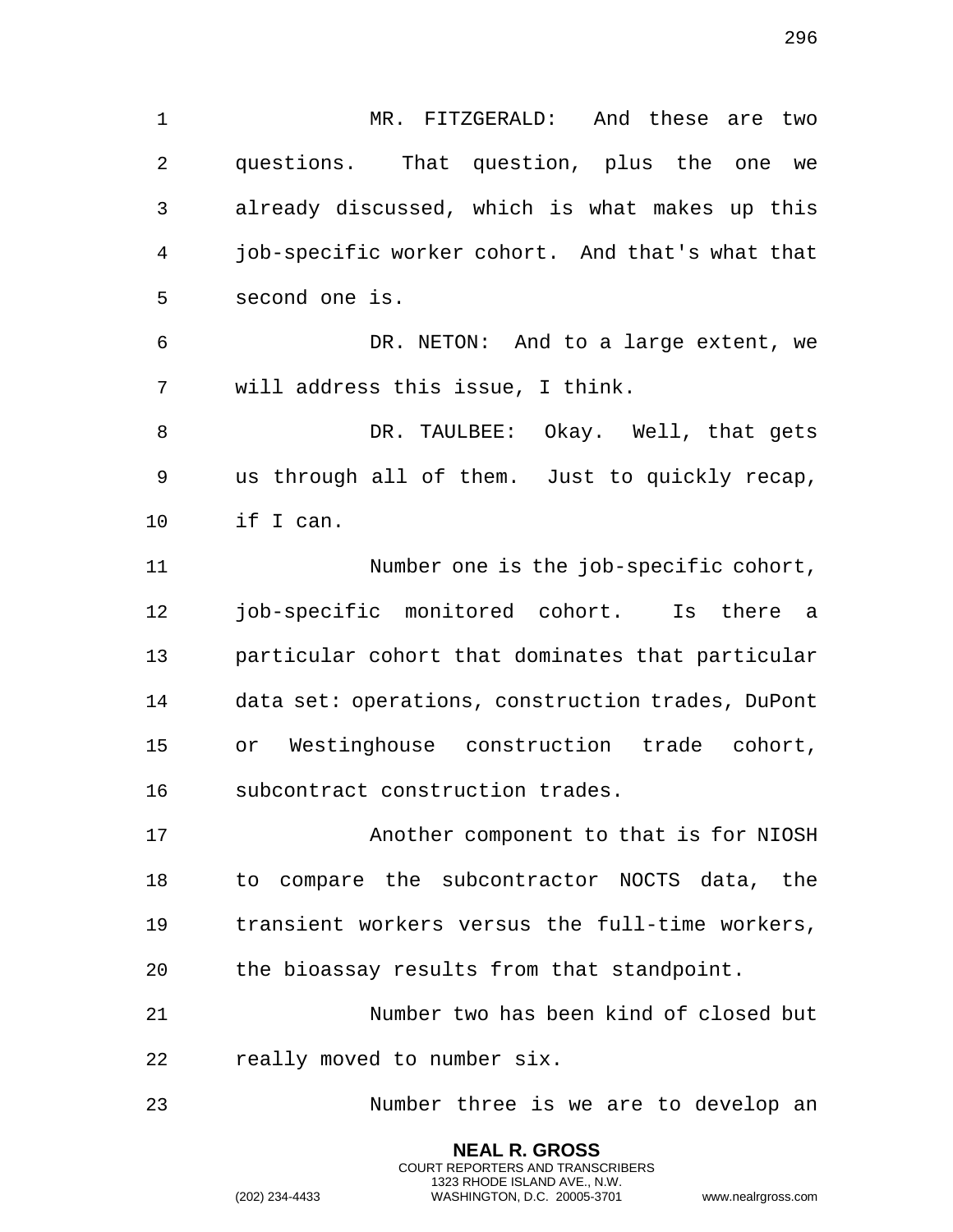MR. FITZGERALD: And these are two questions. That question, plus the one we already discussed, which is what makes up this job-specific worker cohort. And that's what that second one is.

DR. NETON: And to a large extent, we will address this issue, I think.

DR. TAULBEE: Okay. Well, that gets us through all of them. Just to quickly recap, if I can.

Number one is the job-specific cohort, job-specific monitored cohort. Is there a particular cohort that dominates that particular data set: operations, construction trades, DuPont or Westinghouse construction trade cohort, subcontract construction trades.

Another component to that is for NIOSH to compare the subcontractor NOCTS data, the transient workers versus the full-time workers, the bioassay results from that standpoint.

Number two has been kind of closed but really moved to number six.

Number three is we are to develop an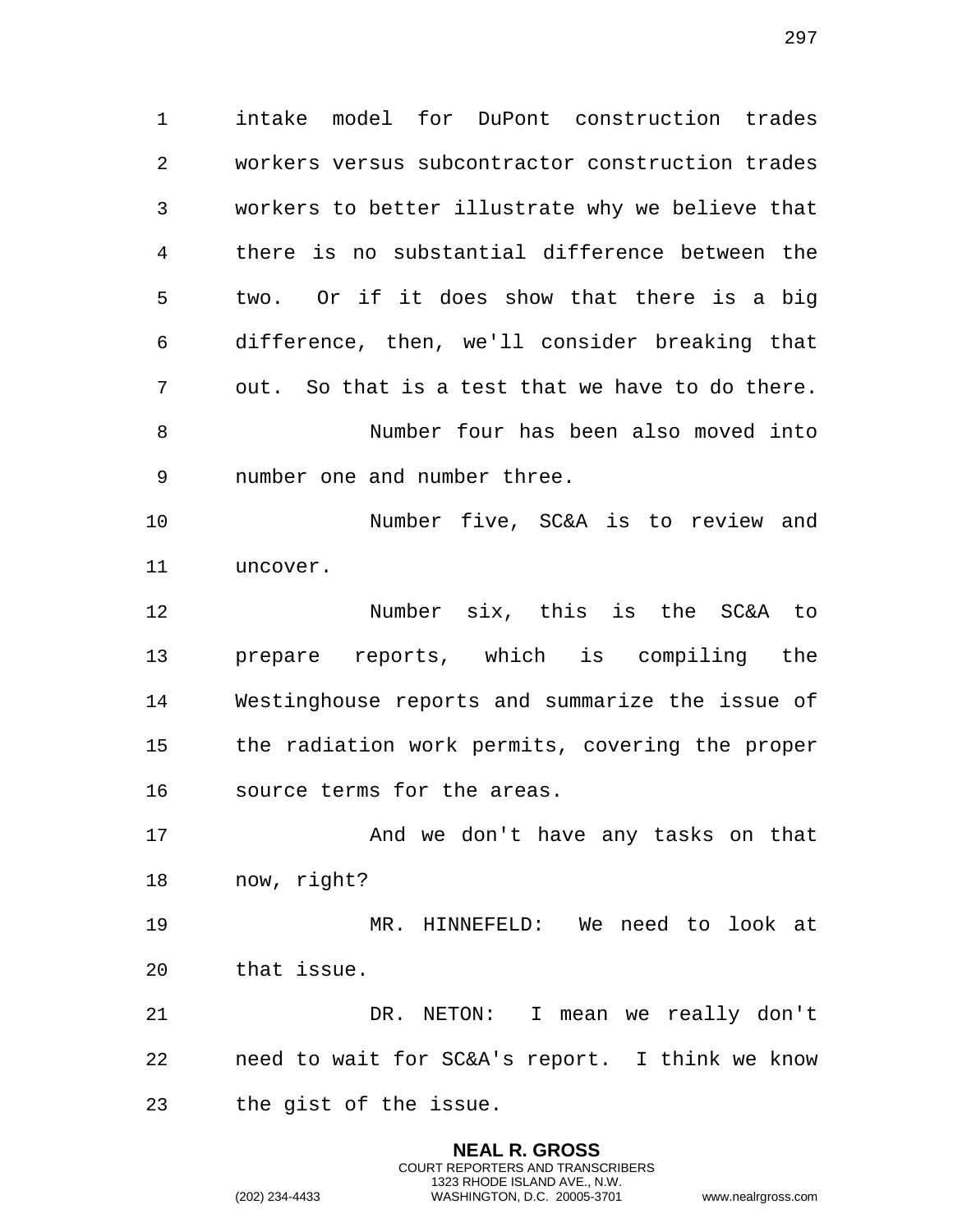intake model for DuPont construction trades workers versus subcontractor construction trades workers to better illustrate why we believe that there is no substantial difference between the two. Or if it does show that there is a big difference, then, we'll consider breaking that out. So that is a test that we have to do there.

Number four has been also moved into number one and number three.

Number five, SC&A is to review and uncover.

Number six, this is the SC&A to prepare reports, which is compiling the Westinghouse reports and summarize the issue of the radiation work permits, covering the proper source terms for the areas.

And we don't have any tasks on that now, right?

MR. HINNEFELD: We need to look at that issue.

DR. NETON: I mean we really don't need to wait for SC&A's report. I think we know the gist of the issue.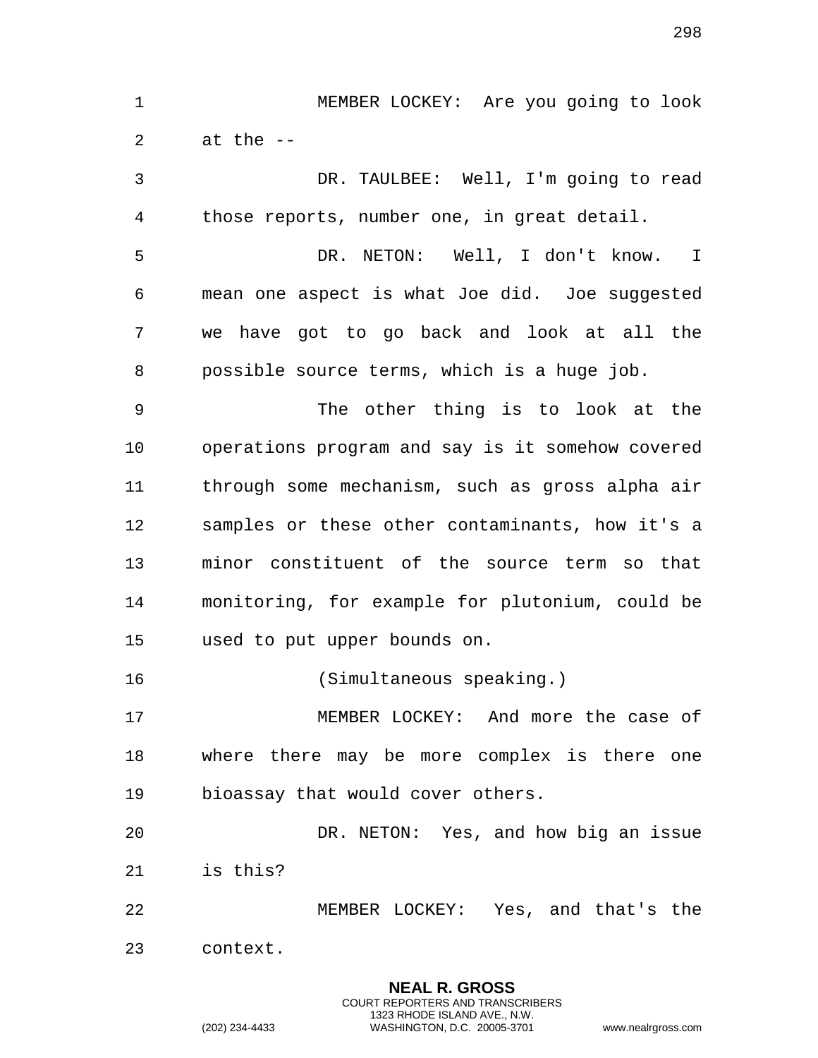MEMBER LOCKEY: Are you going to look at the --

DR. TAULBEE: Well, I'm going to read those reports, number one, in great detail.

DR. NETON: Well, I don't know. I mean one aspect is what Joe did. Joe suggested we have got to go back and look at all the possible source terms, which is a huge job.

The other thing is to look at the operations program and say is it somehow covered through some mechanism, such as gross alpha air samples or these other contaminants, how it's a minor constituent of the source term so that monitoring, for example for plutonium, could be used to put upper bounds on.

(Simultaneous speaking.)

MEMBER LOCKEY: And more the case of where there may be more complex is there one bioassay that would cover others.

DR. NETON: Yes, and how big an issue is this?

MEMBER LOCKEY: Yes, and that's the context.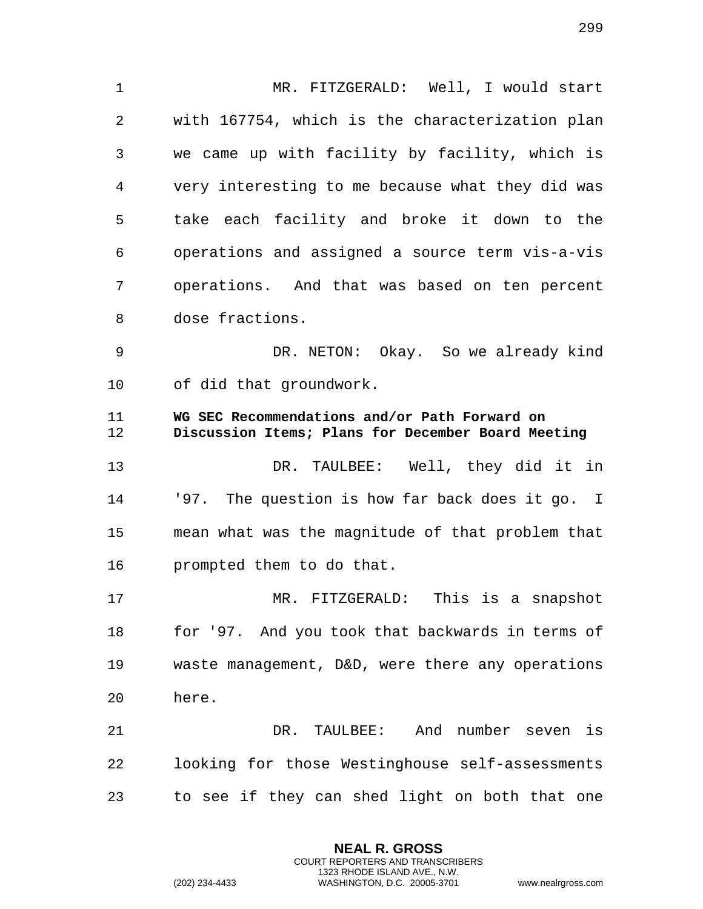MR. FITZGERALD: Well, I would start with 167754, which is the characterization plan we came up with facility by facility, which is very interesting to me because what they did was take each facility and broke it down to the operations and assigned a source term vis-a-vis operations. And that was based on ten percent dose fractions.

DR. NETON: Okay. So we already kind of did that groundwork.

**WG SEC Recommendations and/or Path Forward on Discussion Items; Plans for December Board Meeting**

DR. TAULBEE: Well, they did it in '97. The question is how far back does it go. I mean what was the magnitude of that problem that prompted them to do that.

MR. FITZGERALD: This is a snapshot for '97. And you took that backwards in terms of waste management, D&D, were there any operations here.

DR. TAULBEE: And number seven is looking for those Westinghouse self-assessments to see if they can shed light on both that one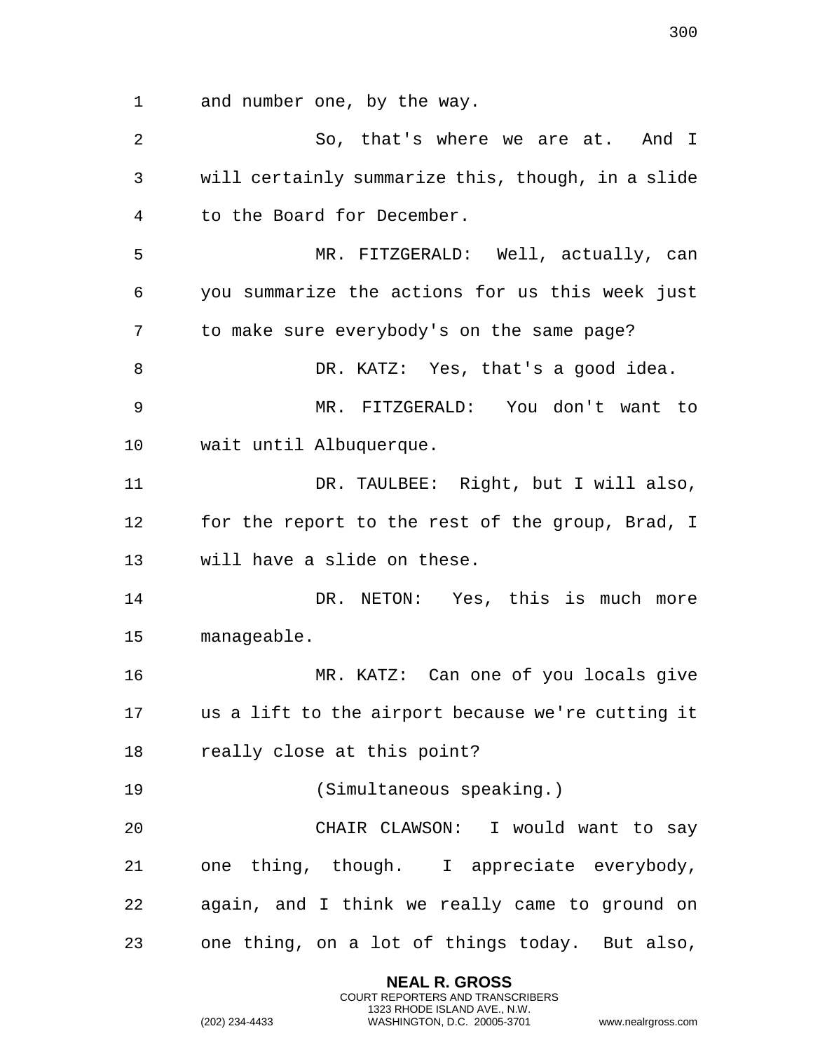and number one, by the way.

So, that's where we are at. And I will certainly summarize this, though, in a slide to the Board for December.

MR. FITZGERALD: Well, actually, can you summarize the actions for us this week just to make sure everybody's on the same page?

DR. KATZ: Yes, that's a good idea.

MR. FITZGERALD: You don't want to wait until Albuquerque.

DR. TAULBEE: Right, but I will also, for the report to the rest of the group, Brad, I will have a slide on these.

DR. NETON: Yes, this is much more manageable.

MR. KATZ: Can one of you locals give us a lift to the airport because we're cutting it really close at this point?

(Simultaneous speaking.)

CHAIR CLAWSON: I would want to say one thing, though. I appreciate everybody, again, and I think we really came to ground on one thing, on a lot of things today. But also,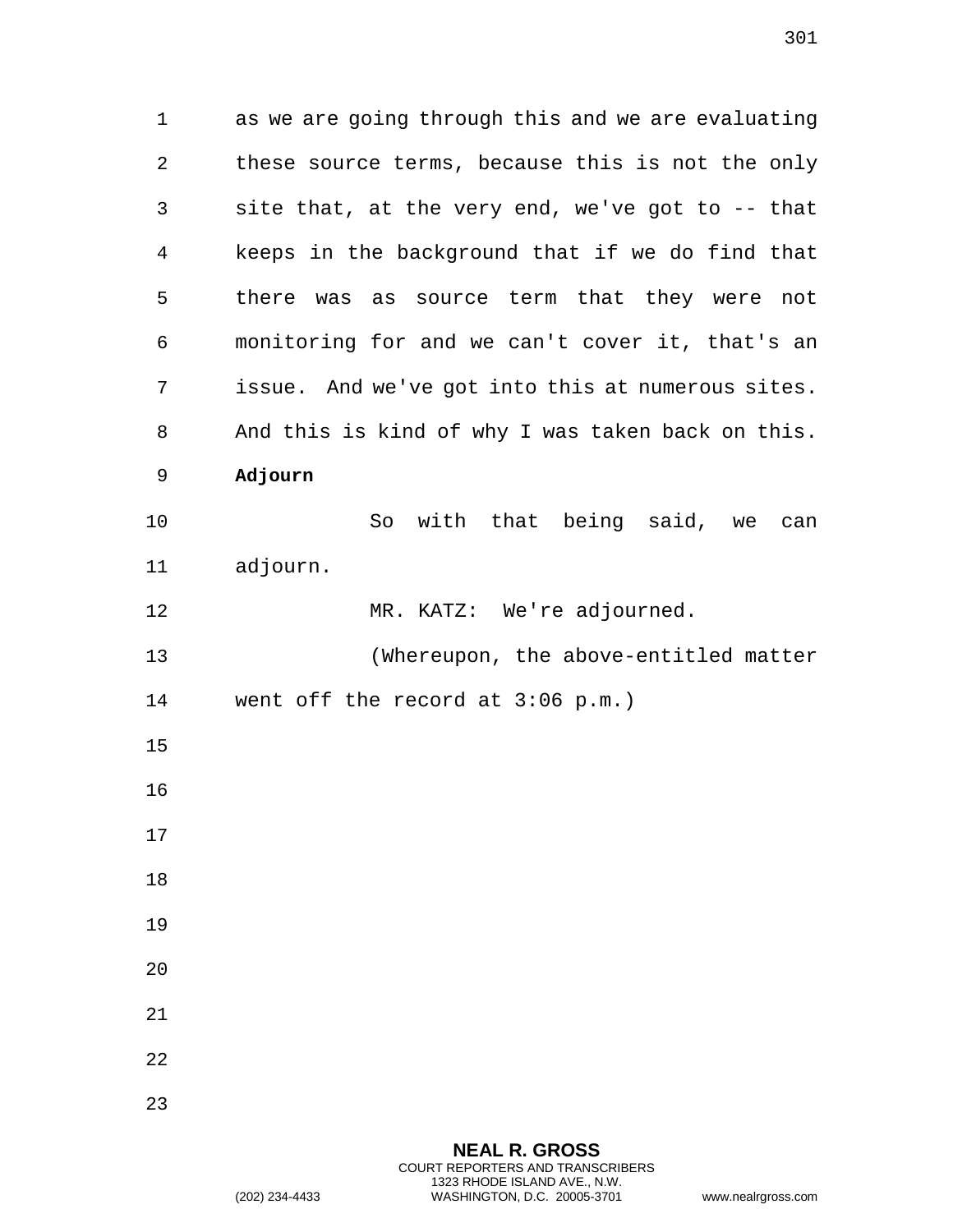as we are going through this and we are evaluating these source terms, because this is not the only site that, at the very end, we've got to -- that keeps in the background that if we do find that there was as source term that they were not monitoring for and we can't cover it, that's an issue. And we've got into this at numerous sites. And this is kind of why I was taken back on this.

**Adjourn**

So with that being said, we can adjourn.

MR. KATZ: We're adjourned.

(Whereupon, the above-entitled matter went off the record at 3:06 p.m.)